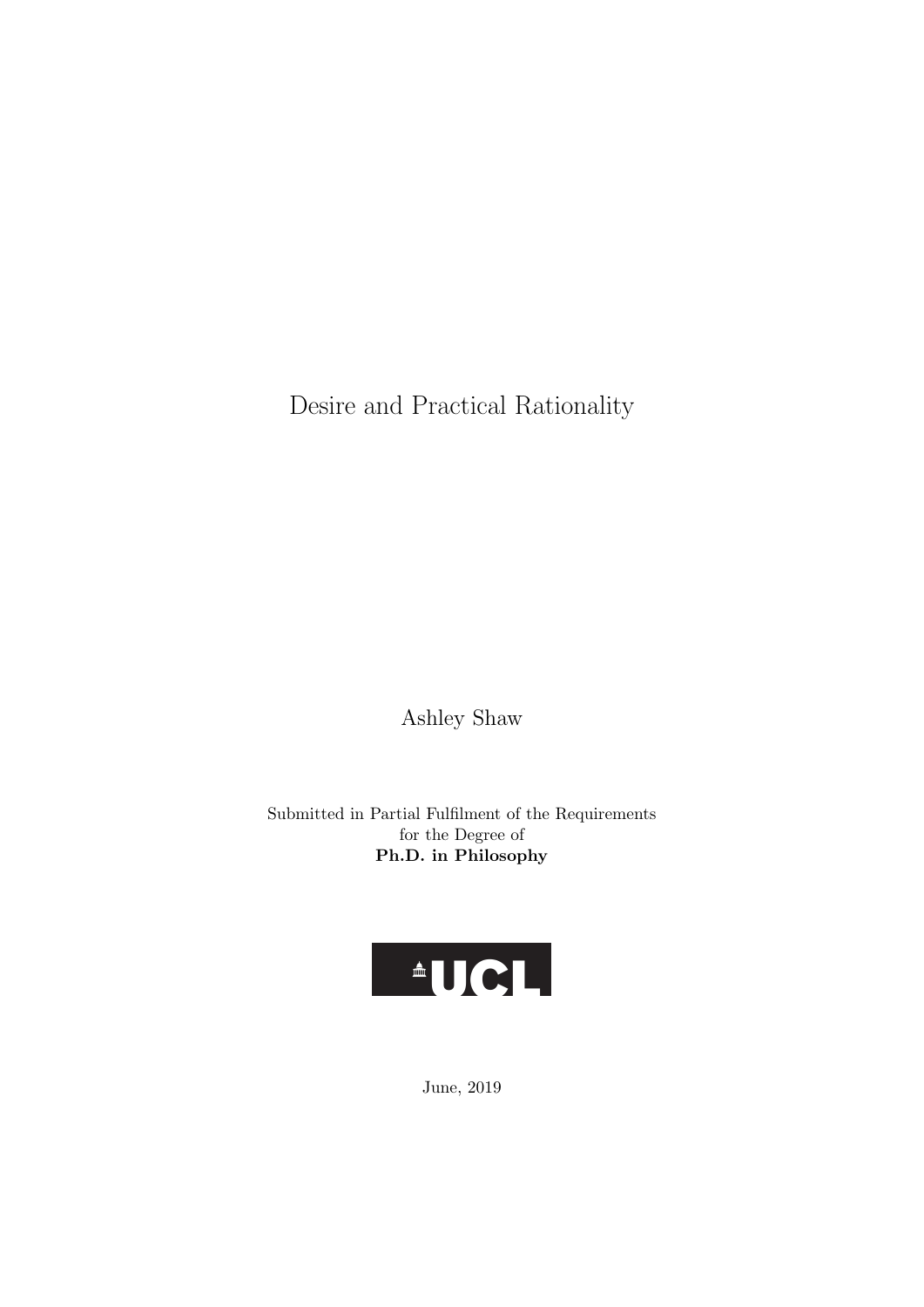# Desire and Practical Rationality

Ashley Shaw

Submitted in Partial Fulfilment of the Requirements
for the Degree of
**Ph.D. in Philosophy**

UCL

June, 2019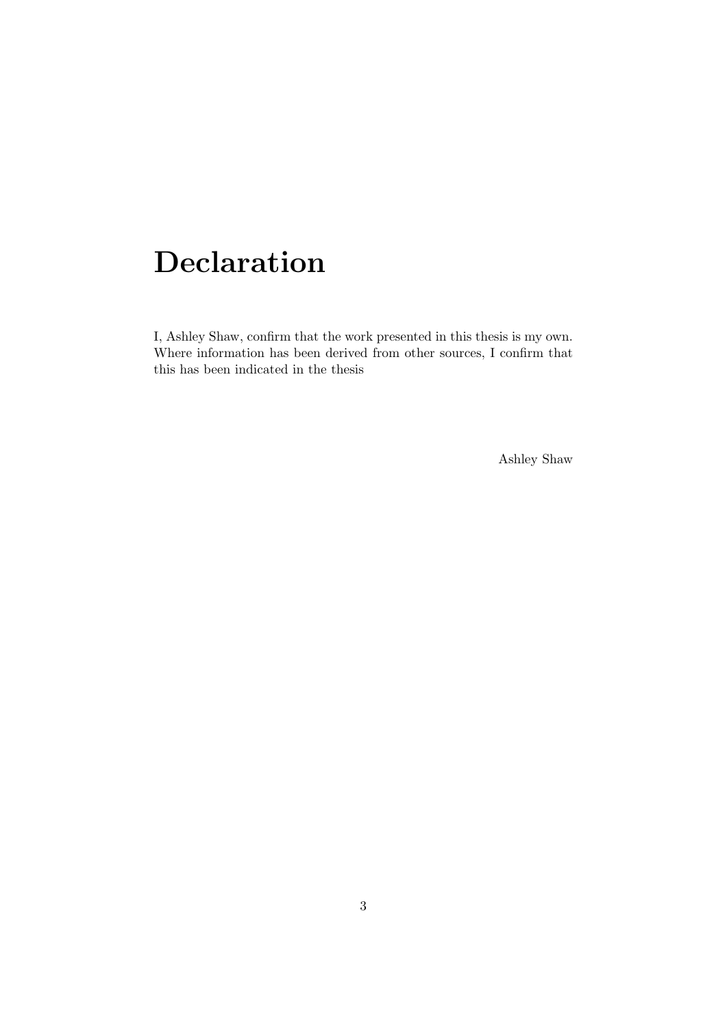# Declaration

I, Ashley Shaw, confirm that the work presented in this thesis is my own. Where information has been derived from other sources, I confirm that this has been indicated in the thesis

Ashley Shaw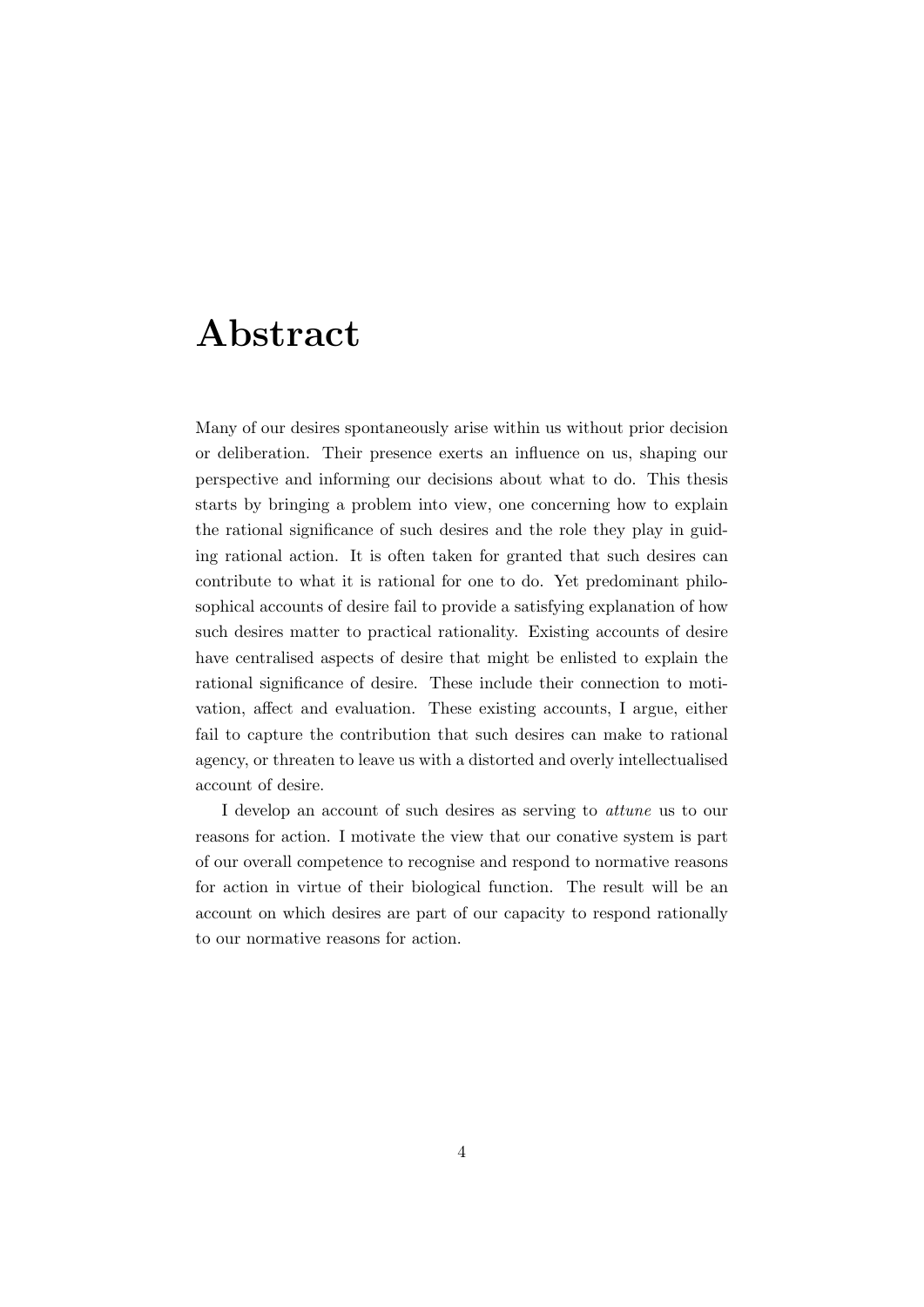# Abstract

Many of our desires spontaneously arise within us without prior decision or deliberation. Their presence exerts an influence on us, shaping our perspective and informing our decisions about what to do. This thesis starts by bringing a problem into view, one concerning how to explain the rational significance of such desires and the role they play in guiding rational action. It is often taken for granted that such desires can contribute to what it is rational for one to do. Yet predominant philosophical accounts of desire fail to provide a satisfying explanation of how such desires matter to practical rationality. Existing accounts of desire have centralised aspects of desire that might be enlisted to explain the rational significance of desire. These include their connection to motivation, affect and evaluation. These existing accounts, I argue, either fail to capture the contribution that such desires can make to rational agency, or threaten to leave us with a distorted and overly intellectualised account of desire.

I develop an account of such desires as serving to *attune* us to our reasons for action. I motivate the view that our conative system is part of our overall competence to recognise and respond to normative reasons for action in virtue of their biological function. The result will be an account on which desires are part of our capacity to respond rationally to our normative reasons for action.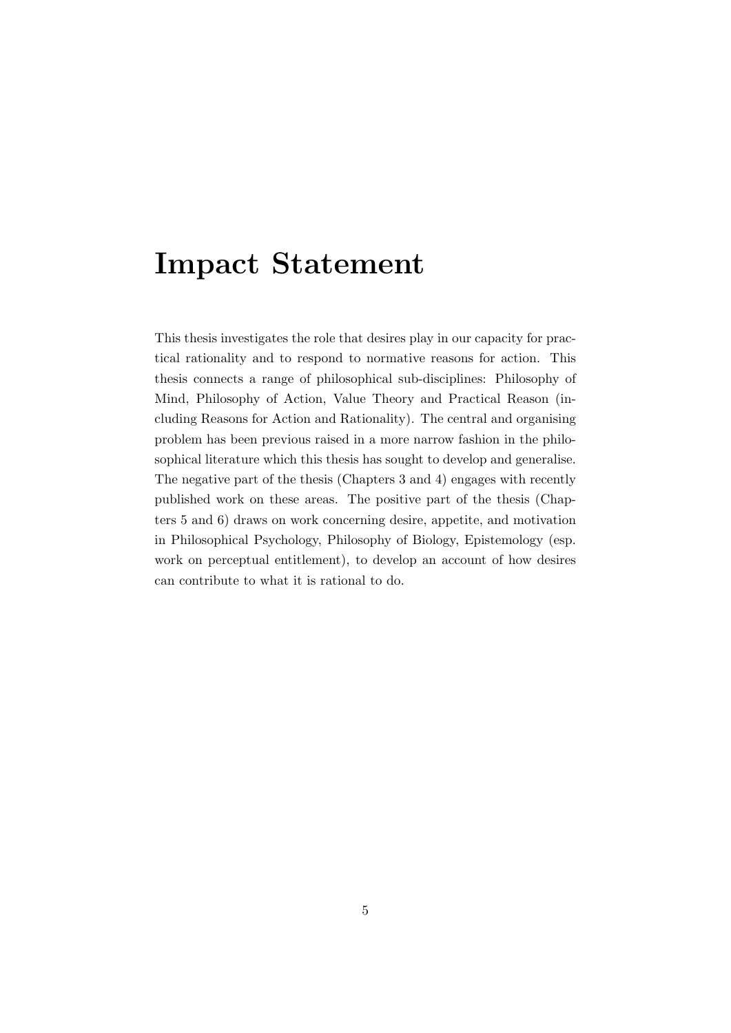# Impact Statement

This thesis investigates the role that desires play in our capacity for practical rationality and to respond to normative reasons for action. This thesis connects a range of philosophical sub-disciplines: Philosophy of Mind, Philosophy of Action, Value Theory and Practical Reason (including Reasons for Action and Rationality). The central and organising problem has been previous raised in a more narrow fashion in the philosophical literature which this thesis has sought to develop and generalise. The negative part of the thesis (Chapters 3 and 4) engages with recently published work on these areas. The positive part of the thesis (Chapters 5 and 6) draws on work concerning desire, appetite, and motivation in Philosophical Psychology, Philosophy of Biology, Epistemology (esp. work on perceptual entitlement), to develop an account of how desires can contribute to what it is rational to do.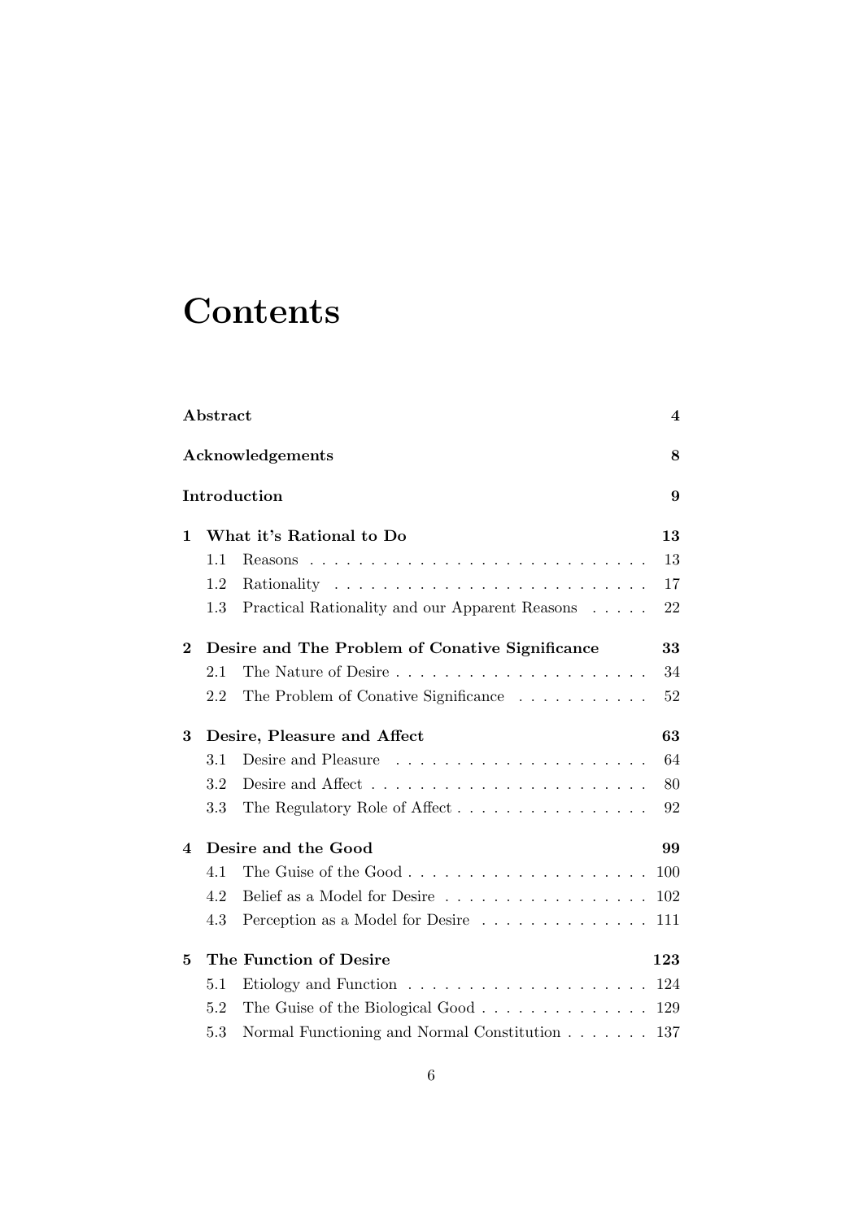# Contents

**Abstract** 4

**Acknowledgements** 8

**Introduction** 9

**1 What it's Rational to Do** 13

- 1.1 Reasons 13
- 1.2 Rationality 17
- 1.3 Practical Rationality and our Apparent Reasons 22

**2 Desire and The Problem of Conative Significance** 33

- 2.1 The Nature of Desire 34
- 2.2 The Problem of Conative Significance 52

**3 Desire, Pleasure and Affect** 63

- 3.1 Desire and Pleasure 64
- 3.2 Desire and Affect 80
- 3.3 The Regulatory Role of Affect 92

**4 Desire and the Good** 99

- 4.1 The Guise of the Good 100
- 4.2 Belief as a Model for Desire 102
- 4.3 Perception as a Model for Desire 111

**5 The Function of Desire** 123

- 5.1 Etiology and Function 124
- 5.2 The Guise of the Biological Good 129
- 5.3 Normal Functioning and Normal Constitution 137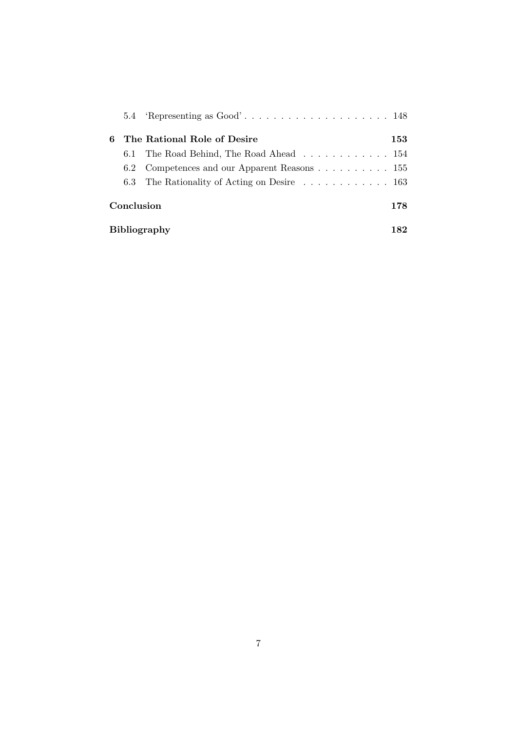- 5.4 'Representing as Good' . . . . . . . . . . . . . . . . . . . . 148

**6 The Rational Role of Desire** **153**

- 6.1 The Road Behind, The Road Ahead . . . . . . . . . . . . 154
- 6.2 Competences and our Apparent Reasons . . . . . . . . . . 155
- 6.3 The Rationality of Acting on Desire . . . . . . . . . . . . 163

**Conclusion** **178**

**Bibliography** **182**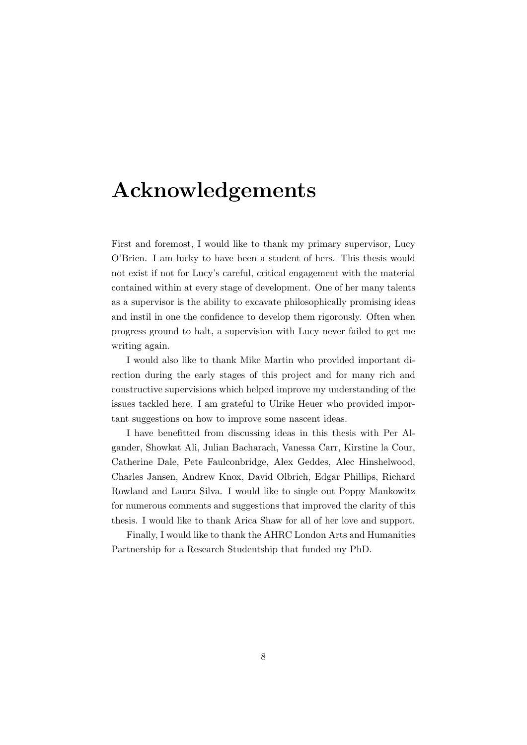# Acknowledgements

First and foremost, I would like to thank my primary supervisor, Lucy O'Brien. I am lucky to have been a student of hers. This thesis would not exist if not for Lucy's careful, critical engagement with the material contained within at every stage of development. One of her many talents as a supervisor is the ability to excavate philosophically promising ideas and instil in one the confidence to develop them rigorously. Often when progress ground to halt, a supervision with Lucy never failed to get me writing again.

I would also like to thank Mike Martin who provided important direction during the early stages of this project and for many rich and constructive supervisions which helped improve my understanding of the issues tackled here. I am grateful to Ulrike Heuer who provided important suggestions on how to improve some nascent ideas.

I have benefitted from discussing ideas in this thesis with Per Algander, Showkat Ali, Julian Bacharach, Vanessa Carr, Kirstine la Cour, Catherine Dale, Pete Faulconbridge, Alex Geddes, Alec Hinshelwood, Charles Jansen, Andrew Knox, David Olbrich, Edgar Phillips, Richard Rowland and Laura Silva. I would like to single out Poppy Mankowitz for numerous comments and suggestions that improved the clarity of this thesis. I would like to thank Arica Shaw for all of her love and support.

Finally, I would like to thank the AHRC London Arts and Humanities Partnership for a Research Studentship that funded my PhD.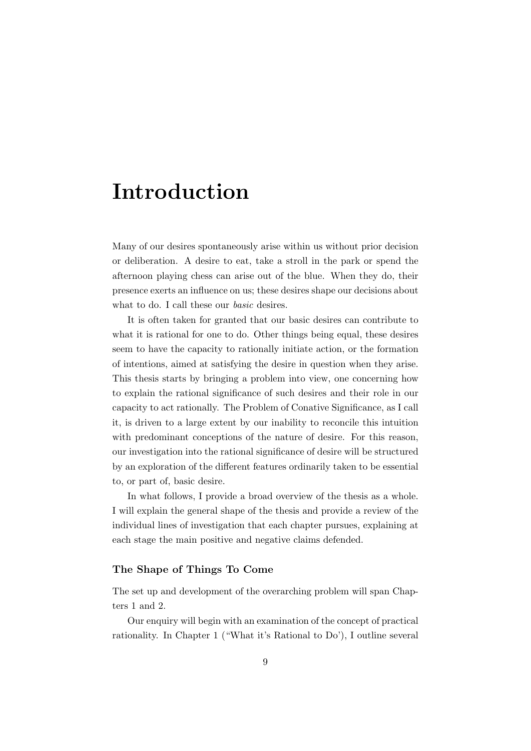# Introduction

Many of our desires spontaneously arise within us without prior decision or deliberation. A desire to eat, take a stroll in the park or spend the afternoon playing chess can arise out of the blue. When they do, their presence exerts an influence on us; these desires shape our decisions about what to do. I call these our *basic* desires.

It is often taken for granted that our basic desires can contribute to what it is rational for one to do. Other things being equal, these desires seem to have the capacity to rationally initiate action, or the formation of intentions, aimed at satisfying the desire in question when they arise. This thesis starts by bringing a problem into view, one concerning how to explain the rational significance of such desires and their role in our capacity to act rationally. The Problem of Conative Significance, as I call it, is driven to a large extent by our inability to reconcile this intuition with predominant conceptions of the nature of desire. For this reason, our investigation into the rational significance of desire will be structured by an exploration of the different features ordinarily taken to be essential to, or part of, basic desire.

In what follows, I provide a broad overview of the thesis as a whole. I will explain the general shape of the thesis and provide a review of the individual lines of investigation that each chapter pursues, explaining at each stage the main positive and negative claims defended.

### The Shape of Things To Come

The set up and development of the overarching problem will span Chapters 1 and 2.

Our enquiry will begin with an examination of the concept of practical rationality. In Chapter 1 ("What it's Rational to Do'), I outline several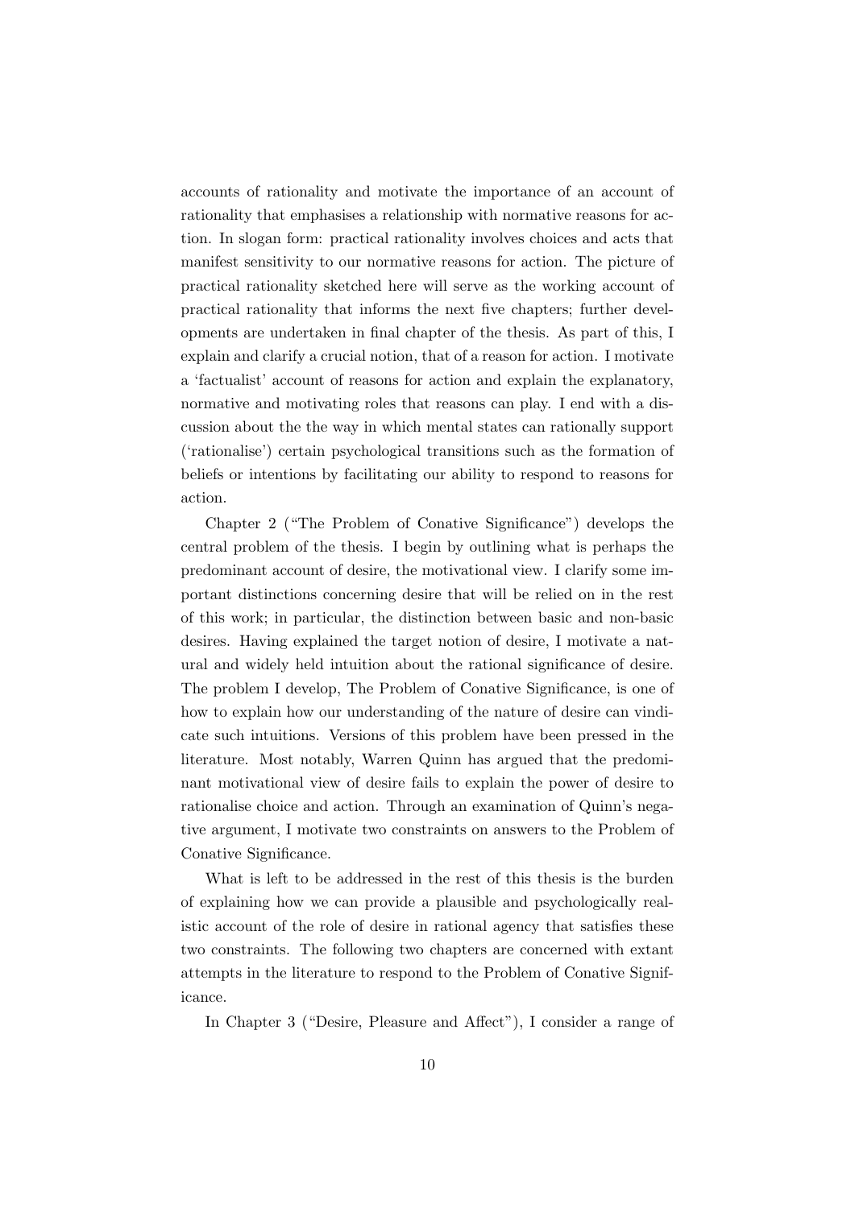accounts of rationality and motivate the importance of an account of rationality that emphasises a relationship with normative reasons for action. In slogan form: practical rationality involves choices and acts that manifest sensitivity to our normative reasons for action. The picture of practical rationality sketched here will serve as the working account of practical rationality that informs the next five chapters; further developments are undertaken in final chapter of the thesis. As part of this, I explain and clarify a crucial notion, that of a reason for action. I motivate a 'factualist' account of reasons for action and explain the explanatory, normative and motivating roles that reasons can play. I end with a discussion about the the way in which mental states can rationally support ('rationalise') certain psychological transitions such as the formation of beliefs or intentions by facilitating our ability to respond to reasons for action.

Chapter 2 ("The Problem of Conative Significance") develops the central problem of the thesis. I begin by outlining what is perhaps the predominant account of desire, the motivational view. I clarify some important distinctions concerning desire that will be relied on in the rest of this work; in particular, the distinction between basic and non-basic desires. Having explained the target notion of desire, I motivate a natural and widely held intuition about the rational significance of desire. The problem I develop, The Problem of Conative Significance, is one of how to explain how our understanding of the nature of desire can vindicate such intuitions. Versions of this problem have been pressed in the literature. Most notably, Warren Quinn has argued that the predominant motivational view of desire fails to explain the power of desire to rationalise choice and action. Through an examination of Quinn's negative argument, I motivate two constraints on answers to the Problem of Conative Significance.

What is left to be addressed in the rest of this thesis is the burden of explaining how we can provide a plausible and psychologically realistic account of the role of desire in rational agency that satisfies these two constraints. The following two chapters are concerned with extant attempts in the literature to respond to the Problem of Conative Significance.

In Chapter 3 ("Desire, Pleasure and Affect"), I consider a range of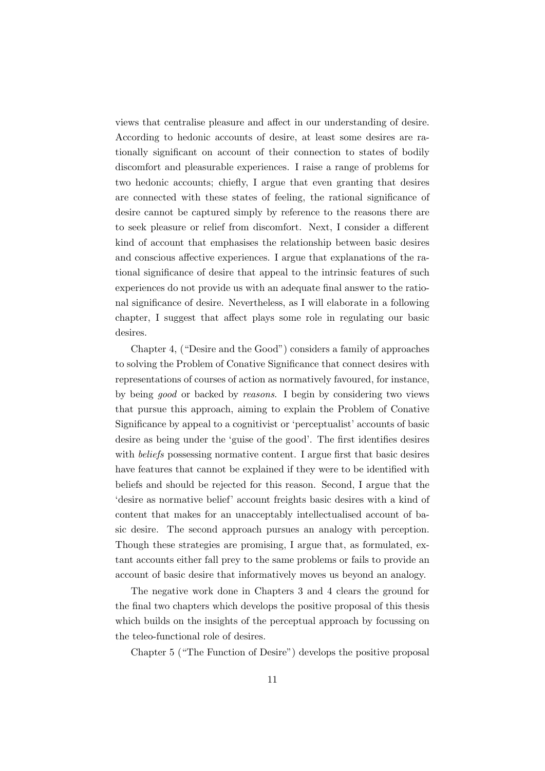views that centralise pleasure and affect in our understanding of desire. According to hedonic accounts of desire, at least some desires are rationally significant on account of their connection to states of bodily discomfort and pleasurable experiences. I raise a range of problems for two hedonic accounts; chiefly, I argue that even granting that desires are connected with these states of feeling, the rational significance of desire cannot be captured simply by reference to the reasons there are to seek pleasure or relief from discomfort. Next, I consider a different kind of account that emphasises the relationship between basic desires and conscious affective experiences. I argue that explanations of the rational significance of desire that appeal to the intrinsic features of such experiences do not provide us with an adequate final answer to the rational significance of desire. Nevertheless, as I will elaborate in a following chapter, I suggest that affect plays some role in regulating our basic desires.

Chapter 4, ("Desire and the Good") considers a family of approaches to solving the Problem of Conative Significance that connect desires with representations of courses of action as normatively favoured, for instance, by being *good* or backed by *reasons*. I begin by considering two views that pursue this approach, aiming to explain the Problem of Conative Significance by appeal to a cognitivist or 'perceptualist' accounts of basic desire as being under the 'guise of the good'. The first identifies desires with *beliefs* possessing normative content. I argue first that basic desires have features that cannot be explained if they were to be identified with beliefs and should be rejected for this reason. Second, I argue that the 'desire as normative belief' account freights basic desires with a kind of content that makes for an unacceptably intellectualised account of basic desire. The second approach pursues an analogy with perception. Though these strategies are promising, I argue that, as formulated, extant accounts either fall prey to the same problems or fails to provide an account of basic desire that informatively moves us beyond an analogy.

The negative work done in Chapters 3 and 4 clears the ground for the final two chapters which develops the positive proposal of this thesis which builds on the insights of the perceptual approach by focussing on the teleo-functional role of desires.

Chapter 5 ("The Function of Desire") develops the positive proposal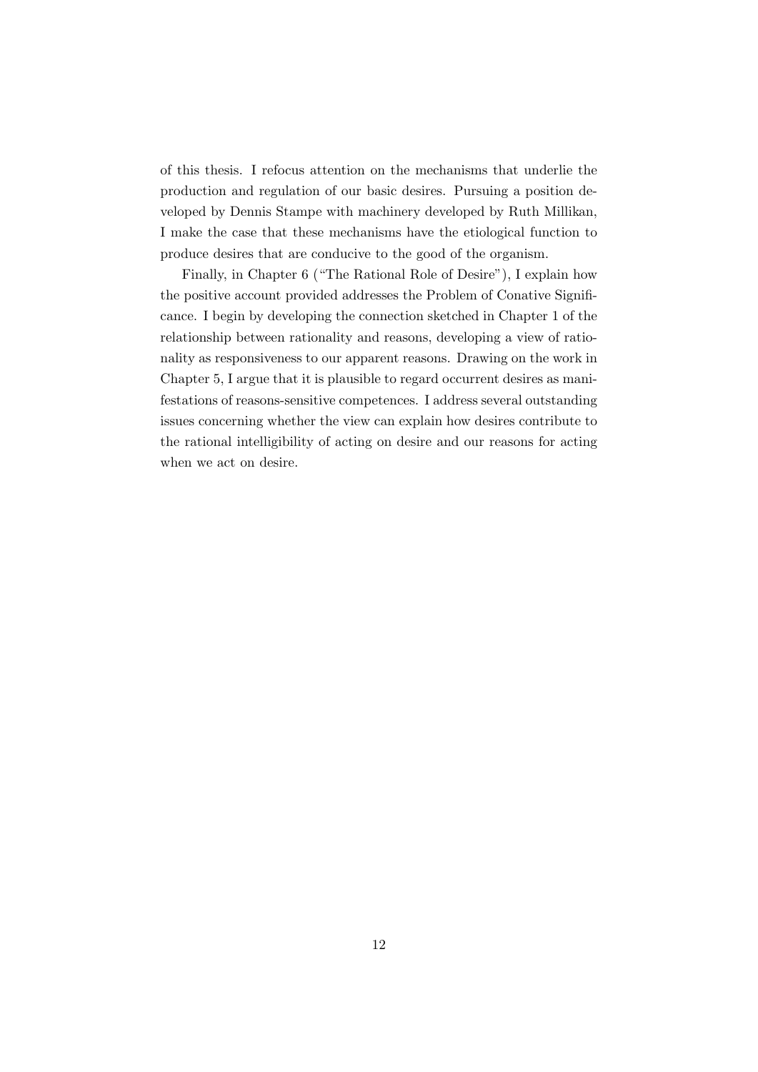of this thesis. I refocus attention on the mechanisms that underlie the production and regulation of our basic desires. Pursuing a position developed by Dennis Stampe with machinery developed by Ruth Millikan, I make the case that these mechanisms have the etiological function to produce desires that are conducive to the good of the organism.

Finally, in Chapter 6 ("The Rational Role of Desire"), I explain how the positive account provided addresses the Problem of Conative Significance. I begin by developing the connection sketched in Chapter 1 of the relationship between rationality and reasons, developing a view of rationality as responsiveness to our apparent reasons. Drawing on the work in Chapter 5, I argue that it is plausible to regard occurrent desires as manifestations of reasons-sensitive competences. I address several outstanding issues concerning whether the view can explain how desires contribute to the rational intelligibility of acting on desire and our reasons for acting when we act on desire.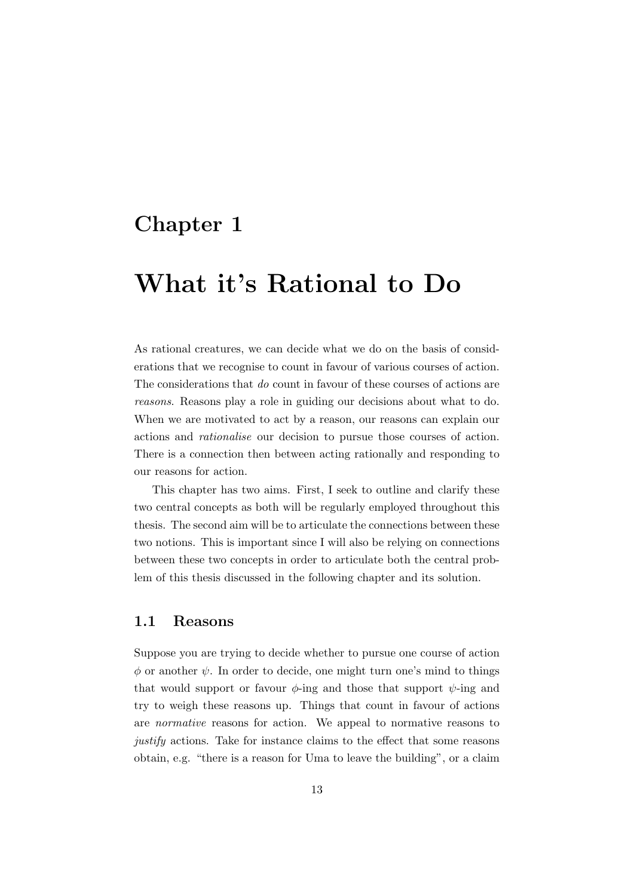# Chapter 1

# What it's Rational to Do

As rational creatures, we can decide what we do on the basis of considerations that we recognise to count in favour of various courses of action. The considerations that *do* count in favour of these courses of actions are *reasons*. Reasons play a role in guiding our decisions about what to do. When we are motivated to act by a reason, our reasons can explain our actions and *rationalise* our decision to pursue those courses of action. There is a connection then between acting rationally and responding to our reasons for action.

This chapter has two aims. First, I seek to outline and clarify these two central concepts as both will be regularly employed throughout this thesis. The second aim will be to articulate the connections between these two notions. This is important since I will also be relying on connections between these two concepts in order to articulate both the central problem of this thesis discussed in the following chapter and its solution.

## 1.1 Reasons

Suppose you are trying to decide whether to pursue one course of action $\phi$ or another $\psi$. In order to decide, one might turn one's mind to things that would support or favour $\phi$-ing and those that support $\psi$-ing and try to weigh these reasons up. Things that count in favour of actions are *normative* reasons for action. We appeal to normative reasons to *justify* actions. Take for instance claims to the effect that some reasons obtain, e.g. "there is a reason for Uma to leave the building", or a claim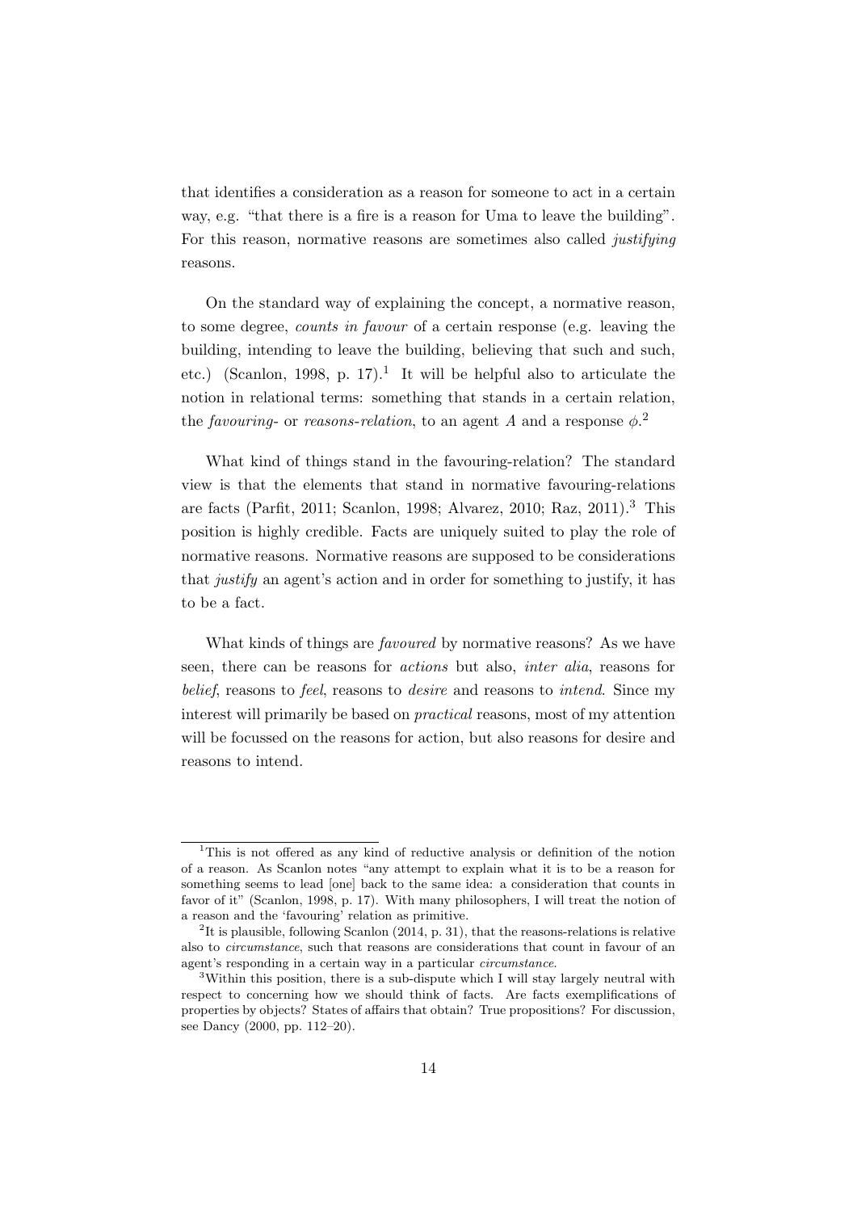that identifies a consideration as a reason for someone to act in a certain way, e.g. "that there is a fire is a reason for Uma to leave the building". For this reason, normative reasons are sometimes also called *justifying* reasons.

On the standard way of explaining the concept, a normative reason, to some degree, *counts in favour* of a certain response (e.g. leaving the building, intending to leave the building, believing that such and such, etc.) (Scanlon, 1998, p. 17).[1] It will be helpful also to articulate the notion in relational terms: something that stands in a certain relation, the *favouring*- or *reasons-relation*, to an agent $A$ and a response $\phi$.[2]

What kind of things stand in the favouring-relation? The standard view is that the elements that stand in normative favouring-relations are facts (Parfit, 2011; Scanlon, 1998; Alvarez, 2010; Raz, 2011).[3] This position is highly credible. Facts are uniquely suited to play the role of normative reasons. Normative reasons are supposed to be considerations that *justify* an agent's action and in order for something to justify, it has to be a fact.

What kinds of things are *favoured* by normative reasons? As we have seen, there can be reasons for *actions* but also, *inter alia*, reasons for *belief*, reasons to *feel*, reasons to *desire* and reasons to *intend*. Since my interest will primarily be based on *practical* reasons, most of my attention will be focussed on the reasons for action, but also reasons for desire and reasons to intend.

---

[1] This is not offered as any kind of reductive analysis or definition of the notion of a reason. As Scanlon notes "any attempt to explain what it is to be a reason for something seems to lead [one] back to the same idea: a consideration that counts in favor of it" (Scanlon, 1998, p. 17). With many philosophers, I will treat the notion of a reason and the 'favouring' relation as primitive.

[2] It is plausible, following Scanlon (2014, p. 31), that the reasons-relations is relative also to *circumstance*, such that reasons are considerations that count in favour of an agent's responding in a certain way in a particular *circumstance*.

[3] Within this position, there is a sub-dispute which I will stay largely neutral with respect to concerning how we should think of facts. Are facts exemplifications of properties by objects? States of affairs that obtain? True propositions? For discussion, see Dancy (2000, pp. 112–20).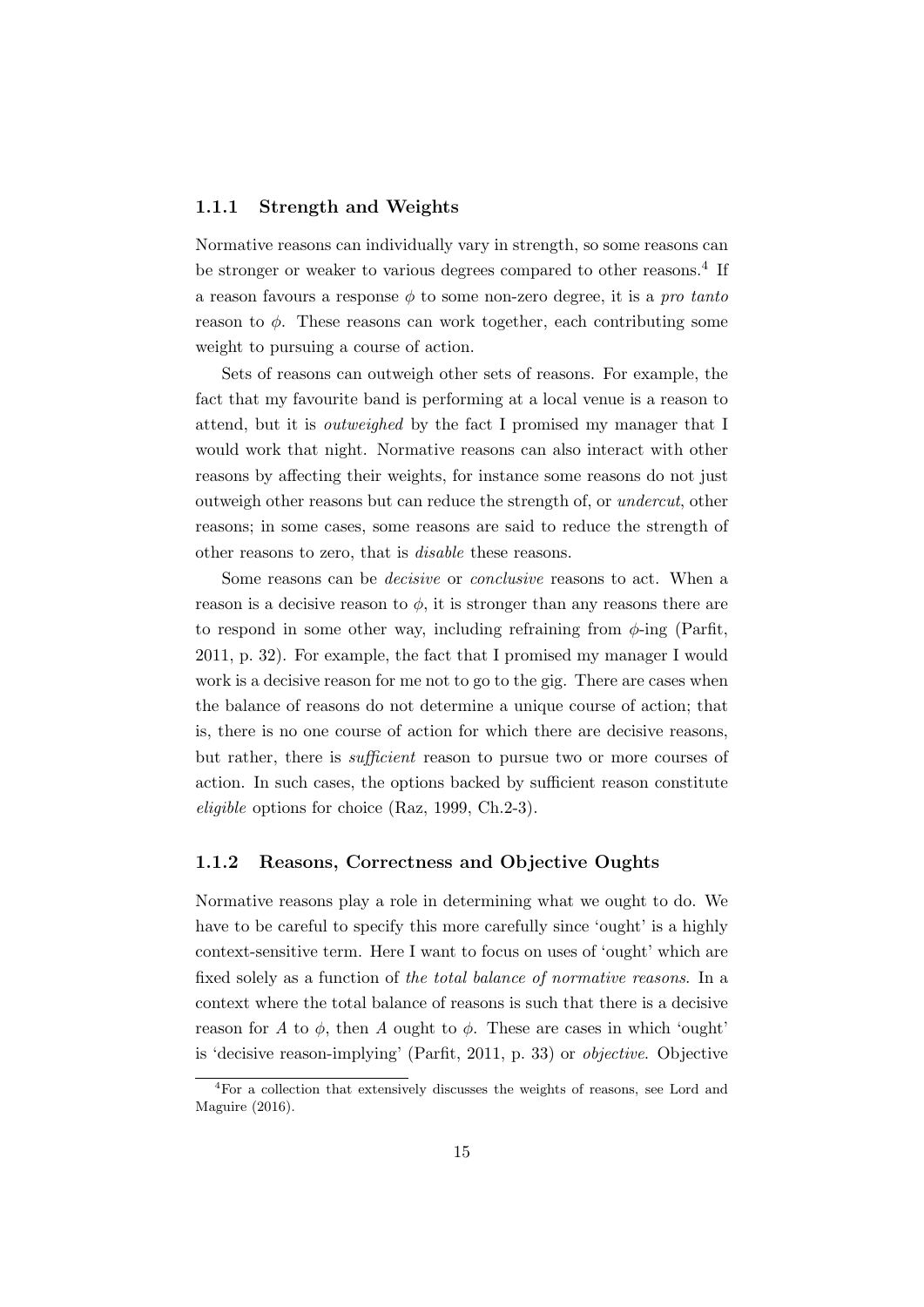### 1.1.1 Strength and Weights

Normative reasons can individually vary in strength, so some reasons can be stronger or weaker to various degrees compared to other reasons.[4] If a reason favours a response $\phi$ to some non-zero degree, it is a *pro tanto* reason to $\phi$. These reasons can work together, each contributing some weight to pursuing a course of action.

Sets of reasons can outweigh other sets of reasons. For example, the fact that my favourite band is performing at a local venue is a reason to attend, but it is *outweighed* by the fact I promised my manager that I would work that night. Normative reasons can also interact with other reasons by affecting their weights, for instance some reasons do not just outweigh other reasons but can reduce the strength of, or *undercut*, other reasons; in some cases, some reasons are said to reduce the strength of other reasons to zero, that is *disable* these reasons.

Some reasons can be *decisive* or *conclusive* reasons to act. When a reason is a decisive reason to $\phi$, it is stronger than any reasons there are to respond in some other way, including refraining from $\phi$-ing (Parfit, 2011, p. 32). For example, the fact that I promised my manager I would work is a decisive reason for me not to go to the gig. There are cases when the balance of reasons do not determine a unique course of action; that is, there is no one course of action for which there are decisive reasons, but rather, there is *sufficient* reason to pursue two or more courses of action. In such cases, the options backed by sufficient reason constitute *eligible* options for choice (Raz, 1999, Ch.2-3).

### 1.1.2 Reasons, Correctness and Objective Oughts

Normative reasons play a role in determining what we ought to do. We have to be careful to specify this more carefully since 'ought' is a highly context-sensitive term. Here I want to focus on uses of 'ought' which are fixed solely as a function of *the total balance of normative reasons*. In a context where the total balance of reasons is such that there is a decisive reason for $A$ to $\phi$, then $A$ ought to $\phi$. These are cases in which 'ought' is 'decisive reason-implying' (Parfit, 2011, p. 33) or *objective*. Objective

[4] For a collection that extensively discusses the weights of reasons, see Lord and Maguire (2016).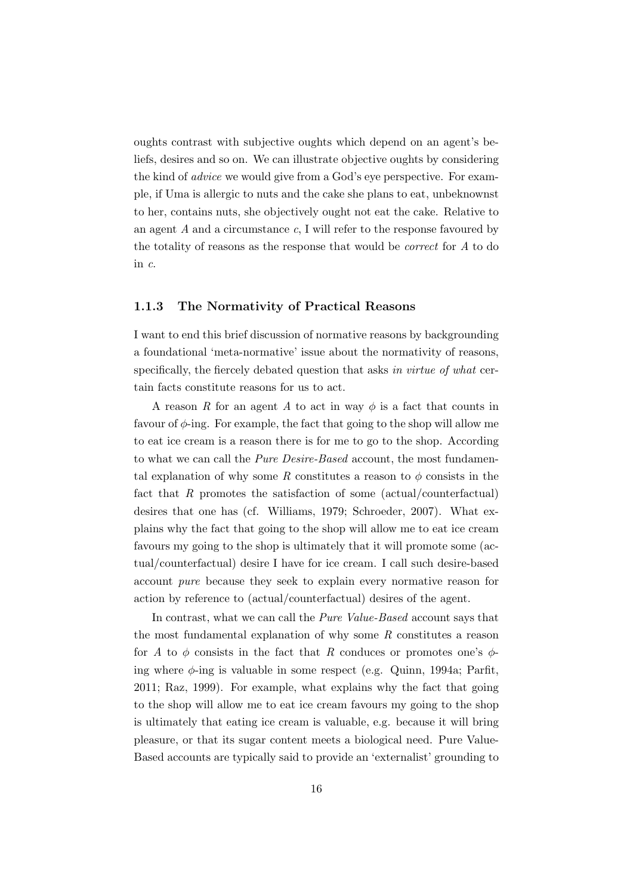oughts contrast with subjective oughts which depend on an agent's beliefs, desires and so on. We can illustrate objective oughts by considering the kind of *advice* we would give from a God's eye perspective. For example, if Uma is allergic to nuts and the cake she plans to eat, unbeknownst to her, contains nuts, she objectively ought not eat the cake. Relative to an agent $A$ and a circumstance $c$, I will refer to the response favoured by the totality of reasons as the response that would be *correct* for $A$ to do in $c$.

### 1.1.3 The Normativity of Practical Reasons

I want to end this brief discussion of normative reasons by backgrounding a foundational 'meta-normative' issue about the normativity of reasons, specifically, the fiercely debated question that asks *in virtue of what* certain facts constitute reasons for us to act.

A reason $R$ for an agent $A$ to act in way $\phi$ is a fact that counts in favour of $\phi$-ing. For example, the fact that going to the shop will allow me to eat ice cream is a reason there is for me to go to the shop. According to what we can call the *Pure Desire-Based* account, the most fundamental explanation of why some $R$ constitutes a reason to $\phi$ consists in the fact that $R$ promotes the satisfaction of some (actual/counterfactual) desires that one has (cf. Williams, 1979; Schroeder, 2007). What explains why the fact that going to the shop will allow me to eat ice cream favours my going to the shop is ultimately that it will promote some (actual/counterfactual) desire I have for ice cream. I call such desire-based account *pure* because they seek to explain every normative reason for action by reference to (actual/counterfactual) desires of the agent.

In contrast, what we can call the *Pure Value-Based* account says that the most fundamental explanation of why some $R$ constitutes a reason for $A$ to $\phi$ consists in the fact that $R$ conduces or promotes one's $\phi$-ing where $\phi$-ing is valuable in some respect (e.g. Quinn, 1994a; Parfit, 2011; Raz, 1999). For example, what explains why the fact that going to the shop will allow me to eat ice cream favours my going to the shop is ultimately that eating ice cream is valuable, e.g. because it will bring pleasure, or that its sugar content meets a biological need. Pure Value-Based accounts are typically said to provide an 'externalist' grounding to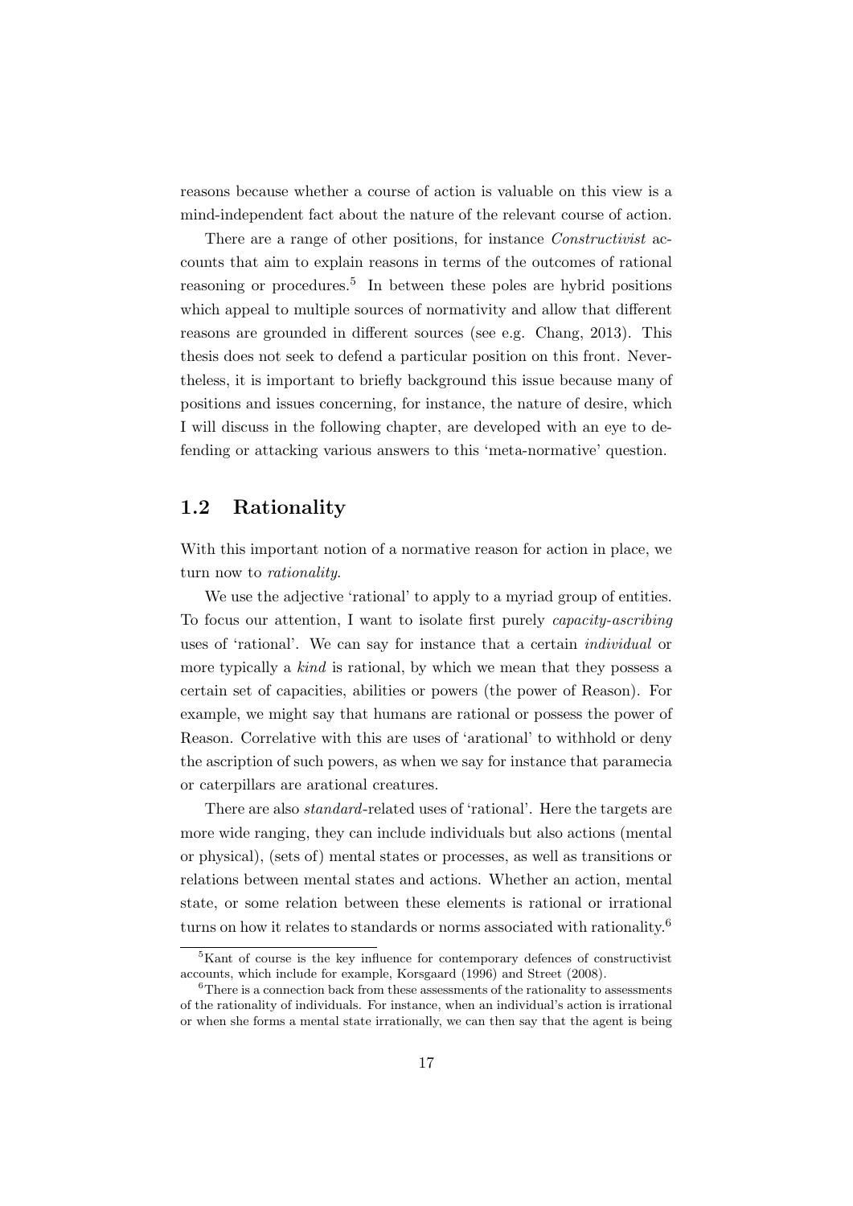reasons because whether a course of action is valuable on this view is a mind-independent fact about the nature of the relevant course of action.

There are a range of other positions, for instance *Constructivist* accounts that aim to explain reasons in terms of the outcomes of rational reasoning or procedures.[5] In between these poles are hybrid positions which appeal to multiple sources of normativity and allow that different reasons are grounded in different sources (see e.g. Chang, 2013). This thesis does not seek to defend a particular position on this front. Nevertheless, it is important to briefly background this issue because many of positions and issues concerning, for instance, the nature of desire, which I will discuss in the following chapter, are developed with an eye to defending or attacking various answers to this 'meta-normative' question.

## 1.2 Rationality

With this important notion of a normative reason for action in place, we turn now to *rationality*.

We use the adjective 'rational' to apply to a myriad group of entities. To focus our attention, I want to isolate first purely *capacity-ascribing* uses of 'rational'. We can say for instance that a certain *individual* or more typically a *kind* is rational, by which we mean that they possess a certain set of capacities, abilities or powers (the power of Reason). For example, we might say that humans are rational or possess the power of Reason. Correlative with this are uses of 'arational' to withhold or deny the ascription of such powers, as when we say for instance that paramecia or caterpillars are arational creatures.

There are also *standard*-related uses of 'rational'. Here the targets are more wide ranging, they can include individuals but also actions (mental or physical), (sets of) mental states or processes, as well as transitions or relations between mental states and actions. Whether an action, mental state, or some relation between these elements is rational or irrational turns on how it relates to standards or norms associated with rationality.[6]

[5] Kant of course is the key influence for contemporary defences of constructivist accounts, which include for example, Korsgaard (1996) and Street (2008).

[6] There is a connection back from these assessments of the rationality to assessments of the rationality of individuals. For instance, when an individual's action is irrational or when she forms a mental state irrationally, we can then say that the agent is being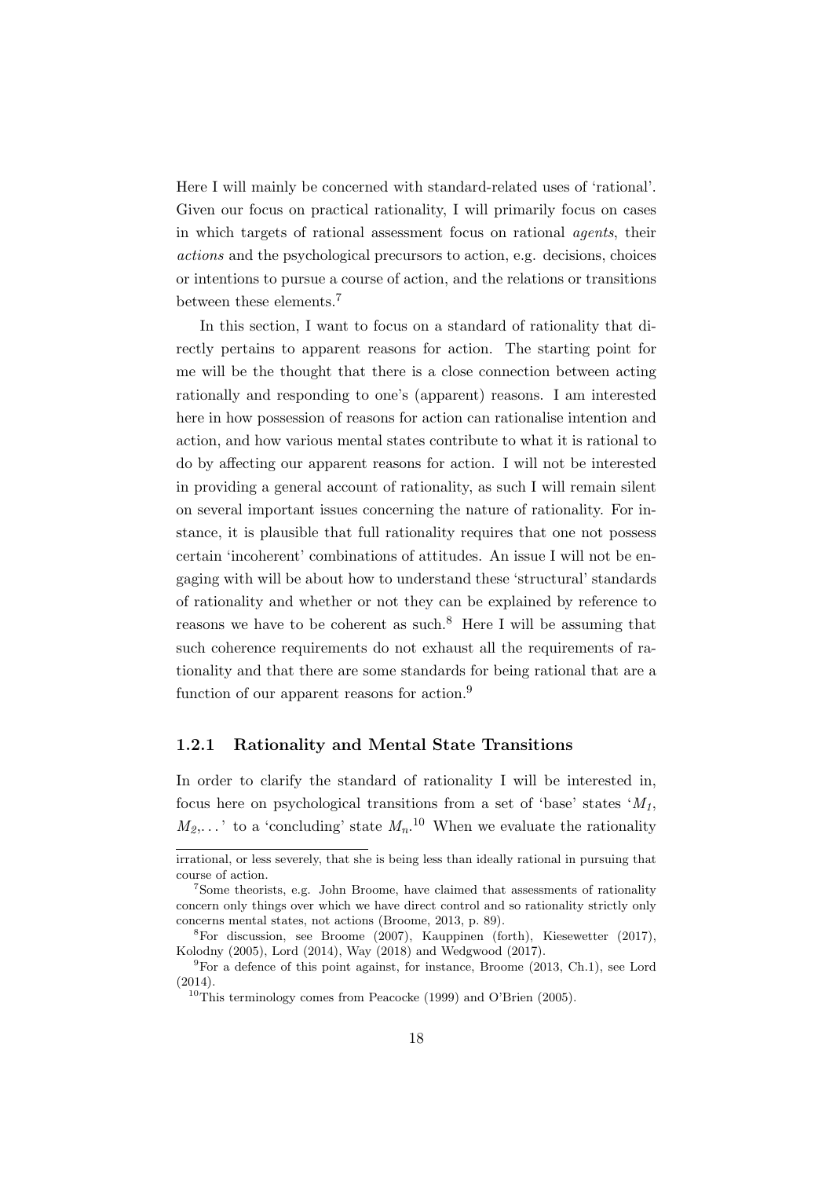Here I will mainly be concerned with standard-related uses of 'rational'. Given our focus on practical rationality, I will primarily focus on cases in which targets of rational assessment focus on rational *agents*, their *actions* and the psychological precursors to action, e.g. decisions, choices or intentions to pursue a course of action, and the relations or transitions between these elements.[7]

In this section, I want to focus on a standard of rationality that directly pertains to apparent reasons for action. The starting point for me will be the thought that there is a close connection between acting rationally and responding to one's (apparent) reasons. I am interested here in how possession of reasons for action can rationalise intention and action, and how various mental states contribute to what it is rational to do by affecting our apparent reasons for action. I will not be interested in providing a general account of rationality, as such I will remain silent on several important issues concerning the nature of rationality. For instance, it is plausible that full rationality requires that one not possess certain 'incoherent' combinations of attitudes. An issue I will not be engaging with will be about how to understand these 'structural' standards of rationality and whether or not they can be explained by reference to reasons we have to be coherent as such.[8] Here I will be assuming that such coherence requirements do not exhaust all the requirements of rationality and that there are some standards for being rational that are a function of our apparent reasons for action.[9]

### 1.2.1 Rationality and Mental State Transitions

In order to clarify the standard of rationality I will be interested in, focus here on psychological transitions from a set of 'base' states '$M_1$, $M_2$,...' to a 'concluding' state $M_n$.[10] When we evaluate the rationality

---

irrational, or less severely, that she is being less than ideally rational in pursuing that course of action.

[7] Some theorists, e.g. John Broome, have claimed that assessments of rationality concern only things over which we have direct control and so rationality strictly only concerns mental states, not actions (Broome, 2013, p. 89).

[8] For discussion, see Broome (2007), Kauppinen (forth), Kiesewetter (2017), Kolodny (2005), Lord (2014), Way (2018) and Wedgwood (2017).

[9] For a defence of this point against, for instance, Broome (2013, Ch.1), see Lord (2014).

[10] This terminology comes from Peacocke (1999) and O'Brien (2005).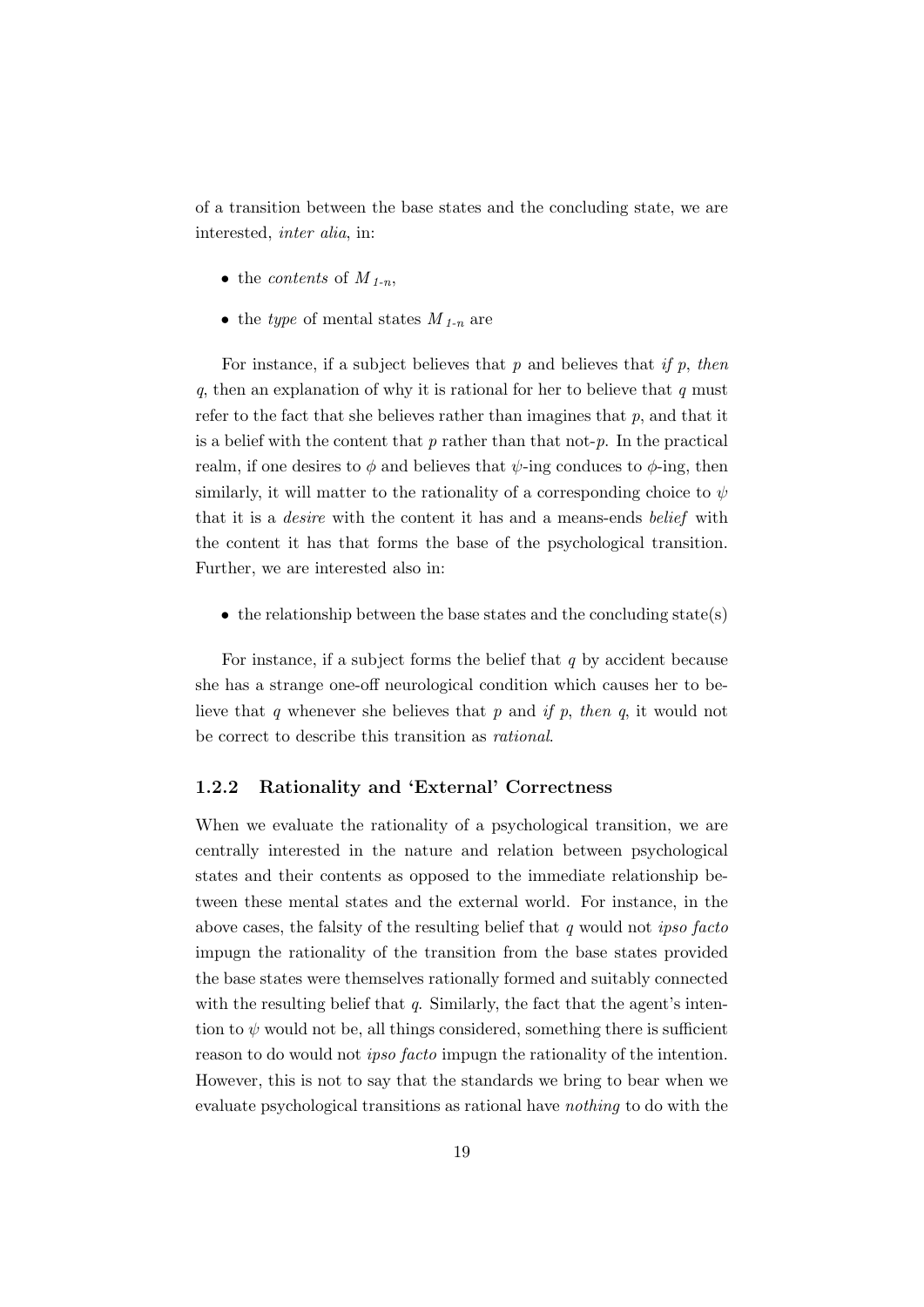of a transition between the base states and the concluding state, we are interested, *inter alia*, in:

- the *contents* of $M_{1\text{-}n}$,
- the *type* of mental states $M_{1\text{-}n}$ are

For instance, if a subject believes that $p$ and believes that *if* $p$, *then* $q$, then an explanation of why it is rational for her to believe that $q$ must refer to the fact that she believes rather than imagines that $p$, and that it is a belief with the content that $p$ rather than that not-$p$. In the practical realm, if one desires to $\phi$ and believes that $\psi$-ing conduces to $\phi$-ing, then similarly, it will matter to the rationality of a corresponding choice to $\psi$ that it is a *desire* with the content it has and a means-ends *belief* with the content it has that forms the base of the psychological transition. Further, we are interested also in:

- the relationship between the base states and the concluding state(s)

For instance, if a subject forms the belief that $q$ by accident because she has a strange one-off neurological condition which causes her to believe that $q$ whenever she believes that $p$ and *if* $p$, *then* $q$, it would not be correct to describe this transition as *rational*.

### 1.2.2 Rationality and 'External' Correctness

When we evaluate the rationality of a psychological transition, we are centrally interested in the nature and relation between psychological states and their contents as opposed to the immediate relationship between these mental states and the external world. For instance, in the above cases, the falsity of the resulting belief that $q$ would not *ipso facto* impugn the rationality of the transition from the base states provided the base states were themselves rationally formed and suitably connected with the resulting belief that $q$. Similarly, the fact that the agent's intention to $\psi$ would not be, all things considered, something there is sufficient reason to do would not *ipso facto* impugn the rationality of the intention. However, this is not to say that the standards we bring to bear when we evaluate psychological transitions as rational have *nothing* to do with the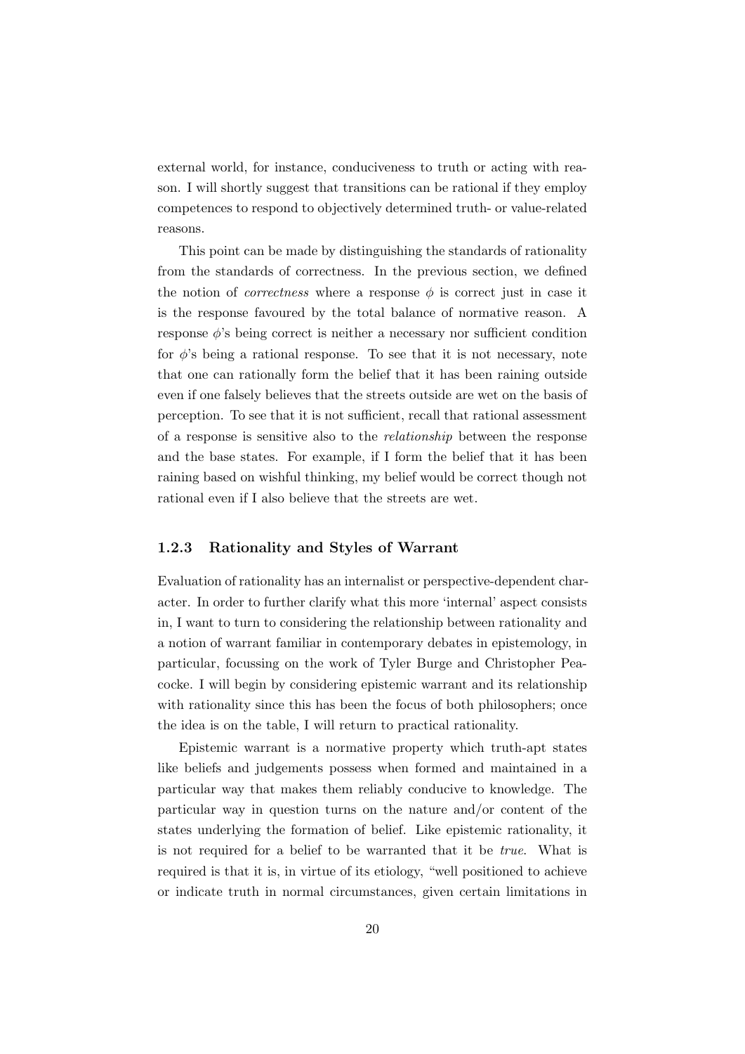external world, for instance, conduciveness to truth or acting with reason. I will shortly suggest that transitions can be rational if they employ competences to respond to objectively determined truth- or value-related reasons.

This point can be made by distinguishing the standards of rationality from the standards of correctness. In the previous section, we defined the notion of *correctness* where a response $\phi$ is correct just in case it is the response favoured by the total balance of normative reason. A response $\phi$'s being correct is neither a necessary nor sufficient condition for $\phi$'s being a rational response. To see that it is not necessary, note that one can rationally form the belief that it has been raining outside even if one falsely believes that the streets outside are wet on the basis of perception. To see that it is not sufficient, recall that rational assessment of a response is sensitive also to the *relationship* between the response and the base states. For example, if I form the belief that it has been raining based on wishful thinking, my belief would be correct though not rational even if I also believe that the streets are wet.

### 1.2.3 Rationality and Styles of Warrant

Evaluation of rationality has an internalist or perspective-dependent character. In order to further clarify what this more 'internal' aspect consists in, I want to turn to considering the relationship between rationality and a notion of warrant familiar in contemporary debates in epistemology, in particular, focussing on the work of Tyler Burge and Christopher Peacocke. I will begin by considering epistemic warrant and its relationship with rationality since this has been the focus of both philosophers; once the idea is on the table, I will return to practical rationality.

Epistemic warrant is a normative property which truth-apt states like beliefs and judgements possess when formed and maintained in a particular way that makes them reliably conducive to knowledge. The particular way in question turns on the nature and/or content of the states underlying the formation of belief. Like epistemic rationality, it is not required for a belief to be warranted that it be *true*. What is required is that it is, in virtue of its etiology, "well positioned to achieve or indicate truth in normal circumstances, given certain limitations in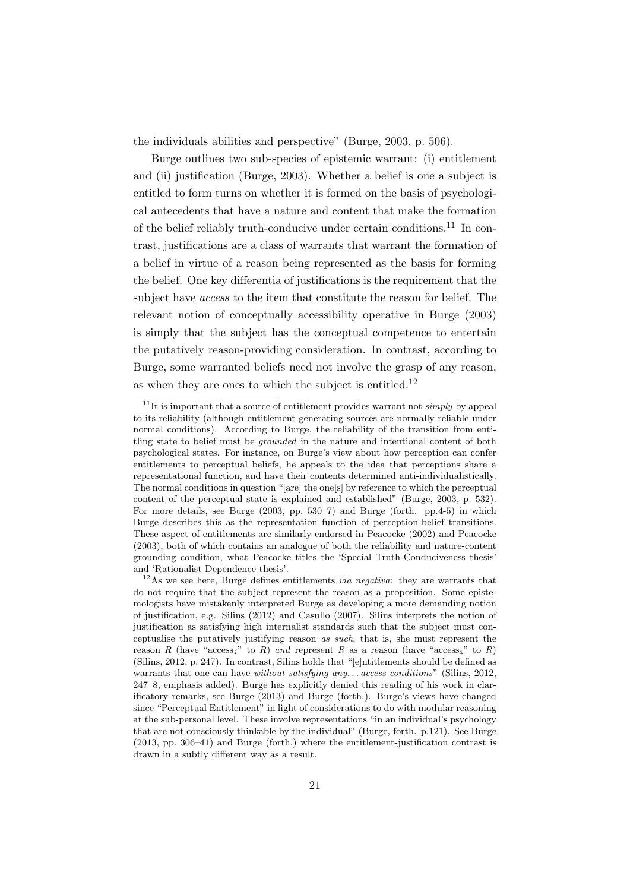the individuals abilities and perspective" (Burge, 2003, p. 506).

Burge outlines two sub-species of epistemic warrant: (i) entitlement and (ii) justification (Burge, 2003). Whether a belief is one a subject is entitled to form turns on whether it is formed on the basis of psychological antecedents that have a nature and content that make the formation of the belief reliably truth-conducive under certain conditions.[11] In contrast, justifications are a class of warrants that warrant the formation of a belief in virtue of a reason being represented as the basis for forming the belief. One key differentia of justifications is the requirement that the subject have *access* to the item that constitute the reason for belief. The relevant notion of conceptually accessibility operative in Burge (2003) is simply that the subject has the conceptual competence to entertain the putatively reason-providing consideration. In contrast, according to Burge, some warranted beliefs need not involve the grasp of any reason, as when they are ones to which the subject is entitled.[12]

[11]It is important that a source of entitlement provides warrant not *simply* by appeal to its reliability (although entitlement generating sources are normally reliable under normal conditions). According to Burge, the reliability of the transition from entitling state to belief must be *grounded* in the nature and intentional content of both psychological states. For instance, on Burge's view about how perception can confer entitlements to perceptual beliefs, he appeals to the idea that perceptions share a representational function, and have their contents determined anti-individualistically. The normal conditions in question "[are] the one[s] by reference to which the perceptual content of the perceptual state is explained and established" (Burge, 2003, p. 532). For more details, see Burge (2003, pp. 530–7) and Burge (forth. pp.4-5) in which Burge describes this as the representation function of perception-belief transitions. These aspect of entitlements are similarly endorsed in Peacocke (2002) and Peacocke (2003), both of which contains an analogue of both the reliability and nature-content grounding condition, what Peacocke titles the 'Special Truth-Conduciveness thesis' and 'Rationalist Dependence thesis'.

[12]As we see here, Burge defines entitlements *via negativa*: they are warrants that do not require that the subject represent the reason as a proposition. Some epistemologists have mistakenly interpreted Burge as developing a more demanding notion of justification, e.g. Silins (2012) and Casullo (2007). Silins interprets the notion of justification as satisfying high internalist standards such that the subject must conceptualise the putatively justifying reason *as such*, that is, she must represent the reason $R$ (have "access$_1$" to $R$) *and* represent $R$ as a reason (have "access$_2$" to $R$) (Silins, 2012, p. 247). In contrast, Silins holds that "[e]ntitlements should be defined as warrants that one can have *without satisfying any... access conditions*" (Silins, 2012, 247–8, emphasis added). Burge has explicitly denied this reading of his work in clarificatory remarks, see Burge (2013) and Burge (forth.). Burge's views have changed since "Perceptual Entitlement" in light of considerations to do with modular reasoning at the sub-personal level. These involve representations "in an individual's psychology that are not consciously thinkable by the individual" (Burge, forth. p.121). See Burge (2013, pp. 306–41) and Burge (forth.) where the entitlement-justification contrast is drawn in a subtly different way as a result.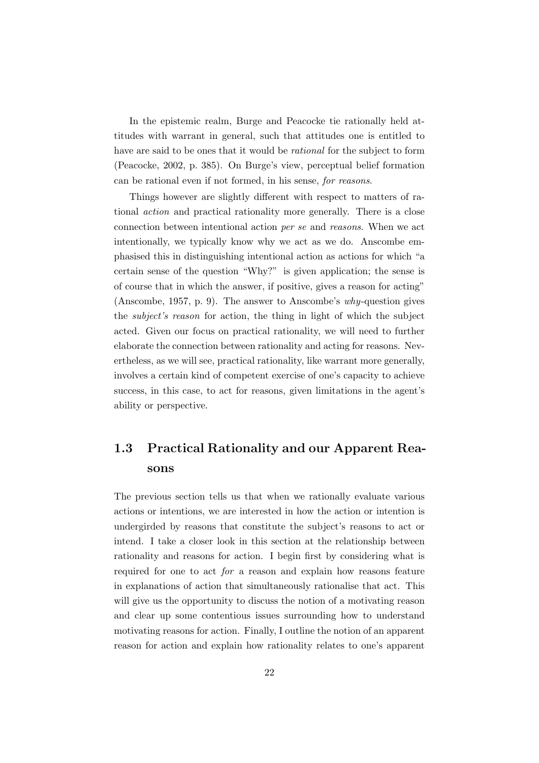In the epistemic realm, Burge and Peacocke tie rationally held attitudes with warrant in general, such that attitudes one is entitled to have are said to be ones that it would be *rational* for the subject to form (Peacocke, 2002, p. 385). On Burge's view, perceptual belief formation can be rational even if not formed, in his sense, *for reasons*.

Things however are slightly different with respect to matters of rational *action* and practical rationality more generally. There is a close connection between intentional action *per se* and *reasons*. When we act intentionally, we typically know why we act as we do. Anscombe emphasised this in distinguishing intentional action as actions for which "a certain sense of the question "Why?" is given application; the sense is of course that in which the answer, if positive, gives a reason for acting" (Anscombe, 1957, p. 9). The answer to Anscombe's *why*-question gives the *subject's reason* for action, the thing in light of which the subject acted. Given our focus on practical rationality, we will need to further elaborate the connection between rationality and acting for reasons. Nevertheless, as we will see, practical rationality, like warrant more generally, involves a certain kind of competent exercise of one's capacity to achieve success, in this case, to act for reasons, given limitations in the agent's ability or perspective.

## 1.3 Practical Rationality and our Apparent Reasons

The previous section tells us that when we rationally evaluate various actions or intentions, we are interested in how the action or intention is undergirded by reasons that constitute the subject's reasons to act or intend. I take a closer look in this section at the relationship between rationality and reasons for action. I begin first by considering what is required for one to act *for* a reason and explain how reasons feature in explanations of action that simultaneously rationalise that act. This will give us the opportunity to discuss the notion of a motivating reason and clear up some contentious issues surrounding how to understand motivating reasons for action. Finally, I outline the notion of an apparent reason for action and explain how rationality relates to one's apparent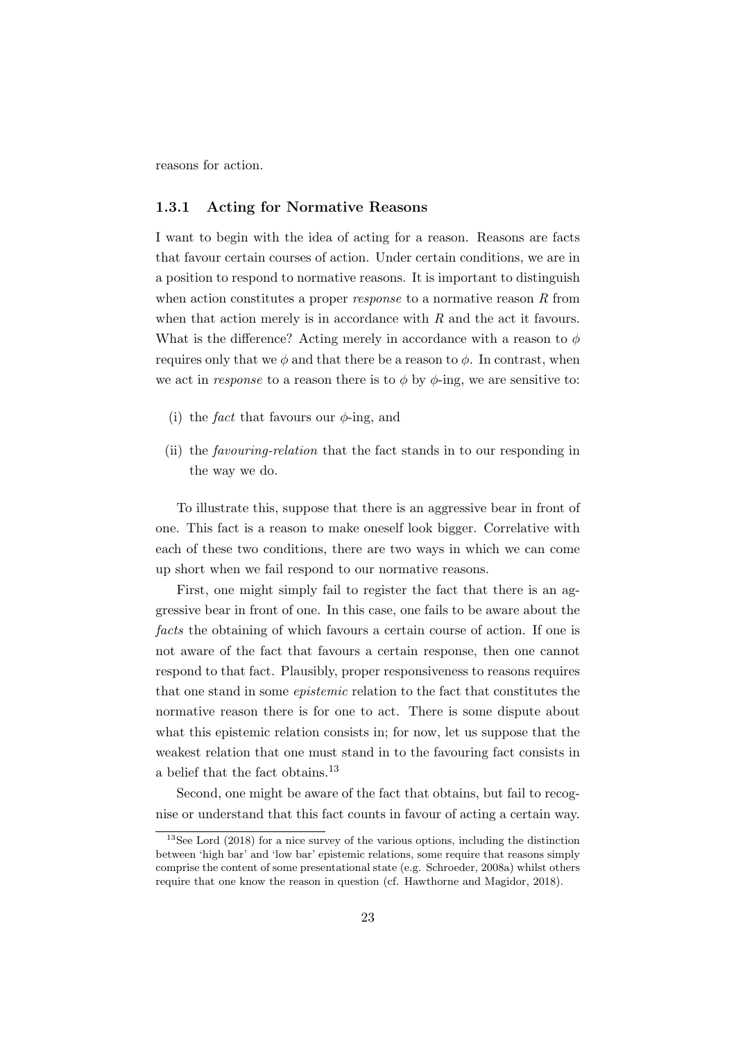reasons for action.

### 1.3.1 Acting for Normative Reasons

I want to begin with the idea of acting for a reason. Reasons are facts that favour certain courses of action. Under certain conditions, we are in a position to respond to normative reasons. It is important to distinguish when action constitutes a proper *response* to a normative reason $R$ from when that action merely is in accordance with $R$ and the act it favours. What is the difference? Acting merely in accordance with a reason to $\phi$ requires only that we $\phi$ and that there be a reason to $\phi$. In contrast, when we act in *response* to a reason there is to $\phi$ by $\phi$-ing, we are sensitive to:

(i) the *fact* that favours our $\phi$-ing, and

(ii) the *favouring-relation* that the fact stands in to our responding in the way we do.

To illustrate this, suppose that there is an aggressive bear in front of one. This fact is a reason to make oneself look bigger. Correlative with each of these two conditions, there are two ways in which we can come up short when we fail respond to our normative reasons.

First, one might simply fail to register the fact that there is an aggressive bear in front of one. In this case, one fails to be aware about the *facts* the obtaining of which favours a certain course of action. If one is not aware of the fact that favours a certain response, then one cannot respond to that fact. Plausibly, proper responsiveness to reasons requires that one stand in some *epistemic* relation to the fact that constitutes the normative reason there is for one to act. There is some dispute about what this epistemic relation consists in; for now, let us suppose that the weakest relation that one must stand in to the favouring fact consists in a belief that the fact obtains.[13]

Second, one might be aware of the fact that obtains, but fail to recognise or understand that this fact counts in favour of acting a certain way.

[13] See Lord (2018) for a nice survey of the various options, including the distinction between 'high bar' and 'low bar' epistemic relations, some require that reasons simply comprise the content of some presentational state (e.g. Schroeder, 2008a) whilst others require that one know the reason in question (cf. Hawthorne and Magidor, 2018).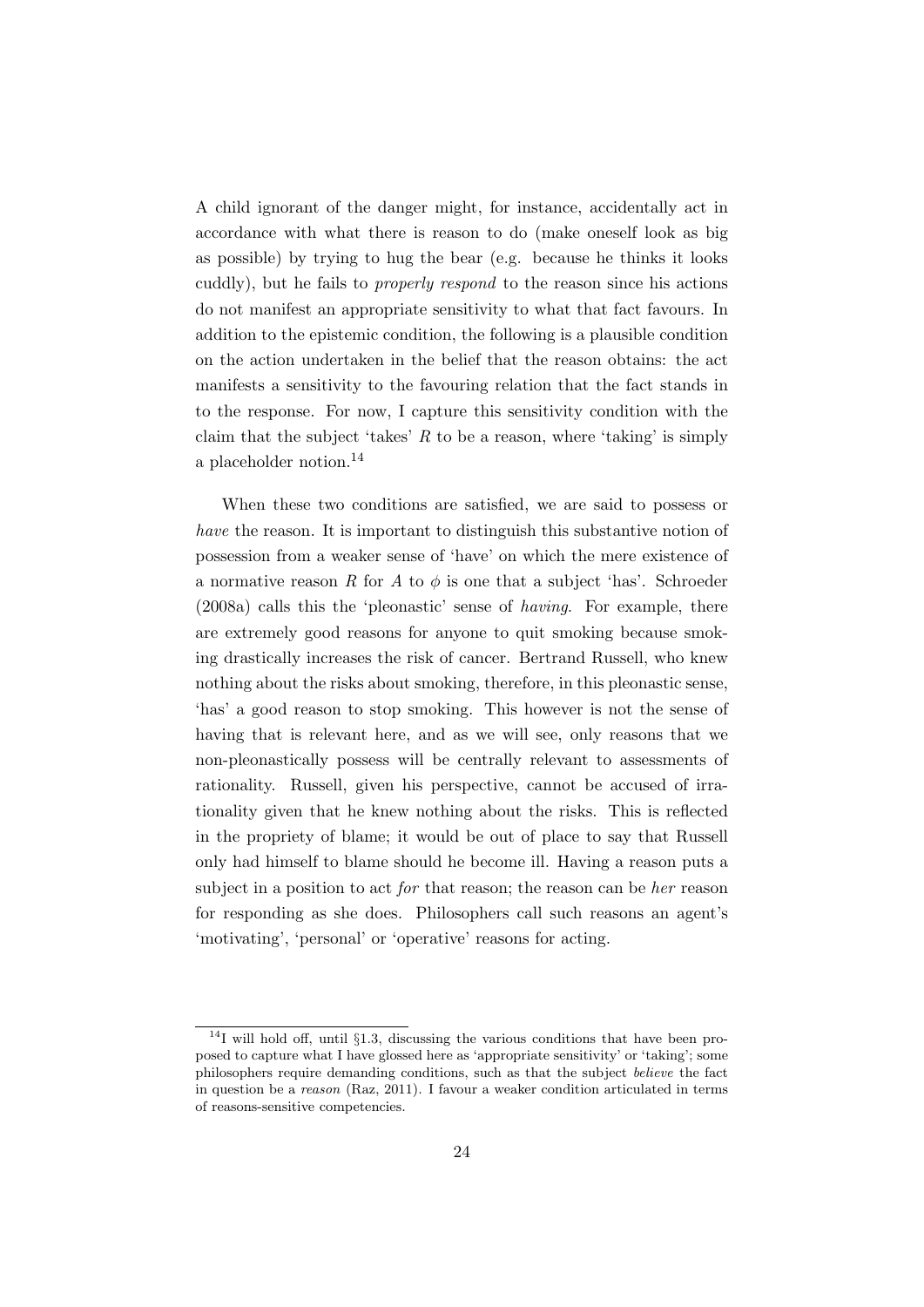A child ignorant of the danger might, for instance, accidentally act in accordance with what there is reason to do (make oneself look as big as possible) by trying to hug the bear (e.g. because he thinks it looks cuddly), but he fails to *properly respond* to the reason since his actions do not manifest an appropriate sensitivity to what that fact favours. In addition to the epistemic condition, the following is a plausible condition on the action undertaken in the belief that the reason obtains: the act manifests a sensitivity to the favouring relation that the fact stands in to the response. For now, I capture this sensitivity condition with the claim that the subject 'takes' $R$ to be a reason, where 'taking' is simply a placeholder notion.[14]

When these two conditions are satisfied, we are said to possess or *have* the reason. It is important to distinguish this substantive notion of possession from a weaker sense of 'have' on which the mere existence of a normative reason $R$ for $A$ to $\phi$ is one that a subject 'has'. Schroeder (2008a) calls this the 'pleonastic' sense of *having*. For example, there are extremely good reasons for anyone to quit smoking because smoking drastically increases the risk of cancer. Bertrand Russell, who knew nothing about the risks about smoking, therefore, in this pleonastic sense, 'has' a good reason to stop smoking. This however is not the sense of having that is relevant here, and as we will see, only reasons that we non-pleonastically possess will be centrally relevant to assessments of rationality. Russell, given his perspective, cannot be accused of irrationality given that he knew nothing about the risks. This is reflected in the propriety of blame; it would be out of place to say that Russell only had himself to blame should he become ill. Having a reason puts a subject in a position to act *for* that reason; the reason can be *her* reason for responding as she does. Philosophers call such reasons an agent's 'motivating', 'personal' or 'operative' reasons for acting.

[14] I will hold off, until §1.3, discussing the various conditions that have been proposed to capture what I have glossed here as 'appropriate sensitivity' or 'taking'; some philosophers require demanding conditions, such as that the subject *believe* the fact in question be a *reason* (Raz, 2011). I favour a weaker condition articulated in terms of reasons-sensitive competencies.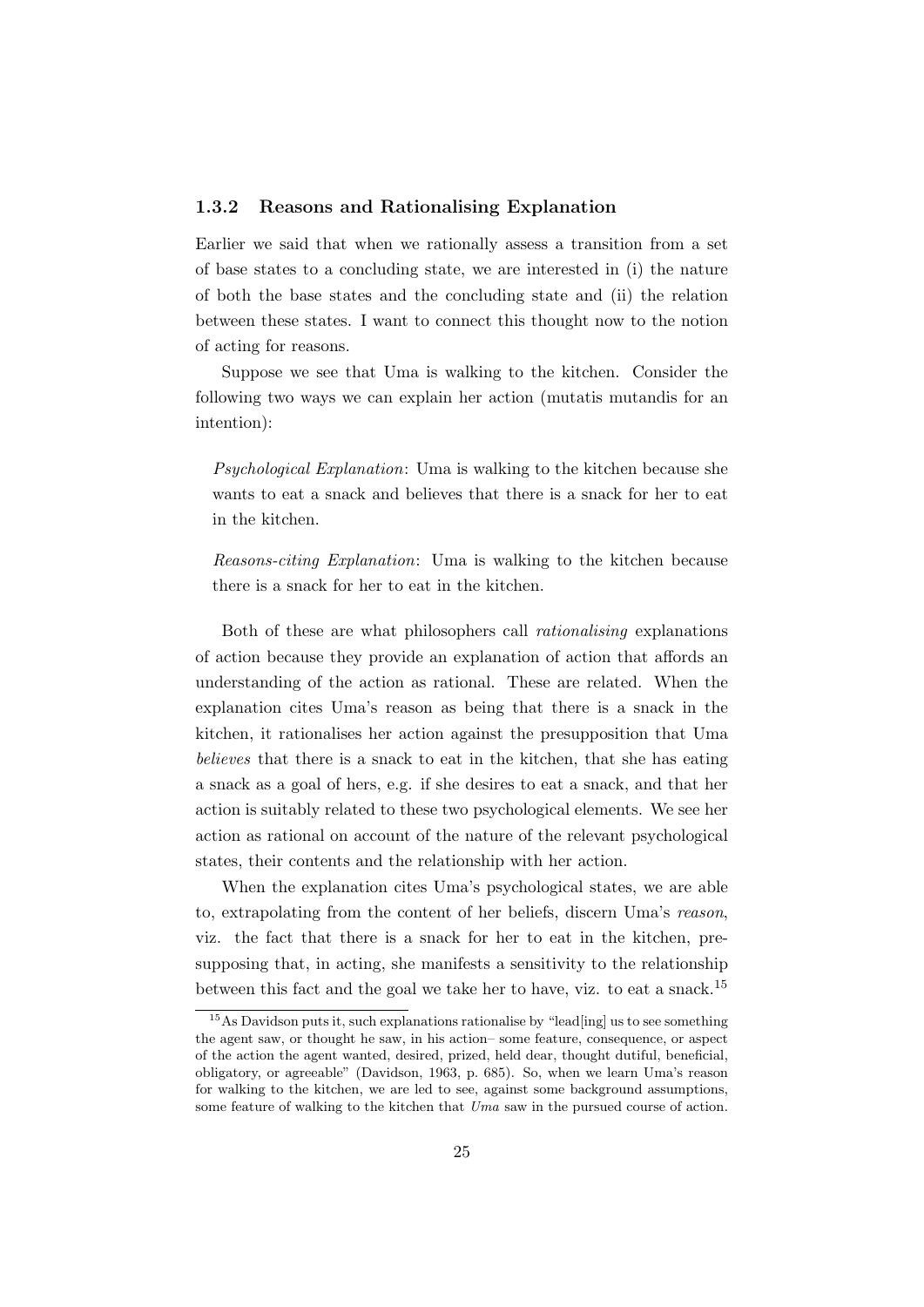### 1.3.2 Reasons and Rationalising Explanation

Earlier we said that when we rationally assess a transition from a set of base states to a concluding state, we are interested in (i) the nature of both the base states and the concluding state and (ii) the relation between these states. I want to connect this thought now to the notion of acting for reasons.

Suppose we see that Uma is walking to the kitchen. Consider the following two ways we can explain her action (mutatis mutandis for an intention):

> *Psychological Explanation*: Uma is walking to the kitchen because she wants to eat a snack and believes that there is a snack for her to eat in the kitchen.

> *Reasons-citing Explanation*: Uma is walking to the kitchen because there is a snack for her to eat in the kitchen.

Both of these are what philosophers call *rationalising* explanations of action because they provide an explanation of action that affords an understanding of the action as rational. These are related. When the explanation cites Uma's reason as being that there is a snack in the kitchen, it rationalises her action against the presupposition that Uma *believes* that there is a snack to eat in the kitchen, that she has eating a snack as a goal of hers, e.g. if she desires to eat a snack, and that her action is suitably related to these two psychological elements. We see her action as rational on account of the nature of the relevant psychological states, their contents and the relationship with her action.

When the explanation cites Uma's psychological states, we are able to, extrapolating from the content of her beliefs, discern Uma's *reason*, viz. the fact that there is a snack for her to eat in the kitchen, presupposing that, in acting, she manifests a sensitivity to the relationship between this fact and the goal we take her to have, viz. to eat a snack.[15]

[15] As Davidson puts it, such explanations rationalise by "lead[ing] us to see something the agent saw, or thought he saw, in his action– some feature, consequence, or aspect of the action the agent wanted, desired, prized, held dear, thought dutiful, beneficial, obligatory, or agreeable" (Davidson, 1963, p. 685). So, when we learn Uma's reason for walking to the kitchen, we are led to see, against some background assumptions, some feature of walking to the kitchen that *Uma* saw in the pursued course of action.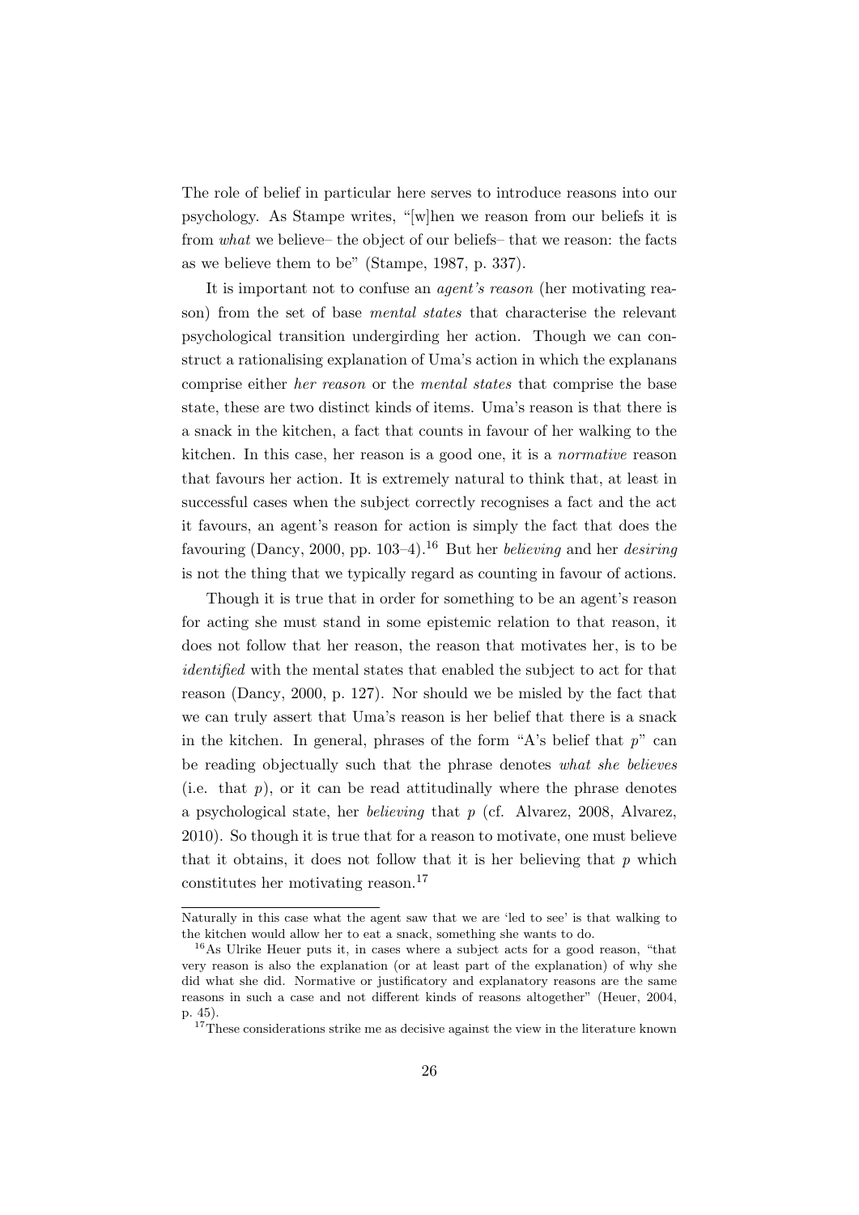The role of belief in particular here serves to introduce reasons into our psychology. As Stampe writes, "[w]hen we reason from our beliefs it is from *what* we believe– the object of our beliefs– that we reason: the facts as we believe them to be" (Stampe, 1987, p. 337).

It is important not to confuse an *agent's reason* (her motivating reason) from the set of base *mental states* that characterise the relevant psychological transition undergirding her action. Though we can construct a rationalising explanation of Uma's action in which the explanans comprise either *her reason* or the *mental states* that comprise the base state, these are two distinct kinds of items. Uma's reason is that there is a snack in the kitchen, a fact that counts in favour of her walking to the kitchen. In this case, her reason is a good one, it is a *normative* reason that favours her action. It is extremely natural to think that, at least in successful cases when the subject correctly recognises a fact and the act it favours, an agent's reason for action is simply the fact that does the favouring (Dancy, 2000, pp. 103–4).[16] But her *believing* and her *desiring* is not the thing that we typically regard as counting in favour of actions.

Though it is true that in order for something to be an agent's reason for acting she must stand in some epistemic relation to that reason, it does not follow that her reason, the reason that motivates her, is to be *identified* with the mental states that enabled the subject to act for that reason (Dancy, 2000, p. 127). Nor should we be misled by the fact that we can truly assert that Uma's reason is her belief that there is a snack in the kitchen. In general, phrases of the form "A's belief that $p$" can be reading objectually such that the phrase denotes *what she believes* (i.e. that $p$), or it can be read attitudinally where the phrase denotes a psychological state, her *believing* that $p$ (cf. Alvarez, 2008, Alvarez, 2010). So though it is true that for a reason to motivate, one must believe that it obtains, it does not follow that it is her believing that $p$ which constitutes her motivating reason.[17]

---

Naturally in this case what the agent saw that we are 'led to see' is that walking to the kitchen would allow her to eat a snack, something she wants to do.

[16] As Ulrike Heuer puts it, in cases where a subject acts for a good reason, "that very reason is also the explanation (or at least part of the explanation) of why she did what she did. Normative or justificatory and explanatory reasons are the same reasons in such a case and not different kinds of reasons altogether" (Heuer, 2004, p. 45).

[17] These considerations strike me as decisive against the view in the literature known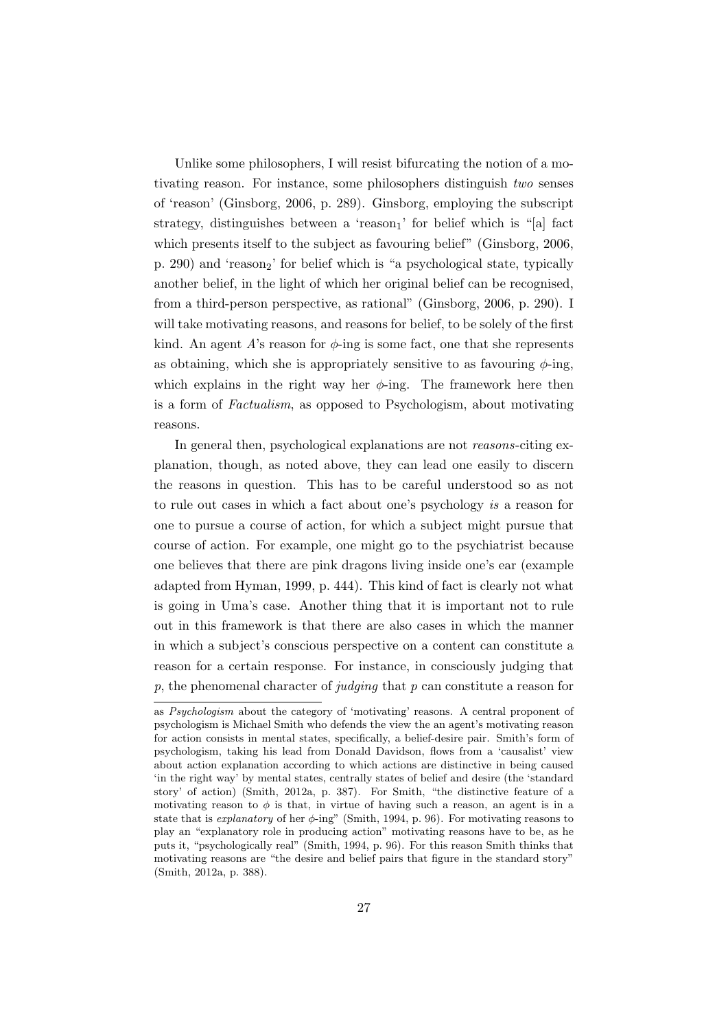Unlike some philosophers, I will resist bifurcating the notion of a motivating reason. For instance, some philosophers distinguish *two* senses of 'reason' (Ginsborg, 2006, p. 289). Ginsborg, employing the subscript strategy, distinguishes between a '$\text{reason}_1$' for belief which is "[a] fact which presents itself to the subject as favouring belief" (Ginsborg, 2006, p. 290) and '$\text{reason}_2$' for belief which is "a psychological state, typically another belief, in the light of which her original belief can be recognised, from a third-person perspective, as rational" (Ginsborg, 2006, p. 290). I will take motivating reasons, and reasons for belief, to be solely of the first kind. An agent $A$'s reason for $\phi$-ing is some fact, one that she represents as obtaining, which she is appropriately sensitive to as favouring $\phi$-ing, which explains in the right way her $\phi$-ing. The framework here then is a form of *Factualism*, as opposed to Psychologism, about motivating reasons.

In general then, psychological explanations are not *reasons*-citing explanation, though, as noted above, they can lead one easily to discern the reasons in question. This has to be careful understood so as not to rule out cases in which a fact about one's psychology *is* a reason for one to pursue a course of action, for which a subject might pursue that course of action. For example, one might go to the psychiatrist because one believes that there are pink dragons living inside one's ear (example adapted from Hyman, 1999, p. 444). This kind of fact is clearly not what is going in Uma's case. Another thing that it is important not to rule out in this framework is that there are also cases in which the manner in which a subject's conscious perspective on a content can constitute a reason for a certain response. For instance, in consciously judging that $p$, the phenomenal character of *judging* that $p$ can constitute a reason for

as *Psychologism* about the category of 'motivating' reasons. A central proponent of psychologism is Michael Smith who defends the view the an agent's motivating reason for action consists in mental states, specifically, a belief-desire pair. Smith's form of psychologism, taking his lead from Donald Davidson, flows from a 'causalist' view about action explanation according to which actions are distinctive in being caused 'in the right way' by mental states, centrally states of belief and desire (the 'standard story' of action) (Smith, 2012a, p. 387). For Smith, "the distinctive feature of a motivating reason to $\phi$ is that, in virtue of having such a reason, an agent is in a state that is *explanatory* of her $\phi$-ing" (Smith, 1994, p. 96). For motivating reasons to play an "explanatory role in producing action" motivating reasons have to be, as he puts it, "psychologically real" (Smith, 1994, p. 96). For this reason Smith thinks that motivating reasons are "the desire and belief pairs that figure in the standard story" (Smith, 2012a, p. 388).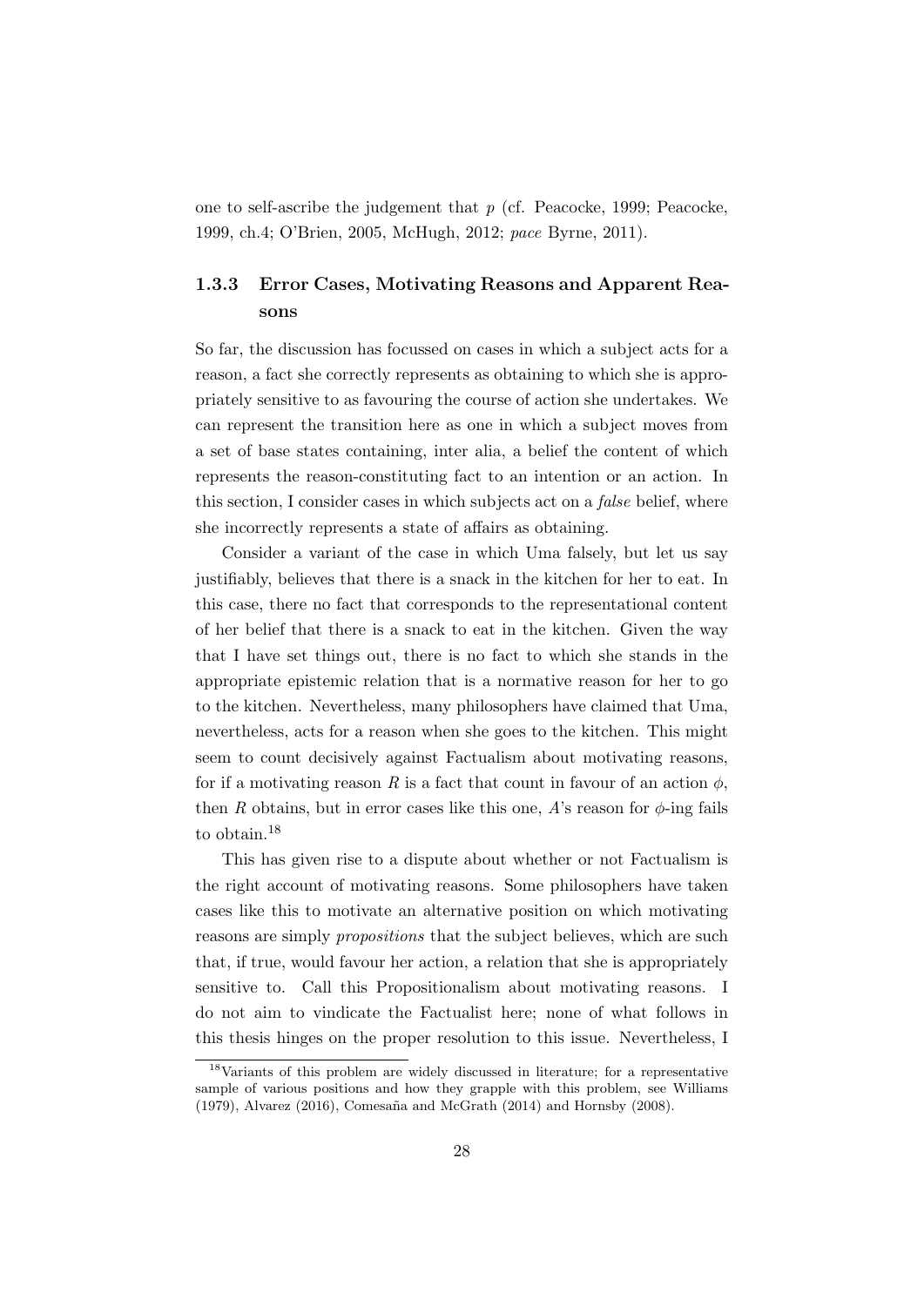one to self-ascribe the judgement that $p$ (cf. Peacocke, 1999; Peacocke, 1999, ch.4; O'Brien, 2005, McHugh, 2012; *pace* Byrne, 2011).

### 1.3.3 Error Cases, Motivating Reasons and Apparent Reasons

So far, the discussion has focussed on cases in which a subject acts for a reason, a fact she correctly represents as obtaining to which she is appropriately sensitive to as favouring the course of action she undertakes. We can represent the transition here as one in which a subject moves from a set of base states containing, inter alia, a belief the content of which represents the reason-constituting fact to an intention or an action. In this section, I consider cases in which subjects act on a *false* belief, where she incorrectly represents a state of affairs as obtaining.

Consider a variant of the case in which Uma falsely, but let us say justifiably, believes that there is a snack in the kitchen for her to eat. In this case, there no fact that corresponds to the representational content of her belief that there is a snack to eat in the kitchen. Given the way that I have set things out, there is no fact to which she stands in the appropriate epistemic relation that is a normative reason for her to go to the kitchen. Nevertheless, many philosophers have claimed that Uma, nevertheless, acts for a reason when she goes to the kitchen. This might seem to count decisively against Factualism about motivating reasons, for if a motivating reason $R$ is a fact that count in favour of an action $\phi$, then $R$ obtains, but in error cases like this one, $A$'s reason for $\phi$-ing fails to obtain.[18]

This has given rise to a dispute about whether or not Factualism is the right account of motivating reasons. Some philosophers have taken cases like this to motivate an alternative position on which motivating reasons are simply *propositions* that the subject believes, which are such that, if true, would favour her action, a relation that she is appropriately sensitive to. Call this Propositionalism about motivating reasons. I do not aim to vindicate the Factualist here; none of what follows in this thesis hinges on the proper resolution to this issue. Nevertheless, I

[18] Variants of this problem are widely discussed in literature; for a representative sample of various positions and how they grapple with this problem, see Williams (1979), Alvarez (2016), Comesaña and McGrath (2014) and Hornsby (2008).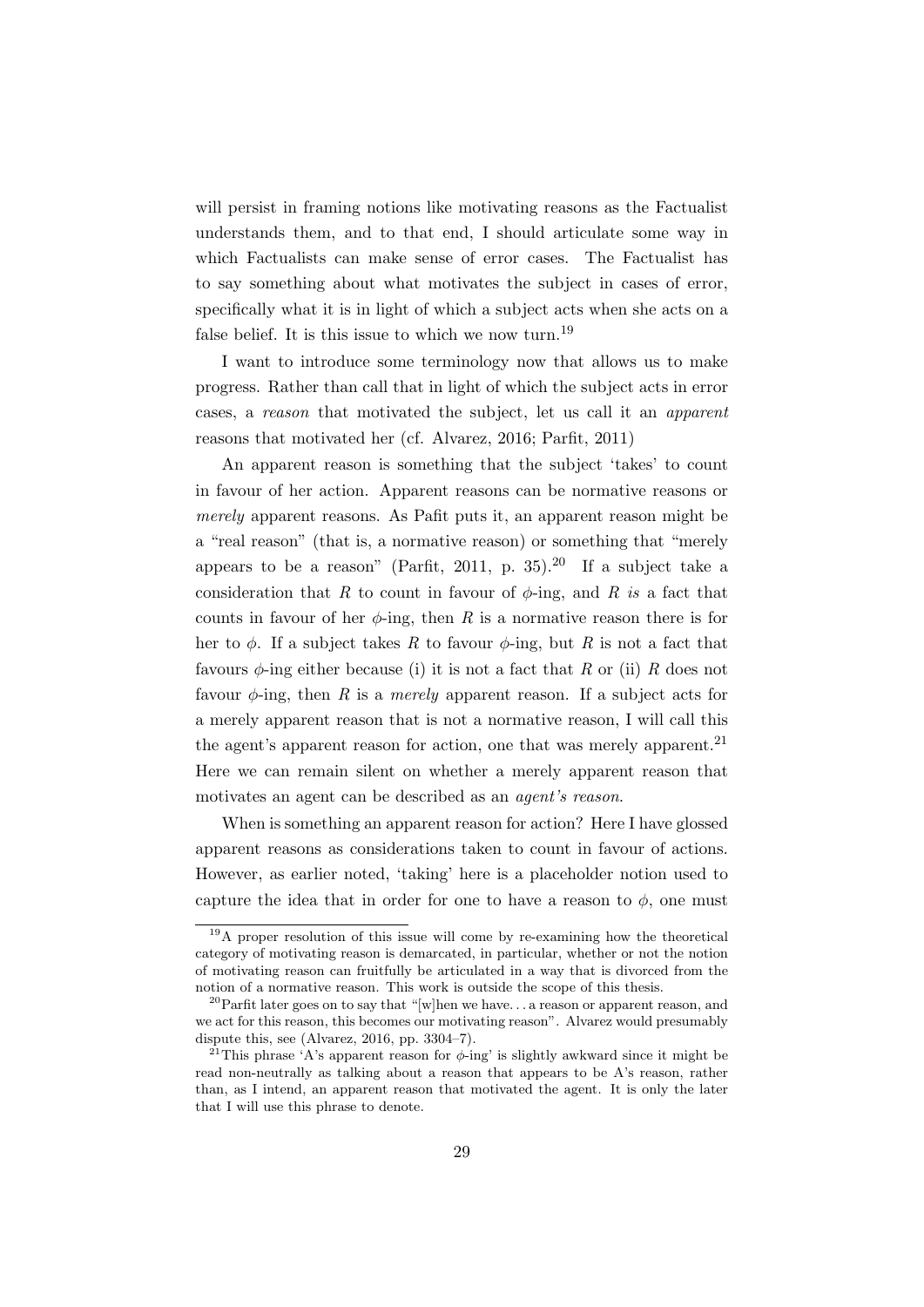will persist in framing notions like motivating reasons as the Factualist understands them, and to that end, I should articulate some way in which Factualists can make sense of error cases. The Factualist has to say something about what motivates the subject in cases of error, specifically what it is in light of which a subject acts when she acts on a false belief. It is this issue to which we now turn.[19]

I want to introduce some terminology now that allows us to make progress. Rather than call that in light of which the subject acts in error cases, a *reason* that motivated the subject, let us call it an *apparent* reasons that motivated her (cf. Alvarez, 2016; Parfit, 2011)

An apparent reason is something that the subject 'takes' to count in favour of her action. Apparent reasons can be normative reasons or *merely* apparent reasons. As Pafit puts it, an apparent reason might be a "real reason" (that is, a normative reason) or something that "merely appears to be a reason" (Parfit, 2011, p. 35).[20] If a subject take a consideration that $R$ to count in favour of $\phi$-ing, and $R$ *is* a fact that counts in favour of her $\phi$-ing, then $R$ is a normative reason there is for her to $\phi$. If a subject takes $R$ to favour $\phi$-ing, but $R$ is not a fact that favours $\phi$-ing either because (i) it is not a fact that $R$ or (ii) $R$ does not favour $\phi$-ing, then $R$ is a *merely* apparent reason. If a subject acts for a merely apparent reason that is not a normative reason, I will call this the agent's apparent reason for action, one that was merely apparent.[21] Here we can remain silent on whether a merely apparent reason that motivates an agent can be described as an *agent's reason*.

When is something an apparent reason for action? Here I have glossed apparent reasons as considerations taken to count in favour of actions. However, as earlier noted, 'taking' here is a placeholder notion used to capture the idea that in order for one to have a reason to $\phi$, one must

---

[19] A proper resolution of this issue will come by re-examining how the theoretical category of motivating reason is demarcated, in particular, whether or not the notion of motivating reason can fruitfully be articulated in a way that is divorced from the notion of a normative reason. This work is outside the scope of this thesis.

[20] Parfit later goes on to say that "[w]hen we have. . . a reason or apparent reason, and we act for this reason, this becomes our motivating reason". Alvarez would presumably dispute this, see (Alvarez, 2016, pp. 3304–7).

[21] This phrase 'A's apparent reason for $\phi$-ing' is slightly awkward since it might be read non-neutrally as talking about a reason that appears to be A's reason, rather than, as I intend, an apparent reason that motivated the agent. It is only the later that I will use this phrase to denote.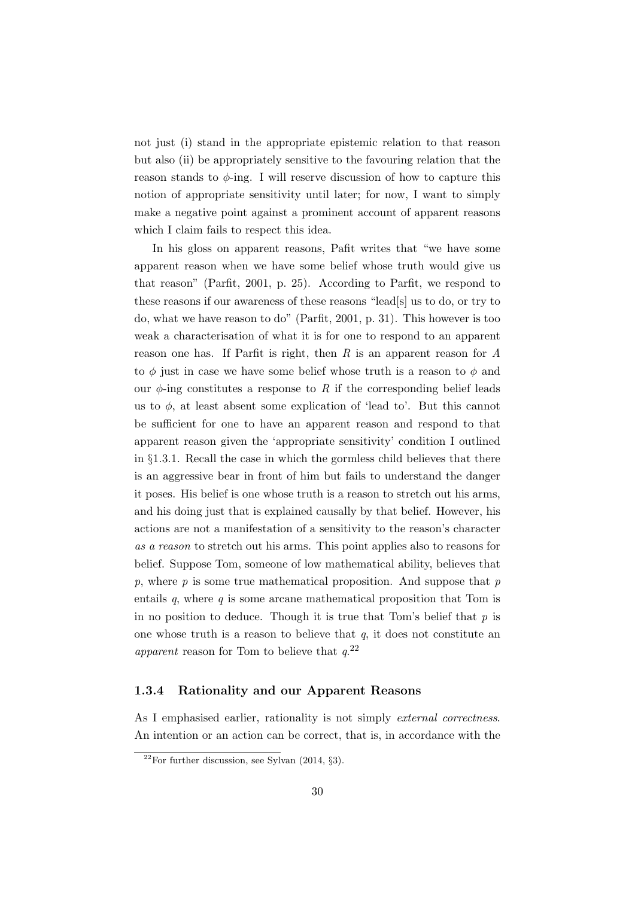not just (i) stand in the appropriate epistemic relation to that reason but also (ii) be appropriately sensitive to the favouring relation that the reason stands to $\phi$-ing. I will reserve discussion of how to capture this notion of appropriate sensitivity until later; for now, I want to simply make a negative point against a prominent account of apparent reasons which I claim fails to respect this idea.

In his gloss on apparent reasons, Pafit writes that "we have some apparent reason when we have some belief whose truth would give us that reason" (Parfit, 2001, p. 25). According to Parfit, we respond to these reasons if our awareness of these reasons "lead[s] us to do, or try to do, what we have reason to do" (Parfit, 2001, p. 31). This however is too weak a characterisation of what it is for one to respond to an apparent reason one has. If Parfit is right, then $R$ is an apparent reason for $A$ to $\phi$ just in case we have some belief whose truth is a reason to $\phi$ and our $\phi$-ing constitutes a response to $R$ if the corresponding belief leads us to $\phi$, at least absent some explication of 'lead to'. But this cannot be sufficient for one to have an apparent reason and respond to that apparent reason given the 'appropriate sensitivity' condition I outlined in §1.3.1. Recall the case in which the gormless child believes that there is an aggressive bear in front of him but fails to understand the danger it poses. His belief is one whose truth is a reason to stretch out his arms, and his doing just that is explained causally by that belief. However, his actions are not a manifestation of a sensitivity to the reason's character *as a reason* to stretch out his arms. This point applies also to reasons for belief. Suppose Tom, someone of low mathematical ability, believes that $p$, where $p$ is some true mathematical proposition. And suppose that $p$ entails $q$, where $q$ is some arcane mathematical proposition that Tom is in no position to deduce. Though it is true that Tom's belief that $p$ is one whose truth is a reason to believe that $q$, it does not constitute an *apparent* reason for Tom to believe that $q$.[22]

### 1.3.4 Rationality and our Apparent Reasons

As I emphasised earlier, rationality is not simply *external correctness*. An intention or an action can be correct, that is, in accordance with the

[22] For further discussion, see Sylvan (2014, §3).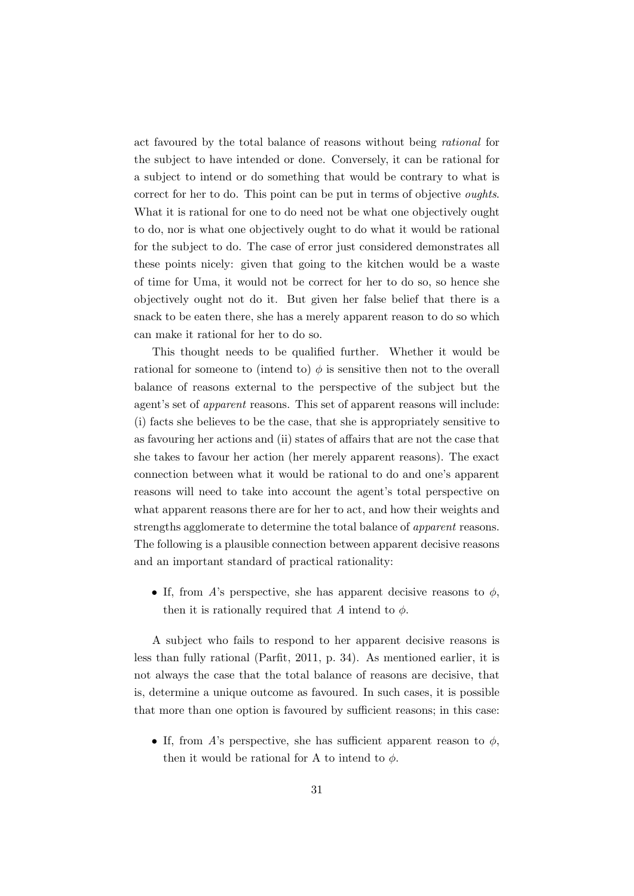act favoured by the total balance of reasons without being *rational* for the subject to have intended or done. Conversely, it can be rational for a subject to intend or do something that would be contrary to what is correct for her to do. This point can be put in terms of objective *oughts*. What it is rational for one to do need not be what one objectively ought to do, nor is what one objectively ought to do what it would be rational for the subject to do. The case of error just considered demonstrates all these points nicely: given that going to the kitchen would be a waste of time for Uma, it would not be correct for her to do so, so hence she objectively ought not do it. But given her false belief that there is a snack to be eaten there, she has a merely apparent reason to do so which can make it rational for her to do so.

This thought needs to be qualified further. Whether it would be rational for someone to (intend to) $\phi$ is sensitive then not to the overall balance of reasons external to the perspective of the subject but the agent's set of *apparent* reasons. This set of apparent reasons will include: (i) facts she believes to be the case, that she is appropriately sensitive to as favouring her actions and (ii) states of affairs that are not the case that she takes to favour her action (her merely apparent reasons). The exact connection between what it would be rational to do and one's apparent reasons will need to take into account the agent's total perspective on what apparent reasons there are for her to act, and how their weights and strengths agglomerate to determine the total balance of *apparent* reasons. The following is a plausible connection between apparent decisive reasons and an important standard of practical rationality:

- If, from $A$'s perspective, she has apparent decisive reasons to $\phi$, then it is rationally required that $A$ intend to $\phi$.

A subject who fails to respond to her apparent decisive reasons is less than fully rational (Parfit, 2011, p. 34). As mentioned earlier, it is not always the case that the total balance of reasons are decisive, that is, determine a unique outcome as favoured. In such cases, it is possible that more than one option is favoured by sufficient reasons; in this case:

- If, from $A$'s perspective, she has sufficient apparent reason to $\phi$, then it would be rational for A to intend to $\phi$.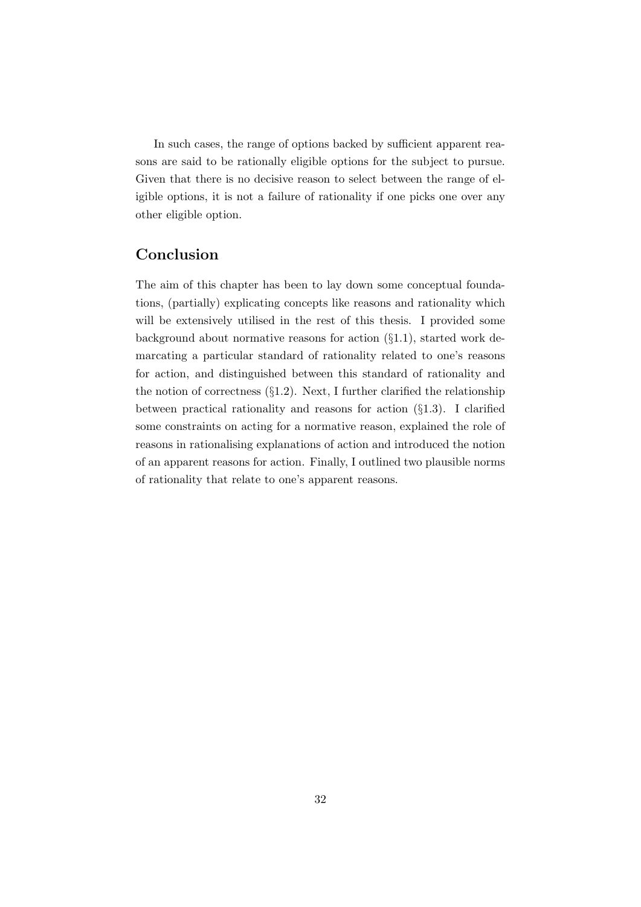In such cases, the range of options backed by sufficient apparent reasons are said to be rationally eligible options for the subject to pursue. Given that there is no decisive reason to select between the range of eligible options, it is not a failure of rationality if one picks one over any other eligible option.

## Conclusion

The aim of this chapter has been to lay down some conceptual foundations, (partially) explicating concepts like reasons and rationality which will be extensively utilised in the rest of this thesis. I provided some background about normative reasons for action (§1.1), started work demarcating a particular standard of rationality related to one's reasons for action, and distinguished between this standard of rationality and the notion of correctness (§1.2). Next, I further clarified the relationship between practical rationality and reasons for action (§1.3). I clarified some constraints on acting for a normative reason, explained the role of reasons in rationalising explanations of action and introduced the notion of an apparent reasons for action. Finally, I outlined two plausible norms of rationality that relate to one's apparent reasons.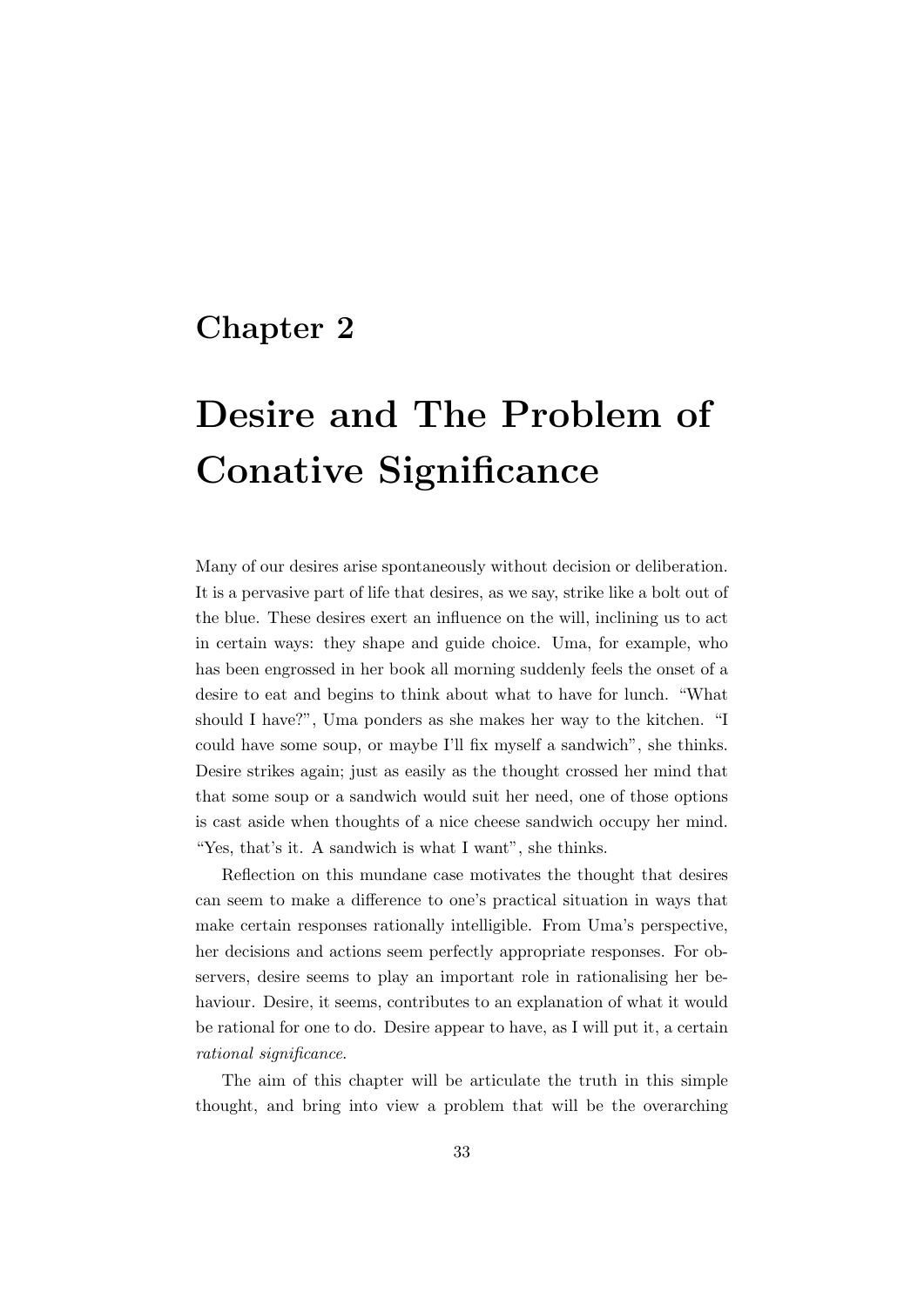# Chapter 2

# Desire and The Problem of Conative Significance

Many of our desires arise spontaneously without decision or deliberation. It is a pervasive part of life that desires, as we say, strike like a bolt out of the blue. These desires exert an influence on the will, inclining us to act in certain ways: they shape and guide choice. Uma, for example, who has been engrossed in her book all morning suddenly feels the onset of a desire to eat and begins to think about what to have for lunch. "What should I have?", Uma ponders as she makes her way to the kitchen. "I could have some soup, or maybe I'll fix myself a sandwich", she thinks. Desire strikes again; just as easily as the thought crossed her mind that that some soup or a sandwich would suit her need, one of those options is cast aside when thoughts of a nice cheese sandwich occupy her mind. "Yes, that's it. A sandwich is what I want", she thinks.

Reflection on this mundane case motivates the thought that desires can seem to make a difference to one's practical situation in ways that make certain responses rationally intelligible. From Uma's perspective, her decisions and actions seem perfectly appropriate responses. For observers, desire seems to play an important role in rationalising her behaviour. Desire, it seems, contributes to an explanation of what it would be rational for one to do. Desire appear to have, as I will put it, a certain *rational significance*.

The aim of this chapter will be articulate the truth in this simple thought, and bring into view a problem that will be the overarching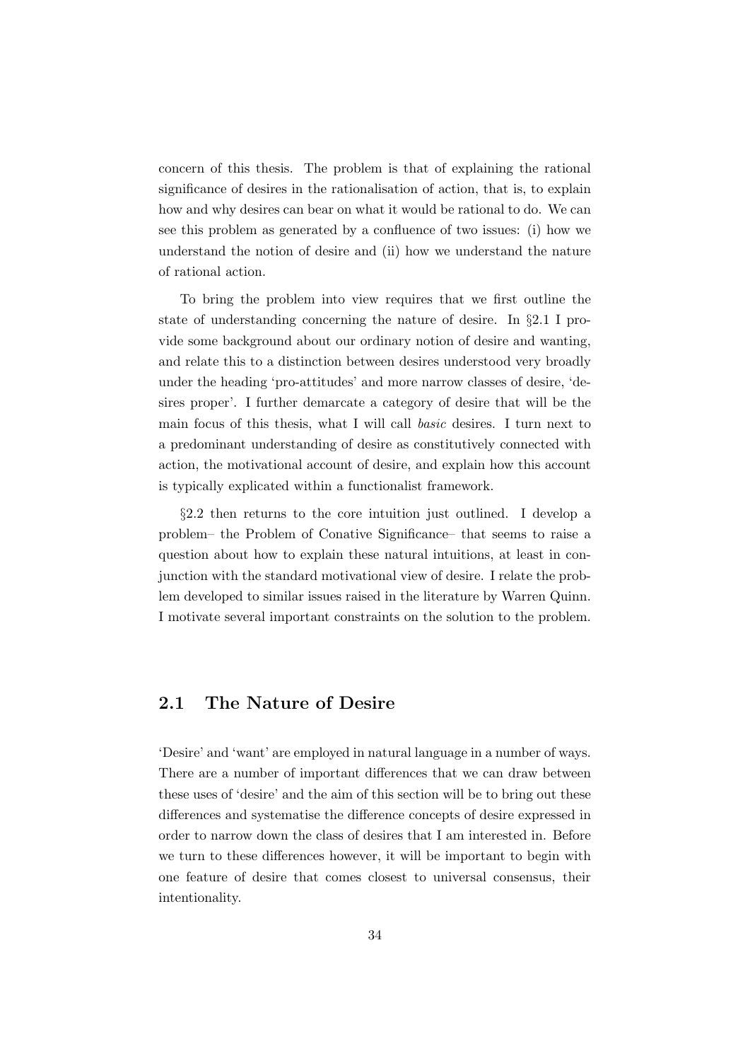concern of this thesis. The problem is that of explaining the rational significance of desires in the rationalisation of action, that is, to explain how and why desires can bear on what it would be rational to do. We can see this problem as generated by a confluence of two issues: (i) how we understand the notion of desire and (ii) how we understand the nature of rational action.

To bring the problem into view requires that we first outline the state of understanding concerning the nature of desire. In §2.1 I provide some background about our ordinary notion of desire and wanting, and relate this to a distinction between desires understood very broadly under the heading 'pro-attitudes' and more narrow classes of desire, 'desires proper'. I further demarcate a category of desire that will be the main focus of this thesis, what I will call *basic* desires. I turn next to a predominant understanding of desire as constitutively connected with action, the motivational account of desire, and explain how this account is typically explicated within a functionalist framework.

§2.2 then returns to the core intuition just outlined. I develop a problem– the Problem of Conative Significance– that seems to raise a question about how to explain these natural intuitions, at least in conjunction with the standard motivational view of desire. I relate the problem developed to similar issues raised in the literature by Warren Quinn. I motivate several important constraints on the solution to the problem.

## 2.1 The Nature of Desire

'Desire' and 'want' are employed in natural language in a number of ways. There are a number of important differences that we can draw between these uses of 'desire' and the aim of this section will be to bring out these differences and systematise the difference concepts of desire expressed in order to narrow down the class of desires that I am interested in. Before we turn to these differences however, it will be important to begin with one feature of desire that comes closest to universal consensus, their intentionality.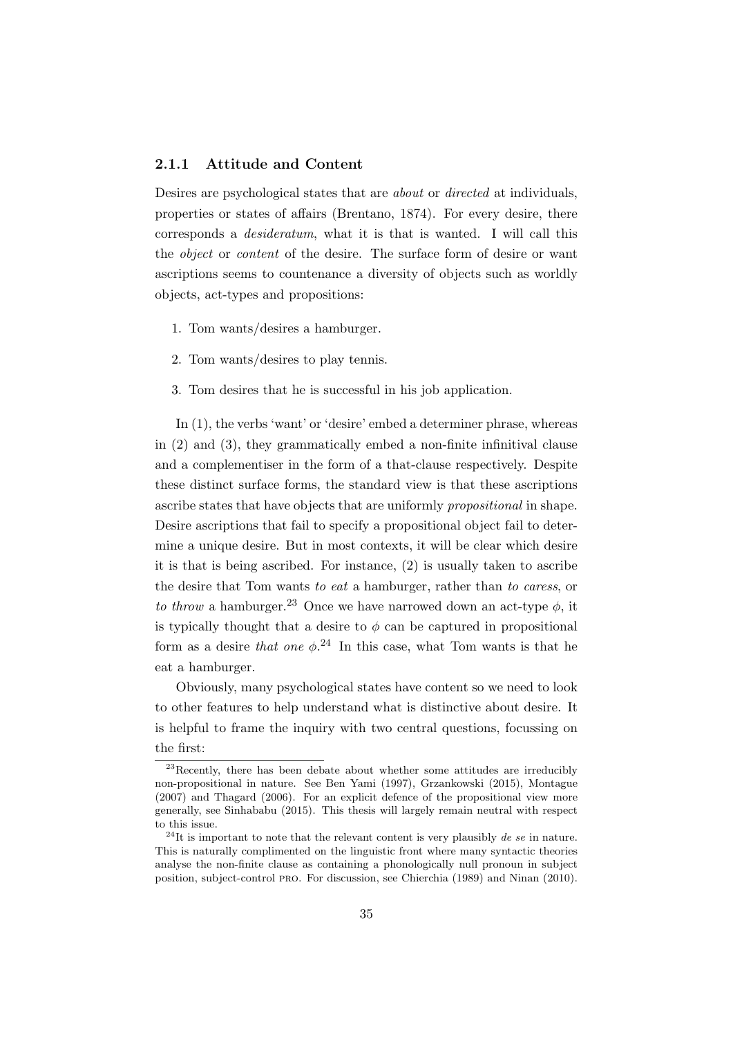### 2.1.1 Attitude and Content

Desires are psychological states that are *about* or *directed* at individuals, properties or states of affairs (Brentano, 1874). For every desire, there corresponds a *desideratum*, what it is that is wanted. I will call this the *object* or *content* of the desire. The surface form of desire or want ascriptions seems to countenance a diversity of objects such as worldly objects, act-types and propositions:

1. Tom wants/desires a hamburger.
2. Tom wants/desires to play tennis.
3. Tom desires that he is successful in his job application.

In (1), the verbs 'want' or 'desire' embed a determiner phrase, whereas in (2) and (3), they grammatically embed a non-finite infinitival clause and a complementiser in the form of a that-clause respectively. Despite these distinct surface forms, the standard view is that these ascriptions ascribe states that have objects that are uniformly *propositional* in shape. Desire ascriptions that fail to specify a propositional object fail to determine a unique desire. But in most contexts, it will be clear which desire it is that is being ascribed. For instance, (2) is usually taken to ascribe the desire that Tom wants *to eat* a hamburger, rather than *to caress*, or *to throw* a hamburger.[23] Once we have narrowed down an act-type $\phi$, it is typically thought that a desire to $\phi$ can be captured in propositional form as a desire *that one* $\phi$.[24] In this case, what Tom wants is that he eat a hamburger.

Obviously, many psychological states have content so we need to look to other features to help understand what is distinctive about desire. It is helpful to frame the inquiry with two central questions, focussing on the first:

[23] Recently, there has been debate about whether some attitudes are irreducibly non-propositional in nature. See Ben Yami (1997), Grzankowski (2015), Montague (2007) and Thagard (2006). For an explicit defence of the propositional view more generally, see Sinhababu (2015). This thesis will largely remain neutral with respect to this issue.

[24] It is important to note that the relevant content is very plausibly *de se* in nature. This is naturally complimented on the linguistic front where many syntactic theories analyse the non-finite clause as containing a phonologically null pronoun in subject position, subject-control PRO. For discussion, see Chierchia (1989) and Ninan (2010).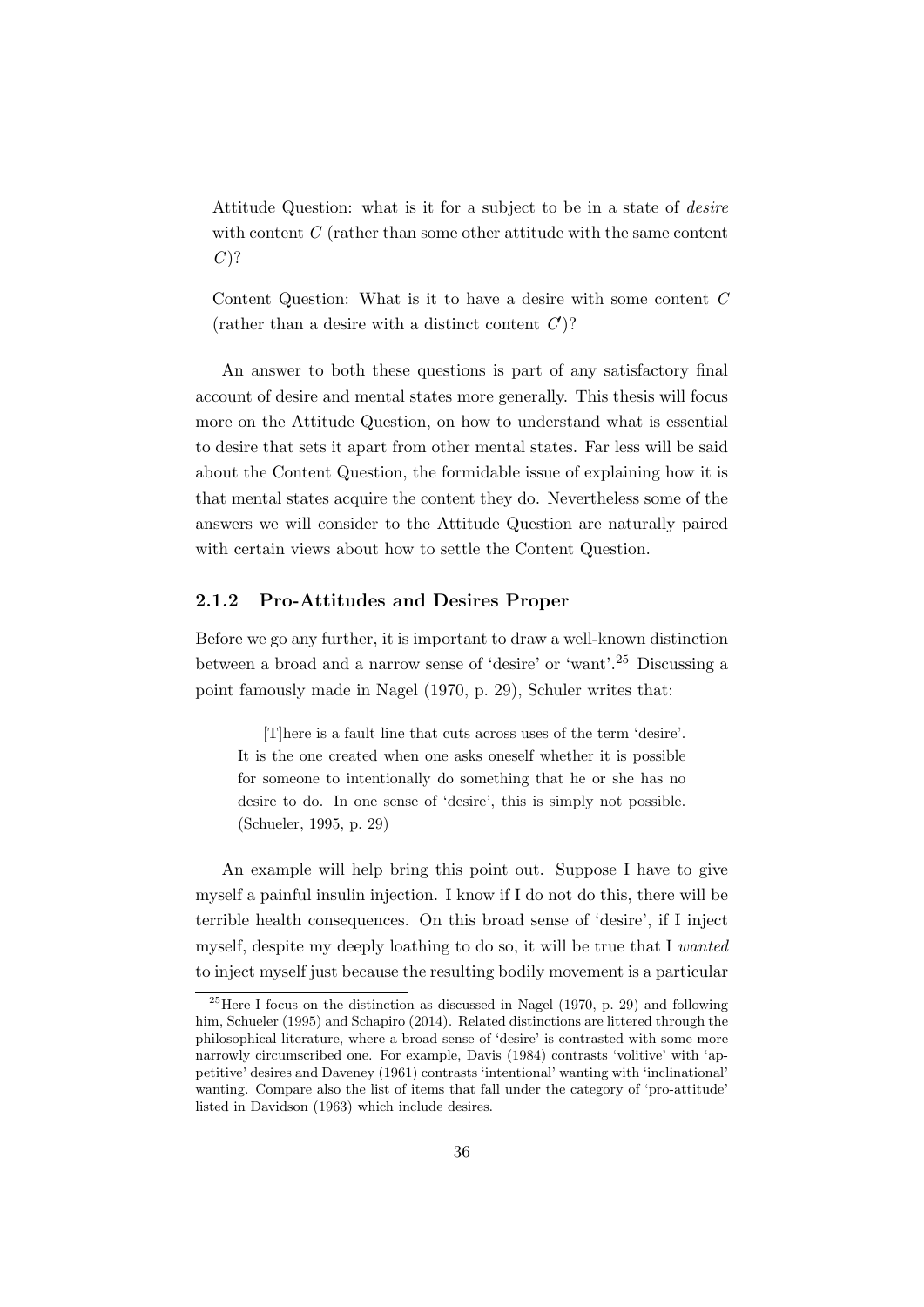Attitude Question: what is it for a subject to be in a state of *desire* with content $C$ (rather than some other attitude with the same content $C$)?

Content Question: What is it to have a desire with some content $C$ (rather than a desire with a distinct content $C'$)?

An answer to both these questions is part of any satisfactory final account of desire and mental states more generally. This thesis will focus more on the Attitude Question, on how to understand what is essential to desire that sets it apart from other mental states. Far less will be said about the Content Question, the formidable issue of explaining how it is that mental states acquire the content they do. Nevertheless some of the answers we will consider to the Attitude Question are naturally paired with certain views about how to settle the Content Question.

### 2.1.2 Pro-Attitudes and Desires Proper

Before we go any further, it is important to draw a well-known distinction between a broad and a narrow sense of 'desire' or 'want'.[25] Discussing a point famously made in Nagel (1970, p. 29), Schuler writes that:

> [T]here is a fault line that cuts across uses of the term 'desire'. It is the one created when one asks oneself whether it is possible for someone to intentionally do something that he or she has no desire to do. In one sense of 'desire', this is simply not possible. (Schueler, 1995, p. 29)

An example will help bring this point out. Suppose I have to give myself a painful insulin injection. I know if I do not do this, there will be terrible health consequences. On this broad sense of 'desire', if I inject myself, despite my deeply loathing to do so, it will be true that I *wanted* to inject myself just because the resulting bodily movement is a particular

[25] Here I focus on the distinction as discussed in Nagel (1970, p. 29) and following him, Schueler (1995) and Schapiro (2014). Related distinctions are littered through the philosophical literature, where a broad sense of 'desire' is contrasted with some more narrowly circumscribed one. For example, Davis (1984) contrasts 'volitive' with 'appetitive' desires and Daveney (1961) contrasts 'intentional' wanting with 'inclinational' wanting. Compare also the list of items that fall under the category of 'pro-attitude' listed in Davidson (1963) which include desires.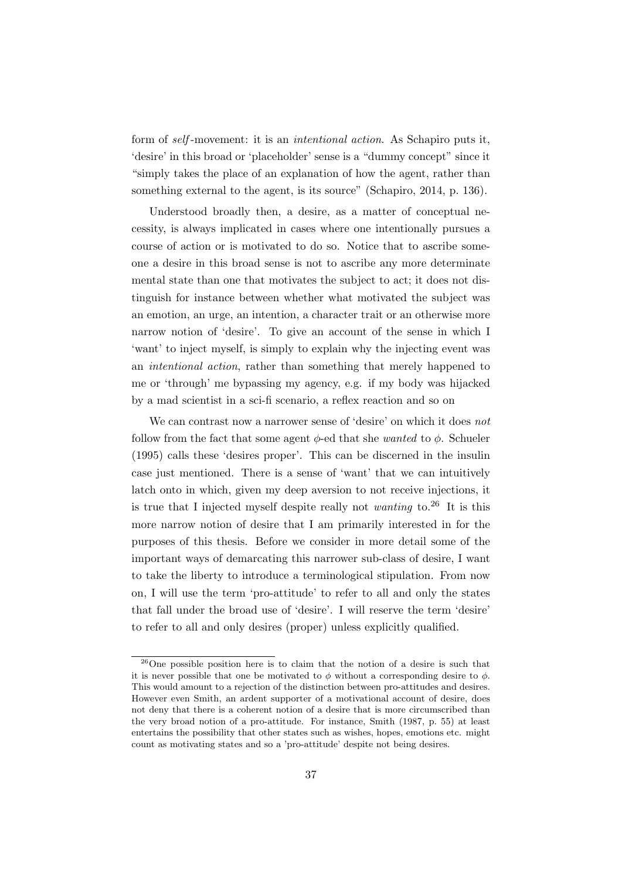form of *self*-movement: it is an *intentional action*. As Schapiro puts it, 'desire' in this broad or 'placeholder' sense is a "dummy concept" since it "simply takes the place of an explanation of how the agent, rather than something external to the agent, is its source" (Schapiro, 2014, p. 136).

Understood broadly then, a desire, as a matter of conceptual necessity, is always implicated in cases where one intentionally pursues a course of action or is motivated to do so. Notice that to ascribe someone a desire in this broad sense is not to ascribe any more determinate mental state than one that motivates the subject to act; it does not distinguish for instance between whether what motivated the subject was an emotion, an urge, an intention, a character trait or an otherwise more narrow notion of 'desire'. To give an account of the sense in which I 'want' to inject myself, is simply to explain why the injecting event was an *intentional action*, rather than something that merely happened to me or 'through' me bypassing my agency, e.g. if my body was hijacked by a mad scientist in a sci-fi scenario, a reflex reaction and so on

We can contrast now a narrower sense of 'desire' on which it does *not* follow from the fact that some agent $\phi$-ed that she *wanted* to $\phi$. Schueler (1995) calls these 'desires proper'. This can be discerned in the insulin case just mentioned. There is a sense of 'want' that we can intuitively latch onto in which, given my deep aversion to not receive injections, it is true that I injected myself despite really not *wanting* to.[26] It is this more narrow notion of desire that I am primarily interested in for the purposes of this thesis. Before we consider in more detail some of the important ways of demarcating this narrower sub-class of desire, I want to take the liberty to introduce a terminological stipulation. From now on, I will use the term 'pro-attitude' to refer to all and only the states that fall under the broad use of 'desire'. I will reserve the term 'desire' to refer to all and only desires (proper) unless explicitly qualified.

---

[26] One possible position here is to claim that the notion of a desire is such that it is never possible that one be motivated to $\phi$ without a corresponding desire to $\phi$. This would amount to a rejection of the distinction between pro-attitudes and desires. However even Smith, an ardent supporter of a motivational account of desire, does not deny that there is a coherent notion of a desire that is more circumscribed than the very broad notion of a pro-attitude. For instance, Smith (1987, p. 55) at least entertains the possibility that other states such as wishes, hopes, emotions etc. might count as motivating states and so a 'pro-attitude' despite not being desires.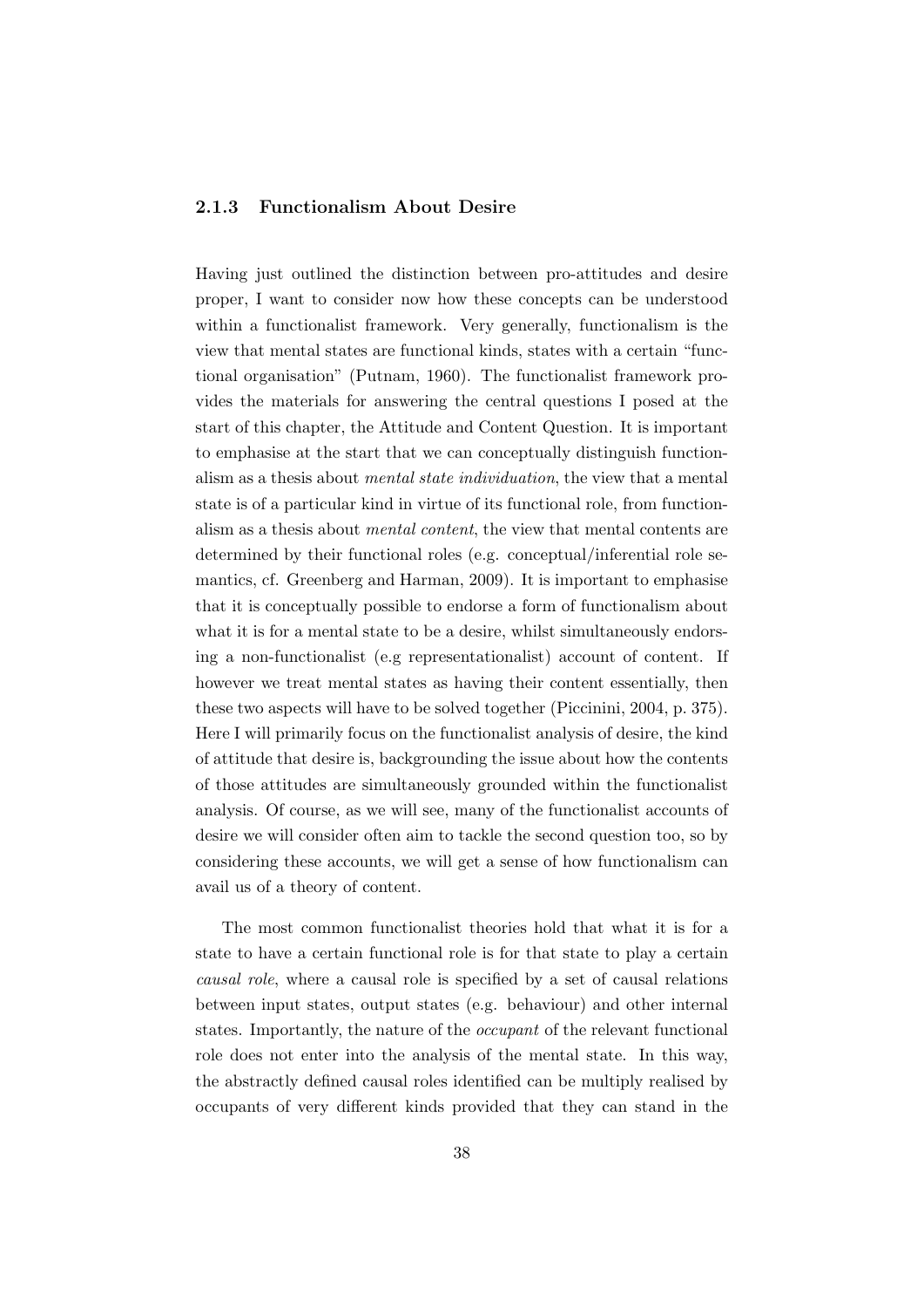### 2.1.3 Functionalism About Desire

Having just outlined the distinction between pro-attitudes and desire proper, I want to consider now how these concepts can be understood within a functionalist framework. Very generally, functionalism is the view that mental states are functional kinds, states with a certain "functional organisation" (Putnam, 1960). The functionalist framework provides the materials for answering the central questions I posed at the start of this chapter, the Attitude and Content Question. It is important to emphasise at the start that we can conceptually distinguish functionalism as a thesis about *mental state individuation*, the view that a mental state is of a particular kind in virtue of its functional role, from functionalism as a thesis about *mental content*, the view that mental contents are determined by their functional roles (e.g. conceptual/inferential role semantics, cf. Greenberg and Harman, 2009). It is important to emphasise that it is conceptually possible to endorse a form of functionalism about what it is for a mental state to be a desire, whilst simultaneously endorsing a non-functionalist (e.g representationalist) account of content. If however we treat mental states as having their content essentially, then these two aspects will have to be solved together (Piccinini, 2004, p. 375). Here I will primarily focus on the functionalist analysis of desire, the kind of attitude that desire is, backgrounding the issue about how the contents of those attitudes are simultaneously grounded within the functionalist analysis. Of course, as we will see, many of the functionalist accounts of desire we will consider often aim to tackle the second question too, so by considering these accounts, we will get a sense of how functionalism can avail us of a theory of content.

The most common functionalist theories hold that what it is for a state to have a certain functional role is for that state to play a certain *causal role*, where a causal role is specified by a set of causal relations between input states, output states (e.g. behaviour) and other internal states. Importantly, the nature of the *occupant* of the relevant functional role does not enter into the analysis of the mental state. In this way, the abstractly defined causal roles identified can be multiply realised by occupants of very different kinds provided that they can stand in the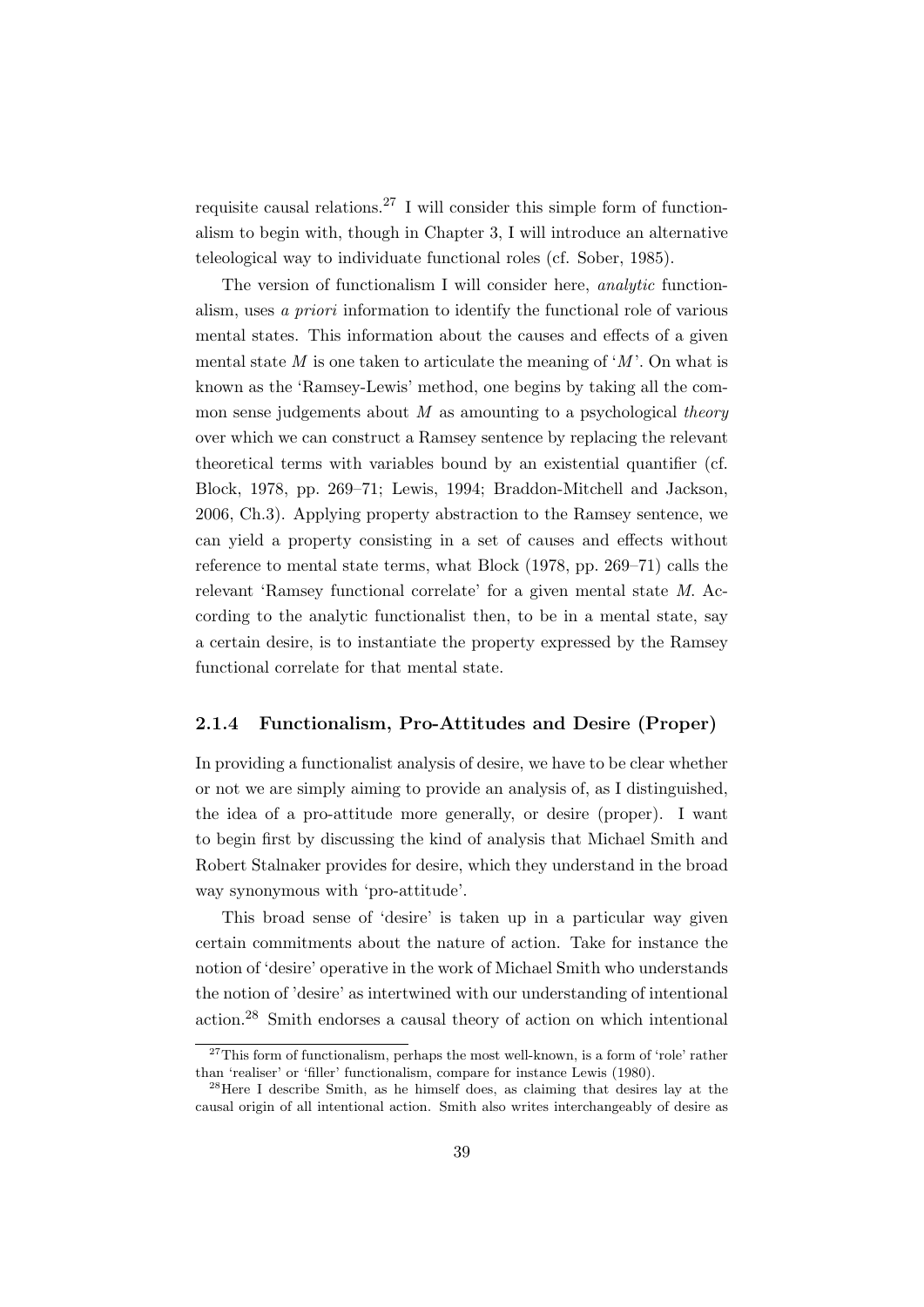requisite causal relations.[27] I will consider this simple form of functionalism to begin with, though in Chapter 3, I will introduce an alternative teleological way to individuate functional roles (cf. Sober, 1985).

The version of functionalism I will consider here, *analytic* functionalism, uses *a priori* information to identify the functional role of various mental states. This information about the causes and effects of a given mental state $M$ is one taken to articulate the meaning of '$M$'. On what is known as the 'Ramsey-Lewis' method, one begins by taking all the common sense judgements about $M$ as amounting to a psychological *theory* over which we can construct a Ramsey sentence by replacing the relevant theoretical terms with variables bound by an existential quantifier (cf. Block, 1978, pp. 269–71; Lewis, 1994; Braddon-Mitchell and Jackson, 2006, Ch.3). Applying property abstraction to the Ramsey sentence, we can yield a property consisting in a set of causes and effects without reference to mental state terms, what Block (1978, pp. 269–71) calls the relevant 'Ramsey functional correlate' for a given mental state *M*. According to the analytic functionalist then, to be in a mental state, say a certain desire, is to instantiate the property expressed by the Ramsey functional correlate for that mental state.

### 2.1.4 Functionalism, Pro-Attitudes and Desire (Proper)

In providing a functionalist analysis of desire, we have to be clear whether or not we are simply aiming to provide an analysis of, as I distinguished, the idea of a pro-attitude more generally, or desire (proper). I want to begin first by discussing the kind of analysis that Michael Smith and Robert Stalnaker provides for desire, which they understand in the broad way synonymous with 'pro-attitude'.

This broad sense of 'desire' is taken up in a particular way given certain commitments about the nature of action. Take for instance the notion of 'desire' operative in the work of Michael Smith who understands the notion of 'desire' as intertwined with our understanding of intentional action.[28] Smith endorses a causal theory of action on which intentional

[27] This form of functionalism, perhaps the most well-known, is a form of 'role' rather than 'realiser' or 'filler' functionalism, compare for instance Lewis (1980).

[28] Here I describe Smith, as he himself does, as claiming that desires lay at the causal origin of all intentional action. Smith also writes interchangeably of desire as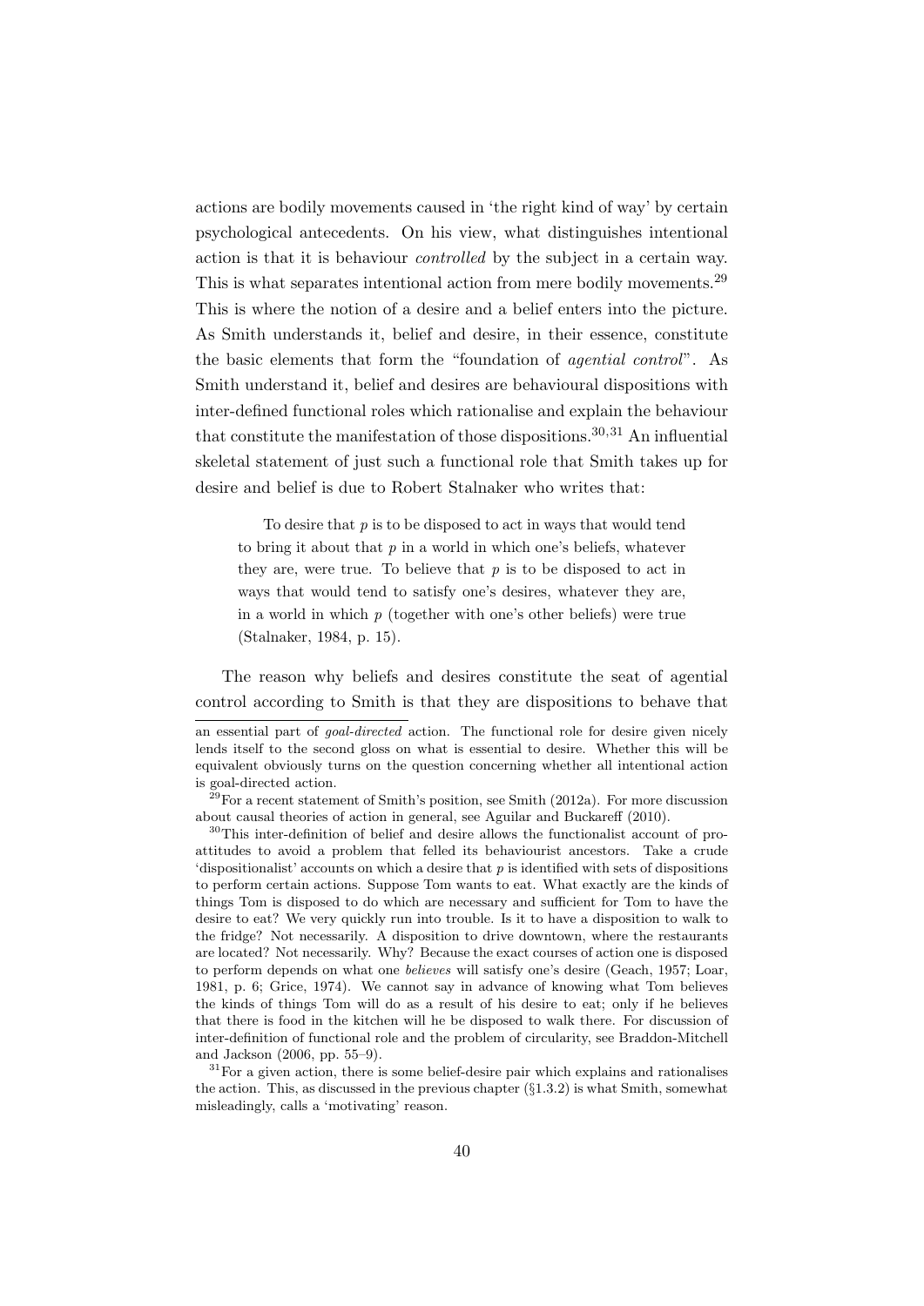actions are bodily movements caused in 'the right kind of way' by certain psychological antecedents. On his view, what distinguishes intentional action is that it is behaviour *controlled* by the subject in a certain way. This is what separates intentional action from mere bodily movements.[29] This is where the notion of a desire and a belief enters into the picture. As Smith understands it, belief and desire, in their essence, constitute the basic elements that form the "foundation of *agential control*". As Smith understand it, belief and desires are behavioural dispositions with inter-defined functional roles which rationalise and explain the behaviour that constitute the manifestation of those dispositions.[30,31] An influential skeletal statement of just such a functional role that Smith takes up for desire and belief is due to Robert Stalnaker who writes that:

> To desire that $p$ is to be disposed to act in ways that would tend to bring it about that $p$ in a world in which one's beliefs, whatever they are, were true. To believe that $p$ is to be disposed to act in ways that would tend to satisfy one's desires, whatever they are, in a world in which $p$ (together with one's other beliefs) were true (Stalnaker, 1984, p. 15).

The reason why beliefs and desires constitute the seat of agential control according to Smith is that they are dispositions to behave that

---

an essential part of *goal-directed* action. The functional role for desire given nicely lends itself to the second gloss on what is essential to desire. Whether this will be equivalent obviously turns on the question concerning whether all intentional action is goal-directed action.

[29] For a recent statement of Smith's position, see Smith (2012a). For more discussion about causal theories of action in general, see Aguilar and Buckareff (2010).

[30] This inter-definition of belief and desire allows the functionalist account of pro-attitudes to avoid a problem that felled its behaviourist ancestors. Take a crude 'dispositionalist' accounts on which a desire that $p$ is identified with sets of dispositions to perform certain actions. Suppose Tom wants to eat. What exactly are the kinds of things Tom is disposed to do which are necessary and sufficient for Tom to have the desire to eat? We very quickly run into trouble. Is it to have a disposition to walk to the fridge? Not necessarily. A disposition to drive downtown, where the restaurants are located? Not necessarily. Why? Because the exact courses of action one is disposed to perform depends on what one *believes* will satisfy one's desire (Geach, 1957; Loar, 1981, p. 6; Grice, 1974). We cannot say in advance of knowing what Tom believes the kinds of things Tom will do as a result of his desire to eat; only if he believes that there is food in the kitchen will he be disposed to walk there. For discussion of inter-definition of functional role and the problem of circularity, see Braddon-Mitchell and Jackson (2006, pp. 55–9).

[31] For a given action, there is some belief-desire pair which explains and rationalises the action. This, as discussed in the previous chapter (§1.3.2) is what Smith, somewhat misleadingly, calls a 'motivating' reason.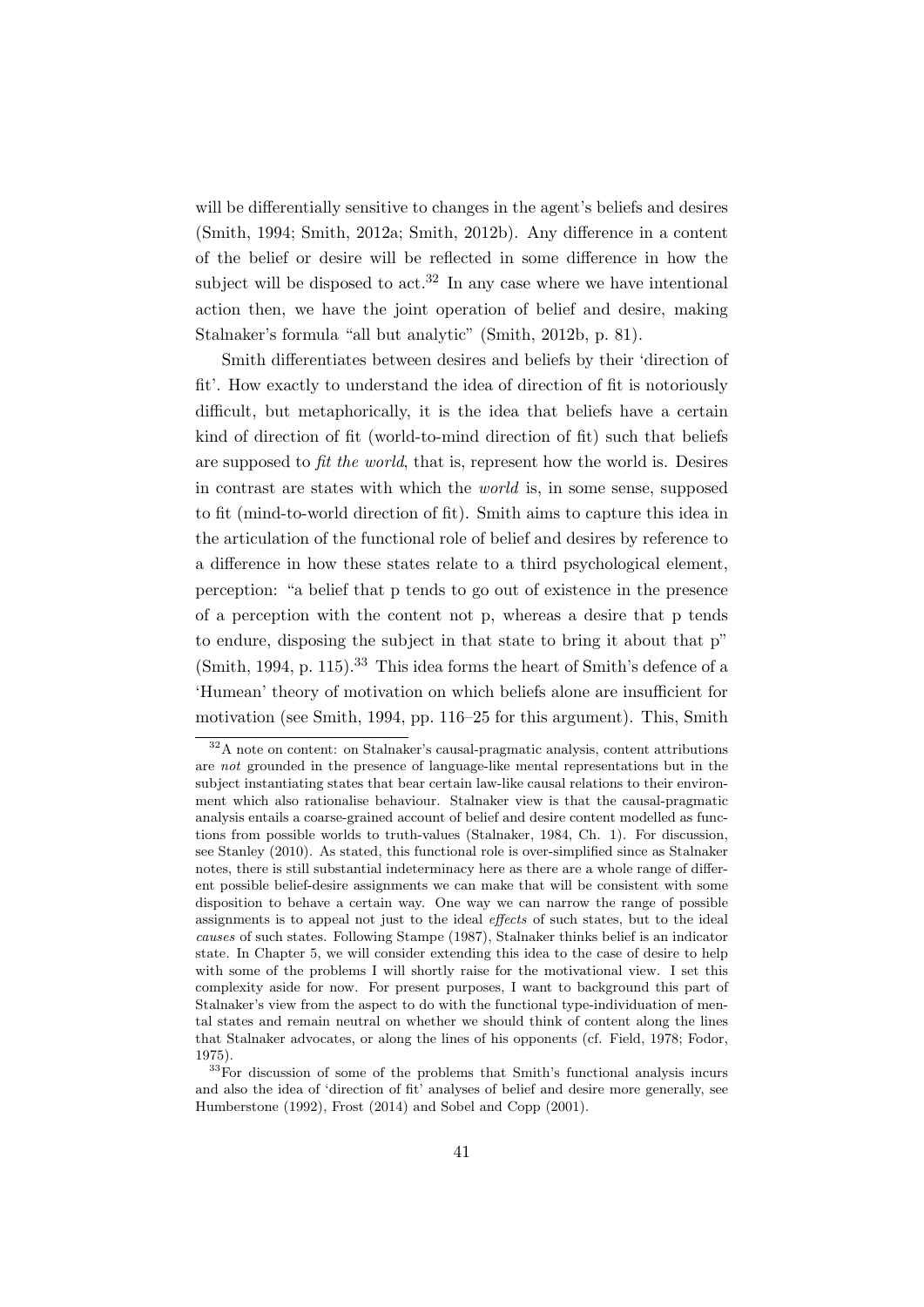will be differentially sensitive to changes in the agent's beliefs and desires (Smith, 1994; Smith, 2012a; Smith, 2012b). Any difference in a content of the belief or desire will be reflected in some difference in how the subject will be disposed to act.[32] In any case where we have intentional action then, we have the joint operation of belief and desire, making Stalnaker's formula "all but analytic" (Smith, 2012b, p. 81).

Smith differentiates between desires and beliefs by their 'direction of fit'. How exactly to understand the idea of direction of fit is notoriously difficult, but metaphorically, it is the idea that beliefs have a certain kind of direction of fit (world-to-mind direction of fit) such that beliefs are supposed to *fit the world*, that is, represent how the world is. Desires in contrast are states with which the *world* is, in some sense, supposed to fit (mind-to-world direction of fit). Smith aims to capture this idea in the articulation of the functional role of belief and desires by reference to a difference in how these states relate to a third psychological element, perception: "a belief that p tends to go out of existence in the presence of a perception with the content not p, whereas a desire that p tends to endure, disposing the subject in that state to bring it about that p" (Smith, 1994, p. 115).[33] This idea forms the heart of Smith's defence of a 'Humean' theory of motivation on which beliefs alone are insufficient for motivation (see Smith, 1994, pp. 116–25 for this argument). This, Smith

---

[32] A note on content: on Stalnaker's causal-pragmatic analysis, content attributions are *not* grounded in the presence of language-like mental representations but in the subject instantiating states that bear certain law-like causal relations to their environment which also rationalise behaviour. Stalnaker view is that the causal-pragmatic analysis entails a coarse-grained account of belief and desire content modelled as functions from possible worlds to truth-values (Stalnaker, 1984, Ch. 1). For discussion, see Stanley (2010). As stated, this functional role is over-simplified since as Stalnaker notes, there is still substantial indeterminacy here as there are a whole range of different possible belief-desire assignments we can make that will be consistent with some disposition to behave a certain way. One way we can narrow the range of possible assignments is to appeal not just to the ideal *effects* of such states, but to the ideal *causes* of such states. Following Stampe (1987), Stalnaker thinks belief is an indicator state. In Chapter 5, we will consider extending this idea to the case of desire to help with some of the problems I will shortly raise for the motivational view. I set this complexity aside for now. For present purposes, I want to background this part of Stalnaker's view from the aspect to do with the functional type-individuation of mental states and remain neutral on whether we should think of content along the lines that Stalnaker advocates, or along the lines of his opponents (cf. Field, 1978; Fodor, 1975).

[33] For discussion of some of the problems that Smith's functional analysis incurs and also the idea of 'direction of fit' analyses of belief and desire more generally, see Humberstone (1992), Frost (2014) and Sobel and Copp (2001).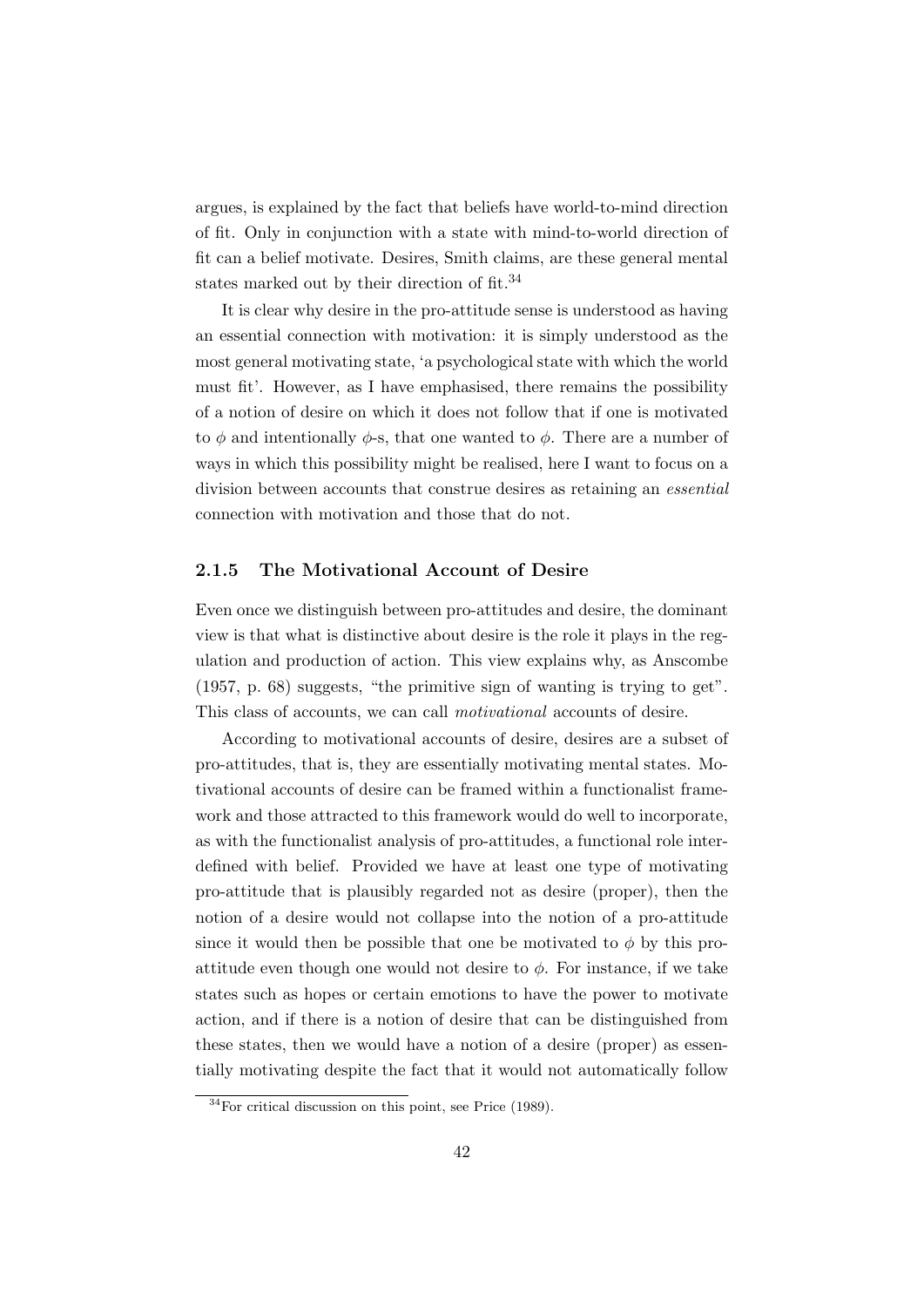argues, is explained by the fact that beliefs have world-to-mind direction of fit. Only in conjunction with a state with mind-to-world direction of fit can a belief motivate. Desires, Smith claims, are these general mental states marked out by their direction of fit.[34]

It is clear why desire in the pro-attitude sense is understood as having an essential connection with motivation: it is simply understood as the most general motivating state, 'a psychological state with which the world must fit'. However, as I have emphasised, there remains the possibility of a notion of desire on which it does not follow that if one is motivated to $\phi$ and intentionally $\phi$-s, that one wanted to $\phi$. There are a number of ways in which this possibility might be realised, here I want to focus on a division between accounts that construe desires as retaining an *essential* connection with motivation and those that do not.

### 2.1.5 The Motivational Account of Desire

Even once we distinguish between pro-attitudes and desire, the dominant view is that what is distinctive about desire is the role it plays in the regulation and production of action. This view explains why, as Anscombe (1957, p. 68) suggests, "the primitive sign of wanting is trying to get". This class of accounts, we can call *motivational* accounts of desire.

According to motivational accounts of desire, desires are a subset of pro-attitudes, that is, they are essentially motivating mental states. Motivational accounts of desire can be framed within a functionalist framework and those attracted to this framework would do well to incorporate, as with the functionalist analysis of pro-attitudes, a functional role interdefined with belief. Provided we have at least one type of motivating pro-attitude that is plausibly regarded not as desire (proper), then the notion of a desire would not collapse into the notion of a pro-attitude since it would then be possible that one be motivated to $\phi$ by this pro-attitude even though one would not desire to $\phi$. For instance, if we take states such as hopes or certain emotions to have the power to motivate action, and if there is a notion of desire that can be distinguished from these states, then we would have a notion of a desire (proper) as essentially motivating despite the fact that it would not automatically follow

[34] For critical discussion on this point, see Price (1989).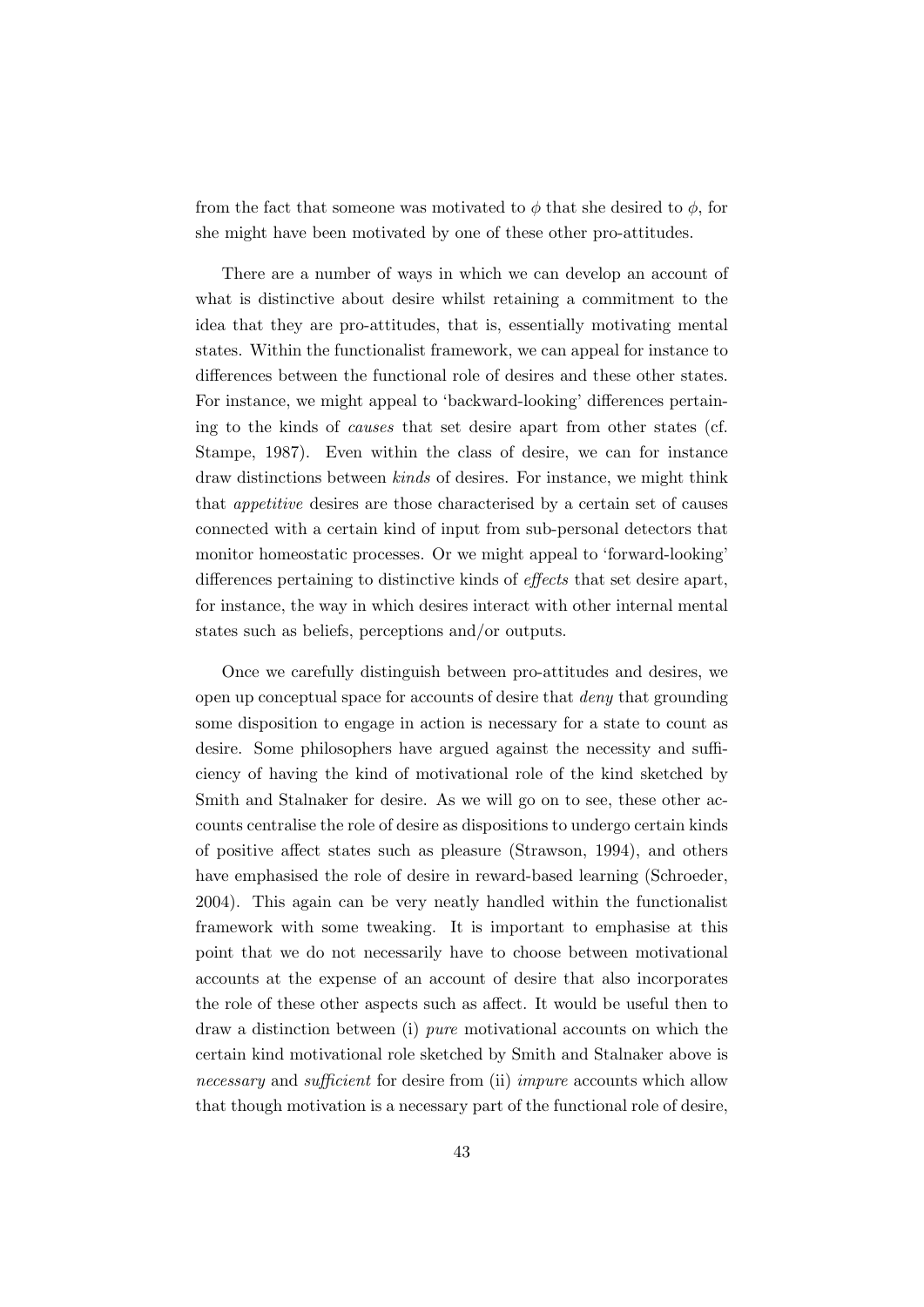from the fact that someone was motivated to $\phi$ that she desired to $\phi$, for she might have been motivated by one of these other pro-attitudes.

There are a number of ways in which we can develop an account of what is distinctive about desire whilst retaining a commitment to the idea that they are pro-attitudes, that is, essentially motivating mental states. Within the functionalist framework, we can appeal for instance to differences between the functional role of desires and these other states. For instance, we might appeal to 'backward-looking' differences pertaining to the kinds of *causes* that set desire apart from other states (cf. Stampe, 1987). Even within the class of desire, we can for instance draw distinctions between *kinds* of desires. For instance, we might think that *appetitive* desires are those characterised by a certain set of causes connected with a certain kind of input from sub-personal detectors that monitor homeostatic processes. Or we might appeal to 'forward-looking' differences pertaining to distinctive kinds of *effects* that set desire apart, for instance, the way in which desires interact with other internal mental states such as beliefs, perceptions and/or outputs.

Once we carefully distinguish between pro-attitudes and desires, we open up conceptual space for accounts of desire that *deny* that grounding some disposition to engage in action is necessary for a state to count as desire. Some philosophers have argued against the necessity and sufficiency of having the kind of motivational role of the kind sketched by Smith and Stalnaker for desire. As we will go on to see, these other accounts centralise the role of desire as dispositions to undergo certain kinds of positive affect states such as pleasure (Strawson, 1994), and others have emphasised the role of desire in reward-based learning (Schroeder, 2004). This again can be very neatly handled within the functionalist framework with some tweaking. It is important to emphasise at this point that we do not necessarily have to choose between motivational accounts at the expense of an account of desire that also incorporates the role of these other aspects such as affect. It would be useful then to draw a distinction between (i) *pure* motivational accounts on which the certain kind motivational role sketched by Smith and Stalnaker above is *necessary* and *sufficient* for desire from (ii) *impure* accounts which allow that though motivation is a necessary part of the functional role of desire,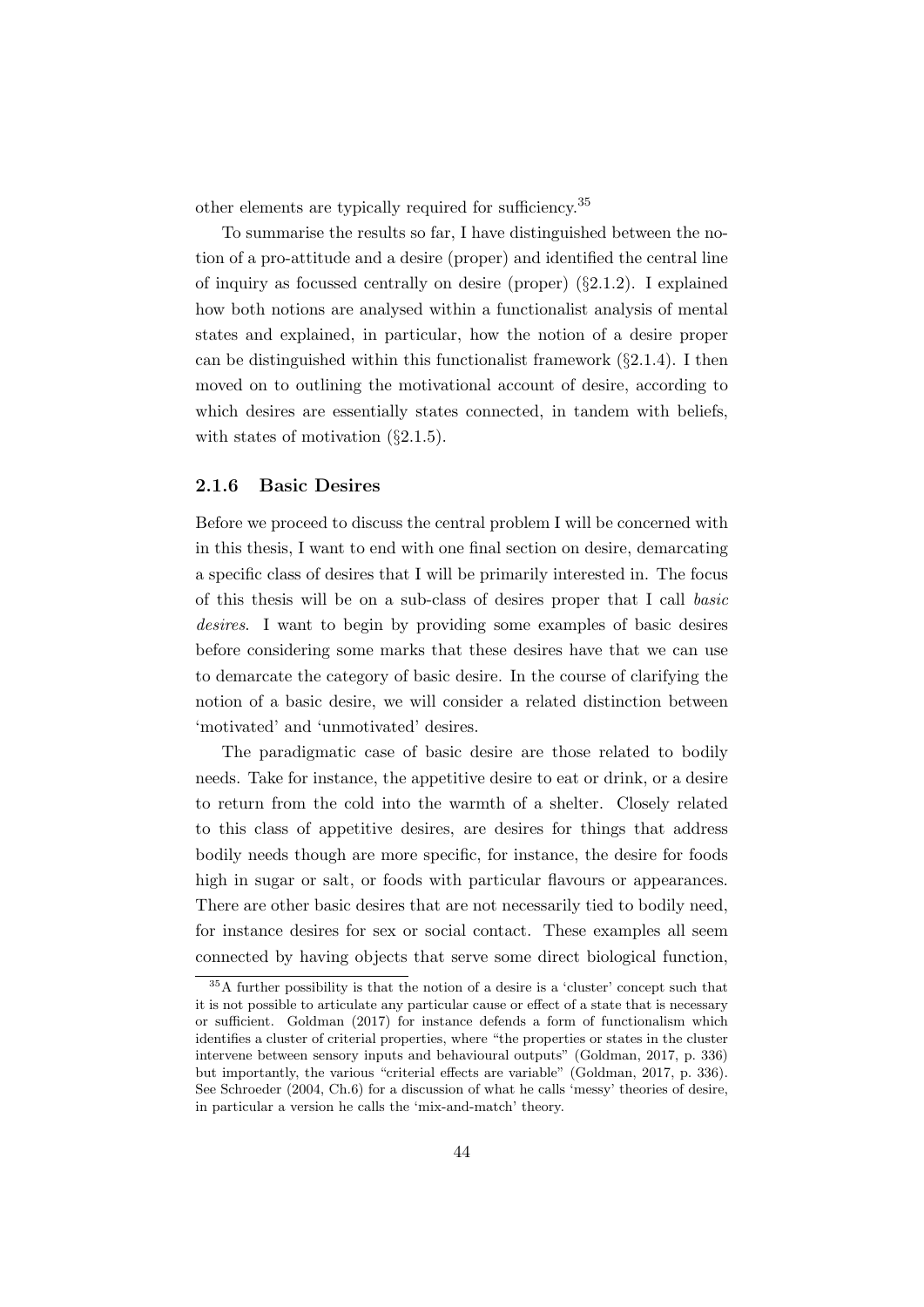other elements are typically required for sufficiency.[35]

To summarise the results so far, I have distinguished between the notion of a pro-attitude and a desire (proper) and identified the central line of inquiry as focussed centrally on desire (proper) (§2.1.2). I explained how both notions are analysed within a functionalist analysis of mental states and explained, in particular, how the notion of a desire proper can be distinguished within this functionalist framework (§2.1.4). I then moved on to outlining the motivational account of desire, according to which desires are essentially states connected, in tandem with beliefs, with states of motivation (§2.1.5).

### 2.1.6 Basic Desires

Before we proceed to discuss the central problem I will be concerned with in this thesis, I want to end with one final section on desire, demarcating a specific class of desires that I will be primarily interested in. The focus of this thesis will be on a sub-class of desires proper that I call *basic desires*. I want to begin by providing some examples of basic desires before considering some marks that these desires have that we can use to demarcate the category of basic desire. In the course of clarifying the notion of a basic desire, we will consider a related distinction between 'motivated' and 'unmotivated' desires.

The paradigmatic case of basic desire are those related to bodily needs. Take for instance, the appetitive desire to eat or drink, or a desire to return from the cold into the warmth of a shelter. Closely related to this class of appetitive desires, are desires for things that address bodily needs though are more specific, for instance, the desire for foods high in sugar or salt, or foods with particular flavours or appearances. There are other basic desires that are not necessarily tied to bodily need, for instance desires for sex or social contact. These examples all seem connected by having objects that serve some direct biological function,

[35] A further possibility is that the notion of a desire is a 'cluster' concept such that it is not possible to articulate any particular cause or effect of a state that is necessary or sufficient. Goldman (2017) for instance defends a form of functionalism which identifies a cluster of criterial properties, where "the properties or states in the cluster intervene between sensory inputs and behavioural outputs" (Goldman, 2017, p. 336) but importantly, the various "criterial effects are variable" (Goldman, 2017, p. 336). See Schroeder (2004, Ch.6) for a discussion of what he calls 'messy' theories of desire, in particular a version he calls the 'mix-and-match' theory.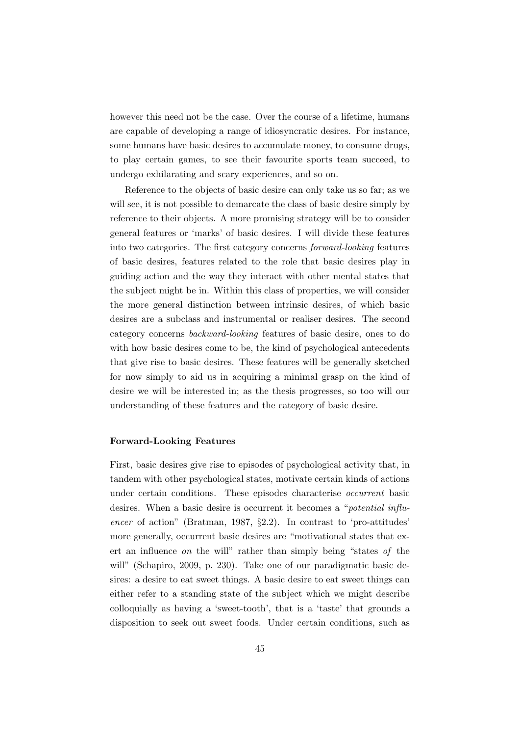however this need not be the case. Over the course of a lifetime, humans are capable of developing a range of idiosyncratic desires. For instance, some humans have basic desires to accumulate money, to consume drugs, to play certain games, to see their favourite sports team succeed, to undergo exhilarating and scary experiences, and so on.

Reference to the objects of basic desire can only take us so far; as we will see, it is not possible to demarcate the class of basic desire simply by reference to their objects. A more promising strategy will be to consider general features or 'marks' of basic desires. I will divide these features into two categories. The first category concerns *forward-looking* features of basic desires, features related to the role that basic desires play in guiding action and the way they interact with other mental states that the subject might be in. Within this class of properties, we will consider the more general distinction between intrinsic desires, of which basic desires are a subclass and instrumental or realiser desires. The second category concerns *backward-looking* features of basic desire, ones to do with how basic desires come to be, the kind of psychological antecedents that give rise to basic desires. These features will be generally sketched for now simply to aid us in acquiring a minimal grasp on the kind of desire we will be interested in; as the thesis progresses, so too will our understanding of these features and the category of basic desire.

### Forward-Looking Features

First, basic desires give rise to episodes of psychological activity that, in tandem with other psychological states, motivate certain kinds of actions under certain conditions. These episodes characterise *occurrent* basic desires. When a basic desire is occurrent it becomes a "*potential influencer* of action" (Bratman, 1987, §2.2). In contrast to 'pro-attitudes' more generally, occurrent basic desires are "motivational states that exert an influence *on* the will" rather than simply being "states *of* the will" (Schapiro, 2009, p. 230). Take one of our paradigmatic basic desires: a desire to eat sweet things. A basic desire to eat sweet things can either refer to a standing state of the subject which we might describe colloquially as having a 'sweet-tooth', that is a 'taste' that grounds a disposition to seek out sweet foods. Under certain conditions, such as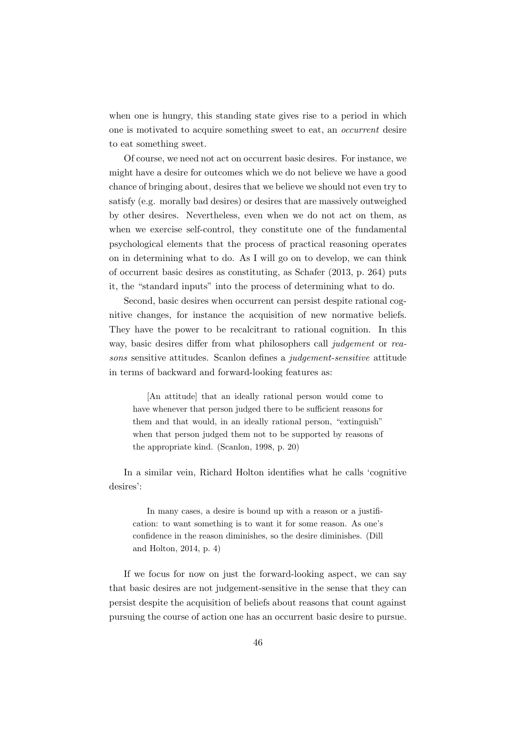when one is hungry, this standing state gives rise to a period in which one is motivated to acquire something sweet to eat, an *occurrent* desire to eat something sweet.

Of course, we need not act on occurrent basic desires. For instance, we might have a desire for outcomes which we do not believe we have a good chance of bringing about, desires that we believe we should not even try to satisfy (e.g. morally bad desires) or desires that are massively outweighed by other desires. Nevertheless, even when we do not act on them, as when we exercise self-control, they constitute one of the fundamental psychological elements that the process of practical reasoning operates on in determining what to do. As I will go on to develop, we can think of occurrent basic desires as constituting, as Schafer (2013, p. 264) puts it, the "standard inputs" into the process of determining what to do.

Second, basic desires when occurrent can persist despite rational cognitive changes, for instance the acquisition of new normative beliefs. They have the power to be recalcitrant to rational cognition. In this way, basic desires differ from what philosophers call *judgement* or *reasons* sensitive attitudes. Scanlon defines a *judgement-sensitive* attitude in terms of backward and forward-looking features as:

> [An attitude] that an ideally rational person would come to have whenever that person judged there to be sufficient reasons for them and that would, in an ideally rational person, "extinguish" when that person judged them not to be supported by reasons of the appropriate kind. (Scanlon, 1998, p. 20)

In a similar vein, Richard Holton identifies what he calls 'cognitive desires':

> In many cases, a desire is bound up with a reason or a justification: to want something is to want it for some reason. As one's confidence in the reason diminishes, so the desire diminishes. (Dill and Holton, 2014, p. 4)

If we focus for now on just the forward-looking aspect, we can say that basic desires are not judgement-sensitive in the sense that they can persist despite the acquisition of beliefs about reasons that count against pursuing the course of action one has an occurrent basic desire to pursue.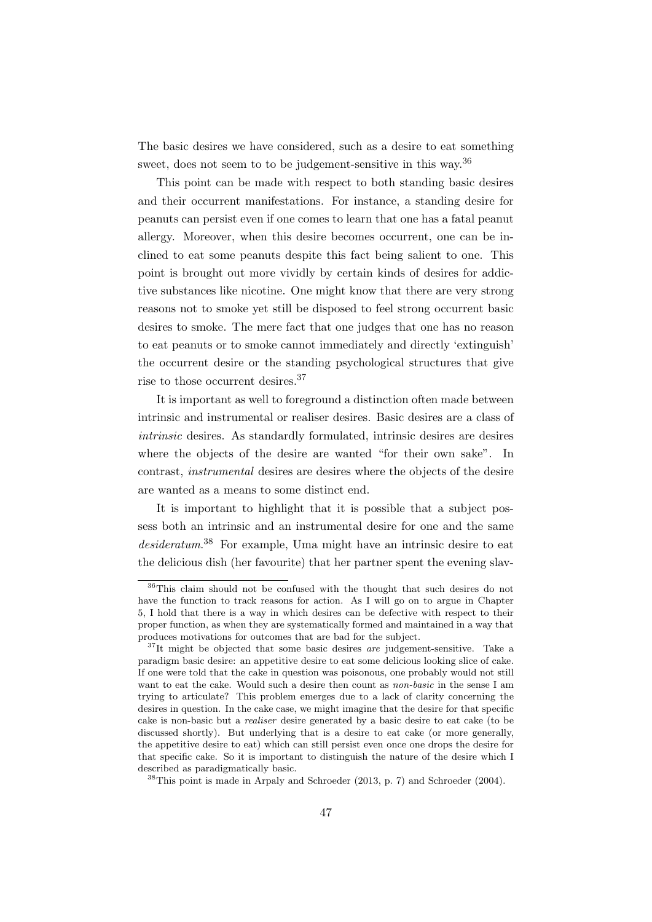The basic desires we have considered, such as a desire to eat something sweet, does not seem to to be judgement-sensitive in this way.[36]

This point can be made with respect to both standing basic desires and their occurrent manifestations. For instance, a standing desire for peanuts can persist even if one comes to learn that one has a fatal peanut allergy. Moreover, when this desire becomes occurrent, one can be inclined to eat some peanuts despite this fact being salient to one. This point is brought out more vividly by certain kinds of desires for addictive substances like nicotine. One might know that there are very strong reasons not to smoke yet still be disposed to feel strong occurrent basic desires to smoke. The mere fact that one judges that one has no reason to eat peanuts or to smoke cannot immediately and directly 'extinguish' the occurrent desire or the standing psychological structures that give rise to those occurrent desires.[37]

It is important as well to foreground a distinction often made between intrinsic and instrumental or realiser desires. Basic desires are a class of *intrinsic* desires. As standardly formulated, intrinsic desires are desires where the objects of the desire are wanted "for their own sake". In contrast, *instrumental* desires are desires where the objects of the desire are wanted as a means to some distinct end.

It is important to highlight that it is possible that a subject possess both an intrinsic and an instrumental desire for one and the same *desideratum*.[38] For example, Uma might have an intrinsic desire to eat the delicious dish (her favourite) that her partner spent the evening slav-

[36] This claim should not be confused with the thought that such desires do not have the function to track reasons for action. As I will go on to argue in Chapter 5, I hold that there is a way in which desires can be defective with respect to their proper function, as when they are systematically formed and maintained in a way that produces motivations for outcomes that are bad for the subject.

[37] It might be objected that some basic desires *are* judgement-sensitive. Take a paradigm basic desire: an appetitive desire to eat some delicious looking slice of cake. If one were told that the cake in question was poisonous, one probably would not still want to eat the cake. Would such a desire then count as *non-basic* in the sense I am trying to articulate? This problem emerges due to a lack of clarity concerning the desires in question. In the cake case, we might imagine that the desire for that specific cake is non-basic but a *realiser* desire generated by a basic desire to eat cake (to be discussed shortly). But underlying that is a desire to eat cake (or more generally, the appetitive desire to eat) which can still persist even once one drops the desire for that specific cake. So it is important to distinguish the nature of the desire which I described as paradigmatically basic.

[38] This point is made in Arpaly and Schroeder (2013, p. 7) and Schroeder (2004).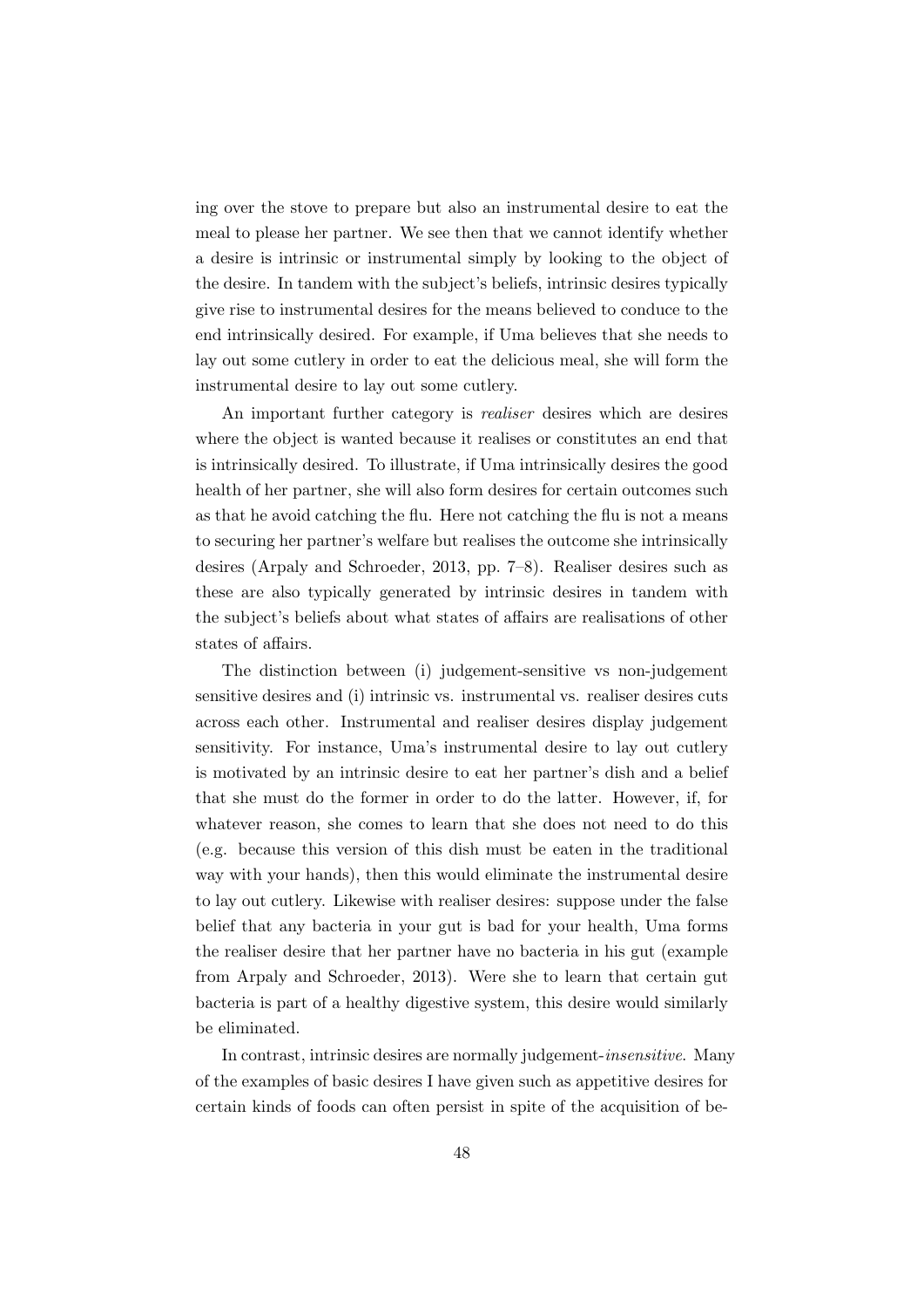ing over the stove to prepare but also an instrumental desire to eat the meal to please her partner. We see then that we cannot identify whether a desire is intrinsic or instrumental simply by looking to the object of the desire. In tandem with the subject's beliefs, intrinsic desires typically give rise to instrumental desires for the means believed to conduce to the end intrinsically desired. For example, if Uma believes that she needs to lay out some cutlery in order to eat the delicious meal, she will form the instrumental desire to lay out some cutlery.

An important further category is *realiser* desires which are desires where the object is wanted because it realises or constitutes an end that is intrinsically desired. To illustrate, if Uma intrinsically desires the good health of her partner, she will also form desires for certain outcomes such as that he avoid catching the flu. Here not catching the flu is not a means to securing her partner's welfare but realises the outcome she intrinsically desires (Arpaly and Schroeder, 2013, pp. 7–8). Realiser desires such as these are also typically generated by intrinsic desires in tandem with the subject's beliefs about what states of affairs are realisations of other states of affairs.

The distinction between (i) judgement-sensitive vs non-judgement sensitive desires and (i) intrinsic vs. instrumental vs. realiser desires cuts across each other. Instrumental and realiser desires display judgement sensitivity. For instance, Uma's instrumental desire to lay out cutlery is motivated by an intrinsic desire to eat her partner's dish and a belief that she must do the former in order to do the latter. However, if, for whatever reason, she comes to learn that she does not need to do this (e.g. because this version of this dish must be eaten in the traditional way with your hands), then this would eliminate the instrumental desire to lay out cutlery. Likewise with realiser desires: suppose under the false belief that any bacteria in your gut is bad for your health, Uma forms the realiser desire that her partner have no bacteria in his gut (example from Arpaly and Schroeder, 2013). Were she to learn that certain gut bacteria is part of a healthy digestive system, this desire would similarly be eliminated.

In contrast, intrinsic desires are normally judgement-*insensitive*. Many of the examples of basic desires I have given such as appetitive desires for certain kinds of foods can often persist in spite of the acquisition of be-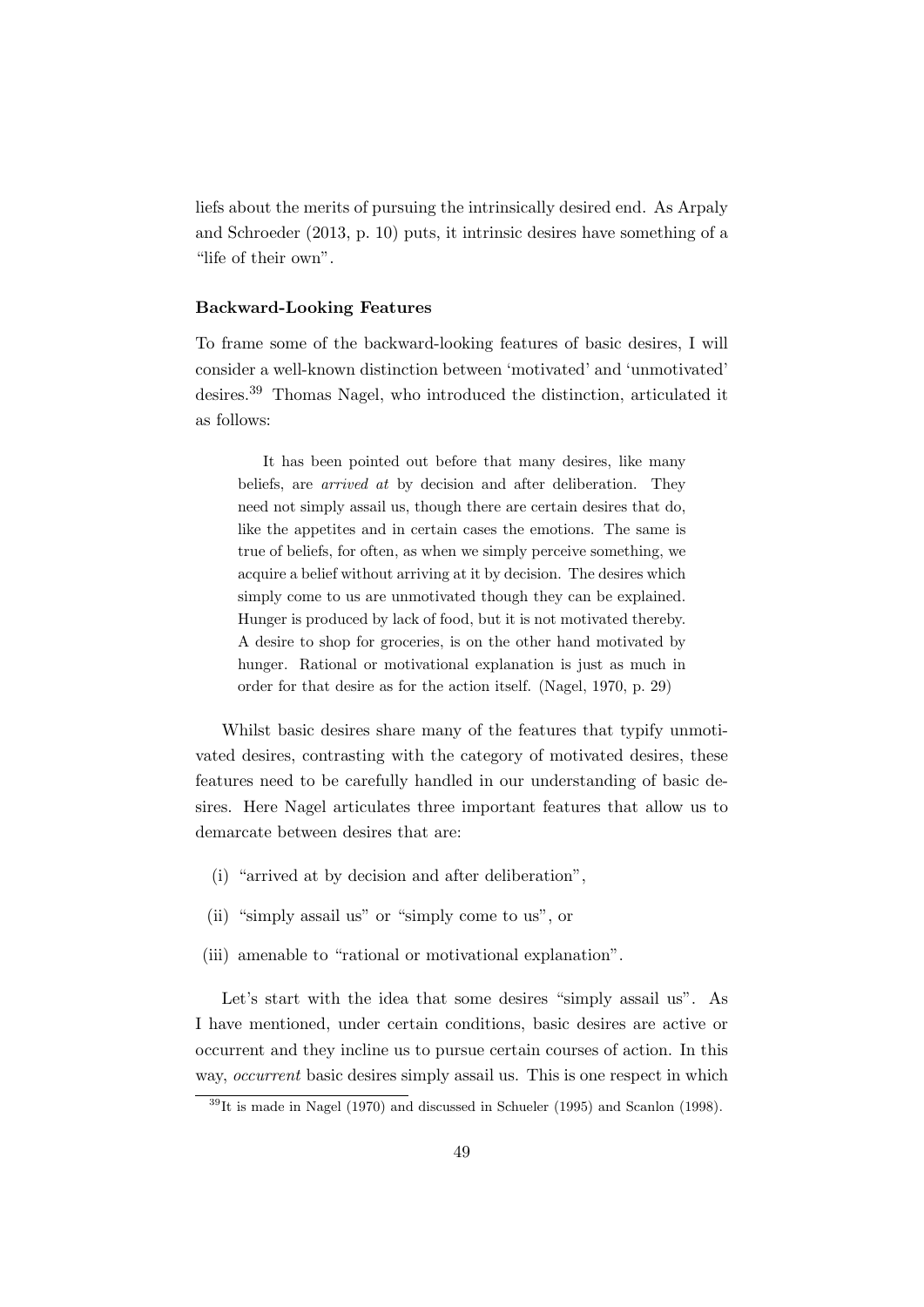liefs about the merits of pursuing the intrinsically desired end. As Arpaly and Schroeder (2013, p. 10) puts, it intrinsic desires have something of a "life of their own".

### Backward-Looking Features

To frame some of the backward-looking features of basic desires, I will consider a well-known distinction between 'motivated' and 'unmotivated' desires.[39] Thomas Nagel, who introduced the distinction, articulated it as follows:

> It has been pointed out before that many desires, like many beliefs, are *arrived at* by decision and after deliberation. They need not simply assail us, though there are certain desires that do, like the appetites and in certain cases the emotions. The same is true of beliefs, for often, as when we simply perceive something, we acquire a belief without arriving at it by decision. The desires which simply come to us are unmotivated though they can be explained. Hunger is produced by lack of food, but it is not motivated thereby. A desire to shop for groceries, is on the other hand motivated by hunger. Rational or motivational explanation is just as much in order for that desire as for the action itself. (Nagel, 1970, p. 29)

Whilst basic desires share many of the features that typify unmotivated desires, contrasting with the category of motivated desires, these features need to be carefully handled in our understanding of basic desires. Here Nagel articulates three important features that allow us to demarcate between desires that are:

(i) "arrived at by decision and after deliberation",

(ii) "simply assail us" or "simply come to us", or

(iii) amenable to "rational or motivational explanation".

Let's start with the idea that some desires "simply assail us". As I have mentioned, under certain conditions, basic desires are active or occurrent and they incline us to pursue certain courses of action. In this way, *occurrent* basic desires simply assail us. This is one respect in which

[39] It is made in Nagel (1970) and discussed in Schueler (1995) and Scanlon (1998).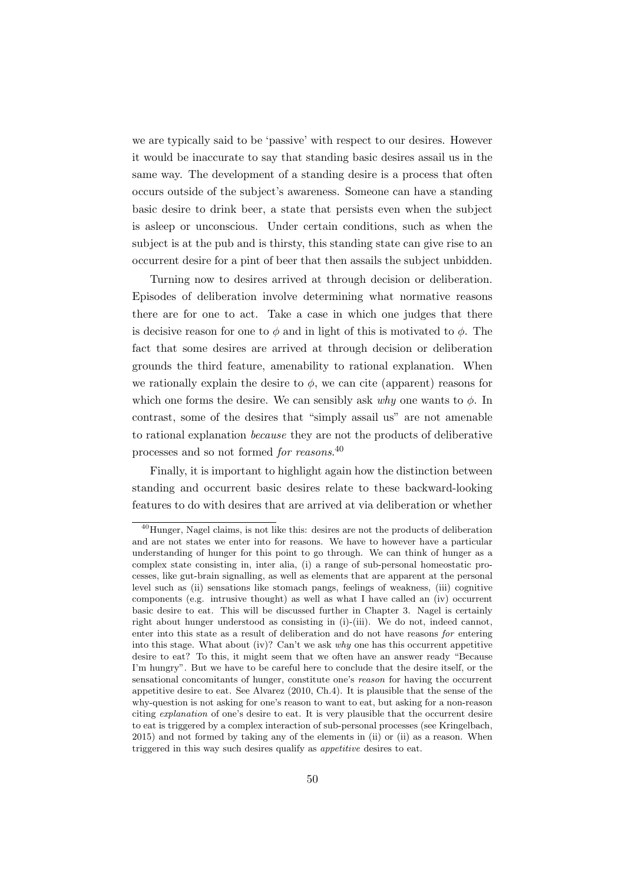we are typically said to be 'passive' with respect to our desires. However it would be inaccurate to say that standing basic desires assail us in the same way. The development of a standing desire is a process that often occurs outside of the subject's awareness. Someone can have a standing basic desire to drink beer, a state that persists even when the subject is asleep or unconscious. Under certain conditions, such as when the subject is at the pub and is thirsty, this standing state can give rise to an occurrent desire for a pint of beer that then assails the subject unbidden.

Turning now to desires arrived at through decision or deliberation. Episodes of deliberation involve determining what normative reasons there are for one to act. Take a case in which one judges that there is decisive reason for one to $\phi$ and in light of this is motivated to $\phi$. The fact that some desires are arrived at through decision or deliberation grounds the third feature, amenability to rational explanation. When we rationally explain the desire to $\phi$, we can cite (apparent) reasons for which one forms the desire. We can sensibly ask *why* one wants to $\phi$. In contrast, some of the desires that "simply assail us" are not amenable to rational explanation *because* they are not the products of deliberative processes and so not formed *for reasons*.[40]

Finally, it is important to highlight again how the distinction between standing and occurrent basic desires relate to these backward-looking features to do with desires that are arrived at via deliberation or whether

[40] Hunger, Nagel claims, is not like this: desires are not the products of deliberation and are not states we enter into for reasons. We have to however have a particular understanding of hunger for this point to go through. We can think of hunger as a complex state consisting in, inter alia, (i) a range of sub-personal homeostatic processes, like gut-brain signalling, as well as elements that are apparent at the personal level such as (ii) sensations like stomach pangs, feelings of weakness, (iii) cognitive components (e.g. intrusive thought) as well as what I have called an (iv) occurrent basic desire to eat. This will be discussed further in Chapter 3. Nagel is certainly right about hunger understood as consisting in (i)-(iii). We do not, indeed cannot, enter into this state as a result of deliberation and do not have reasons *for* entering into this stage. What about (iv)? Can't we ask *why* one has this occurrent appetitive desire to eat? To this, it might seem that we often have an answer ready "Because I'm hungry". But we have to be careful here to conclude that the desire itself, or the sensational concomitants of hunger, constitute one's *reason* for having the occurrent appetitive desire to eat. See Alvarez (2010, Ch.4). It is plausible that the sense of the why-question is not asking for one's reason to want to eat, but asking for a non-reason citing *explanation* of one's desire to eat. It is very plausible that the occurrent desire to eat is triggered by a complex interaction of sub-personal processes (see Kringelbach, 2015) and not formed by taking any of the elements in (ii) or (ii) as a reason. When triggered in this way such desires qualify as *appetitive* desires to eat.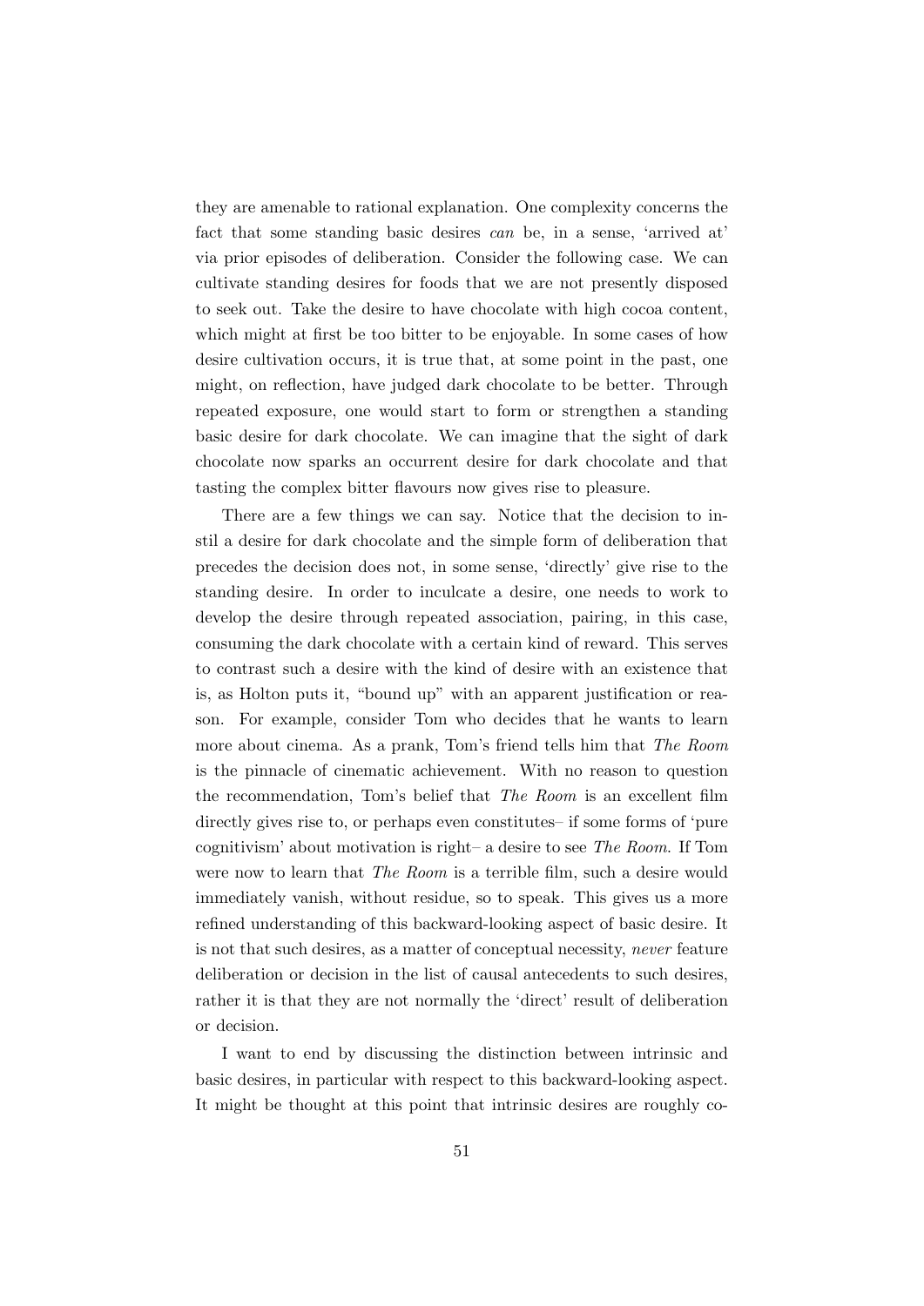they are amenable to rational explanation. One complexity concerns the fact that some standing basic desires *can* be, in a sense, 'arrived at' via prior episodes of deliberation. Consider the following case. We can cultivate standing desires for foods that we are not presently disposed to seek out. Take the desire to have chocolate with high cocoa content, which might at first be too bitter to be enjoyable. In some cases of how desire cultivation occurs, it is true that, at some point in the past, one might, on reflection, have judged dark chocolate to be better. Through repeated exposure, one would start to form or strengthen a standing basic desire for dark chocolate. We can imagine that the sight of dark chocolate now sparks an occurrent desire for dark chocolate and that tasting the complex bitter flavours now gives rise to pleasure.

There are a few things we can say. Notice that the decision to instil a desire for dark chocolate and the simple form of deliberation that precedes the decision does not, in some sense, 'directly' give rise to the standing desire. In order to inculcate a desire, one needs to work to develop the desire through repeated association, pairing, in this case, consuming the dark chocolate with a certain kind of reward. This serves to contrast such a desire with the kind of desire with an existence that is, as Holton puts it, "bound up" with an apparent justification or reason. For example, consider Tom who decides that he wants to learn more about cinema. As a prank, Tom's friend tells him that *The Room* is the pinnacle of cinematic achievement. With no reason to question the recommendation, Tom's belief that *The Room* is an excellent film directly gives rise to, or perhaps even constitutes– if some forms of 'pure cognitivism' about motivation is right– a desire to see *The Room*. If Tom were now to learn that *The Room* is a terrible film, such a desire would immediately vanish, without residue, so to speak. This gives us a more refined understanding of this backward-looking aspect of basic desire. It is not that such desires, as a matter of conceptual necessity, *never* feature deliberation or decision in the list of causal antecedents to such desires, rather it is that they are not normally the 'direct' result of deliberation or decision.

I want to end by discussing the distinction between intrinsic and basic desires, in particular with respect to this backward-looking aspect. It might be thought at this point that intrinsic desires are roughly co-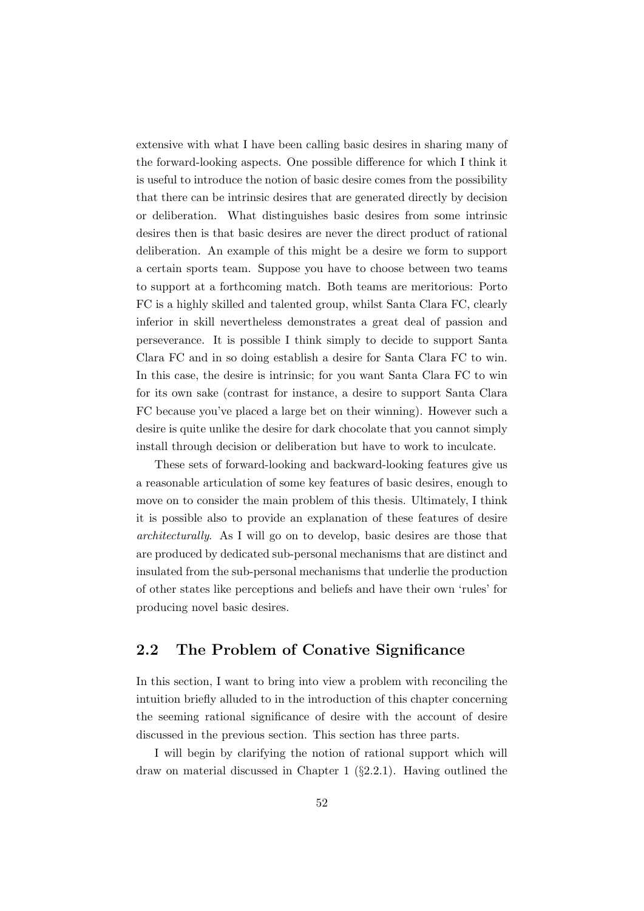extensive with what I have been calling basic desires in sharing many of the forward-looking aspects. One possible difference for which I think it is useful to introduce the notion of basic desire comes from the possibility that there can be intrinsic desires that are generated directly by decision or deliberation. What distinguishes basic desires from some intrinsic desires then is that basic desires are never the direct product of rational deliberation. An example of this might be a desire we form to support a certain sports team. Suppose you have to choose between two teams to support at a forthcoming match. Both teams are meritorious: Porto FC is a highly skilled and talented group, whilst Santa Clara FC, clearly inferior in skill nevertheless demonstrates a great deal of passion and perseverance. It is possible I think simply to decide to support Santa Clara FC and in so doing establish a desire for Santa Clara FC to win. In this case, the desire is intrinsic; for you want Santa Clara FC to win for its own sake (contrast for instance, a desire to support Santa Clara FC because you've placed a large bet on their winning). However such a desire is quite unlike the desire for dark chocolate that you cannot simply install through decision or deliberation but have to work to inculcate.

These sets of forward-looking and backward-looking features give us a reasonable articulation of some key features of basic desires, enough to move on to consider the main problem of this thesis. Ultimately, I think it is possible also to provide an explanation of these features of desire *architecturally*. As I will go on to develop, basic desires are those that are produced by dedicated sub-personal mechanisms that are distinct and insulated from the sub-personal mechanisms that underlie the production of other states like perceptions and beliefs and have their own 'rules' for producing novel basic desires.

## 2.2 The Problem of Conative Significance

In this section, I want to bring into view a problem with reconciling the intuition briefly alluded to in the introduction of this chapter concerning the seeming rational significance of desire with the account of desire discussed in the previous section. This section has three parts.

I will begin by clarifying the notion of rational support which will draw on material discussed in Chapter 1 (§2.2.1). Having outlined the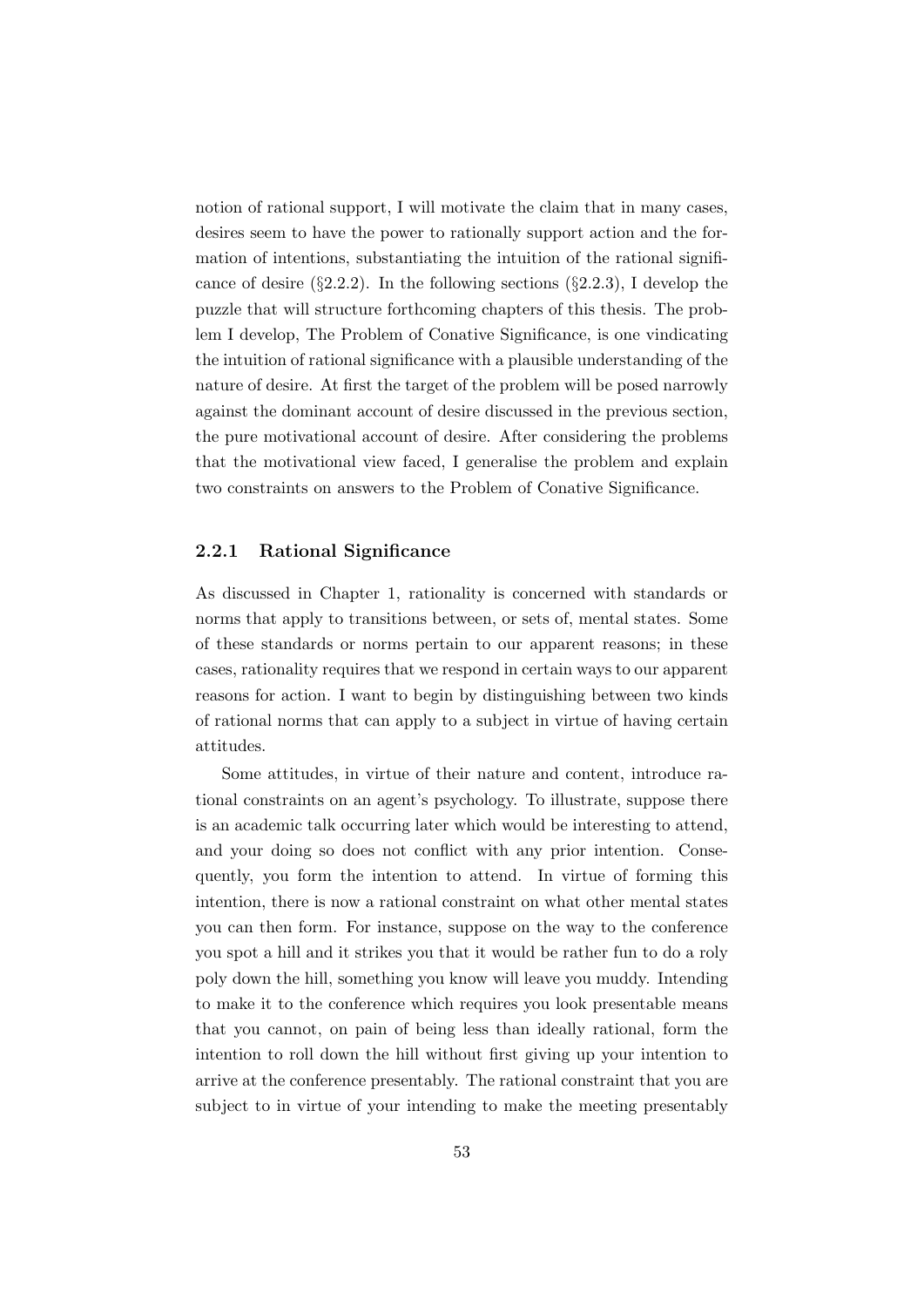notion of rational support, I will motivate the claim that in many cases, desires seem to have the power to rationally support action and the formation of intentions, substantiating the intuition of the rational significance of desire (§2.2.2). In the following sections (§2.2.3), I develop the puzzle that will structure forthcoming chapters of this thesis. The problem I develop, The Problem of Conative Significance, is one vindicating the intuition of rational significance with a plausible understanding of the nature of desire. At first the target of the problem will be posed narrowly against the dominant account of desire discussed in the previous section, the pure motivational account of desire. After considering the problems that the motivational view faced, I generalise the problem and explain two constraints on answers to the Problem of Conative Significance.

### 2.2.1 Rational Significance

As discussed in Chapter 1, rationality is concerned with standards or norms that apply to transitions between, or sets of, mental states. Some of these standards or norms pertain to our apparent reasons; in these cases, rationality requires that we respond in certain ways to our apparent reasons for action. I want to begin by distinguishing between two kinds of rational norms that can apply to a subject in virtue of having certain attitudes.

Some attitudes, in virtue of their nature and content, introduce rational constraints on an agent's psychology. To illustrate, suppose there is an academic talk occurring later which would be interesting to attend, and your doing so does not conflict with any prior intention. Consequently, you form the intention to attend. In virtue of forming this intention, there is now a rational constraint on what other mental states you can then form. For instance, suppose on the way to the conference you spot a hill and it strikes you that it would be rather fun to do a roly poly down the hill, something you know will leave you muddy. Intending to make it to the conference which requires you look presentable means that you cannot, on pain of being less than ideally rational, form the intention to roll down the hill without first giving up your intention to arrive at the conference presentably. The rational constraint that you are subject to in virtue of your intending to make the meeting presentably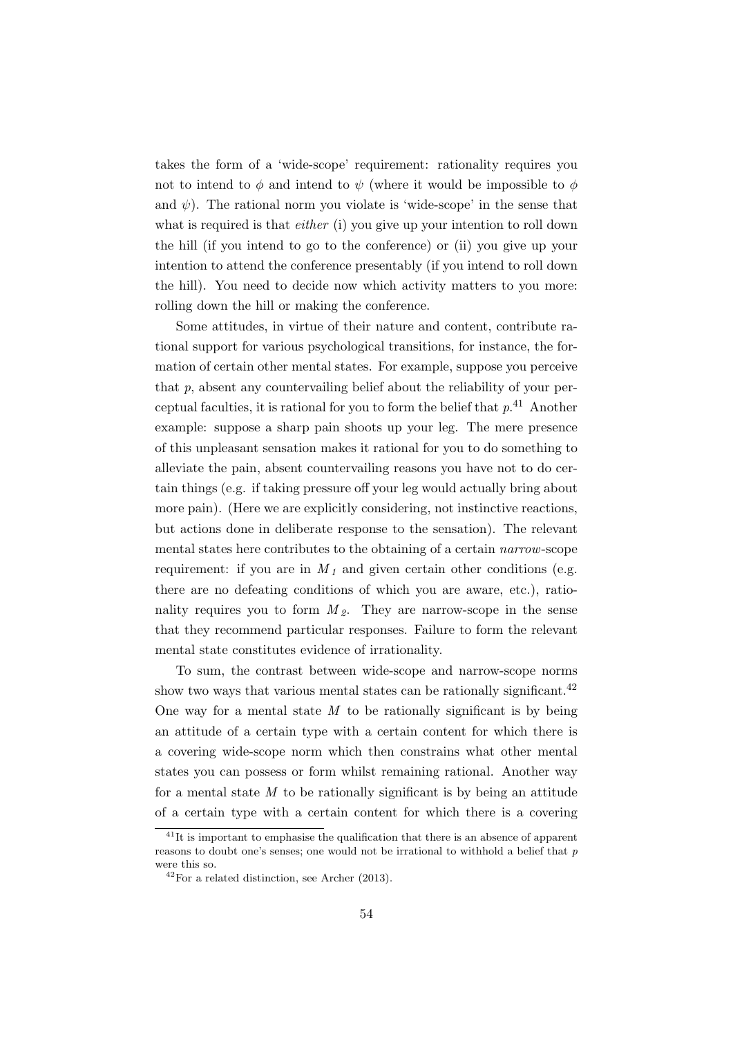takes the form of a 'wide-scope' requirement: rationality requires you not to intend to $\phi$ and intend to $\psi$ (where it would be impossible to $\phi$ and $\psi$). The rational norm you violate is 'wide-scope' in the sense that what is required is that *either* (i) you give up your intention to roll down the hill (if you intend to go to the conference) or (ii) you give up your intention to attend the conference presentably (if you intend to roll down the hill). You need to decide now which activity matters to you more: rolling down the hill or making the conference.

Some attitudes, in virtue of their nature and content, contribute rational support for various psychological transitions, for instance, the formation of certain other mental states. For example, suppose you perceive that $p$, absent any countervailing belief about the reliability of your perceptual faculties, it is rational for you to form the belief that $p$.[41] Another example: suppose a sharp pain shoots up your leg. The mere presence of this unpleasant sensation makes it rational for you to do something to alleviate the pain, absent countervailing reasons you have not to do certain things (e.g. if taking pressure off your leg would actually bring about more pain). (Here we are explicitly considering, not instinctive reactions, but actions done in deliberate response to the sensation). The relevant mental states here contributes to the obtaining of a certain *narrow*-scope requirement: if you are in $M_1$ and given certain other conditions (e.g. there are no defeating conditions of which you are aware, etc.), rationality requires you to form $M_2$. They are narrow-scope in the sense that they recommend particular responses. Failure to form the relevant mental state constitutes evidence of irrationality.

To sum, the contrast between wide-scope and narrow-scope norms show two ways that various mental states can be rationally significant.[42] One way for a mental state $M$ to be rationally significant is by being an attitude of a certain type with a certain content for which there is a covering wide-scope norm which then constrains what other mental states you can possess or form whilst remaining rational. Another way for a mental state $M$ to be rationally significant is by being an attitude of a certain type with a certain content for which there is a covering

[41] It is important to emphasise the qualification that there is an absence of apparent reasons to doubt one's senses; one would not be irrational to withhold a belief that $p$ were this so.

[42] For a related distinction, see Archer (2013).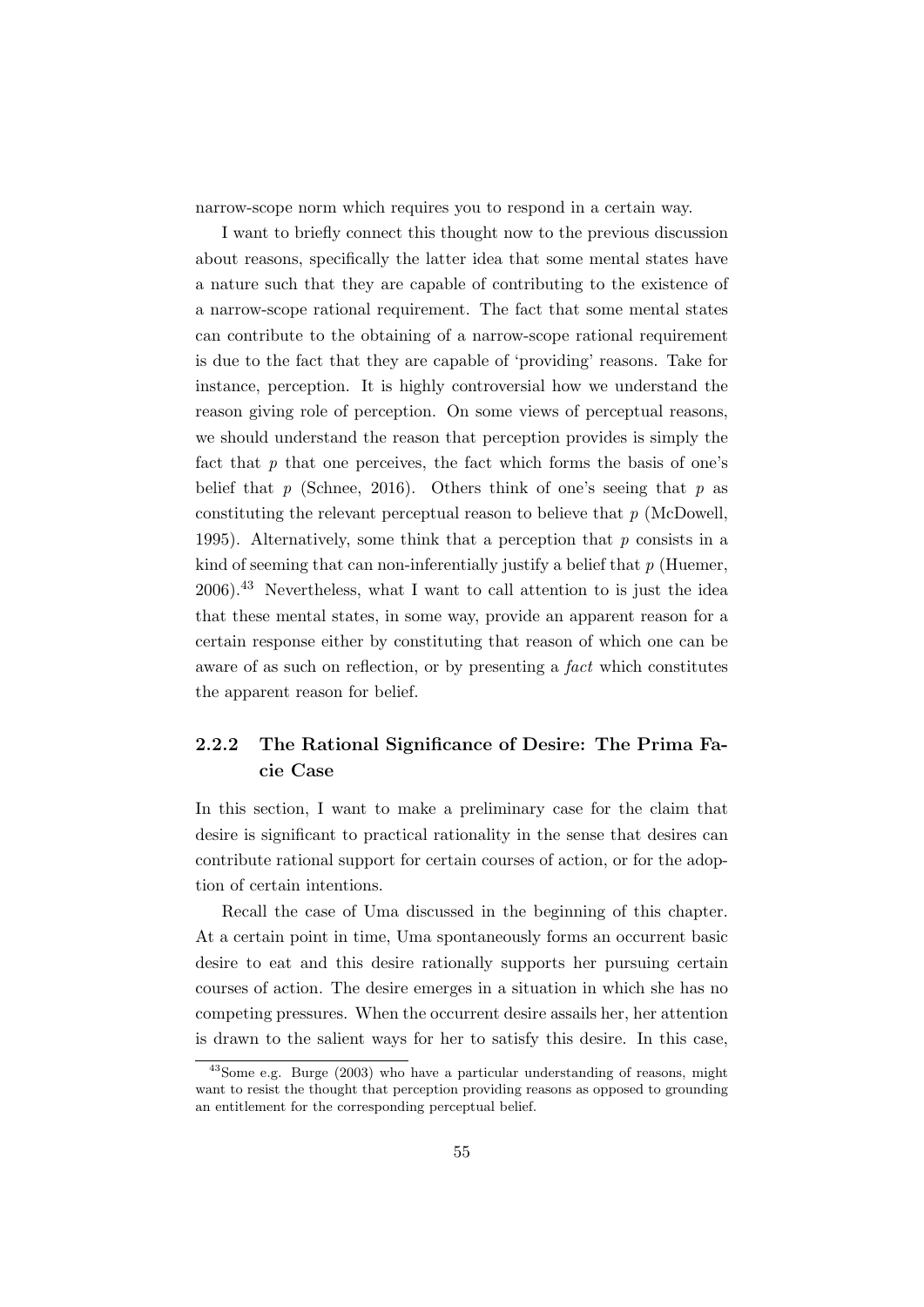narrow-scope norm which requires you to respond in a certain way.

I want to briefly connect this thought now to the previous discussion about reasons, specifically the latter idea that some mental states have a nature such that they are capable of contributing to the existence of a narrow-scope rational requirement. The fact that some mental states can contribute to the obtaining of a narrow-scope rational requirement is due to the fact that they are capable of 'providing' reasons. Take for instance, perception. It is highly controversial how we understand the reason giving role of perception. On some views of perceptual reasons, we should understand the reason that perception provides is simply the fact that $p$ that one perceives, the fact which forms the basis of one's belief that $p$ (Schnee, 2016). Others think of one's seeing that $p$ as constituting the relevant perceptual reason to believe that $p$ (McDowell, 1995). Alternatively, some think that a perception that $p$ consists in a kind of seeming that can non-inferentially justify a belief that $p$ (Huemer, 2006).[43] Nevertheless, what I want to call attention to is just the idea that these mental states, in some way, provide an apparent reason for a certain response either by constituting that reason of which one can be aware of as such on reflection, or by presenting a *fact* which constitutes the apparent reason for belief.

### 2.2.2 The Rational Significance of Desire: The Prima Facie Case

In this section, I want to make a preliminary case for the claim that desire is significant to practical rationality in the sense that desires can contribute rational support for certain courses of action, or for the adoption of certain intentions.

Recall the case of Uma discussed in the beginning of this chapter. At a certain point in time, Uma spontaneously forms an occurrent basic desire to eat and this desire rationally supports her pursuing certain courses of action. The desire emerges in a situation in which she has no competing pressures. When the occurrent desire assails her, her attention is drawn to the salient ways for her to satisfy this desire. In this case,

[43] Some e.g. Burge (2003) who have a particular understanding of reasons, might want to resist the thought that perception providing reasons as opposed to grounding an entitlement for the corresponding perceptual belief.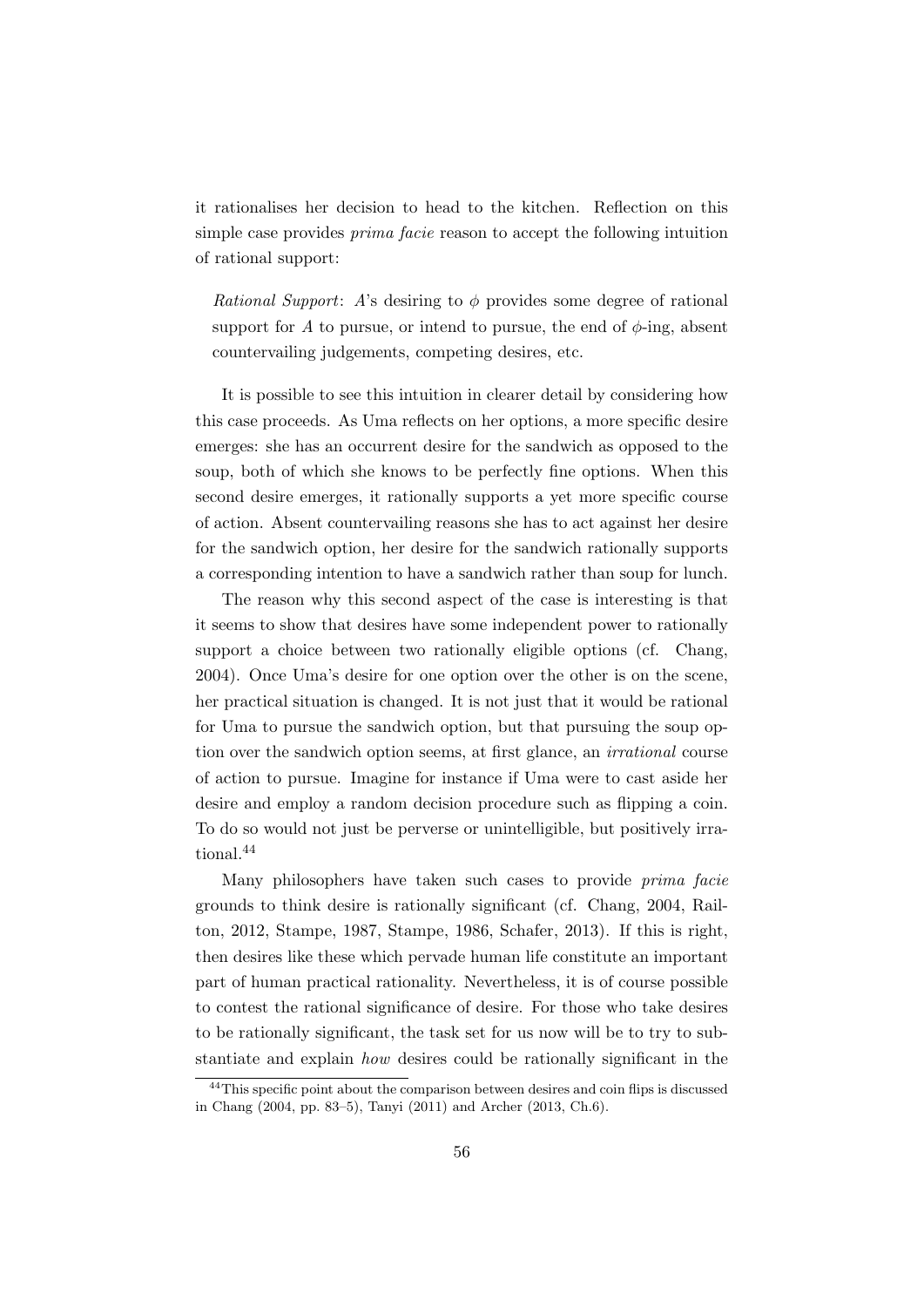it rationalises her decision to head to the kitchen. Reflection on this simple case provides *prima facie* reason to accept the following intuition of rational support:

> *Rational Support*: $A$'s desiring to $\phi$ provides some degree of rational support for $A$ to pursue, or intend to pursue, the end of $\phi$-ing, absent countervailing judgements, competing desires, etc.

It is possible to see this intuition in clearer detail by considering how this case proceeds. As Uma reflects on her options, a more specific desire emerges: she has an occurrent desire for the sandwich as opposed to the soup, both of which she knows to be perfectly fine options. When this second desire emerges, it rationally supports a yet more specific course of action. Absent countervailing reasons she has to act against her desire for the sandwich option, her desire for the sandwich rationally supports a corresponding intention to have a sandwich rather than soup for lunch.

The reason why this second aspect of the case is interesting is that it seems to show that desires have some independent power to rationally support a choice between two rationally eligible options (cf. Chang, 2004). Once Uma's desire for one option over the other is on the scene, her practical situation is changed. It is not just that it would be rational for Uma to pursue the sandwich option, but that pursuing the soup option over the sandwich option seems, at first glance, an *irrational* course of action to pursue. Imagine for instance if Uma were to cast aside her desire and employ a random decision procedure such as flipping a coin. To do so would not just be perverse or unintelligible, but positively irrational.[44]

Many philosophers have taken such cases to provide *prima facie* grounds to think desire is rationally significant (cf. Chang, 2004, Railton, 2012, Stampe, 1987, Stampe, 1986, Schafer, 2013). If this is right, then desires like these which pervade human life constitute an important part of human practical rationality. Nevertheless, it is of course possible to contest the rational significance of desire. For those who take desires to be rationally significant, the task set for us now will be to try to substantiate and explain *how* desires could be rationally significant in the

[44] This specific point about the comparison between desires and coin flips is discussed in Chang (2004, pp. 83–5), Tanyi (2011) and Archer (2013, Ch.6).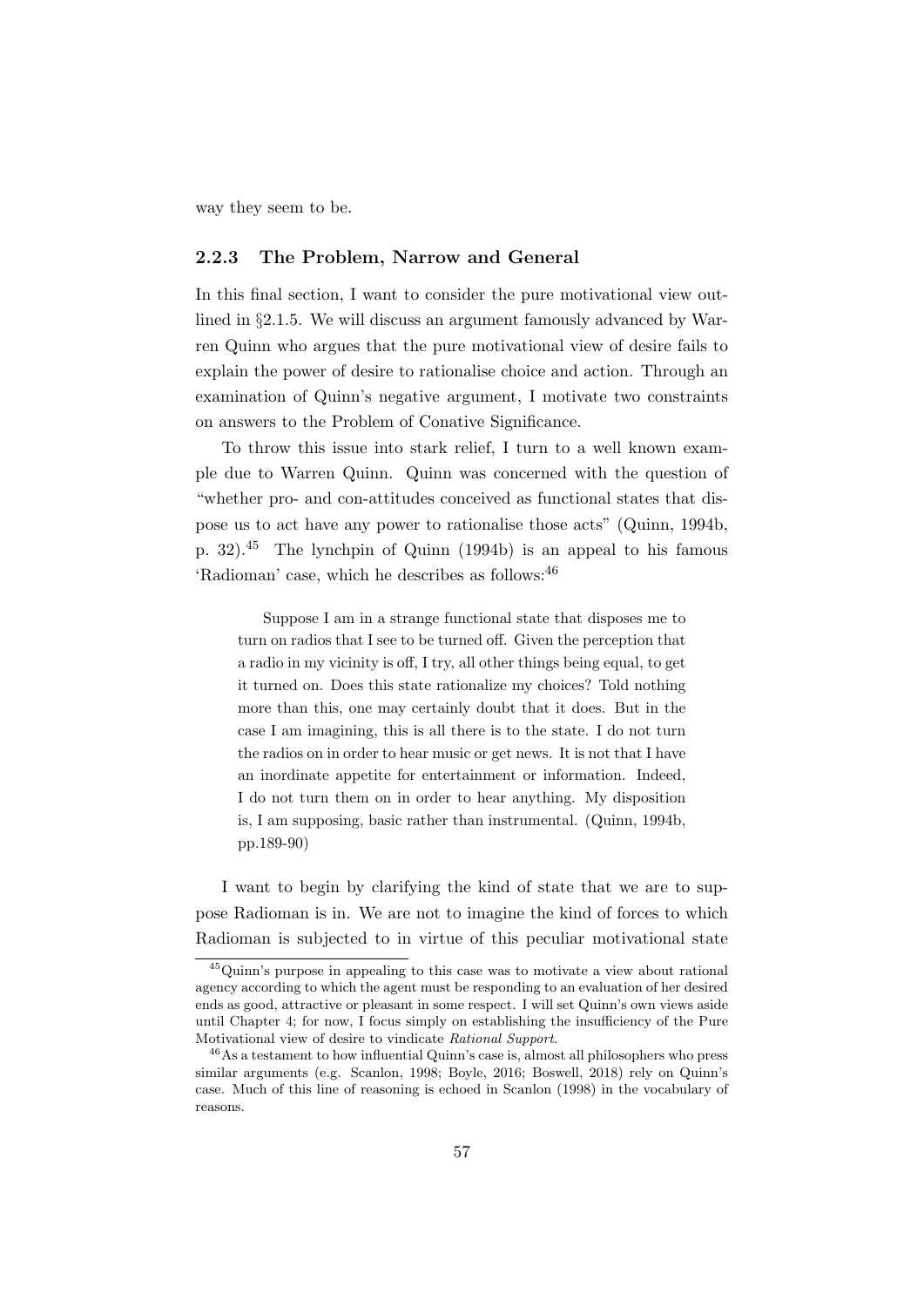way they seem to be.

### 2.2.3 The Problem, Narrow and General

In this final section, I want to consider the pure motivational view outlined in §2.1.5. We will discuss an argument famously advanced by Warren Quinn who argues that the pure motivational view of desire fails to explain the power of desire to rationalise choice and action. Through an examination of Quinn's negative argument, I motivate two constraints on answers to the Problem of Conative Significance.

To throw this issue into stark relief, I turn to a well known example due to Warren Quinn. Quinn was concerned with the question of "whether pro- and con-attitudes conceived as functional states that dispose us to act have any power to rationalise those acts" (Quinn, 1994b, p. 32).[45] The lynchpin of Quinn (1994b) is an appeal to his famous 'Radioman' case, which he describes as follows:[46]

> Suppose I am in a strange functional state that disposes me to turn on radios that I see to be turned off. Given the perception that a radio in my vicinity is off, I try, all other things being equal, to get it turned on. Does this state rationalize my choices? Told nothing more than this, one may certainly doubt that it does. But in the case I am imagining, this is all there is to the state. I do not turn the radios on in order to hear music or get news. It is not that I have an inordinate appetite for entertainment or information. Indeed, I do not turn them on in order to hear anything. My disposition is, I am supposing, basic rather than instrumental. (Quinn, 1994b, pp.189-90)

I want to begin by clarifying the kind of state that we are to suppose Radioman is in. We are not to imagine the kind of forces to which Radioman is subjected to in virtue of this peculiar motivational state

[45] Quinn's purpose in appealing to this case was to motivate a view about rational agency according to which the agent must be responding to an evaluation of her desired ends as good, attractive or pleasant in some respect. I will set Quinn's own views aside until Chapter 4; for now, I focus simply on establishing the insufficiency of the Pure Motivational view of desire to vindicate *Rational Support*.

[46] As a testament to how influential Quinn's case is, almost all philosophers who press similar arguments (e.g. Scanlon, 1998; Boyle, 2016; Boswell, 2018) rely on Quinn's case. Much of this line of reasoning is echoed in Scanlon (1998) in the vocabulary of reasons.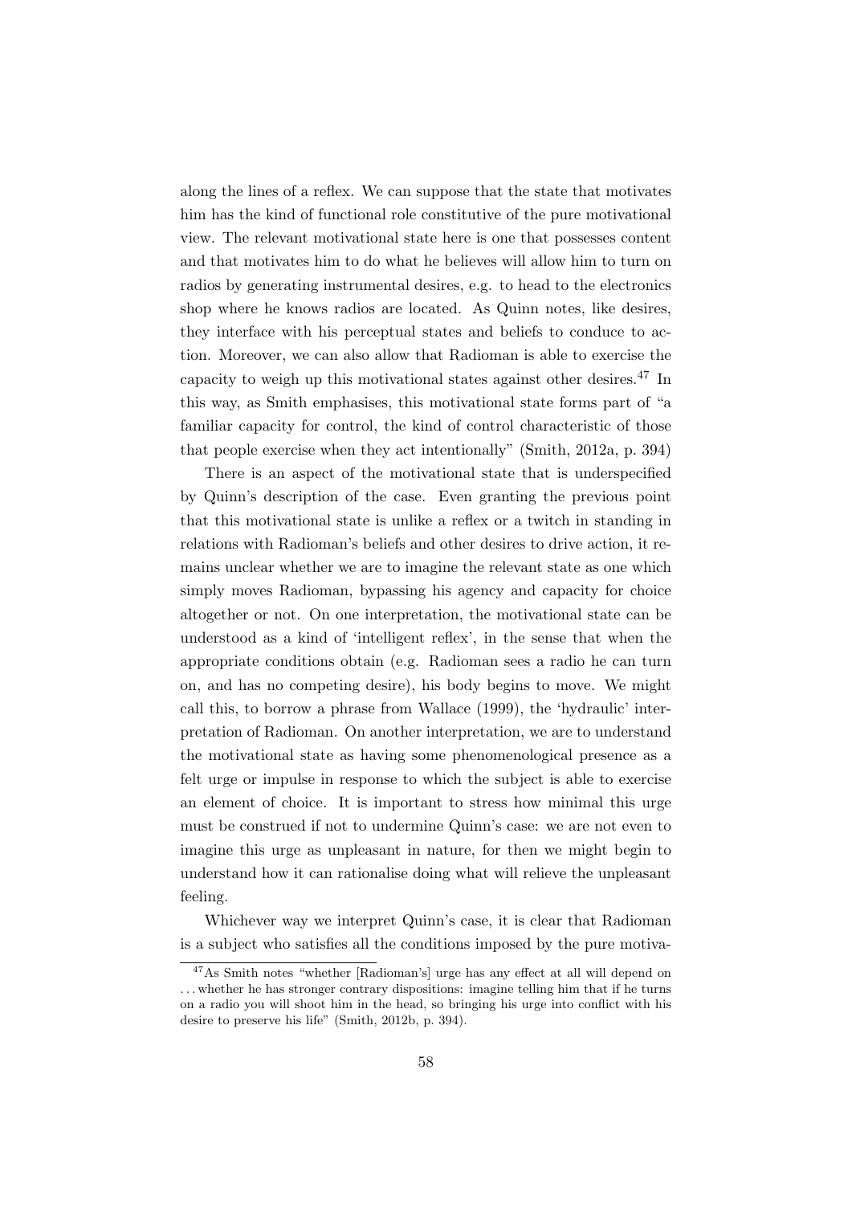along the lines of a reflex. We can suppose that the state that motivates him has the kind of functional role constitutive of the pure motivational view. The relevant motivational state here is one that possesses content and that motivates him to do what he believes will allow him to turn on radios by generating instrumental desires, e.g. to head to the electronics shop where he knows radios are located. As Quinn notes, like desires, they interface with his perceptual states and beliefs to conduce to action. Moreover, we can also allow that Radioman is able to exercise the capacity to weigh up this motivational states against other desires.[47] In this way, as Smith emphasises, this motivational state forms part of "a familiar capacity for control, the kind of control characteristic of those that people exercise when they act intentionally" (Smith, 2012a, p. 394)

There is an aspect of the motivational state that is underspecified by Quinn's description of the case. Even granting the previous point that this motivational state is unlike a reflex or a twitch in standing in relations with Radioman's beliefs and other desires to drive action, it remains unclear whether we are to imagine the relevant state as one which simply moves Radioman, bypassing his agency and capacity for choice altogether or not. On one interpretation, the motivational state can be understood as a kind of 'intelligent reflex', in the sense that when the appropriate conditions obtain (e.g. Radioman sees a radio he can turn on, and has no competing desire), his body begins to move. We might call this, to borrow a phrase from Wallace (1999), the 'hydraulic' interpretation of Radioman. On another interpretation, we are to understand the motivational state as having some phenomenological presence as a felt urge or impulse in response to which the subject is able to exercise an element of choice. It is important to stress how minimal this urge must be construed if not to undermine Quinn's case: we are not even to imagine this urge as unpleasant in nature, for then we might begin to understand how it can rationalise doing what will relieve the unpleasant feeling.

Whichever way we interpret Quinn's case, it is clear that Radioman is a subject who satisfies all the conditions imposed by the pure motiva-

---

[47] As Smith notes "whether [Radioman's] urge has any effect at all will depend on . . . whether he has stronger contrary dispositions: imagine telling him that if he turns on a radio you will shoot him in the head, so bringing his urge into conflict with his desire to preserve his life" (Smith, 2012b, p. 394).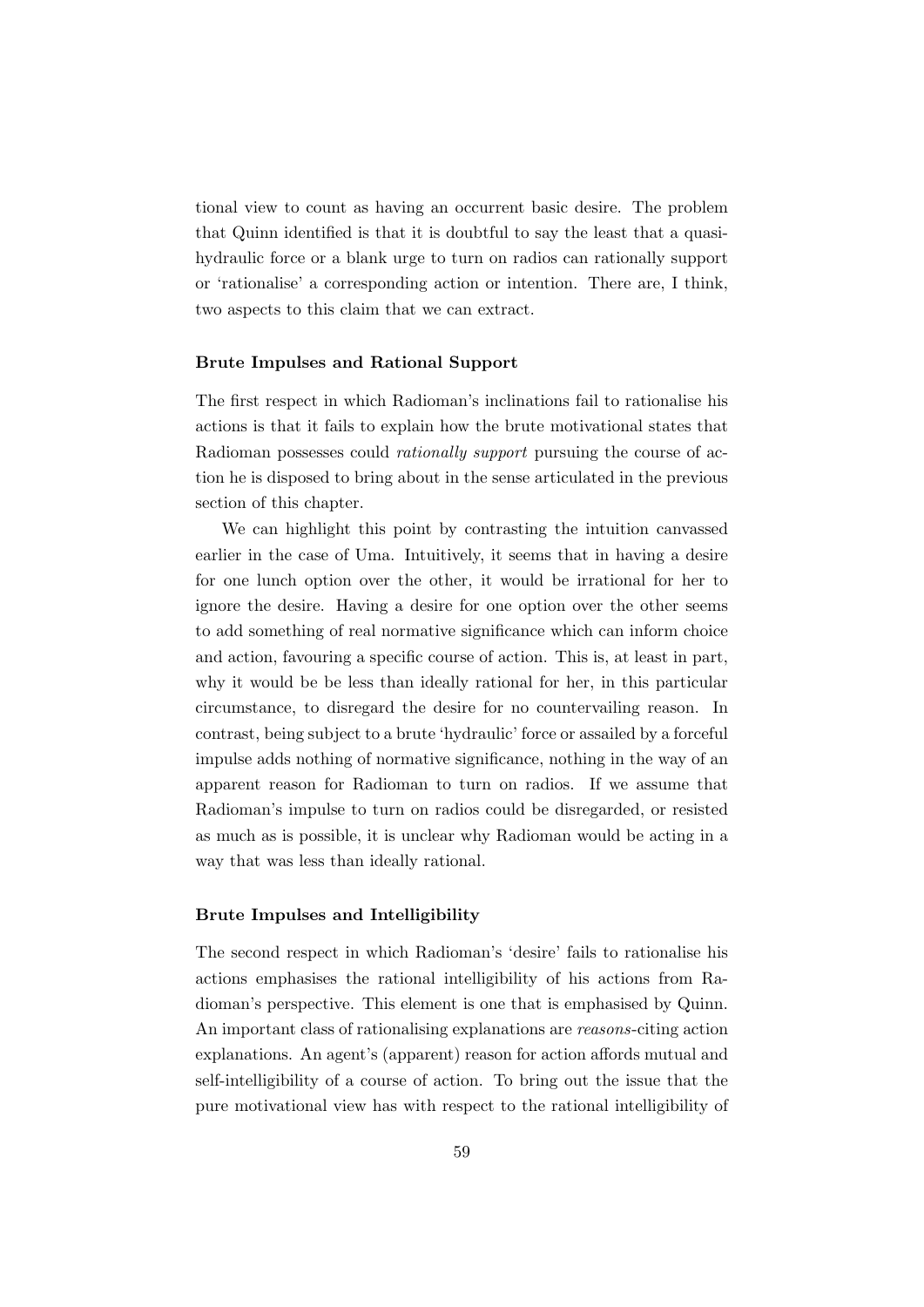tional view to count as having an occurrent basic desire. The problem that Quinn identified is that it is doubtful to say the least that a quasi-hydraulic force or a blank urge to turn on radios can rationally support or 'rationalise' a corresponding action or intention. There are, I think, two aspects to this claim that we can extract.

### Brute Impulses and Rational Support

The first respect in which Radioman's inclinations fail to rationalise his actions is that it fails to explain how the brute motivational states that Radioman possesses could *rationally support* pursuing the course of action he is disposed to bring about in the sense articulated in the previous section of this chapter.

We can highlight this point by contrasting the intuition canvassed earlier in the case of Uma. Intuitively, it seems that in having a desire for one lunch option over the other, it would be irrational for her to ignore the desire. Having a desire for one option over the other seems to add something of real normative significance which can inform choice and action, favouring a specific course of action. This is, at least in part, why it would be be less than ideally rational for her, in this particular circumstance, to disregard the desire for no countervailing reason. In contrast, being subject to a brute 'hydraulic' force or assailed by a forceful impulse adds nothing of normative significance, nothing in the way of an apparent reason for Radioman to turn on radios. If we assume that Radioman's impulse to turn on radios could be disregarded, or resisted as much as is possible, it is unclear why Radioman would be acting in a way that was less than ideally rational.

### Brute Impulses and Intelligibility

The second respect in which Radioman's 'desire' fails to rationalise his actions emphasises the rational intelligibility of his actions from Radioman's perspective. This element is one that is emphasised by Quinn. An important class of rationalising explanations are *reasons*-citing action explanations. An agent's (apparent) reason for action affords mutual and self-intelligibility of a course of action. To bring out the issue that the pure motivational view has with respect to the rational intelligibility of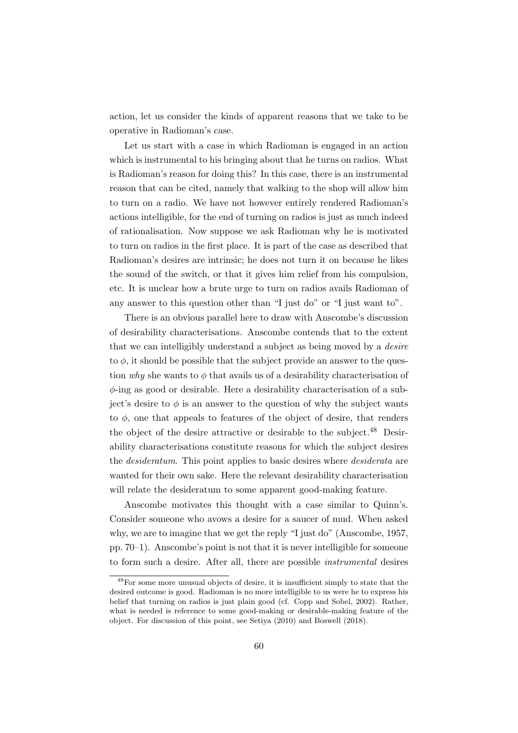action, let us consider the kinds of apparent reasons that we take to be operative in Radioman's case.

Let us start with a case in which Radioman is engaged in an action which is instrumental to his bringing about that he turns on radios. What is Radioman's reason for doing this? In this case, there is an instrumental reason that can be cited, namely that walking to the shop will allow him to turn on a radio. We have not however entirely rendered Radioman's actions intelligible, for the end of turning on radios is just as much indeed of rationalisation. Now suppose we ask Radioman why he is motivated to turn on radios in the first place. It is part of the case as described that Radioman's desires are intrinsic; he does not turn it on because he likes the sound of the switch, or that it gives him relief from his compulsion, etc. It is unclear how a brute urge to turn on radios avails Radioman of any answer to this question other than "I just do" or "I just want to".

There is an obvious parallel here to draw with Anscombe's discussion of desirability characterisations. Anscombe contends that to the extent that we can intelligibly understand a subject as being moved by a *desire* to $\phi$, it should be possible that the subject provide an answer to the question *why* she wants to $\phi$ that avails us of a desirability characterisation of $\phi$-ing as good or desirable. Here a desirability characterisation of a subject's desire to $\phi$ is an answer to the question of why the subject wants to $\phi$, one that appeals to features of the object of desire, that renders the object of the desire attractive or desirable to the subject.[48] Desirability characterisations constitute reasons for which the subject desires the *desideratum*. This point applies to basic desires where *desiderata* are wanted for their own sake. Here the relevant desirability characterisation will relate the desideratum to some apparent good-making feature.

Anscombe motivates this thought with a case similar to Quinn's. Consider someone who avows a desire for a saucer of mud. When asked why, we are to imagine that we get the reply "I just do" (Anscombe, 1957, pp. 70–1). Anscombe's point is not that it is never intelligible for someone to form such a desire. After all, there are possible *instrumental* desires

[48]For some more unusual objects of desire, it is insufficient simply to state that the desired outcome is good. Radioman is no more intelligible to us were he to express his belief that turning on radios is just plain good (cf. Copp and Sobel, 2002). Rather, what is needed is reference to some good-making or desirable-making feature of the object. For discussion of this point, see Setiya (2010) and Boswell (2018).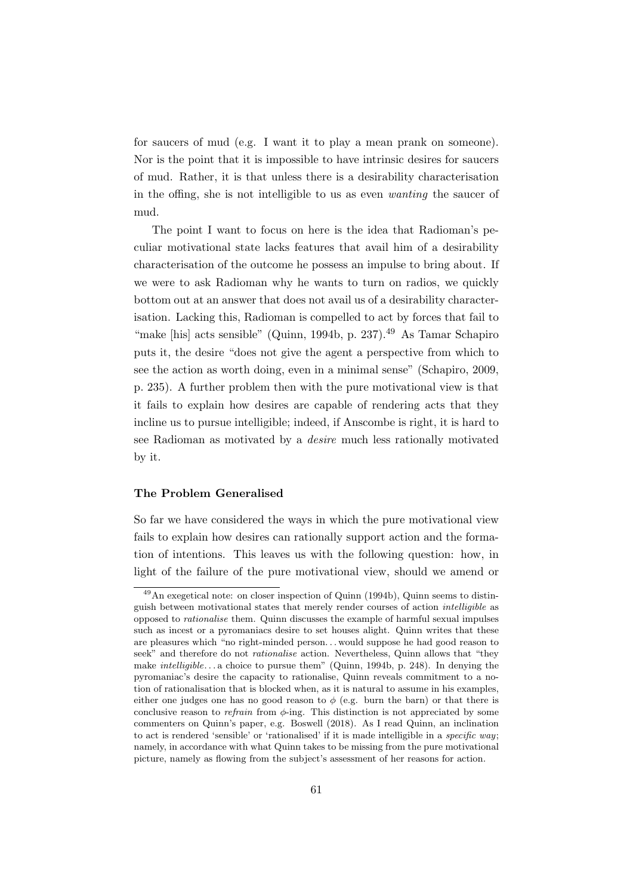for saucers of mud (e.g. I want it to play a mean prank on someone). Nor is the point that it is impossible to have intrinsic desires for saucers of mud. Rather, it is that unless there is a desirability characterisation in the offing, she is not intelligible to us as even *wanting* the saucer of mud.

The point I want to focus on here is the idea that Radioman's peculiar motivational state lacks features that avail him of a desirability characterisation of the outcome he possess an impulse to bring about. If we were to ask Radioman why he wants to turn on radios, we quickly bottom out at an answer that does not avail us of a desirability characterisation. Lacking this, Radioman is compelled to act by forces that fail to "make [his] acts sensible" (Quinn, 1994b, p. 237).[49] As Tamar Schapiro puts it, the desire "does not give the agent a perspective from which to see the action as worth doing, even in a minimal sense" (Schapiro, 2009, p. 235). A further problem then with the pure motivational view is that it fails to explain how desires are capable of rendering acts that they incline us to pursue intelligible; indeed, if Anscombe is right, it is hard to see Radioman as motivated by a *desire* much less rationally motivated by it.

### The Problem Generalised

So far we have considered the ways in which the pure motivational view fails to explain how desires can rationally support action and the formation of intentions. This leaves us with the following question: how, in light of the failure of the pure motivational view, should we amend or

[49] An exegetical note: on closer inspection of Quinn (1994b), Quinn seems to distinguish between motivational states that merely render courses of action *intelligible* as opposed to *rationalise* them. Quinn discusses the example of harmful sexual impulses such as incest or a pyromaniacs desire to set houses alight. Quinn writes that these are pleasures which "no right-minded person. . . would suppose he had good reason to seek" and therefore do not *rationalise* action. Nevertheless, Quinn allows that "they make *intelligible*. . . a choice to pursue them" (Quinn, 1994b, p. 248). In denying the pyromaniac's desire the capacity to rationalise, Quinn reveals commitment to a notion of rationalisation that is blocked when, as it is natural to assume in his examples, either one judges one has no good reason to $\phi$ (e.g. burn the barn) or that there is conclusive reason to *refrain* from $\phi$-ing. This distinction is not appreciated by some commenters on Quinn's paper, e.g. Boswell (2018). As I read Quinn, an inclination to act is rendered 'sensible' or 'rationalised' if it is made intelligible in a *specific way*; namely, in accordance with what Quinn takes to be missing from the pure motivational picture, namely as flowing from the subject's assessment of her reasons for action.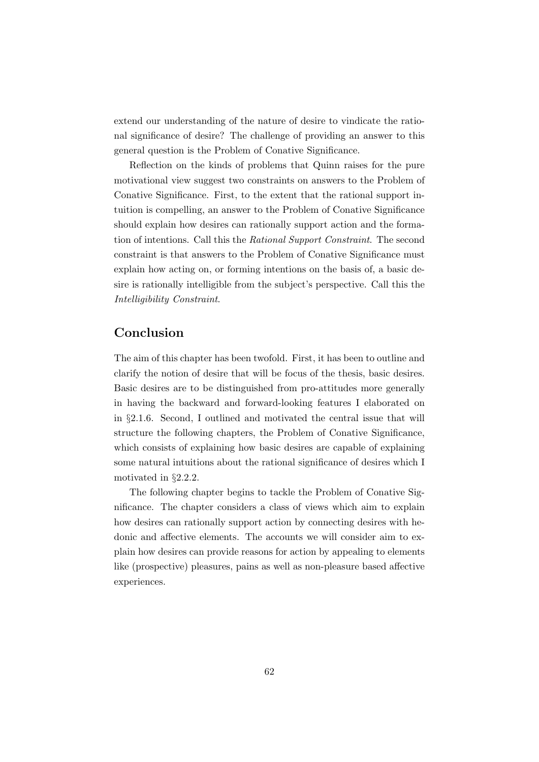extend our understanding of the nature of desire to vindicate the rational significance of desire? The challenge of providing an answer to this general question is the Problem of Conative Significance.

Reflection on the kinds of problems that Quinn raises for the pure motivational view suggest two constraints on answers to the Problem of Conative Significance. First, to the extent that the rational support intuition is compelling, an answer to the Problem of Conative Significance should explain how desires can rationally support action and the formation of intentions. Call this the *Rational Support Constraint*. The second constraint is that answers to the Problem of Conative Significance must explain how acting on, or forming intentions on the basis of, a basic desire is rationally intelligible from the subject's perspective. Call this the *Intelligibility Constraint*.

## Conclusion

The aim of this chapter has been twofold. First, it has been to outline and clarify the notion of desire that will be focus of the thesis, basic desires. Basic desires are to be distinguished from pro-attitudes more generally in having the backward and forward-looking features I elaborated on in §2.1.6. Second, I outlined and motivated the central issue that will structure the following chapters, the Problem of Conative Significance, which consists of explaining how basic desires are capable of explaining some natural intuitions about the rational significance of desires which I motivated in §2.2.2.

The following chapter begins to tackle the Problem of Conative Significance. The chapter considers a class of views which aim to explain how desires can rationally support action by connecting desires with hedonic and affective elements. The accounts we will consider aim to explain how desires can provide reasons for action by appealing to elements like (prospective) pleasures, pains as well as non-pleasure based affective experiences.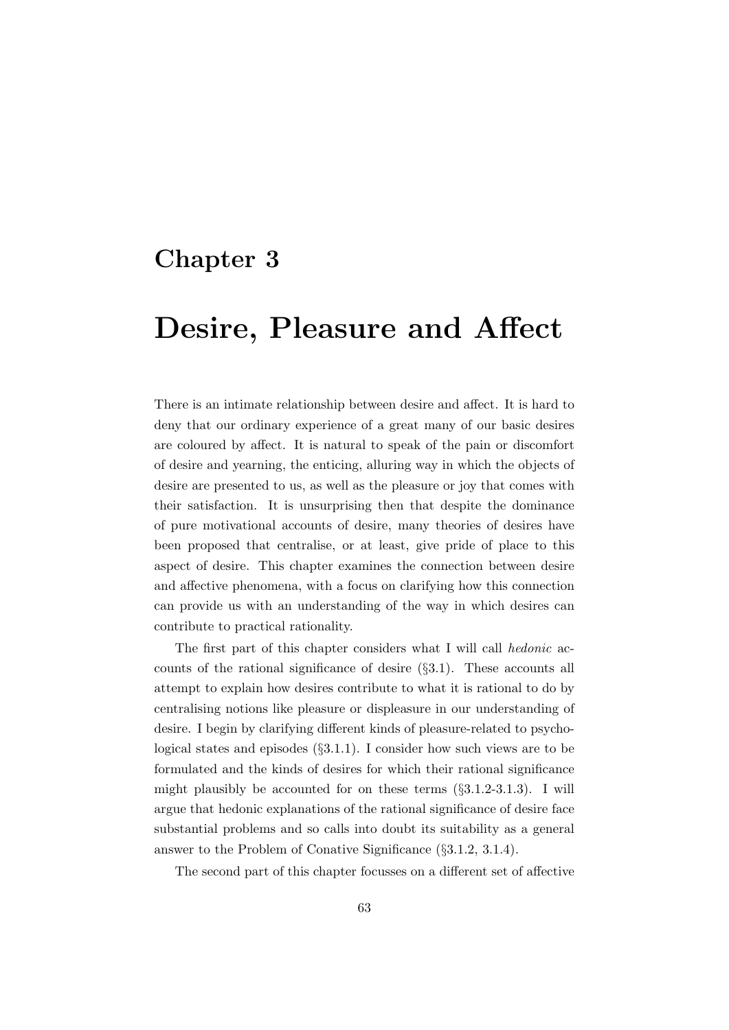# Chapter 3

# Desire, Pleasure and Affect

There is an intimate relationship between desire and affect. It is hard to deny that our ordinary experience of a great many of our basic desires are coloured by affect. It is natural to speak of the pain or discomfort of desire and yearning, the enticing, alluring way in which the objects of desire are presented to us, as well as the pleasure or joy that comes with their satisfaction. It is unsurprising then that despite the dominance of pure motivational accounts of desire, many theories of desires have been proposed that centralise, or at least, give pride of place to this aspect of desire. This chapter examines the connection between desire and affective phenomena, with a focus on clarifying how this connection can provide us with an understanding of the way in which desires can contribute to practical rationality.

The first part of this chapter considers what I will call *hedonic* accounts of the rational significance of desire (§3.1). These accounts all attempt to explain how desires contribute to what it is rational to do by centralising notions like pleasure or displeasure in our understanding of desire. I begin by clarifying different kinds of pleasure-related to psychological states and episodes (§3.1.1). I consider how such views are to be formulated and the kinds of desires for which their rational significance might plausibly be accounted for on these terms (§3.1.2-3.1.3). I will argue that hedonic explanations of the rational significance of desire face substantial problems and so calls into doubt its suitability as a general answer to the Problem of Conative Significance (§3.1.2, 3.1.4).

The second part of this chapter focusses on a different set of affective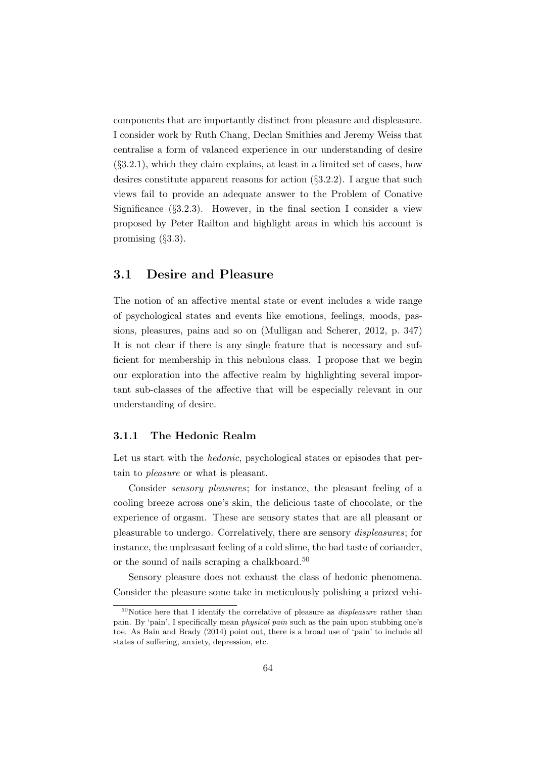components that are importantly distinct from pleasure and displeasure. I consider work by Ruth Chang, Declan Smithies and Jeremy Weiss that centralise a form of valanced experience in our understanding of desire (§3.2.1), which they claim explains, at least in a limited set of cases, how desires constitute apparent reasons for action (§3.2.2). I argue that such views fail to provide an adequate answer to the Problem of Conative Significance (§3.2.3). However, in the final section I consider a view proposed by Peter Railton and highlight areas in which his account is promising (§3.3).

## 3.1 Desire and Pleasure

The notion of an affective mental state or event includes a wide range of psychological states and events like emotions, feelings, moods, passions, pleasures, pains and so on (Mulligan and Scherer, 2012, p. 347) It is not clear if there is any single feature that is necessary and sufficient for membership in this nebulous class. I propose that we begin our exploration into the affective realm by highlighting several important sub-classes of the affective that will be especially relevant in our understanding of desire.

### 3.1.1 The Hedonic Realm

Let us start with the *hedonic*, psychological states or episodes that pertain to *pleasure* or what is pleasant.

Consider *sensory pleasures*; for instance, the pleasant feeling of a cooling breeze across one's skin, the delicious taste of chocolate, or the experience of orgasm. These are sensory states that are all pleasant or pleasurable to undergo. Correlatively, there are sensory *displeasures*; for instance, the unpleasant feeling of a cold slime, the bad taste of coriander, or the sound of nails scraping a chalkboard.[50]

Sensory pleasure does not exhaust the class of hedonic phenomena. Consider the pleasure some take in meticulously polishing a prized vehi-

[50] Notice here that I identify the correlative of pleasure as *displeasure* rather than pain. By 'pain', I specifically mean *physical pain* such as the pain upon stubbing one's toe. As Bain and Brady (2014) point out, there is a broad use of 'pain' to include all states of suffering, anxiety, depression, etc.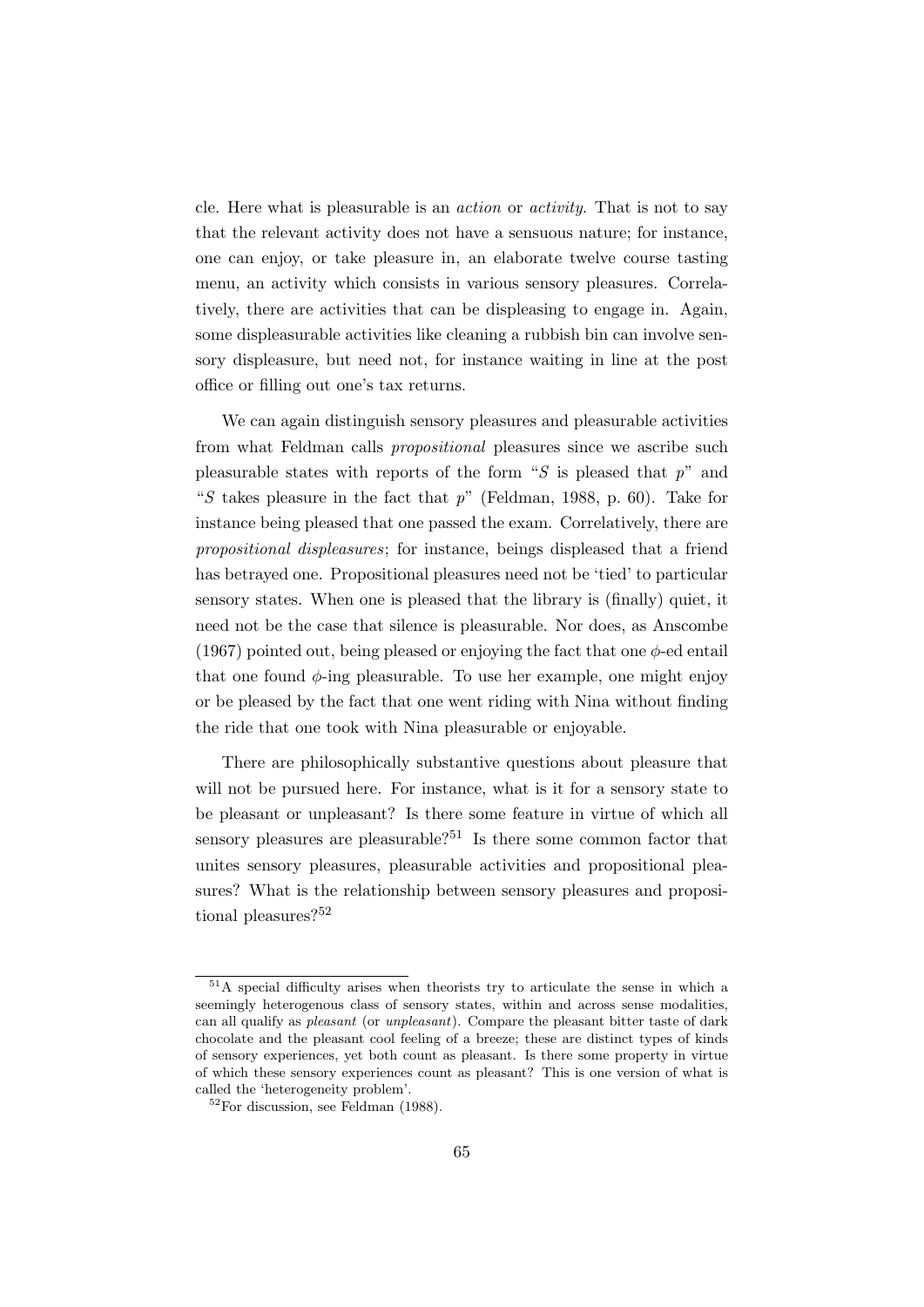cle. Here what is pleasurable is an *action* or *activity*. That is not to say that the relevant activity does not have a sensuous nature; for instance, one can enjoy, or take pleasure in, an elaborate twelve course tasting menu, an activity which consists in various sensory pleasures. Correlatively, there are activities that can be displeasing to engage in. Again, some displeasurable activities like cleaning a rubbish bin can involve sensory displeasure, but need not, for instance waiting in line at the post office or filling out one's tax returns.

We can again distinguish sensory pleasures and pleasurable activities from what Feldman calls *propositional* pleasures since we ascribe such pleasurable states with reports of the form "$S$ is pleased that $p$" and "$S$ takes pleasure in the fact that $p$" (Feldman, 1988, p. 60). Take for instance being pleased that one passed the exam. Correlatively, there are *propositional displeasures*; for instance, beings displeased that a friend has betrayed one. Propositional pleasures need not be 'tied' to particular sensory states. When one is pleased that the library is (finally) quiet, it need not be the case that silence is pleasurable. Nor does, as Anscombe (1967) pointed out, being pleased or enjoying the fact that one $\phi$-ed entail that one found $\phi$-ing pleasurable. To use her example, one might enjoy or be pleased by the fact that one went riding with Nina without finding the ride that one took with Nina pleasurable or enjoyable.

There are philosophically substantive questions about pleasure that will not be pursued here. For instance, what is it for a sensory state to be pleasant or unpleasant? Is there some feature in virtue of which all sensory pleasures are pleasurable?[51] Is there some common factor that unites sensory pleasures, pleasurable activities and propositional pleasures? What is the relationship between sensory pleasures and propositional pleasures?[52]

---

[51] A special difficulty arises when theorists try to articulate the sense in which a seemingly heterogenous class of sensory states, within and across sense modalities, can all qualify as *pleasant* (or *unpleasant*). Compare the pleasant bitter taste of dark chocolate and the pleasant cool feeling of a breeze; these are distinct types of kinds of sensory experiences, yet both count as pleasant. Is there some property in virtue of which these sensory experiences count as pleasant? This is one version of what is called the 'heterogeneity problem'.

[52] For discussion, see Feldman (1988).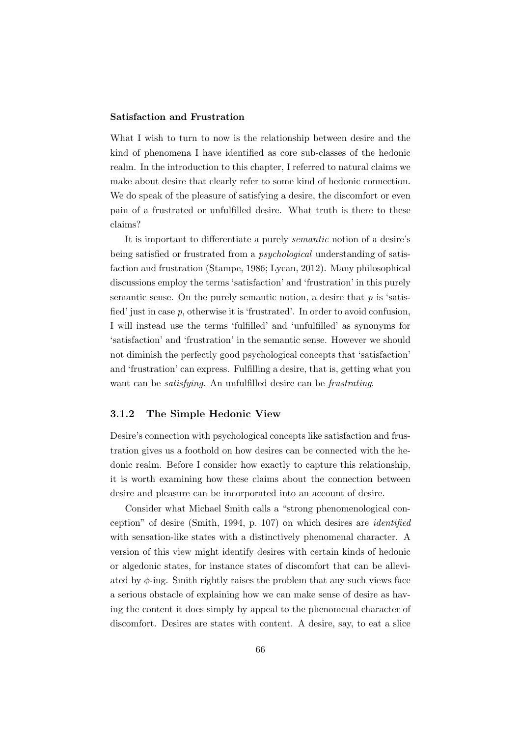**Satisfaction and Frustration**

What I wish to turn to now is the relationship between desire and the kind of phenomena I have identified as core sub-classes of the hedonic realm. In the introduction to this chapter, I referred to natural claims we make about desire that clearly refer to some kind of hedonic connection. We do speak of the pleasure of satisfying a desire, the discomfort or even pain of a frustrated or unfulfilled desire. What truth is there to these claims?

It is important to differentiate a purely *semantic* notion of a desire's being satisfied or frustrated from a *psychological* understanding of satisfaction and frustration (Stampe, 1986; Lycan, 2012). Many philosophical discussions employ the terms 'satisfaction' and 'frustration' in this purely semantic sense. On the purely semantic notion, a desire that $p$ is 'satisfied' just in case $p$, otherwise it is 'frustrated'. In order to avoid confusion, I will instead use the terms 'fulfilled' and 'unfulfilled' as synonyms for 'satisfaction' and 'frustration' in the semantic sense. However we should not diminish the perfectly good psychological concepts that 'satisfaction' and 'frustration' can express. Fulfilling a desire, that is, getting what you want can be *satisfying*. An unfulfilled desire can be *frustrating*.

### 3.1.2 The Simple Hedonic View

Desire's connection with psychological concepts like satisfaction and frustration gives us a foothold on how desires can be connected with the hedonic realm. Before I consider how exactly to capture this relationship, it is worth examining how these claims about the connection between desire and pleasure can be incorporated into an account of desire.

Consider what Michael Smith calls a "strong phenomenological conception" of desire (Smith, 1994, p. 107) on which desires are *identified* with sensation-like states with a distinctively phenomenal character. A version of this view might identify desires with certain kinds of hedonic or algedonic states, for instance states of discomfort that can be alleviated by $\phi$-ing. Smith rightly raises the problem that any such views face a serious obstacle of explaining how we can make sense of desire as having the content it does simply by appeal to the phenomenal character of discomfort. Desires are states with content. A desire, say, to eat a slice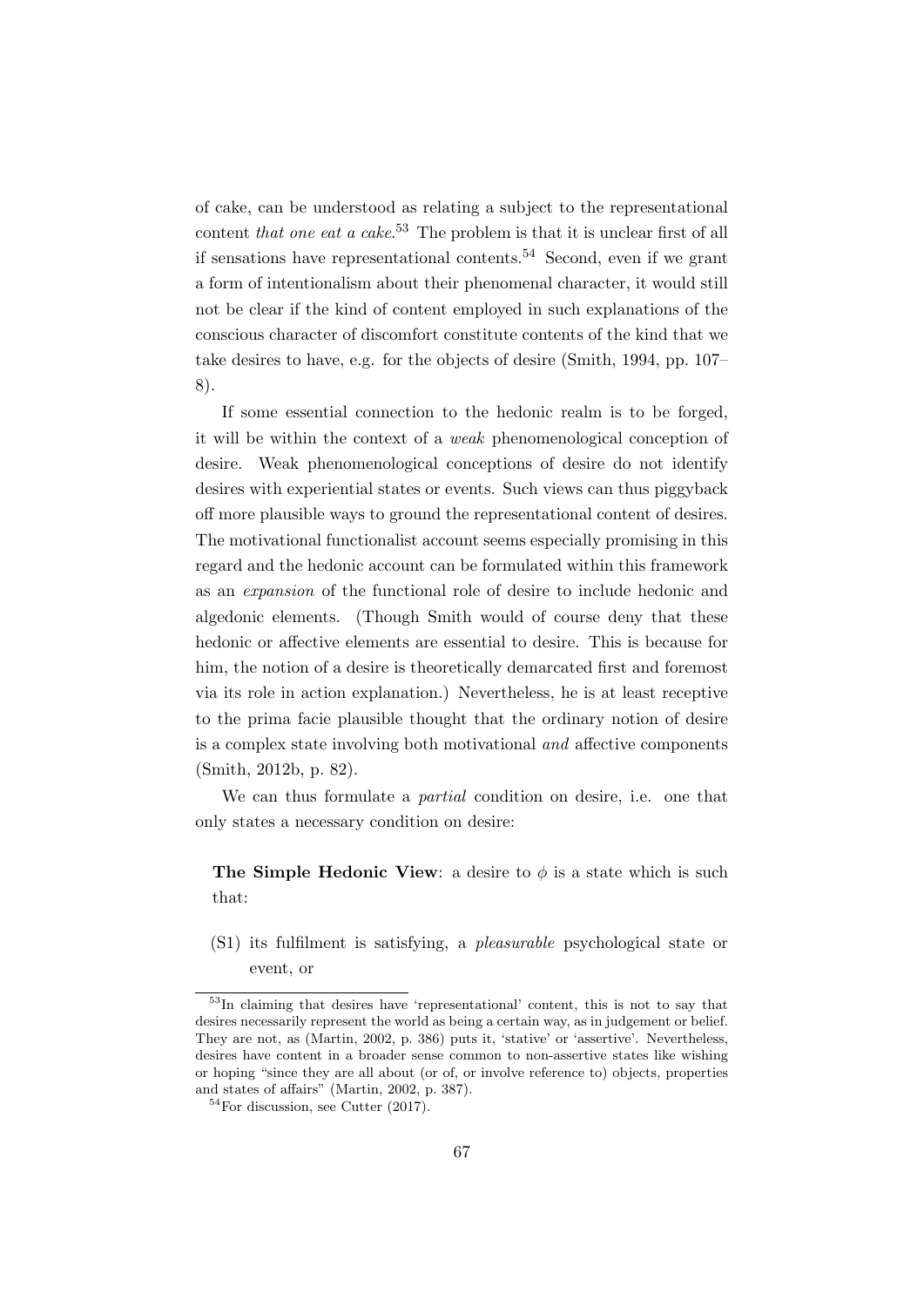of cake, can be understood as relating a subject to the representational content *that one eat a cake*.[53] The problem is that it is unclear first of all if sensations have representational contents.[54] Second, even if we grant a form of intentionalism about their phenomenal character, it would still not be clear if the kind of content employed in such explanations of the conscious character of discomfort constitute contents of the kind that we take desires to have, e.g. for the objects of desire (Smith, 1994, pp. 107–8).

If some essential connection to the hedonic realm is to be forged, it will be within the context of a *weak* phenomenological conception of desire. Weak phenomenological conceptions of desire do not identify desires with experiential states or events. Such views can thus piggyback off more plausible ways to ground the representational content of desires. The motivational functionalist account seems especially promising in this regard and the hedonic account can be formulated within this framework as an *expansion* of the functional role of desire to include hedonic and algedonic elements. (Though Smith would of course deny that these hedonic or affective elements are essential to desire. This is because for him, the notion of a desire is theoretically demarcated first and foremost via its role in action explanation.) Nevertheless, he is at least receptive to the prima facie plausible thought that the ordinary notion of desire is a complex state involving both motivational *and* affective components (Smith, 2012b, p. 82).

We can thus formulate a *partial* condition on desire, i.e. one that only states a necessary condition on desire:

**The Simple Hedonic View**: a desire to $\phi$ is a state which is such that:

(S1) its fulfilment is satisfying, a *pleasurable* psychological state or event, or

---

[53] In claiming that desires have 'representational' content, this is not to say that desires necessarily represent the world as being a certain way, as in judgement or belief. They are not, as (Martin, 2002, p. 386) puts it, 'stative' or 'assertive'. Nevertheless, desires have content in a broader sense common to non-assertive states like wishing or hoping "since they are all about (or of, or involve reference to) objects, properties and states of affairs" (Martin, 2002, p. 387).

[54] For discussion, see Cutter (2017).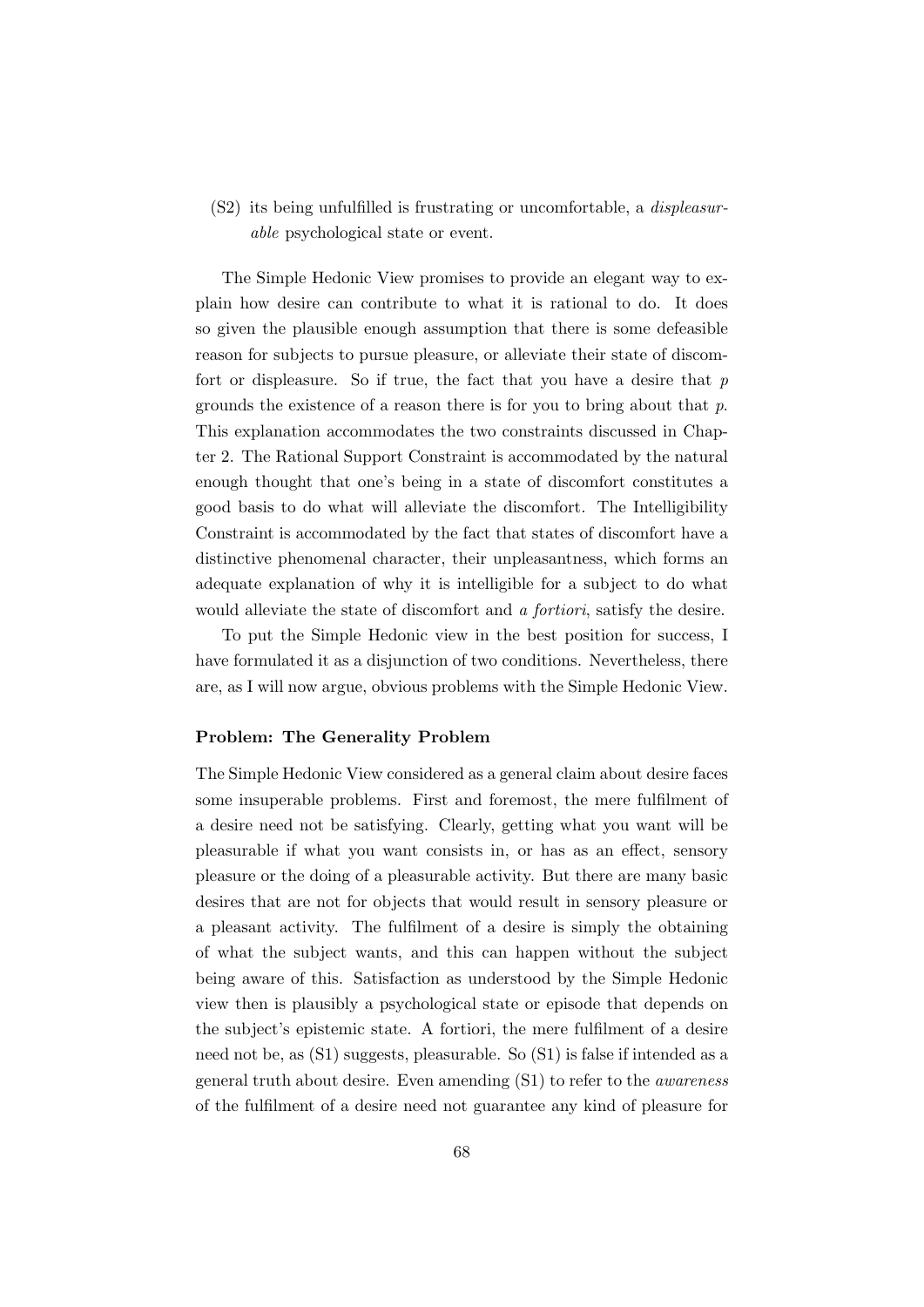(S2) its being unfulfilled is frustrating or uncomfortable, a *displeasurable* psychological state or event.

The Simple Hedonic View promises to provide an elegant way to explain how desire can contribute to what it is rational to do. It does so given the plausible enough assumption that there is some defeasible reason for subjects to pursue pleasure, or alleviate their state of discomfort or displeasure. So if true, the fact that you have a desire that $p$ grounds the existence of a reason there is for you to bring about that $p$. This explanation accommodates the two constraints discussed in Chapter 2. The Rational Support Constraint is accommodated by the natural enough thought that one's being in a state of discomfort constitutes a good basis to do what will alleviate the discomfort. The Intelligibility Constraint is accommodated by the fact that states of discomfort have a distinctive phenomenal character, their unpleasantness, which forms an adequate explanation of why it is intelligible for a subject to do what would alleviate the state of discomfort and *a fortiori*, satisfy the desire.

To put the Simple Hedonic view in the best position for success, I have formulated it as a disjunction of two conditions. Nevertheless, there are, as I will now argue, obvious problems with the Simple Hedonic View.

#### Problem: The Generality Problem

The Simple Hedonic View considered as a general claim about desire faces some insuperable problems. First and foremost, the mere fulfilment of a desire need not be satisfying. Clearly, getting what you want will be pleasurable if what you want consists in, or has as an effect, sensory pleasure or the doing of a pleasurable activity. But there are many basic desires that are not for objects that would result in sensory pleasure or a pleasant activity. The fulfilment of a desire is simply the obtaining of what the subject wants, and this can happen without the subject being aware of this. Satisfaction as understood by the Simple Hedonic view then is plausibly a psychological state or episode that depends on the subject's epistemic state. A fortiori, the mere fulfilment of a desire need not be, as (S1) suggests, pleasurable. So (S1) is false if intended as a general truth about desire. Even amending (S1) to refer to the *awareness* of the fulfilment of a desire need not guarantee any kind of pleasure for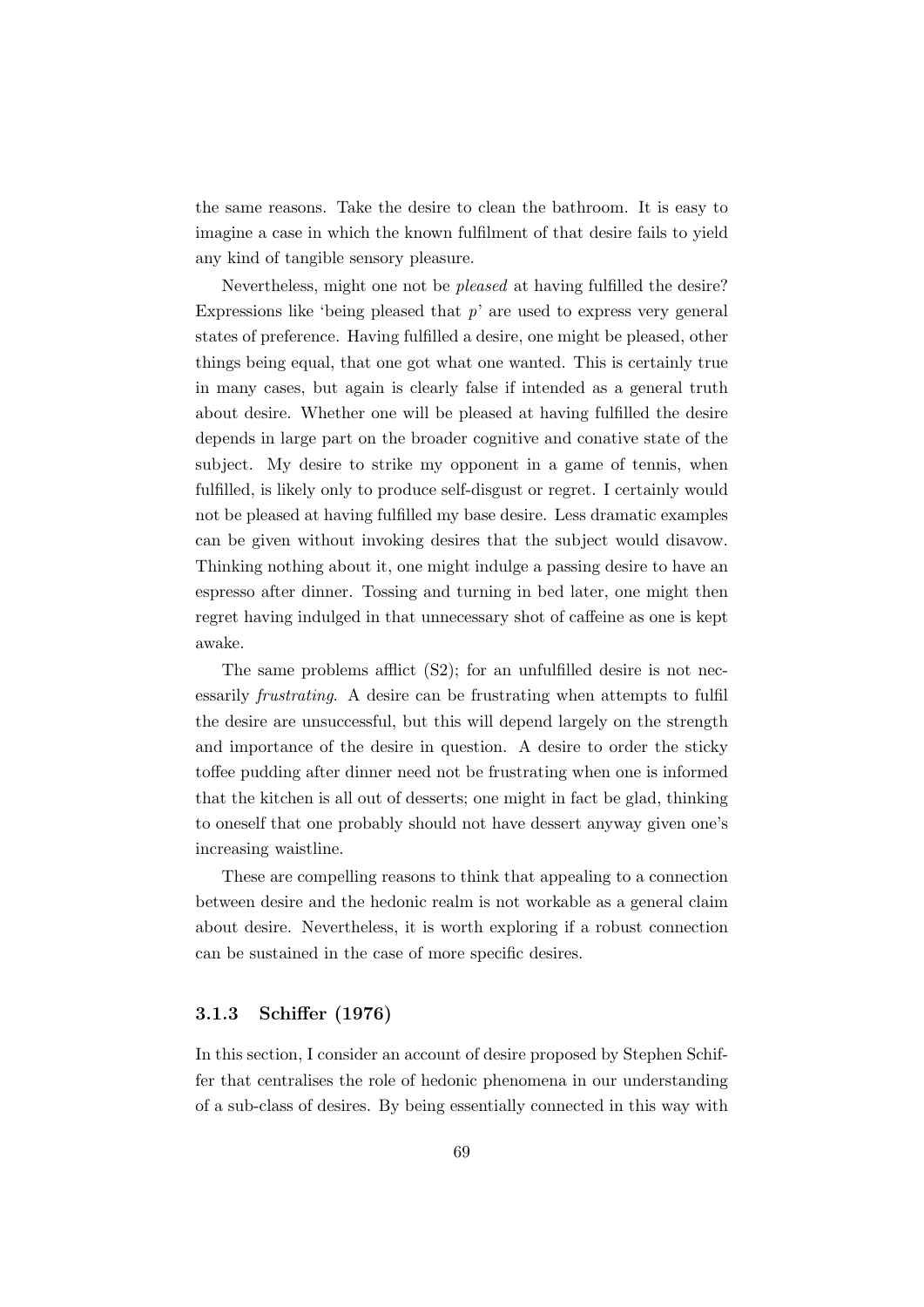the same reasons. Take the desire to clean the bathroom. It is easy to imagine a case in which the known fulfilment of that desire fails to yield any kind of tangible sensory pleasure.

Nevertheless, might one not be *pleased* at having fulfilled the desire? Expressions like 'being pleased that $p$' are used to express very general states of preference. Having fulfilled a desire, one might be pleased, other things being equal, that one got what one wanted. This is certainly true in many cases, but again is clearly false if intended as a general truth about desire. Whether one will be pleased at having fulfilled the desire depends in large part on the broader cognitive and conative state of the subject. My desire to strike my opponent in a game of tennis, when fulfilled, is likely only to produce self-disgust or regret. I certainly would not be pleased at having fulfilled my base desire. Less dramatic examples can be given without invoking desires that the subject would disavow. Thinking nothing about it, one might indulge a passing desire to have an espresso after dinner. Tossing and turning in bed later, one might then regret having indulged in that unnecessary shot of caffeine as one is kept awake.

The same problems afflict (S2); for an unfulfilled desire is not necessarily *frustrating*. A desire can be frustrating when attempts to fulfil the desire are unsuccessful, but this will depend largely on the strength and importance of the desire in question. A desire to order the sticky toffee pudding after dinner need not be frustrating when one is informed that the kitchen is all out of desserts; one might in fact be glad, thinking to oneself that one probably should not have dessert anyway given one's increasing waistline.

These are compelling reasons to think that appealing to a connection between desire and the hedonic realm is not workable as a general claim about desire. Nevertheless, it is worth exploring if a robust connection can be sustained in the case of more specific desires.

### 3.1.3 Schiffer (1976)

In this section, I consider an account of desire proposed by Stephen Schiffer that centralises the role of hedonic phenomena in our understanding of a sub-class of desires. By being essentially connected in this way with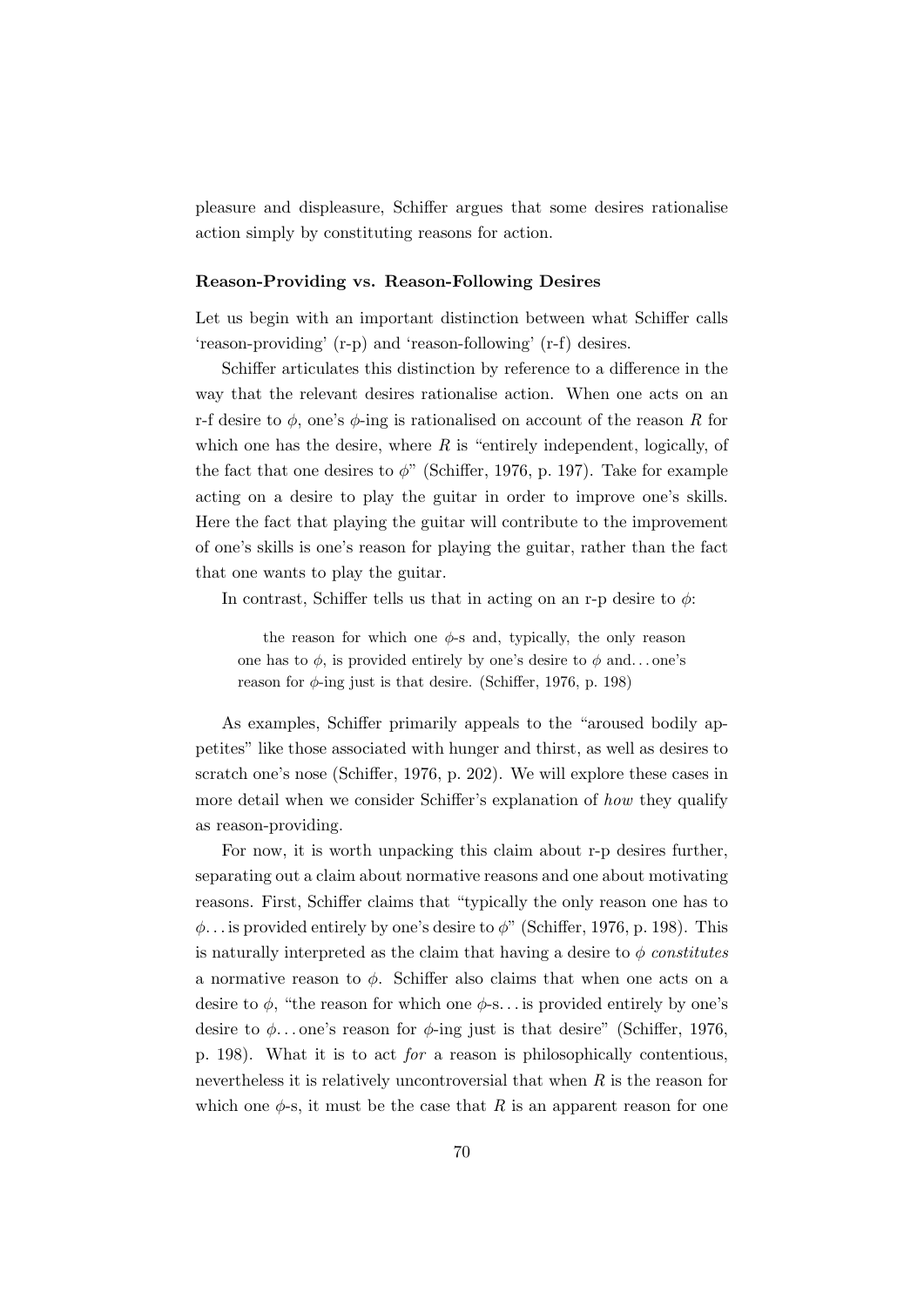pleasure and displeasure, Schiffer argues that some desires rationalise action simply by constituting reasons for action.

### Reason-Providing vs. Reason-Following Desires

Let us begin with an important distinction between what Schiffer calls 'reason-providing' (r-p) and 'reason-following' (r-f) desires.

Schiffer articulates this distinction by reference to a difference in the way that the relevant desires rationalise action. When one acts on an r-f desire to $\phi$, one's $\phi$-ing is rationalised on account of the reason $R$ for which one has the desire, where $R$ is "entirely independent, logically, of the fact that one desires to $\phi$" (Schiffer, 1976, p. 197). Take for example acting on a desire to play the guitar in order to improve one's skills. Here the fact that playing the guitar will contribute to the improvement of one's skills is one's reason for playing the guitar, rather than the fact that one wants to play the guitar.

In contrast, Schiffer tells us that in acting on an r-p desire to $\phi$:

> the reason for which one $\phi$-s and, typically, the only reason one has to $\phi$, is provided entirely by one's desire to $\phi$ and... one's reason for $\phi$-ing just is that desire. (Schiffer, 1976, p. 198)

As examples, Schiffer primarily appeals to the "aroused bodily appetites" like those associated with hunger and thirst, as well as desires to scratch one's nose (Schiffer, 1976, p. 202). We will explore these cases in more detail when we consider Schiffer's explanation of *how* they qualify as reason-providing.

For now, it is worth unpacking this claim about r-p desires further, separating out a claim about normative reasons and one about motivating reasons. First, Schiffer claims that "typically the only reason one has to $\phi$... is provided entirely by one's desire to $\phi$" (Schiffer, 1976, p. 198). This is naturally interpreted as the claim that having a desire to $\phi$ *constitutes* a normative reason to $\phi$. Schiffer also claims that when one acts on a desire to $\phi$, "the reason for which one $\phi$-s... is provided entirely by one's desire to $\phi$... one's reason for $\phi$-ing just is that desire" (Schiffer, 1976, p. 198). What it is to act *for* a reason is philosophically contentious, nevertheless it is relatively uncontroversial that when $R$ is the reason for which one $\phi$-s, it must be the case that $R$ is an apparent reason for one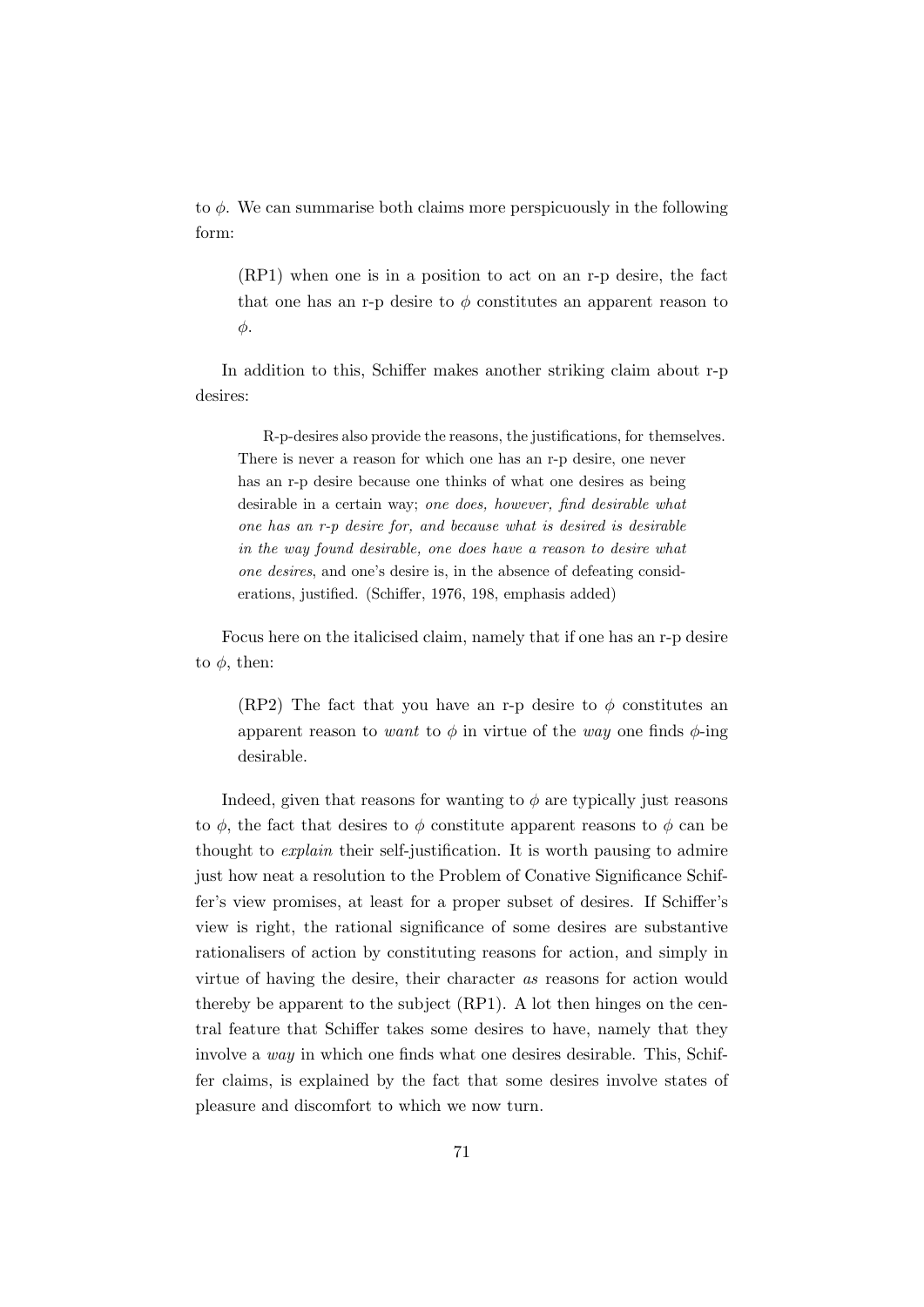to $\phi$. We can summarise both claims more perspicuously in the following form:

> (RP1) when one is in a position to act on an r-p desire, the fact that one has an r-p desire to $\phi$ constitutes an apparent reason to $\phi$.

In addition to this, Schiffer makes another striking claim about r-p desires:

> R-p-desires also provide the reasons, the justifications, for themselves. There is never a reason for which one has an r-p desire, one never has an r-p desire because one thinks of what one desires as being desirable in a certain way; *one does, however, find desirable what one has an r-p desire for, and because what is desired is desirable in the way found desirable, one does have a reason to desire what one desires*, and one's desire is, in the absence of defeating considerations, justified. (Schiffer, 1976, 198, emphasis added)

Focus here on the italicised claim, namely that if one has an r-p desire to $\phi$, then:

> (RP2) The fact that you have an r-p desire to $\phi$ constitutes an apparent reason to *want* to $\phi$ in virtue of the *way* one finds $\phi$-ing desirable.

Indeed, given that reasons for wanting to $\phi$ are typically just reasons to $\phi$, the fact that desires to $\phi$ constitute apparent reasons to $\phi$ can be thought to *explain* their self-justification. It is worth pausing to admire just how neat a resolution to the Problem of Conative Significance Schiffer's view promises, at least for a proper subset of desires. If Schiffer's view is right, the rational significance of some desires are substantive rationalisers of action by constituting reasons for action, and simply in virtue of having the desire, their character *as* reasons for action would thereby be apparent to the subject (RP1). A lot then hinges on the central feature that Schiffer takes some desires to have, namely that they involve a *way* in which one finds what one desires desirable. This, Schiffer claims, is explained by the fact that some desires involve states of pleasure and discomfort to which we now turn.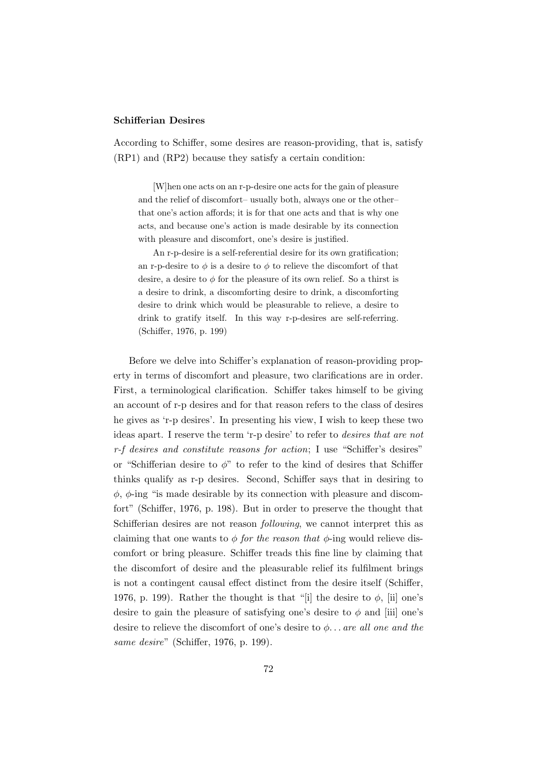**Schifferian Desires**

According to Schiffer, some desires are reason-providing, that is, satisfy (RP1) and (RP2) because they satisfy a certain condition:

> [W]hen one acts on an r-p-desire one acts for the gain of pleasure and the relief of discomfort– usually both, always one or the other– that one's action affords; it is for that one acts and that is why one acts, and because one's action is made desirable by its connection with pleasure and discomfort, one's desire is justified.
>
> An r-p-desire is a self-referential desire for its own gratification; an r-p-desire to $\phi$ is a desire to $\phi$ to relieve the discomfort of that desire, a desire to $\phi$ for the pleasure of its own relief. So a thirst is a desire to drink, a discomforting desire to drink, a discomforting desire to drink which would be pleasurable to relieve, a desire to drink to gratify itself. In this way r-p-desires are self-referring. (Schiffer, 1976, p. 199)

Before we delve into Schiffer's explanation of reason-providing property in terms of discomfort and pleasure, two clarifications are in order. First, a terminological clarification. Schiffer takes himself to be giving an account of r-p desires and for that reason refers to the class of desires he gives as 'r-p desires'. In presenting his view, I wish to keep these two ideas apart. I reserve the term 'r-p desire' to refer to *desires that are not r-f desires and constitute reasons for action*; I use "Schiffer's desires" or "Schifferian desire to $\phi$" to refer to the kind of desires that Schiffer thinks qualify as r-p desires. Second, Schiffer says that in desiring to $\phi$, $\phi$-ing "is made desirable by its connection with pleasure and discomfort" (Schiffer, 1976, p. 198). But in order to preserve the thought that Schifferian desires are not reason *following*, we cannot interpret this as claiming that one wants to $\phi$ *for the reason that* $\phi$-ing would relieve discomfort or bring pleasure. Schiffer treads this fine line by claiming that the discomfort of desire and the pleasurable relief its fulfilment brings is not a contingent causal effect distinct from the desire itself (Schiffer, 1976, p. 199). Rather the thought is that "[i] the desire to $\phi$, [ii] one's desire to gain the pleasure of satisfying one's desire to $\phi$ and [iii] one's desire to relieve the discomfort of one's desire to $\phi$... *are all one and the same desire*" (Schiffer, 1976, p. 199).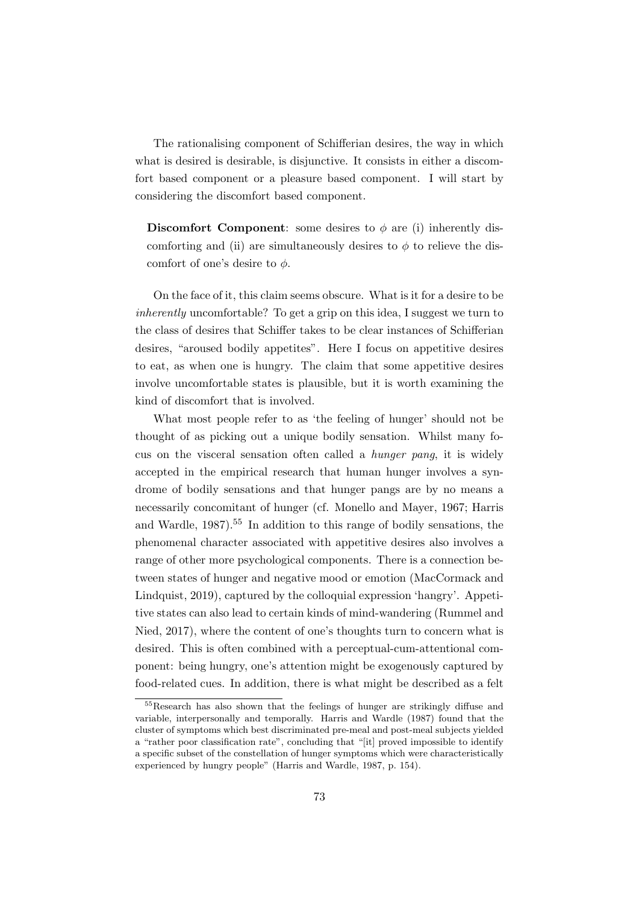The rationalising component of Schifferian desires, the way in which what is desired is desirable, is disjunctive. It consists in either a discomfort based component or a pleasure based component. I will start by considering the discomfort based component.

> **Discomfort Component**: some desires to $\phi$ are (i) inherently discomforting and (ii) are simultaneously desires to $\phi$ to relieve the discomfort of one's desire to $\phi$.

On the face of it, this claim seems obscure. What is it for a desire to be *inherently* uncomfortable? To get a grip on this idea, I suggest we turn to the class of desires that Schiffer takes to be clear instances of Schifferian desires, "aroused bodily appetites". Here I focus on appetitive desires to eat, as when one is hungry. The claim that some appetitive desires involve uncomfortable states is plausible, but it is worth examining the kind of discomfort that is involved.

What most people refer to as 'the feeling of hunger' should not be thought of as picking out a unique bodily sensation. Whilst many focus on the visceral sensation often called a *hunger pang*, it is widely accepted in the empirical research that human hunger involves a syndrome of bodily sensations and that hunger pangs are by no means a necessarily concomitant of hunger (cf. Monello and Mayer, 1967; Harris and Wardle, 1987).[55] In addition to this range of bodily sensations, the phenomenal character associated with appetitive desires also involves a range of other more psychological components. There is a connection between states of hunger and negative mood or emotion (MacCormack and Lindquist, 2019), captured by the colloquial expression 'hangry'. Appetitive states can also lead to certain kinds of mind-wandering (Rummel and Nied, 2017), where the content of one's thoughts turn to concern what is desired. This is often combined with a perceptual-cum-attentional component: being hungry, one's attention might be exogenously captured by food-related cues. In addition, there is what might be described as a felt

[55] Research has also shown that the feelings of hunger are strikingly diffuse and variable, interpersonally and temporally. Harris and Wardle (1987) found that the cluster of symptoms which best discriminated pre-meal and post-meal subjects yielded a "rather poor classification rate", concluding that "[it] proved impossible to identify a specific subset of the constellation of hunger symptoms which were characteristically experienced by hungry people" (Harris and Wardle, 1987, p. 154).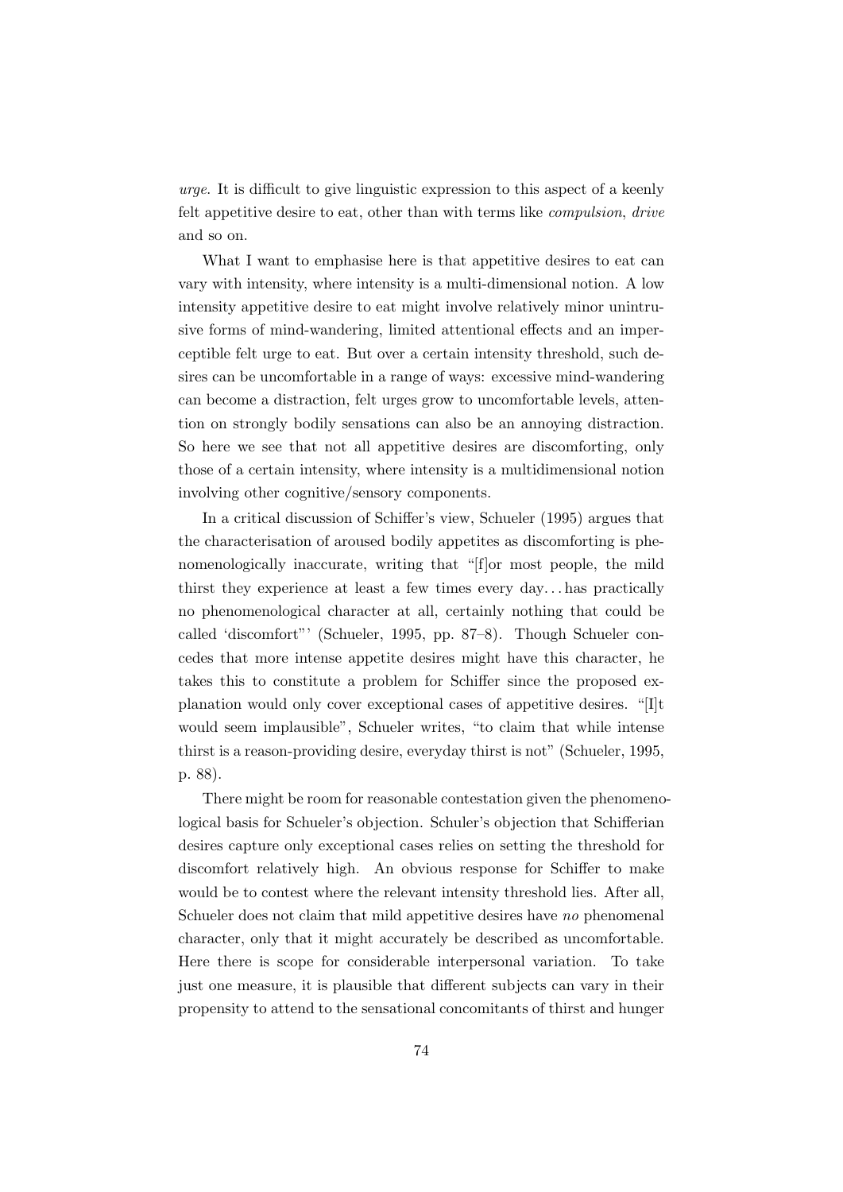*urge*. It is difficult to give linguistic expression to this aspect of a keenly felt appetitive desire to eat, other than with terms like *compulsion*, *drive* and so on.

What I want to emphasise here is that appetitive desires to eat can vary with intensity, where intensity is a multi-dimensional notion. A low intensity appetitive desire to eat might involve relatively minor unintrusive forms of mind-wandering, limited attentional effects and an imperceptible felt urge to eat. But over a certain intensity threshold, such desires can be uncomfortable in a range of ways: excessive mind-wandering can become a distraction, felt urges grow to uncomfortable levels, attention on strongly bodily sensations can also be an annoying distraction. So here we see that not all appetitive desires are discomforting, only those of a certain intensity, where intensity is a multidimensional notion involving other cognitive/sensory components.

In a critical discussion of Schiffer's view, Schueler (1995) argues that the characterisation of aroused bodily appetites as discomforting is phenomenologically inaccurate, writing that "[f]or most people, the mild thirst they experience at least a few times every day... has practically no phenomenological character at all, certainly nothing that could be called 'discomfort"' (Schueler, 1995, pp. 87–8). Though Schueler concedes that more intense appetite desires might have this character, he takes this to constitute a problem for Schiffer since the proposed explanation would only cover exceptional cases of appetitive desires. "[I]t would seem implausible", Schueler writes, "to claim that while intense thirst is a reason-providing desire, everyday thirst is not" (Schueler, 1995, p. 88).

There might be room for reasonable contestation given the phenomenological basis for Schueler's objection. Schuler's objection that Schifferian desires capture only exceptional cases relies on setting the threshold for discomfort relatively high. An obvious response for Schiffer to make would be to contest where the relevant intensity threshold lies. After all, Schueler does not claim that mild appetitive desires have *no* phenomenal character, only that it might accurately be described as uncomfortable. Here there is scope for considerable interpersonal variation. To take just one measure, it is plausible that different subjects can vary in their propensity to attend to the sensational concomitants of thirst and hunger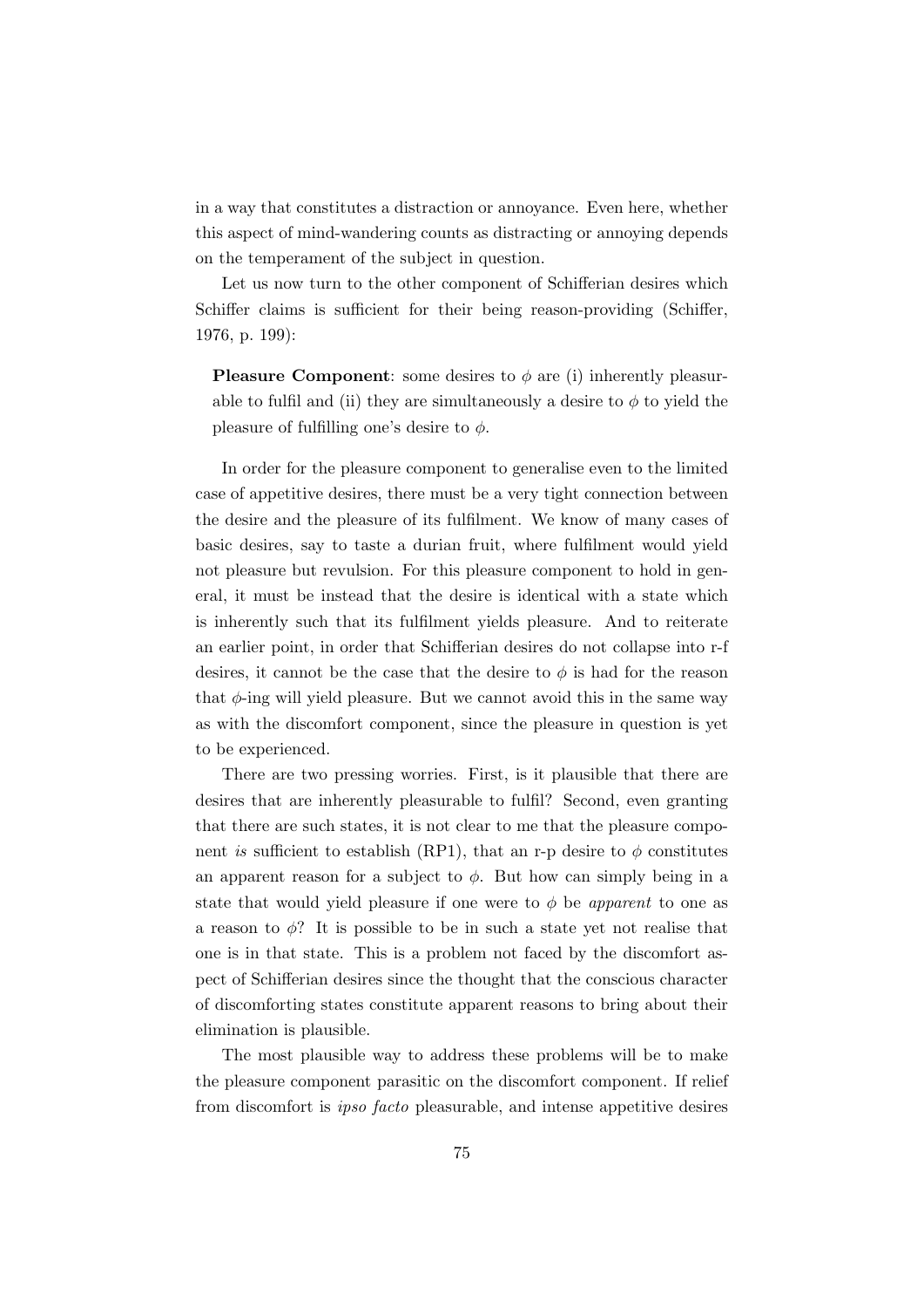in a way that constitutes a distraction or annoyance. Even here, whether this aspect of mind-wandering counts as distracting or annoying depends on the temperament of the subject in question.

Let us now turn to the other component of Schifferian desires which Schiffer claims is sufficient for their being reason-providing (Schiffer, 1976, p. 199):

> **Pleasure Component**: some desires to $\phi$ are (i) inherently pleasurable to fulfil and (ii) they are simultaneously a desire to $\phi$ to yield the pleasure of fulfilling one's desire to $\phi$.

In order for the pleasure component to generalise even to the limited case of appetitive desires, there must be a very tight connection between the desire and the pleasure of its fulfilment. We know of many cases of basic desires, say to taste a durian fruit, where fulfilment would yield not pleasure but revulsion. For this pleasure component to hold in general, it must be instead that the desire is identical with a state which is inherently such that its fulfilment yields pleasure. And to reiterate an earlier point, in order that Schifferian desires do not collapse into r-f desires, it cannot be the case that the desire to $\phi$ is had for the reason that $\phi$-ing will yield pleasure. But we cannot avoid this in the same way as with the discomfort component, since the pleasure in question is yet to be experienced.

There are two pressing worries. First, is it plausible that there are desires that are inherently pleasurable to fulfil? Second, even granting that there are such states, it is not clear to me that the pleasure component *is* sufficient to establish (RP1), that an r-p desire to $\phi$ constitutes an apparent reason for a subject to $\phi$. But how can simply being in a state that would yield pleasure if one were to $\phi$ be *apparent* to one as a reason to $\phi$? It is possible to be in such a state yet not realise that one is in that state. This is a problem not faced by the discomfort aspect of Schifferian desires since the thought that the conscious character of discomforting states constitute apparent reasons to bring about their elimination is plausible.

The most plausible way to address these problems will be to make the pleasure component parasitic on the discomfort component. If relief from discomfort is *ipso facto* pleasurable, and intense appetitive desires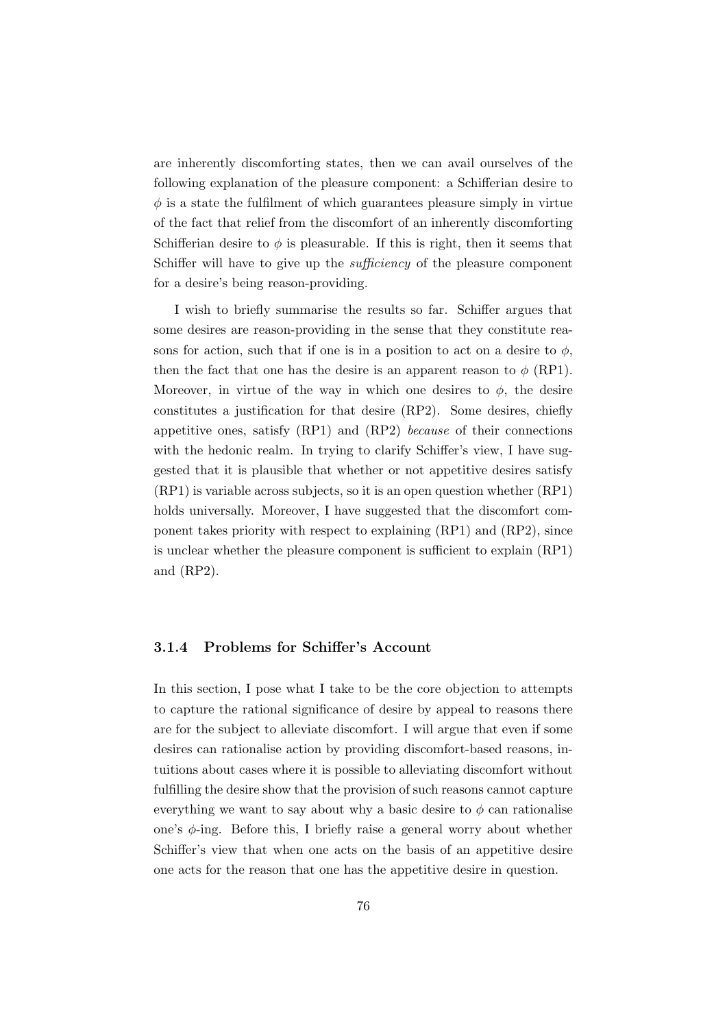are inherently discomforting states, then we can avail ourselves of the following explanation of the pleasure component: a Schifferian desire to $\phi$ is a state the fulfilment of which guarantees pleasure simply in virtue of the fact that relief from the discomfort of an inherently discomforting Schifferian desire to $\phi$ is pleasurable. If this is right, then it seems that Schiffer will have to give up the *sufficiency* of the pleasure component for a desire's being reason-providing.

I wish to briefly summarise the results so far. Schiffer argues that some desires are reason-providing in the sense that they constitute reasons for action, such that if one is in a position to act on a desire to $\phi$, then the fact that one has the desire is an apparent reason to $\phi$ (RP1). Moreover, in virtue of the way in which one desires to $\phi$, the desire constitutes a justification for that desire (RP2). Some desires, chiefly appetitive ones, satisfy (RP1) and (RP2) *because* of their connections with the hedonic realm. In trying to clarify Schiffer's view, I have suggested that it is plausible that whether or not appetitive desires satisfy (RP1) is variable across subjects, so it is an open question whether (RP1) holds universally. Moreover, I have suggested that the discomfort component takes priority with respect to explaining (RP1) and (RP2), since is unclear whether the pleasure component is sufficient to explain (RP1) and (RP2).

### 3.1.4 Problems for Schiffer's Account

In this section, I pose what I take to be the core objection to attempts to capture the rational significance of desire by appeal to reasons there are for the subject to alleviate discomfort. I will argue that even if some desires can rationalise action by providing discomfort-based reasons, intuitions about cases where it is possible to alleviating discomfort without fulfilling the desire show that the provision of such reasons cannot capture everything we want to say about why a basic desire to $\phi$ can rationalise one's $\phi$-ing. Before this, I briefly raise a general worry about whether Schiffer's view that when one acts on the basis of an appetitive desire one acts for the reason that one has the appetitive desire in question.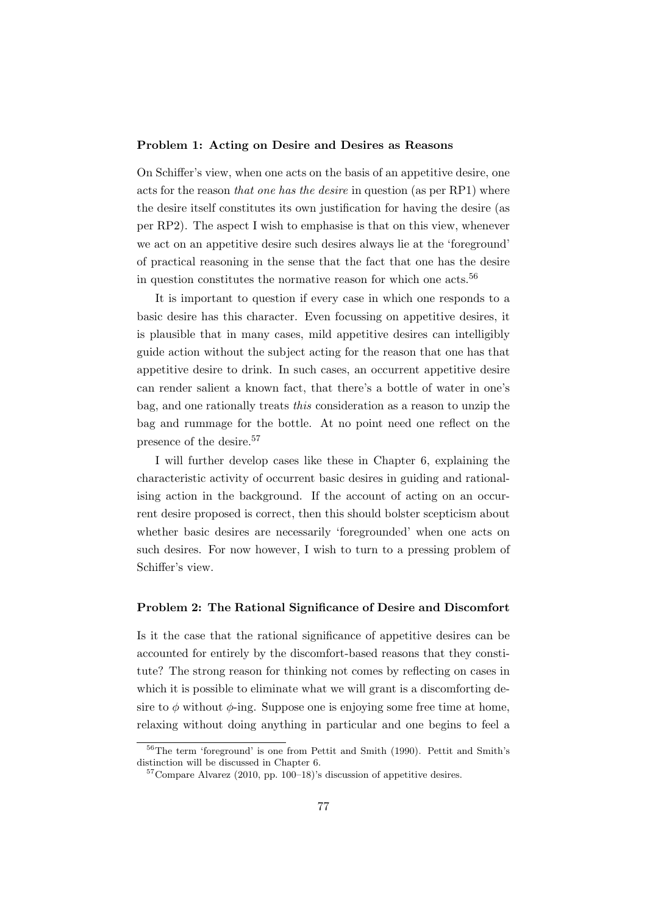**Problem 1: Acting on Desire and Desires as Reasons**

On Schiffer's view, when one acts on the basis of an appetitive desire, one acts for the reason *that one has the desire* in question (as per RP1) where the desire itself constitutes its own justification for having the desire (as per RP2). The aspect I wish to emphasise is that on this view, whenever we act on an appetitive desire such desires always lie at the 'foreground' of practical reasoning in the sense that the fact that one has the desire in question constitutes the normative reason for which one acts.[56]

It is important to question if every case in which one responds to a basic desire has this character. Even focussing on appetitive desires, it is plausible that in many cases, mild appetitive desires can intelligibly guide action without the subject acting for the reason that one has that appetitive desire to drink. In such cases, an occurrent appetitive desire can render salient a known fact, that there's a bottle of water in one's bag, and one rationally treats *this* consideration as a reason to unzip the bag and rummage for the bottle. At no point need one reflect on the presence of the desire.[57]

I will further develop cases like these in Chapter 6, explaining the characteristic activity of occurrent basic desires in guiding and rationalising action in the background. If the account of acting on an occurrent desire proposed is correct, then this should bolster scepticism about whether basic desires are necessarily 'foregrounded' when one acts on such desires. For now however, I wish to turn to a pressing problem of Schiffer's view.

**Problem 2: The Rational Significance of Desire and Discomfort**

Is it the case that the rational significance of appetitive desires can be accounted for entirely by the discomfort-based reasons that they constitute? The strong reason for thinking not comes by reflecting on cases in which it is possible to eliminate what we will grant is a discomforting desire to $\phi$ without $\phi$-ing. Suppose one is enjoying some free time at home, relaxing without doing anything in particular and one begins to feel a

[56]The term 'foreground' is one from Pettit and Smith (1990). Pettit and Smith's distinction will be discussed in Chapter 6.

[57]Compare Alvarez (2010, pp. 100–18)'s discussion of appetitive desires.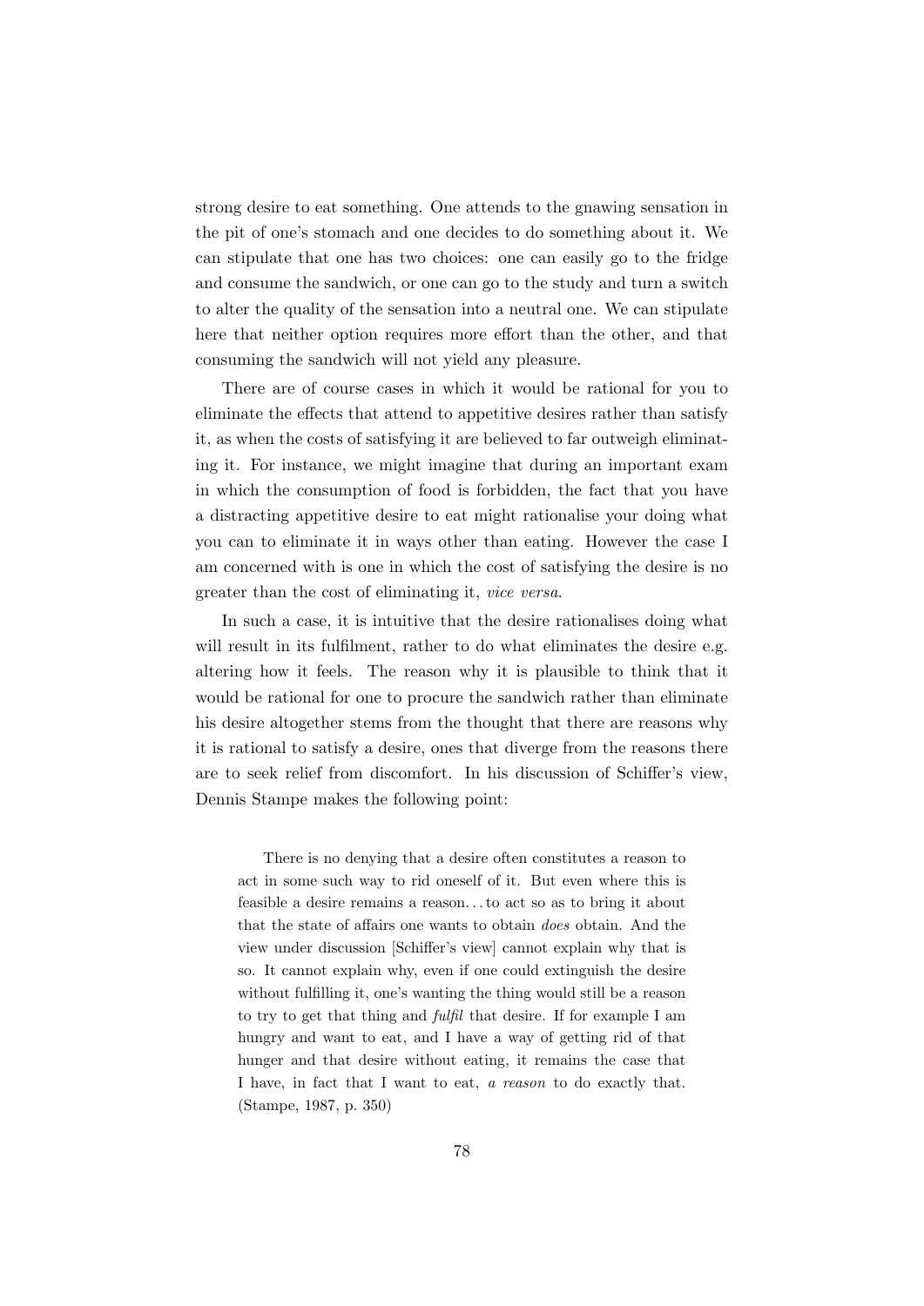strong desire to eat something. One attends to the gnawing sensation in the pit of one's stomach and one decides to do something about it. We can stipulate that one has two choices: one can easily go to the fridge and consume the sandwich, or one can go to the study and turn a switch to alter the quality of the sensation into a neutral one. We can stipulate here that neither option requires more effort than the other, and that consuming the sandwich will not yield any pleasure.

There are of course cases in which it would be rational for you to eliminate the effects that attend to appetitive desires rather than satisfy it, as when the costs of satisfying it are believed to far outweigh eliminating it. For instance, we might imagine that during an important exam in which the consumption of food is forbidden, the fact that you have a distracting appetitive desire to eat might rationalise your doing what you can to eliminate it in ways other than eating. However the case I am concerned with is one in which the cost of satisfying the desire is no greater than the cost of eliminating it, *vice versa*.

In such a case, it is intuitive that the desire rationalises doing what will result in its fulfilment, rather to do what eliminates the desire e.g. altering how it feels. The reason why it is plausible to think that it would be rational for one to procure the sandwich rather than eliminate his desire altogether stems from the thought that there are reasons why it is rational to satisfy a desire, ones that diverge from the reasons there are to seek relief from discomfort. In his discussion of Schiffer's view, Dennis Stampe makes the following point:

> There is no denying that a desire often constitutes a reason to act in some such way to rid oneself of it. But even where this is feasible a desire remains a reason. . . to act so as to bring it about that the state of affairs one wants to obtain *does* obtain. And the view under discussion [Schiffer's view] cannot explain why that is so. It cannot explain why, even if one could extinguish the desire without fulfilling it, one's wanting the thing would still be a reason to try to get that thing and *fulfil* that desire. If for example I am hungry and want to eat, and I have a way of getting rid of that hunger and that desire without eating, it remains the case that I have, in fact that I want to eat, *a reason* to do exactly that. (Stampe, 1987, p. 350)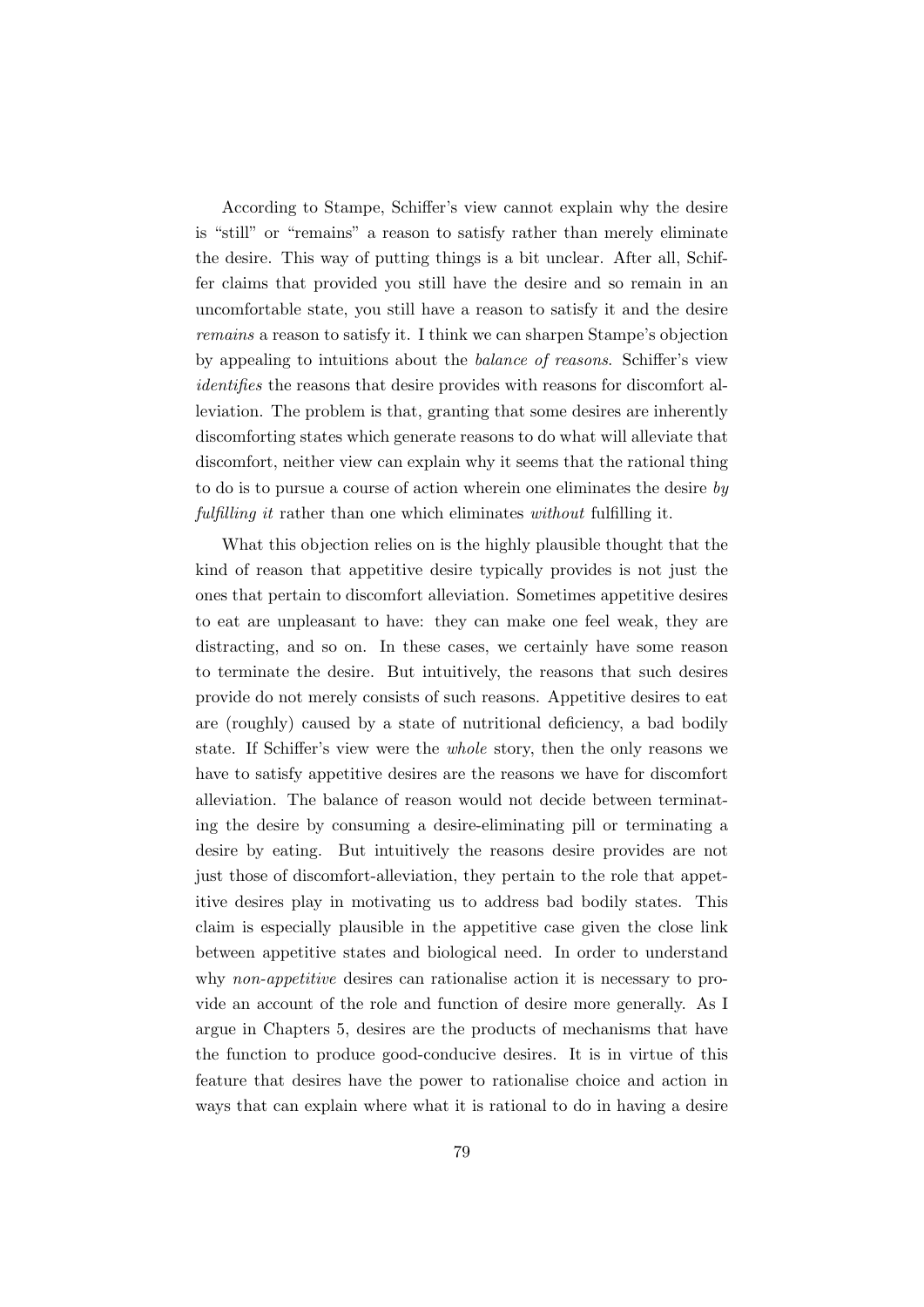According to Stampe, Schiffer's view cannot explain why the desire is "still" or "remains" a reason to satisfy rather than merely eliminate the desire. This way of putting things is a bit unclear. After all, Schiffer claims that provided you still have the desire and so remain in an uncomfortable state, you still have a reason to satisfy it and the desire *remains* a reason to satisfy it. I think we can sharpen Stampe's objection by appealing to intuitions about the *balance of reasons*. Schiffer's view *identifies* the reasons that desire provides with reasons for discomfort alleviation. The problem is that, granting that some desires are inherently discomforting states which generate reasons to do what will alleviate that discomfort, neither view can explain why it seems that the rational thing to do is to pursue a course of action wherein one eliminates the desire *by fulfilling it* rather than one which eliminates *without* fulfilling it.

What this objection relies on is the highly plausible thought that the kind of reason that appetitive desire typically provides is not just the ones that pertain to discomfort alleviation. Sometimes appetitive desires to eat are unpleasant to have: they can make one feel weak, they are distracting, and so on. In these cases, we certainly have some reason to terminate the desire. But intuitively, the reasons that such desires provide do not merely consists of such reasons. Appetitive desires to eat are (roughly) caused by a state of nutritional deficiency, a bad bodily state. If Schiffer's view were the *whole* story, then the only reasons we have to satisfy appetitive desires are the reasons we have for discomfort alleviation. The balance of reason would not decide between terminating the desire by consuming a desire-eliminating pill or terminating a desire by eating. But intuitively the reasons desire provides are not just those of discomfort-alleviation, they pertain to the role that appetitive desires play in motivating us to address bad bodily states. This claim is especially plausible in the appetitive case given the close link between appetitive states and biological need. In order to understand why *non-appetitive* desires can rationalise action it is necessary to provide an account of the role and function of desire more generally. As I argue in Chapters 5, desires are the products of mechanisms that have the function to produce good-conducive desires. It is in virtue of this feature that desires have the power to rationalise choice and action in ways that can explain where what it is rational to do in having a desire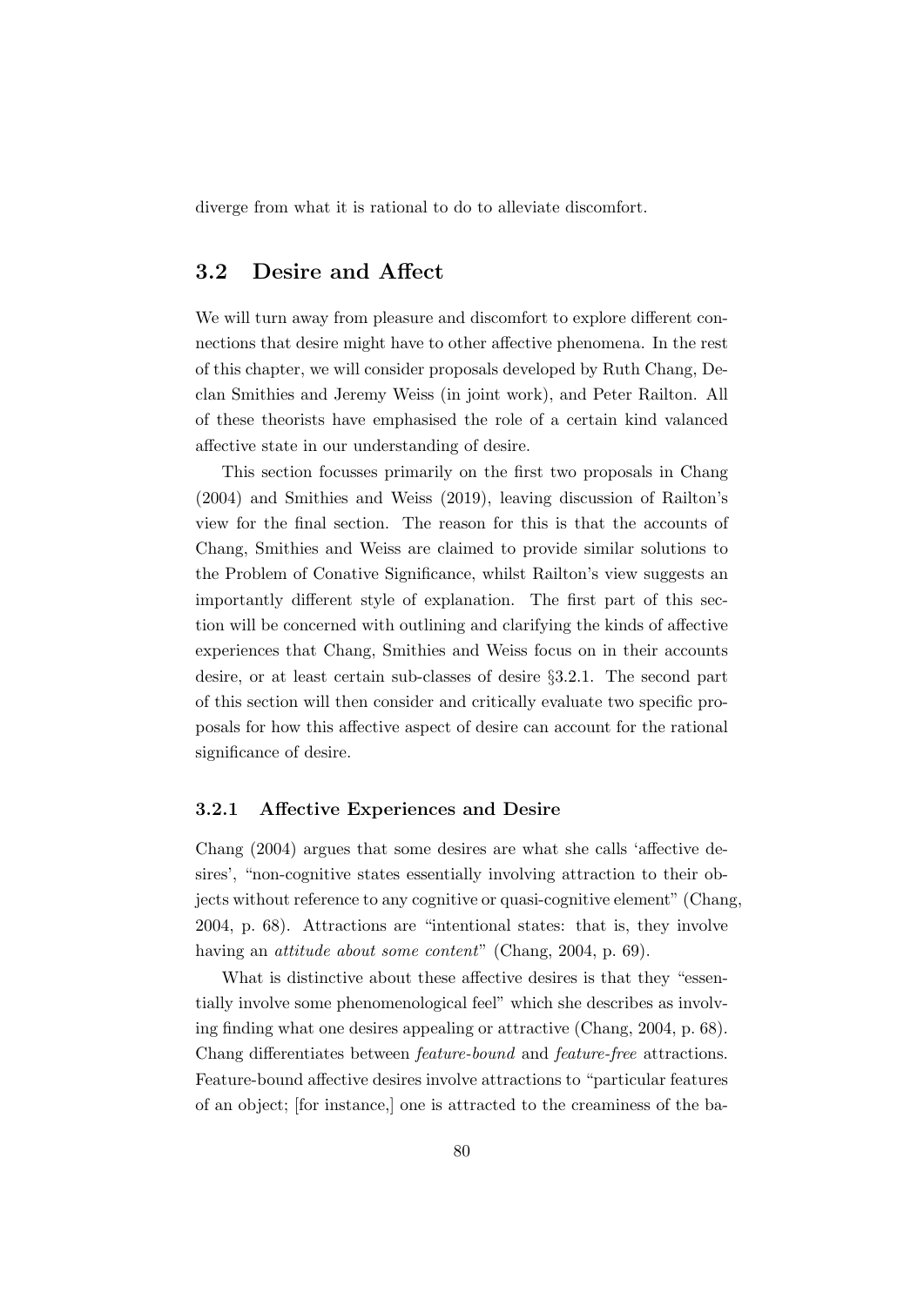diverge from what it is rational to do to alleviate discomfort.

## 3.2 Desire and Affect

We will turn away from pleasure and discomfort to explore different connections that desire might have to other affective phenomena. In the rest of this chapter, we will consider proposals developed by Ruth Chang, Declan Smithies and Jeremy Weiss (in joint work), and Peter Railton. All of these theorists have emphasised the role of a certain kind valanced affective state in our understanding of desire.

This section focusses primarily on the first two proposals in Chang (2004) and Smithies and Weiss (2019), leaving discussion of Railton's view for the final section. The reason for this is that the accounts of Chang, Smithies and Weiss are claimed to provide similar solutions to the Problem of Conative Significance, whilst Railton's view suggests an importantly different style of explanation. The first part of this section will be concerned with outlining and clarifying the kinds of affective experiences that Chang, Smithies and Weiss focus on in their accounts desire, or at least certain sub-classes of desire §3.2.1. The second part of this section will then consider and critically evaluate two specific proposals for how this affective aspect of desire can account for the rational significance of desire.

### 3.2.1 Affective Experiences and Desire

Chang (2004) argues that some desires are what she calls 'affective desires', "non-cognitive states essentially involving attraction to their objects without reference to any cognitive or quasi-cognitive element" (Chang, 2004, p. 68). Attractions are "intentional states: that is, they involve having an *attitude about some content*" (Chang, 2004, p. 69).

What is distinctive about these affective desires is that they "essentially involve some phenomenological feel" which she describes as involving finding what one desires appealing or attractive (Chang, 2004, p. 68). Chang differentiates between *feature-bound* and *feature-free* attractions. Feature-bound affective desires involve attractions to "particular features of an object; [for instance,] one is attracted to the creaminess of the ba-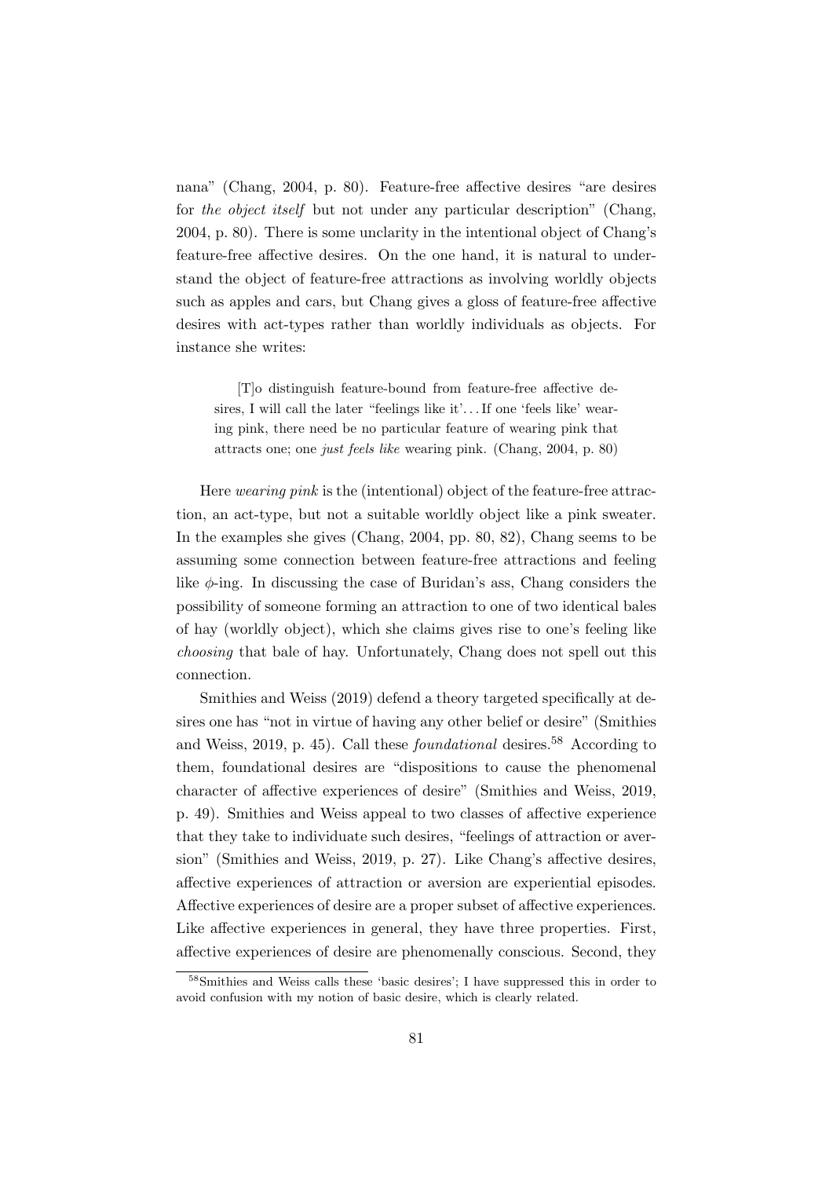nana" (Chang, 2004, p. 80). Feature-free affective desires "are desires for *the object itself* but not under any particular description" (Chang, 2004, p. 80). There is some unclarity in the intentional object of Chang's feature-free affective desires. On the one hand, it is natural to understand the object of feature-free attractions as involving worldly objects such as apples and cars, but Chang gives a gloss of feature-free affective desires with act-types rather than worldly individuals as objects. For instance she writes:

> [T]o distinguish feature-bound from feature-free affective desires, I will call the later "feelings like it'. . . If one 'feels like' wearing pink, there need be no particular feature of wearing pink that attracts one; one *just feels like* wearing pink. (Chang, 2004, p. 80)

Here *wearing pink* is the (intentional) object of the feature-free attraction, an act-type, but not a suitable worldly object like a pink sweater. In the examples she gives (Chang, 2004, pp. 80, 82), Chang seems to be assuming some connection between feature-free attractions and feeling like $\phi$-ing. In discussing the case of Buridan's ass, Chang considers the possibility of someone forming an attraction to one of two identical bales of hay (worldly object), which she claims gives rise to one's feeling like *choosing* that bale of hay. Unfortunately, Chang does not spell out this connection.

Smithies and Weiss (2019) defend a theory targeted specifically at desires one has "not in virtue of having any other belief or desire" (Smithies and Weiss, 2019, p. 45). Call these *foundational* desires.[58] According to them, foundational desires are "dispositions to cause the phenomenal character of affective experiences of desire" (Smithies and Weiss, 2019, p. 49). Smithies and Weiss appeal to two classes of affective experience that they take to individuate such desires, "feelings of attraction or aversion" (Smithies and Weiss, 2019, p. 27). Like Chang's affective desires, affective experiences of attraction or aversion are experiential episodes. Affective experiences of desire are a proper subset of affective experiences. Like affective experiences in general, they have three properties. First, affective experiences of desire are phenomenally conscious. Second, they

[58] Smithies and Weiss calls these 'basic desires'; I have suppressed this in order to avoid confusion with my notion of basic desire, which is clearly related.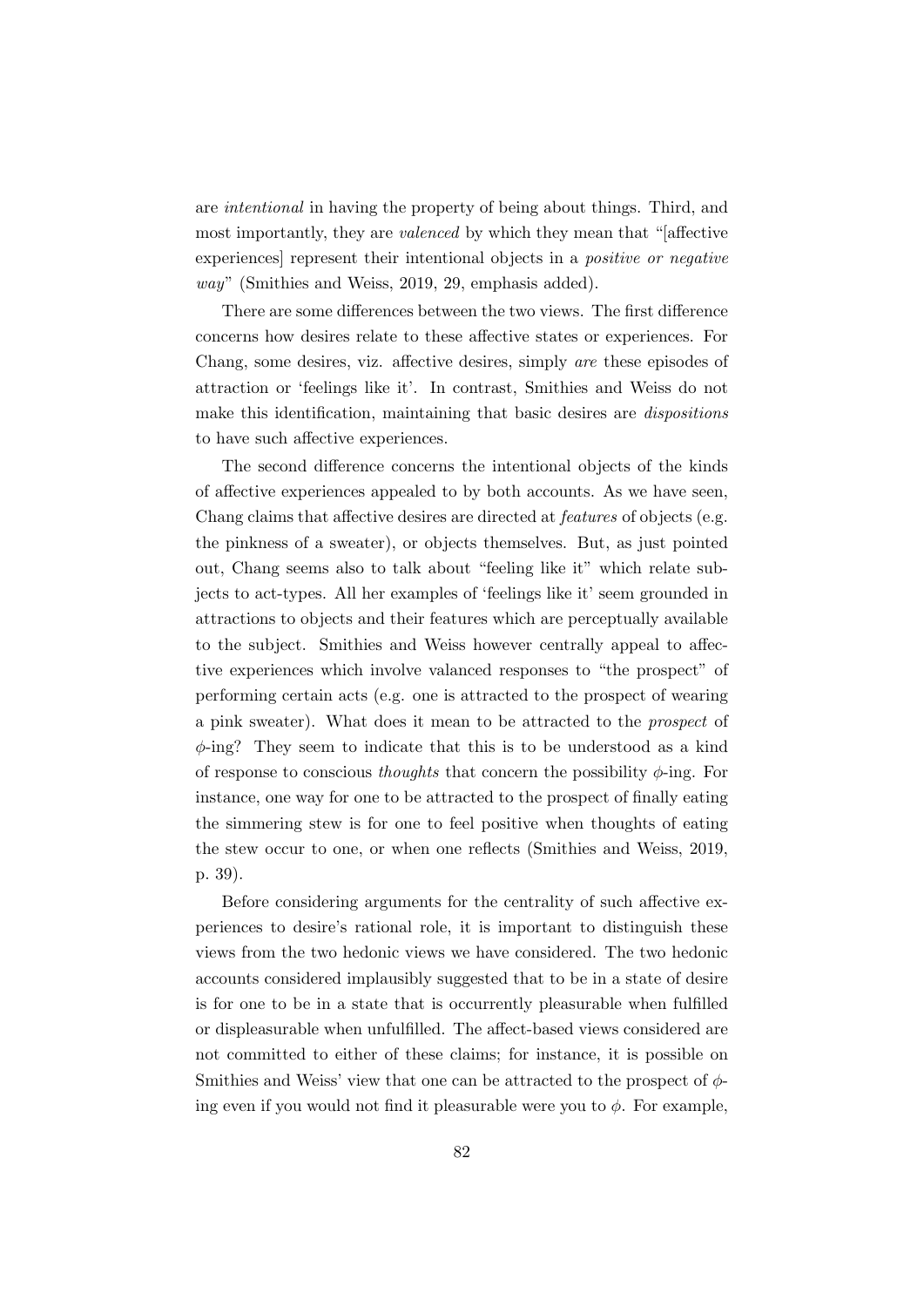are *intentional* in having the property of being about things. Third, and most importantly, they are *valenced* by which they mean that "[affective experiences] represent their intentional objects in a *positive or negative way*" (Smithies and Weiss, 2019, 29, emphasis added).

There are some differences between the two views. The first difference concerns how desires relate to these affective states or experiences. For Chang, some desires, viz. affective desires, simply *are* these episodes of attraction or 'feelings like it'. In contrast, Smithies and Weiss do not make this identification, maintaining that basic desires are *dispositions* to have such affective experiences.

The second difference concerns the intentional objects of the kinds of affective experiences appealed to by both accounts. As we have seen, Chang claims that affective desires are directed at *features* of objects (e.g. the pinkness of a sweater), or objects themselves. But, as just pointed out, Chang seems also to talk about "feeling like it" which relate subjects to act-types. All her examples of 'feelings like it' seem grounded in attractions to objects and their features which are perceptually available to the subject. Smithies and Weiss however centrally appeal to affective experiences which involve valanced responses to "the prospect" of performing certain acts (e.g. one is attracted to the prospect of wearing a pink sweater). What does it mean to be attracted to the *prospect* of $\phi$-ing? They seem to indicate that this is to be understood as a kind of response to conscious *thoughts* that concern the possibility $\phi$-ing. For instance, one way for one to be attracted to the prospect of finally eating the simmering stew is for one to feel positive when thoughts of eating the stew occur to one, or when one reflects (Smithies and Weiss, 2019, p. 39).

Before considering arguments for the centrality of such affective experiences to desire's rational role, it is important to distinguish these views from the two hedonic views we have considered. The two hedonic accounts considered implausibly suggested that to be in a state of desire is for one to be in a state that is occurrently pleasurable when fulfilled or displeasurable when unfulfilled. The affect-based views considered are not committed to either of these claims; for instance, it is possible on Smithies and Weiss' view that one can be attracted to the prospect of $\phi$-ing even if you would not find it pleasurable were you to $\phi$. For example,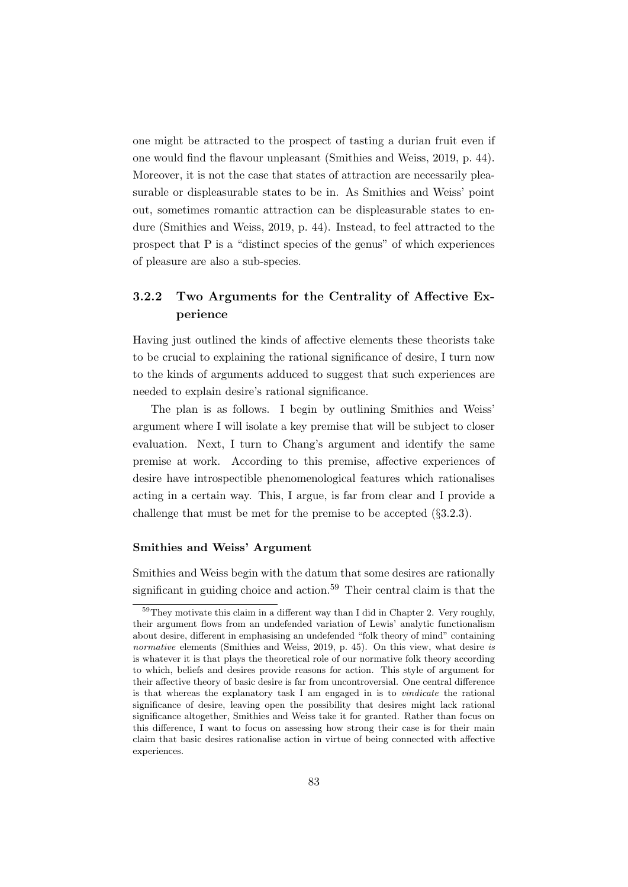one might be attracted to the prospect of tasting a durian fruit even if one would find the flavour unpleasant (Smithies and Weiss, 2019, p. 44). Moreover, it is not the case that states of attraction are necessarily pleasurable or displeasurable states to be in. As Smithies and Weiss' point out, sometimes romantic attraction can be displeasurable states to endure (Smithies and Weiss, 2019, p. 44). Instead, to feel attracted to the prospect that P is a "distinct species of the genus" of which experiences of pleasure are also a sub-species.

### 3.2.2 Two Arguments for the Centrality of Affective Experience

Having just outlined the kinds of affective elements these theorists take to be crucial to explaining the rational significance of desire, I turn now to the kinds of arguments adduced to suggest that such experiences are needed to explain desire's rational significance.

The plan is as follows. I begin by outlining Smithies and Weiss' argument where I will isolate a key premise that will be subject to closer evaluation. Next, I turn to Chang's argument and identify the same premise at work. According to this premise, affective experiences of desire have introspectible phenomenological features which rationalises acting in a certain way. This, I argue, is far from clear and I provide a challenge that must be met for the premise to be accepted (§3.2.3).

#### Smithies and Weiss' Argument

Smithies and Weiss begin with the datum that some desires are rationally significant in guiding choice and action.[59] Their central claim is that the

[59] They motivate this claim in a different way than I did in Chapter 2. Very roughly, their argument flows from an undefended variation of Lewis' analytic functionalism about desire, different in emphasising an undefended "folk theory of mind" containing *normative* elements (Smithies and Weiss, 2019, p. 45). On this view, what desire *is* is whatever it is that plays the theoretical role of our normative folk theory according to which, beliefs and desires provide reasons for action. This style of argument for their affective theory of basic desire is far from uncontroversial. One central difference is that whereas the explanatory task I am engaged in is to *vindicate* the rational significance of desire, leaving open the possibility that desires might lack rational significance altogether, Smithies and Weiss take it for granted. Rather than focus on this difference, I want to focus on assessing how strong their case is for their main claim that basic desires rationalise action in virtue of being connected with affective experiences.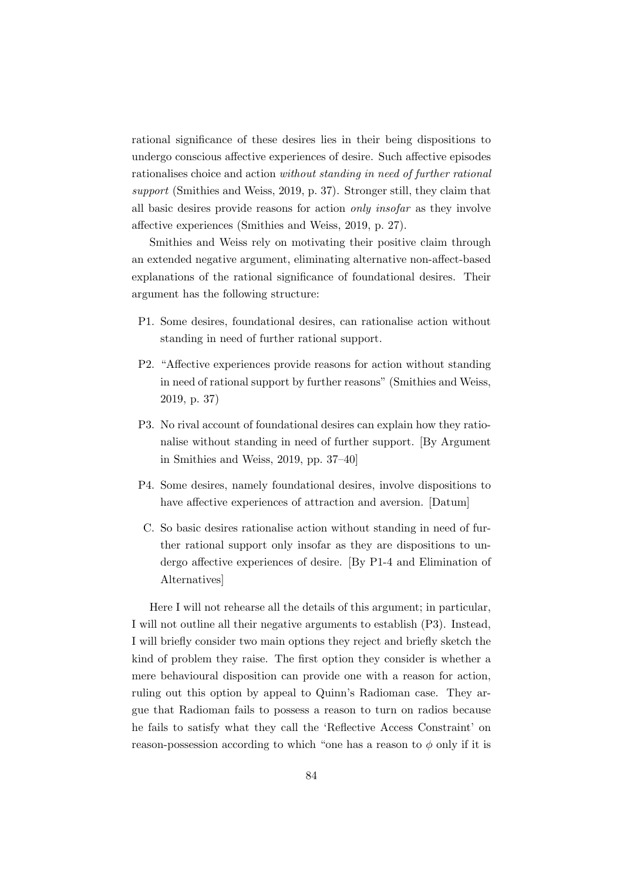rational significance of these desires lies in their being dispositions to undergo conscious affective experiences of desire. Such affective episodes rationalises choice and action *without standing in need of further rational support* (Smithies and Weiss, 2019, p. 37). Stronger still, they claim that all basic desires provide reasons for action *only insofar* as they involve affective experiences (Smithies and Weiss, 2019, p. 27).

Smithies and Weiss rely on motivating their positive claim through an extended negative argument, eliminating alternative non-affect-based explanations of the rational significance of foundational desires. Their argument has the following structure:

- P1. Some desires, foundational desires, can rationalise action without standing in need of further rational support.
- P2. "Affective experiences provide reasons for action without standing in need of rational support by further reasons" (Smithies and Weiss, 2019, p. 37)
- P3. No rival account of foundational desires can explain how they rationalise without standing in need of further support. [By Argument in Smithies and Weiss, 2019, pp. 37–40]
- P4. Some desires, namely foundational desires, involve dispositions to have affective experiences of attraction and aversion. [Datum]
- C. So basic desires rationalise action without standing in need of further rational support only insofar as they are dispositions to undergo affective experiences of desire. [By P1-4 and Elimination of Alternatives]

Here I will not rehearse all the details of this argument; in particular, I will not outline all their negative arguments to establish (P3). Instead, I will briefly consider two main options they reject and briefly sketch the kind of problem they raise. The first option they consider is whether a mere behavioural disposition can provide one with a reason for action, ruling out this option by appeal to Quinn's Radioman case. They argue that Radioman fails to possess a reason to turn on radios because he fails to satisfy what they call the 'Reflective Access Constraint' on reason-possession according to which "one has a reason to $\phi$ only if it is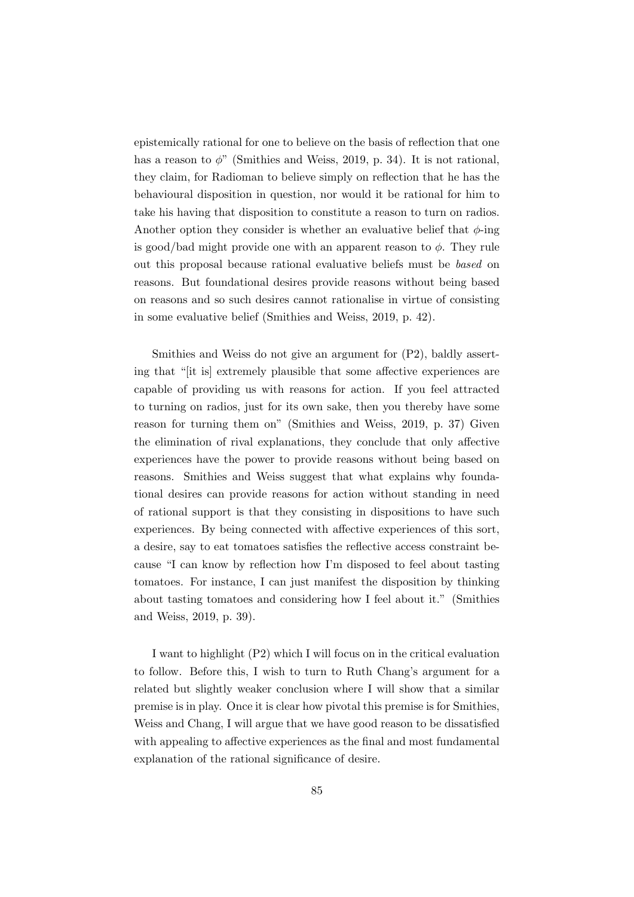epistemically rational for one to believe on the basis of reflection that one has a reason to $\phi$" (Smithies and Weiss, 2019, p. 34). It is not rational, they claim, for Radioman to believe simply on reflection that he has the behavioural disposition in question, nor would it be rational for him to take his having that disposition to constitute a reason to turn on radios. Another option they consider is whether an evaluative belief that $\phi$-ing is good/bad might provide one with an apparent reason to $\phi$. They rule out this proposal because rational evaluative beliefs must be *based* on reasons. But foundational desires provide reasons without being based on reasons and so such desires cannot rationalise in virtue of consisting in some evaluative belief (Smithies and Weiss, 2019, p. 42).

Smithies and Weiss do not give an argument for (P2), baldly asserting that "[it is] extremely plausible that some affective experiences are capable of providing us with reasons for action. If you feel attracted to turning on radios, just for its own sake, then you thereby have some reason for turning them on" (Smithies and Weiss, 2019, p. 37) Given the elimination of rival explanations, they conclude that only affective experiences have the power to provide reasons without being based on reasons. Smithies and Weiss suggest that what explains why foundational desires can provide reasons for action without standing in need of rational support is that they consisting in dispositions to have such experiences. By being connected with affective experiences of this sort, a desire, say to eat tomatoes satisfies the reflective access constraint because "I can know by reflection how I'm disposed to feel about tasting tomatoes. For instance, I can just manifest the disposition by thinking about tasting tomatoes and considering how I feel about it." (Smithies and Weiss, 2019, p. 39).

I want to highlight (P2) which I will focus on in the critical evaluation to follow. Before this, I wish to turn to Ruth Chang's argument for a related but slightly weaker conclusion where I will show that a similar premise is in play. Once it is clear how pivotal this premise is for Smithies, Weiss and Chang, I will argue that we have good reason to be dissatisfied with appealing to affective experiences as the final and most fundamental explanation of the rational significance of desire.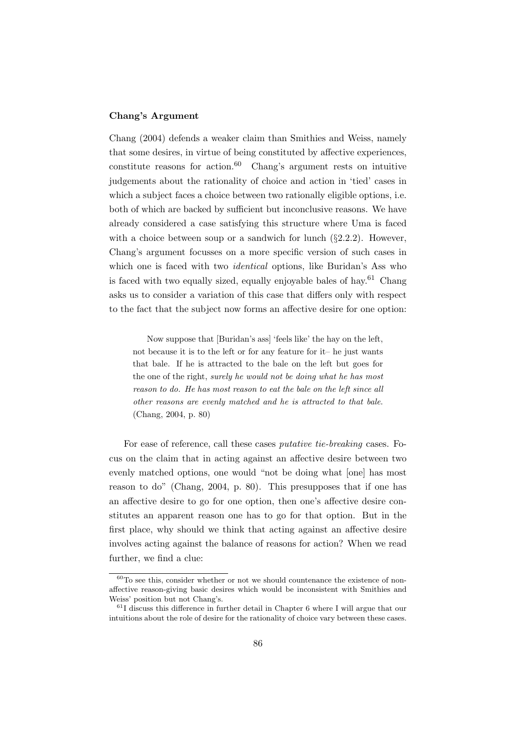#### Chang's Argument

Chang (2004) defends a weaker claim than Smithies and Weiss, namely that some desires, in virtue of being constituted by affective experiences, constitute reasons for action.[60] Chang's argument rests on intuitive judgements about the rationality of choice and action in 'tied' cases in which a subject faces a choice between two rationally eligible options, i.e. both of which are backed by sufficient but inconclusive reasons. We have already considered a case satisfying this structure where Uma is faced with a choice between soup or a sandwich for lunch (§2.2.2). However, Chang's argument focusses on a more specific version of such cases in which one is faced with two *identical* options, like Buridan's Ass who is faced with two equally sized, equally enjoyable bales of hay.[61] Chang asks us to consider a variation of this case that differs only with respect to the fact that the subject now forms an affective desire for one option:

> Now suppose that [Buridan's ass] 'feels like' the hay on the left, not because it is to the left or for any feature for it– he just wants that bale. If he is attracted to the bale on the left but goes for the one of the right, *surely he would not be doing what he has most reason to do. He has most reason to eat the bale on the left since all other reasons are evenly matched and he is attracted to that bale.* (Chang, 2004, p. 80)

For ease of reference, call these cases *putative tie-breaking* cases. Focus on the claim that in acting against an affective desire between two evenly matched options, one would "not be doing what [one] has most reason to do" (Chang, 2004, p. 80). This presupposes that if one has an affective desire to go for one option, then one's affective desire constitutes an apparent reason one has to go for that option. But in the first place, why should we think that acting against an affective desire involves acting against the balance of reasons for action? When we read further, we find a clue:

---

[60] To see this, consider whether or not we should countenance the existence of non-affective reason-giving basic desires which would be inconsistent with Smithies and Weiss' position but not Chang's.

[61] I discuss this difference in further detail in Chapter 6 where I will argue that our intuitions about the role of desire for the rationality of choice vary between these cases.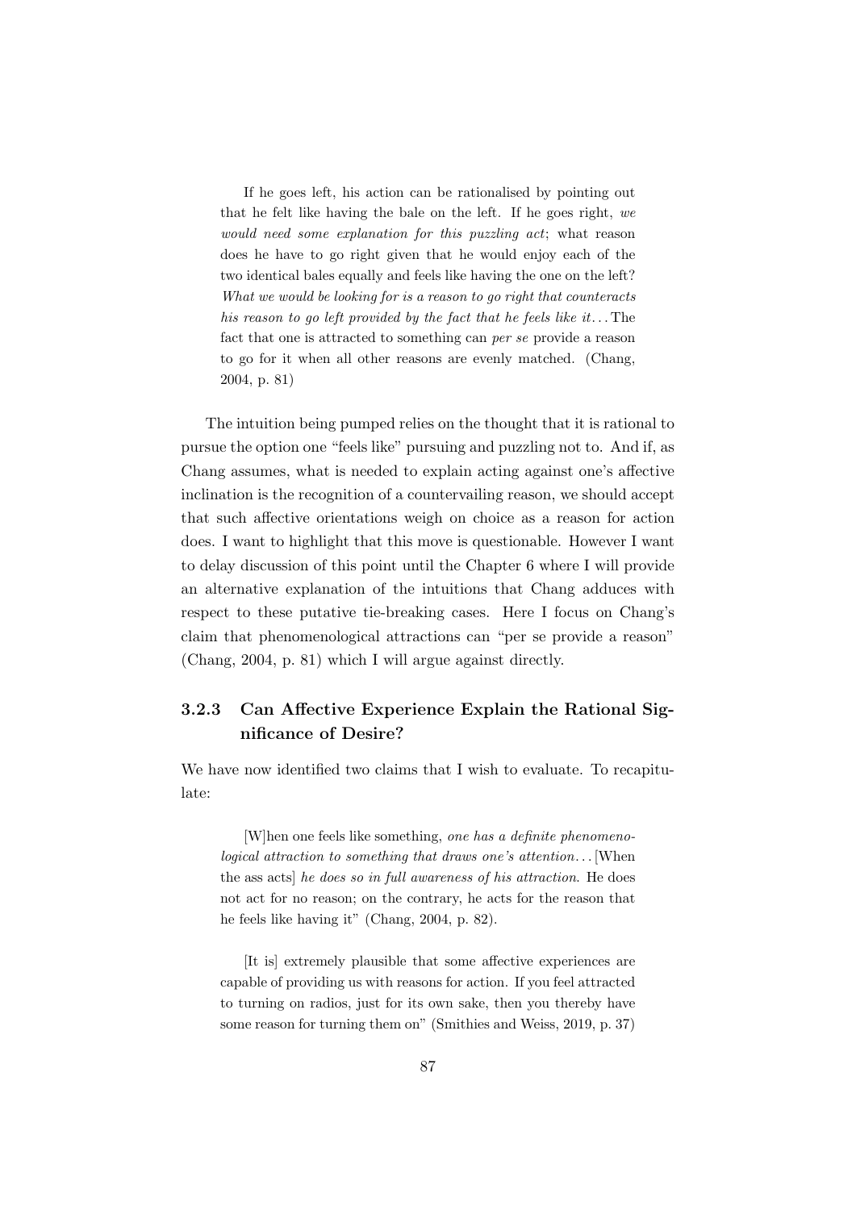> If he goes left, his action can be rationalised by pointing out that he felt like having the bale on the left. If he goes right, *we would need some explanation for this puzzling act*; what reason does he have to go right given that he would enjoy each of the two identical bales equally and feels like having the one on the left? *What we would be looking for is a reason to go right that counteracts his reason to go left provided by the fact that he feels like it*. . . The fact that one is attracted to something can *per se* provide a reason to go for it when all other reasons are evenly matched. (Chang, 2004, p. 81)

The intuition being pumped relies on the thought that it is rational to pursue the option one "feels like" pursuing and puzzling not to. And if, as Chang assumes, what is needed to explain acting against one's affective inclination is the recognition of a countervailing reason, we should accept that such affective orientations weigh on choice as a reason for action does. I want to highlight that this move is questionable. However I want to delay discussion of this point until the Chapter 6 where I will provide an alternative explanation of the intuitions that Chang adduces with respect to these putative tie-breaking cases. Here I focus on Chang's claim that phenomenological attractions can "per se provide a reason" (Chang, 2004, p. 81) which I will argue against directly.

### 3.2.3 Can Affective Experience Explain the Rational Significance of Desire?

We have now identified two claims that I wish to evaluate. To recapitulate:

> [W]hen one feels like something, *one has a definite phenomenological attraction to something that draws one's attention*. . . [When the ass acts] *he does so in full awareness of his attraction*. He does not act for no reason; on the contrary, he acts for the reason that he feels like having it" (Chang, 2004, p. 82).

> [It is] extremely plausible that some affective experiences are capable of providing us with reasons for action. If you feel attracted to turning on radios, just for its own sake, then you thereby have some reason for turning them on" (Smithies and Weiss, 2019, p. 37)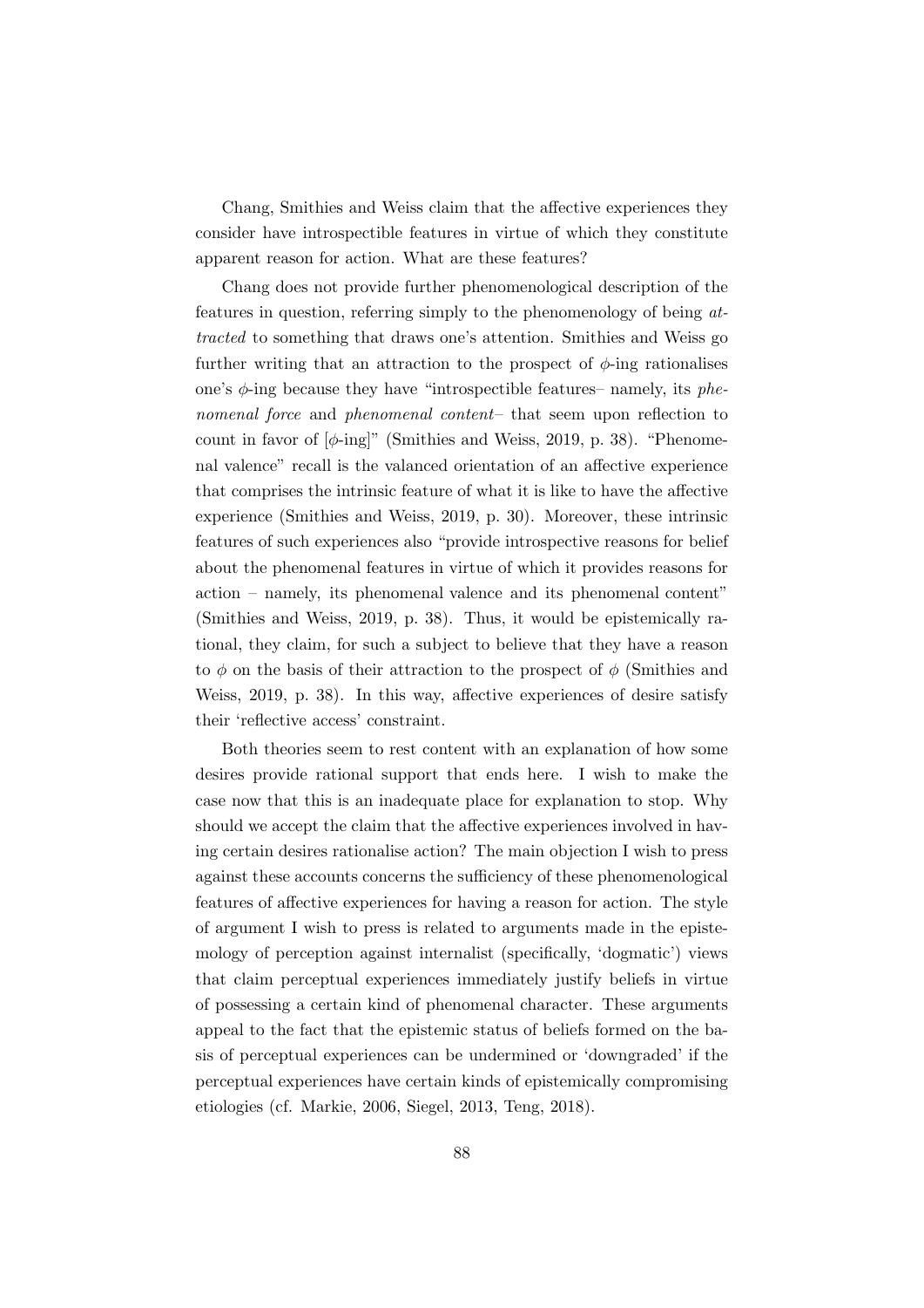Chang, Smithies and Weiss claim that the affective experiences they consider have introspectible features in virtue of which they constitute apparent reason for action. What are these features?

Chang does not provide further phenomenological description of the features in question, referring simply to the phenomenology of being *attracted* to something that draws one's attention. Smithies and Weiss go further writing that an attraction to the prospect of $\phi$-ing rationalises one's $\phi$-ing because they have "introspectible features– namely, its *phenomenal force* and *phenomenal content*– that seem upon reflection to count in favor of [$\phi$-ing]" (Smithies and Weiss, 2019, p. 38). "Phenomenal valence" recall is the valanced orientation of an affective experience that comprises the intrinsic feature of what it is like to have the affective experience (Smithies and Weiss, 2019, p. 30). Moreover, these intrinsic features of such experiences also "provide introspective reasons for belief about the phenomenal features in virtue of which it provides reasons for action – namely, its phenomenal valence and its phenomenal content" (Smithies and Weiss, 2019, p. 38). Thus, it would be epistemically rational, they claim, for such a subject to believe that they have a reason to $\phi$ on the basis of their attraction to the prospect of $\phi$ (Smithies and Weiss, 2019, p. 38). In this way, affective experiences of desire satisfy their 'reflective access' constraint.

Both theories seem to rest content with an explanation of how some desires provide rational support that ends here. I wish to make the case now that this is an inadequate place for explanation to stop. Why should we accept the claim that the affective experiences involved in having certain desires rationalise action? The main objection I wish to press against these accounts concerns the sufficiency of these phenomenological features of affective experiences for having a reason for action. The style of argument I wish to press is related to arguments made in the epistemology of perception against internalist (specifically, 'dogmatic') views that claim perceptual experiences immediately justify beliefs in virtue of possessing a certain kind of phenomenal character. These arguments appeal to the fact that the epistemic status of beliefs formed on the basis of perceptual experiences can be undermined or 'downgraded' if the perceptual experiences have certain kinds of epistemically compromising etiologies (cf. Markie, 2006, Siegel, 2013, Teng, 2018).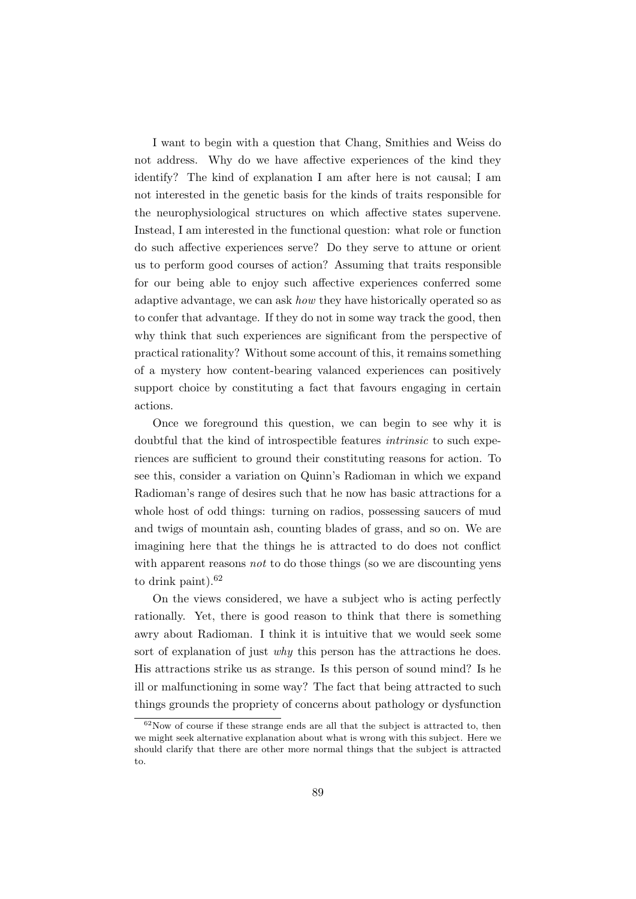I want to begin with a question that Chang, Smithies and Weiss do not address. Why do we have affective experiences of the kind they identify? The kind of explanation I am after here is not causal; I am not interested in the genetic basis for the kinds of traits responsible for the neurophysiological structures on which affective states supervene. Instead, I am interested in the functional question: what role or function do such affective experiences serve? Do they serve to attune or orient us to perform good courses of action? Assuming that traits responsible for our being able to enjoy such affective experiences conferred some adaptive advantage, we can ask *how* they have historically operated so as to confer that advantage. If they do not in some way track the good, then why think that such experiences are significant from the perspective of practical rationality? Without some account of this, it remains something of a mystery how content-bearing valanced experiences can positively support choice by constituting a fact that favours engaging in certain actions.

Once we foreground this question, we can begin to see why it is doubtful that the kind of introspectible features *intrinsic* to such experiences are sufficient to ground their constituting reasons for action. To see this, consider a variation on Quinn's Radioman in which we expand Radioman's range of desires such that he now has basic attractions for a whole host of odd things: turning on radios, possessing saucers of mud and twigs of mountain ash, counting blades of grass, and so on. We are imagining here that the things he is attracted to do does not conflict with apparent reasons *not* to do those things (so we are discounting yens to drink paint).[62]

On the views considered, we have a subject who is acting perfectly rationally. Yet, there is good reason to think that there is something awry about Radioman. I think it is intuitive that we would seek some sort of explanation of just *why* this person has the attractions he does. His attractions strike us as strange. Is this person of sound mind? Is he ill or malfunctioning in some way? The fact that being attracted to such things grounds the propriety of concerns about pathology or dysfunction

[62] Now of course if these strange ends are all that the subject is attracted to, then we might seek alternative explanation about what is wrong with this subject. Here we should clarify that there are other more normal things that the subject is attracted to.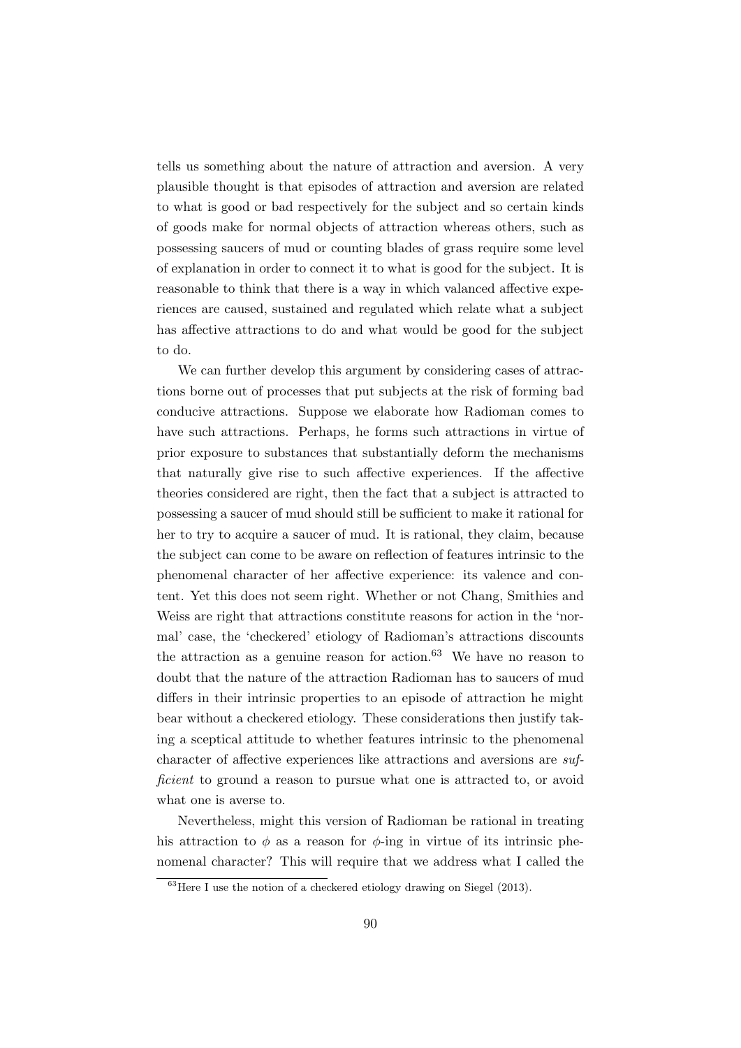tells us something about the nature of attraction and aversion. A very plausible thought is that episodes of attraction and aversion are related to what is good or bad respectively for the subject and so certain kinds of goods make for normal objects of attraction whereas others, such as possessing saucers of mud or counting blades of grass require some level of explanation in order to connect it to what is good for the subject. It is reasonable to think that there is a way in which valanced affective experiences are caused, sustained and regulated which relate what a subject has affective attractions to do and what would be good for the subject to do.

We can further develop this argument by considering cases of attractions borne out of processes that put subjects at the risk of forming bad conducive attractions. Suppose we elaborate how Radioman comes to have such attractions. Perhaps, he forms such attractions in virtue of prior exposure to substances that substantially deform the mechanisms that naturally give rise to such affective experiences. If the affective theories considered are right, then the fact that a subject is attracted to possessing a saucer of mud should still be sufficient to make it rational for her to try to acquire a saucer of mud. It is rational, they claim, because the subject can come to be aware on reflection of features intrinsic to the phenomenal character of her affective experience: its valence and content. Yet this does not seem right. Whether or not Chang, Smithies and Weiss are right that attractions constitute reasons for action in the 'normal' case, the 'checkered' etiology of Radioman's attractions discounts the attraction as a genuine reason for action.[63] We have no reason to doubt that the nature of the attraction Radioman has to saucers of mud differs in their intrinsic properties to an episode of attraction he might bear without a checkered etiology. These considerations then justify taking a sceptical attitude to whether features intrinsic to the phenomenal character of affective experiences like attractions and aversions are *sufficient* to ground a reason to pursue what one is attracted to, or avoid what one is averse to.

Nevertheless, might this version of Radioman be rational in treating his attraction to $\phi$ as a reason for $\phi$-ing in virtue of its intrinsic phenomenal character? This will require that we address what I called the

[63] Here I use the notion of a checkered etiology drawing on Siegel (2013).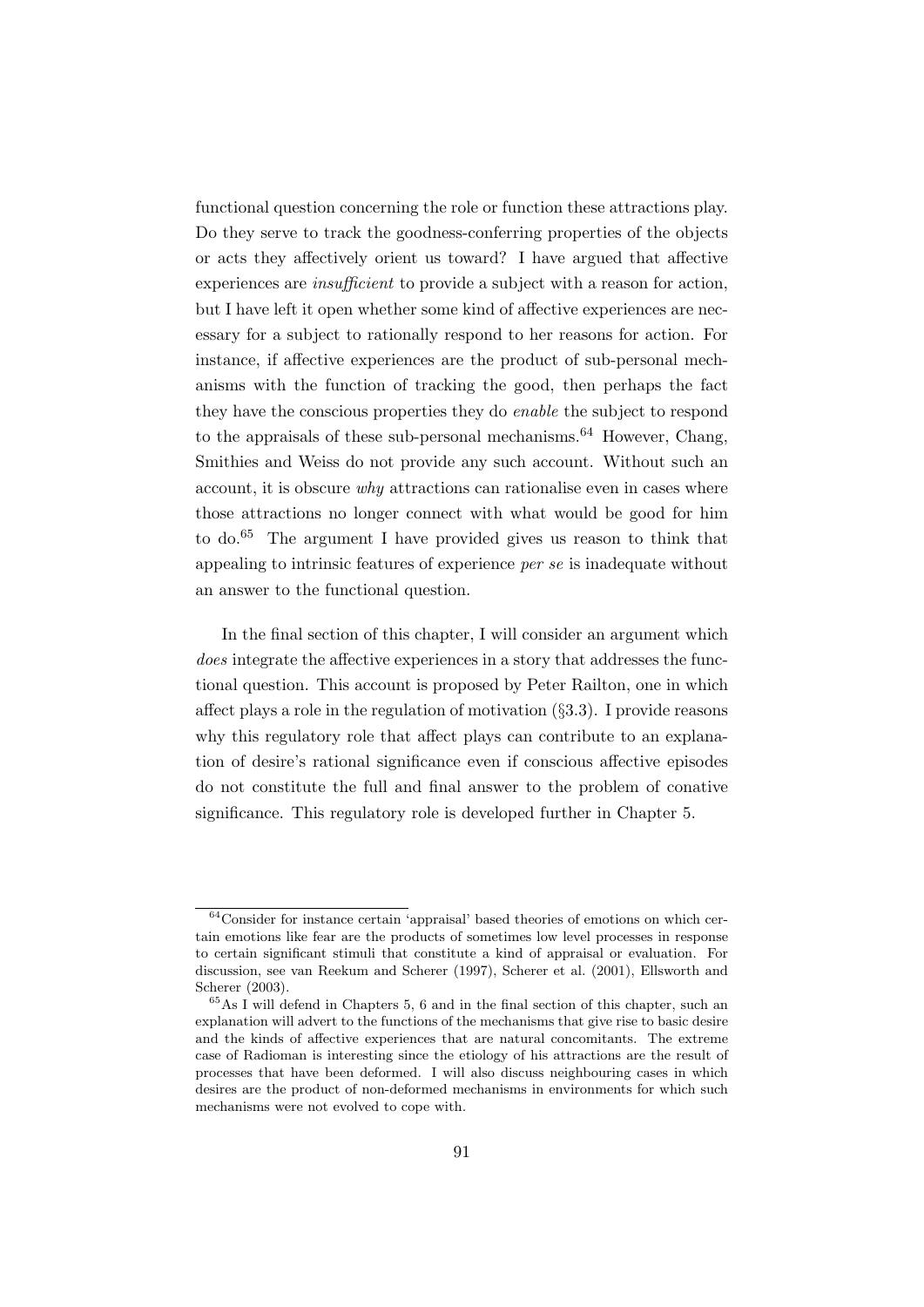functional question concerning the role or function these attractions play. Do they serve to track the goodness-conferring properties of the objects or acts they affectively orient us toward? I have argued that affective experiences are *insufficient* to provide a subject with a reason for action, but I have left it open whether some kind of affective experiences are necessary for a subject to rationally respond to her reasons for action. For instance, if affective experiences are the product of sub-personal mechanisms with the function of tracking the good, then perhaps the fact they have the conscious properties they do *enable* the subject to respond to the appraisals of these sub-personal mechanisms.[64] However, Chang, Smithies and Weiss do not provide any such account. Without such an account, it is obscure *why* attractions can rationalise even in cases where those attractions no longer connect with what would be good for him to do.[65] The argument I have provided gives us reason to think that appealing to intrinsic features of experience *per se* is inadequate without an answer to the functional question.

In the final section of this chapter, I will consider an argument which *does* integrate the affective experiences in a story that addresses the functional question. This account is proposed by Peter Railton, one in which affect plays a role in the regulation of motivation (§3.3). I provide reasons why this regulatory role that affect plays can contribute to an explanation of desire's rational significance even if conscious affective episodes do not constitute the full and final answer to the problem of conative significance. This regulatory role is developed further in Chapter 5.

---

[64] Consider for instance certain 'appraisal' based theories of emotions on which certain emotions like fear are the products of sometimes low level processes in response to certain significant stimuli that constitute a kind of appraisal or evaluation. For discussion, see van Reekum and Scherer (1997), Scherer et al. (2001), Ellsworth and Scherer (2003).

[65] As I will defend in Chapters 5, 6 and in the final section of this chapter, such an explanation will advert to the functions of the mechanisms that give rise to basic desire and the kinds of affective experiences that are natural concomitants. The extreme case of Radioman is interesting since the etiology of his attractions are the result of processes that have been deformed. I will also discuss neighbouring cases in which desires are the product of non-deformed mechanisms in environments for which such mechanisms were not evolved to cope with.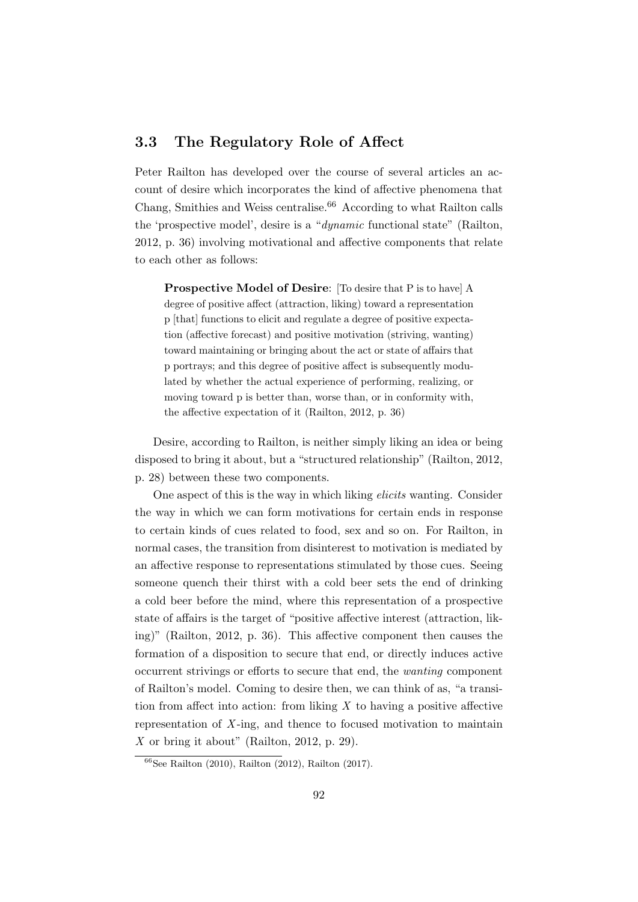## 3.3 The Regulatory Role of Affect

Peter Railton has developed over the course of several articles an account of desire which incorporates the kind of affective phenomena that Chang, Smithies and Weiss centralise.[66] According to what Railton calls the 'prospective model', desire is a "*dynamic* functional state" (Railton, 2012, p. 36) involving motivational and affective components that relate to each other as follows:

> **Prospective Model of Desire**: [To desire that P is to have] A degree of positive affect (attraction, liking) toward a representation p [that] functions to elicit and regulate a degree of positive expectation (affective forecast) and positive motivation (striving, wanting) toward maintaining or bringing about the act or state of affairs that p portrays; and this degree of positive affect is subsequently modulated by whether the actual experience of performing, realizing, or moving toward p is better than, worse than, or in conformity with, the affective expectation of it (Railton, 2012, p. 36)

Desire, according to Railton, is neither simply liking an idea or being disposed to bring it about, but a "structured relationship" (Railton, 2012, p. 28) between these two components.

One aspect of this is the way in which liking *elicits* wanting. Consider the way in which we can form motivations for certain ends in response to certain kinds of cues related to food, sex and so on. For Railton, in normal cases, the transition from disinterest to motivation is mediated by an affective response to representations stimulated by those cues. Seeing someone quench their thirst with a cold beer sets the end of drinking a cold beer before the mind, where this representation of a prospective state of affairs is the target of "positive affective interest (attraction, liking)" (Railton, 2012, p. 36). This affective component then causes the formation of a disposition to secure that end, or directly induces active occurrent strivings or efforts to secure that end, the *wanting* component of Railton's model. Coming to desire then, we can think of as, "a transition from affect into action: from liking $X$ to having a positive affective representation of $X$-ing, and thence to focused motivation to maintain $X$ or bring it about" (Railton, 2012, p. 29).

[66] See Railton (2010), Railton (2012), Railton (2017).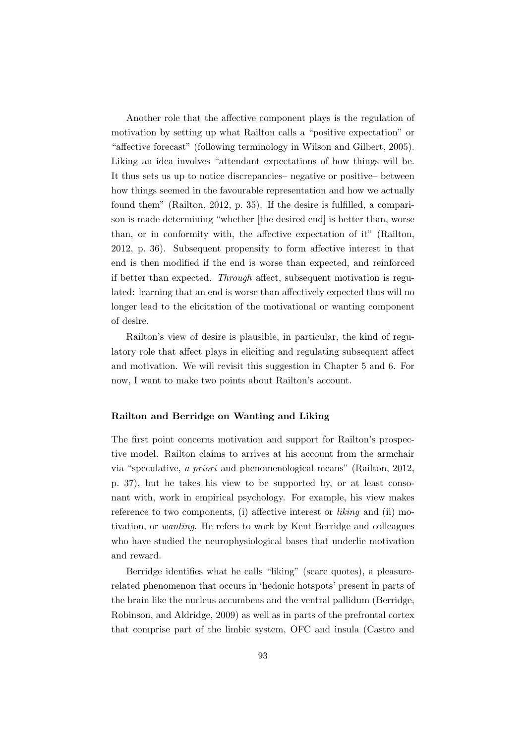Another role that the affective component plays is the regulation of motivation by setting up what Railton calls a "positive expectation" or "affective forecast" (following terminology in Wilson and Gilbert, 2005). Liking an idea involves "attendant expectations of how things will be. It thus sets us up to notice discrepancies– negative or positive– between how things seemed in the favourable representation and how we actually found them" (Railton, 2012, p. 35). If the desire is fulfilled, a comparison is made determining "whether [the desired end] is better than, worse than, or in conformity with, the affective expectation of it" (Railton, 2012, p. 36). Subsequent propensity to form affective interest in that end is then modified if the end is worse than expected, and reinforced if better than expected. *Through* affect, subsequent motivation is regulated: learning that an end is worse than affectively expected thus will no longer lead to the elicitation of the motivational or wanting component of desire.

Railton's view of desire is plausible, in particular, the kind of regulatory role that affect plays in eliciting and regulating subsequent affect and motivation. We will revisit this suggestion in Chapter 5 and 6. For now, I want to make two points about Railton's account.

### Railton and Berridge on Wanting and Liking

The first point concerns motivation and support for Railton's prospective model. Railton claims to arrives at his account from the armchair via "speculative, *a priori* and phenomenological means" (Railton, 2012, p. 37), but he takes his view to be supported by, or at least consonant with, work in empirical psychology. For example, his view makes reference to two components, (i) affective interest or *liking* and (ii) motivation, or *wanting*. He refers to work by Kent Berridge and colleagues who have studied the neurophysiological bases that underlie motivation and reward.

Berridge identifies what he calls "liking" (scare quotes), a pleasure-related phenomenon that occurs in 'hedonic hotspots' present in parts of the brain like the nucleus accumbens and the ventral pallidum (Berridge, Robinson, and Aldridge, 2009) as well as in parts of the prefrontal cortex that comprise part of the limbic system, OFC and insula (Castro and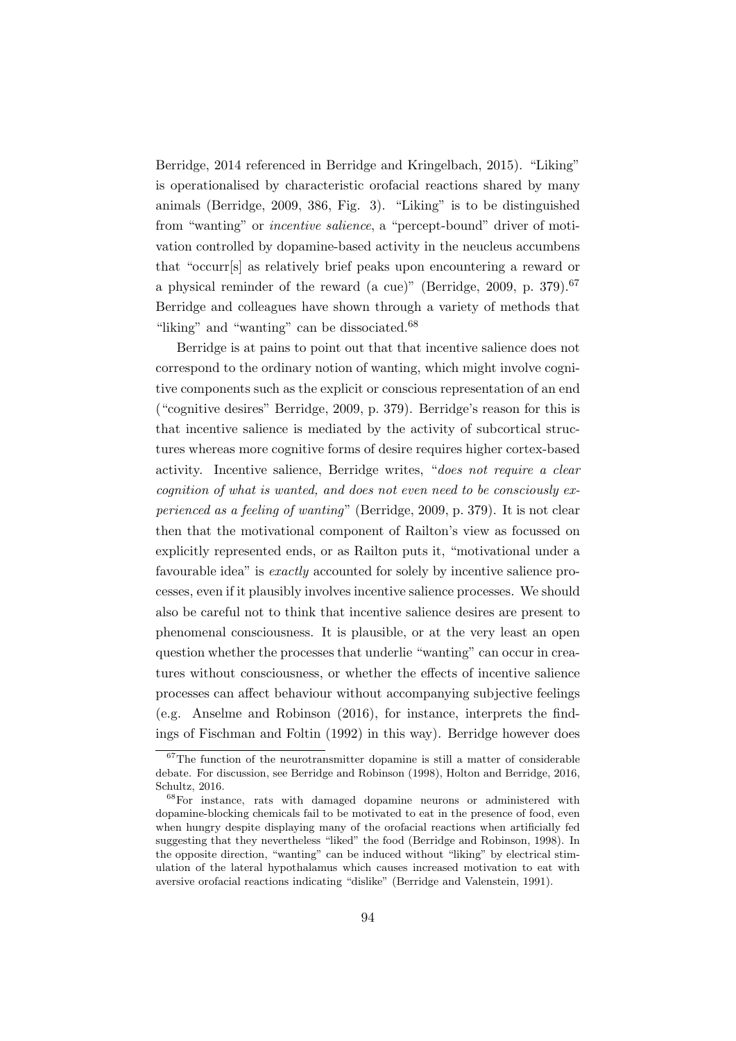Berridge, 2014 referenced in Berridge and Kringelbach, 2015). "Liking" is operationalised by characteristic orofacial reactions shared by many animals (Berridge, 2009, 386, Fig. 3). "Liking" is to be distinguished from "wanting" or *incentive salience*, a "percept-bound" driver of motivation controlled by dopamine-based activity in the neucleus accumbens that "occurr[s] as relatively brief peaks upon encountering a reward or a physical reminder of the reward (a cue)" (Berridge, 2009, p. 379).[67] Berridge and colleagues have shown through a variety of methods that "liking" and "wanting" can be dissociated.[68]

Berridge is at pains to point out that that incentive salience does not correspond to the ordinary notion of wanting, which might involve cognitive components such as the explicit or conscious representation of an end ("cognitive desires" Berridge, 2009, p. 379). Berridge's reason for this is that incentive salience is mediated by the activity of subcortical structures whereas more cognitive forms of desire requires higher cortex-based activity. Incentive salience, Berridge writes, "*does not require a clear cognition of what is wanted, and does not even need to be consciously experienced as a feeling of wanting*" (Berridge, 2009, p. 379). It is not clear then that the motivational component of Railton's view as focussed on explicitly represented ends, or as Railton puts it, "motivational under a favourable idea" is *exactly* accounted for solely by incentive salience processes, even if it plausibly involves incentive salience processes. We should also be careful not to think that incentive salience desires are present to phenomenal consciousness. It is plausible, or at the very least an open question whether the processes that underlie "wanting" can occur in creatures without consciousness, or whether the effects of incentive salience processes can affect behaviour without accompanying subjective feelings (e.g. Anselme and Robinson (2016), for instance, interprets the findings of Fischman and Foltin (1992) in this way). Berridge however does

---

[67] The function of the neurotransmitter dopamine is still a matter of considerable debate. For discussion, see Berridge and Robinson (1998), Holton and Berridge, 2016, Schultz, 2016.

[68] For instance, rats with damaged dopamine neurons or administered with dopamine-blocking chemicals fail to be motivated to eat in the presence of food, even when hungry despite displaying many of the orofacial reactions when artificially fed suggesting that they nevertheless "liked" the food (Berridge and Robinson, 1998). In the opposite direction, "wanting" can be induced without "liking" by electrical stimulation of the lateral hypothalamus which causes increased motivation to eat with aversive orofacial reactions indicating "dislike" (Berridge and Valenstein, 1991).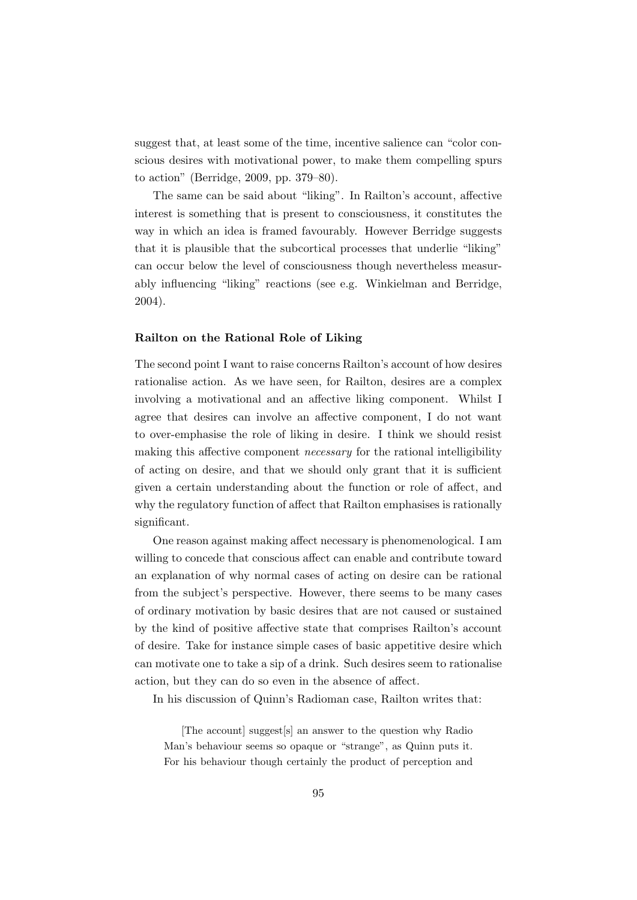suggest that, at least some of the time, incentive salience can "color conscious desires with motivational power, to make them compelling spurs to action" (Berridge, 2009, pp. 379–80).

The same can be said about "liking". In Railton's account, affective interest is something that is present to consciousness, it constitutes the way in which an idea is framed favourably. However Berridge suggests that it is plausible that the subcortical processes that underlie "liking" can occur below the level of consciousness though nevertheless measurably influencing "liking" reactions (see e.g. Winkielman and Berridge, 2004).

### Railton on the Rational Role of Liking

The second point I want to raise concerns Railton's account of how desires rationalise action. As we have seen, for Railton, desires are a complex involving a motivational and an affective liking component. Whilst I agree that desires can involve an affective component, I do not want to over-emphasise the role of liking in desire. I think we should resist making this affective component *necessary* for the rational intelligibility of acting on desire, and that we should only grant that it is sufficient given a certain understanding about the function or role of affect, and why the regulatory function of affect that Railton emphasises is rationally significant.

One reason against making affect necessary is phenomenological. I am willing to concede that conscious affect can enable and contribute toward an explanation of why normal cases of acting on desire can be rational from the subject's perspective. However, there seems to be many cases of ordinary motivation by basic desires that are not caused or sustained by the kind of positive affective state that comprises Railton's account of desire. Take for instance simple cases of basic appetitive desire which can motivate one to take a sip of a drink. Such desires seem to rationalise action, but they can do so even in the absence of affect.

In his discussion of Quinn's Radioman case, Railton writes that:

> [The account] suggest[s] an answer to the question why Radio Man's behaviour seems so opaque or "strange", as Quinn puts it. For his behaviour though certainly the product of perception and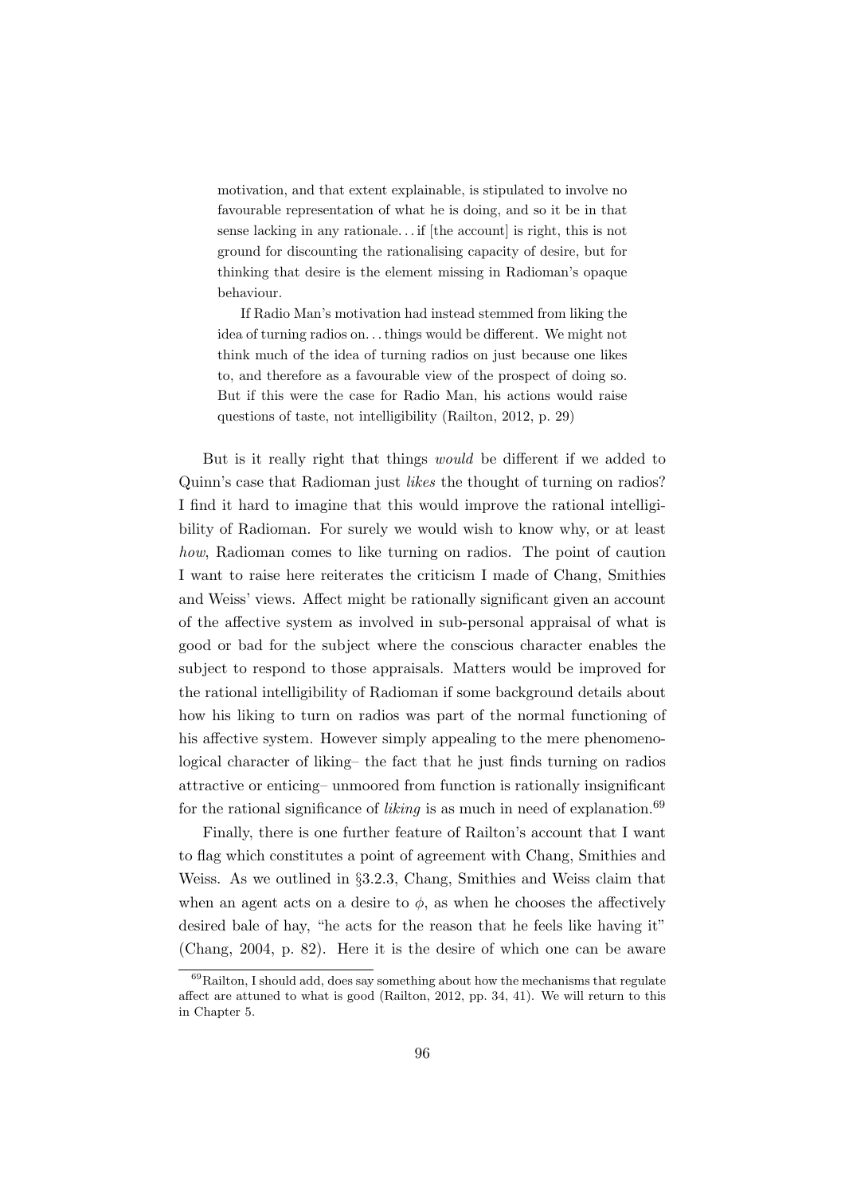> motivation, and that extent explainable, is stipulated to involve no favourable representation of what he is doing, and so it be in that sense lacking in any rationale. . . if [the account] is right, this is not ground for discounting the rationalising capacity of desire, but for thinking that desire is the element missing in Radioman's opaque behaviour.
>
> If Radio Man's motivation had instead stemmed from liking the idea of turning radios on. . . things would be different. We might not think much of the idea of turning radios on just because one likes to, and therefore as a favourable view of the prospect of doing so. But if this were the case for Radio Man, his actions would raise questions of taste, not intelligibility (Railton, 2012, p. 29)

But is it really right that things *would* be different if we added to Quinn's case that Radioman just *likes* the thought of turning on radios? I find it hard to imagine that this would improve the rational intelligibility of Radioman. For surely we would wish to know why, or at least *how*, Radioman comes to like turning on radios. The point of caution I want to raise here reiterates the criticism I made of Chang, Smithies and Weiss' views. Affect might be rationally significant given an account of the affective system as involved in sub-personal appraisal of what is good or bad for the subject where the conscious character enables the subject to respond to those appraisals. Matters would be improved for the rational intelligibility of Radioman if some background details about how his liking to turn on radios was part of the normal functioning of his affective system. However simply appealing to the mere phenomenological character of liking– the fact that he just finds turning on radios attractive or enticing– unmoored from function is rationally insignificant for the rational significance of *liking* is as much in need of explanation.[69]

Finally, there is one further feature of Railton's account that I want to flag which constitutes a point of agreement with Chang, Smithies and Weiss. As we outlined in §3.2.3, Chang, Smithies and Weiss claim that when an agent acts on a desire to $\phi$, as when he chooses the affectively desired bale of hay, "he acts for the reason that he feels like having it" (Chang, 2004, p. 82). Here it is the desire of which one can be aware

[69] Railton, I should add, does say something about how the mechanisms that regulate affect are attuned to what is good (Railton, 2012, pp. 34, 41). We will return to this in Chapter 5.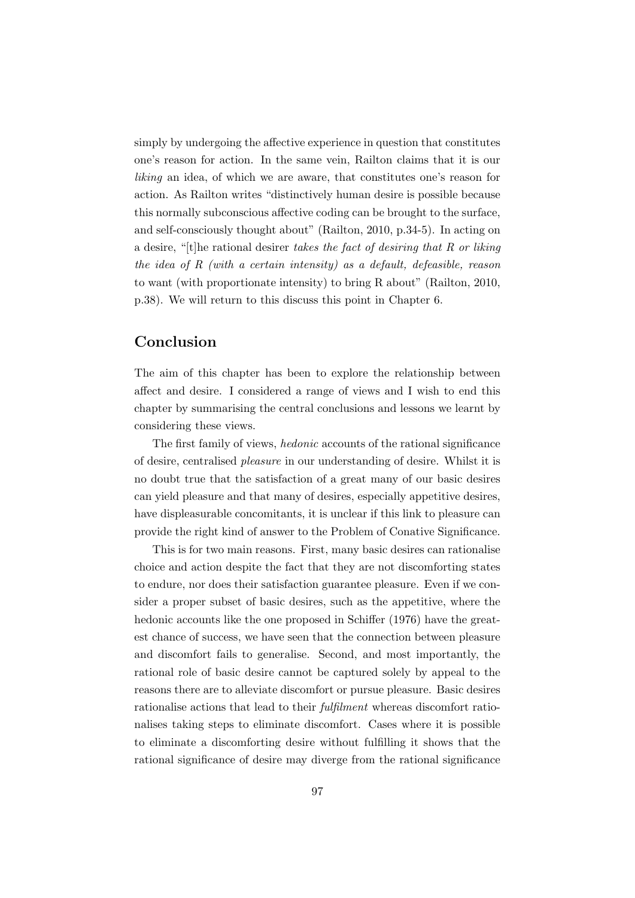simply by undergoing the affective experience in question that constitutes one's reason for action. In the same vein, Railton claims that it is our *liking* an idea, of which we are aware, that constitutes one's reason for action. As Railton writes "distinctively human desire is possible because this normally subconscious affective coding can be brought to the surface, and self-consciously thought about" (Railton, 2010, p.34-5). In acting on a desire, "[t]he rational desirer *takes the fact of desiring that R or liking the idea of R (with a certain intensity) as a default, defeasible, reason* to want (with proportionate intensity) to bring R about" (Railton, 2010, p.38). We will return to this discuss this point in Chapter 6.

## Conclusion

The aim of this chapter has been to explore the relationship between affect and desire. I considered a range of views and I wish to end this chapter by summarising the central conclusions and lessons we learnt by considering these views.

The first family of views, *hedonic* accounts of the rational significance of desire, centralised *pleasure* in our understanding of desire. Whilst it is no doubt true that the satisfaction of a great many of our basic desires can yield pleasure and that many of desires, especially appetitive desires, have displeasurable concomitants, it is unclear if this link to pleasure can provide the right kind of answer to the Problem of Conative Significance.

This is for two main reasons. First, many basic desires can rationalise choice and action despite the fact that they are not discomforting states to endure, nor does their satisfaction guarantee pleasure. Even if we consider a proper subset of basic desires, such as the appetitive, where the hedonic accounts like the one proposed in Schiffer (1976) have the greatest chance of success, we have seen that the connection between pleasure and discomfort fails to generalise. Second, and most importantly, the rational role of basic desire cannot be captured solely by appeal to the reasons there are to alleviate discomfort or pursue pleasure. Basic desires rationalise actions that lead to their *fulfilment* whereas discomfort rationalises taking steps to eliminate discomfort. Cases where it is possible to eliminate a discomforting desire without fulfilling it shows that the rational significance of desire may diverge from the rational significance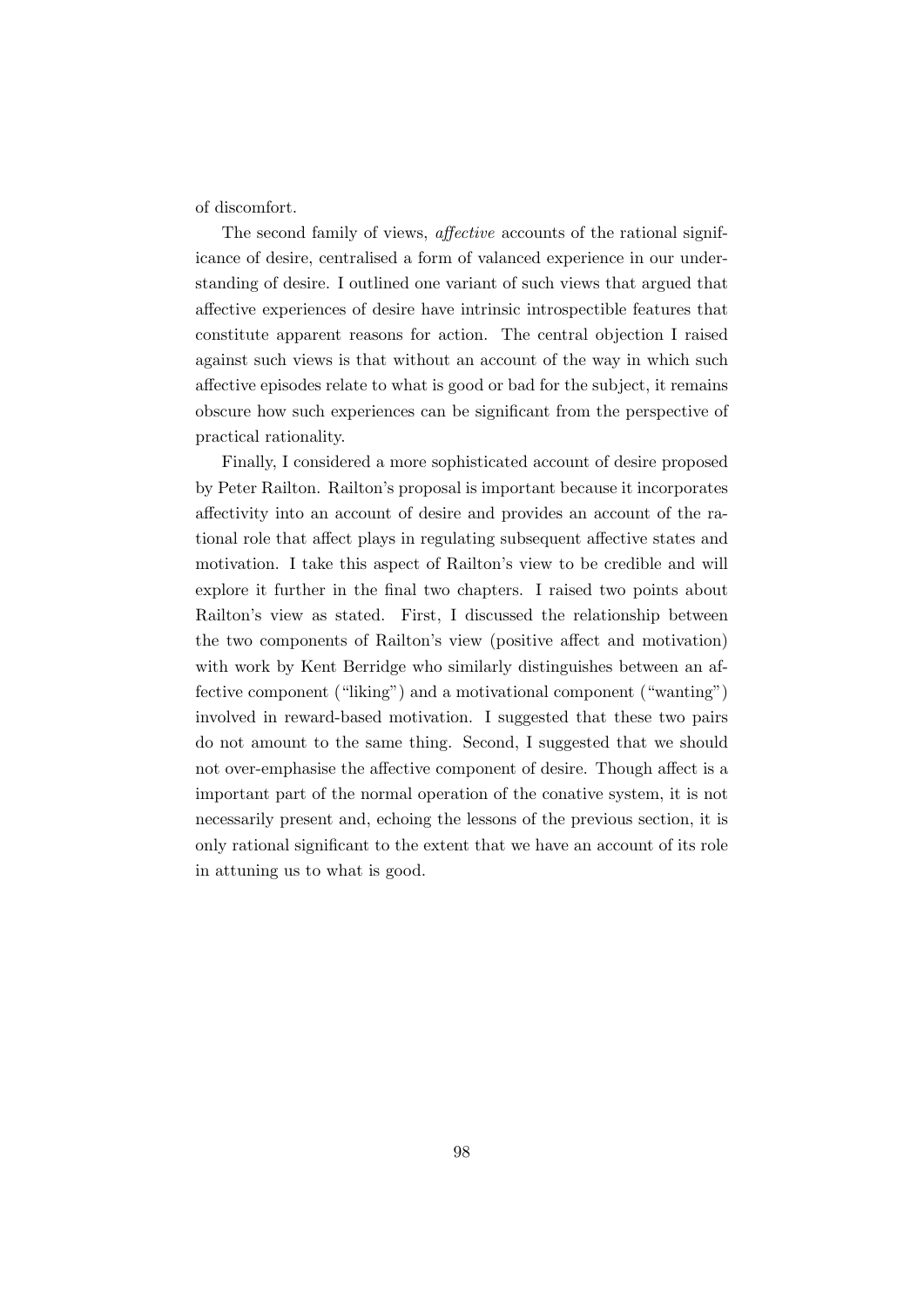of discomfort.

The second family of views, *affective* accounts of the rational significance of desire, centralised a form of valanced experience in our understanding of desire. I outlined one variant of such views that argued that affective experiences of desire have intrinsic introspectible features that constitute apparent reasons for action. The central objection I raised against such views is that without an account of the way in which such affective episodes relate to what is good or bad for the subject, it remains obscure how such experiences can be significant from the perspective of practical rationality.

Finally, I considered a more sophisticated account of desire proposed by Peter Railton. Railton's proposal is important because it incorporates affectivity into an account of desire and provides an account of the rational role that affect plays in regulating subsequent affective states and motivation. I take this aspect of Railton's view to be credible and will explore it further in the final two chapters. I raised two points about Railton's view as stated. First, I discussed the relationship between the two components of Railton's view (positive affect and motivation) with work by Kent Berridge who similarly distinguishes between an affective component ("liking") and a motivational component ("wanting") involved in reward-based motivation. I suggested that these two pairs do not amount to the same thing. Second, I suggested that we should not over-emphasise the affective component of desire. Though affect is a important part of the normal operation of the conative system, it is not necessarily present and, echoing the lessons of the previous section, it is only rational significant to the extent that we have an account of its role in attuning us to what is good.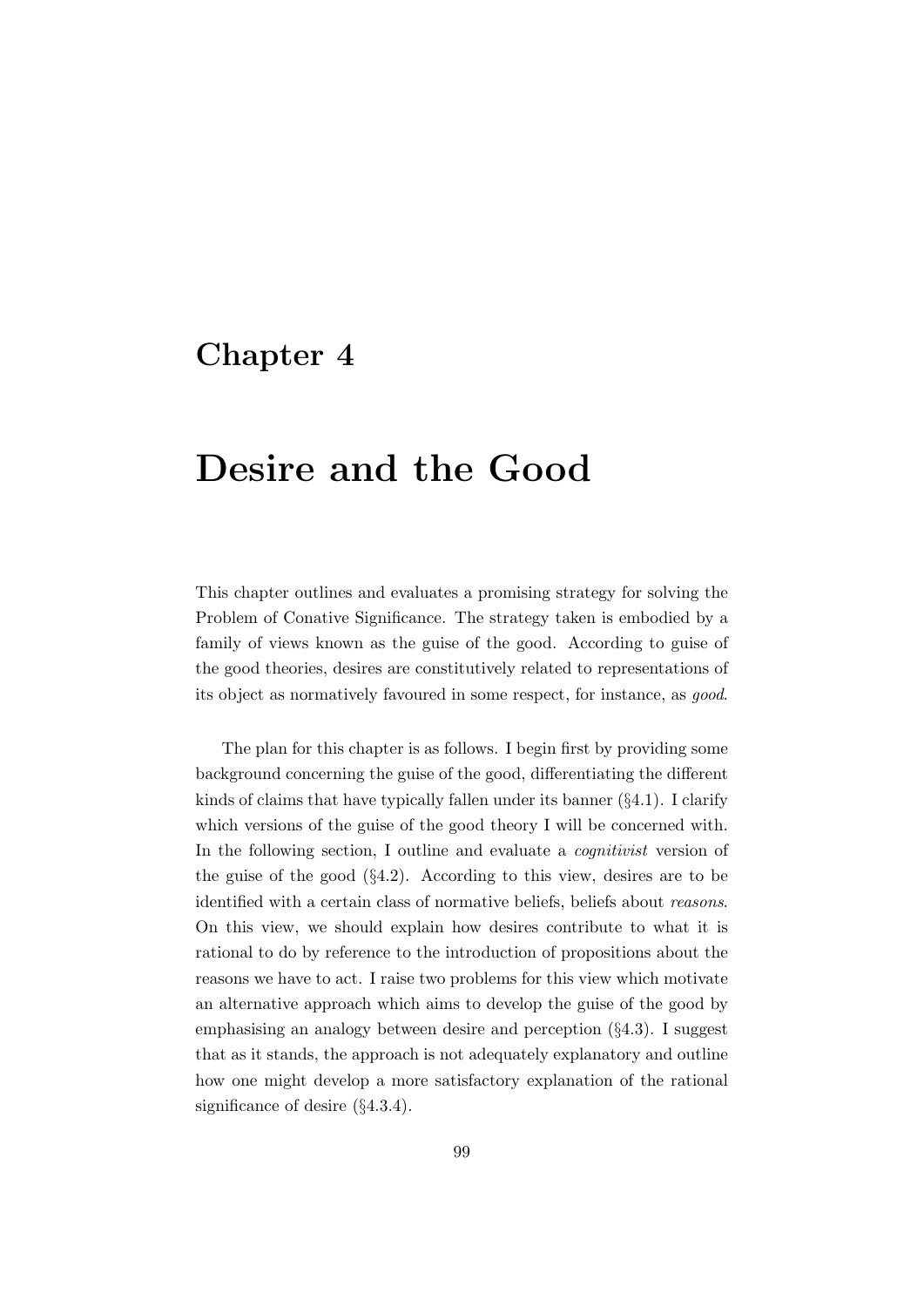# Chapter 4

# Desire and the Good

This chapter outlines and evaluates a promising strategy for solving the Problem of Conative Significance. The strategy taken is embodied by a family of views known as the guise of the good. According to guise of the good theories, desires are constitutively related to representations of its object as normatively favoured in some respect, for instance, as *good*.

The plan for this chapter is as follows. I begin first by providing some background concerning the guise of the good, differentiating the different kinds of claims that have typically fallen under its banner (§4.1). I clarify which versions of the guise of the good theory I will be concerned with. In the following section, I outline and evaluate a *cognitivist* version of the guise of the good (§4.2). According to this view, desires are to be identified with a certain class of normative beliefs, beliefs about *reasons*. On this view, we should explain how desires contribute to what it is rational to do by reference to the introduction of propositions about the reasons we have to act. I raise two problems for this view which motivate an alternative approach which aims to develop the guise of the good by emphasising an analogy between desire and perception (§4.3). I suggest that as it stands, the approach is not adequately explanatory and outline how one might develop a more satisfactory explanation of the rational significance of desire (§4.3.4).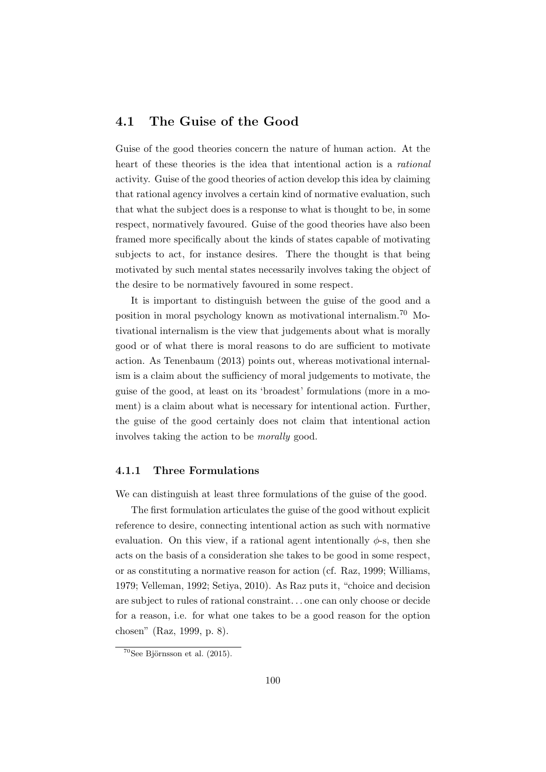## 4.1 The Guise of the Good

Guise of the good theories concern the nature of human action. At the heart of these theories is the idea that intentional action is a *rational* activity. Guise of the good theories of action develop this idea by claiming that rational agency involves a certain kind of normative evaluation, such that what the subject does is a response to what is thought to be, in some respect, normatively favoured. Guise of the good theories have also been framed more specifically about the kinds of states capable of motivating subjects to act, for instance desires. There the thought is that being motivated by such mental states necessarily involves taking the object of the desire to be normatively favoured in some respect.

It is important to distinguish between the guise of the good and a position in moral psychology known as motivational internalism.[70] Motivational internalism is the view that judgements about what is morally good or of what there is moral reasons to do are sufficient to motivate action. As Tenenbaum (2013) points out, whereas motivational internalism is a claim about the sufficiency of moral judgements to motivate, the guise of the good, at least on its 'broadest' formulations (more in a moment) is a claim about what is necessary for intentional action. Further, the guise of the good certainly does not claim that intentional action involves taking the action to be *morally* good.

### 4.1.1 Three Formulations

We can distinguish at least three formulations of the guise of the good.

The first formulation articulates the guise of the good without explicit reference to desire, connecting intentional action as such with normative evaluation. On this view, if a rational agent intentionally $\phi$-s, then she acts on the basis of a consideration she takes to be good in some respect, or as constituting a normative reason for action (cf. Raz, 1999; Williams, 1979; Velleman, 1992; Setiya, 2010). As Raz puts it, "choice and decision are subject to rules of rational constraint. . . one can only choose or decide for a reason, i.e. for what one takes to be a good reason for the option chosen" (Raz, 1999, p. 8).

[70] See Björnsson et al. (2015).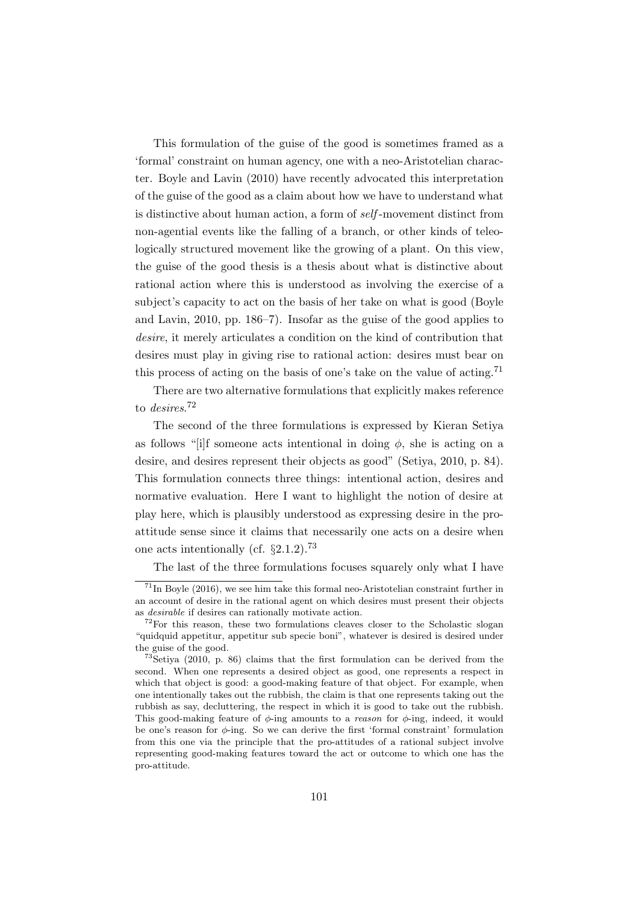This formulation of the guise of the good is sometimes framed as a 'formal' constraint on human agency, one with a neo-Aristotelian character. Boyle and Lavin (2010) have recently advocated this interpretation of the guise of the good as a claim about how we have to understand what is distinctive about human action, a form of *self*-movement distinct from non-agential events like the falling of a branch, or other kinds of teleologically structured movement like the growing of a plant. On this view, the guise of the good thesis is a thesis about what is distinctive about rational action where this is understood as involving the exercise of a subject's capacity to act on the basis of her take on what is good (Boyle and Lavin, 2010, pp. 186–7). Insofar as the guise of the good applies to *desire*, it merely articulates a condition on the kind of contribution that desires must play in giving rise to rational action: desires must bear on this process of acting on the basis of one's take on the value of acting.[71]

There are two alternative formulations that explicitly makes reference to *desires*.[72]

The second of the three formulations is expressed by Kieran Setiya as follows "[i]f someone acts intentional in doing $\phi$, she is acting on a desire, and desires represent their objects as good" (Setiya, 2010, p. 84). This formulation connects three things: intentional action, desires and normative evaluation. Here I want to highlight the notion of desire at play here, which is plausibly understood as expressing desire in the pro-attitude sense since it claims that necessarily one acts on a desire when one acts intentionally (cf. §2.1.2).[73]

The last of the three formulations focuses squarely only what I have

---

[71] In Boyle (2016), we see him take this formal neo-Aristotelian constraint further in an account of desire in the rational agent on which desires must present their objects as *desirable* if desires can rationally motivate action.

[72] For this reason, these two formulations cleaves closer to the Scholastic slogan "quidquid appetitur, appetitur sub specie boni", whatever is desired is desired under the guise of the good.

[73] Setiya (2010, p. 86) claims that the first formulation can be derived from the second. When one represents a desired object as good, one represents a respect in which that object is good: a good-making feature of that object. For example, when one intentionally takes out the rubbish, the claim is that one represents taking out the rubbish as say, decluttering, the respect in which it is good to take out the rubbish. This good-making feature of $\phi$-ing amounts to a *reason* for $\phi$-ing, indeed, it would be one's reason for $\phi$-ing. So we can derive the first 'formal constraint' formulation from this one via the principle that the pro-attitudes of a rational subject involve representing good-making features toward the act or outcome to which one has the pro-attitude.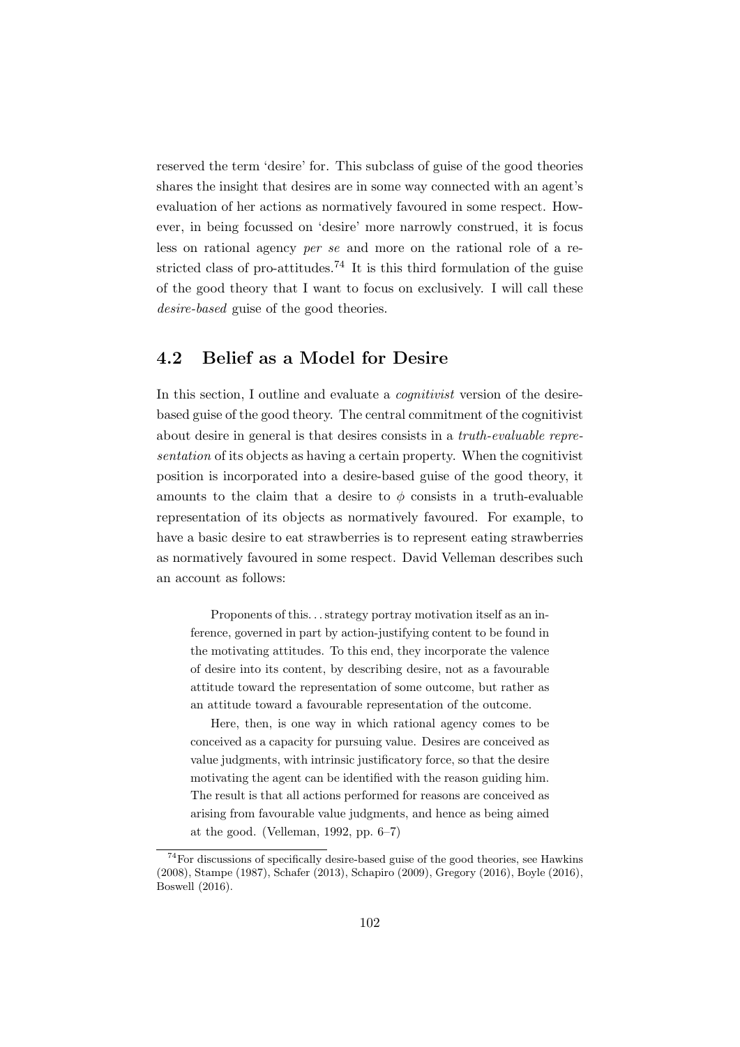reserved the term 'desire' for. This subclass of guise of the good theories shares the insight that desires are in some way connected with an agent's evaluation of her actions as normatively favoured in some respect. However, in being focussed on 'desire' more narrowly construed, it is focus less on rational agency *per se* and more on the rational role of a restricted class of pro-attitudes.[74] It is this third formulation of the guise of the good theory that I want to focus on exclusively. I will call these *desire-based* guise of the good theories.

## 4.2 Belief as a Model for Desire

In this section, I outline and evaluate a *cognitivist* version of the desire-based guise of the good theory. The central commitment of the cognitivist about desire in general is that desires consists in a *truth-evaluable representation* of its objects as having a certain property. When the cognitivist position is incorporated into a desire-based guise of the good theory, it amounts to the claim that a desire to $\phi$ consists in a truth-evaluable representation of its objects as normatively favoured. For example, to have a basic desire to eat strawberries is to represent eating strawberries as normatively favoured in some respect. David Velleman describes such an account as follows:

> Proponents of this. . . strategy portray motivation itself as an inference, governed in part by action-justifying content to be found in the motivating attitudes. To this end, they incorporate the valence of desire into its content, by describing desire, not as a favourable attitude toward the representation of some outcome, but rather as an attitude toward a favourable representation of the outcome.
>
> Here, then, is one way in which rational agency comes to be conceived as a capacity for pursuing value. Desires are conceived as value judgments, with intrinsic justificatory force, so that the desire motivating the agent can be identified with the reason guiding him. The result is that all actions performed for reasons are conceived as arising from favourable value judgments, and hence as being aimed at the good. (Velleman, 1992, pp. 6–7)

[74] For discussions of specifically desire-based guise of the good theories, see Hawkins (2008), Stampe (1987), Schafer (2013), Schapiro (2009), Gregory (2016), Boyle (2016), Boswell (2016).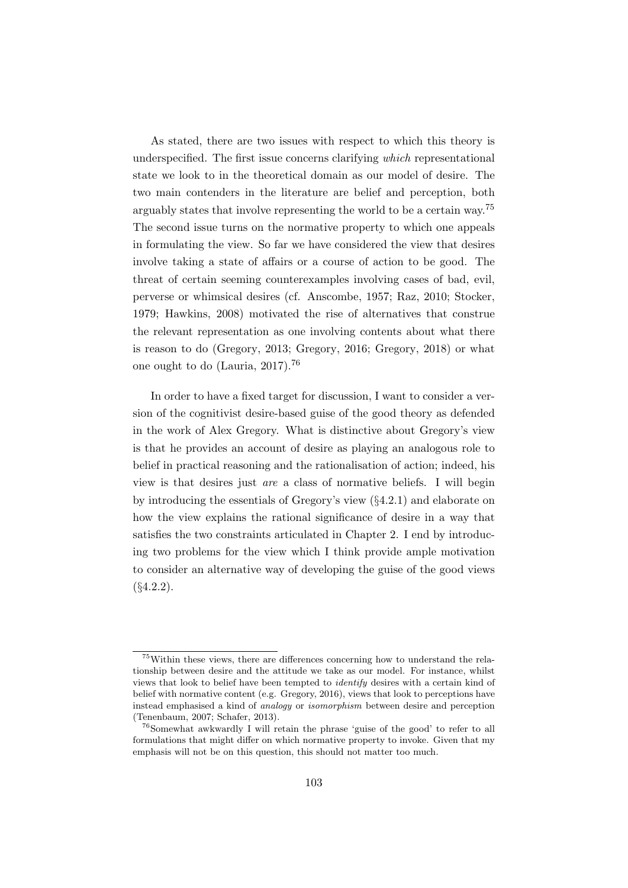As stated, there are two issues with respect to which this theory is underspecified. The first issue concerns clarifying *which* representational state we look to in the theoretical domain as our model of desire. The two main contenders in the literature are belief and perception, both arguably states that involve representing the world to be a certain way.[75] The second issue turns on the normative property to which one appeals in formulating the view. So far we have considered the view that desires involve taking a state of affairs or a course of action to be good. The threat of certain seeming counterexamples involving cases of bad, evil, perverse or whimsical desires (cf. Anscombe, 1957; Raz, 2010; Stocker, 1979; Hawkins, 2008) motivated the rise of alternatives that construe the relevant representation as one involving contents about what there is reason to do (Gregory, 2013; Gregory, 2016; Gregory, 2018) or what one ought to do (Lauria, 2017).[76]

In order to have a fixed target for discussion, I want to consider a version of the cognitivist desire-based guise of the good theory as defended in the work of Alex Gregory. What is distinctive about Gregory's view is that he provides an account of desire as playing an analogous role to belief in practical reasoning and the rationalisation of action; indeed, his view is that desires just *are* a class of normative beliefs. I will begin by introducing the essentials of Gregory's view (§4.2.1) and elaborate on how the view explains the rational significance of desire in a way that satisfies the two constraints articulated in Chapter 2. I end by introducing two problems for the view which I think provide ample motivation to consider an alternative way of developing the guise of the good views (§4.2.2).

---

[75] Within these views, there are differences concerning how to understand the relationship between desire and the attitude we take as our model. For instance, whilst views that look to belief have been tempted to *identify* desires with a certain kind of belief with normative content (e.g. Gregory, 2016), views that look to perceptions have instead emphasised a kind of *analogy* or *isomorphism* between desire and perception (Tenenbaum, 2007; Schafer, 2013).

[76] Somewhat awkwardly I will retain the phrase 'guise of the good' to refer to all formulations that might differ on which normative property to invoke. Given that my emphasis will not be on this question, this should not matter too much.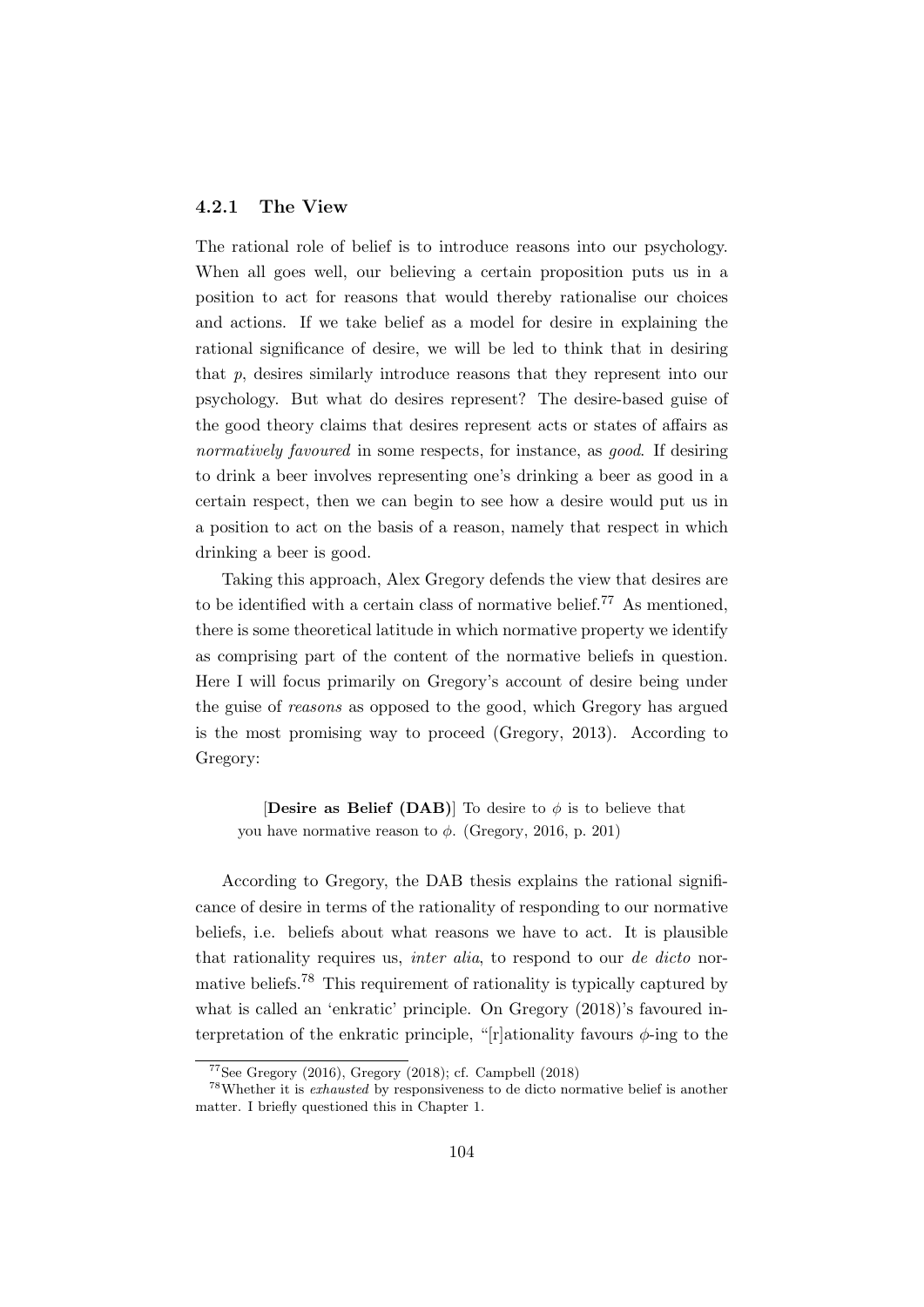### 4.2.1 The View

The rational role of belief is to introduce reasons into our psychology. When all goes well, our believing a certain proposition puts us in a position to act for reasons that would thereby rationalise our choices and actions. If we take belief as a model for desire in explaining the rational significance of desire, we will be led to think that in desiring that $p$, desires similarly introduce reasons that they represent into our psychology. But what do desires represent? The desire-based guise of the good theory claims that desires represent acts or states of affairs as *normatively favoured* in some respects, for instance, as *good*. If desiring to drink a beer involves representing one's drinking a beer as good in a certain respect, then we can begin to see how a desire would put us in a position to act on the basis of a reason, namely that respect in which drinking a beer is good.

Taking this approach, Alex Gregory defends the view that desires are to be identified with a certain class of normative belief.[77] As mentioned, there is some theoretical latitude in which normative property we identify as comprising part of the content of the normative beliefs in question. Here I will focus primarily on Gregory's account of desire being under the guise of *reasons* as opposed to the good, which Gregory has argued is the most promising way to proceed (Gregory, 2013). According to Gregory:

> [**Desire as Belief (DAB)**] To desire to $\phi$ is to believe that you have normative reason to $\phi$. (Gregory, 2016, p. 201)

According to Gregory, the DAB thesis explains the rational significance of desire in terms of the rationality of responding to our normative beliefs, i.e. beliefs about what reasons we have to act. It is plausible that rationality requires us, *inter alia*, to respond to our *de dicto* normative beliefs.[78] This requirement of rationality is typically captured by what is called an 'enkratic' principle. On Gregory (2018)'s favoured interpretation of the enkratic principle, "[r]ationality favours $\phi$-ing to the

[77] See Gregory (2016), Gregory (2018); cf. Campbell (2018)

[78] Whether it is *exhausted* by responsiveness to de dicto normative belief is another matter. I briefly questioned this in Chapter 1.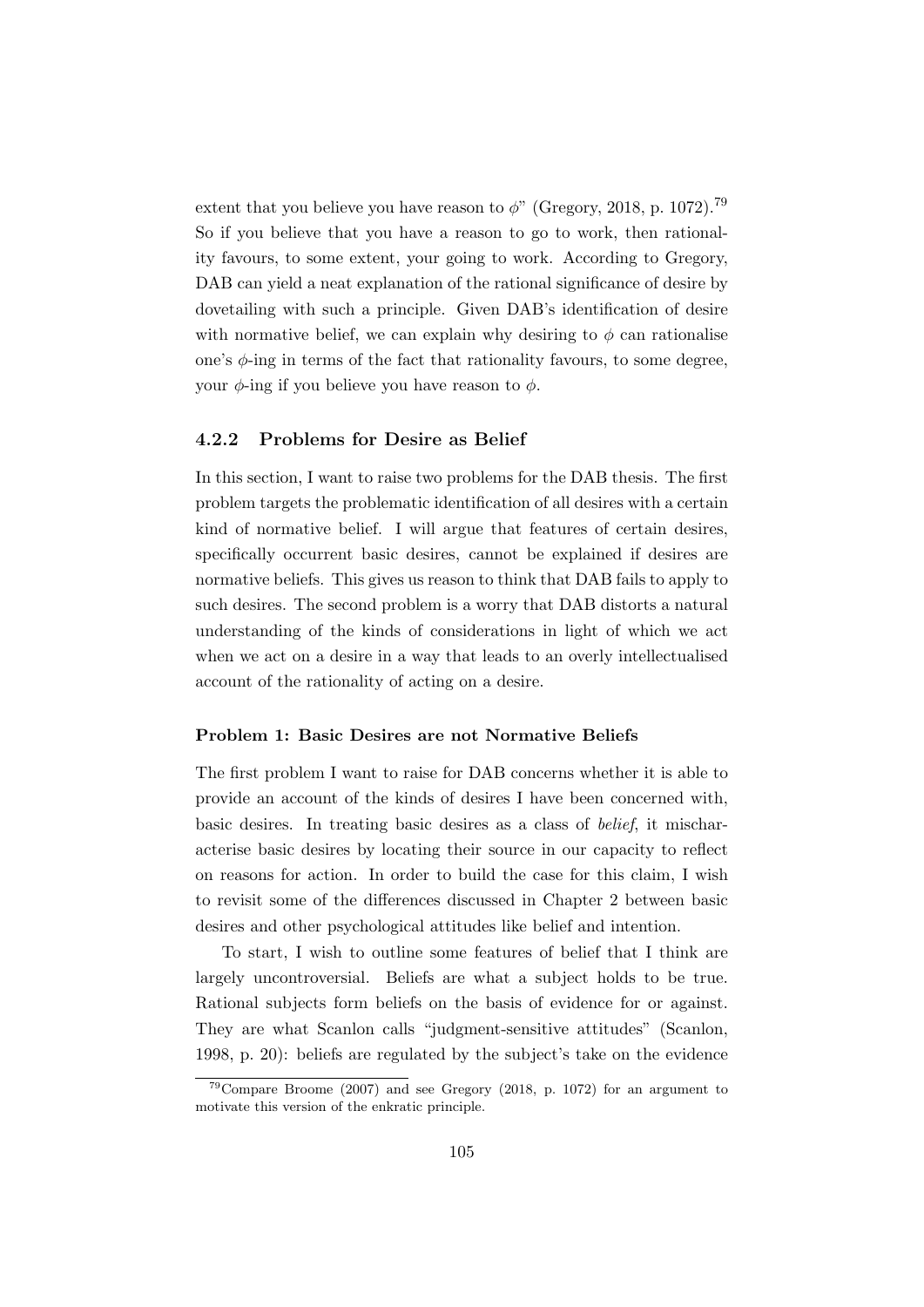extent that you believe you have reason to $\phi$" (Gregory, 2018, p. 1072).[79] So if you believe that you have a reason to go to work, then rationality favours, to some extent, your going to work. According to Gregory, DAB can yield a neat explanation of the rational significance of desire by dovetailing with such a principle. Given DAB's identification of desire with normative belief, we can explain why desiring to $\phi$ can rationalise one's $\phi$-ing in terms of the fact that rationality favours, to some degree, your $\phi$-ing if you believe you have reason to $\phi$.

### 4.2.2 Problems for Desire as Belief

In this section, I want to raise two problems for the DAB thesis. The first problem targets the problematic identification of all desires with a certain kind of normative belief. I will argue that features of certain desires, specifically occurrent basic desires, cannot be explained if desires are normative beliefs. This gives us reason to think that DAB fails to apply to such desires. The second problem is a worry that DAB distorts a natural understanding of the kinds of considerations in light of which we act when we act on a desire in a way that leads to an overly intellectualised account of the rationality of acting on a desire.

#### Problem 1: Basic Desires are not Normative Beliefs

The first problem I want to raise for DAB concerns whether it is able to provide an account of the kinds of desires I have been concerned with, basic desires. In treating basic desires as a class of *belief*, it mischaracterise basic desires by locating their source in our capacity to reflect on reasons for action. In order to build the case for this claim, I wish to revisit some of the differences discussed in Chapter 2 between basic desires and other psychological attitudes like belief and intention.

To start, I wish to outline some features of belief that I think are largely uncontroversial. Beliefs are what a subject holds to be true. Rational subjects form beliefs on the basis of evidence for or against. They are what Scanlon calls "judgment-sensitive attitudes" (Scanlon, 1998, p. 20): beliefs are regulated by the subject's take on the evidence

[79] Compare Broome (2007) and see Gregory (2018, p. 1072) for an argument to motivate this version of the enkratic principle.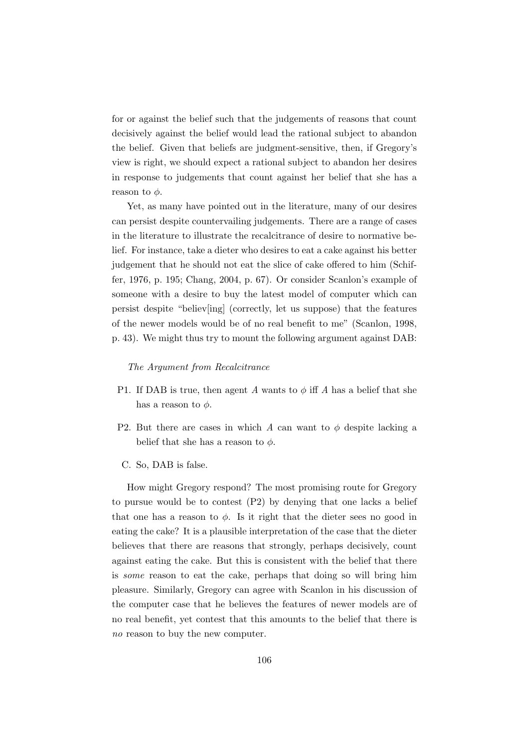for or against the belief such that the judgements of reasons that count decisively against the belief would lead the rational subject to abandon the belief. Given that beliefs are judgment-sensitive, then, if Gregory's view is right, we should expect a rational subject to abandon her desires in response to judgements that count against her belief that she has a reason to $\phi$.

Yet, as many have pointed out in the literature, many of our desires can persist despite countervailing judgements. There are a range of cases in the literature to illustrate the recalcitrance of desire to normative belief. For instance, take a dieter who desires to eat a cake against his better judgement that he should not eat the slice of cake offered to him (Schiffer, 1976, p. 195; Chang, 2004, p. 67). Or consider Scanlon's example of someone with a desire to buy the latest model of computer which can persist despite "believ[ing] (correctly, let us suppose) that the features of the newer models would be of no real benefit to me" (Scanlon, 1998, p. 43). We might thus try to mount the following argument against DAB:

*The Argument from Recalcitrance*

P1. If DAB is true, then agent $A$ wants to $\phi$ iff $A$ has a belief that she has a reason to $\phi$.

P2. But there are cases in which $A$ can want to $\phi$ despite lacking a belief that she has a reason to $\phi$.

C. So, DAB is false.

How might Gregory respond? The most promising route for Gregory to pursue would be to contest (P2) by denying that one lacks a belief that one has a reason to $\phi$. Is it right that the dieter sees no good in eating the cake? It is a plausible interpretation of the case that the dieter believes that there are reasons that strongly, perhaps decisively, count against eating the cake. But this is consistent with the belief that there is *some* reason to eat the cake, perhaps that doing so will bring him pleasure. Similarly, Gregory can agree with Scanlon in his discussion of the computer case that he believes the features of newer models are of no real benefit, yet contest that this amounts to the belief that there is *no* reason to buy the new computer.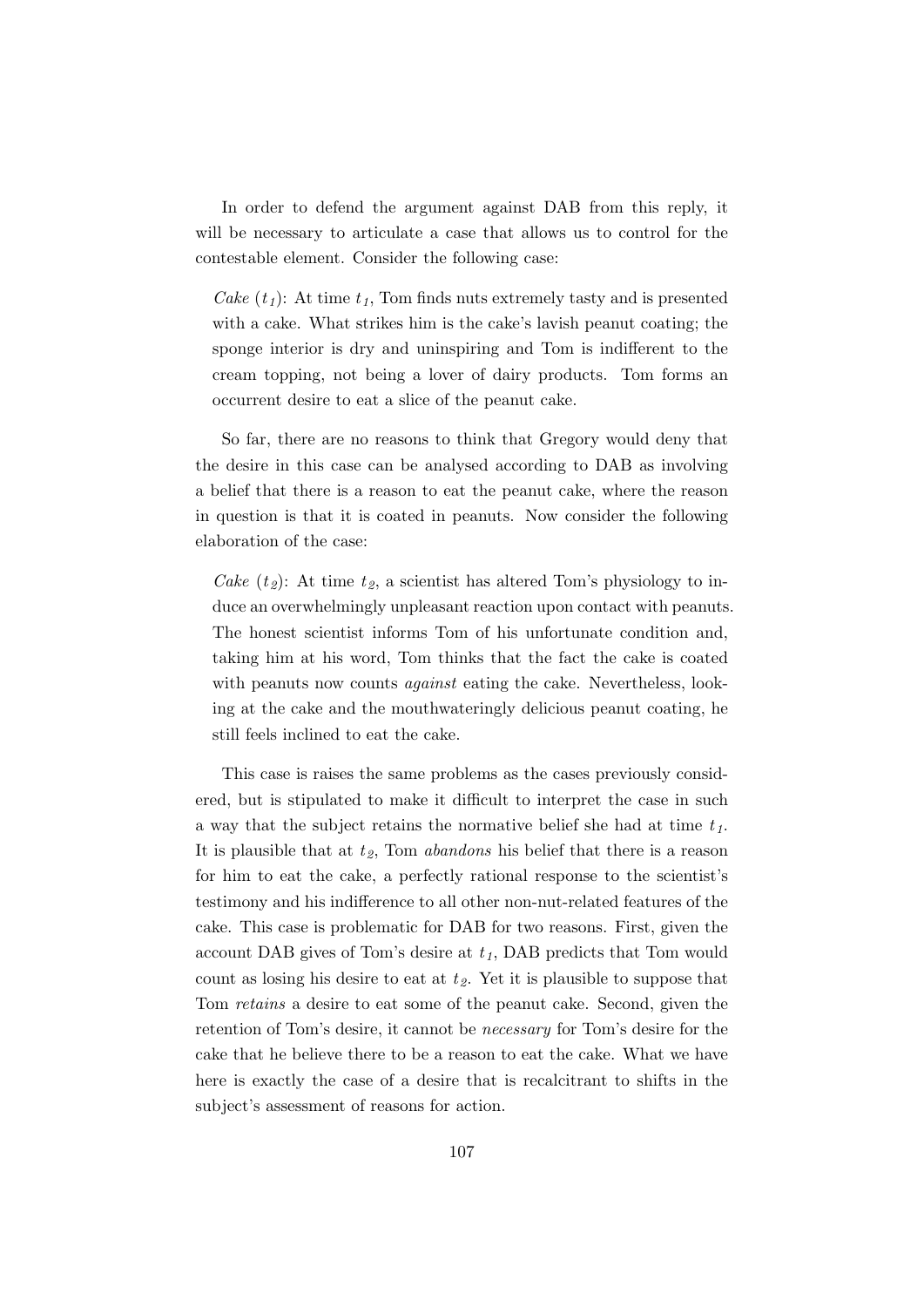In order to defend the argument against DAB from this reply, it will be necessary to articulate a case that allows us to control for the contestable element. Consider the following case:

> *Cake* ($t_1$): At time $t_1$, Tom finds nuts extremely tasty and is presented with a cake. What strikes him is the cake's lavish peanut coating; the sponge interior is dry and uninspiring and Tom is indifferent to the cream topping, not being a lover of dairy products. Tom forms an occurrent desire to eat a slice of the peanut cake.

So far, there are no reasons to think that Gregory would deny that the desire in this case can be analysed according to DAB as involving a belief that there is a reason to eat the peanut cake, where the reason in question is that it is coated in peanuts. Now consider the following elaboration of the case:

> *Cake* ($t_2$): At time $t_2$, a scientist has altered Tom's physiology to induce an overwhelmingly unpleasant reaction upon contact with peanuts. The honest scientist informs Tom of his unfortunate condition and, taking him at his word, Tom thinks that the fact the cake is coated with peanuts now counts *against* eating the cake. Nevertheless, looking at the cake and the mouthwateringly delicious peanut coating, he still feels inclined to eat the cake.

This case is raises the same problems as the cases previously considered, but is stipulated to make it difficult to interpret the case in such a way that the subject retains the normative belief she had at time $t_1$. It is plausible that at $t_2$, Tom *abandons* his belief that there is a reason for him to eat the cake, a perfectly rational response to the scientist's testimony and his indifference to all other non-nut-related features of the cake. This case is problematic for DAB for two reasons. First, given the account DAB gives of Tom's desire at $t_1$, DAB predicts that Tom would count as losing his desire to eat at $t_2$. Yet it is plausible to suppose that Tom *retains* a desire to eat some of the peanut cake. Second, given the retention of Tom's desire, it cannot be *necessary* for Tom's desire for the cake that he believe there to be a reason to eat the cake. What we have here is exactly the case of a desire that is recalcitrant to shifts in the subject's assessment of reasons for action.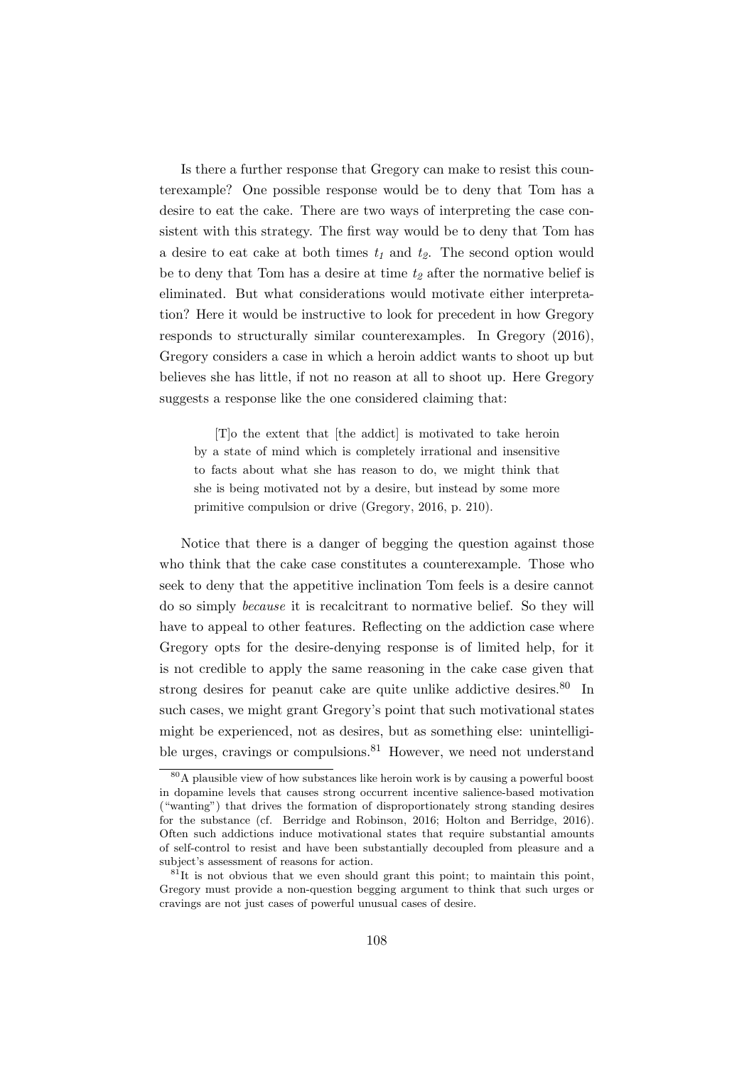Is there a further response that Gregory can make to resist this counterexample? One possible response would be to deny that Tom has a desire to eat the cake. There are two ways of interpreting the case consistent with this strategy. The first way would be to deny that Tom has a desire to eat cake at both times $t_1$ and $t_2$. The second option would be to deny that Tom has a desire at time $t_2$ after the normative belief is eliminated. But what considerations would motivate either interpretation? Here it would be instructive to look for precedent in how Gregory responds to structurally similar counterexamples. In Gregory (2016), Gregory considers a case in which a heroin addict wants to shoot up but believes she has little, if not no reason at all to shoot up. Here Gregory suggests a response like the one considered claiming that:

> [T]o the extent that [the addict] is motivated to take heroin by a state of mind which is completely irrational and insensitive to facts about what she has reason to do, we might think that she is being motivated not by a desire, but instead by some more primitive compulsion or drive (Gregory, 2016, p. 210).

Notice that there is a danger of begging the question against those who think that the cake case constitutes a counterexample. Those who seek to deny that the appetitive inclination Tom feels is a desire cannot do so simply *because* it is recalcitrant to normative belief. So they will have to appeal to other features. Reflecting on the addiction case where Gregory opts for the desire-denying response is of limited help, for it is not credible to apply the same reasoning in the cake case given that strong desires for peanut cake are quite unlike addictive desires.[80] In such cases, we might grant Gregory's point that such motivational states might be experienced, not as desires, but as something else: unintelligible urges, cravings or compulsions.[81] However, we need not understand

[80] A plausible view of how substances like heroin work is by causing a powerful boost in dopamine levels that causes strong occurrent incentive salience-based motivation ("wanting") that drives the formation of disproportionately strong standing desires for the substance (cf. Berridge and Robinson, 2016; Holton and Berridge, 2016). Often such addictions induce motivational states that require substantial amounts of self-control to resist and have been substantially decoupled from pleasure and a subject's assessment of reasons for action.

[81] It is not obvious that we even should grant this point; to maintain this point, Gregory must provide a non-question begging argument to think that such urges or cravings are not just cases of powerful unusual cases of desire.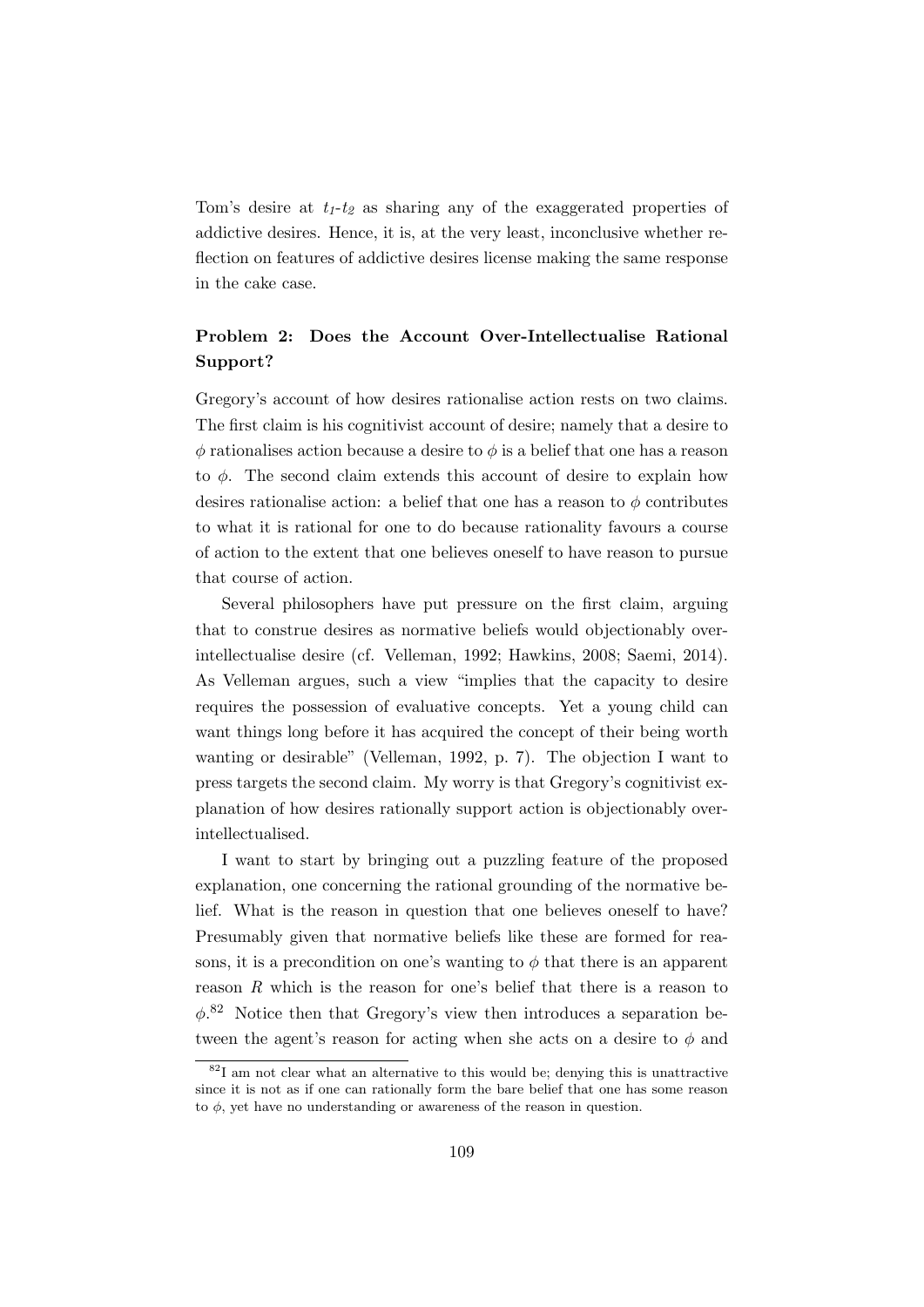Tom's desire at $t_1$-$t_2$ as sharing any of the exaggerated properties of addictive desires. Hence, it is, at the very least, inconclusive whether reflection on features of addictive desires license making the same response in the cake case.

### Problem 2: Does the Account Over-Intellectualise Rational Support?

Gregory's account of how desires rationalise action rests on two claims. The first claim is his cognitivist account of desire; namely that a desire to $\phi$ rationalises action because a desire to $\phi$ is a belief that one has a reason to $\phi$. The second claim extends this account of desire to explain how desires rationalise action: a belief that one has a reason to $\phi$ contributes to what it is rational for one to do because rationality favours a course of action to the extent that one believes oneself to have reason to pursue that course of action.

Several philosophers have put pressure on the first claim, arguing that to construe desires as normative beliefs would objectionably over-intellectualise desire (cf. Velleman, 1992; Hawkins, 2008; Saemi, 2014). As Velleman argues, such a view "implies that the capacity to desire requires the possession of evaluative concepts. Yet a young child can want things long before it has acquired the concept of their being worth wanting or desirable" (Velleman, 1992, p. 7). The objection I want to press targets the second claim. My worry is that Gregory's cognitivist explanation of how desires rationally support action is objectionably over-intellectualised.

I want to start by bringing out a puzzling feature of the proposed explanation, one concerning the rational grounding of the normative belief. What is the reason in question that one believes oneself to have? Presumably given that normative beliefs like these are formed for reasons, it is a precondition on one's wanting to $\phi$ that there is an apparent reason $R$ which is the reason for one's belief that there is a reason to $\phi$.[82] Notice then that Gregory's view then introduces a separation between the agent's reason for acting when she acts on a desire to $\phi$ and

[82] I am not clear what an alternative to this would be; denying this is unattractive since it is not as if one can rationally form the bare belief that one has some reason to $\phi$, yet have no understanding or awareness of the reason in question.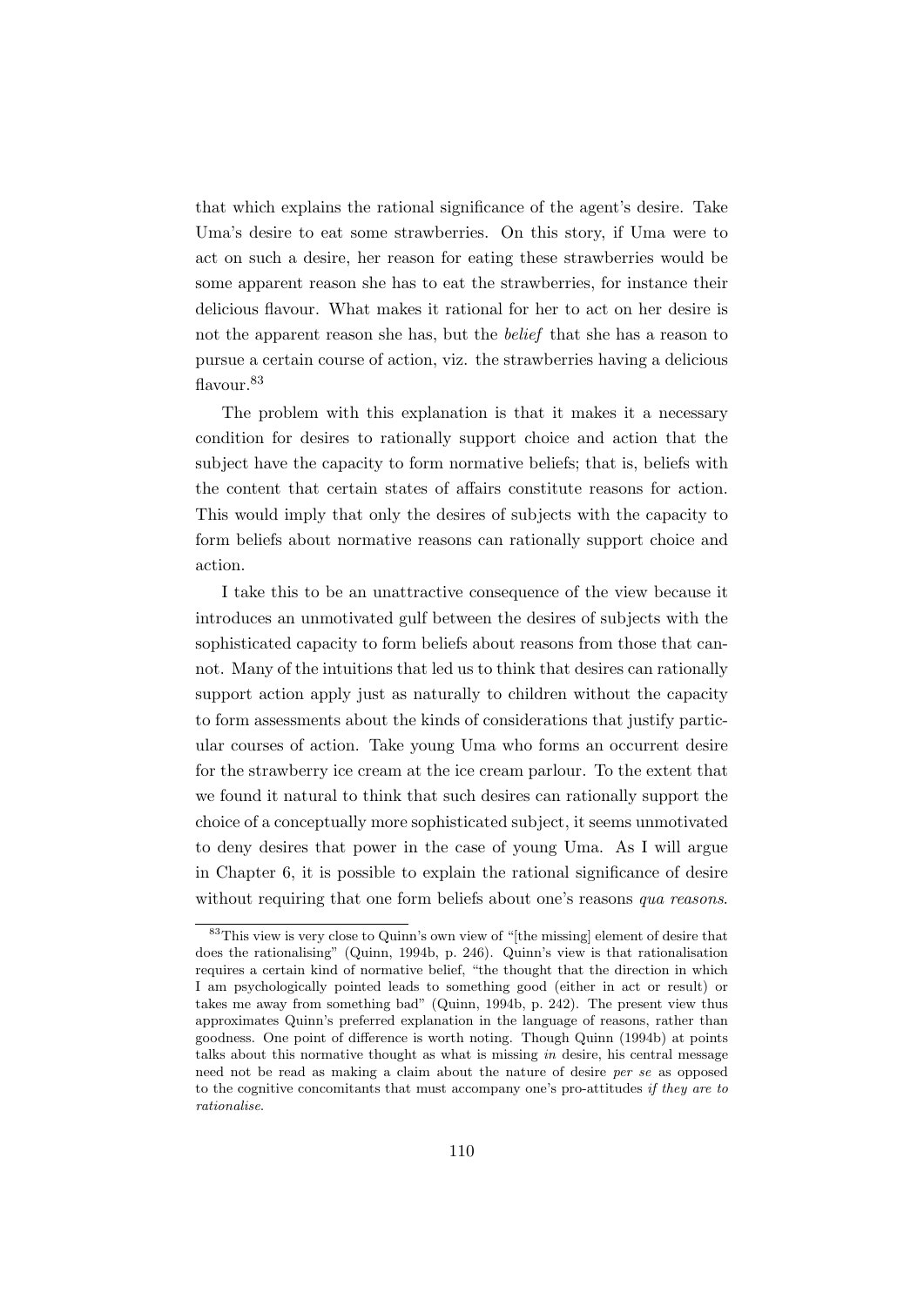that which explains the rational significance of the agent's desire. Take Uma's desire to eat some strawberries. On this story, if Uma were to act on such a desire, her reason for eating these strawberries would be some apparent reason she has to eat the strawberries, for instance their delicious flavour. What makes it rational for her to act on her desire is not the apparent reason she has, but the *belief* that she has a reason to pursue a certain course of action, viz. the strawberries having a delicious flavour.[83]

The problem with this explanation is that it makes it a necessary condition for desires to rationally support choice and action that the subject have the capacity to form normative beliefs; that is, beliefs with the content that certain states of affairs constitute reasons for action. This would imply that only the desires of subjects with the capacity to form beliefs about normative reasons can rationally support choice and action.

I take this to be an unattractive consequence of the view because it introduces an unmotivated gulf between the desires of subjects with the sophisticated capacity to form beliefs about reasons from those that cannot. Many of the intuitions that led us to think that desires can rationally support action apply just as naturally to children without the capacity to form assessments about the kinds of considerations that justify particular courses of action. Take young Uma who forms an occurrent desire for the strawberry ice cream at the ice cream parlour. To the extent that we found it natural to think that such desires can rationally support the choice of a conceptually more sophisticated subject, it seems unmotivated to deny desires that power in the case of young Uma. As I will argue in Chapter 6, it is possible to explain the rational significance of desire without requiring that one form beliefs about one's reasons *qua reasons*.

[83] This view is very close to Quinn's own view of "[the missing] element of desire that does the rationalising" (Quinn, 1994b, p. 246). Quinn's view is that rationalisation requires a certain kind of normative belief, "the thought that the direction in which I am psychologically pointed leads to something good (either in act or result) or takes me away from something bad" (Quinn, 1994b, p. 242). The present view thus approximates Quinn's preferred explanation in the language of reasons, rather than goodness. One point of difference is worth noting. Though Quinn (1994b) at points talks about this normative thought as what is missing *in* desire, his central message need not be read as making a claim about the nature of desire *per se* as opposed to the cognitive concomitants that must accompany one's pro-attitudes *if they are to rationalise*.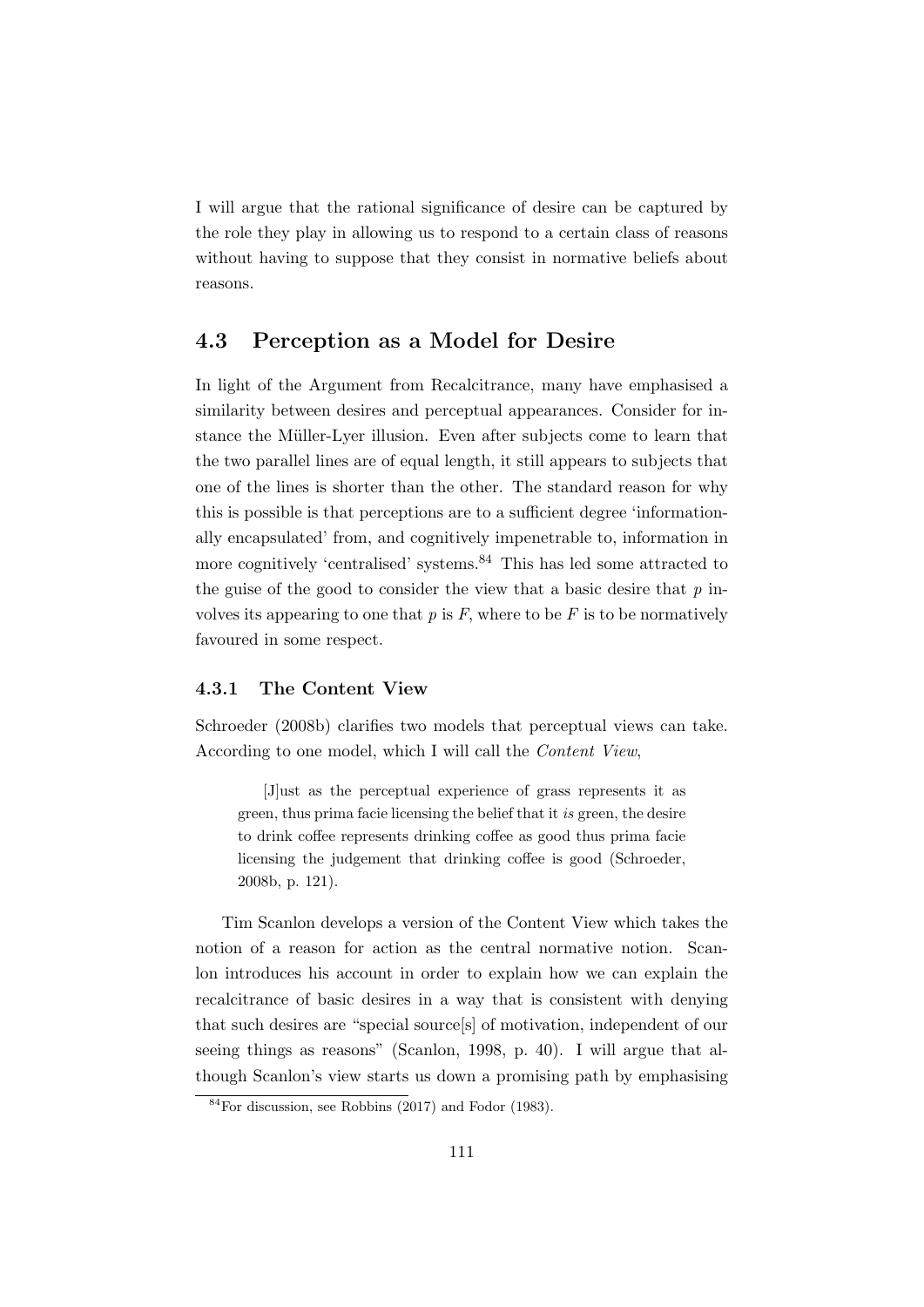I will argue that the rational significance of desire can be captured by the role they play in allowing us to respond to a certain class of reasons without having to suppose that they consist in normative beliefs about reasons.

## 4.3 Perception as a Model for Desire

In light of the Argument from Recalcitrance, many have emphasised a similarity between desires and perceptual appearances. Consider for instance the Müller-Lyer illusion. Even after subjects come to learn that the two parallel lines are of equal length, it still appears to subjects that one of the lines is shorter than the other. The standard reason for why this is possible is that perceptions are to a sufficient degree 'informationally encapsulated' from, and cognitively impenetrable to, information in more cognitively 'centralised' systems.[84] This has led some attracted to the guise of the good to consider the view that a basic desire that $p$ involves its appearing to one that $p$ is $F$, where to be $F$ is to be normatively favoured in some respect.

### 4.3.1 The Content View

Schroeder (2008b) clarifies two models that perceptual views can take. According to one model, which I will call the *Content View*,

> [J]ust as the perceptual experience of grass represents it as green, thus prima facie licensing the belief that it *is* green, the desire to drink coffee represents drinking coffee as good thus prima facie licensing the judgement that drinking coffee is good (Schroeder, 2008b, p. 121).

Tim Scanlon develops a version of the Content View which takes the notion of a reason for action as the central normative notion. Scanlon introduces his account in order to explain how we can explain the recalcitrance of basic desires in a way that is consistent with denying that such desires are "special source[s] of motivation, independent of our seeing things as reasons" (Scanlon, 1998, p. 40). I will argue that although Scanlon's view starts us down a promising path by emphasising

[84] For discussion, see Robbins (2017) and Fodor (1983).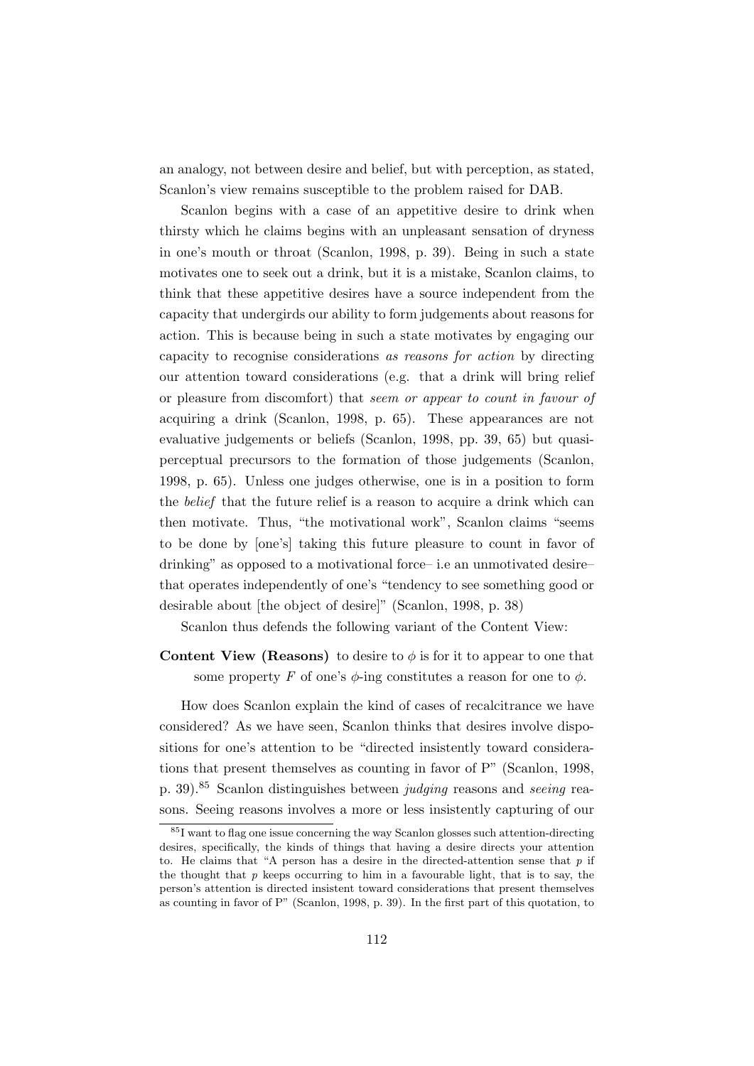an analogy, not between desire and belief, but with perception, as stated, Scanlon's view remains susceptible to the problem raised for DAB.

Scanlon begins with a case of an appetitive desire to drink when thirsty which he claims begins with an unpleasant sensation of dryness in one's mouth or throat (Scanlon, 1998, p. 39). Being in such a state motivates one to seek out a drink, but it is a mistake, Scanlon claims, to think that these appetitive desires have a source independent from the capacity that undergirds our ability to form judgements about reasons for action. This is because being in such a state motivates by engaging our capacity to recognise considerations *as reasons for action* by directing our attention toward considerations (e.g. that a drink will bring relief or pleasure from discomfort) that *seem or appear to count in favour of* acquiring a drink (Scanlon, 1998, p. 65). These appearances are not evaluative judgements or beliefs (Scanlon, 1998, pp. 39, 65) but quasi-perceptual precursors to the formation of those judgements (Scanlon, 1998, p. 65). Unless one judges otherwise, one is in a position to form the *belief* that the future relief is a reason to acquire a drink which can then motivate. Thus, "the motivational work", Scanlon claims "seems to be done by [one's] taking this future pleasure to count in favor of drinking" as opposed to a motivational force– i.e an unmotivated desire– that operates independently of one's "tendency to see something good or desirable about [the object of desire]" (Scanlon, 1998, p. 38)

Scanlon thus defends the following variant of the Content View:

**Content View (Reasons)** to desire to $\phi$ is for it to appear to one that some property $F$ of one's $\phi$-ing constitutes a reason for one to $\phi$.

How does Scanlon explain the kind of cases of recalcitrance we have considered? As we have seen, Scanlon thinks that desires involve dispositions for one's attention to be "directed insistently toward considerations that present themselves as counting in favor of P" (Scanlon, 1998, p. 39).[85] Scanlon distinguishes between *judging* reasons and *seeing* reasons. Seeing reasons involves a more or less insistently capturing of our

[85] I want to flag one issue concerning the way Scanlon glosses such attention-directing desires, specifically, the kinds of things that having a desire directs your attention to. He claims that "A person has a desire in the directed-attention sense that $p$ if the thought that $p$ keeps occurring to him in a favourable light, that is to say, the person's attention is directed insistent toward considerations that present themselves as counting in favor of P" (Scanlon, 1998, p. 39). In the first part of this quotation, to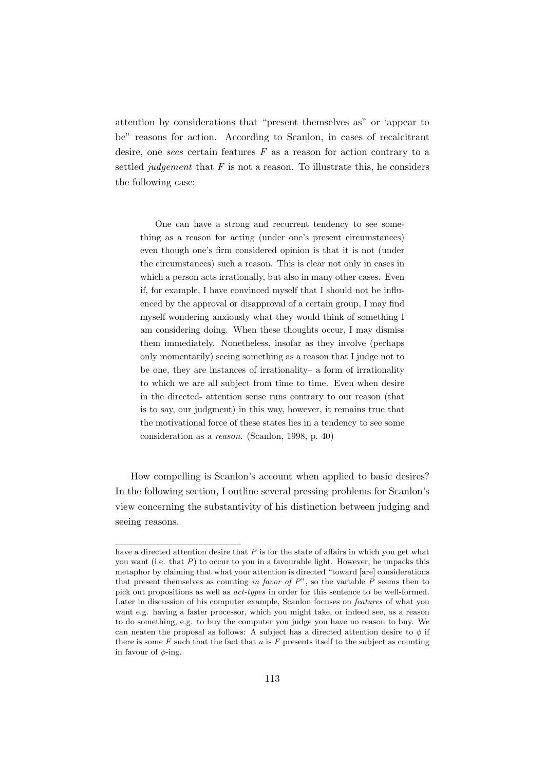attention by considerations that "present themselves as" or 'appear to be" reasons for action. According to Scanlon, in cases of recalcitrant desire, one *sees* certain features $F$ as a reason for action contrary to a settled *judgement* that $F$ is not a reason. To illustrate this, he considers the following case:

> One can have a strong and recurrent tendency to see something as a reason for acting (under one's present circumstances) even though one's firm considered opinion is that it is not (under the circumstances) such a reason. This is clear not only in cases in which a person acts irrationally, but also in many other cases. Even if, for example, I have convinced myself that I should not be influenced by the approval or disapproval of a certain group, I may find myself wondering anxiously what they would think of something I am considering doing. When these thoughts occur, I may dismiss them immediately. Nonetheless, insofar as they involve (perhaps only momentarily) seeing something as a reason that I judge not to be one, they are instances of irrationality– a form of irrationality to which we are all subject from time to time. Even when desire in the directed- attention sense runs contrary to our reason (that is to say, our judgment) in this way, however, it remains true that the motivational force of these states lies in a tendency to see some consideration as a *reason*. (Scanlon, 1998, p. 40)

How compelling is Scanlon's account when applied to basic desires? In the following section, I outline several pressing problems for Scanlon's view concerning the substantivity of his distinction between judging and seeing reasons.

---

have a directed attention desire that $P$ is for the state of affairs in which you get what you want (i.e. that $P$) to occur to you in a favourable light. However, he unpacks this metaphor by claiming that what your attention is directed "toward [are] considerations that present themselves as counting *in favor of P*", so the variable $P$ seems then to pick out propositions as well as *act-types* in order for this sentence to be well-formed. Later in discussion of his computer example, Scanlon focuses on *features* of what you want e.g. having a faster processor, which you might take, or indeed see, as a reason to do something, e.g. to buy the computer you judge you have no reason to buy. We can neaten the proposal as follows: A subject has a directed attention desire to $\phi$ if there is some $F$ such that the fact that $a$ is $F$ presents itself to the subject as counting in favour of $\phi$-ing.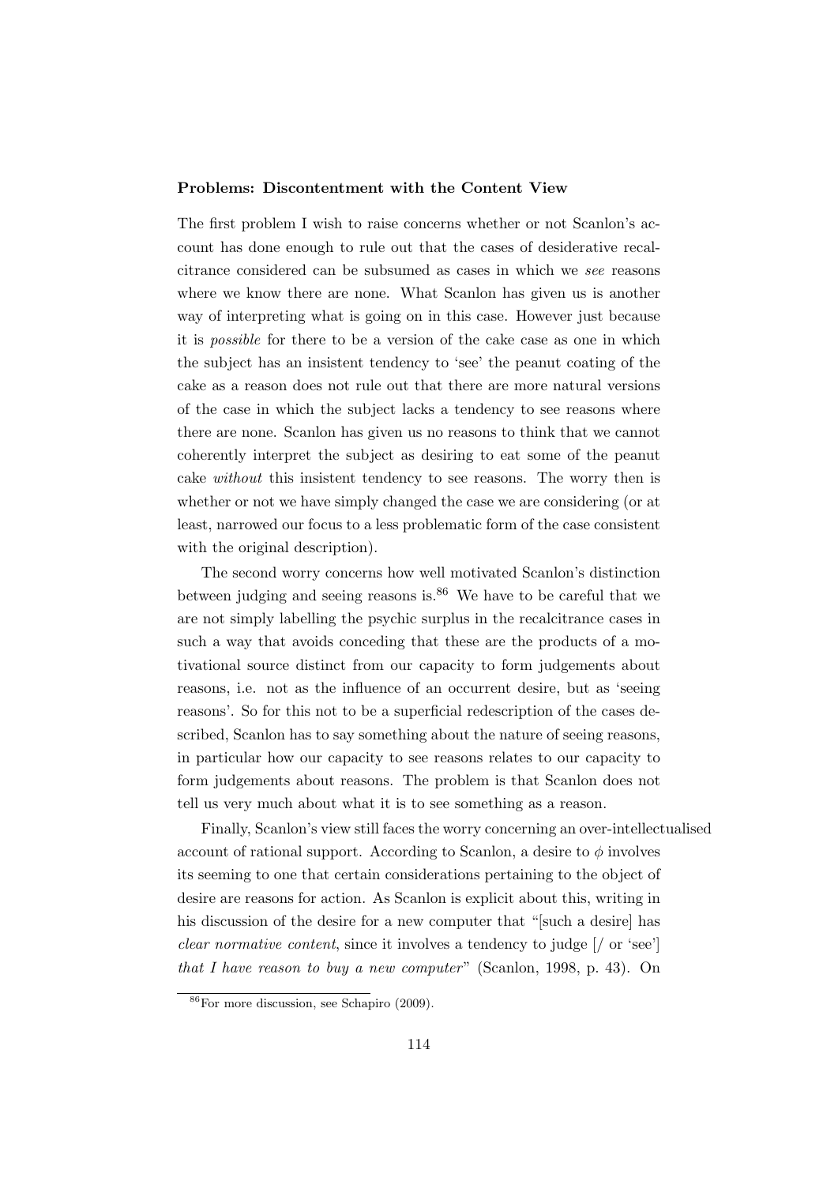**Problems: Discontentment with the Content View**

The first problem I wish to raise concerns whether or not Scanlon's account has done enough to rule out that the cases of desiderative recalcitrance considered can be subsumed as cases in which we *see* reasons where we know there are none. What Scanlon has given us is another way of interpreting what is going on in this case. However just because it is *possible* for there to be a version of the cake case as one in which the subject has an insistent tendency to 'see' the peanut coating of the cake as a reason does not rule out that there are more natural versions of the case in which the subject lacks a tendency to see reasons where there are none. Scanlon has given us no reasons to think that we cannot coherently interpret the subject as desiring to eat some of the peanut cake *without* this insistent tendency to see reasons. The worry then is whether or not we have simply changed the case we are considering (or at least, narrowed our focus to a less problematic form of the case consistent with the original description).

The second worry concerns how well motivated Scanlon's distinction between judging and seeing reasons is.[86] We have to be careful that we are not simply labelling the psychic surplus in the recalcitrance cases in such a way that avoids conceding that these are the products of a motivational source distinct from our capacity to form judgements about reasons, i.e. not as the influence of an occurrent desire, but as 'seeing reasons'. So for this not to be a superficial redescription of the cases described, Scanlon has to say something about the nature of seeing reasons, in particular how our capacity to see reasons relates to our capacity to form judgements about reasons. The problem is that Scanlon does not tell us very much about what it is to see something as a reason.

Finally, Scanlon's view still faces the worry concerning an over-intellectualised account of rational support. According to Scanlon, a desire to $\phi$ involves its seeming to one that certain considerations pertaining to the object of desire are reasons for action. As Scanlon is explicit about this, writing in his discussion of the desire for a new computer that "[such a desire] has *clear normative content*, since it involves a tendency to judge [/ or 'see'] *that I have reason to buy a new computer*" (Scanlon, 1998, p. 43). On

[86] For more discussion, see Schapiro (2009).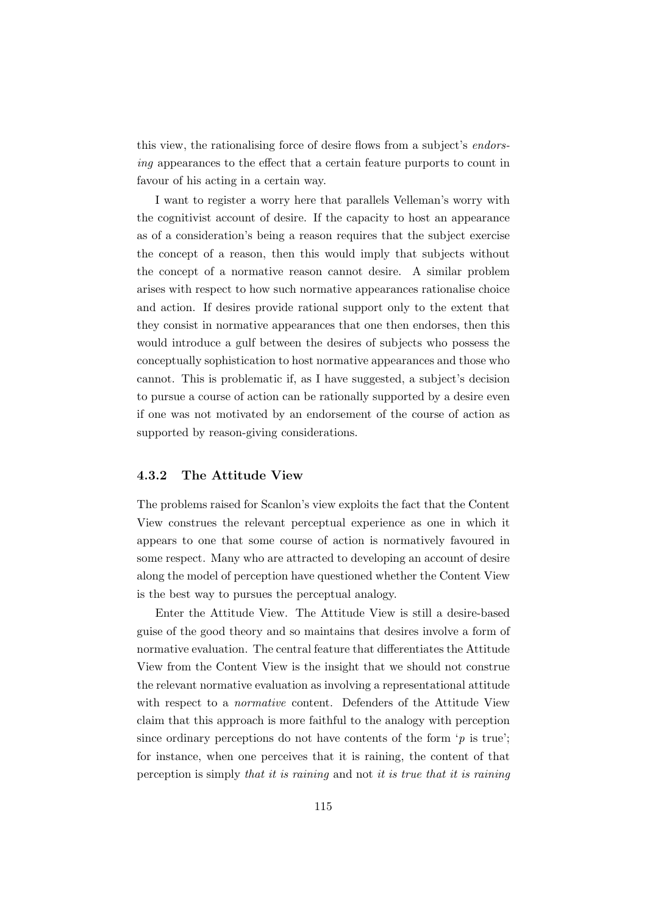this view, the rationalising force of desire flows from a subject's *endorsing* appearances to the effect that a certain feature purports to count in favour of his acting in a certain way.

I want to register a worry here that parallels Velleman's worry with the cognitivist account of desire. If the capacity to host an appearance as of a consideration's being a reason requires that the subject exercise the concept of a reason, then this would imply that subjects without the concept of a normative reason cannot desire. A similar problem arises with respect to how such normative appearances rationalise choice and action. If desires provide rational support only to the extent that they consist in normative appearances that one then endorses, then this would introduce a gulf between the desires of subjects who possess the conceptually sophistication to host normative appearances and those who cannot. This is problematic if, as I have suggested, a subject's decision to pursue a course of action can be rationally supported by a desire even if one was not motivated by an endorsement of the course of action as supported by reason-giving considerations.

### 4.3.2 The Attitude View

The problems raised for Scanlon's view exploits the fact that the Content View construes the relevant perceptual experience as one in which it appears to one that some course of action is normatively favoured in some respect. Many who are attracted to developing an account of desire along the model of perception have questioned whether the Content View is the best way to pursues the perceptual analogy.

Enter the Attitude View. The Attitude View is still a desire-based guise of the good theory and so maintains that desires involve a form of normative evaluation. The central feature that differentiates the Attitude View from the Content View is the insight that we should not construe the relevant normative evaluation as involving a representational attitude with respect to a *normative* content. Defenders of the Attitude View claim that this approach is more faithful to the analogy with perception since ordinary perceptions do not have contents of the form '$p$ is true'; for instance, when one perceives that it is raining, the content of that perception is simply *that it is raining* and not *it is true that it is raining*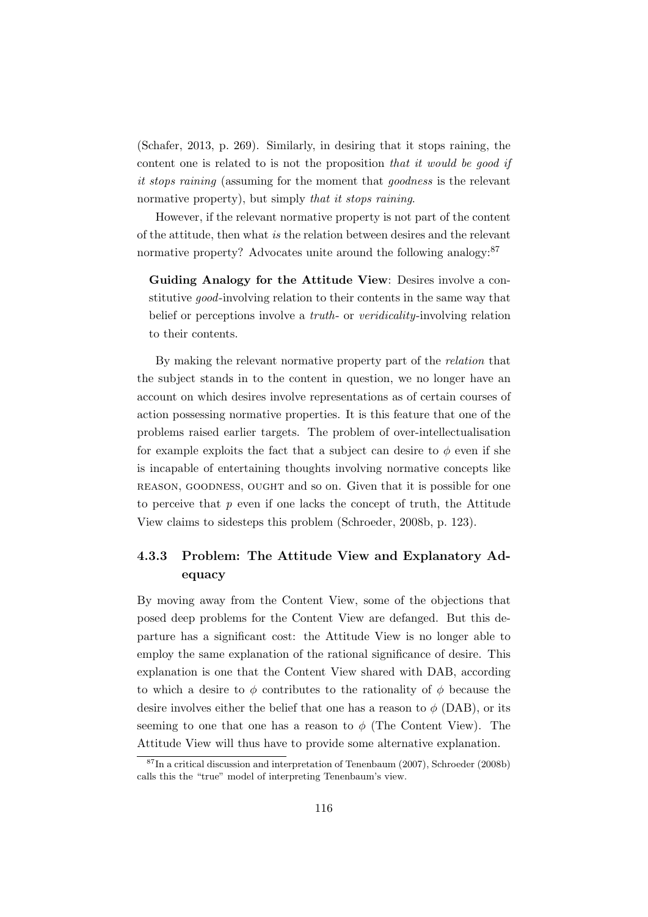(Schafer, 2013, p. 269). Similarly, in desiring that it stops raining, the content one is related to is not the proposition *that it would be good if it stops raining* (assuming for the moment that *goodness* is the relevant normative property), but simply *that it stops raining*.

However, if the relevant normative property is not part of the content of the attitude, then what *is* the relation between desires and the relevant normative property? Advocates unite around the following analogy:[87]

> **Guiding Analogy for the Attitude View**: Desires involve a constitutive *good*-involving relation to their contents in the same way that belief or perceptions involve a *truth*- or *veridicality*-involving relation to their contents.

By making the relevant normative property part of the *relation* that the subject stands in to the content in question, we no longer have an account on which desires involve representations as of certain courses of action possessing normative properties. It is this feature that one of the problems raised earlier targets. The problem of over-intellectualisation for example exploits the fact that a subject can desire to $\phi$ even if she is incapable of entertaining thoughts involving normative concepts like REASON, GOODNESS, OUGHT and so on. Given that it is possible for one to perceive that $p$ even if one lacks the concept of truth, the Attitude View claims to sidesteps this problem (Schroeder, 2008b, p. 123).

### 4.3.3 Problem: The Attitude View and Explanatory Adequacy

By moving away from the Content View, some of the objections that posed deep problems for the Content View are defanged. But this departure has a significant cost: the Attitude View is no longer able to employ the same explanation of the rational significance of desire. This explanation is one that the Content View shared with DAB, according to which a desire to $\phi$ contributes to the rationality of $\phi$ because the desire involves either the belief that one has a reason to $\phi$ (DAB), or its seeming to one that one has a reason to $\phi$ (The Content View). The Attitude View will thus have to provide some alternative explanation.

[87] In a critical discussion and interpretation of Tenenbaum (2007), Schroeder (2008b) calls this the "true" model of interpreting Tenenbaum's view.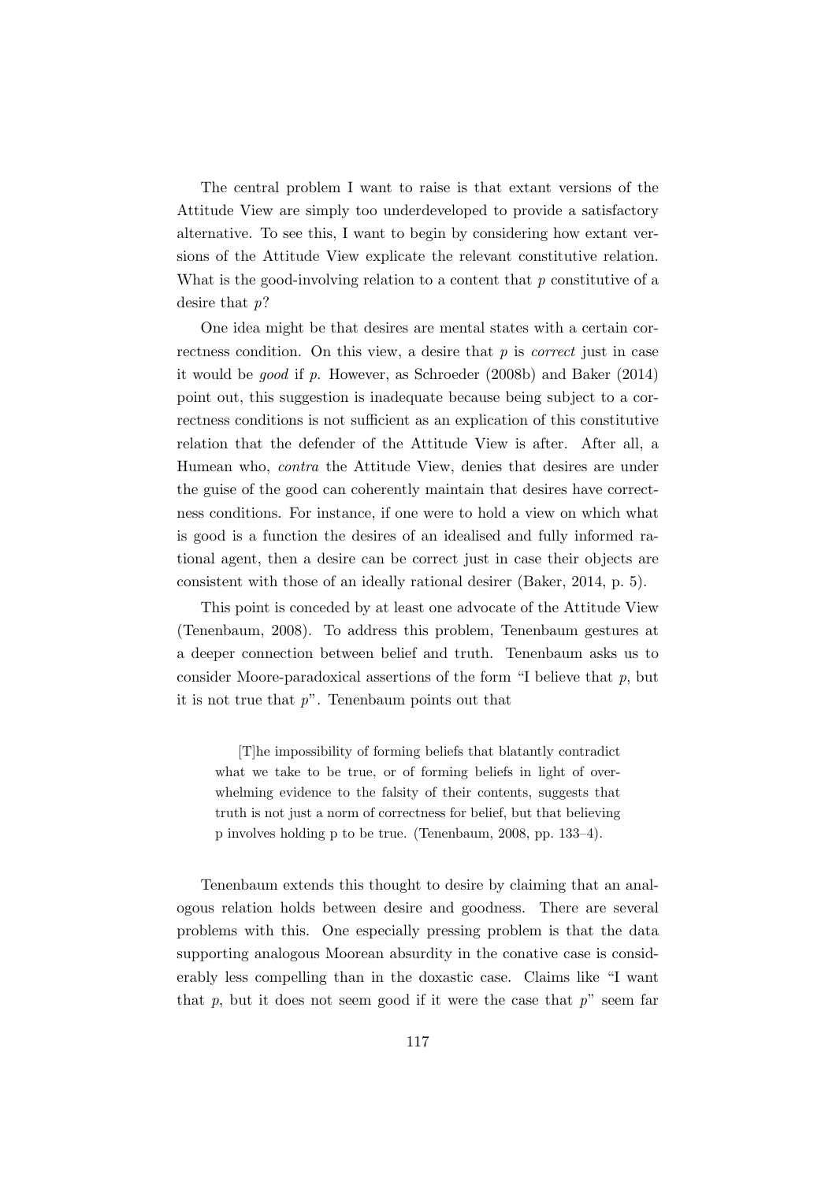The central problem I want to raise is that extant versions of the Attitude View are simply too underdeveloped to provide a satisfactory alternative. To see this, I want to begin by considering how extant versions of the Attitude View explicate the relevant constitutive relation. What is the good-involving relation to a content that $p$ constitutive of a desire that $p$?

One idea might be that desires are mental states with a certain correctness condition. On this view, a desire that $p$ is *correct* just in case it would be *good* if $p$. However, as Schroeder (2008b) and Baker (2014) point out, this suggestion is inadequate because being subject to a correctness conditions is not sufficient as an explication of this constitutive relation that the defender of the Attitude View is after. After all, a Humean who, *contra* the Attitude View, denies that desires are under the guise of the good can coherently maintain that desires have correctness conditions. For instance, if one were to hold a view on which what is good is a function the desires of an idealised and fully informed rational agent, then a desire can be correct just in case their objects are consistent with those of an ideally rational desirer (Baker, 2014, p. 5).

This point is conceded by at least one advocate of the Attitude View (Tenenbaum, 2008). To address this problem, Tenenbaum gestures at a deeper connection between belief and truth. Tenenbaum asks us to consider Moore-paradoxical assertions of the form "I believe that $p$, but it is not true that $p$". Tenenbaum points out that

> [T]he impossibility of forming beliefs that blatantly contradict what we take to be true, or of forming beliefs in light of overwhelming evidence to the falsity of their contents, suggests that truth is not just a norm of correctness for belief, but that believing p involves holding p to be true. (Tenenbaum, 2008, pp. 133–4).

Tenenbaum extends this thought to desire by claiming that an analogous relation holds between desire and goodness. There are several problems with this. One especially pressing problem is that the data supporting analogous Moorean absurdity in the conative case is considerably less compelling than in the doxastic case. Claims like "I want that $p$, but it does not seem good if it were the case that $p$" seem far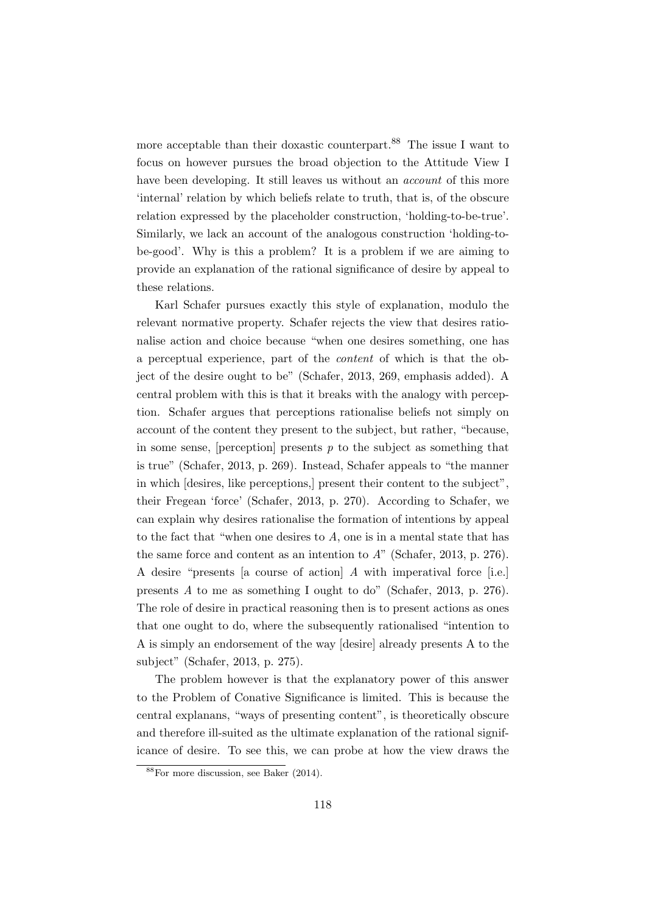more acceptable than their doxastic counterpart.[88] The issue I want to focus on however pursues the broad objection to the Attitude View I have been developing. It still leaves us without an *account* of this more 'internal' relation by which beliefs relate to truth, that is, of the obscure relation expressed by the placeholder construction, 'holding-to-be-true'. Similarly, we lack an account of the analogous construction 'holding-to-be-good'. Why is this a problem? It is a problem if we are aiming to provide an explanation of the rational significance of desire by appeal to these relations.

Karl Schafer pursues exactly this style of explanation, modulo the relevant normative property. Schafer rejects the view that desires rationalise action and choice because "when one desires something, one has a perceptual experience, part of the *content* of which is that the object of the desire ought to be" (Schafer, 2013, 269, emphasis added). A central problem with this is that it breaks with the analogy with perception. Schafer argues that perceptions rationalise beliefs not simply on account of the content they present to the subject, but rather, "because, in some sense, [perception] presents $p$ to the subject as something that is true" (Schafer, 2013, p. 269). Instead, Schafer appeals to "the manner in which [desires, like perceptions,] present their content to the subject", their Fregean 'force' (Schafer, 2013, p. 270). According to Schafer, we can explain why desires rationalise the formation of intentions by appeal to the fact that "when one desires to $A$, one is in a mental state that has the same force and content as an intention to $A$" (Schafer, 2013, p. 276). A desire "presents [a course of action] $A$ with imperatival force [i.e.] presents $A$ to me as something I ought to do" (Schafer, 2013, p. 276). The role of desire in practical reasoning then is to present actions as ones that one ought to do, where the subsequently rationalised "intention to A is simply an endorsement of the way [desire] already presents A to the subject" (Schafer, 2013, p. 275).

The problem however is that the explanatory power of this answer to the Problem of Conative Significance is limited. This is because the central explanans, "ways of presenting content", is theoretically obscure and therefore ill-suited as the ultimate explanation of the rational significance of desire. To see this, we can probe at how the view draws the

[88] For more discussion, see Baker (2014).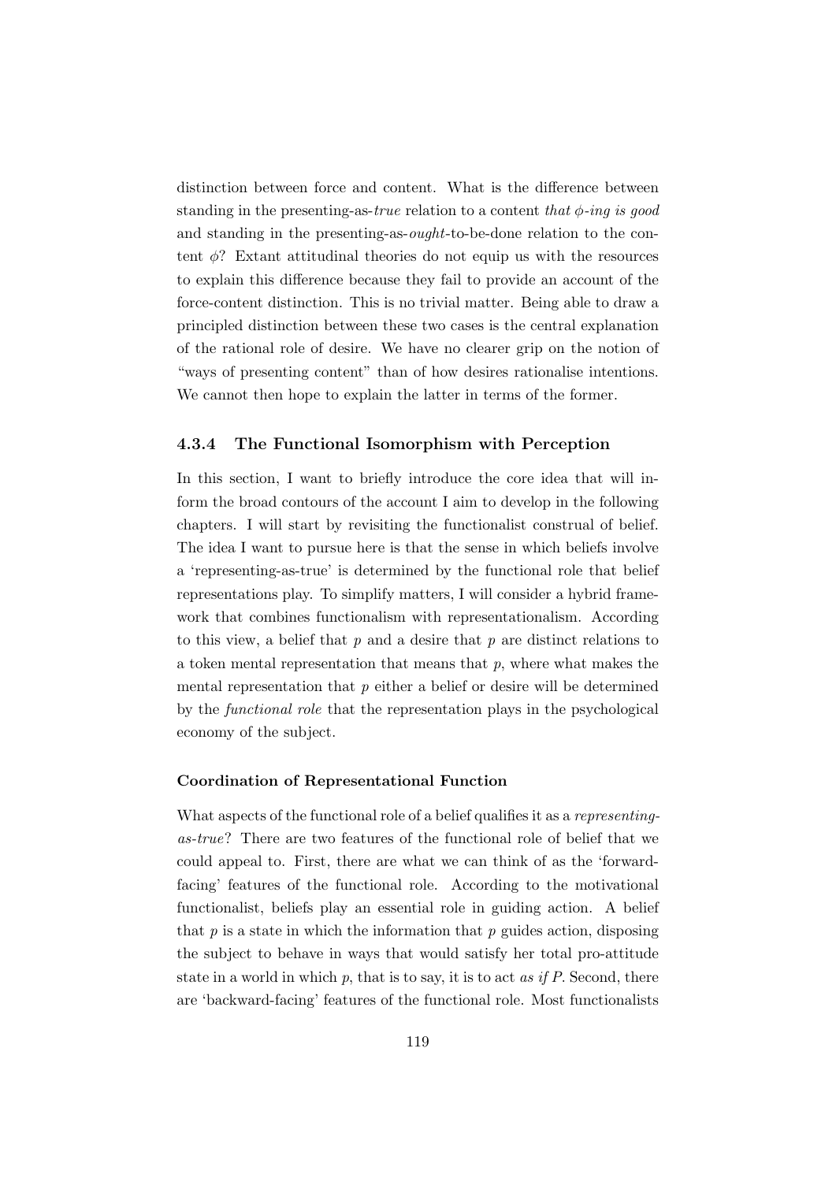distinction between force and content. What is the difference between standing in the presenting-as-*true* relation to a content *that $\phi$-ing is good* and standing in the presenting-as-*ought*-to-be-done relation to the content $\phi$? Extant attitudinal theories do not equip us with the resources to explain this difference because they fail to provide an account of the force-content distinction. This is no trivial matter. Being able to draw a principled distinction between these two cases is the central explanation of the rational role of desire. We have no clearer grip on the notion of "ways of presenting content" than of how desires rationalise intentions. We cannot then hope to explain the latter in terms of the former.

### 4.3.4 The Functional Isomorphism with Perception

In this section, I want to briefly introduce the core idea that will inform the broad contours of the account I aim to develop in the following chapters. I will start by revisiting the functionalist construal of belief. The idea I want to pursue here is that the sense in which beliefs involve a 'representing-as-true' is determined by the functional role that belief representations play. To simplify matters, I will consider a hybrid framework that combines functionalism with representationalism. According to this view, a belief that $p$ and a desire that $p$ are distinct relations to a token mental representation that means that $p$, where what makes the mental representation that $p$ either a belief or desire will be determined by the *functional role* that the representation plays in the psychological economy of the subject.

#### Coordination of Representational Function

What aspects of the functional role of a belief qualifies it as a *representing-as-true*? There are two features of the functional role of belief that we could appeal to. First, there are what we can think of as the 'forward-facing' features of the functional role. According to the motivational functionalist, beliefs play an essential role in guiding action. A belief that $p$ is a state in which the information that $p$ guides action, disposing the subject to behave in ways that would satisfy her total pro-attitude state in a world in which $p$, that is to say, it is to act *as if* $P$. Second, there are 'backward-facing' features of the functional role. Most functionalists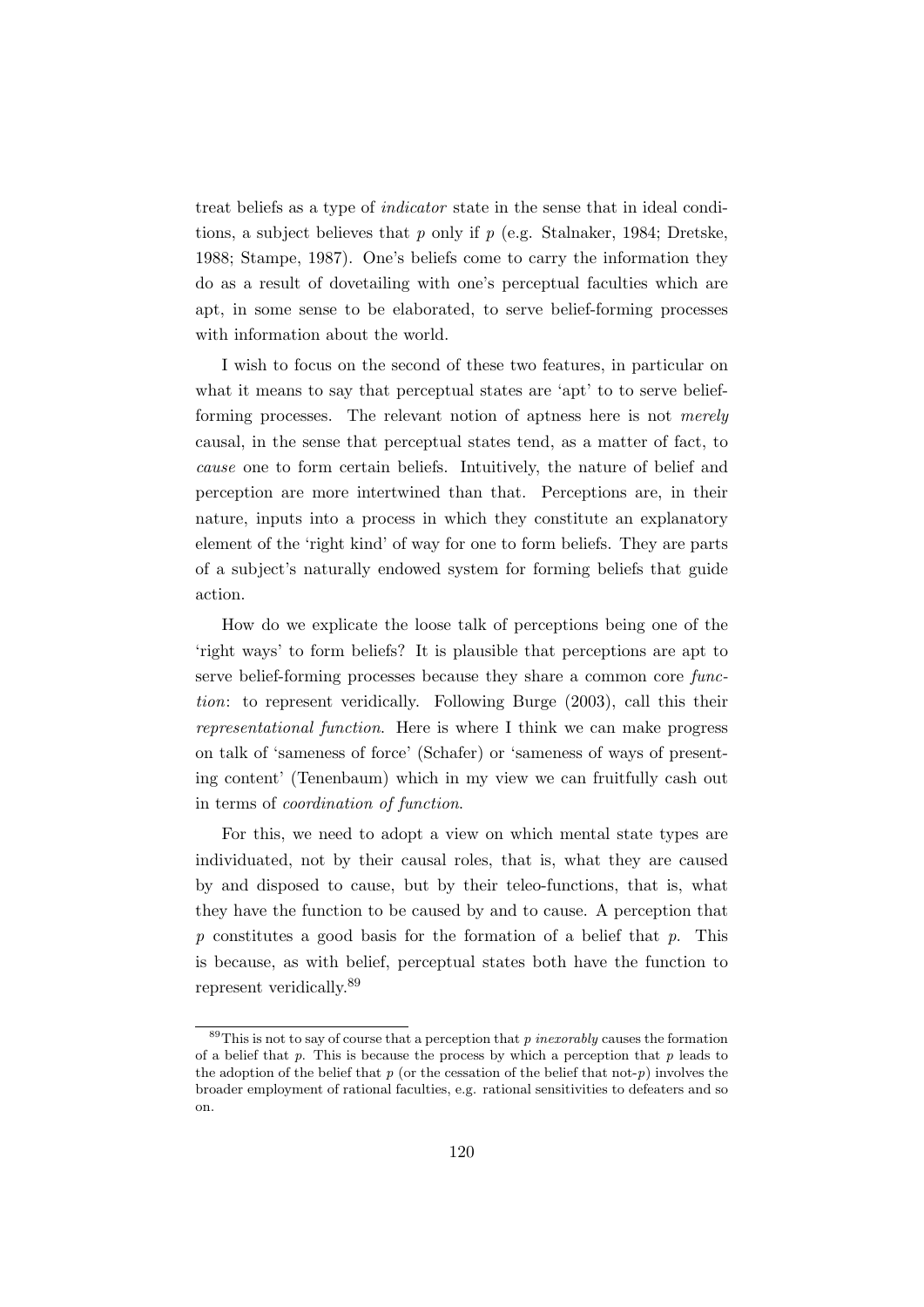treat beliefs as a type of *indicator* state in the sense that in ideal conditions, a subject believes that $p$ only if $p$ (e.g. Stalnaker, 1984; Dretske, 1988; Stampe, 1987). One's beliefs come to carry the information they do as a result of dovetailing with one's perceptual faculties which are apt, in some sense to be elaborated, to serve belief-forming processes with information about the world.

I wish to focus on the second of these two features, in particular on what it means to say that perceptual states are 'apt' to to serve belief-forming processes. The relevant notion of aptness here is not *merely* causal, in the sense that perceptual states tend, as a matter of fact, to *cause* one to form certain beliefs. Intuitively, the nature of belief and perception are more intertwined than that. Perceptions are, in their nature, inputs into a process in which they constitute an explanatory element of the 'right kind' of way for one to form beliefs. They are parts of a subject's naturally endowed system for forming beliefs that guide action.

How do we explicate the loose talk of perceptions being one of the 'right ways' to form beliefs? It is plausible that perceptions are apt to serve belief-forming processes because they share a common core *function*: to represent veridically. Following Burge (2003), call this their *representational function*. Here is where I think we can make progress on talk of 'sameness of force' (Schafer) or 'sameness of ways of presenting content' (Tenenbaum) which in my view we can fruitfully cash out in terms of *coordination of function*.

For this, we need to adopt a view on which mental state types are individuated, not by their causal roles, that is, what they are caused by and disposed to cause, but by their teleo-functions, that is, what they have the function to be caused by and to cause. A perception that $p$ constitutes a good basis for the formation of a belief that $p$. This is because, as with belief, perceptual states both have the function to represent veridically.[89]

[89] This is not to say of course that a perception that $p$ *inexorably* causes the formation of a belief that $p$. This is because the process by which a perception that $p$ leads to the adoption of the belief that $p$ (or the cessation of the belief that not-$p$) involves the broader employment of rational faculties, e.g. rational sensitivities to defeaters and so on.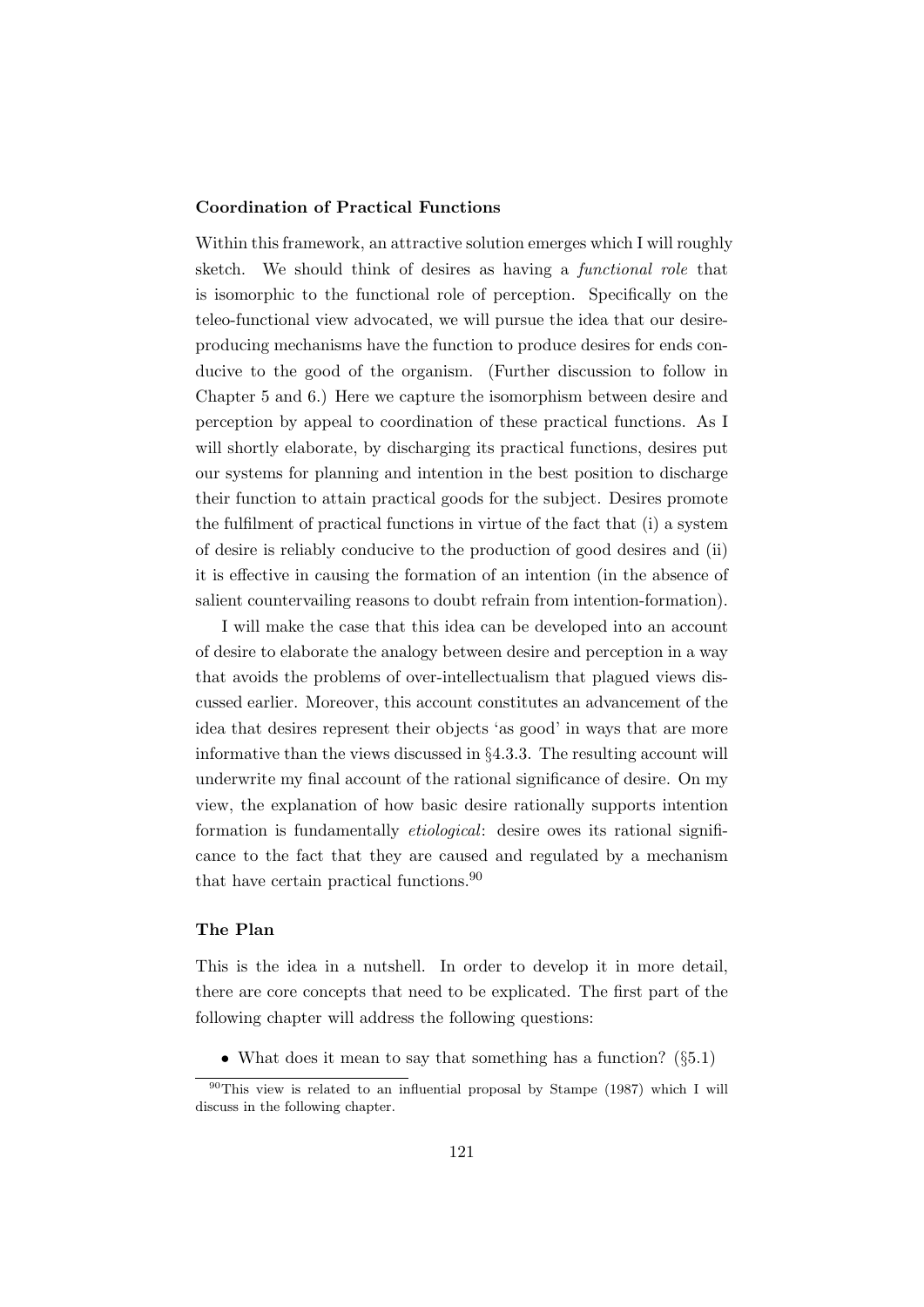### Coordination of Practical Functions

Within this framework, an attractive solution emerges which I will roughly sketch. We should think of desires as having a *functional role* that is isomorphic to the functional role of perception. Specifically on the teleo-functional view advocated, we will pursue the idea that our desire-producing mechanisms have the function to produce desires for ends conducive to the good of the organism. (Further discussion to follow in Chapter 5 and 6.) Here we capture the isomorphism between desire and perception by appeal to coordination of these practical functions. As I will shortly elaborate, by discharging its practical functions, desires put our systems for planning and intention in the best position to discharge their function to attain practical goods for the subject. Desires promote the fulfilment of practical functions in virtue of the fact that (i) a system of desire is reliably conducive to the production of good desires and (ii) it is effective in causing the formation of an intention (in the absence of salient countervailing reasons to doubt refrain from intention-formation).

I will make the case that this idea can be developed into an account of desire to elaborate the analogy between desire and perception in a way that avoids the problems of over-intellectualism that plagued views discussed earlier. Moreover, this account constitutes an advancement of the idea that desires represent their objects 'as good' in ways that are more informative than the views discussed in §4.3.3. The resulting account will underwrite my final account of the rational significance of desire. On my view, the explanation of how basic desire rationally supports intention formation is fundamentally *etiological*: desire owes its rational significance to the fact that they are caused and regulated by a mechanism that have certain practical functions.[90]

### The Plan

This is the idea in a nutshell. In order to develop it in more detail, there are core concepts that need to be explicated. The first part of the following chapter will address the following questions:

- What does it mean to say that something has a function? (§5.1)

[90]This view is related to an influential proposal by Stampe (1987) which I will discuss in the following chapter.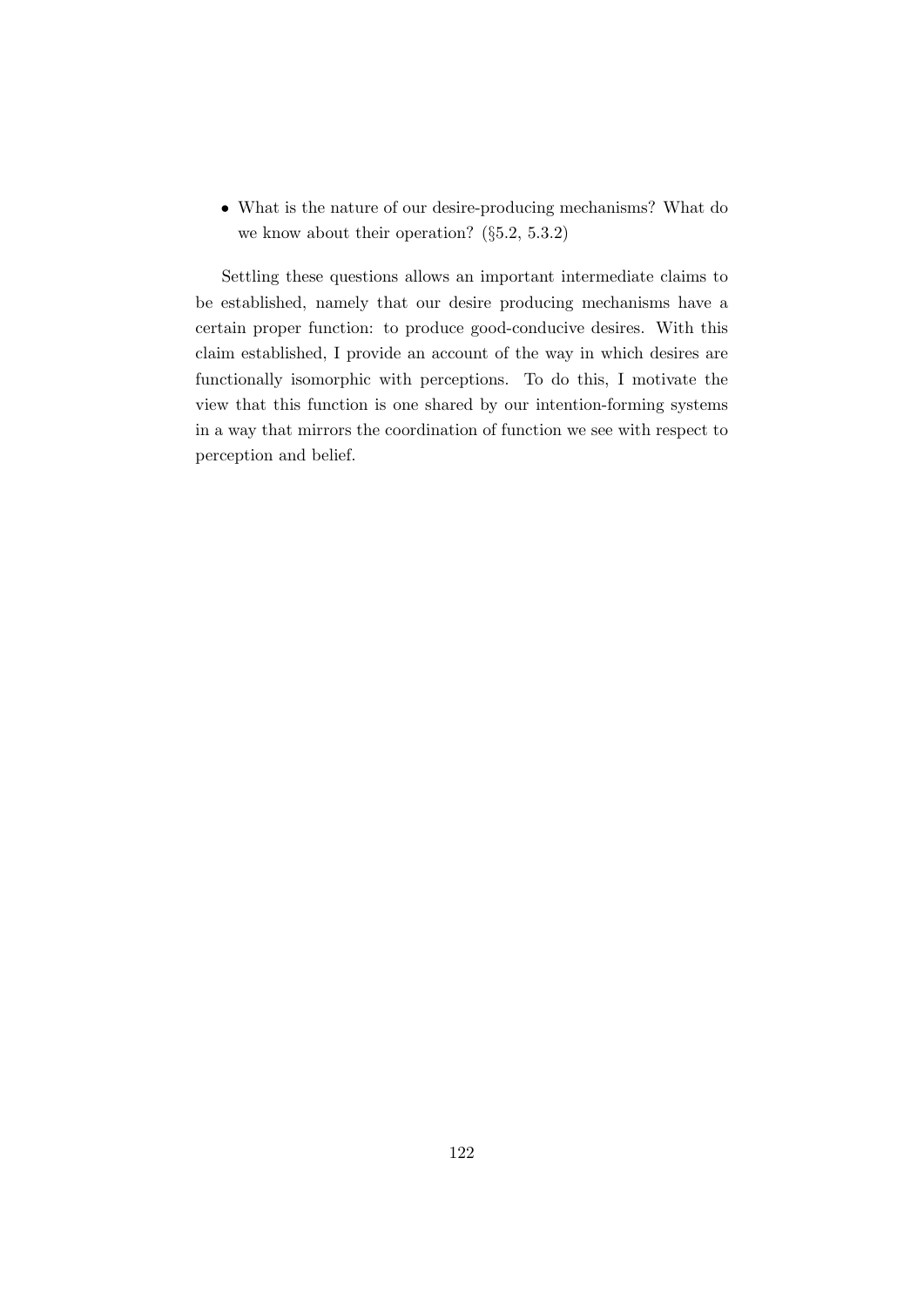- What is the nature of our desire-producing mechanisms? What do we know about their operation? (§5.2, 5.3.2)

Settling these questions allows an important intermediate claims to be established, namely that our desire producing mechanisms have a certain proper function: to produce good-conducive desires. With this claim established, I provide an account of the way in which desires are functionally isomorphic with perceptions. To do this, I motivate the view that this function is one shared by our intention-forming systems in a way that mirrors the coordination of function we see with respect to perception and belief.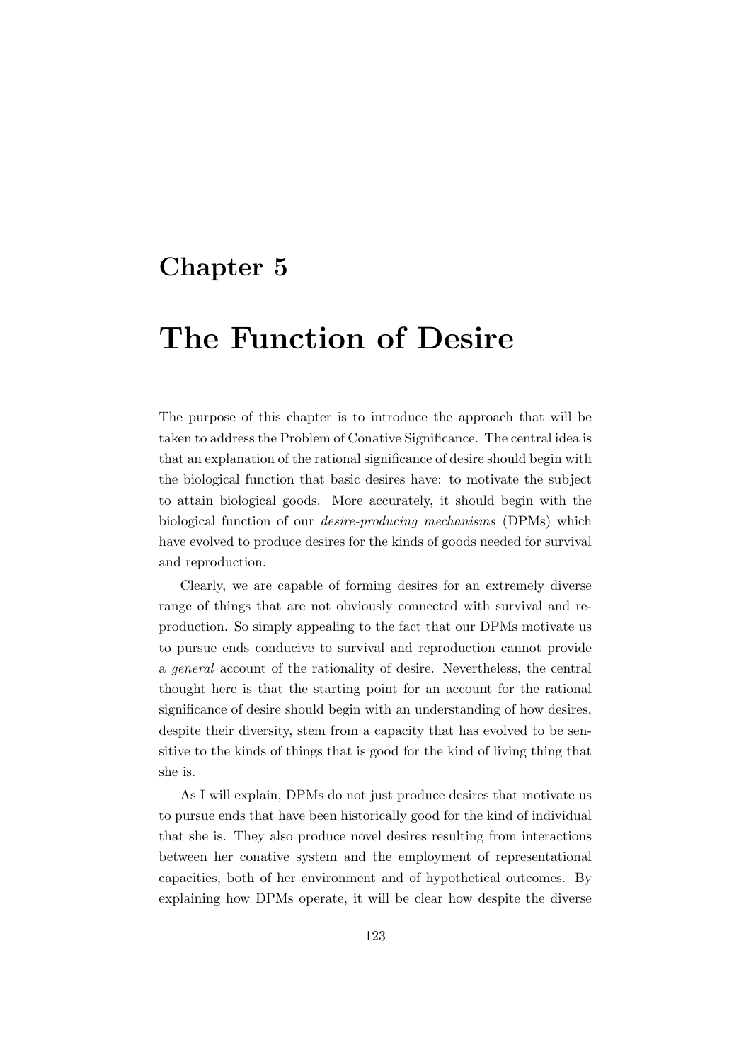# Chapter 5

# The Function of Desire

The purpose of this chapter is to introduce the approach that will be taken to address the Problem of Conative Significance. The central idea is that an explanation of the rational significance of desire should begin with the biological function that basic desires have: to motivate the subject to attain biological goods. More accurately, it should begin with the biological function of our *desire-producing mechanisms* (DPMs) which have evolved to produce desires for the kinds of goods needed for survival and reproduction.

Clearly, we are capable of forming desires for an extremely diverse range of things that are not obviously connected with survival and reproduction. So simply appealing to the fact that our DPMs motivate us to pursue ends conducive to survival and reproduction cannot provide a *general* account of the rationality of desire. Nevertheless, the central thought here is that the starting point for an account for the rational significance of desire should begin with an understanding of how desires, despite their diversity, stem from a capacity that has evolved to be sensitive to the kinds of things that is good for the kind of living thing that she is.

As I will explain, DPMs do not just produce desires that motivate us to pursue ends that have been historically good for the kind of individual that she is. They also produce novel desires resulting from interactions between her conative system and the employment of representational capacities, both of her environment and of hypothetical outcomes. By explaining how DPMs operate, it will be clear how despite the diverse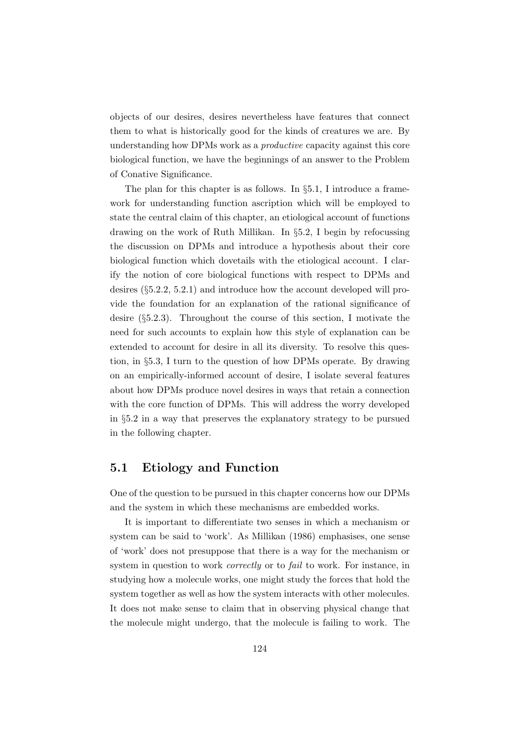objects of our desires, desires nevertheless have features that connect them to what is historically good for the kinds of creatures we are. By understanding how DPMs work as a *productive* capacity against this core biological function, we have the beginnings of an answer to the Problem of Conative Significance.

The plan for this chapter is as follows. In §5.1, I introduce a framework for understanding function ascription which will be employed to state the central claim of this chapter, an etiological account of functions drawing on the work of Ruth Millikan. In §5.2, I begin by refocussing the discussion on DPMs and introduce a hypothesis about their core biological function which dovetails with the etiological account. I clarify the notion of core biological functions with respect to DPMs and desires (§5.2.2, 5.2.1) and introduce how the account developed will provide the foundation for an explanation of the rational significance of desire (§5.2.3). Throughout the course of this section, I motivate the need for such accounts to explain how this style of explanation can be extended to account for desire in all its diversity. To resolve this question, in §5.3, I turn to the question of how DPMs operate. By drawing on an empirically-informed account of desire, I isolate several features about how DPMs produce novel desires in ways that retain a connection with the core function of DPMs. This will address the worry developed in §5.2 in a way that preserves the explanatory strategy to be pursued in the following chapter.

## 5.1 Etiology and Function

One of the question to be pursued in this chapter concerns how our DPMs and the system in which these mechanisms are embedded works.

It is important to differentiate two senses in which a mechanism or system can be said to 'work'. As Millikan (1986) emphasises, one sense of 'work' does not presuppose that there is a way for the mechanism or system in question to work *correctly* or to *fail* to work. For instance, in studying how a molecule works, one might study the forces that hold the system together as well as how the system interacts with other molecules. It does not make sense to claim that in observing physical change that the molecule might undergo, that the molecule is failing to work. The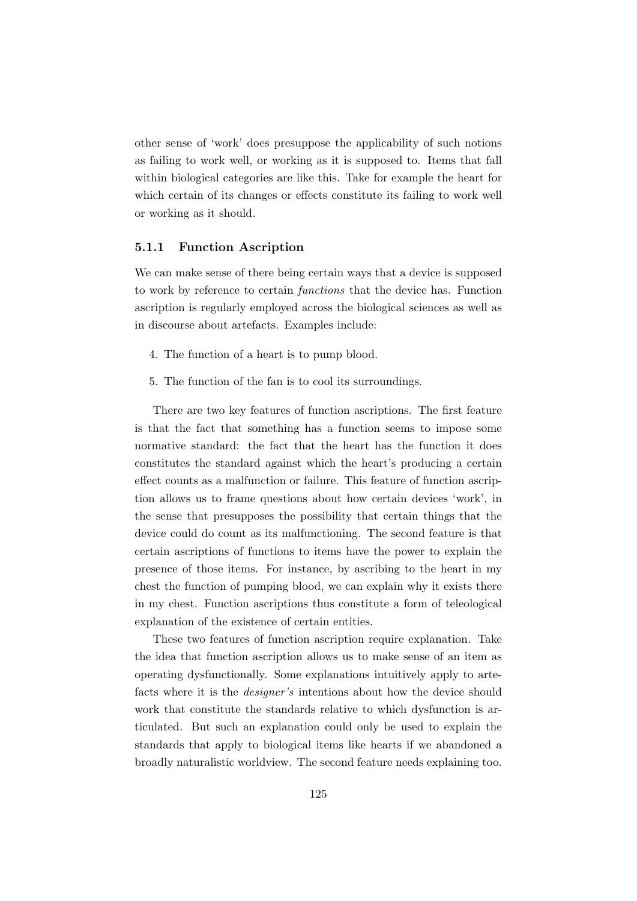other sense of 'work' does presuppose the applicability of such notions as failing to work well, or working as it is supposed to. Items that fall within biological categories are like this. Take for example the heart for which certain of its changes or effects constitute its failing to work well or working as it should.

### 5.1.1 Function Ascription

We can make sense of there being certain ways that a device is supposed to work by reference to certain *functions* that the device has. Function ascription is regularly employed across the biological sciences as well as in discourse about artefacts. Examples include:

4. The function of a heart is to pump blood.

5. The function of the fan is to cool its surroundings.

There are two key features of function ascriptions. The first feature is that the fact that something has a function seems to impose some normative standard: the fact that the heart has the function it does constitutes the standard against which the heart's producing a certain effect counts as a malfunction or failure. This feature of function ascription allows us to frame questions about how certain devices 'work', in the sense that presupposes the possibility that certain things that the device could do count as its malfunctioning. The second feature is that certain ascriptions of functions to items have the power to explain the presence of those items. For instance, by ascribing to the heart in my chest the function of pumping blood, we can explain why it exists there in my chest. Function ascriptions thus constitute a form of teleological explanation of the existence of certain entities.

These two features of function ascription require explanation. Take the idea that function ascription allows us to make sense of an item as operating dysfunctionally. Some explanations intuitively apply to artefacts where it is the *designer's* intentions about how the device should work that constitute the standards relative to which dysfunction is articulated. But such an explanation could only be used to explain the standards that apply to biological items like hearts if we abandoned a broadly naturalistic worldview. The second feature needs explaining too.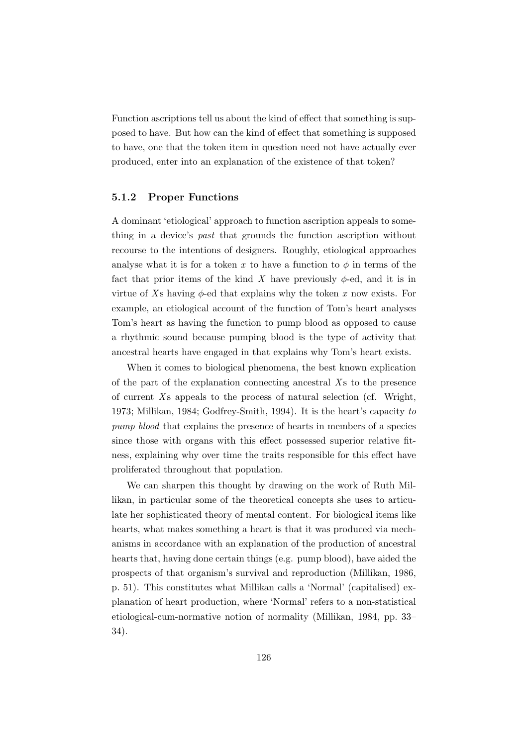Function ascriptions tell us about the kind of effect that something is supposed to have. But how can the kind of effect that something is supposed to have, one that the token item in question need not have actually ever produced, enter into an explanation of the existence of that token?

### 5.1.2 Proper Functions

A dominant 'etiological' approach to function ascription appeals to something in a device's *past* that grounds the function ascription without recourse to the intentions of designers. Roughly, etiological approaches analyse what it is for a token $x$ to have a function to $\phi$ in terms of the fact that prior items of the kind $X$ have previously $\phi$-ed, and it is in virtue of $X$s having $\phi$-ed that explains why the token $x$ now exists. For example, an etiological account of the function of Tom's heart analyses Tom's heart as having the function to pump blood as opposed to cause a rhythmic sound because pumping blood is the type of activity that ancestral hearts have engaged in that explains why Tom's heart exists.

When it comes to biological phenomena, the best known explication of the part of the explanation connecting ancestral $X$s to the presence of current $X$s appeals to the process of natural selection (cf. Wright, 1973; Millikan, 1984; Godfrey-Smith, 1994). It is the heart's capacity *to pump blood* that explains the presence of hearts in members of a species since those with organs with this effect possessed superior relative fitness, explaining why over time the traits responsible for this effect have proliferated throughout that population.

We can sharpen this thought by drawing on the work of Ruth Millikan, in particular some of the theoretical concepts she uses to articulate her sophisticated theory of mental content. For biological items like hearts, what makes something a heart is that it was produced via mechanisms in accordance with an explanation of the production of ancestral hearts that, having done certain things (e.g. pump blood), have aided the prospects of that organism's survival and reproduction (Millikan, 1986, p. 51). This constitutes what Millikan calls a 'Normal' (capitalised) explanation of heart production, where 'Normal' refers to a non-statistical etiological-cum-normative notion of normality (Millikan, 1984, pp. 33–34).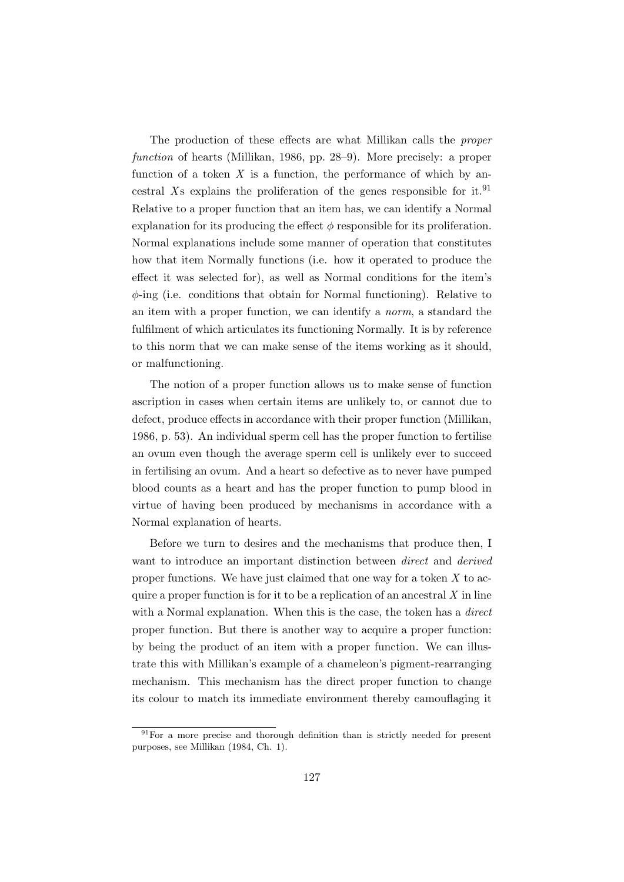The production of these effects are what Millikan calls the *proper function* of hearts (Millikan, 1986, pp. 28–9). More precisely: a proper function of a token $X$ is a function, the performance of which by ancestral $X$s explains the proliferation of the genes responsible for it.[91] Relative to a proper function that an item has, we can identify a Normal explanation for its producing the effect $\phi$ responsible for its proliferation. Normal explanations include some manner of operation that constitutes how that item Normally functions (i.e. how it operated to produce the effect it was selected for), as well as Normal conditions for the item's $\phi$-ing (i.e. conditions that obtain for Normal functioning). Relative to an item with a proper function, we can identify a *norm*, a standard the fulfilment of which articulates its functioning Normally. It is by reference to this norm that we can make sense of the items working as it should, or malfunctioning.

The notion of a proper function allows us to make sense of function ascription in cases when certain items are unlikely to, or cannot due to defect, produce effects in accordance with their proper function (Millikan, 1986, p. 53). An individual sperm cell has the proper function to fertilise an ovum even though the average sperm cell is unlikely ever to succeed in fertilising an ovum. And a heart so defective as to never have pumped blood counts as a heart and has the proper function to pump blood in virtue of having been produced by mechanisms in accordance with a Normal explanation of hearts.

Before we turn to desires and the mechanisms that produce then, I want to introduce an important distinction between *direct* and *derived* proper functions. We have just claimed that one way for a token $X$ to acquire a proper function is for it to be a replication of an ancestral $X$ in line with a Normal explanation. When this is the case, the token has a *direct* proper function. But there is another way to acquire a proper function: by being the product of an item with a proper function. We can illustrate this with Millikan's example of a chameleon's pigment-rearranging mechanism. This mechanism has the direct proper function to change its colour to match its immediate environment thereby camouflaging it

[91] For a more precise and thorough definition than is strictly needed for present purposes, see Millikan (1984, Ch. 1).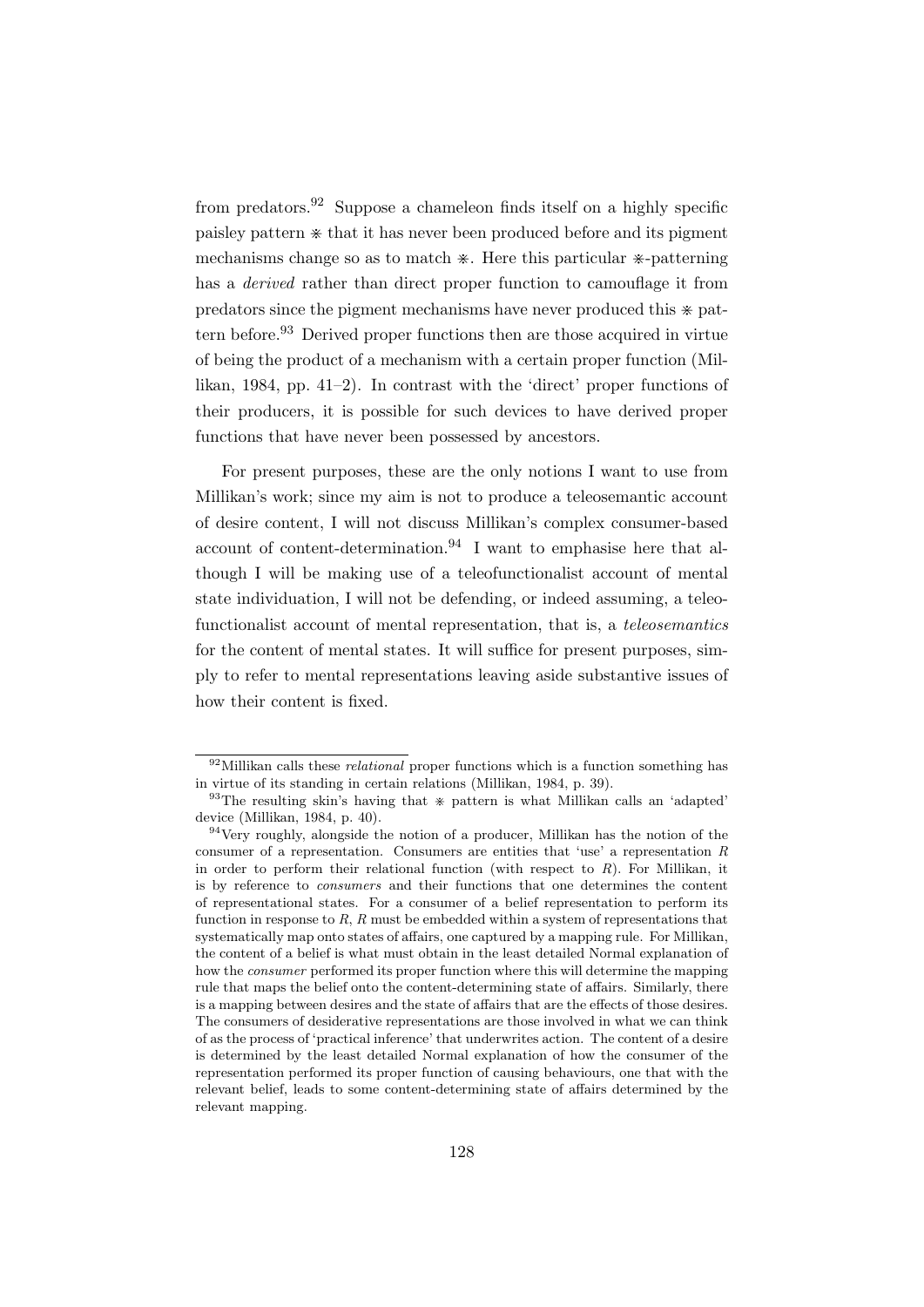from predators.[92] Suppose a chameleon finds itself on a highly specific paisley pattern ⋇ that it has never been produced before and its pigment mechanisms change so as to match ⋇. Here this particular ⋇-patterning has a *derived* rather than direct proper function to camouflage it from predators since the pigment mechanisms have never produced this ⋇ pattern before.[93] Derived proper functions then are those acquired in virtue of being the product of a mechanism with a certain proper function (Millikan, 1984, pp. 41–2). In contrast with the 'direct' proper functions of their producers, it is possible for such devices to have derived proper functions that have never been possessed by ancestors.

For present purposes, these are the only notions I want to use from Millikan's work; since my aim is not to produce a teleosemantic account of desire content, I will not discuss Millikan's complex consumer-based account of content-determination.[94] I want to emphasise here that although I will be making use of a teleofunctionalist account of mental state individuation, I will not be defending, or indeed assuming, a teleofunctionalist account of mental representation, that is, a *teleosemantics* for the content of mental states. It will suffice for present purposes, simply to refer to mental representations leaving aside substantive issues of how their content is fixed.

---

[92] Millikan calls these *relational* proper functions which is a function something has in virtue of its standing in certain relations (Millikan, 1984, p. 39).

[93] The resulting skin's having that ⋇ pattern is what Millikan calls an 'adapted' device (Millikan, 1984, p. 40).

[94] Very roughly, alongside the notion of a producer, Millikan has the notion of the consumer of a representation. Consumers are entities that 'use' a representation $R$ in order to perform their relational function (with respect to $R$). For Millikan, it is by reference to *consumers* and their functions that one determines the content of representational states. For a consumer of a belief representation to perform its function in response to $R$, $R$ must be embedded within a system of representations that systematically map onto states of affairs, one captured by a mapping rule. For Millikan, the content of a belief is what must obtain in the least detailed Normal explanation of how the *consumer* performed its proper function where this will determine the mapping rule that maps the belief onto the content-determining state of affairs. Similarly, there is a mapping between desires and the state of affairs that are the effects of those desires. The consumers of desiderative representations are those involved in what we can think of as the process of 'practical inference' that underwrites action. The content of a desire is determined by the least detailed Normal explanation of how the consumer of the representation performed its proper function of causing behaviours, one that with the relevant belief, leads to some content-determining state of affairs determined by the relevant mapping.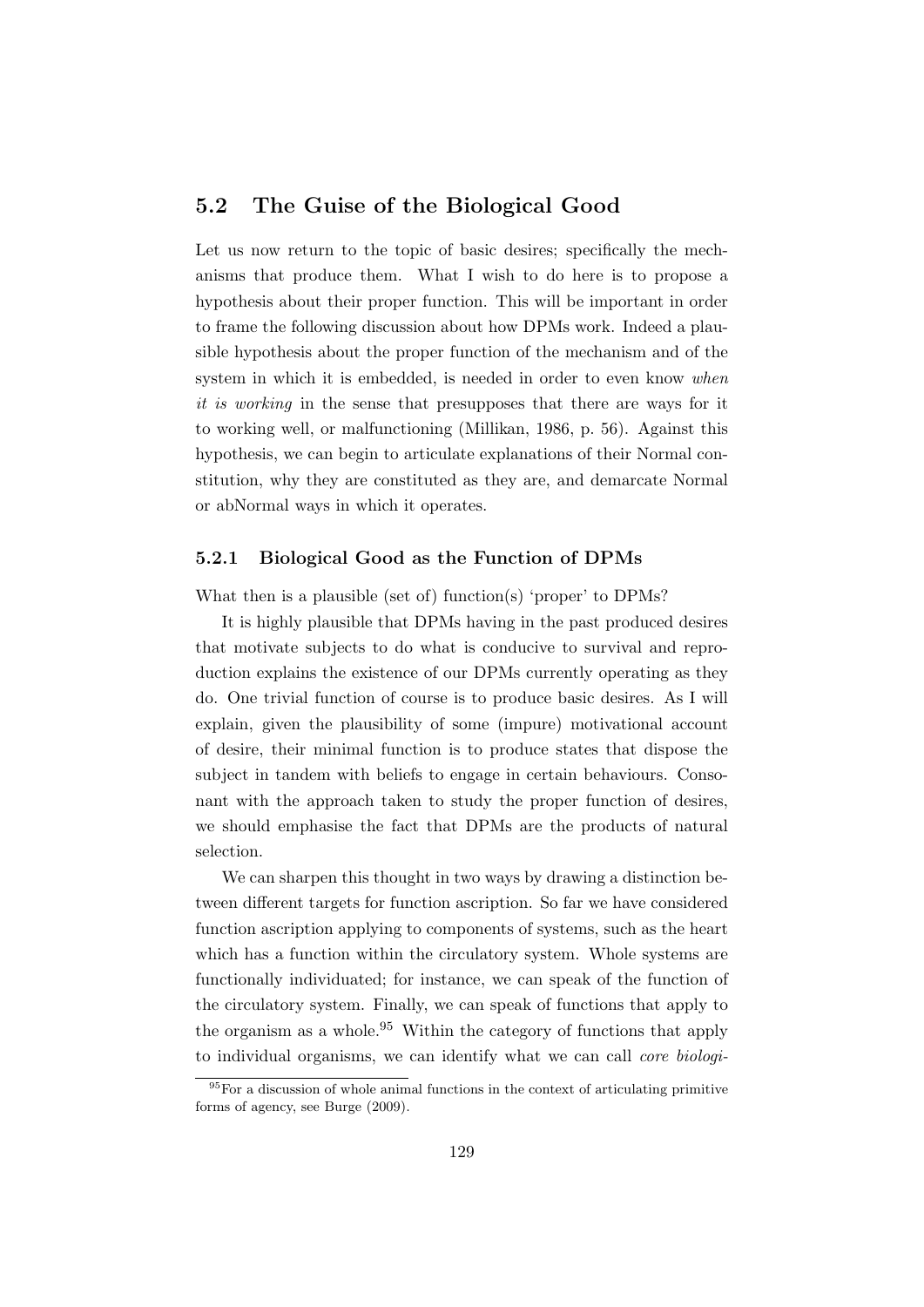## 5.2 The Guise of the Biological Good

Let us now return to the topic of basic desires; specifically the mechanisms that produce them. What I wish to do here is to propose a hypothesis about their proper function. This will be important in order to frame the following discussion about how DPMs work. Indeed a plausible hypothesis about the proper function of the mechanism and of the system in which it is embedded, is needed in order to even know *when it is working* in the sense that presupposes that there are ways for it to working well, or malfunctioning (Millikan, 1986, p. 56). Against this hypothesis, we can begin to articulate explanations of their Normal constitution, why they are constituted as they are, and demarcate Normal or abNormal ways in which it operates.

### 5.2.1 Biological Good as the Function of DPMs

What then is a plausible (set of) function(s) 'proper' to DPMs?

It is highly plausible that DPMs having in the past produced desires that motivate subjects to do what is conducive to survival and reproduction explains the existence of our DPMs currently operating as they do. One trivial function of course is to produce basic desires. As I will explain, given the plausibility of some (impure) motivational account of desire, their minimal function is to produce states that dispose the subject in tandem with beliefs to engage in certain behaviours. Consonant with the approach taken to study the proper function of desires, we should emphasise the fact that DPMs are the products of natural selection.

We can sharpen this thought in two ways by drawing a distinction between different targets for function ascription. So far we have considered function ascription applying to components of systems, such as the heart which has a function within the circulatory system. Whole systems are functionally individuated; for instance, we can speak of the function of the circulatory system. Finally, we can speak of functions that apply to the organism as a whole.[95] Within the category of functions that apply to individual organisms, we can identify what we can call *core biologi-*

[95] For a discussion of whole animal functions in the context of articulating primitive forms of agency, see Burge (2009).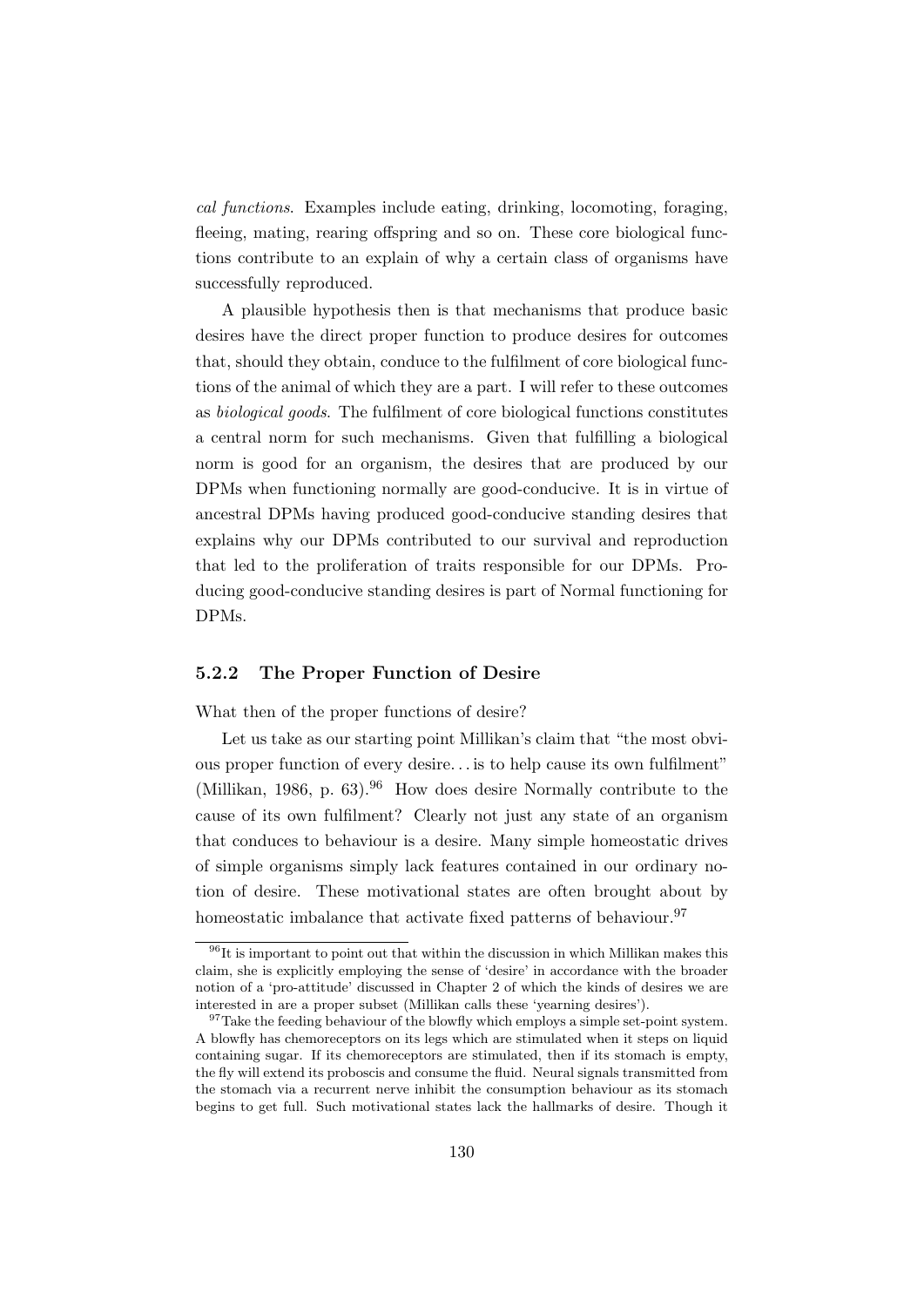*cal functions*. Examples include eating, drinking, locomoting, foraging, fleeing, mating, rearing offspring and so on. These core biological functions contribute to an explain of why a certain class of organisms have successfully reproduced.

A plausible hypothesis then is that mechanisms that produce basic desires have the direct proper function to produce desires for outcomes that, should they obtain, conduce to the fulfilment of core biological functions of the animal of which they are a part. I will refer to these outcomes as *biological goods*. The fulfilment of core biological functions constitutes a central norm for such mechanisms. Given that fulfilling a biological norm is good for an organism, the desires that are produced by our DPMs when functioning normally are good-conducive. It is in virtue of ancestral DPMs having produced good-conducive standing desires that explains why our DPMs contributed to our survival and reproduction that led to the proliferation of traits responsible for our DPMs. Producing good-conducive standing desires is part of Normal functioning for DPMs.

### 5.2.2 The Proper Function of Desire

What then of the proper functions of desire?

Let us take as our starting point Millikan's claim that "the most obvious proper function of every desire... is to help cause its own fulfilment" (Millikan, 1986, p. 63).[96] How does desire Normally contribute to the cause of its own fulfilment? Clearly not just any state of an organism that conduces to behaviour is a desire. Many simple homeostatic drives of simple organisms simply lack features contained in our ordinary notion of desire. These motivational states are often brought about by homeostatic imbalance that activate fixed patterns of behaviour.[97]

---

[96] It is important to point out that within the discussion in which Millikan makes this claim, she is explicitly employing the sense of 'desire' in accordance with the broader notion of a 'pro-attitude' discussed in Chapter 2 of which the kinds of desires we are interested in are a proper subset (Millikan calls these 'yearning desires').

[97] Take the feeding behaviour of the blowfly which employs a simple set-point system. A blowfly has chemoreceptors on its legs which are stimulated when it steps on liquid containing sugar. If its chemoreceptors are stimulated, then if its stomach is empty, the fly will extend its proboscis and consume the fluid. Neural signals transmitted from the stomach via a recurrent nerve inhibit the consumption behaviour as its stomach begins to get full. Such motivational states lack the hallmarks of desire. Though it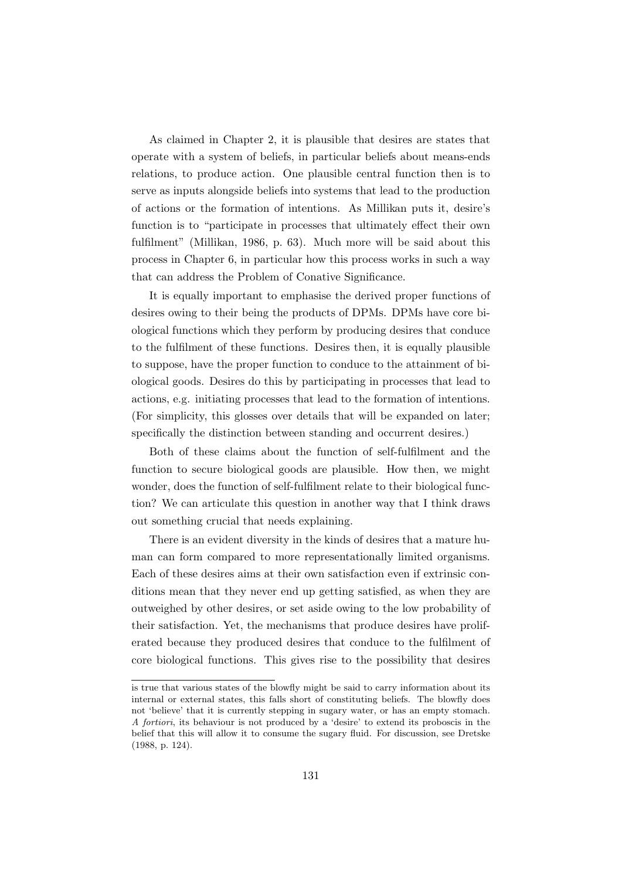As claimed in Chapter 2, it is plausible that desires are states that operate with a system of beliefs, in particular beliefs about means-ends relations, to produce action. One plausible central function then is to serve as inputs alongside beliefs into systems that lead to the production of actions or the formation of intentions. As Millikan puts it, desire's function is to "participate in processes that ultimately effect their own fulfilment" (Millikan, 1986, p. 63). Much more will be said about this process in Chapter 6, in particular how this process works in such a way that can address the Problem of Conative Significance.

It is equally important to emphasise the derived proper functions of desires owing to their being the products of DPMs. DPMs have core biological functions which they perform by producing desires that conduce to the fulfilment of these functions. Desires then, it is equally plausible to suppose, have the proper function to conduce to the attainment of biological goods. Desires do this by participating in processes that lead to actions, e.g. initiating processes that lead to the formation of intentions. (For simplicity, this glosses over details that will be expanded on later; specifically the distinction between standing and occurrent desires.)

Both of these claims about the function of self-fulfilment and the function to secure biological goods are plausible. How then, we might wonder, does the function of self-fulfilment relate to their biological function? We can articulate this question in another way that I think draws out something crucial that needs explaining.

There is an evident diversity in the kinds of desires that a mature human can form compared to more representationally limited organisms. Each of these desires aims at their own satisfaction even if extrinsic conditions mean that they never end up getting satisfied, as when they are outweighed by other desires, or set aside owing to the low probability of their satisfaction. Yet, the mechanisms that produce desires have proliferated because they produced desires that conduce to the fulfilment of core biological functions. This gives rise to the possibility that desires

---

is true that various states of the blowfly might be said to carry information about its internal or external states, this falls short of constituting beliefs. The blowfly does not 'believe' that it is currently stepping in sugary water, or has an empty stomach. *A fortiori*, its behaviour is not produced by a 'desire' to extend its proboscis in the belief that this will allow it to consume the sugary fluid. For discussion, see Dretske (1988, p. 124).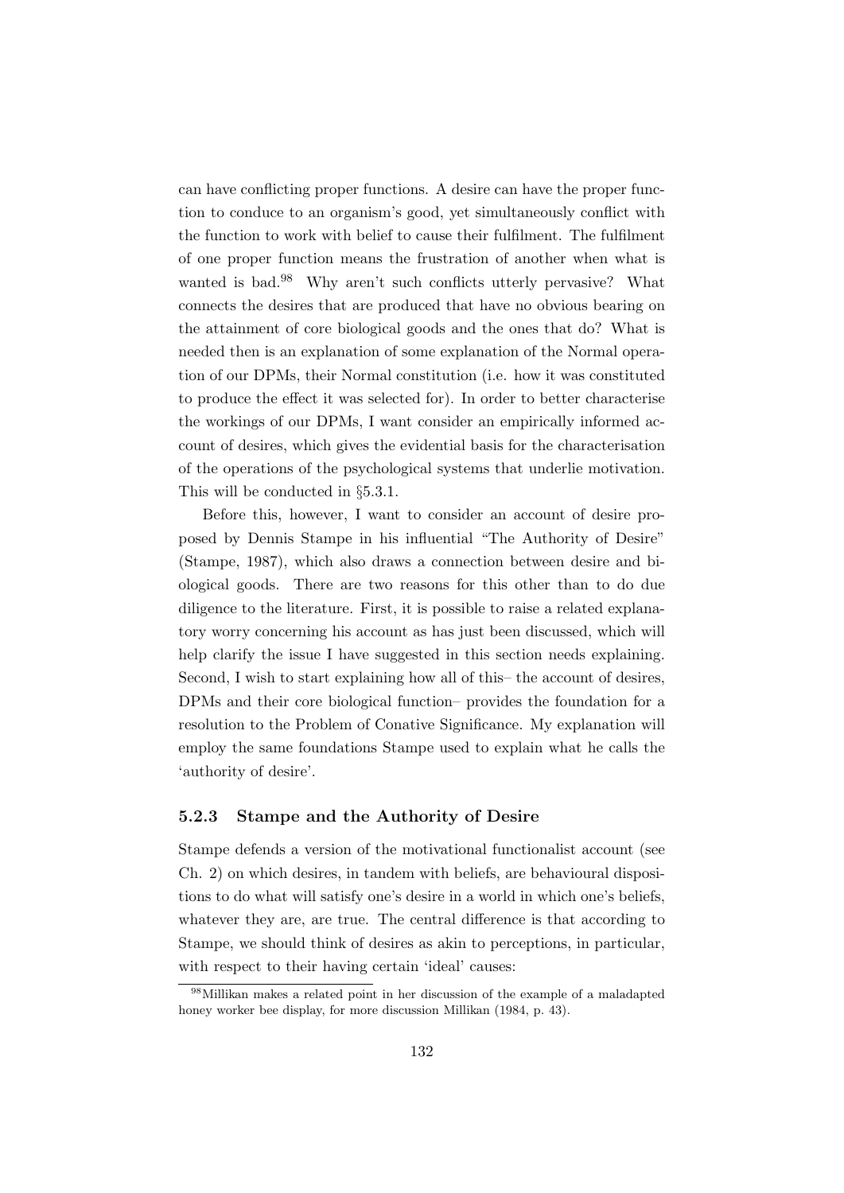can have conflicting proper functions. A desire can have the proper function to conduce to an organism's good, yet simultaneously conflict with the function to work with belief to cause their fulfilment. The fulfilment of one proper function means the frustration of another when what is wanted is bad.[98] Why aren't such conflicts utterly pervasive? What connects the desires that are produced that have no obvious bearing on the attainment of core biological goods and the ones that do? What is needed then is an explanation of some explanation of the Normal operation of our DPMs, their Normal constitution (i.e. how it was constituted to produce the effect it was selected for). In order to better characterise the workings of our DPMs, I want consider an empirically informed account of desires, which gives the evidential basis for the characterisation of the operations of the psychological systems that underlie motivation. This will be conducted in §5.3.1.

Before this, however, I want to consider an account of desire proposed by Dennis Stampe in his influential "The Authority of Desire" (Stampe, 1987), which also draws a connection between desire and biological goods. There are two reasons for this other than to do due diligence to the literature. First, it is possible to raise a related explanatory worry concerning his account as has just been discussed, which will help clarify the issue I have suggested in this section needs explaining. Second, I wish to start explaining how all of this– the account of desires, DPMs and their core biological function– provides the foundation for a resolution to the Problem of Conative Significance. My explanation will employ the same foundations Stampe used to explain what he calls the 'authority of desire'.

### 5.2.3 Stampe and the Authority of Desire

Stampe defends a version of the motivational functionalist account (see Ch. 2) on which desires, in tandem with beliefs, are behavioural dispositions to do what will satisfy one's desire in a world in which one's beliefs, whatever they are, are true. The central difference is that according to Stampe, we should think of desires as akin to perceptions, in particular, with respect to their having certain 'ideal' causes:

[98] Millikan makes a related point in her discussion of the example of a maladapted honey worker bee display, for more discussion Millikan (1984, p. 43).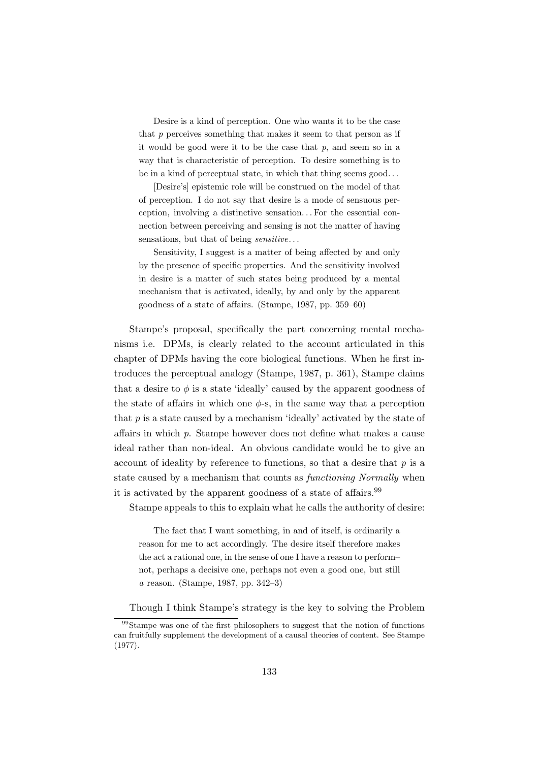> Desire is a kind of perception. One who wants it to be the case that $p$ perceives something that makes it seem to that person as if it would be good were it to be the case that $p$, and seem so in a way that is characteristic of perception. To desire something is to be in a kind of perceptual state, in which that thing seems good...
>
> [Desire's] epistemic role will be construed on the model of that of perception. I do not say that desire is a mode of sensuous perception, involving a distinctive sensation... For the essential connection between perceiving and sensing is not the matter of having sensations, but that of being *sensitive*...
>
> Sensitivity, I suggest is a matter of being affected by and only by the presence of specific properties. And the sensitivity involved in desire is a matter of such states being produced by a mental mechanism that is activated, ideally, by and only by the apparent goodness of a state of affairs. (Stampe, 1987, pp. 359–60)

Stampe's proposal, specifically the part concerning mental mechanisms i.e. DPMs, is clearly related to the account articulated in this chapter of DPMs having the core biological functions. When he first introduces the perceptual analogy (Stampe, 1987, p. 361), Stampe claims that a desire to $\phi$ is a state 'ideally' caused by the apparent goodness of the state of affairs in which one $\phi$-s, in the same way that a perception that $p$ is a state caused by a mechanism 'ideally' activated by the state of affairs in which $p$. Stampe however does not define what makes a cause ideal rather than non-ideal. An obvious candidate would be to give an account of ideality by reference to functions, so that a desire that $p$ is a state caused by a mechanism that counts as *functioning Normally* when it is activated by the apparent goodness of a state of affairs.[99]

Stampe appeals to this to explain what he calls the authority of desire:

> The fact that I want something, in and of itself, is ordinarily a reason for me to act accordingly. The desire itself therefore makes the act a rational one, in the sense of one I have a reason to perform–not, perhaps a decisive one, perhaps not even a good one, but still *a* reason. (Stampe, 1987, pp. 342–3)

Though I think Stampe's strategy is the key to solving the Problem

[99] Stampe was one of the first philosophers to suggest that the notion of functions can fruitfully supplement the development of a causal theories of content. See Stampe (1977).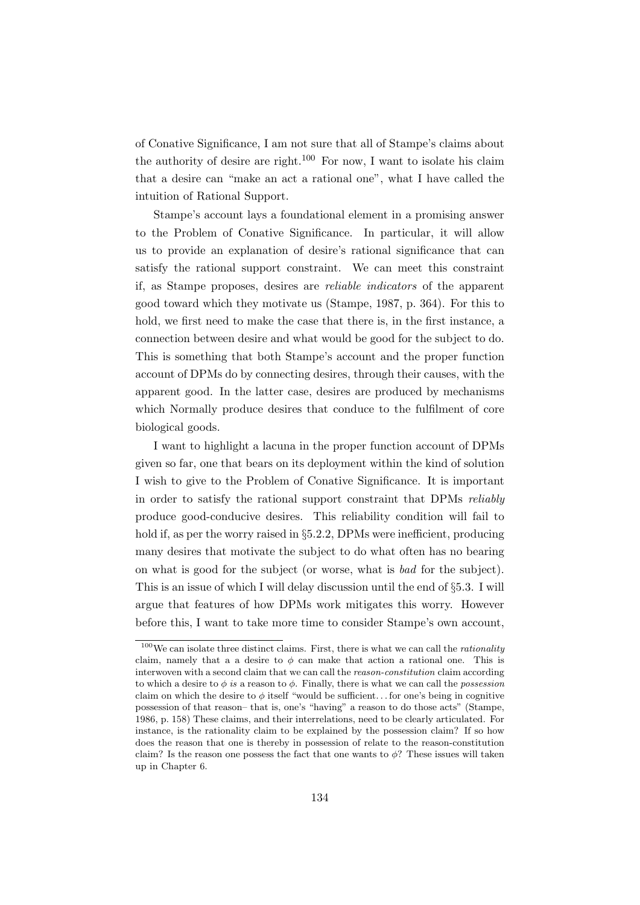of Conative Significance, I am not sure that all of Stampe's claims about the authority of desire are right.[100] For now, I want to isolate his claim that a desire can "make an act a rational one", what I have called the intuition of Rational Support.

Stampe's account lays a foundational element in a promising answer to the Problem of Conative Significance. In particular, it will allow us to provide an explanation of desire's rational significance that can satisfy the rational support constraint. We can meet this constraint if, as Stampe proposes, desires are *reliable indicators* of the apparent good toward which they motivate us (Stampe, 1987, p. 364). For this to hold, we first need to make the case that there is, in the first instance, a connection between desire and what would be good for the subject to do. This is something that both Stampe's account and the proper function account of DPMs do by connecting desires, through their causes, with the apparent good. In the latter case, desires are produced by mechanisms which Normally produce desires that conduce to the fulfilment of core biological goods.

I want to highlight a lacuna in the proper function account of DPMs given so far, one that bears on its deployment within the kind of solution I wish to give to the Problem of Conative Significance. It is important in order to satisfy the rational support constraint that DPMs *reliably* produce good-conducive desires. This reliability condition will fail to hold if, as per the worry raised in §5.2.2, DPMs were inefficient, producing many desires that motivate the subject to do what often has no bearing on what is good for the subject (or worse, what is *bad* for the subject). This is an issue of which I will delay discussion until the end of §5.3. I will argue that features of how DPMs work mitigates this worry. However before this, I want to take more time to consider Stampe's own account,

---

[100] We can isolate three distinct claims. First, there is what we can call the *rationality* claim, namely that a a desire to $\phi$ can make that action a rational one. This is interwoven with a second claim that we can call the *reason-constitution* claim according to which a desire to $\phi$ *is* a reason to $\phi$. Finally, there is what we can call the *possession* claim on which the desire to $\phi$ itself "would be sufficient... for one's being in cognitive possession of that reason– that is, one's "having" a reason to do those acts" (Stampe, 1986, p. 158) These claims, and their interrelations, need to be clearly articulated. For instance, is the rationality claim to be explained by the possession claim? If so how does the reason that one is thereby in possession of relate to the reason-constitution claim? Is the reason one possess the fact that one wants to $\phi$? These issues will taken up in Chapter 6.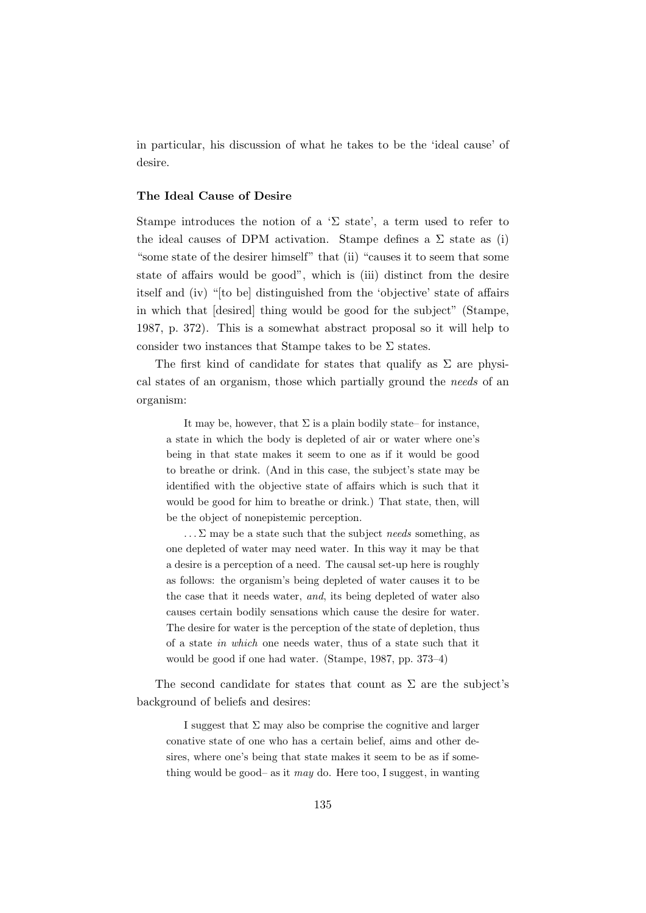in particular, his discussion of what he takes to be the 'ideal cause' of desire.

### The Ideal Cause of Desire

Stampe introduces the notion of a '$\Sigma$ state', a term used to refer to the ideal causes of DPM activation. Stampe defines a $\Sigma$ state as (i) "some state of the desirer himself" that (ii) "causes it to seem that some state of affairs would be good", which is (iii) distinct from the desire itself and (iv) "[to be] distinguished from the 'objective' state of affairs in which that [desired] thing would be good for the subject" (Stampe, 1987, p. 372). This is a somewhat abstract proposal so it will help to consider two instances that Stampe takes to be $\Sigma$ states.

The first kind of candidate for states that qualify as $\Sigma$ are physical states of an organism, those which partially ground the *needs* of an organism:

> It may be, however, that $\Sigma$ is a plain bodily state– for instance, a state in which the body is depleted of air or water where one's being in that state makes it seem to one as if it would be good to breathe or drink. (And in this case, the subject's state may be identified with the objective state of affairs which is such that it would be good for him to breathe or drink.) That state, then, will be the object of nonepistemic perception.
>
> ... $\Sigma$ may be a state such that the subject *needs* something, as one depleted of water may need water. In this way it may be that a desire is a perception of a need. The causal set-up here is roughly as follows: the organism's being depleted of water causes it to be the case that it needs water, *and*, its being depleted of water also causes certain bodily sensations which cause the desire for water. The desire for water is the perception of the state of depletion, thus of a state *in which* one needs water, thus of a state such that it would be good if one had water. (Stampe, 1987, pp. 373–4)

The second candidate for states that count as $\Sigma$ are the subject's background of beliefs and desires:

> I suggest that $\Sigma$ may also be comprise the cognitive and larger conative state of one who has a certain belief, aims and other desires, where one's being that state makes it seem to be as if something would be good– as it *may* do. Here too, I suggest, in wanting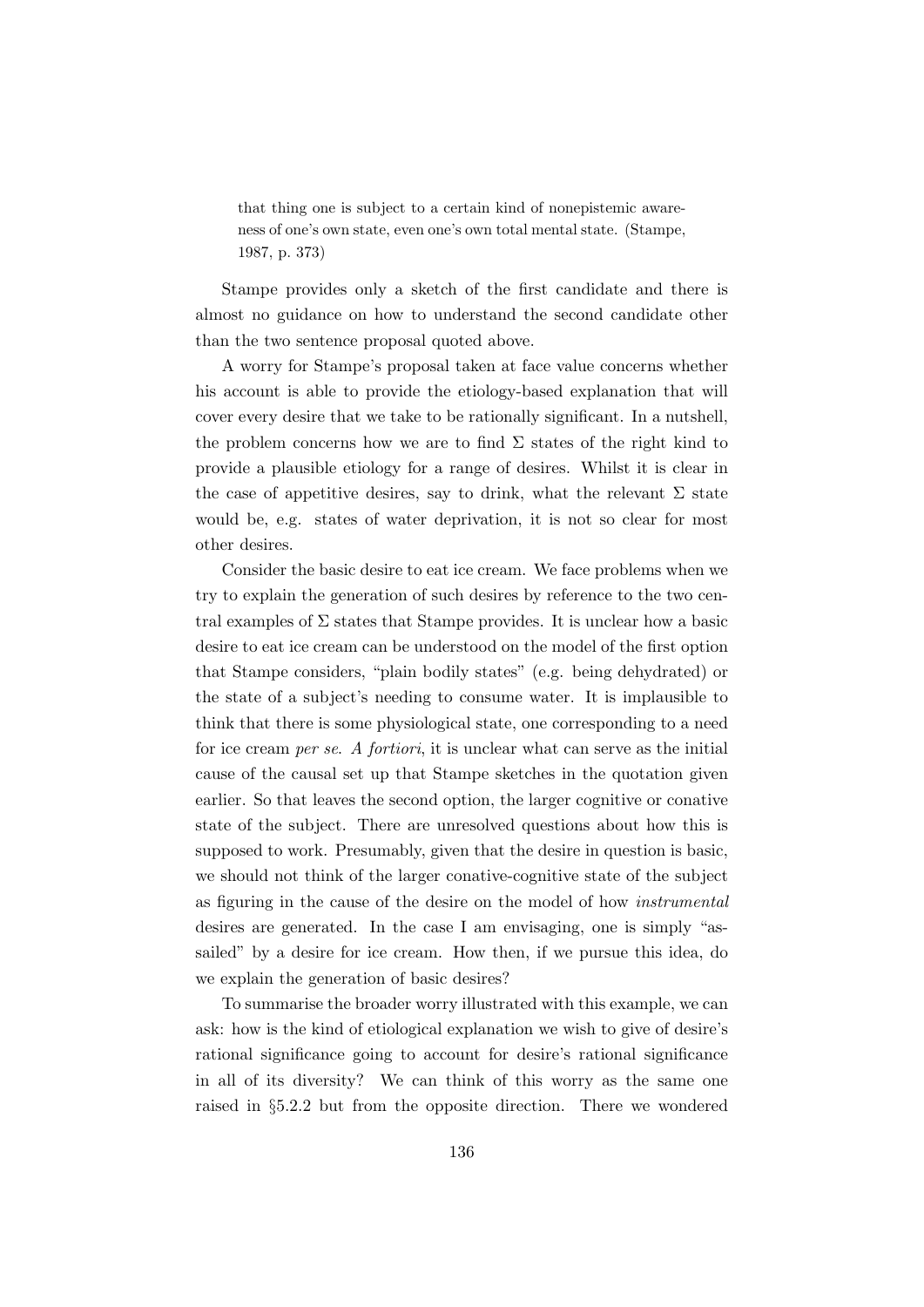> that thing one is subject to a certain kind of nonepistemic awareness of one's own state, even one's own total mental state. (Stampe, 1987, p. 373)

Stampe provides only a sketch of the first candidate and there is almost no guidance on how to understand the second candidate other than the two sentence proposal quoted above.

A worry for Stampe's proposal taken at face value concerns whether his account is able to provide the etiology-based explanation that will cover every desire that we take to be rationally significant. In a nutshell, the problem concerns how we are to find $\Sigma$ states of the right kind to provide a plausible etiology for a range of desires. Whilst it is clear in the case of appetitive desires, say to drink, what the relevant $\Sigma$ state would be, e.g. states of water deprivation, it is not so clear for most other desires.

Consider the basic desire to eat ice cream. We face problems when we try to explain the generation of such desires by reference to the two central examples of $\Sigma$ states that Stampe provides. It is unclear how a basic desire to eat ice cream can be understood on the model of the first option that Stampe considers, "plain bodily states" (e.g. being dehydrated) or the state of a subject's needing to consume water. It is implausible to think that there is some physiological state, one corresponding to a need for ice cream *per se*. *A fortiori*, it is unclear what can serve as the initial cause of the causal set up that Stampe sketches in the quotation given earlier. So that leaves the second option, the larger cognitive or conative state of the subject. There are unresolved questions about how this is supposed to work. Presumably, given that the desire in question is basic, we should not think of the larger conative-cognitive state of the subject as figuring in the cause of the desire on the model of how *instrumental* desires are generated. In the case I am envisaging, one is simply "assailed" by a desire for ice cream. How then, if we pursue this idea, do we explain the generation of basic desires?

To summarise the broader worry illustrated with this example, we can ask: how is the kind of etiological explanation we wish to give of desire's rational significance going to account for desire's rational significance in all of its diversity? We can think of this worry as the same one raised in §5.2.2 but from the opposite direction. There we wondered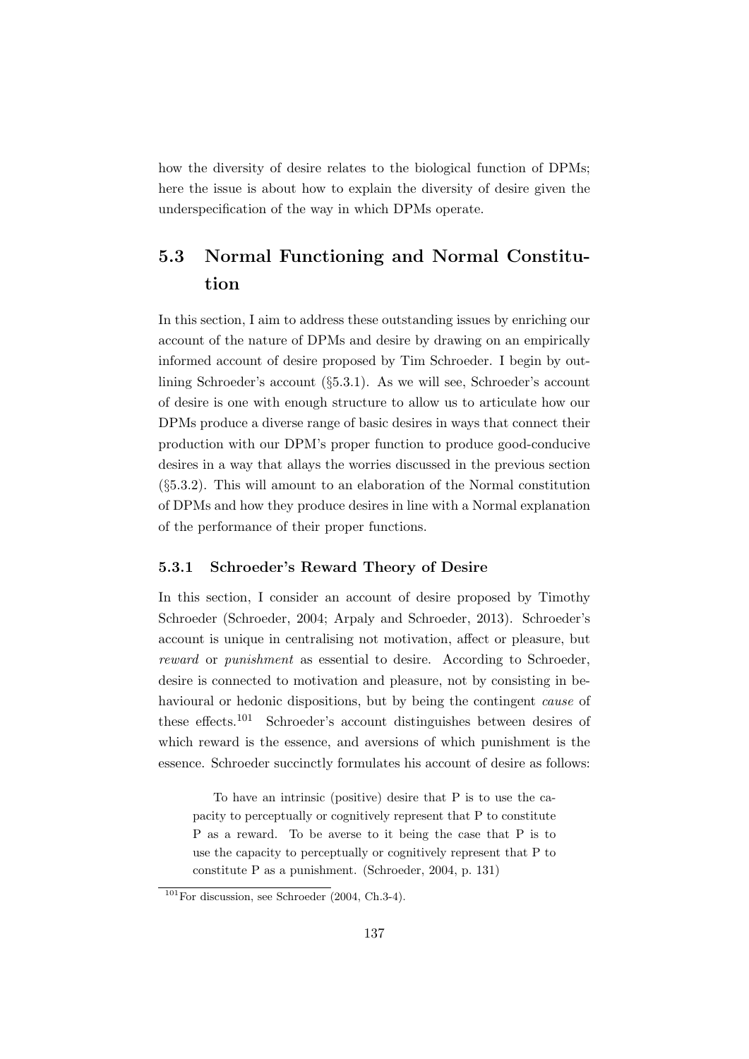how the diversity of desire relates to the biological function of DPMs; here the issue is about how to explain the diversity of desire given the underspecification of the way in which DPMs operate.

## 5.3 Normal Functioning and Normal Constitution

In this section, I aim to address these outstanding issues by enriching our account of the nature of DPMs and desire by drawing on an empirically informed account of desire proposed by Tim Schroeder. I begin by outlining Schroeder's account (§5.3.1). As we will see, Schroeder's account of desire is one with enough structure to allow us to articulate how our DPMs produce a diverse range of basic desires in ways that connect their production with our DPM's proper function to produce good-conducive desires in a way that allays the worries discussed in the previous section (§5.3.2). This will amount to an elaboration of the Normal constitution of DPMs and how they produce desires in line with a Normal explanation of the performance of their proper functions.

### 5.3.1 Schroeder's Reward Theory of Desire

In this section, I consider an account of desire proposed by Timothy Schroeder (Schroeder, 2004; Arpaly and Schroeder, 2013). Schroeder's account is unique in centralising not motivation, affect or pleasure, but *reward* or *punishment* as essential to desire. According to Schroeder, desire is connected to motivation and pleasure, not by consisting in behavioural or hedonic dispositions, but by being the contingent *cause* of these effects.[101] Schroeder's account distinguishes between desires of which reward is the essence, and aversions of which punishment is the essence. Schroeder succinctly formulates his account of desire as follows:

> To have an intrinsic (positive) desire that P is to use the capacity to perceptually or cognitively represent that P to constitute P as a reward. To be averse to it being the case that P is to use the capacity to perceptually or cognitively represent that P to constitute P as a punishment. (Schroeder, 2004, p. 131)

[101] For discussion, see Schroeder (2004, Ch.3-4).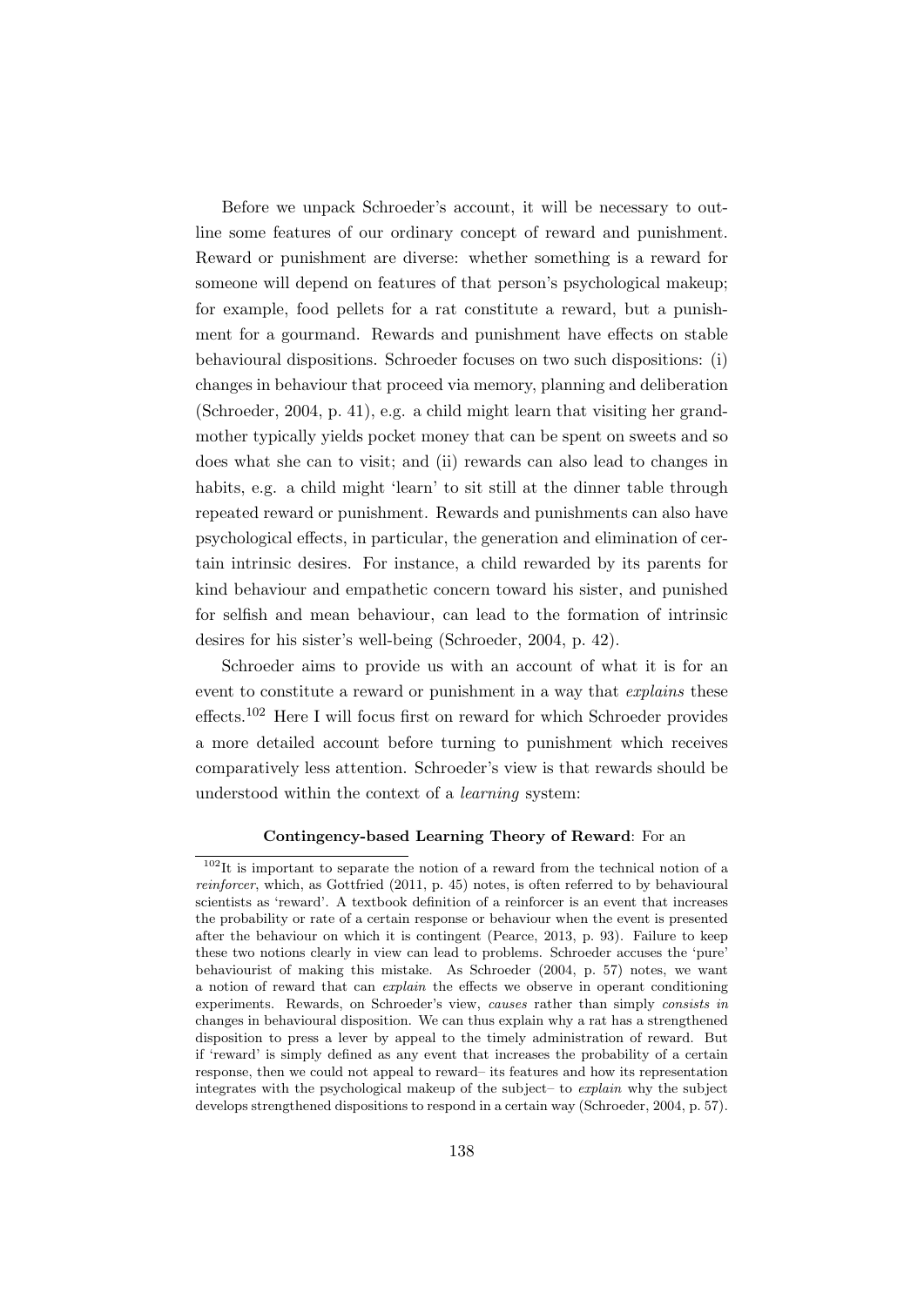Before we unpack Schroeder's account, it will be necessary to outline some features of our ordinary concept of reward and punishment. Reward or punishment are diverse: whether something is a reward for someone will depend on features of that person's psychological makeup; for example, food pellets for a rat constitute a reward, but a punishment for a gourmand. Rewards and punishment have effects on stable behavioural dispositions. Schroeder focuses on two such dispositions: (i) changes in behaviour that proceed via memory, planning and deliberation (Schroeder, 2004, p. 41), e.g. a child might learn that visiting her grandmother typically yields pocket money that can be spent on sweets and so does what she can to visit; and (ii) rewards can also lead to changes in habits, e.g. a child might 'learn' to sit still at the dinner table through repeated reward or punishment. Rewards and punishments can also have psychological effects, in particular, the generation and elimination of certain intrinsic desires. For instance, a child rewarded by its parents for kind behaviour and empathetic concern toward his sister, and punished for selfish and mean behaviour, can lead to the formation of intrinsic desires for his sister's well-being (Schroeder, 2004, p. 42).

Schroeder aims to provide us with an account of what it is for an event to constitute a reward or punishment in a way that *explains* these effects.[102] Here I will focus first on reward for which Schroeder provides a more detailed account before turning to punishment which receives comparatively less attention. Schroeder's view is that rewards should be understood within the context of a *learning* system:

**Contingency-based Learning Theory of Reward**: For an

[102] It is important to separate the notion of a reward from the technical notion of a *reinforcer*, which, as Gottfried (2011, p. 45) notes, is often referred to by behavioural scientists as 'reward'. A textbook definition of a reinforcer is an event that increases the probability or rate of a certain response or behaviour when the event is presented after the behaviour on which it is contingent (Pearce, 2013, p. 93). Failure to keep these two notions clearly in view can lead to problems. Schroeder accuses the 'pure' behaviourist of making this mistake. As Schroeder (2004, p. 57) notes, we want a notion of reward that can *explain* the effects we observe in operant conditioning experiments. Rewards, on Schroeder's view, *causes* rather than simply *consists in* changes in behavioural disposition. We can thus explain why a rat has a strengthened disposition to press a lever by appeal to the timely administration of reward. But if 'reward' is simply defined as any event that increases the probability of a certain response, then we could not appeal to reward– its features and how its representation integrates with the psychological makeup of the subject– to *explain* why the subject develops strengthened dispositions to respond in a certain way (Schroeder, 2004, p. 57).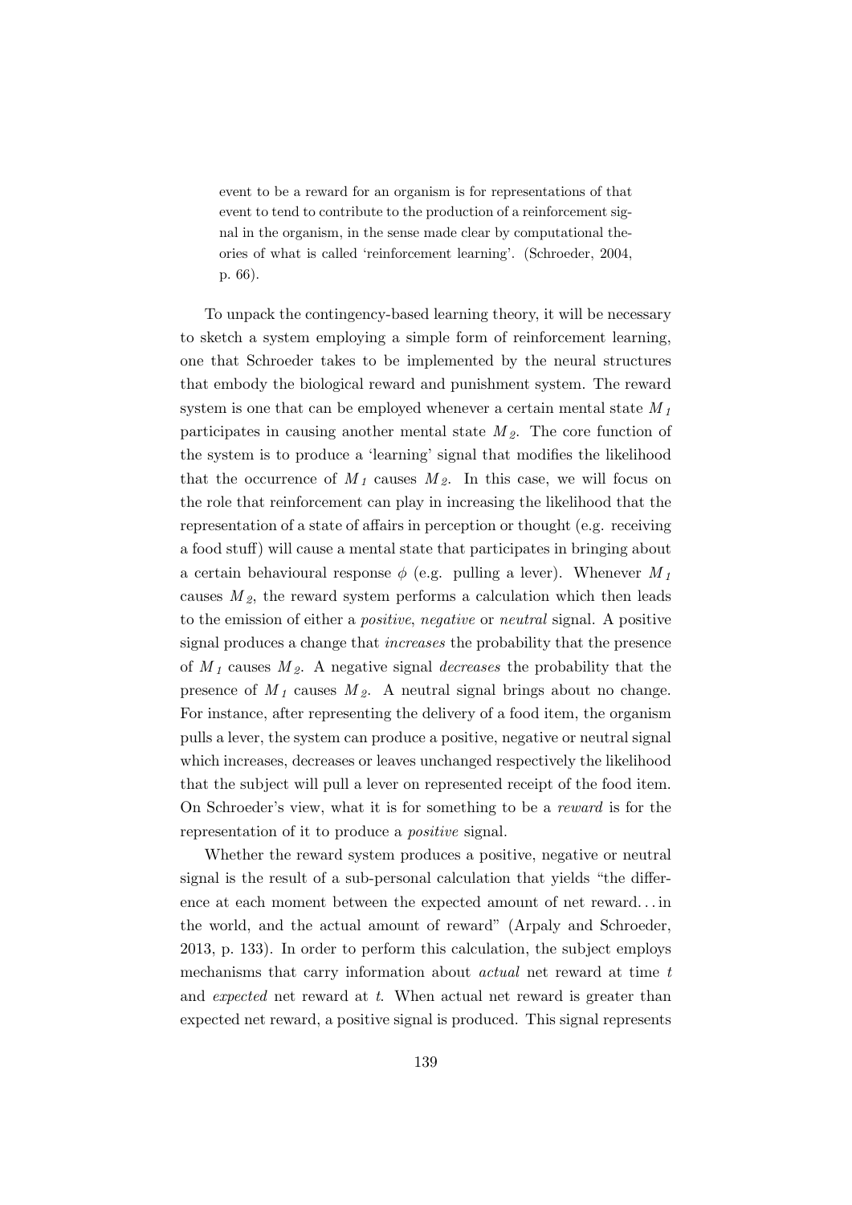> event to be a reward for an organism is for representations of that event to tend to contribute to the production of a reinforcement signal in the organism, in the sense made clear by computational theories of what is called 'reinforcement learning'. (Schroeder, 2004, p. 66).

To unpack the contingency-based learning theory, it will be necessary to sketch a system employing a simple form of reinforcement learning, one that Schroeder takes to be implemented by the neural structures that embody the biological reward and punishment system. The reward system is one that can be employed whenever a certain mental state $M_1$ participates in causing another mental state $M_2$. The core function of the system is to produce a 'learning' signal that modifies the likelihood that the occurrence of $M_1$ causes $M_2$. In this case, we will focus on the role that reinforcement can play in increasing the likelihood that the representation of a state of affairs in perception or thought (e.g. receiving a food stuff) will cause a mental state that participates in bringing about a certain behavioural response $\phi$ (e.g. pulling a lever). Whenever $M_1$ causes $M_2$, the reward system performs a calculation which then leads to the emission of either a *positive*, *negative* or *neutral* signal. A positive signal produces a change that *increases* the probability that the presence of $M_1$ causes $M_2$. A negative signal *decreases* the probability that the presence of $M_1$ causes $M_2$. A neutral signal brings about no change. For instance, after representing the delivery of a food item, the organism pulls a lever, the system can produce a positive, negative or neutral signal which increases, decreases or leaves unchanged respectively the likelihood that the subject will pull a lever on represented receipt of the food item. On Schroeder's view, what it is for something to be a *reward* is for the representation of it to produce a *positive* signal.

Whether the reward system produces a positive, negative or neutral signal is the result of a sub-personal calculation that yields "the difference at each moment between the expected amount of net reward... in the world, and the actual amount of reward" (Arpaly and Schroeder, 2013, p. 133). In order to perform this calculation, the subject employs mechanisms that carry information about *actual* net reward at time $t$ and *expected* net reward at $t$. When actual net reward is greater than expected net reward, a positive signal is produced. This signal represents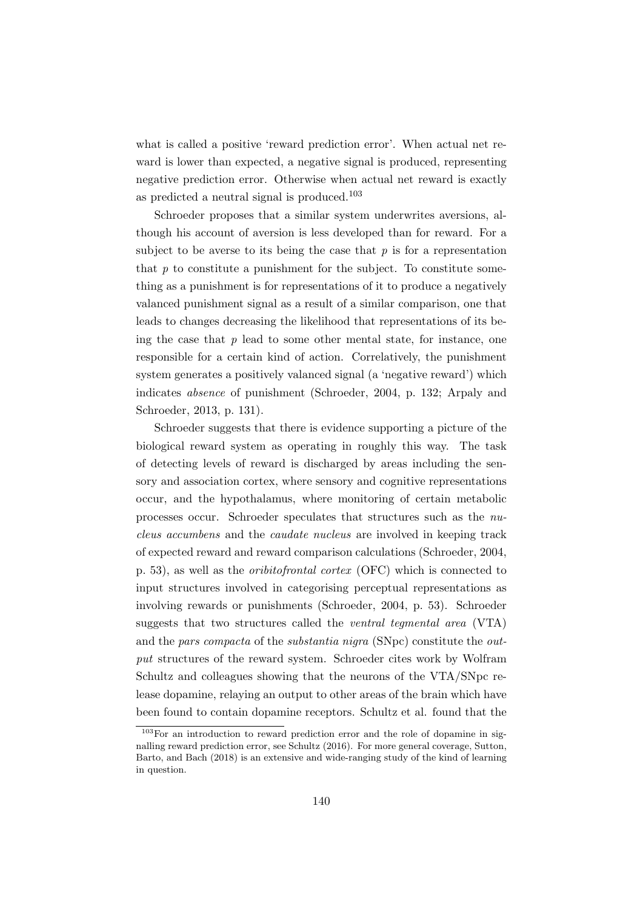what is called a positive 'reward prediction error'. When actual net reward is lower than expected, a negative signal is produced, representing negative prediction error. Otherwise when actual net reward is exactly as predicted a neutral signal is produced.[103]

Schroeder proposes that a similar system underwrites aversions, although his account of aversion is less developed than for reward. For a subject to be averse to its being the case that $p$ is for a representation that $p$ to constitute a punishment for the subject. To constitute something as a punishment is for representations of it to produce a negatively valanced punishment signal as a result of a similar comparison, one that leads to changes decreasing the likelihood that representations of its being the case that $p$ lead to some other mental state, for instance, one responsible for a certain kind of action. Correlatively, the punishment system generates a positively valanced signal (a 'negative reward') which indicates *absence* of punishment (Schroeder, 2004, p. 132; Arpaly and Schroeder, 2013, p. 131).

Schroeder suggests that there is evidence supporting a picture of the biological reward system as operating in roughly this way. The task of detecting levels of reward is discharged by areas including the sensory and association cortex, where sensory and cognitive representations occur, and the hypothalamus, where monitoring of certain metabolic processes occur. Schroeder speculates that structures such as the *nucleus accumbens* and the *caudate nucleus* are involved in keeping track of expected reward and reward comparison calculations (Schroeder, 2004, p. 53), as well as the *oribitofrontal cortex* (OFC) which is connected to input structures involved in categorising perceptual representations as involving rewards or punishments (Schroeder, 2004, p. 53). Schroeder suggests that two structures called the *ventral tegmental area* (VTA) and the *pars compacta* of the *substantia nigra* (SNpc) constitute the *output* structures of the reward system. Schroeder cites work by Wolfram Schultz and colleagues showing that the neurons of the VTA/SNpc release dopamine, relaying an output to other areas of the brain which have been found to contain dopamine receptors. Schultz et al. found that the

[103] For an introduction to reward prediction error and the role of dopamine in signalling reward prediction error, see Schultz (2016). For more general coverage, Sutton, Barto, and Bach (2018) is an extensive and wide-ranging study of the kind of learning in question.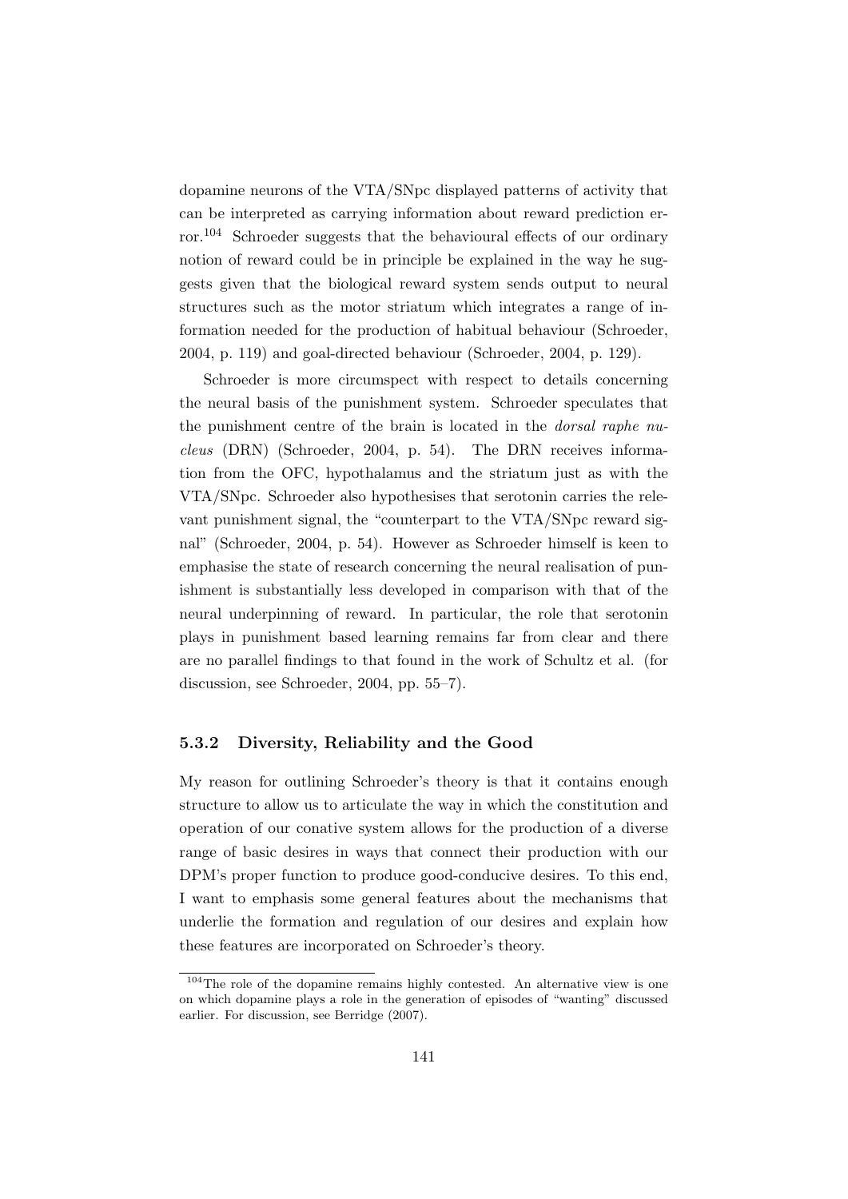dopamine neurons of the VTA/SNpc displayed patterns of activity that can be interpreted as carrying information about reward prediction error.[104] Schroeder suggests that the behavioural effects of our ordinary notion of reward could be in principle be explained in the way he suggests given that the biological reward system sends output to neural structures such as the motor striatum which integrates a range of information needed for the production of habitual behaviour (Schroeder, 2004, p. 119) and goal-directed behaviour (Schroeder, 2004, p. 129).

Schroeder is more circumspect with respect to details concerning the neural basis of the punishment system. Schroeder speculates that the punishment centre of the brain is located in the *dorsal raphe nucleus* (DRN) (Schroeder, 2004, p. 54). The DRN receives information from the OFC, hypothalamus and the striatum just as with the VTA/SNpc. Schroeder also hypothesises that serotonin carries the relevant punishment signal, the "counterpart to the VTA/SNpc reward signal" (Schroeder, 2004, p. 54). However as Schroeder himself is keen to emphasise the state of research concerning the neural realisation of punishment is substantially less developed in comparison with that of the neural underpinning of reward. In particular, the role that serotonin plays in punishment based learning remains far from clear and there are no parallel findings to that found in the work of Schultz et al. (for discussion, see Schroeder, 2004, pp. 55–7).

### 5.3.2 Diversity, Reliability and the Good

My reason for outlining Schroeder's theory is that it contains enough structure to allow us to articulate the way in which the constitution and operation of our conative system allows for the production of a diverse range of basic desires in ways that connect their production with our DPM's proper function to produce good-conducive desires. To this end, I want to emphasis some general features about the mechanisms that underlie the formation and regulation of our desires and explain how these features are incorporated on Schroeder's theory.

[104] The role of the dopamine remains highly contested. An alternative view is one on which dopamine plays a role in the generation of episodes of "wanting" discussed earlier. For discussion, see Berridge (2007).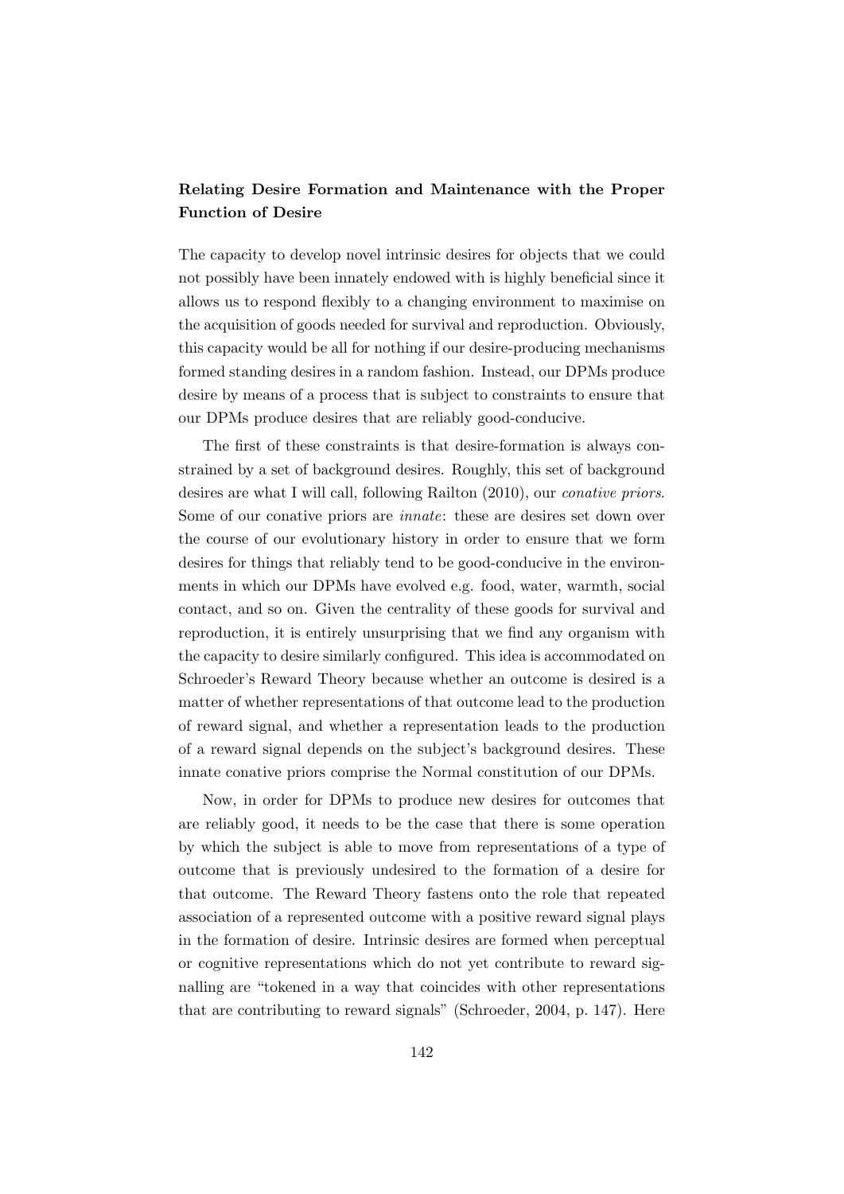### Relating Desire Formation and Maintenance with the Proper Function of Desire

The capacity to develop novel intrinsic desires for objects that we could not possibly have been innately endowed with is highly beneficial since it allows us to respond flexibly to a changing environment to maximise on the acquisition of goods needed for survival and reproduction. Obviously, this capacity would be all for nothing if our desire-producing mechanisms formed standing desires in a random fashion. Instead, our DPMs produce desire by means of a process that is subject to constraints to ensure that our DPMs produce desires that are reliably good-conducive.

The first of these constraints is that desire-formation is always constrained by a set of background desires. Roughly, this set of background desires are what I will call, following Railton (2010), our *conative priors*. Some of our conative priors are *innate*: these are desires set down over the course of our evolutionary history in order to ensure that we form desires for things that reliably tend to be good-conducive in the environments in which our DPMs have evolved e.g. food, water, warmth, social contact, and so on. Given the centrality of these goods for survival and reproduction, it is entirely unsurprising that we find any organism with the capacity to desire similarly configured. This idea is accommodated on Schroeder's Reward Theory because whether an outcome is desired is a matter of whether representations of that outcome lead to the production of reward signal, and whether a representation leads to the production of a reward signal depends on the subject's background desires. These innate conative priors comprise the Normal constitution of our DPMs.

Now, in order for DPMs to produce new desires for outcomes that are reliably good, it needs to be the case that there is some operation by which the subject is able to move from representations of a type of outcome that is previously undesired to the formation of a desire for that outcome. The Reward Theory fastens onto the role that repeated association of a represented outcome with a positive reward signal plays in the formation of desire. Intrinsic desires are formed when perceptual or cognitive representations which do not yet contribute to reward signalling are "tokened in a way that coincides with other representations that are contributing to reward signals" (Schroeder, 2004, p. 147). Here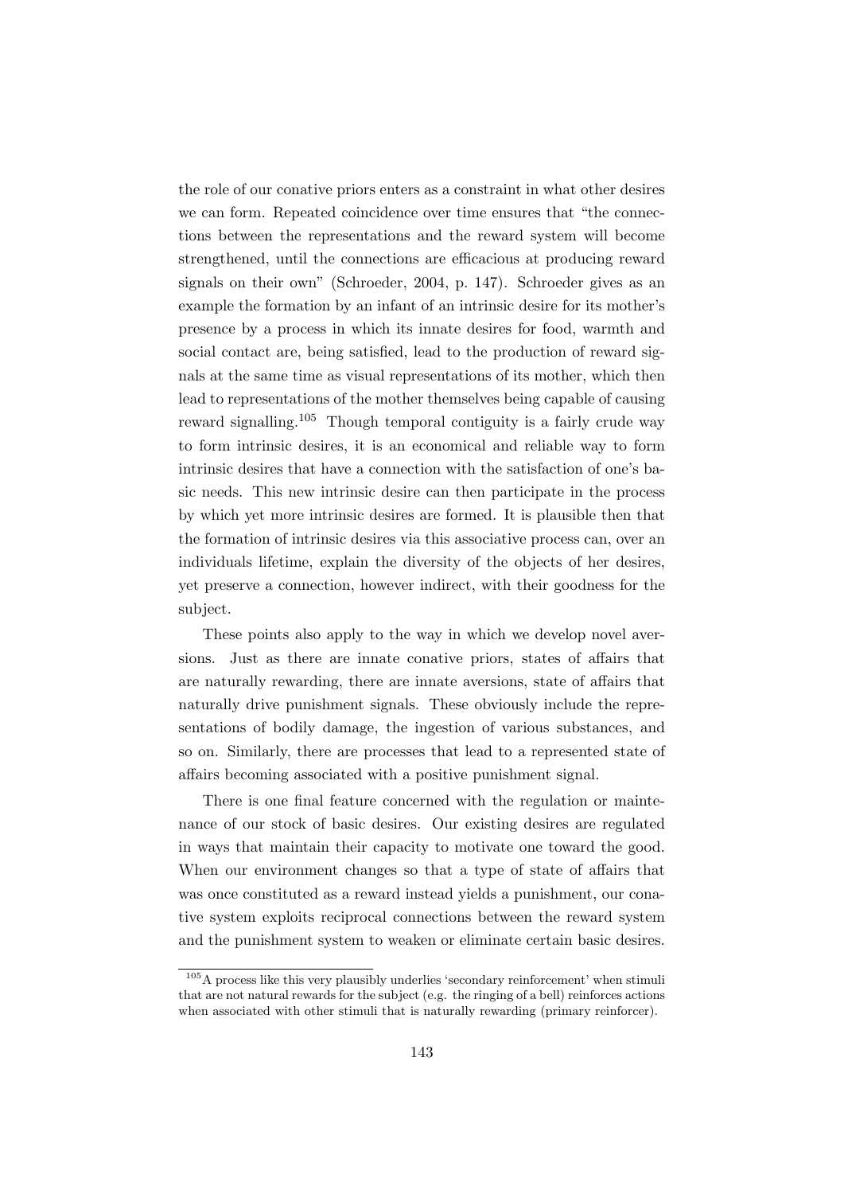the role of our conative priors enters as a constraint in what other desires we can form. Repeated coincidence over time ensures that "the connections between the representations and the reward system will become strengthened, until the connections are efficacious at producing reward signals on their own" (Schroeder, 2004, p. 147). Schroeder gives as an example the formation by an infant of an intrinsic desire for its mother's presence by a process in which its innate desires for food, warmth and social contact are, being satisfied, lead to the production of reward signals at the same time as visual representations of its mother, which then lead to representations of the mother themselves being capable of causing reward signalling.[105] Though temporal contiguity is a fairly crude way to form intrinsic desires, it is an economical and reliable way to form intrinsic desires that have a connection with the satisfaction of one's basic needs. This new intrinsic desire can then participate in the process by which yet more intrinsic desires are formed. It is plausible then that the formation of intrinsic desires via this associative process can, over an individuals lifetime, explain the diversity of the objects of her desires, yet preserve a connection, however indirect, with their goodness for the subject.

These points also apply to the way in which we develop novel aversions. Just as there are innate conative priors, states of affairs that are naturally rewarding, there are innate aversions, state of affairs that naturally drive punishment signals. These obviously include the representations of bodily damage, the ingestion of various substances, and so on. Similarly, there are processes that lead to a represented state of affairs becoming associated with a positive punishment signal.

There is one final feature concerned with the regulation or maintenance of our stock of basic desires. Our existing desires are regulated in ways that maintain their capacity to motivate one toward the good. When our environment changes so that a type of state of affairs that was once constituted as a reward instead yields a punishment, our conative system exploits reciprocal connections between the reward system and the punishment system to weaken or eliminate certain basic desires.

[105] A process like this very plausibly underlies 'secondary reinforcement' when stimuli that are not natural rewards for the subject (e.g. the ringing of a bell) reinforces actions when associated with other stimuli that is naturally rewarding (primary reinforcer).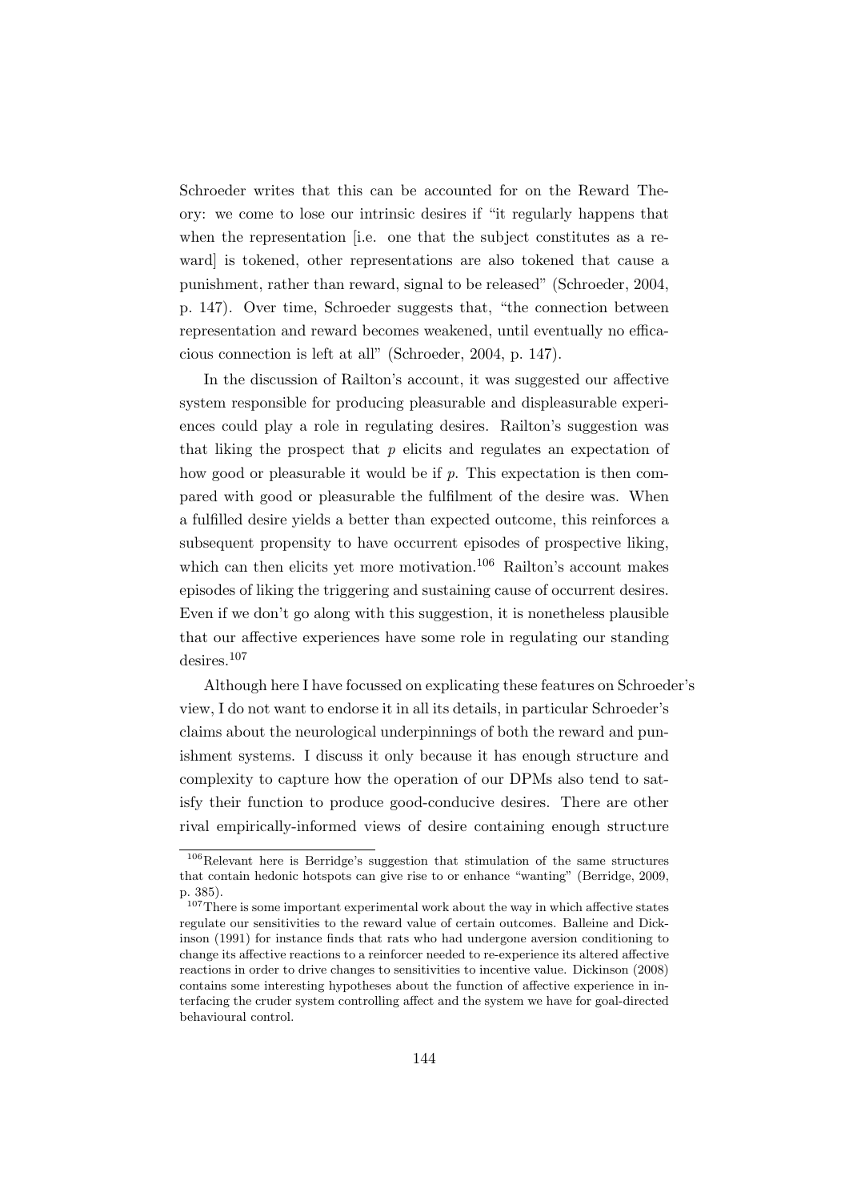Schroeder writes that this can be accounted for on the Reward Theory: we come to lose our intrinsic desires if "it regularly happens that when the representation [i.e. one that the subject constitutes as a reward] is tokened, other representations are also tokened that cause a punishment, rather than reward, signal to be released" (Schroeder, 2004, p. 147). Over time, Schroeder suggests that, "the connection between representation and reward becomes weakened, until eventually no efficacious connection is left at all" (Schroeder, 2004, p. 147).

In the discussion of Railton's account, it was suggested our affective system responsible for producing pleasurable and displeasurable experiences could play a role in regulating desires. Railton's suggestion was that liking the prospect that $p$ elicits and regulates an expectation of how good or pleasurable it would be if $p$. This expectation is then compared with good or pleasurable the fulfilment of the desire was. When a fulfilled desire yields a better than expected outcome, this reinforces a subsequent propensity to have occurrent episodes of prospective liking, which can then elicits yet more motivation.[106] Railton's account makes episodes of liking the triggering and sustaining cause of occurrent desires. Even if we don't go along with this suggestion, it is nonetheless plausible that our affective experiences have some role in regulating our standing desires.[107]

Although here I have focussed on explicating these features on Schroeder's view, I do not want to endorse it in all its details, in particular Schroeder's claims about the neurological underpinnings of both the reward and punishment systems. I discuss it only because it has enough structure and complexity to capture how the operation of our DPMs also tend to satisfy their function to produce good-conducive desires. There are other rival empirically-informed views of desire containing enough structure

---

[106] Relevant here is Berridge's suggestion that stimulation of the same structures that contain hedonic hotspots can give rise to or enhance "wanting" (Berridge, 2009, p. 385).

[107] There is some important experimental work about the way in which affective states regulate our sensitivities to the reward value of certain outcomes. Balleine and Dickinson (1991) for instance finds that rats who had undergone aversion conditioning to change its affective reactions to a reinforcer needed to re-experience its altered affective reactions in order to drive changes to sensitivities to incentive value. Dickinson (2008) contains some interesting hypotheses about the function of affective experience in interfacing the cruder system controlling affect and the system we have for goal-directed behavioural control.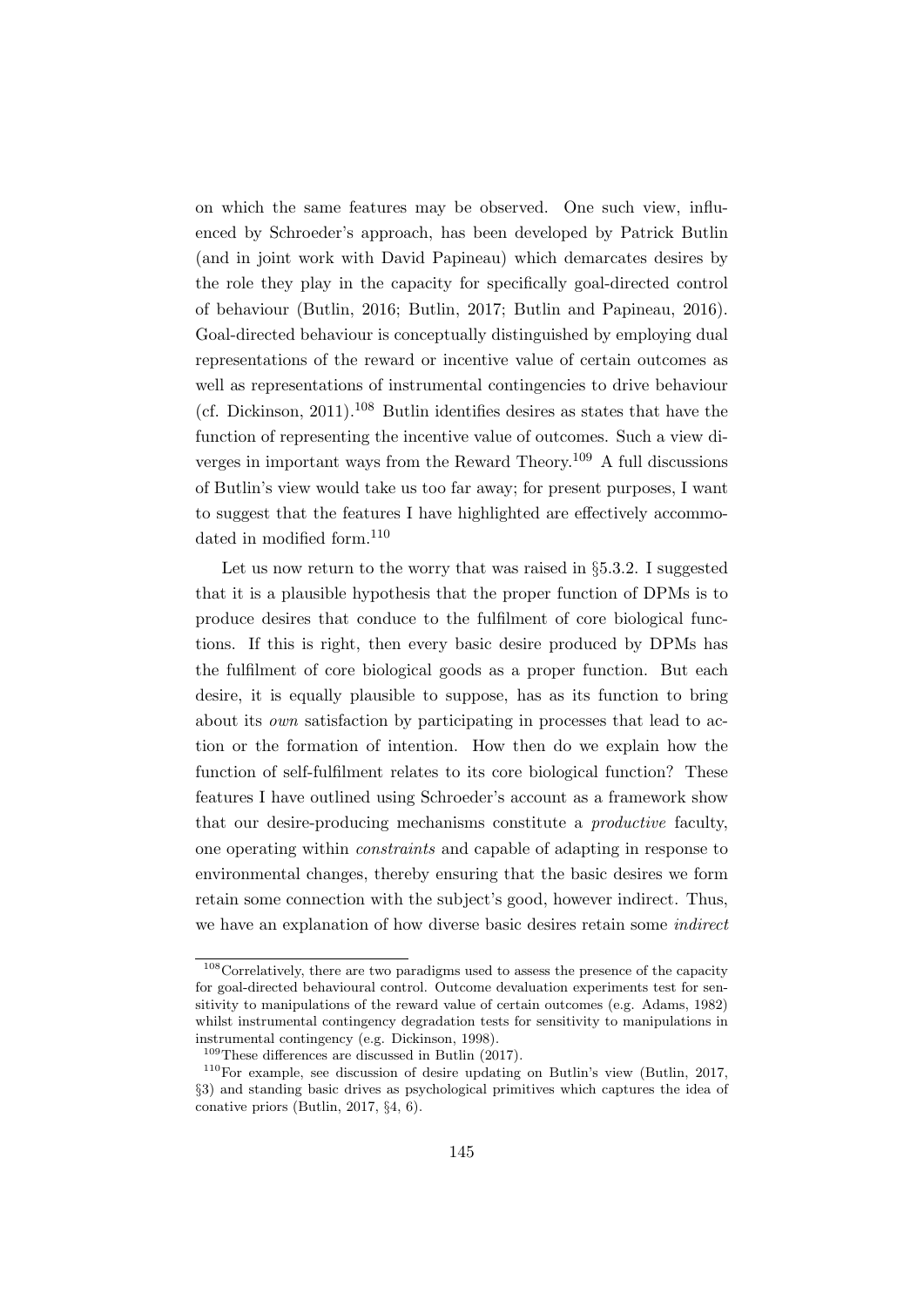on which the same features may be observed. One such view, influenced by Schroeder's approach, has been developed by Patrick Butlin (and in joint work with David Papineau) which demarcates desires by the role they play in the capacity for specifically goal-directed control of behaviour (Butlin, 2016; Butlin, 2017; Butlin and Papineau, 2016). Goal-directed behaviour is conceptually distinguished by employing dual representations of the reward or incentive value of certain outcomes as well as representations of instrumental contingencies to drive behaviour (cf. Dickinson, 2011).[108] Butlin identifies desires as states that have the function of representing the incentive value of outcomes. Such a view diverges in important ways from the Reward Theory.[109] A full discussions of Butlin's view would take us too far away; for present purposes, I want to suggest that the features I have highlighted are effectively accommodated in modified form.[110]

Let us now return to the worry that was raised in §5.3.2. I suggested that it is a plausible hypothesis that the proper function of DPMs is to produce desires that conduce to the fulfilment of core biological functions. If this is right, then every basic desire produced by DPMs has the fulfilment of core biological goods as a proper function. But each desire, it is equally plausible to suppose, has as its function to bring about its *own* satisfaction by participating in processes that lead to action or the formation of intention. How then do we explain how the function of self-fulfilment relates to its core biological function? These features I have outlined using Schroeder's account as a framework show that our desire-producing mechanisms constitute a *productive* faculty, one operating within *constraints* and capable of adapting in response to environmental changes, thereby ensuring that the basic desires we form retain some connection with the subject's good, however indirect. Thus, we have an explanation of how diverse basic desires retain some *indirect*

[108] Correlatively, there are two paradigms used to assess the presence of the capacity for goal-directed behavioural control. Outcome devaluation experiments test for sensitivity to manipulations of the reward value of certain outcomes (e.g. Adams, 1982) whilst instrumental contingency degradation tests for sensitivity to manipulations in instrumental contingency (e.g. Dickinson, 1998).

[109] These differences are discussed in Butlin (2017).

[110] For example, see discussion of desire updating on Butlin's view (Butlin, 2017, §3) and standing basic drives as psychological primitives which captures the idea of conative priors (Butlin, 2017, §4, 6).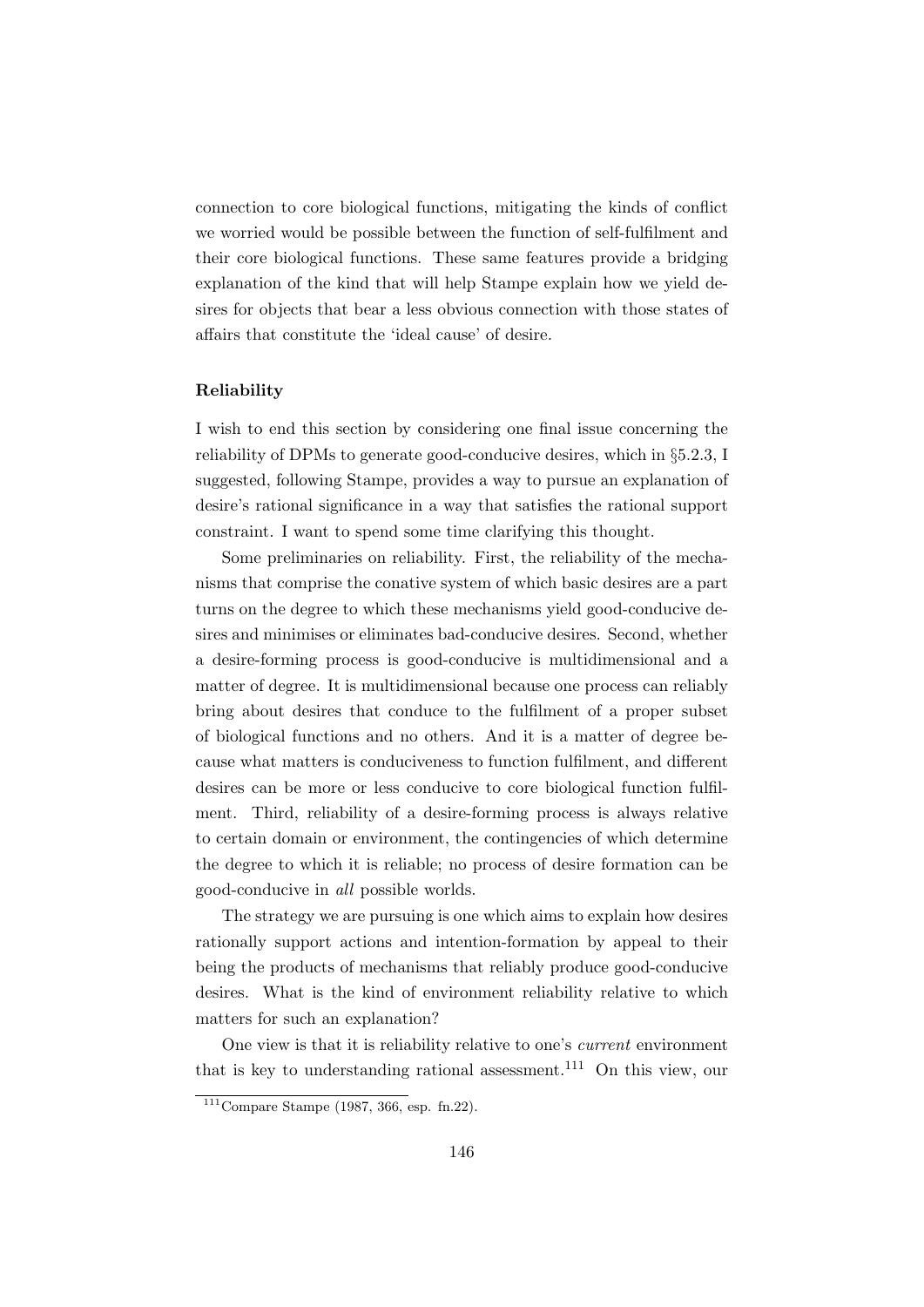connection to core biological functions, mitigating the kinds of conflict we worried would be possible between the function of self-fulfilment and their core biological functions. These same features provide a bridging explanation of the kind that will help Stampe explain how we yield desires for objects that bear a less obvious connection with those states of affairs that constitute the 'ideal cause' of desire.

#### Reliability

I wish to end this section by considering one final issue concerning the reliability of DPMs to generate good-conducive desires, which in §5.2.3, I suggested, following Stampe, provides a way to pursue an explanation of desire's rational significance in a way that satisfies the rational support constraint. I want to spend some time clarifying this thought.

Some preliminaries on reliability. First, the reliability of the mechanisms that comprise the conative system of which basic desires are a part turns on the degree to which these mechanisms yield good-conducive desires and minimises or eliminates bad-conducive desires. Second, whether a desire-forming process is good-conducive is multidimensional and a matter of degree. It is multidimensional because one process can reliably bring about desires that conduce to the fulfilment of a proper subset of biological functions and no others. And it is a matter of degree because what matters is conduciveness to function fulfilment, and different desires can be more or less conducive to core biological function fulfilment. Third, reliability of a desire-forming process is always relative to certain domain or environment, the contingencies of which determine the degree to which it is reliable; no process of desire formation can be good-conducive in *all* possible worlds.

The strategy we are pursuing is one which aims to explain how desires rationally support actions and intention-formation by appeal to their being the products of mechanisms that reliably produce good-conducive desires. What is the kind of environment reliability relative to which matters for such an explanation?

One view is that it is reliability relative to one's *current* environment that is key to understanding rational assessment.[111] On this view, our

[111] Compare Stampe (1987, 366, esp. fn.22).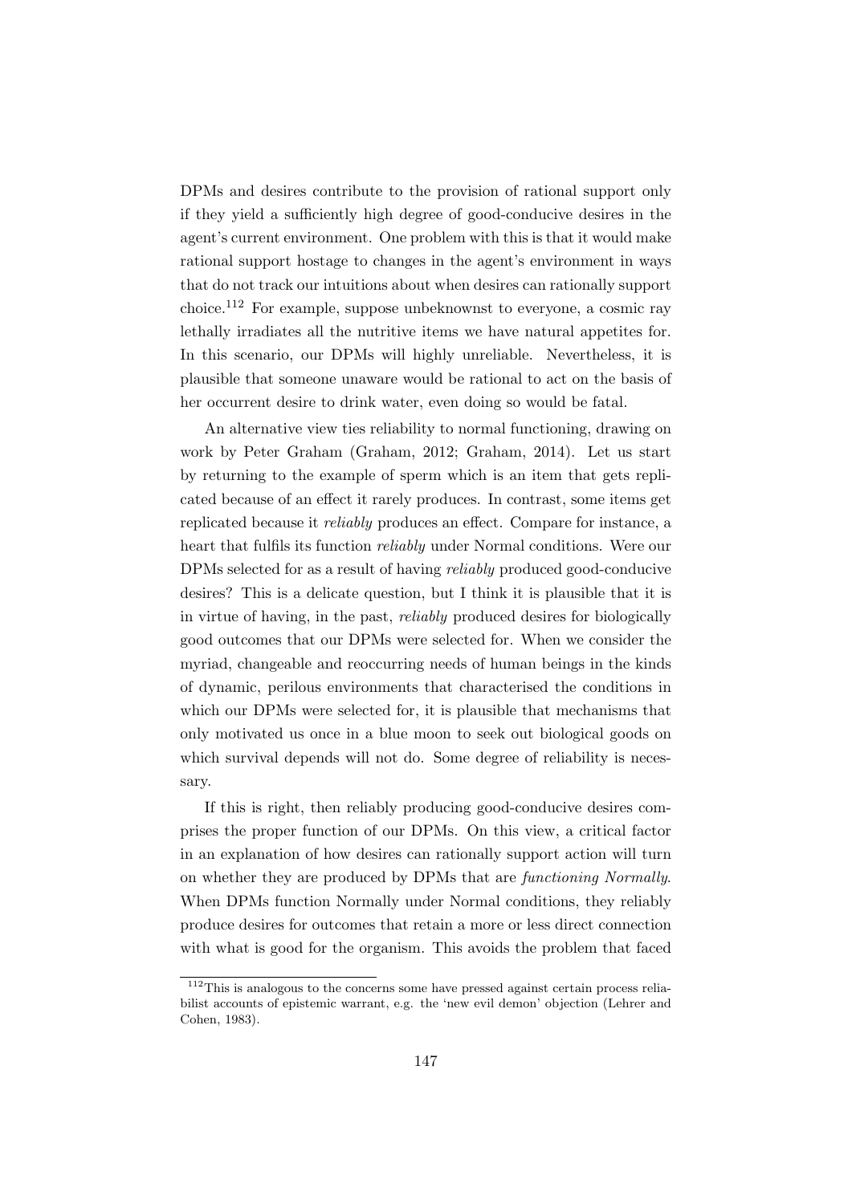DPMs and desires contribute to the provision of rational support only if they yield a sufficiently high degree of good-conducive desires in the agent's current environment. One problem with this is that it would make rational support hostage to changes in the agent's environment in ways that do not track our intuitions about when desires can rationally support choice.[112] For example, suppose unbeknownst to everyone, a cosmic ray lethally irradiates all the nutritive items we have natural appetites for. In this scenario, our DPMs will highly unreliable. Nevertheless, it is plausible that someone unaware would be rational to act on the basis of her occurrent desire to drink water, even doing so would be fatal.

An alternative view ties reliability to normal functioning, drawing on work by Peter Graham (Graham, 2012; Graham, 2014). Let us start by returning to the example of sperm which is an item that gets replicated because of an effect it rarely produces. In contrast, some items get replicated because it *reliably* produces an effect. Compare for instance, a heart that fulfils its function *reliably* under Normal conditions. Were our DPMs selected for as a result of having *reliably* produced good-conducive desires? This is a delicate question, but I think it is plausible that it is in virtue of having, in the past, *reliably* produced desires for biologically good outcomes that our DPMs were selected for. When we consider the myriad, changeable and reoccurring needs of human beings in the kinds of dynamic, perilous environments that characterised the conditions in which our DPMs were selected for, it is plausible that mechanisms that only motivated us once in a blue moon to seek out biological goods on which survival depends will not do. Some degree of reliability is necessary.

If this is right, then reliably producing good-conducive desires comprises the proper function of our DPMs. On this view, a critical factor in an explanation of how desires can rationally support action will turn on whether they are produced by DPMs that are *functioning Normally*. When DPMs function Normally under Normal conditions, they reliably produce desires for outcomes that retain a more or less direct connection with what is good for the organism. This avoids the problem that faced

[112] This is analogous to the concerns some have pressed against certain process reliabilist accounts of epistemic warrant, e.g. the 'new evil demon' objection (Lehrer and Cohen, 1983).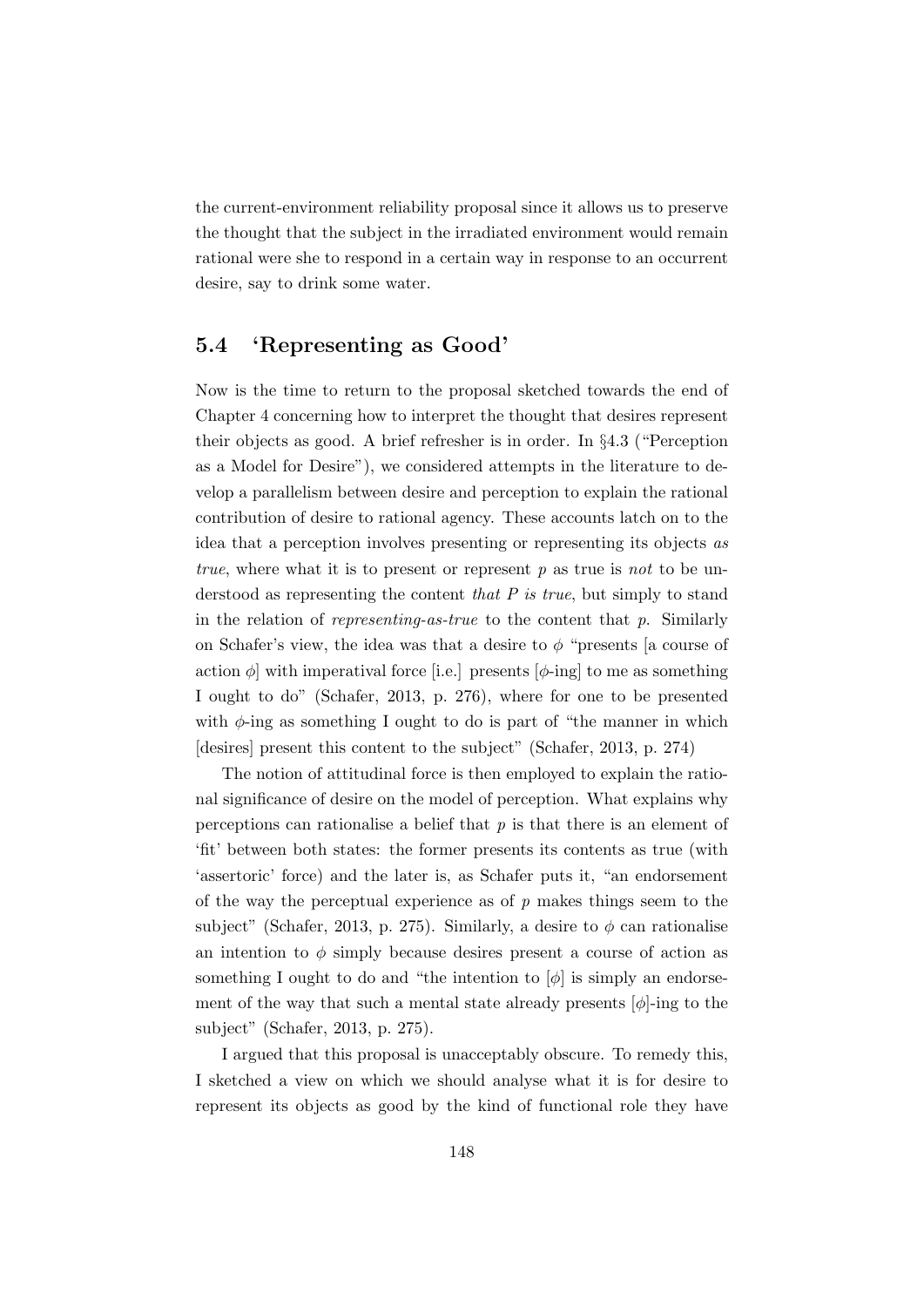the current-environment reliability proposal since it allows us to preserve the thought that the subject in the irradiated environment would remain rational were she to respond in a certain way in response to an occurrent desire, say to drink some water.

## 5.4 'Representing as Good'

Now is the time to return to the proposal sketched towards the end of Chapter 4 concerning how to interpret the thought that desires represent their objects as good. A brief refresher is in order. In §4.3 ("Perception as a Model for Desire"), we considered attempts in the literature to develop a parallelism between desire and perception to explain the rational contribution of desire to rational agency. These accounts latch on to the idea that a perception involves presenting or representing its objects *as true*, where what it is to present or represent $p$ as true is *not* to be understood as representing the content *that P is true*, but simply to stand in the relation of *representing-as-true* to the content that $p$. Similarly on Schafer's view, the idea was that a desire to $\phi$ "presents [a course of action $\phi$] with imperatival force [i.e.] presents [$\phi$-ing] to me as something I ought to do" (Schafer, 2013, p. 276), where for one to be presented with $\phi$-ing as something I ought to do is part of "the manner in which [desires] present this content to the subject" (Schafer, 2013, p. 274)

The notion of attitudinal force is then employed to explain the rational significance of desire on the model of perception. What explains why perceptions can rationalise a belief that $p$ is that there is an element of 'fit' between both states: the former presents its contents as true (with 'assertoric' force) and the later is, as Schafer puts it, "an endorsement of the way the perceptual experience as of $p$ makes things seem to the subject" (Schafer, 2013, p. 275). Similarly, a desire to $\phi$ can rationalise an intention to $\phi$ simply because desires present a course of action as something I ought to do and "the intention to [$\phi$] is simply an endorsement of the way that such a mental state already presents [$\phi$]-ing to the subject" (Schafer, 2013, p. 275).

I argued that this proposal is unacceptably obscure. To remedy this, I sketched a view on which we should analyse what it is for desire to represent its objects as good by the kind of functional role they have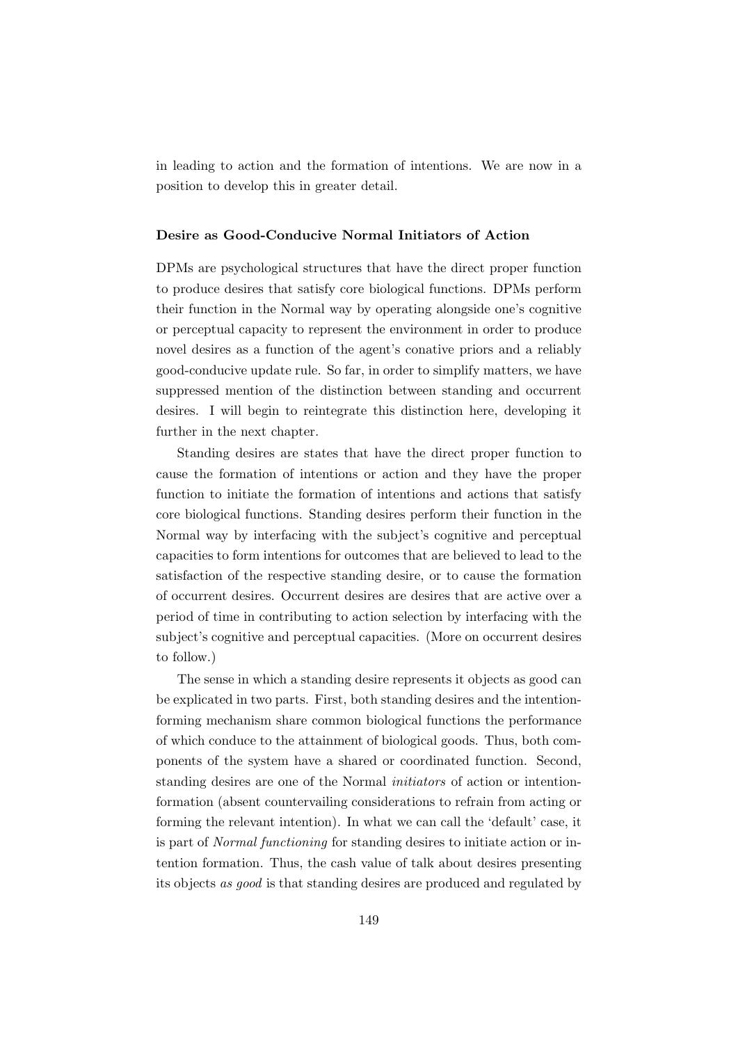in leading to action and the formation of intentions. We are now in a position to develop this in greater detail.

### Desire as Good-Conducive Normal Initiators of Action

DPMs are psychological structures that have the direct proper function to produce desires that satisfy core biological functions. DPMs perform their function in the Normal way by operating alongside one's cognitive or perceptual capacity to represent the environment in order to produce novel desires as a function of the agent's conative priors and a reliably good-conducive update rule. So far, in order to simplify matters, we have suppressed mention of the distinction between standing and occurrent desires. I will begin to reintegrate this distinction here, developing it further in the next chapter.

Standing desires are states that have the direct proper function to cause the formation of intentions or action and they have the proper function to initiate the formation of intentions and actions that satisfy core biological functions. Standing desires perform their function in the Normal way by interfacing with the subject's cognitive and perceptual capacities to form intentions for outcomes that are believed to lead to the satisfaction of the respective standing desire, or to cause the formation of occurrent desires. Occurrent desires are desires that are active over a period of time in contributing to action selection by interfacing with the subject's cognitive and perceptual capacities. (More on occurrent desires to follow.)

The sense in which a standing desire represents it objects as good can be explicated in two parts. First, both standing desires and the intention-forming mechanism share common biological functions the performance of which conduce to the attainment of biological goods. Thus, both components of the system have a shared or coordinated function. Second, standing desires are one of the Normal *initiators* of action or intention-formation (absent countervailing considerations to refrain from acting or forming the relevant intention). In what we can call the 'default' case, it is part of *Normal functioning* for standing desires to initiate action or intention formation. Thus, the cash value of talk about desires presenting its objects *as good* is that standing desires are produced and regulated by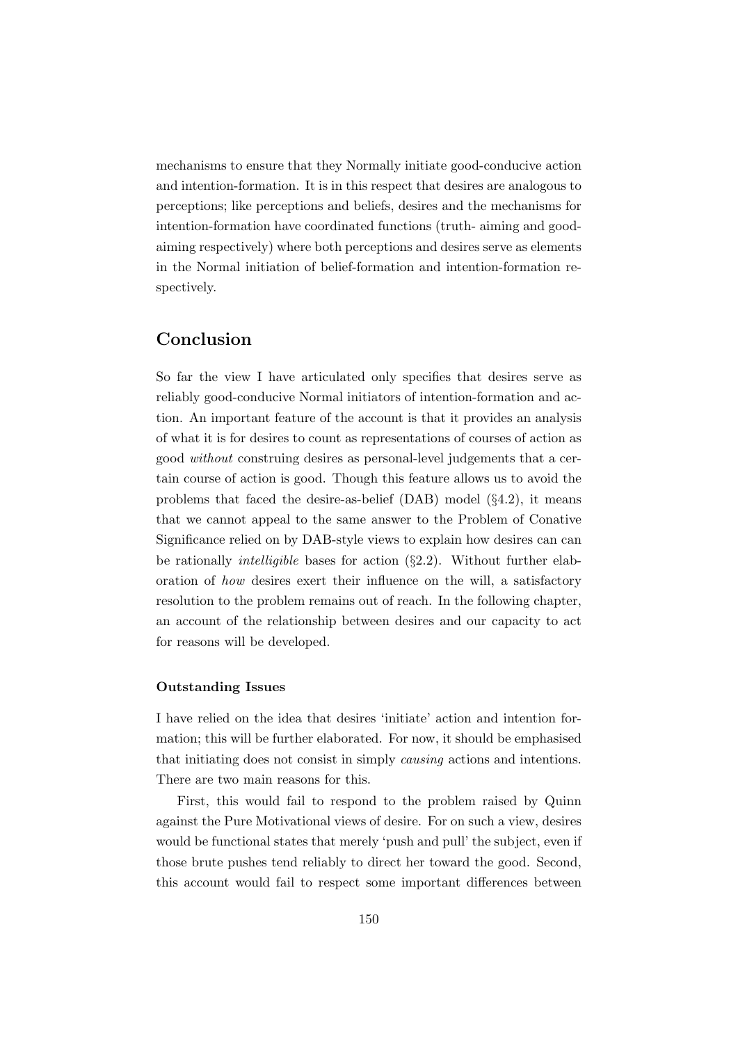mechanisms to ensure that they Normally initiate good-conducive action and intention-formation. It is in this respect that desires are analogous to perceptions; like perceptions and beliefs, desires and the mechanisms for intention-formation have coordinated functions (truth- aiming and good-aiming respectively) where both perceptions and desires serve as elements in the Normal initiation of belief-formation and intention-formation respectively.

## Conclusion

So far the view I have articulated only specifies that desires serve as reliably good-conducive Normal initiators of intention-formation and action. An important feature of the account is that it provides an analysis of what it is for desires to count as representations of courses of action as good *without* construing desires as personal-level judgements that a certain course of action is good. Though this feature allows us to avoid the problems that faced the desire-as-belief (DAB) model (§4.2), it means that we cannot appeal to the same answer to the Problem of Conative Significance relied on by DAB-style views to explain how desires can can be rationally *intelligible* bases for action (§2.2). Without further elaboration of *how* desires exert their influence on the will, a satisfactory resolution to the problem remains out of reach. In the following chapter, an account of the relationship between desires and our capacity to act for reasons will be developed.

#### Outstanding Issues

I have relied on the idea that desires 'initiate' action and intention formation; this will be further elaborated. For now, it should be emphasised that initiating does not consist in simply *causing* actions and intentions. There are two main reasons for this.

First, this would fail to respond to the problem raised by Quinn against the Pure Motivational views of desire. For on such a view, desires would be functional states that merely 'push and pull' the subject, even if those brute pushes tend reliably to direct her toward the good. Second, this account would fail to respect some important differences between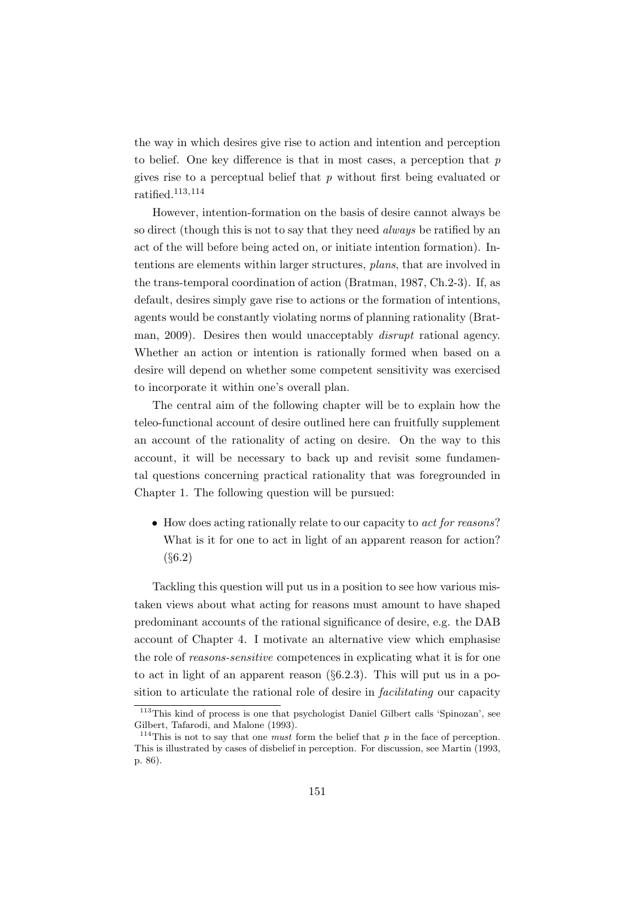the way in which desires give rise to action and intention and perception to belief. One key difference is that in most cases, a perception that $p$ gives rise to a perceptual belief that $p$ without first being evaluated or ratified.[113,114]

However, intention-formation on the basis of desire cannot always be so direct (though this is not to say that they need *always* be ratified by an act of the will before being acted on, or initiate intention formation). Intentions are elements within larger structures, *plans*, that are involved in the trans-temporal coordination of action (Bratman, 1987, Ch.2-3). If, as default, desires simply gave rise to actions or the formation of intentions, agents would be constantly violating norms of planning rationality (Bratman, 2009). Desires then would unacceptably *disrupt* rational agency. Whether an action or intention is rationally formed when based on a desire will depend on whether some competent sensitivity was exercised to incorporate it within one's overall plan.

The central aim of the following chapter will be to explain how the teleo-functional account of desire outlined here can fruitfully supplement an account of the rationality of acting on desire. On the way to this account, it will be necessary to back up and revisit some fundamental questions concerning practical rationality that was foregrounded in Chapter 1. The following question will be pursued:

- How does acting rationally relate to our capacity to *act for reasons*? What is it for one to act in light of an apparent reason for action? (§6.2)

Tackling this question will put us in a position to see how various mistaken views about what acting for reasons must amount to have shaped predominant accounts of the rational significance of desire, e.g. the DAB account of Chapter 4. I motivate an alternative view which emphasise the role of *reasons-sensitive* competences in explicating what it is for one to act in light of an apparent reason (§6.2.3). This will put us in a position to articulate the rational role of desire in *facilitating* our capacity

[113] This kind of process is one that psychologist Daniel Gilbert calls 'Spinozan', see Gilbert, Tafarodi, and Malone (1993).

[114] This is not to say that one *must* form the belief that $p$ in the face of perception. This is illustrated by cases of disbelief in perception. For discussion, see Martin (1993, p. 86).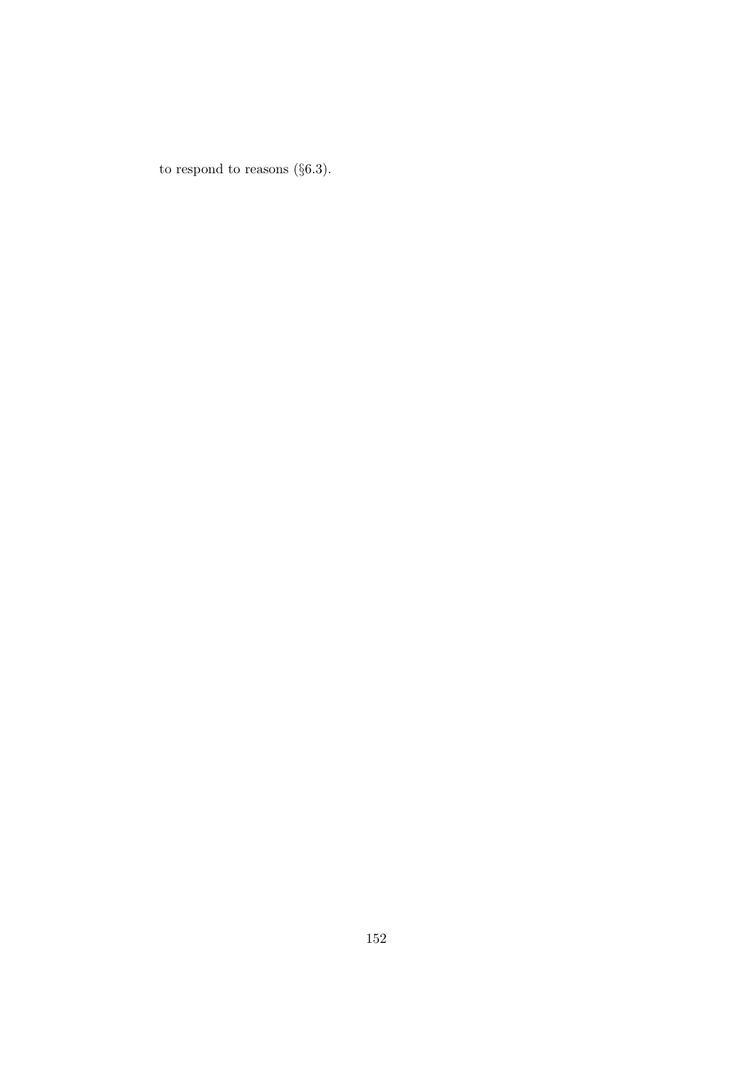to respond to reasons (§6.3).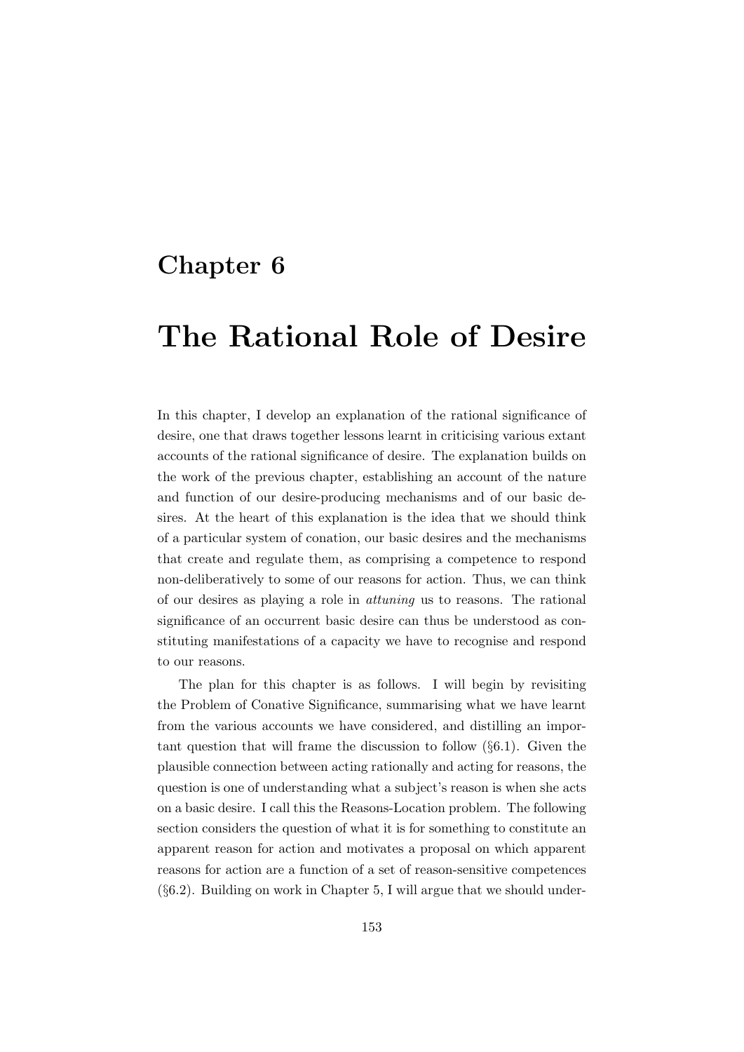# Chapter 6

# The Rational Role of Desire

In this chapter, I develop an explanation of the rational significance of desire, one that draws together lessons learnt in criticising various extant accounts of the rational significance of desire. The explanation builds on the work of the previous chapter, establishing an account of the nature and function of our desire-producing mechanisms and of our basic desires. At the heart of this explanation is the idea that we should think of a particular system of conation, our basic desires and the mechanisms that create and regulate them, as comprising a competence to respond non-deliberatively to some of our reasons for action. Thus, we can think of our desires as playing a role in *attuning* us to reasons. The rational significance of an occurrent basic desire can thus be understood as constituting manifestations of a capacity we have to recognise and respond to our reasons.

The plan for this chapter is as follows. I will begin by revisiting the Problem of Conative Significance, summarising what we have learnt from the various accounts we have considered, and distilling an important question that will frame the discussion to follow (§6.1). Given the plausible connection between acting rationally and acting for reasons, the question is one of understanding what a subject's reason is when she acts on a basic desire. I call this the Reasons-Location problem. The following section considers the question of what it is for something to constitute an apparent reason for action and motivates a proposal on which apparent reasons for action are a function of a set of reason-sensitive competences (§6.2). Building on work in Chapter 5, I will argue that we should under-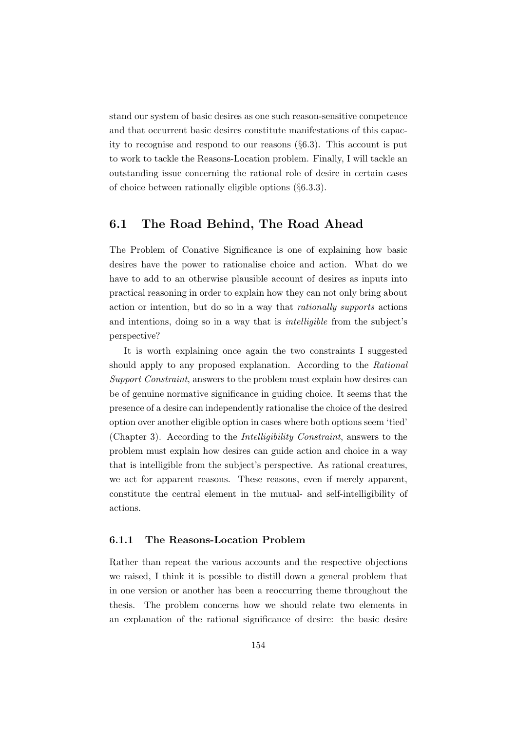stand our system of basic desires as one such reason-sensitive competence and that occurrent basic desires constitute manifestations of this capacity to recognise and respond to our reasons (§6.3). This account is put to work to tackle the Reasons-Location problem. Finally, I will tackle an outstanding issue concerning the rational role of desire in certain cases of choice between rationally eligible options (§6.3.3).

## 6.1 The Road Behind, The Road Ahead

The Problem of Conative Significance is one of explaining how basic desires have the power to rationalise choice and action. What do we have to add to an otherwise plausible account of desires as inputs into practical reasoning in order to explain how they can not only bring about action or intention, but do so in a way that *rationally supports* actions and intentions, doing so in a way that is *intelligible* from the subject's perspective?

It is worth explaining once again the two constraints I suggested should apply to any proposed explanation. According to the *Rational Support Constraint*, answers to the problem must explain how desires can be of genuine normative significance in guiding choice. It seems that the presence of a desire can independently rationalise the choice of the desired option over another eligible option in cases where both options seem 'tied' (Chapter 3). According to the *Intelligibility Constraint*, answers to the problem must explain how desires can guide action and choice in a way that is intelligible from the subject's perspective. As rational creatures, we act for apparent reasons. These reasons, even if merely apparent, constitute the central element in the mutual- and self-intelligibility of actions.

### 6.1.1 The Reasons-Location Problem

Rather than repeat the various accounts and the respective objections we raised, I think it is possible to distill down a general problem that in one version or another has been a reoccurring theme throughout the thesis. The problem concerns how we should relate two elements in an explanation of the rational significance of desire: the basic desire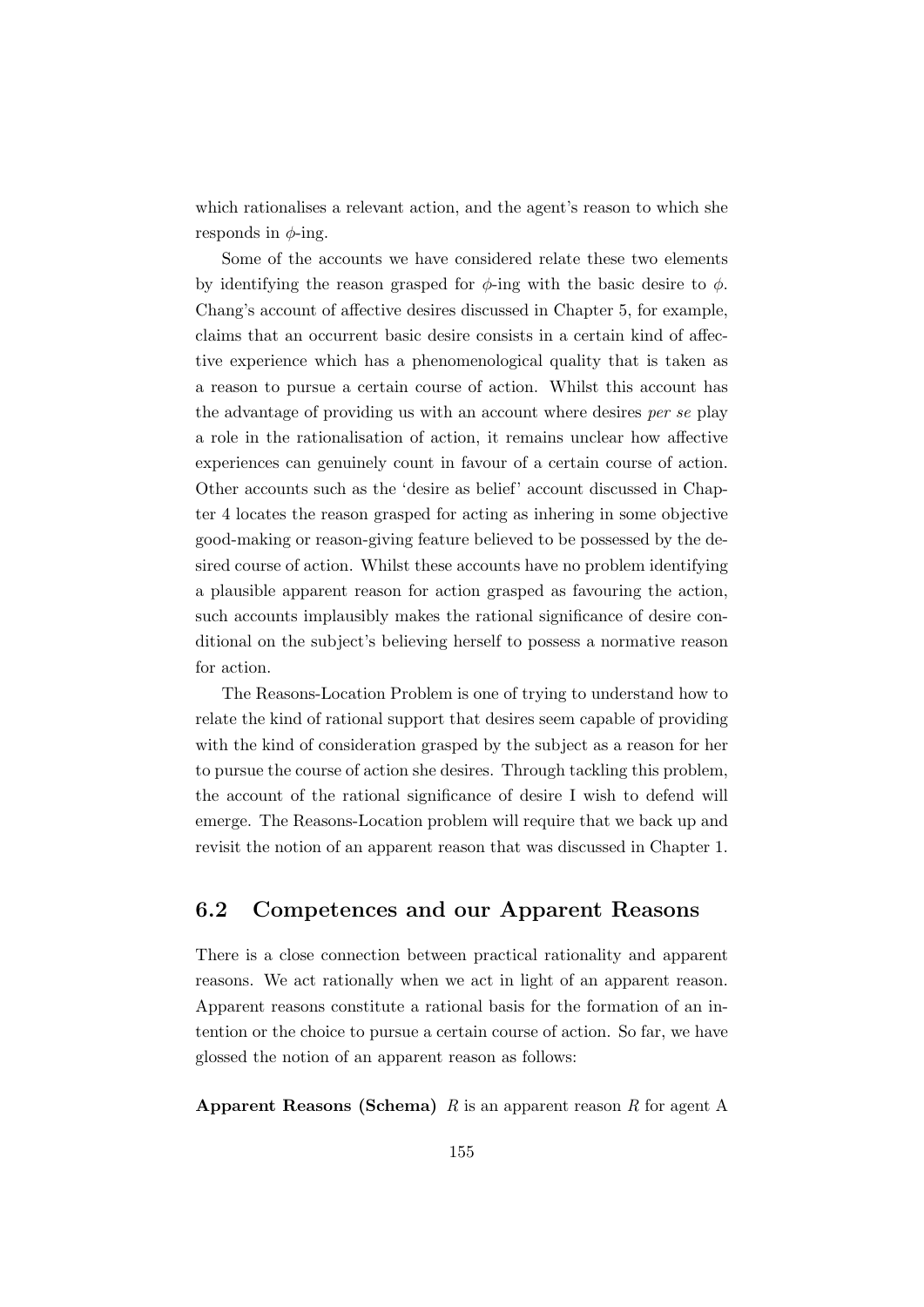which rationalises a relevant action, and the agent's reason to which she responds in $\phi$-ing.

Some of the accounts we have considered relate these two elements by identifying the reason grasped for $\phi$-ing with the basic desire to $\phi$. Chang's account of affective desires discussed in Chapter 5, for example, claims that an occurrent basic desire consists in a certain kind of affective experience which has a phenomenological quality that is taken as a reason to pursue a certain course of action. Whilst this account has the advantage of providing us with an account where desires *per se* play a role in the rationalisation of action, it remains unclear how affective experiences can genuinely count in favour of a certain course of action. Other accounts such as the 'desire as belief' account discussed in Chapter 4 locates the reason grasped for acting as inhering in some objective good-making or reason-giving feature believed to be possessed by the desired course of action. Whilst these accounts have no problem identifying a plausible apparent reason for action grasped as favouring the action, such accounts implausibly makes the rational significance of desire conditional on the subject's believing herself to possess a normative reason for action.

The Reasons-Location Problem is one of trying to understand how to relate the kind of rational support that desires seem capable of providing with the kind of consideration grasped by the subject as a reason for her to pursue the course of action she desires. Through tackling this problem, the account of the rational significance of desire I wish to defend will emerge. The Reasons-Location problem will require that we back up and revisit the notion of an apparent reason that was discussed in Chapter 1.

## 6.2 Competences and our Apparent Reasons

There is a close connection between practical rationality and apparent reasons. We act rationally when we act in light of an apparent reason. Apparent reasons constitute a rational basis for the formation of an intention or the choice to pursue a certain course of action. So far, we have glossed the notion of an apparent reason as follows:

**Apparent Reasons (Schema)** $R$ is an apparent reason $R$ for agent A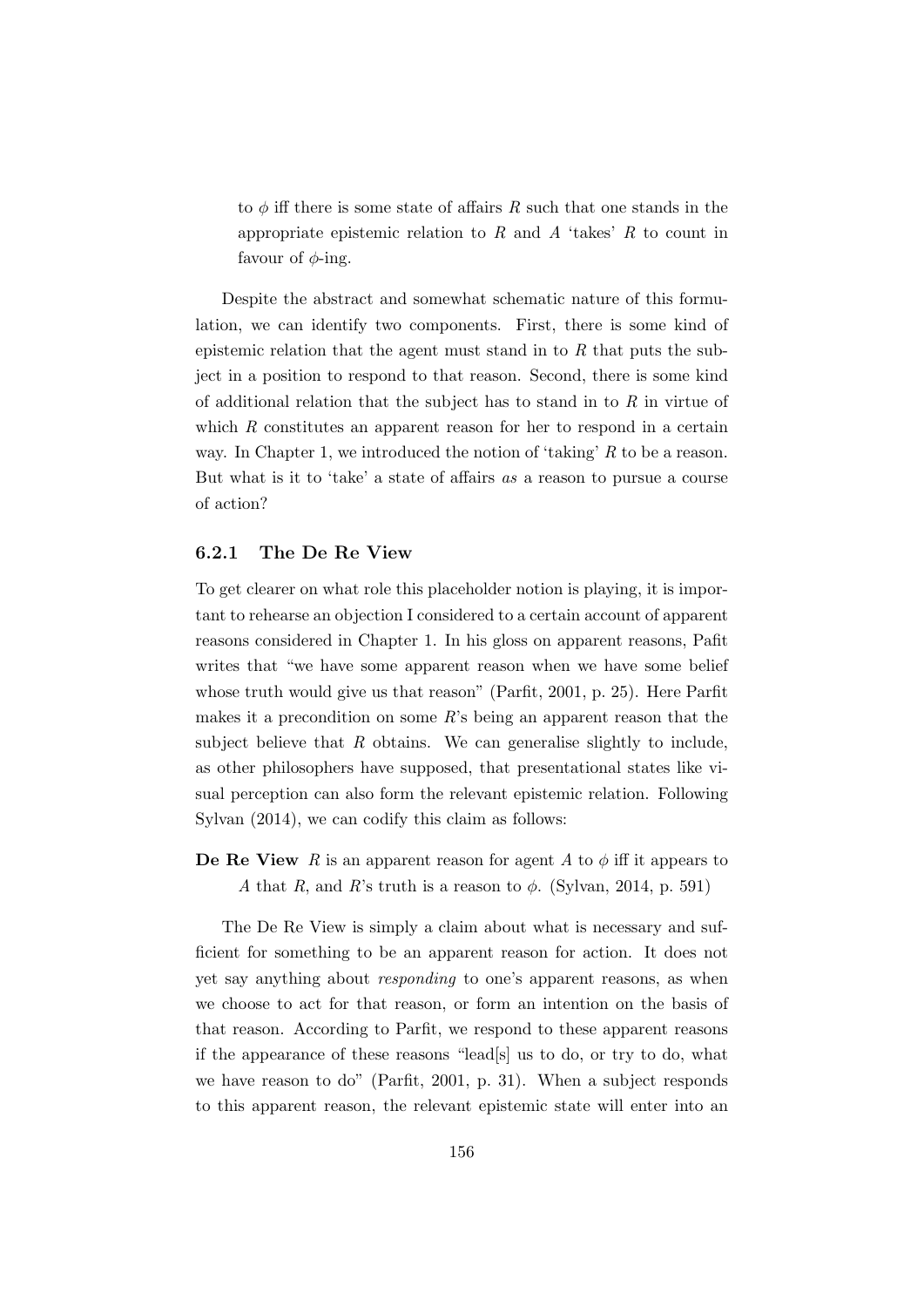to $\phi$ iff there is some state of affairs $R$ such that one stands in the appropriate epistemic relation to $R$ and $A$ 'takes' $R$ to count in favour of $\phi$-ing.

Despite the abstract and somewhat schematic nature of this formulation, we can identify two components. First, there is some kind of epistemic relation that the agent must stand in to $R$ that puts the subject in a position to respond to that reason. Second, there is some kind of additional relation that the subject has to stand in to $R$ in virtue of which $R$ constitutes an apparent reason for her to respond in a certain way. In Chapter 1, we introduced the notion of 'taking' $R$ to be a reason. But what is it to 'take' a state of affairs *as* a reason to pursue a course of action?

### 6.2.1 The De Re View

To get clearer on what role this placeholder notion is playing, it is important to rehearse an objection I considered to a certain account of apparent reasons considered in Chapter 1. In his gloss on apparent reasons, Pafit writes that "we have some apparent reason when we have some belief whose truth would give us that reason" (Parfit, 2001, p. 25). Here Parfit makes it a precondition on some $R$'s being an apparent reason that the subject believe that $R$ obtains. We can generalise slightly to include, as other philosophers have supposed, that presentational states like visual perception can also form the relevant epistemic relation. Following Sylvan (2014), we can codify this claim as follows:

**De Re View** $R$ is an apparent reason for agent $A$ to $\phi$ iff it appears to $A$ that $R$, and $R$'s truth is a reason to $\phi$. (Sylvan, 2014, p. 591)

The De Re View is simply a claim about what is necessary and sufficient for something to be an apparent reason for action. It does not yet say anything about *responding* to one's apparent reasons, as when we choose to act for that reason, or form an intention on the basis of that reason. According to Parfit, we respond to these apparent reasons if the appearance of these reasons "lead[s] us to do, or try to do, what we have reason to do" (Parfit, 2001, p. 31). When a subject responds to this apparent reason, the relevant epistemic state will enter into an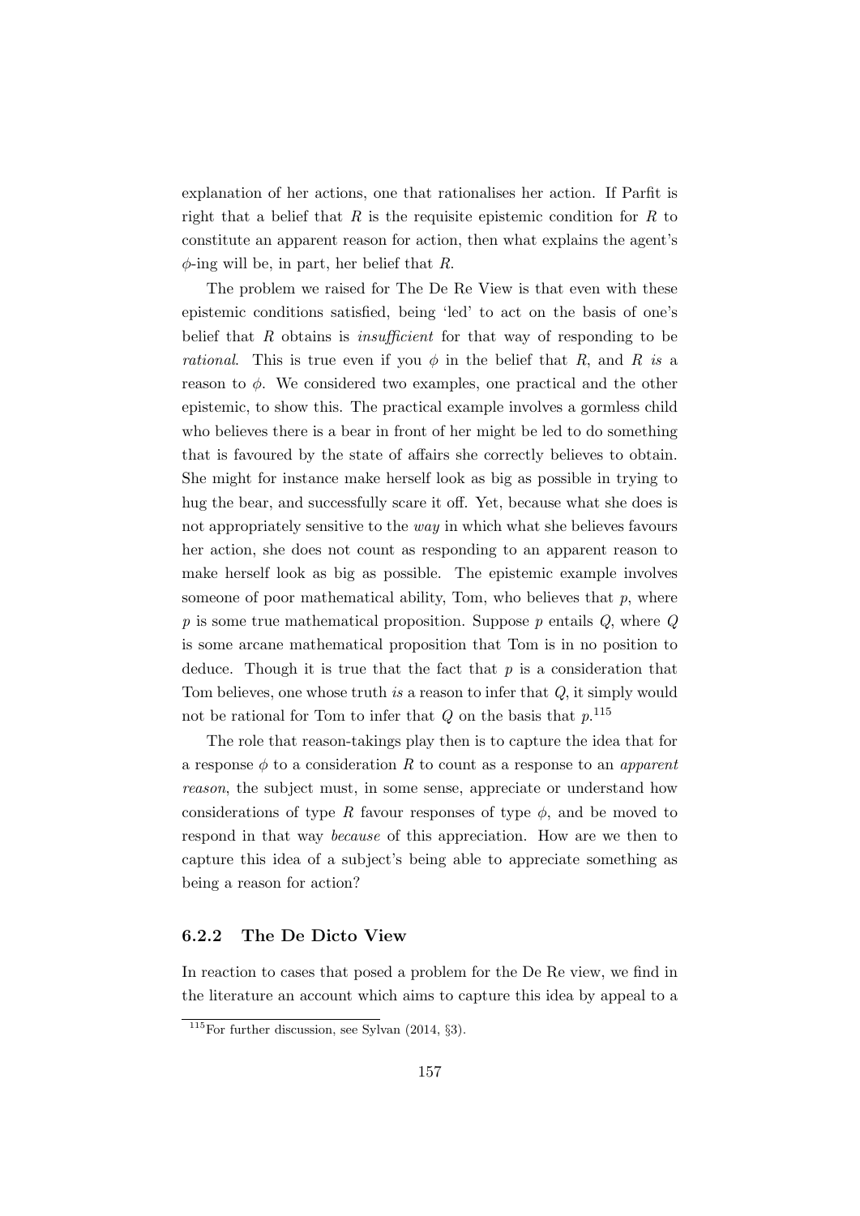explanation of her actions, one that rationalises her action. If Parfit is right that a belief that $R$ is the requisite epistemic condition for $R$ to constitute an apparent reason for action, then what explains the agent's $\phi$-ing will be, in part, her belief that $R$.

The problem we raised for The De Re View is that even with these epistemic conditions satisfied, being 'led' to act on the basis of one's belief that $R$ obtains is *insufficient* for that way of responding to be *rational*. This is true even if you $\phi$ in the belief that $R$, and $R$ *is* a reason to $\phi$. We considered two examples, one practical and the other epistemic, to show this. The practical example involves a gormless child who believes there is a bear in front of her might be led to do something that is favoured by the state of affairs she correctly believes to obtain. She might for instance make herself look as big as possible in trying to hug the bear, and successfully scare it off. Yet, because what she does is not appropriately sensitive to the *way* in which what she believes favours her action, she does not count as responding to an apparent reason to make herself look as big as possible. The epistemic example involves someone of poor mathematical ability, Tom, who believes that $p$, where $p$ is some true mathematical proposition. Suppose $p$ entails $Q$, where $Q$ is some arcane mathematical proposition that Tom is in no position to deduce. Though it is true that the fact that $p$ is a consideration that Tom believes, one whose truth *is* a reason to infer that $Q$, it simply would not be rational for Tom to infer that $Q$ on the basis that $p$.[115]

The role that reason-takings play then is to capture the idea that for a response $\phi$ to a consideration $R$ to count as a response to an *apparent reason*, the subject must, in some sense, appreciate or understand how considerations of type $R$ favour responses of type $\phi$, and be moved to respond in that way *because* of this appreciation. How are we then to capture this idea of a subject's being able to appreciate something as being a reason for action?

### 6.2.2 The De Dicto View

In reaction to cases that posed a problem for the De Re view, we find in the literature an account which aims to capture this idea by appeal to a

[115]For further discussion, see Sylvan (2014, §3).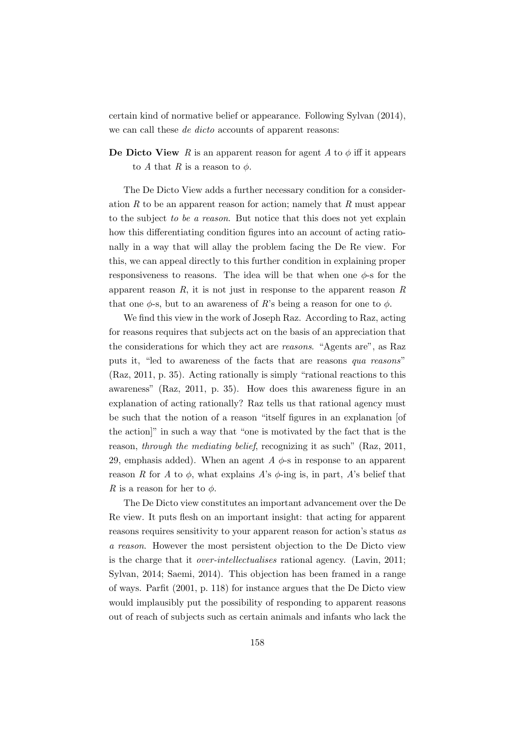certain kind of normative belief or appearance. Following Sylvan (2014), we can call these *de dicto* accounts of apparent reasons:

**De Dicto View** $R$ is an apparent reason for agent $A$ to $\phi$ iff it appears to $A$ that $R$ is a reason to $\phi$.

The De Dicto View adds a further necessary condition for a consideration $R$ to be an apparent reason for action; namely that $R$ must appear to the subject *to be a reason*. But notice that this does not yet explain how this differentiating condition figures into an account of acting rationally in a way that will allay the problem facing the De Re view. For this, we can appeal directly to this further condition in explaining proper responsiveness to reasons. The idea will be that when one $\phi$-s for the apparent reason $R$, it is not just in response to the apparent reason $R$ that one $\phi$-s, but to an awareness of $R$'s being a reason for one to $\phi$.

We find this view in the work of Joseph Raz. According to Raz, acting for reasons requires that subjects act on the basis of an appreciation that the considerations for which they act are *reasons*. "Agents are", as Raz puts it, "led to awareness of the facts that are reasons *qua reasons*" (Raz, 2011, p. 35). Acting rationally is simply "rational reactions to this awareness" (Raz, 2011, p. 35). How does this awareness figure in an explanation of acting rationally? Raz tells us that rational agency must be such that the notion of a reason "itself figures in an explanation [of the action]" in such a way that "one is motivated by the fact that is the reason, *through the mediating belief*, recognizing it as such" (Raz, 2011, 29, emphasis added). When an agent $A$ $\phi$-s in response to an apparent reason $R$ for $A$ to $\phi$, what explains $A$'s $\phi$-ing is, in part, $A$'s belief that $R$ is a reason for her to $\phi$.

The De Dicto view constitutes an important advancement over the De Re view. It puts flesh on an important insight: that acting for apparent reasons requires sensitivity to your apparent reason for action's status *as a reason*. However the most persistent objection to the De Dicto view is the charge that it *over-intellectualises* rational agency. (Lavin, 2011; Sylvan, 2014; Saemi, 2014). This objection has been framed in a range of ways. Parfit (2001, p. 118) for instance argues that the De Dicto view would implausibly put the possibility of responding to apparent reasons out of reach of subjects such as certain animals and infants who lack the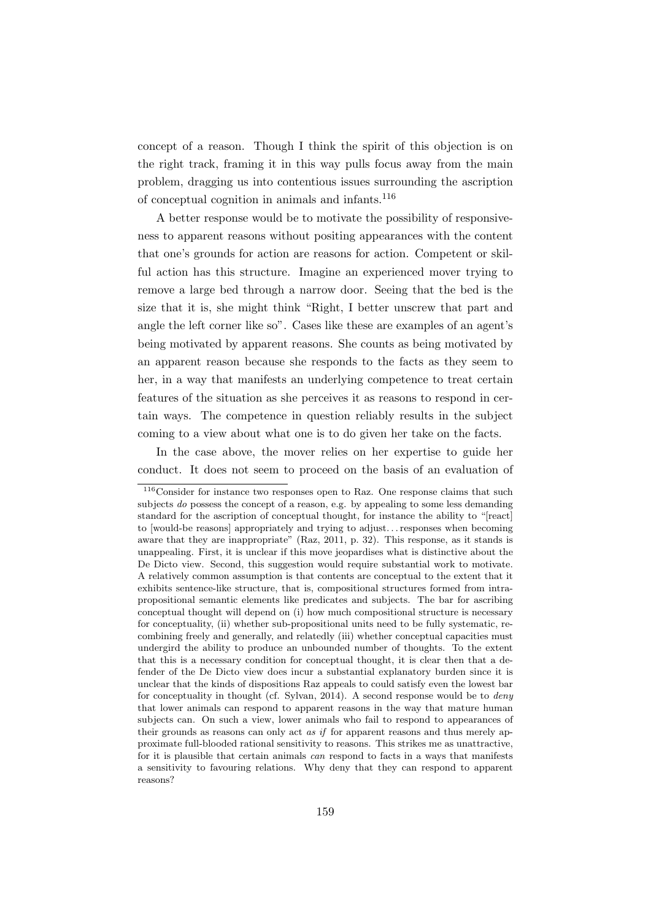concept of a reason. Though I think the spirit of this objection is on the right track, framing it in this way pulls focus away from the main problem, dragging us into contentious issues surrounding the ascription of conceptual cognition in animals and infants.[116]

A better response would be to motivate the possibility of responsiveness to apparent reasons without positing appearances with the content that one's grounds for action are reasons for action. Competent or skilful action has this structure. Imagine an experienced mover trying to remove a large bed through a narrow door. Seeing that the bed is the size that it is, she might think "Right, I better unscrew that part and angle the left corner like so". Cases like these are examples of an agent's being motivated by apparent reasons. She counts as being motivated by an apparent reason because she responds to the facts as they seem to her, in a way that manifests an underlying competence to treat certain features of the situation as she perceives it as reasons to respond in certain ways. The competence in question reliably results in the subject coming to a view about what one is to do given her take on the facts.

In the case above, the mover relies on her expertise to guide her conduct. It does not seem to proceed on the basis of an evaluation of

---

[116] Consider for instance two responses open to Raz. One response claims that such subjects *do* possess the concept of a reason, e.g. by appealing to some less demanding standard for the ascription of conceptual thought, for instance the ability to "[react] to [would-be reasons] appropriately and trying to adjust. . . responses when becoming aware that they are inappropriate" (Raz, 2011, p. 32). This response, as it stands is unappealing. First, it is unclear if this move jeopardises what is distinctive about the De Dicto view. Second, this suggestion would require substantial work to motivate. A relatively common assumption is that contents are conceptual to the extent that it exhibits sentence-like structure, that is, compositional structures formed from intra-propositional semantic elements like predicates and subjects. The bar for ascribing conceptual thought will depend on (i) how much compositional structure is necessary for conceptuality, (ii) whether sub-propositional units need to be fully systematic, recombining freely and generally, and relatedly (iii) whether conceptual capacities must undergird the ability to produce an unbounded number of thoughts. To the extent that this is a necessary condition for conceptual thought, it is clear then that a defender of the De Dicto view does incur a substantial explanatory burden since it is unclear that the kinds of dispositions Raz appeals to could satisfy even the lowest bar for conceptuality in thought (cf. Sylvan, 2014). A second response would be to *deny* that lower animals can respond to apparent reasons in the way that mature human subjects can. On such a view, lower animals who fail to respond to appearances of their grounds as reasons can only act *as if* for apparent reasons and thus merely approximate full-blooded rational sensitivity to reasons. This strikes me as unattractive, for it is plausible that certain animals *can* respond to facts in a ways that manifests a sensitivity to favouring relations. Why deny that they can respond to apparent reasons?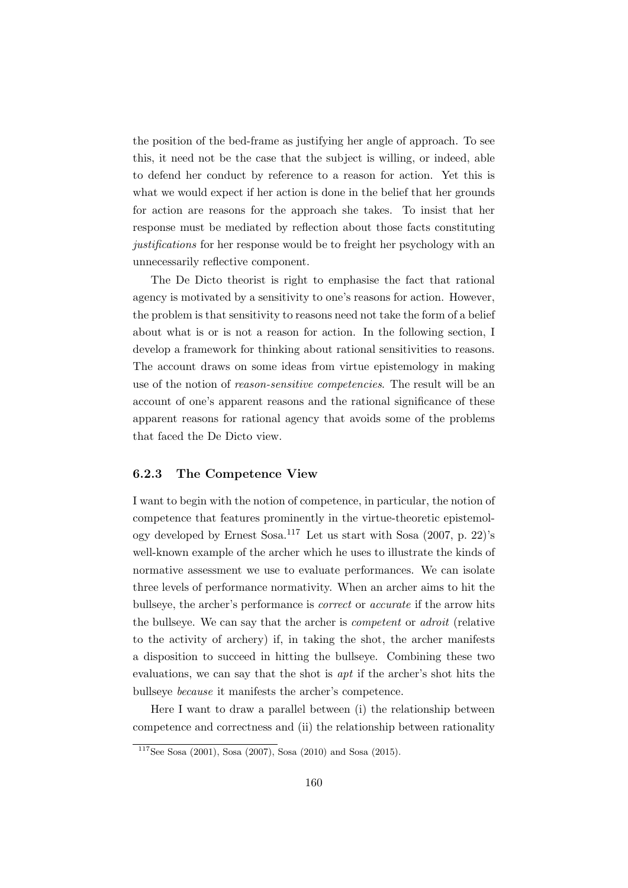the position of the bed-frame as justifying her angle of approach. To see this, it need not be the case that the subject is willing, or indeed, able to defend her conduct by reference to a reason for action. Yet this is what we would expect if her action is done in the belief that her grounds for action are reasons for the approach she takes. To insist that her response must be mediated by reflection about those facts constituting *justifications* for her response would be to freight her psychology with an unnecessarily reflective component.

The De Dicto theorist is right to emphasise the fact that rational agency is motivated by a sensitivity to one's reasons for action. However, the problem is that sensitivity to reasons need not take the form of a belief about what is or is not a reason for action. In the following section, I develop a framework for thinking about rational sensitivities to reasons. The account draws on some ideas from virtue epistemology in making use of the notion of *reason-sensitive competencies*. The result will be an account of one's apparent reasons and the rational significance of these apparent reasons for rational agency that avoids some of the problems that faced the De Dicto view.

### 6.2.3 The Competence View

I want to begin with the notion of competence, in particular, the notion of competence that features prominently in the virtue-theoretic epistemology developed by Ernest Sosa.[117] Let us start with Sosa (2007, p. 22)'s well-known example of the archer which he uses to illustrate the kinds of normative assessment we use to evaluate performances. We can isolate three levels of performance normativity. When an archer aims to hit the bullseye, the archer's performance is *correct* or *accurate* if the arrow hits the bullseye. We can say that the archer is *competent* or *adroit* (relative to the activity of archery) if, in taking the shot, the archer manifests a disposition to succeed in hitting the bullseye. Combining these two evaluations, we can say that the shot is *apt* if the archer's shot hits the bullseye *because* it manifests the archer's competence.

Here I want to draw a parallel between (i) the relationship between competence and correctness and (ii) the relationship between rationality

[117] See Sosa (2001), Sosa (2007), Sosa (2010) and Sosa (2015).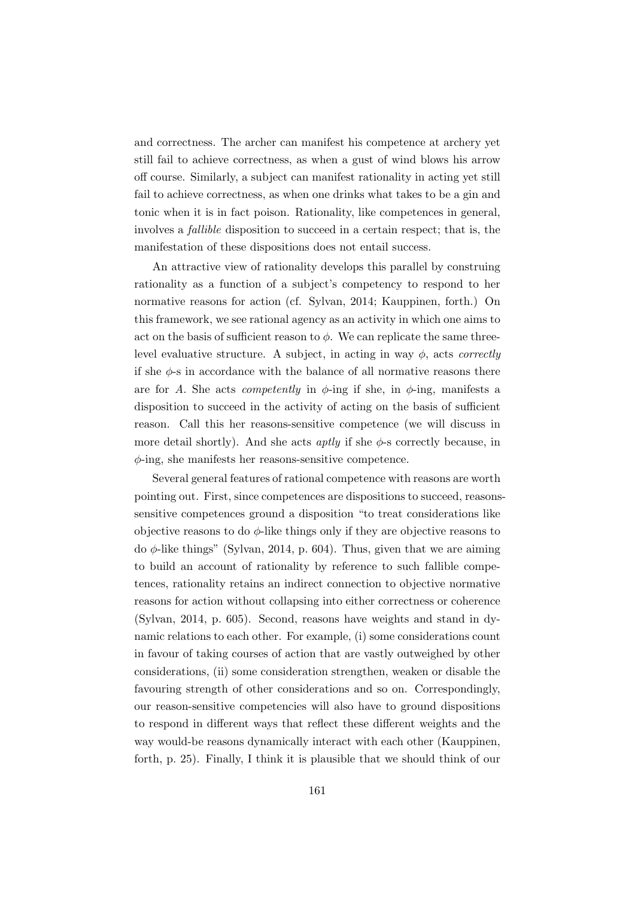and correctness. The archer can manifest his competence at archery yet still fail to achieve correctness, as when a gust of wind blows his arrow off course. Similarly, a subject can manifest rationality in acting yet still fail to achieve correctness, as when one drinks what takes to be a gin and tonic when it is in fact poison. Rationality, like competences in general, involves a *fallible* disposition to succeed in a certain respect; that is, the manifestation of these dispositions does not entail success.

An attractive view of rationality develops this parallel by construing rationality as a function of a subject's competency to respond to her normative reasons for action (cf. Sylvan, 2014; Kauppinen, forth.) On this framework, we see rational agency as an activity in which one aims to act on the basis of sufficient reason to $\phi$. We can replicate the same three-level evaluative structure. A subject, in acting in way $\phi$, acts *correctly* if she $\phi$-s in accordance with the balance of all normative reasons there are for $A$. She acts *competently* in $\phi$-ing if she, in $\phi$-ing, manifests a disposition to succeed in the activity of acting on the basis of sufficient reason. Call this her reasons-sensitive competence (we will discuss in more detail shortly). And she acts *aptly* if she $\phi$-s correctly because, in $\phi$-ing, she manifests her reasons-sensitive competence.

Several general features of rational competence with reasons are worth pointing out. First, since competences are dispositions to succeed, reasons-sensitive competences ground a disposition "to treat considerations like objective reasons to do $\phi$-like things only if they are objective reasons to do $\phi$-like things" (Sylvan, 2014, p. 604). Thus, given that we are aiming to build an account of rationality by reference to such fallible competences, rationality retains an indirect connection to objective normative reasons for action without collapsing into either correctness or coherence (Sylvan, 2014, p. 605). Second, reasons have weights and stand in dynamic relations to each other. For example, (i) some considerations count in favour of taking courses of action that are vastly outweighed by other considerations, (ii) some consideration strengthen, weaken or disable the favouring strength of other considerations and so on. Correspondingly, our reason-sensitive competencies will also have to ground dispositions to respond in different ways that reflect these different weights and the way would-be reasons dynamically interact with each other (Kauppinen, forth, p. 25). Finally, I think it is plausible that we should think of our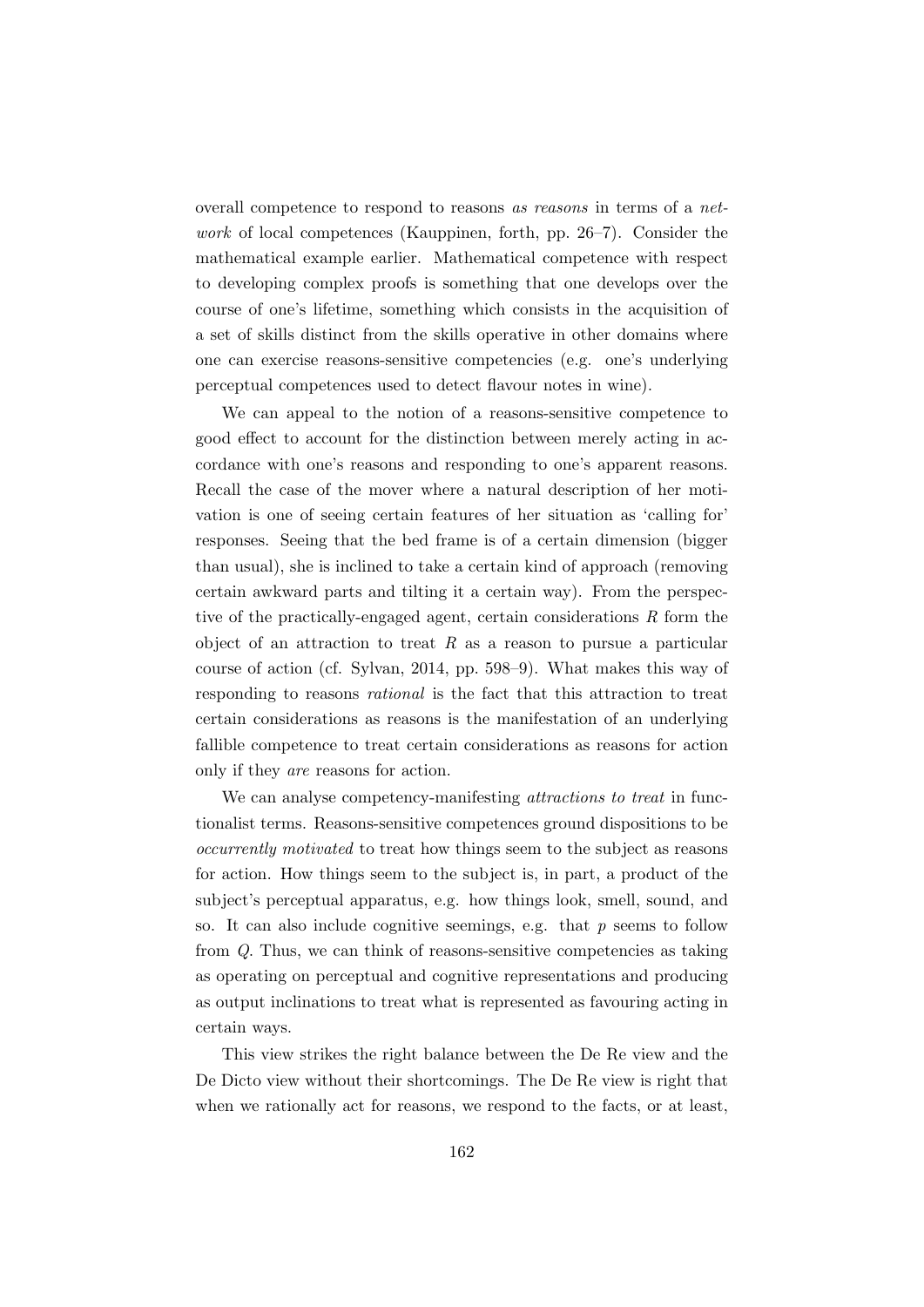overall competence to respond to reasons *as reasons* in terms of a *network* of local competences (Kauppinen, forth, pp. 26–7). Consider the mathematical example earlier. Mathematical competence with respect to developing complex proofs is something that one develops over the course of one's lifetime, something which consists in the acquisition of a set of skills distinct from the skills operative in other domains where one can exercise reasons-sensitive competencies (e.g. one's underlying perceptual competences used to detect flavour notes in wine).

We can appeal to the notion of a reasons-sensitive competence to good effect to account for the distinction between merely acting in accordance with one's reasons and responding to one's apparent reasons. Recall the case of the mover where a natural description of her motivation is one of seeing certain features of her situation as 'calling for' responses. Seeing that the bed frame is of a certain dimension (bigger than usual), she is inclined to take a certain kind of approach (removing certain awkward parts and tilting it a certain way). From the perspective of the practically-engaged agent, certain considerations $R$ form the object of an attraction to treat $R$ as a reason to pursue a particular course of action (cf. Sylvan, 2014, pp. 598–9). What makes this way of responding to reasons *rational* is the fact that this attraction to treat certain considerations as reasons is the manifestation of an underlying fallible competence to treat certain considerations as reasons for action only if they *are* reasons for action.

We can analyse competency-manifesting *attractions to treat* in functionalist terms. Reasons-sensitive competences ground dispositions to be *occurrently motivated* to treat how things seem to the subject as reasons for action. How things seem to the subject is, in part, a product of the subject's perceptual apparatus, e.g. how things look, smell, sound, and so. It can also include cognitive seemings, e.g. that $p$ seems to follow from $Q$. Thus, we can think of reasons-sensitive competencies as taking as operating on perceptual and cognitive representations and producing as output inclinations to treat what is represented as favouring acting in certain ways.

This view strikes the right balance between the De Re view and the De Dicto view without their shortcomings. The De Re view is right that when we rationally act for reasons, we respond to the facts, or at least,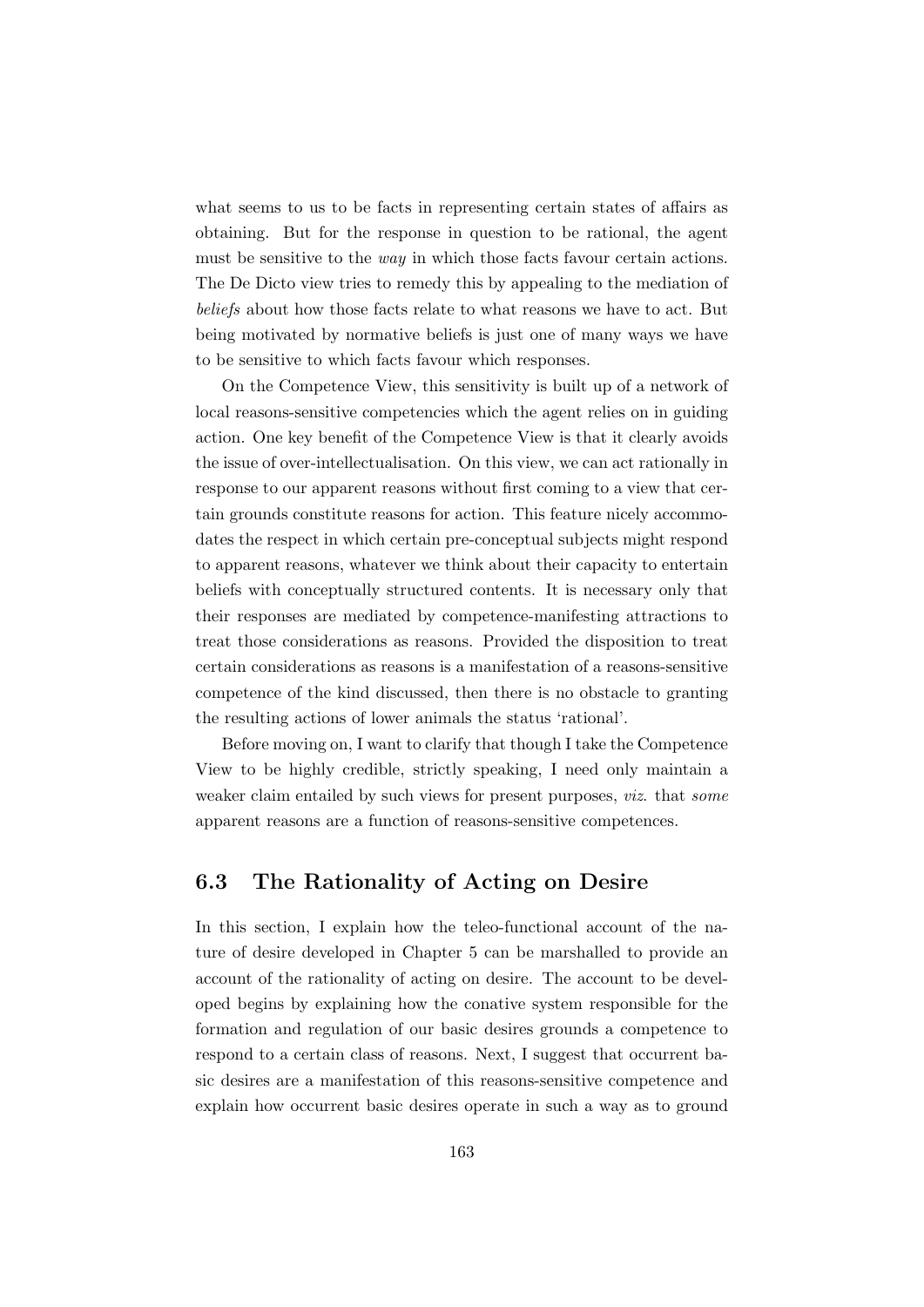what seems to us to be facts in representing certain states of affairs as obtaining. But for the response in question to be rational, the agent must be sensitive to the *way* in which those facts favour certain actions. The De Dicto view tries to remedy this by appealing to the mediation of *beliefs* about how those facts relate to what reasons we have to act. But being motivated by normative beliefs is just one of many ways we have to be sensitive to which facts favour which responses.

On the Competence View, this sensitivity is built up of a network of local reasons-sensitive competencies which the agent relies on in guiding action. One key benefit of the Competence View is that it clearly avoids the issue of over-intellectualisation. On this view, we can act rationally in response to our apparent reasons without first coming to a view that certain grounds constitute reasons for action. This feature nicely accommodates the respect in which certain pre-conceptual subjects might respond to apparent reasons, whatever we think about their capacity to entertain beliefs with conceptually structured contents. It is necessary only that their responses are mediated by competence-manifesting attractions to treat those considerations as reasons. Provided the disposition to treat certain considerations as reasons is a manifestation of a reasons-sensitive competence of the kind discussed, then there is no obstacle to granting the resulting actions of lower animals the status 'rational'.

Before moving on, I want to clarify that though I take the Competence View to be highly credible, strictly speaking, I need only maintain a weaker claim entailed by such views for present purposes, *viz.* that *some* apparent reasons are a function of reasons-sensitive competences.

## 6.3 The Rationality of Acting on Desire

In this section, I explain how the teleo-functional account of the nature of desire developed in Chapter 5 can be marshalled to provide an account of the rationality of acting on desire. The account to be developed begins by explaining how the conative system responsible for the formation and regulation of our basic desires grounds a competence to respond to a certain class of reasons. Next, I suggest that occurrent basic desires are a manifestation of this reasons-sensitive competence and explain how occurrent basic desires operate in such a way as to ground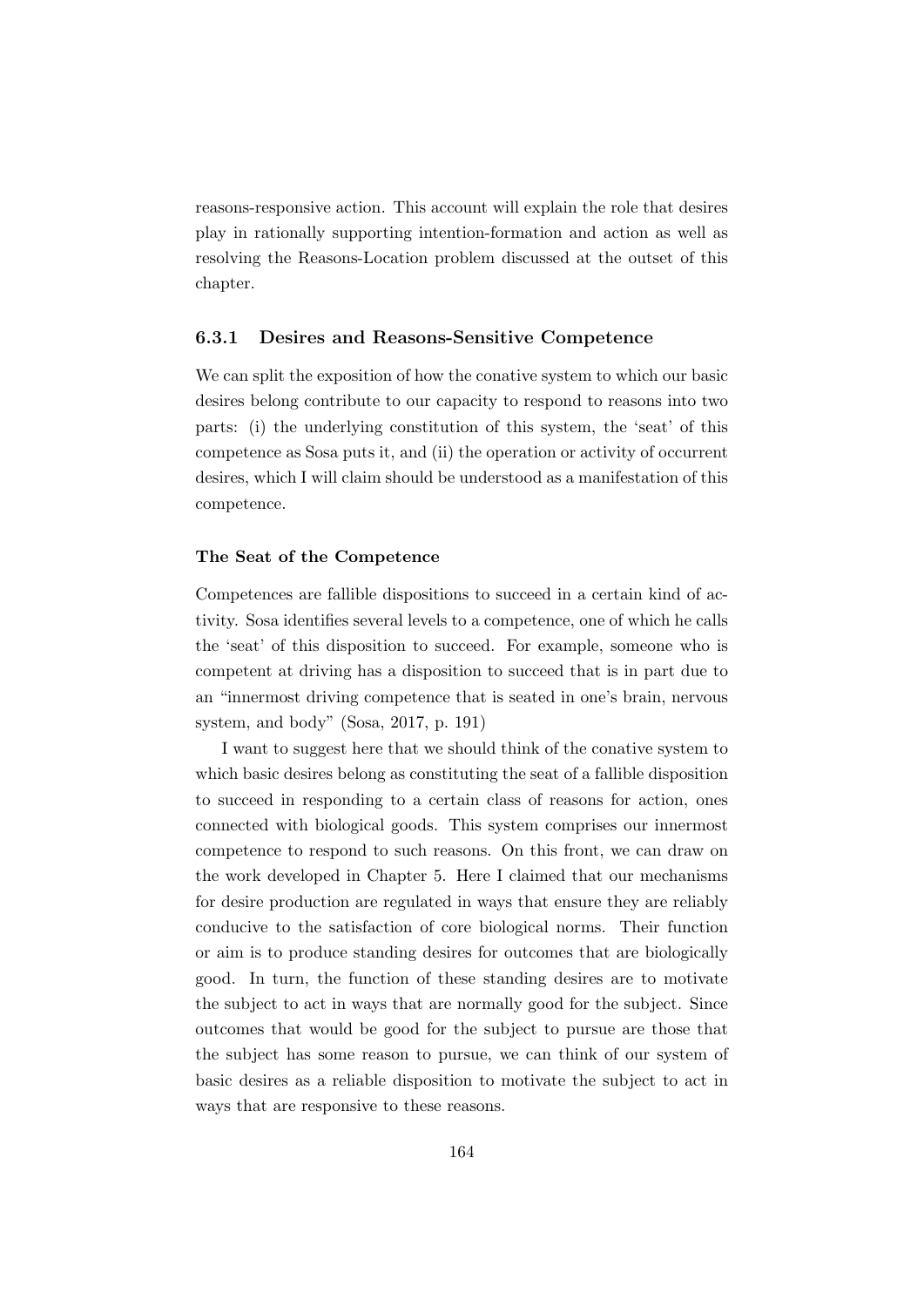reasons-responsive action. This account will explain the role that desires play in rationally supporting intention-formation and action as well as resolving the Reasons-Location problem discussed at the outset of this chapter.

### 6.3.1 Desires and Reasons-Sensitive Competence

We can split the exposition of how the conative system to which our basic desires belong contribute to our capacity to respond to reasons into two parts: (i) the underlying constitution of this system, the 'seat' of this competence as Sosa puts it, and (ii) the operation or activity of occurrent desires, which I will claim should be understood as a manifestation of this competence.

#### The Seat of the Competence

Competences are fallible dispositions to succeed in a certain kind of activity. Sosa identifies several levels to a competence, one of which he calls the 'seat' of this disposition to succeed. For example, someone who is competent at driving has a disposition to succeed that is in part due to an "innermost driving competence that is seated in one's brain, nervous system, and body" (Sosa, 2017, p. 191)

I want to suggest here that we should think of the conative system to which basic desires belong as constituting the seat of a fallible disposition to succeed in responding to a certain class of reasons for action, ones connected with biological goods. This system comprises our innermost competence to respond to such reasons. On this front, we can draw on the work developed in Chapter 5. Here I claimed that our mechanisms for desire production are regulated in ways that ensure they are reliably conducive to the satisfaction of core biological norms. Their function or aim is to produce standing desires for outcomes that are biologically good. In turn, the function of these standing desires are to motivate the subject to act in ways that are normally good for the subject. Since outcomes that would be good for the subject to pursue are those that the subject has some reason to pursue, we can think of our system of basic desires as a reliable disposition to motivate the subject to act in ways that are responsive to these reasons.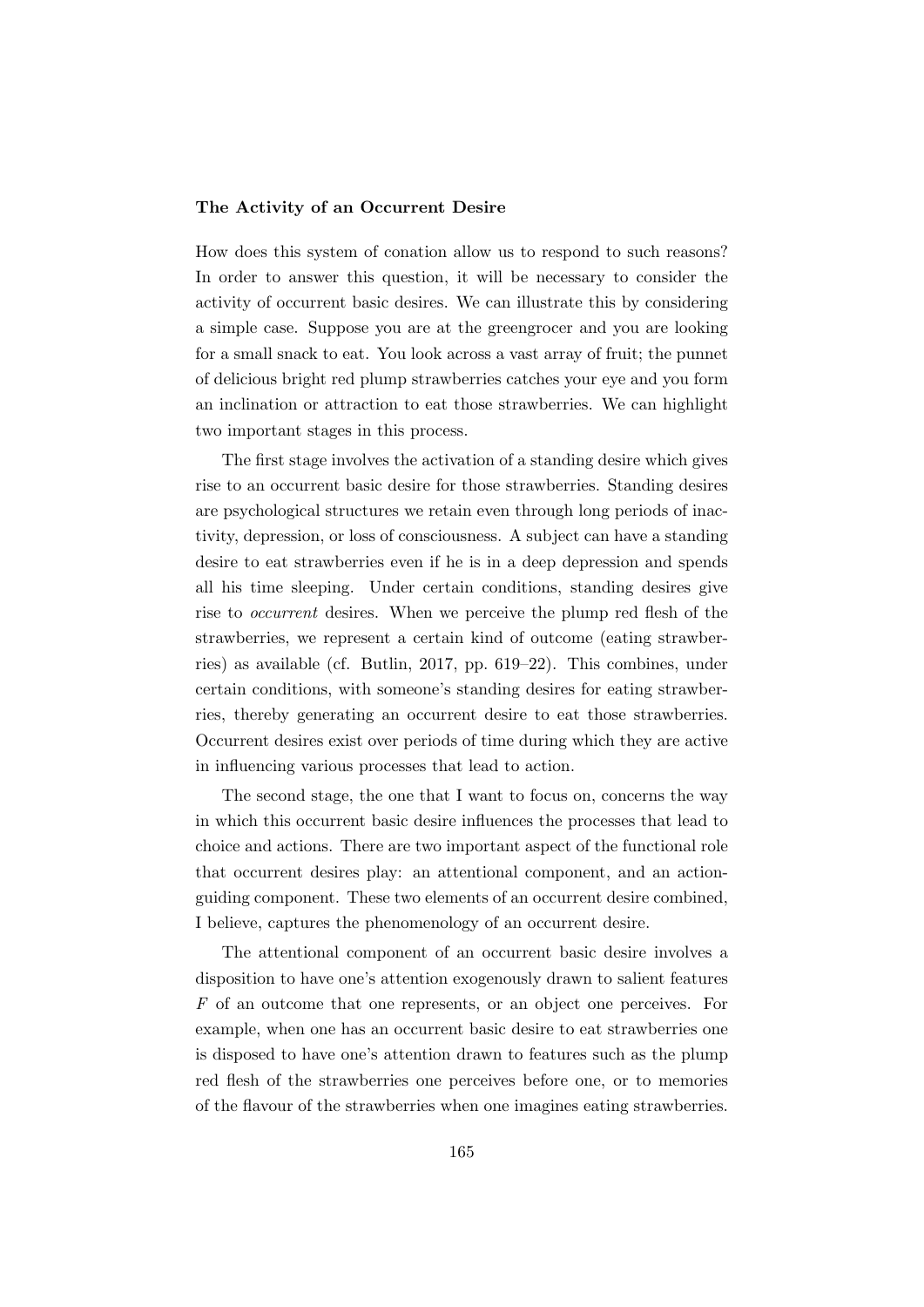**The Activity of an Occurrent Desire**

How does this system of conation allow us to respond to such reasons? In order to answer this question, it will be necessary to consider the activity of occurrent basic desires. We can illustrate this by considering a simple case. Suppose you are at the greengrocer and you are looking for a small snack to eat. You look across a vast array of fruit; the punnet of delicious bright red plump strawberries catches your eye and you form an inclination or attraction to eat those strawberries. We can highlight two important stages in this process.

The first stage involves the activation of a standing desire which gives rise to an occurrent basic desire for those strawberries. Standing desires are psychological structures we retain even through long periods of inactivity, depression, or loss of consciousness. A subject can have a standing desire to eat strawberries even if he is in a deep depression and spends all his time sleeping. Under certain conditions, standing desires give rise to *occurrent* desires. When we perceive the plump red flesh of the strawberries, we represent a certain kind of outcome (eating strawberries) as available (cf. Butlin, 2017, pp. 619–22). This combines, under certain conditions, with someone's standing desires for eating strawberries, thereby generating an occurrent desire to eat those strawberries. Occurrent desires exist over periods of time during which they are active in influencing various processes that lead to action.

The second stage, the one that I want to focus on, concerns the way in which this occurrent basic desire influences the processes that lead to choice and actions. There are two important aspect of the functional role that occurrent desires play: an attentional component, and an action-guiding component. These two elements of an occurrent desire combined, I believe, captures the phenomenology of an occurrent desire.

The attentional component of an occurrent basic desire involves a disposition to have one's attention exogenously drawn to salient features $F$ of an outcome that one represents, or an object one perceives. For example, when one has an occurrent basic desire to eat strawberries one is disposed to have one's attention drawn to features such as the plump red flesh of the strawberries one perceives before one, or to memories of the flavour of the strawberries when one imagines eating strawberries.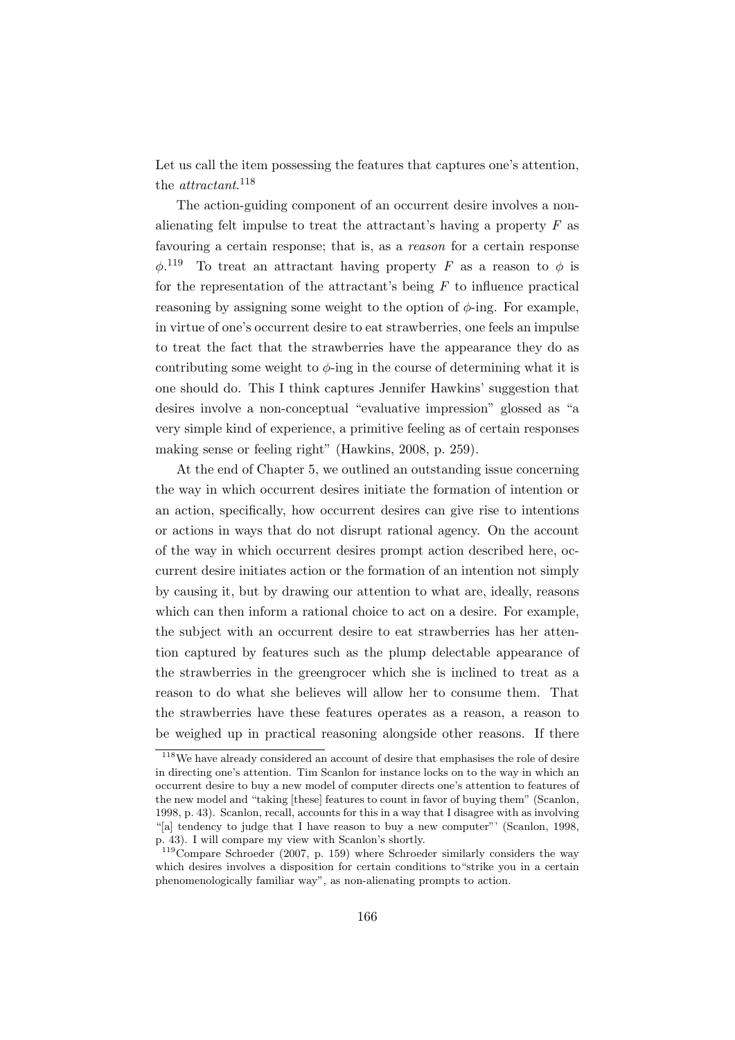Let us call the item possessing the features that captures one's attention, the *attractant*.[118]

The action-guiding component of an occurrent desire involves a non-alienating felt impulse to treat the attractant's having a property $F$ as favouring a certain response; that is, as a *reason* for a certain response $\phi$.[119] To treat an attractant having property $F$ as a reason to $\phi$ is for the representation of the attractant's being $F$ to influence practical reasoning by assigning some weight to the option of $\phi$-ing. For example, in virtue of one's occurrent desire to eat strawberries, one feels an impulse to treat the fact that the strawberries have the appearance they do as contributing some weight to $\phi$-ing in the course of determining what it is one should do. This I think captures Jennifer Hawkins' suggestion that desires involve a non-conceptual "evaluative impression" glossed as "a very simple kind of experience, a primitive feeling as of certain responses making sense or feeling right" (Hawkins, 2008, p. 259).

At the end of Chapter 5, we outlined an outstanding issue concerning the way in which occurrent desires initiate the formation of intention or an action, specifically, how occurrent desires can give rise to intentions or actions in ways that do not disrupt rational agency. On the account of the way in which occurrent desires prompt action described here, occurrent desire initiates action or the formation of an intention not simply by causing it, but by drawing our attention to what are, ideally, reasons which can then inform a rational choice to act on a desire. For example, the subject with an occurrent desire to eat strawberries has her attention captured by features such as the plump delectable appearance of the strawberries in the greengrocer which she is inclined to treat as a reason to do what she believes will allow her to consume them. That the strawberries have these features operates as a reason, a reason to be weighed up in practical reasoning alongside other reasons. If there

---

[118] We have already considered an account of desire that emphasises the role of desire in directing one's attention. Tim Scanlon for instance locks on to the way in which an occurrent desire to buy a new model of computer directs one's attention to features of the new model and "taking [these] features to count in favor of buying them" (Scanlon, 1998, p. 43). Scanlon, recall, accounts for this in a way that I disagree with as involving "[a] tendency to judge that I have reason to buy a new computer"' (Scanlon, 1998, p. 43). I will compare my view with Scanlon's shortly.

[119] Compare Schroeder (2007, p. 159) where Schroeder similarly considers the way which desires involves a disposition for certain conditions to"strike you in a certain phenomenologically familiar way", as non-alienating prompts to action.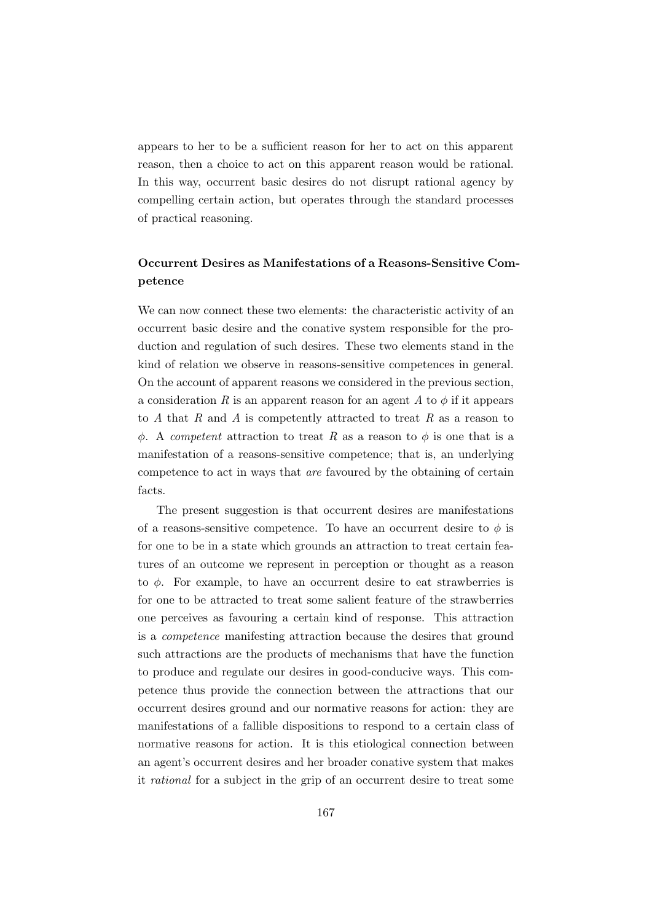appears to her to be a sufficient reason for her to act on this apparent reason, then a choice to act on this apparent reason would be rational. In this way, occurrent basic desires do not disrupt rational agency by compelling certain action, but operates through the standard processes of practical reasoning.

### Occurrent Desires as Manifestations of a Reasons-Sensitive Competence

We can now connect these two elements: the characteristic activity of an occurrent basic desire and the conative system responsible for the production and regulation of such desires. These two elements stand in the kind of relation we observe in reasons-sensitive competences in general. On the account of apparent reasons we considered in the previous section, a consideration $R$ is an apparent reason for an agent $A$ to $\phi$ if it appears to $A$ that $R$ and $A$ is competently attracted to treat $R$ as a reason to $\phi$. A *competent* attraction to treat $R$ as a reason to $\phi$ is one that is a manifestation of a reasons-sensitive competence; that is, an underlying competence to act in ways that *are* favoured by the obtaining of certain facts.

The present suggestion is that occurrent desires are manifestations of a reasons-sensitive competence. To have an occurrent desire to $\phi$ is for one to be in a state which grounds an attraction to treat certain features of an outcome we represent in perception or thought as a reason to $\phi$. For example, to have an occurrent desire to eat strawberries is for one to be attracted to treat some salient feature of the strawberries one perceives as favouring a certain kind of response. This attraction is a *competence* manifesting attraction because the desires that ground such attractions are the products of mechanisms that have the function to produce and regulate our desires in good-conducive ways. This competence thus provide the connection between the attractions that our occurrent desires ground and our normative reasons for action: they are manifestations of a fallible dispositions to respond to a certain class of normative reasons for action. It is this etiological connection between an agent's occurrent desires and her broader conative system that makes it *rational* for a subject in the grip of an occurrent desire to treat some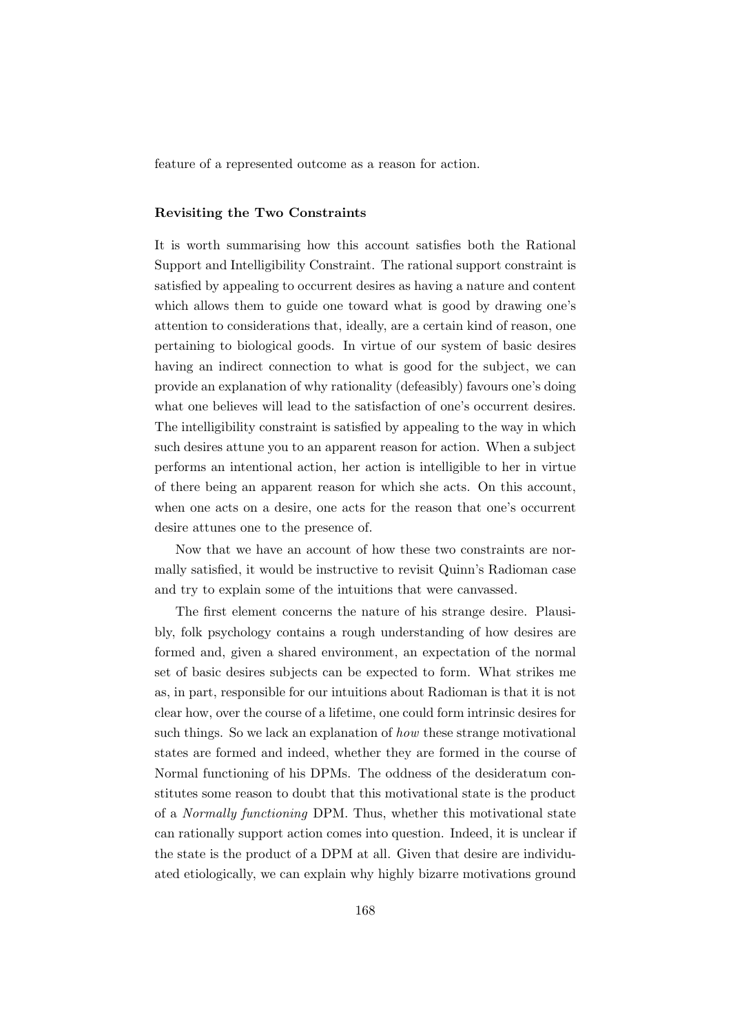feature of a represented outcome as a reason for action.

### Revisiting the Two Constraints

It is worth summarising how this account satisfies both the Rational Support and Intelligibility Constraint. The rational support constraint is satisfied by appealing to occurrent desires as having a nature and content which allows them to guide one toward what is good by drawing one's attention to considerations that, ideally, are a certain kind of reason, one pertaining to biological goods. In virtue of our system of basic desires having an indirect connection to what is good for the subject, we can provide an explanation of why rationality (defeasibly) favours one's doing what one believes will lead to the satisfaction of one's occurrent desires. The intelligibility constraint is satisfied by appealing to the way in which such desires attune you to an apparent reason for action. When a subject performs an intentional action, her action is intelligible to her in virtue of there being an apparent reason for which she acts. On this account, when one acts on a desire, one acts for the reason that one's occurrent desire attunes one to the presence of.

Now that we have an account of how these two constraints are normally satisfied, it would be instructive to revisit Quinn's Radioman case and try to explain some of the intuitions that were canvassed.

The first element concerns the nature of his strange desire. Plausibly, folk psychology contains a rough understanding of how desires are formed and, given a shared environment, an expectation of the normal set of basic desires subjects can be expected to form. What strikes me as, in part, responsible for our intuitions about Radioman is that it is not clear how, over the course of a lifetime, one could form intrinsic desires for such things. So we lack an explanation of *how* these strange motivational states are formed and indeed, whether they are formed in the course of Normal functioning of his DPMs. The oddness of the desideratum constitutes some reason to doubt that this motivational state is the product of a *Normally functioning* DPM. Thus, whether this motivational state can rationally support action comes into question. Indeed, it is unclear if the state is the product of a DPM at all. Given that desire are individuated etiologically, we can explain why highly bizarre motivations ground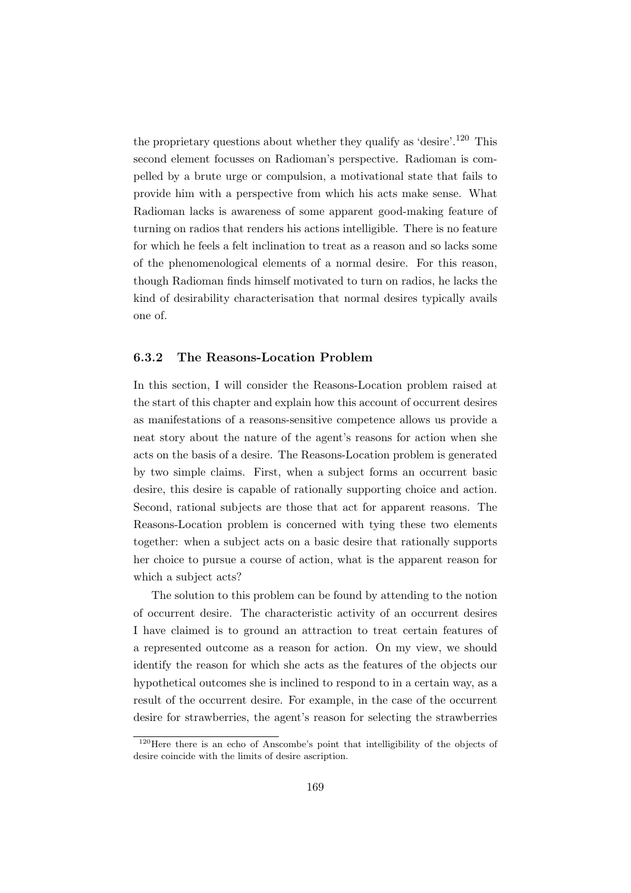the proprietary questions about whether they qualify as 'desire'.[120] This second element focusses on Radioman's perspective. Radioman is compelled by a brute urge or compulsion, a motivational state that fails to provide him with a perspective from which his acts make sense. What Radioman lacks is awareness of some apparent good-making feature of turning on radios that renders his actions intelligible. There is no feature for which he feels a felt inclination to treat as a reason and so lacks some of the phenomenological elements of a normal desire. For this reason, though Radioman finds himself motivated to turn on radios, he lacks the kind of desirability characterisation that normal desires typically avails one of.

### 6.3.2 The Reasons-Location Problem

In this section, I will consider the Reasons-Location problem raised at the start of this chapter and explain how this account of occurrent desires as manifestations of a reasons-sensitive competence allows us provide a neat story about the nature of the agent's reasons for action when she acts on the basis of a desire. The Reasons-Location problem is generated by two simple claims. First, when a subject forms an occurrent basic desire, this desire is capable of rationally supporting choice and action. Second, rational subjects are those that act for apparent reasons. The Reasons-Location problem is concerned with tying these two elements together: when a subject acts on a basic desire that rationally supports her choice to pursue a course of action, what is the apparent reason for which a subject acts?

The solution to this problem can be found by attending to the notion of occurrent desire. The characteristic activity of an occurrent desires I have claimed is to ground an attraction to treat certain features of a represented outcome as a reason for action. On my view, we should identify the reason for which she acts as the features of the objects our hypothetical outcomes she is inclined to respond to in a certain way, as a result of the occurrent desire. For example, in the case of the occurrent desire for strawberries, the agent's reason for selecting the strawberries

[120] Here there is an echo of Anscombe's point that intelligibility of the objects of desire coincide with the limits of desire ascription.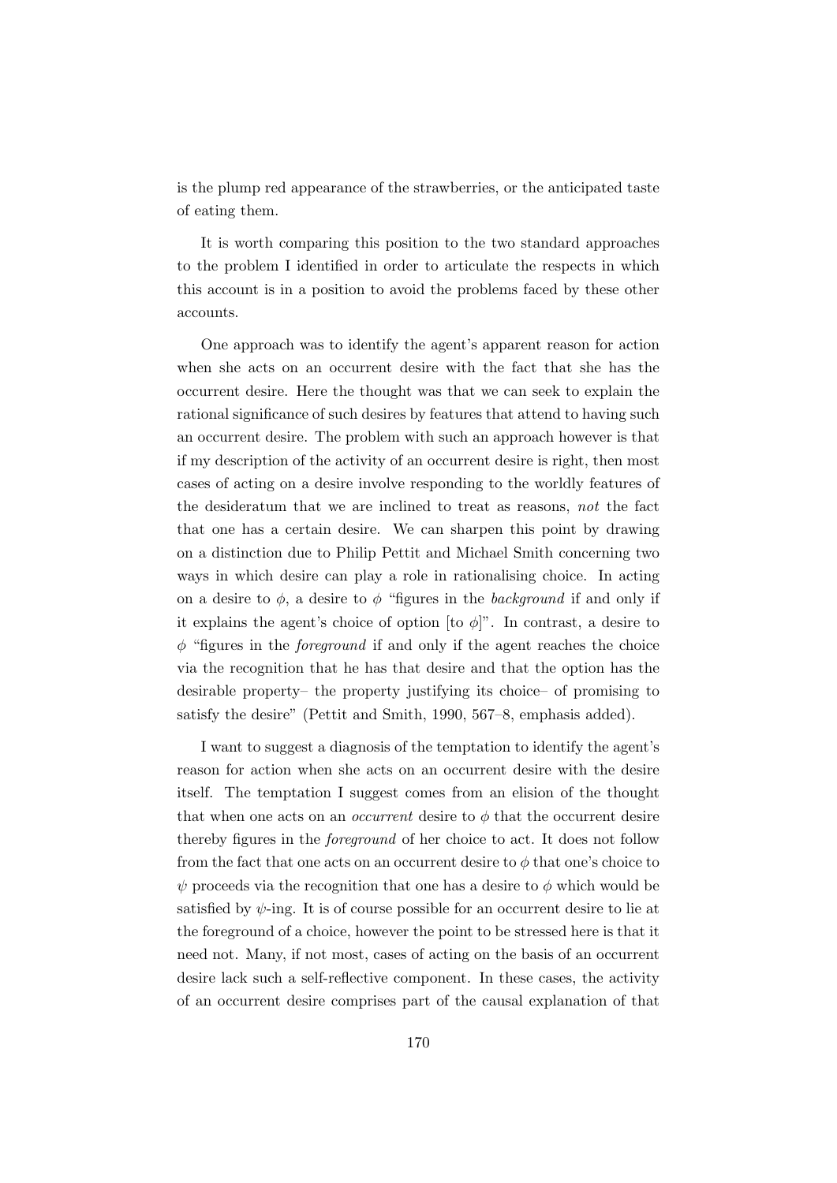is the plump red appearance of the strawberries, or the anticipated taste of eating them.

It is worth comparing this position to the two standard approaches to the problem I identified in order to articulate the respects in which this account is in a position to avoid the problems faced by these other accounts.

One approach was to identify the agent's apparent reason for action when she acts on an occurrent desire with the fact that she has the occurrent desire. Here the thought was that we can seek to explain the rational significance of such desires by features that attend to having such an occurrent desire. The problem with such an approach however is that if my description of the activity of an occurrent desire is right, then most cases of acting on a desire involve responding to the worldly features of the desideratum that we are inclined to treat as reasons, *not* the fact that one has a certain desire. We can sharpen this point by drawing on a distinction due to Philip Pettit and Michael Smith concerning two ways in which desire can play a role in rationalising choice. In acting on a desire to $\phi$, a desire to $\phi$ "figures in the *background* if and only if it explains the agent's choice of option [to $\phi$]". In contrast, a desire to $\phi$ "figures in the *foreground* if and only if the agent reaches the choice via the recognition that he has that desire and that the option has the desirable property– the property justifying its choice– of promising to satisfy the desire" (Pettit and Smith, 1990, 567–8, emphasis added).

I want to suggest a diagnosis of the temptation to identify the agent's reason for action when she acts on an occurrent desire with the desire itself. The temptation I suggest comes from an elision of the thought that when one acts on an *occurrent* desire to $\phi$ that the occurrent desire thereby figures in the *foreground* of her choice to act. It does not follow from the fact that one acts on an occurrent desire to $\phi$ that one's choice to $\psi$ proceeds via the recognition that one has a desire to $\phi$ which would be satisfied by $\psi$-ing. It is of course possible for an occurrent desire to lie at the foreground of a choice, however the point to be stressed here is that it need not. Many, if not most, cases of acting on the basis of an occurrent desire lack such a self-reflective component. In these cases, the activity of an occurrent desire comprises part of the causal explanation of that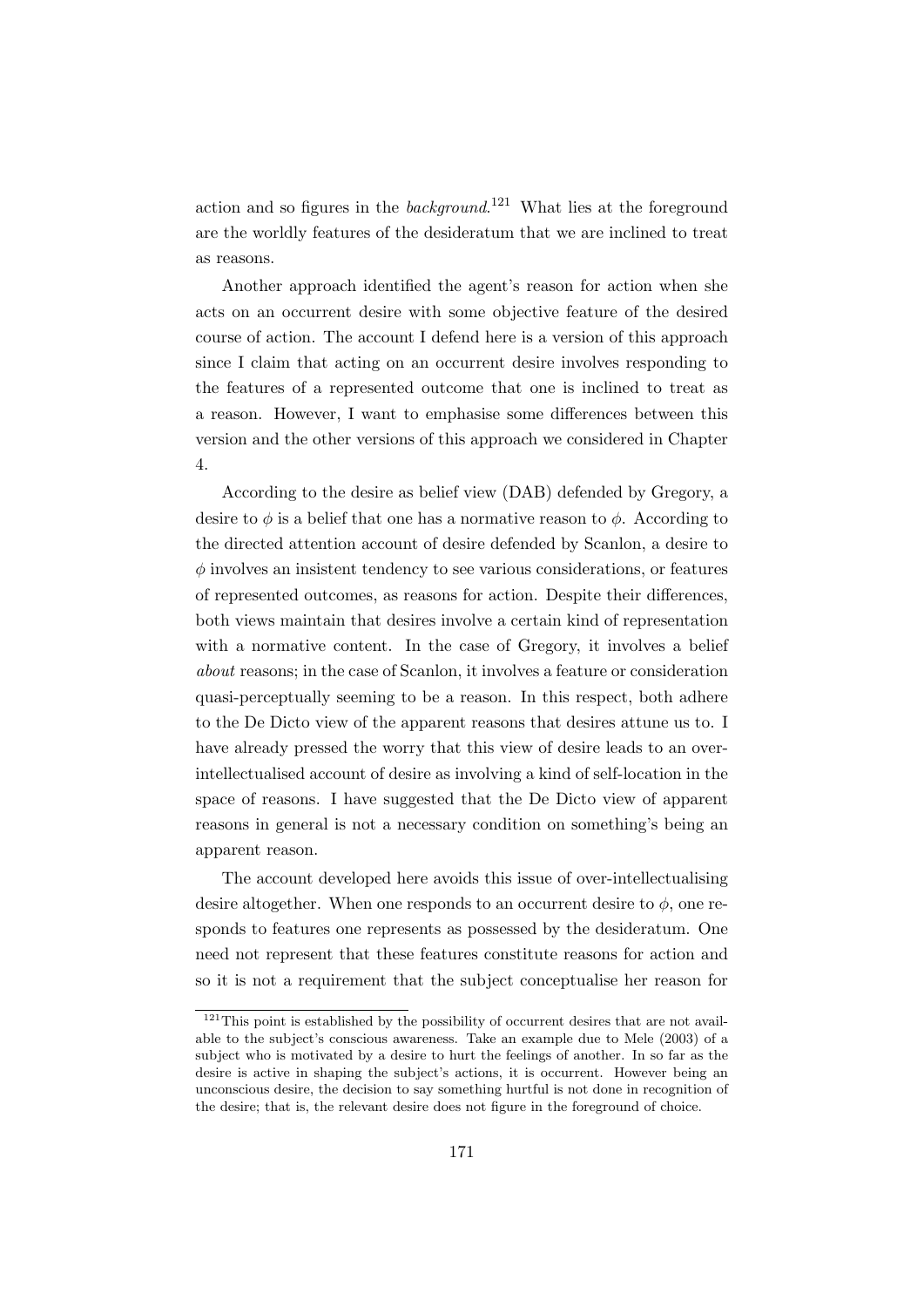action and so figures in the *background*.[121] What lies at the foreground are the worldly features of the desideratum that we are inclined to treat as reasons.

Another approach identified the agent's reason for action when she acts on an occurrent desire with some objective feature of the desired course of action. The account I defend here is a version of this approach since I claim that acting on an occurrent desire involves responding to the features of a represented outcome that one is inclined to treat as a reason. However, I want to emphasise some differences between this version and the other versions of this approach we considered in Chapter 4.

According to the desire as belief view (DAB) defended by Gregory, a desire to $\phi$ is a belief that one has a normative reason to $\phi$. According to the directed attention account of desire defended by Scanlon, a desire to $\phi$ involves an insistent tendency to see various considerations, or features of represented outcomes, as reasons for action. Despite their differences, both views maintain that desires involve a certain kind of representation with a normative content. In the case of Gregory, it involves a belief *about* reasons; in the case of Scanlon, it involves a feature or consideration quasi-perceptually seeming to be a reason. In this respect, both adhere to the De Dicto view of the apparent reasons that desires attune us to. I have already pressed the worry that this view of desire leads to an over-intellectualised account of desire as involving a kind of self-location in the space of reasons. I have suggested that the De Dicto view of apparent reasons in general is not a necessary condition on something's being an apparent reason.

The account developed here avoids this issue of over-intellectualising desire altogether. When one responds to an occurrent desire to $\phi$, one responds to features one represents as possessed by the desideratum. One need not represent that these features constitute reasons for action and so it is not a requirement that the subject conceptualise her reason for

[121] This point is established by the possibility of occurrent desires that are not available to the subject's conscious awareness. Take an example due to Mele (2003) of a subject who is motivated by a desire to hurt the feelings of another. In so far as the desire is active in shaping the subject's actions, it is occurrent. However being an unconscious desire, the decision to say something hurtful is not done in recognition of the desire; that is, the relevant desire does not figure in the foreground of choice.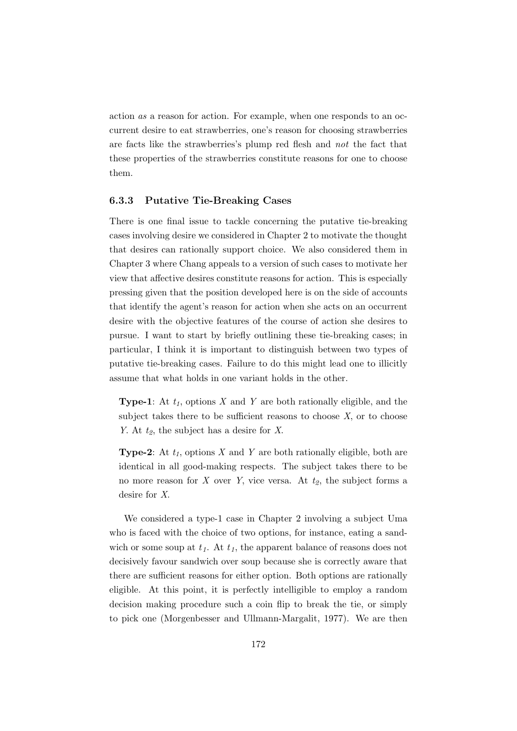action *as* a reason for action. For example, when one responds to an occurrent desire to eat strawberries, one's reason for choosing strawberries are facts like the strawberries's plump red flesh and *not* the fact that these properties of the strawberries constitute reasons for one to choose them.

### 6.3.3 Putative Tie-Breaking Cases

There is one final issue to tackle concerning the putative tie-breaking cases involving desire we considered in Chapter 2 to motivate the thought that desires can rationally support choice. We also considered them in Chapter 3 where Chang appeals to a version of such cases to motivate her view that affective desires constitute reasons for action. This is especially pressing given that the position developed here is on the side of accounts that identify the agent's reason for action when she acts on an occurrent desire with the objective features of the course of action she desires to pursue. I want to start by briefly outlining these tie-breaking cases; in particular, I think it is important to distinguish between two types of putative tie-breaking cases. Failure to do this might lead one to illicitly assume that what holds in one variant holds in the other.

> **Type-1**: At $t_1$, options $X$ and $Y$ are both rationally eligible, and the subject takes there to be sufficient reasons to choose $X$, or to choose $Y$. At $t_2$, the subject has a desire for $X$.

> **Type-2**: At $t_1$, options $X$ and $Y$ are both rationally eligible, both are identical in all good-making respects. The subject takes there to be no more reason for $X$ over $Y$, vice versa. At $t_2$, the subject forms a desire for $X$.

We considered a type-1 case in Chapter 2 involving a subject Uma who is faced with the choice of two options, for instance, eating a sandwich or some soup at $t_1$. At $t_1$, the apparent balance of reasons does not decisively favour sandwich over soup because she is correctly aware that there are sufficient reasons for either option. Both options are rationally eligible. At this point, it is perfectly intelligible to employ a random decision making procedure such a coin flip to break the tie, or simply to pick one (Morgenbesser and Ullmann-Margalit, 1977). We are then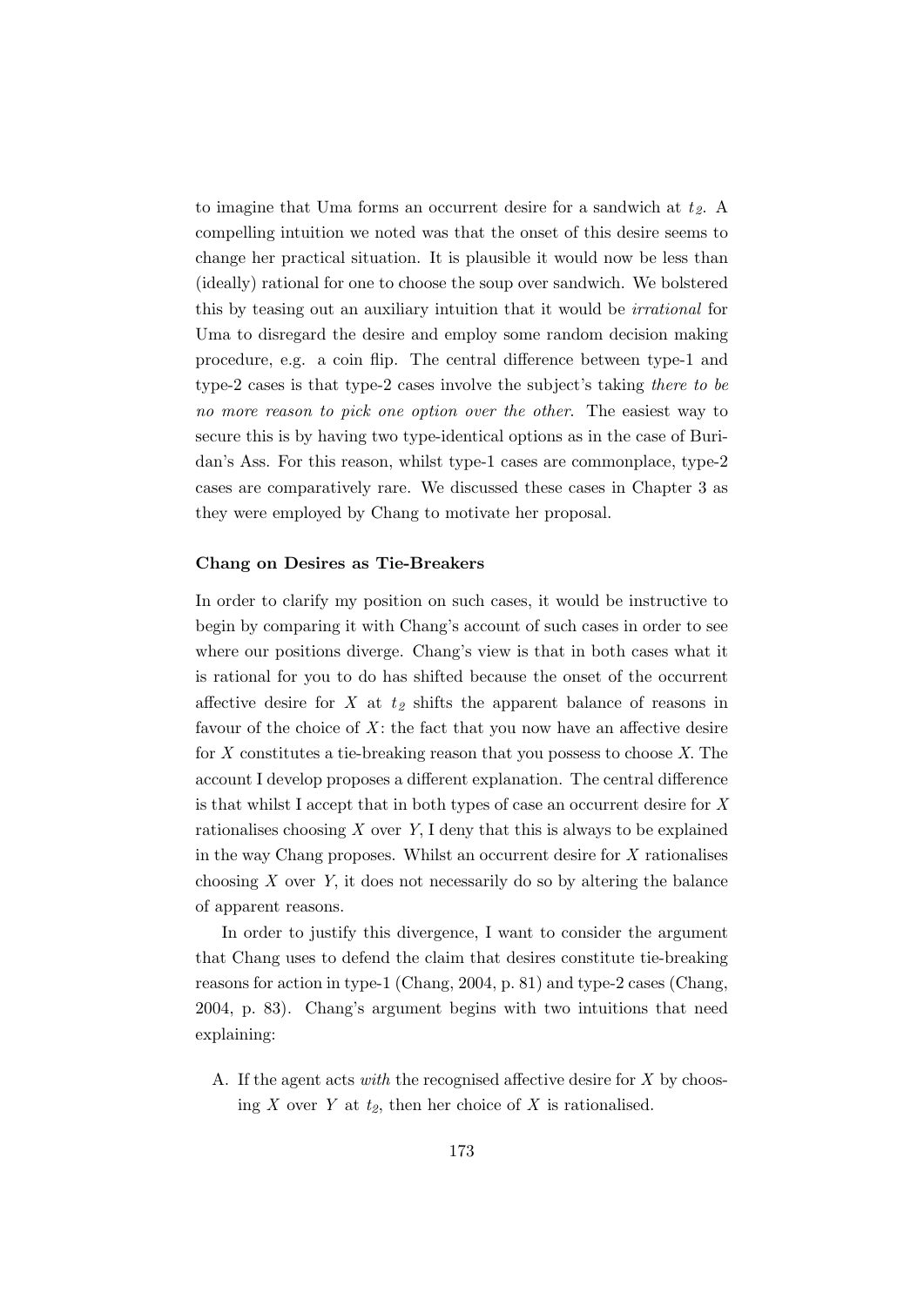to imagine that Uma forms an occurrent desire for a sandwich at $t_2$. A compelling intuition we noted was that the onset of this desire seems to change her practical situation. It is plausible it would now be less than (ideally) rational for one to choose the soup over sandwich. We bolstered this by teasing out an auxiliary intuition that it would be *irrational* for Uma to disregard the desire and employ some random decision making procedure, e.g. a coin flip. The central difference between type-1 and type-2 cases is that type-2 cases involve the subject's taking *there to be no more reason to pick one option over the other*. The easiest way to secure this is by having two type-identical options as in the case of Buridan's Ass. For this reason, whilst type-1 cases are commonplace, type-2 cases are comparatively rare. We discussed these cases in Chapter 3 as they were employed by Chang to motivate her proposal.

### Chang on Desires as Tie-Breakers

In order to clarify my position on such cases, it would be instructive to begin by comparing it with Chang's account of such cases in order to see where our positions diverge. Chang's view is that in both cases what it is rational for you to do has shifted because the onset of the occurrent affective desire for $X$ at $t_2$ shifts the apparent balance of reasons in favour of the choice of $X$: the fact that you now have an affective desire for $X$ constitutes a tie-breaking reason that you possess to choose $X$. The account I develop proposes a different explanation. The central difference is that whilst I accept that in both types of case an occurrent desire for $X$ rationalises choosing $X$ over $Y$, I deny that this is always to be explained in the way Chang proposes. Whilst an occurrent desire for $X$ rationalises choosing $X$ over $Y$, it does not necessarily do so by altering the balance of apparent reasons.

In order to justify this divergence, I want to consider the argument that Chang uses to defend the claim that desires constitute tie-breaking reasons for action in type-1 (Chang, 2004, p. 81) and type-2 cases (Chang, 2004, p. 83). Chang's argument begins with two intuitions that need explaining:

A. If the agent acts *with* the recognised affective desire for $X$ by choosing $X$ over $Y$ at $t_2$, then her choice of $X$ is rationalised.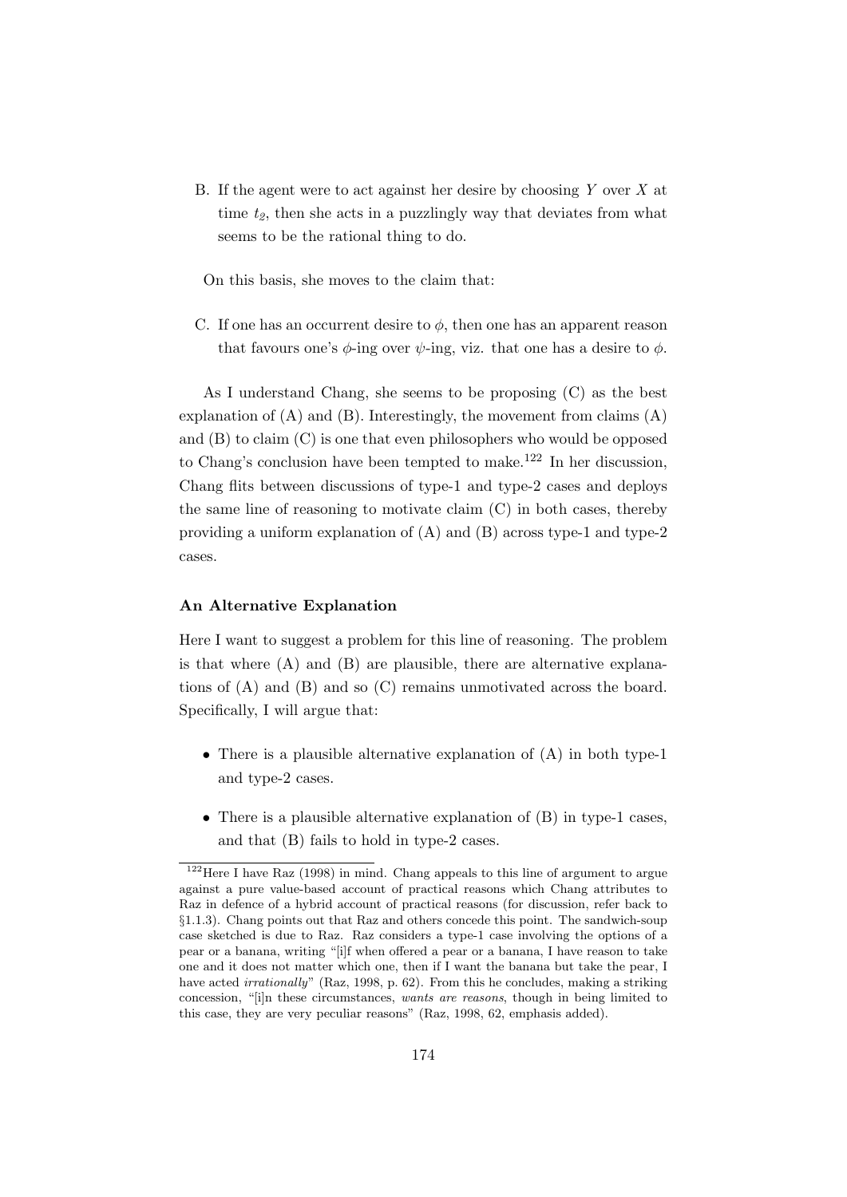B. If the agent were to act against her desire by choosing $Y$ over $X$ at time $t_2$, then she acts in a puzzlingly way that deviates from what seems to be the rational thing to do.

On this basis, she moves to the claim that:

C. If one has an occurrent desire to $\phi$, then one has an apparent reason that favours one's $\phi$-ing over $\psi$-ing, viz. that one has a desire to $\phi$.

As I understand Chang, she seems to be proposing (C) as the best explanation of (A) and (B). Interestingly, the movement from claims (A) and (B) to claim (C) is one that even philosophers who would be opposed to Chang's conclusion have been tempted to make.[122] In her discussion, Chang flits between discussions of type-1 and type-2 cases and deploys the same line of reasoning to motivate claim (C) in both cases, thereby providing a uniform explanation of (A) and (B) across type-1 and type-2 cases.

**An Alternative Explanation**

Here I want to suggest a problem for this line of reasoning. The problem is that where (A) and (B) are plausible, there are alternative explanations of (A) and (B) and so (C) remains unmotivated across the board. Specifically, I will argue that:

- There is a plausible alternative explanation of (A) in both type-1 and type-2 cases.
- There is a plausible alternative explanation of (B) in type-1 cases, and that (B) fails to hold in type-2 cases.

[122] Here I have Raz (1998) in mind. Chang appeals to this line of argument to argue against a pure value-based account of practical reasons which Chang attributes to Raz in defence of a hybrid account of practical reasons (for discussion, refer back to §1.1.3). Chang points out that Raz and others concede this point. The sandwich-soup case sketched is due to Raz. Raz considers a type-1 case involving the options of a pear or a banana, writing "[i]f when offered a pear or a banana, I have reason to take one and it does not matter which one, then if I want the banana but take the pear, I have acted *irrationally*" (Raz, 1998, p. 62). From this he concludes, making a striking concession, "[i]n these circumstances, *wants are reasons*, though in being limited to this case, they are very peculiar reasons" (Raz, 1998, 62, emphasis added).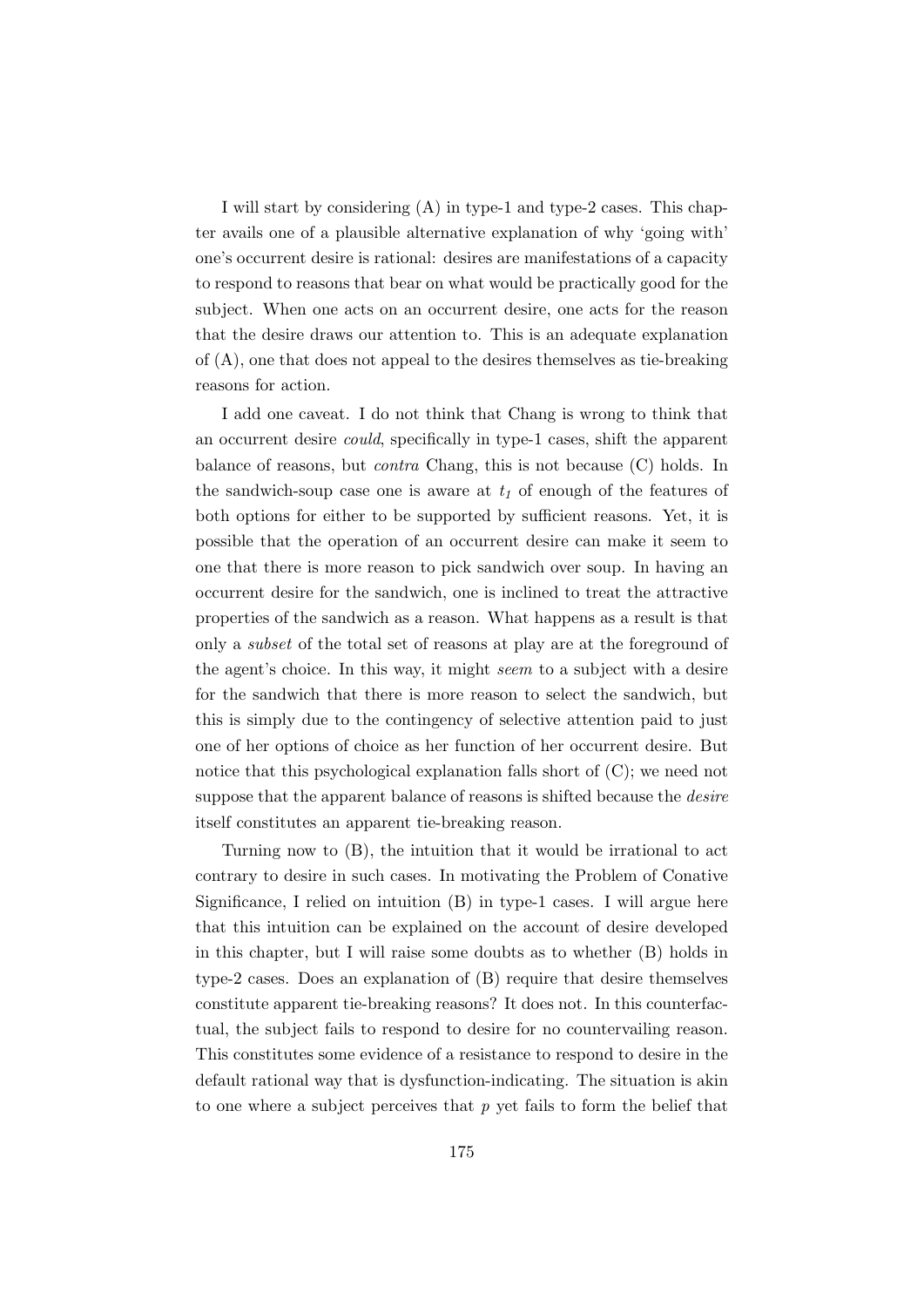I will start by considering (A) in type-1 and type-2 cases. This chapter avails one of a plausible alternative explanation of why 'going with' one's occurrent desire is rational: desires are manifestations of a capacity to respond to reasons that bear on what would be practically good for the subject. When one acts on an occurrent desire, one acts for the reason that the desire draws our attention to. This is an adequate explanation of (A), one that does not appeal to the desires themselves as tie-breaking reasons for action.

I add one caveat. I do not think that Chang is wrong to think that an occurrent desire *could*, specifically in type-1 cases, shift the apparent balance of reasons, but *contra* Chang, this is not because (C) holds. In the sandwich-soup case one is aware at $t_1$ of enough of the features of both options for either to be supported by sufficient reasons. Yet, it is possible that the operation of an occurrent desire can make it seem to one that there is more reason to pick sandwich over soup. In having an occurrent desire for the sandwich, one is inclined to treat the attractive properties of the sandwich as a reason. What happens as a result is that only a *subset* of the total set of reasons at play are at the foreground of the agent's choice. In this way, it might *seem* to a subject with a desire for the sandwich that there is more reason to select the sandwich, but this is simply due to the contingency of selective attention paid to just one of her options of choice as her function of her occurrent desire. But notice that this psychological explanation falls short of (C); we need not suppose that the apparent balance of reasons is shifted because the *desire* itself constitutes an apparent tie-breaking reason.

Turning now to (B), the intuition that it would be irrational to act contrary to desire in such cases. In motivating the Problem of Conative Significance, I relied on intuition (B) in type-1 cases. I will argue here that this intuition can be explained on the account of desire developed in this chapter, but I will raise some doubts as to whether (B) holds in type-2 cases. Does an explanation of (B) require that desire themselves constitute apparent tie-breaking reasons? It does not. In this counterfactual, the subject fails to respond to desire for no countervailing reason. This constitutes some evidence of a resistance to respond to desire in the default rational way that is dysfunction-indicating. The situation is akin to one where a subject perceives that $p$ yet fails to form the belief that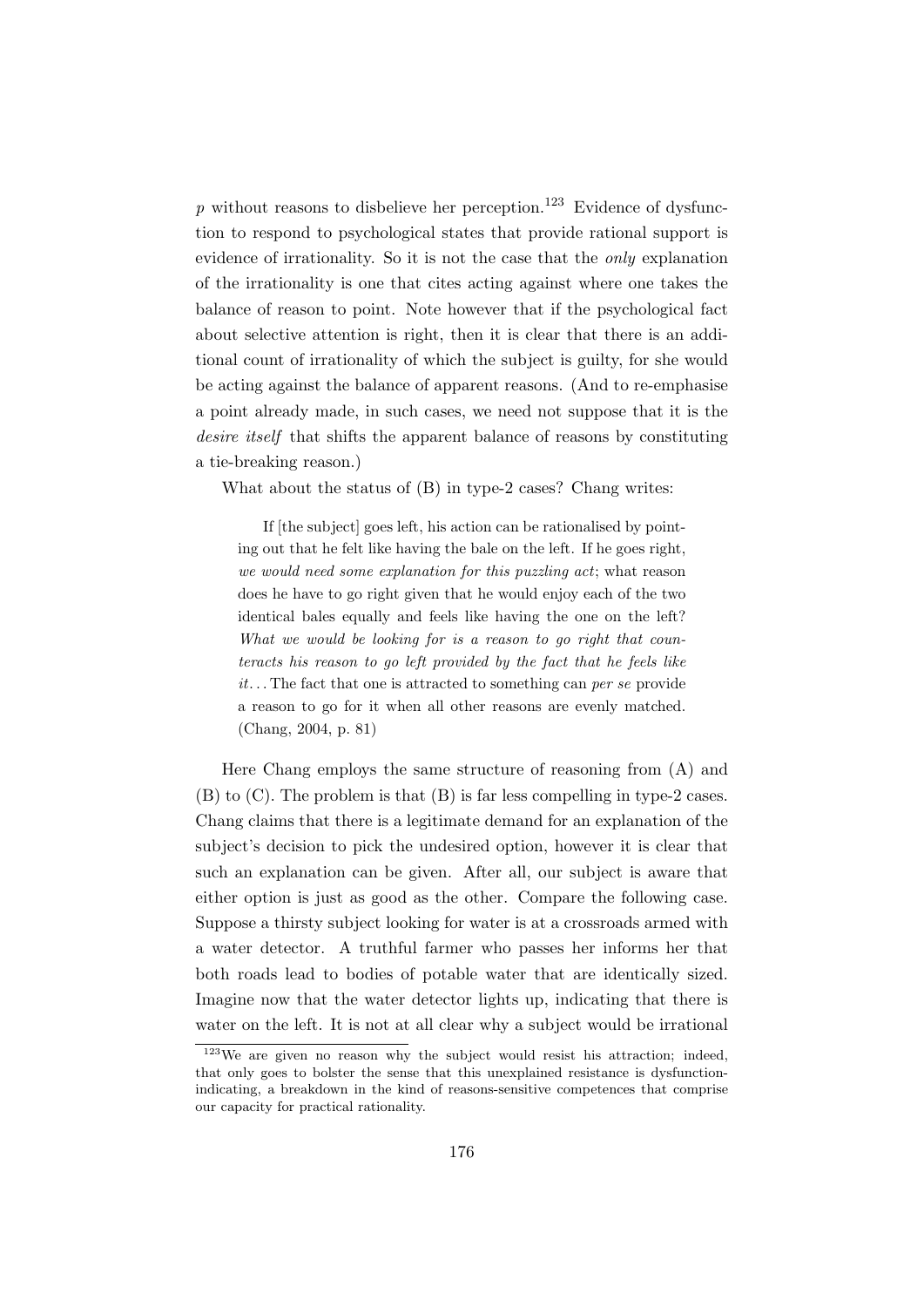$p$ without reasons to disbelieve her perception.[123] Evidence of dysfunction to respond to psychological states that provide rational support is evidence of irrationality. So it is not the case that the *only* explanation of the irrationality is one that cites acting against where one takes the balance of reason to point. Note however that if the psychological fact about selective attention is right, then it is clear that there is an additional count of irrationality of which the subject is guilty, for she would be acting against the balance of apparent reasons. (And to re-emphasise a point already made, in such cases, we need not suppose that it is the *desire itself* that shifts the apparent balance of reasons by constituting a tie-breaking reason.)

What about the status of (B) in type-2 cases? Chang writes:

> If [the subject] goes left, his action can be rationalised by pointing out that he felt like having the bale on the left. If he goes right, *we would need some explanation for this puzzling act*; what reason does he have to go right given that he would enjoy each of the two identical bales equally and feels like having the one on the left? *What we would be looking for is a reason to go right that counteracts his reason to go left provided by the fact that he feels like it*. . . The fact that one is attracted to something can *per se* provide a reason to go for it when all other reasons are evenly matched. (Chang, 2004, p. 81)

Here Chang employs the same structure of reasoning from (A) and (B) to (C). The problem is that (B) is far less compelling in type-2 cases. Chang claims that there is a legitimate demand for an explanation of the subject's decision to pick the undesired option, however it is clear that such an explanation can be given. After all, our subject is aware that either option is just as good as the other. Compare the following case. Suppose a thirsty subject looking for water is at a crossroads armed with a water detector. A truthful farmer who passes her informs her that both roads lead to bodies of potable water that are identically sized. Imagine now that the water detector lights up, indicating that there is water on the left. It is not at all clear why a subject would be irrational

[123] We are given no reason why the subject would resist his attraction; indeed, that only goes to bolster the sense that this unexplained resistance is dysfunction-indicating, a breakdown in the kind of reasons-sensitive competences that comprise our capacity for practical rationality.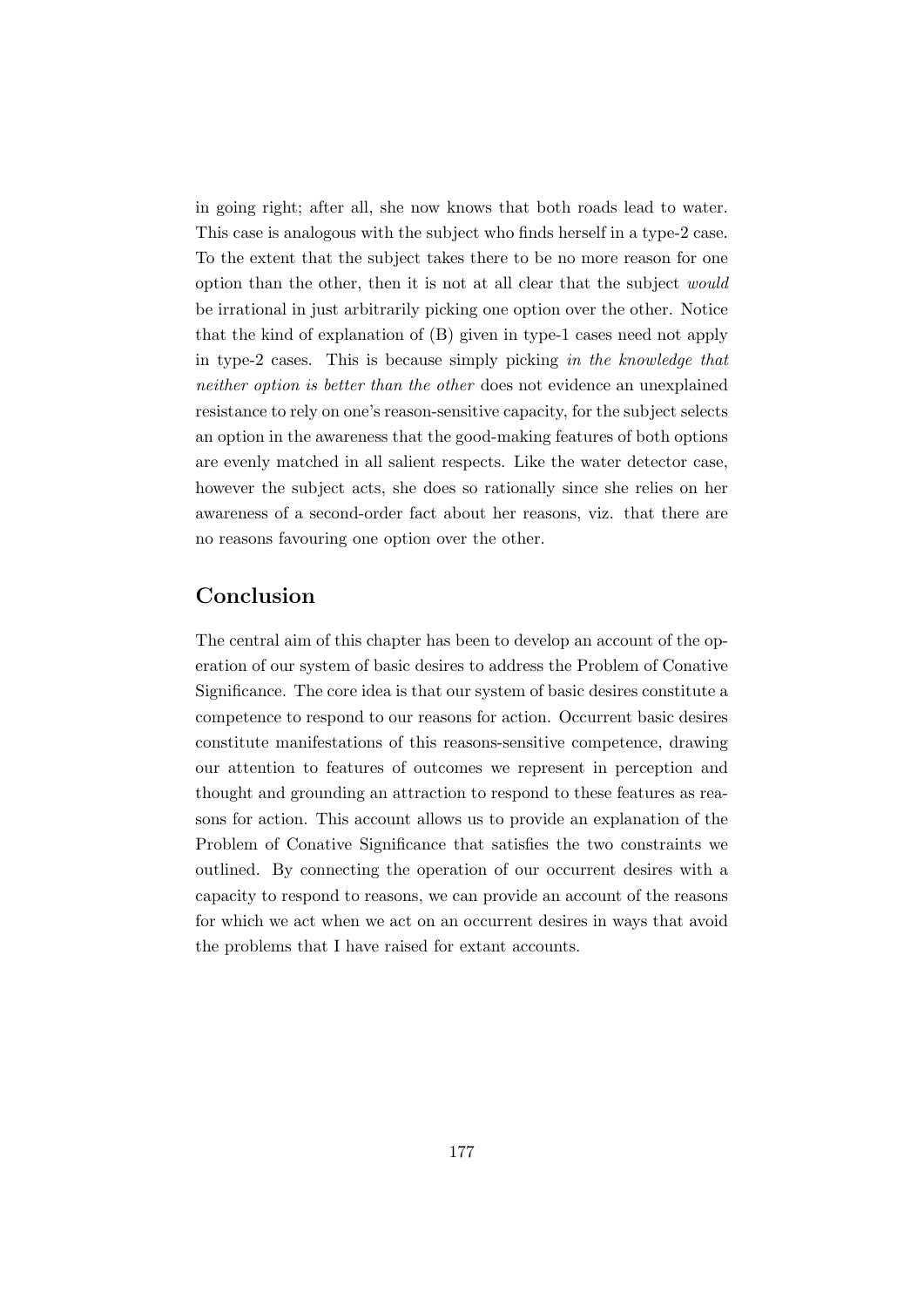in going right; after all, she now knows that both roads lead to water. This case is analogous with the subject who finds herself in a type-2 case. To the extent that the subject takes there to be no more reason for one option than the other, then it is not at all clear that the subject *would* be irrational in just arbitrarily picking one option over the other. Notice that the kind of explanation of (B) given in type-1 cases need not apply in type-2 cases. This is because simply picking *in the knowledge that neither option is better than the other* does not evidence an unexplained resistance to rely on one's reason-sensitive capacity, for the subject selects an option in the awareness that the good-making features of both options are evenly matched in all salient respects. Like the water detector case, however the subject acts, she does so rationally since she relies on her awareness of a second-order fact about her reasons, viz. that there are no reasons favouring one option over the other.

## Conclusion

The central aim of this chapter has been to develop an account of the operation of our system of basic desires to address the Problem of Conative Significance. The core idea is that our system of basic desires constitute a competence to respond to our reasons for action. Occurrent basic desires constitute manifestations of this reasons-sensitive competence, drawing our attention to features of outcomes we represent in perception and thought and grounding an attraction to respond to these features as reasons for action. This account allows us to provide an explanation of the Problem of Conative Significance that satisfies the two constraints we outlined. By connecting the operation of our occurrent desires with a capacity to respond to reasons, we can provide an account of the reasons for which we act when we act on an occurrent desires in ways that avoid the problems that I have raised for extant accounts.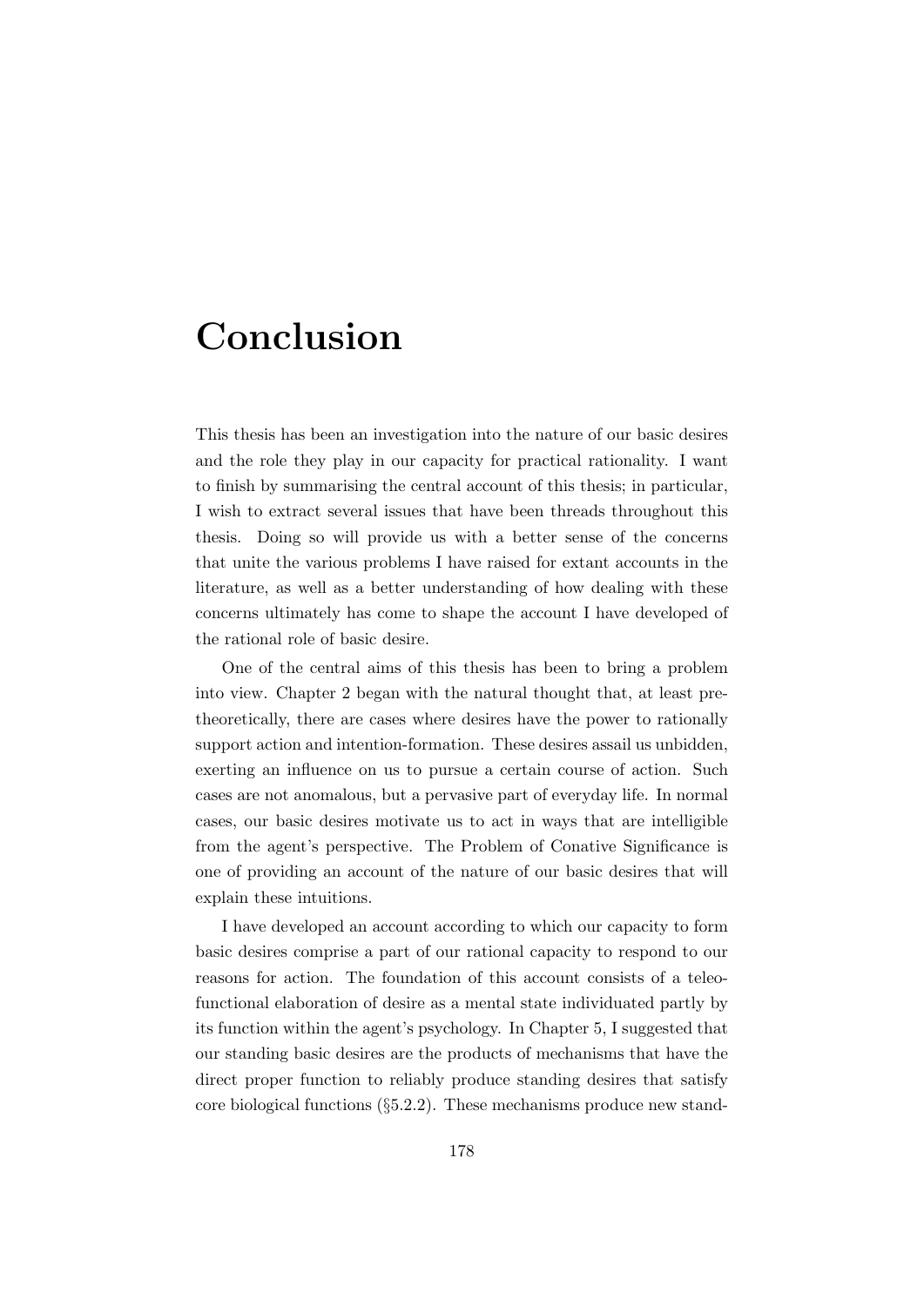# Conclusion

This thesis has been an investigation into the nature of our basic desires and the role they play in our capacity for practical rationality. I want to finish by summarising the central account of this thesis; in particular, I wish to extract several issues that have been threads throughout this thesis. Doing so will provide us with a better sense of the concerns that unite the various problems I have raised for extant accounts in the literature, as well as a better understanding of how dealing with these concerns ultimately has come to shape the account I have developed of the rational role of basic desire.

One of the central aims of this thesis has been to bring a problem into view. Chapter 2 began with the natural thought that, at least pre-theoretically, there are cases where desires have the power to rationally support action and intention-formation. These desires assail us unbidden, exerting an influence on us to pursue a certain course of action. Such cases are not anomalous, but a pervasive part of everyday life. In normal cases, our basic desires motivate us to act in ways that are intelligible from the agent's perspective. The Problem of Conative Significance is one of providing an account of the nature of our basic desires that will explain these intuitions.

I have developed an account according to which our capacity to form basic desires comprise a part of our rational capacity to respond to our reasons for action. The foundation of this account consists of a teleo-functional elaboration of desire as a mental state individuated partly by its function within the agent's psychology. In Chapter 5, I suggested that our standing basic desires are the products of mechanisms that have the direct proper function to reliably produce standing desires that satisfy core biological functions (§5.2.2). These mechanisms produce new stand-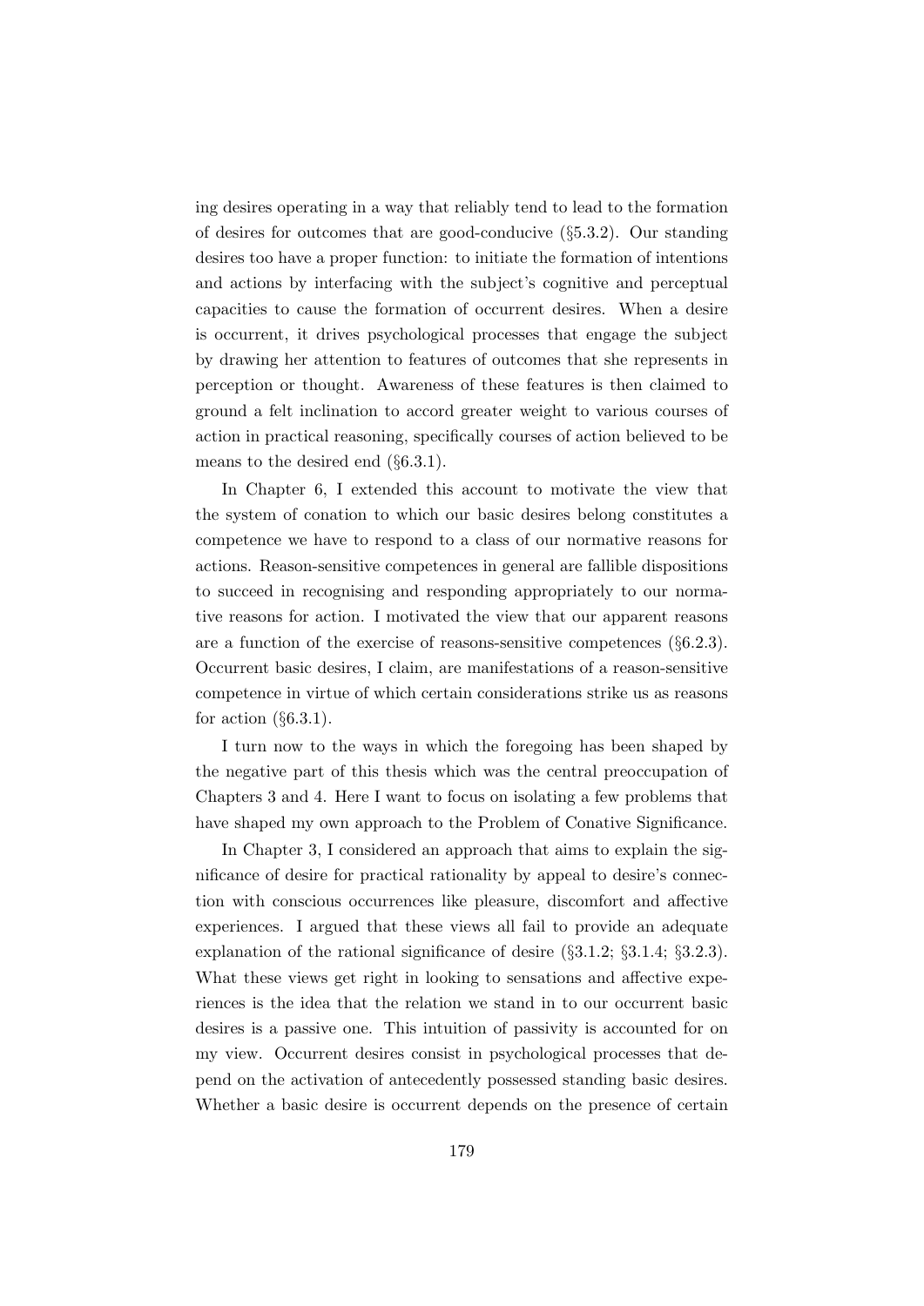ing desires operating in a way that reliably tend to lead to the formation of desires for outcomes that are good-conducive (§5.3.2). Our standing desires too have a proper function: to initiate the formation of intentions and actions by interfacing with the subject's cognitive and perceptual capacities to cause the formation of occurrent desires. When a desire is occurrent, it drives psychological processes that engage the subject by drawing her attention to features of outcomes that she represents in perception or thought. Awareness of these features is then claimed to ground a felt inclination to accord greater weight to various courses of action in practical reasoning, specifically courses of action believed to be means to the desired end (§6.3.1).

In Chapter 6, I extended this account to motivate the view that the system of conation to which our basic desires belong constitutes a competence we have to respond to a class of our normative reasons for actions. Reason-sensitive competences in general are fallible dispositions to succeed in recognising and responding appropriately to our normative reasons for action. I motivated the view that our apparent reasons are a function of the exercise of reasons-sensitive competences (§6.2.3). Occurrent basic desires, I claim, are manifestations of a reason-sensitive competence in virtue of which certain considerations strike us as reasons for action (§6.3.1).

I turn now to the ways in which the foregoing has been shaped by the negative part of this thesis which was the central preoccupation of Chapters 3 and 4. Here I want to focus on isolating a few problems that have shaped my own approach to the Problem of Conative Significance.

In Chapter 3, I considered an approach that aims to explain the significance of desire for practical rationality by appeal to desire's connection with conscious occurrences like pleasure, discomfort and affective experiences. I argued that these views all fail to provide an adequate explanation of the rational significance of desire (§3.1.2; §3.1.4; §3.2.3). What these views get right in looking to sensations and affective experiences is the idea that the relation we stand in to our occurrent basic desires is a passive one. This intuition of passivity is accounted for on my view. Occurrent desires consist in psychological processes that depend on the activation of antecedently possessed standing basic desires. Whether a basic desire is occurrent depends on the presence of certain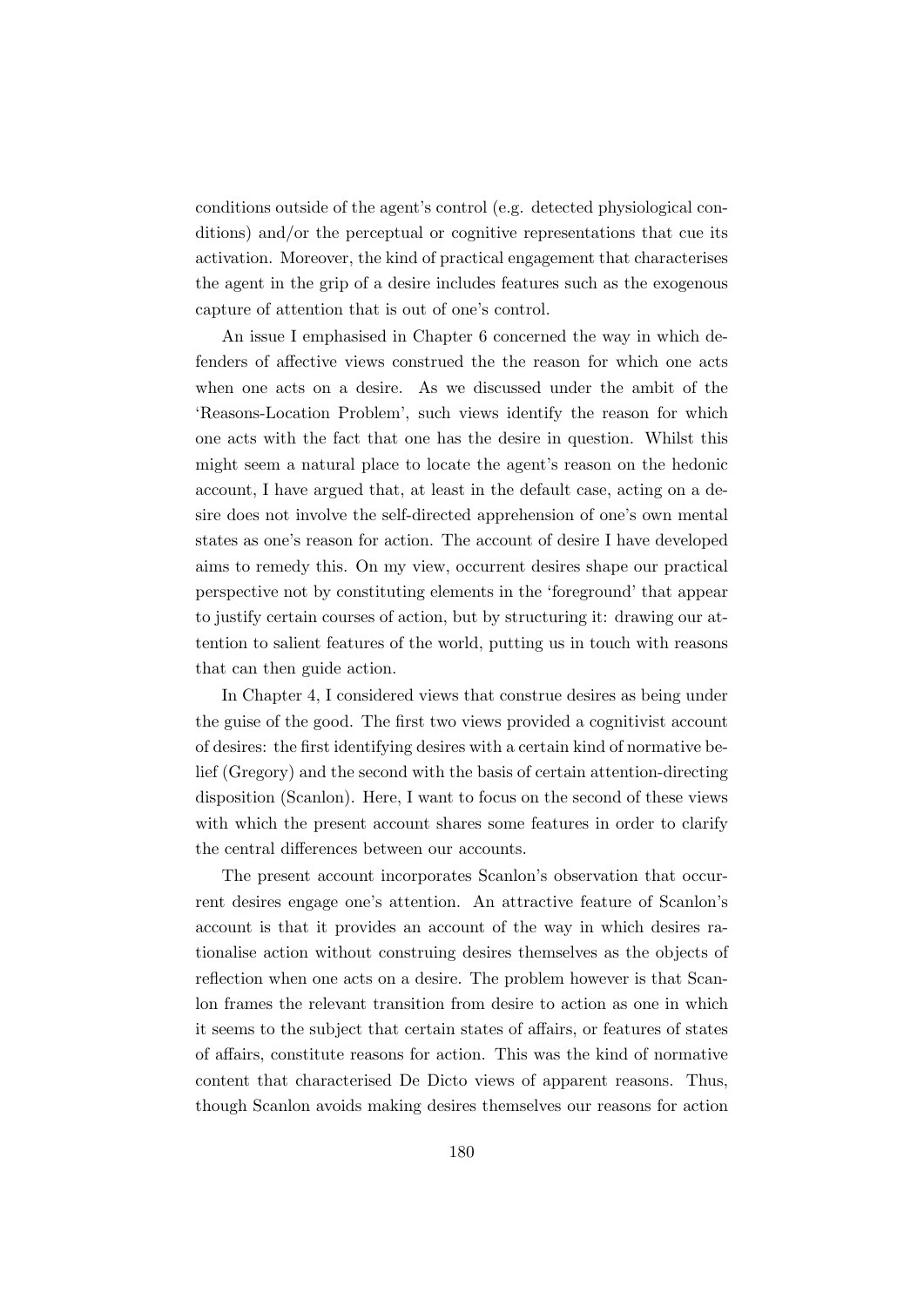conditions outside of the agent's control (e.g. detected physiological conditions) and/or the perceptual or cognitive representations that cue its activation. Moreover, the kind of practical engagement that characterises the agent in the grip of a desire includes features such as the exogenous capture of attention that is out of one's control.

An issue I emphasised in Chapter 6 concerned the way in which defenders of affective views construed the the reason for which one acts when one acts on a desire. As we discussed under the ambit of the 'Reasons-Location Problem', such views identify the reason for which one acts with the fact that one has the desire in question. Whilst this might seem a natural place to locate the agent's reason on the hedonic account, I have argued that, at least in the default case, acting on a desire does not involve the self-directed apprehension of one's own mental states as one's reason for action. The account of desire I have developed aims to remedy this. On my view, occurrent desires shape our practical perspective not by constituting elements in the 'foreground' that appear to justify certain courses of action, but by structuring it: drawing our attention to salient features of the world, putting us in touch with reasons that can then guide action.

In Chapter 4, I considered views that construe desires as being under the guise of the good. The first two views provided a cognitivist account of desires: the first identifying desires with a certain kind of normative belief (Gregory) and the second with the basis of certain attention-directing disposition (Scanlon). Here, I want to focus on the second of these views with which the present account shares some features in order to clarify the central differences between our accounts.

The present account incorporates Scanlon's observation that occurrent desires engage one's attention. An attractive feature of Scanlon's account is that it provides an account of the way in which desires rationalise action without construing desires themselves as the objects of reflection when one acts on a desire. The problem however is that Scanlon frames the relevant transition from desire to action as one in which it seems to the subject that certain states of affairs, or features of states of affairs, constitute reasons for action. This was the kind of normative content that characterised De Dicto views of apparent reasons. Thus, though Scanlon avoids making desires themselves our reasons for action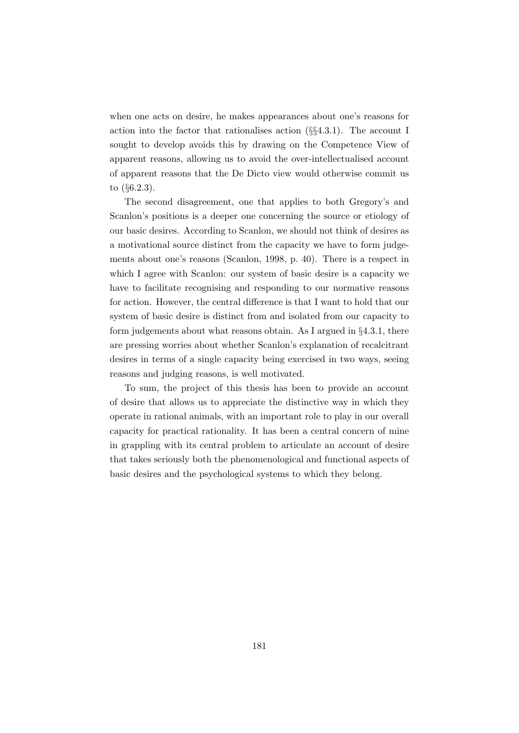when one acts on desire, he makes appearances about one's reasons for action into the factor that rationalises action (§§4.3.1). The account I sought to develop avoids this by drawing on the Competence View of apparent reasons, allowing us to avoid the over-intellectualised account of apparent reasons that the De Dicto view would otherwise commit us to (§6.2.3).

The second disagreement, one that applies to both Gregory's and Scanlon's positions is a deeper one concerning the source or etiology of our basic desires. According to Scanlon, we should not think of desires as a motivational source distinct from the capacity we have to form judgements about one's reasons (Scanlon, 1998, p. 40). There is a respect in which I agree with Scanlon: our system of basic desire is a capacity we have to facilitate recognising and responding to our normative reasons for action. However, the central difference is that I want to hold that our system of basic desire is distinct from and isolated from our capacity to form judgements about what reasons obtain. As I argued in §4.3.1, there are pressing worries about whether Scanlon's explanation of recalcitrant desires in terms of a single capacity being exercised in two ways, seeing reasons and judging reasons, is well motivated.

To sum, the project of this thesis has been to provide an account of desire that allows us to appreciate the distinctive way in which they operate in rational animals, with an important role to play in our overall capacity for practical rationality. It has been a central concern of mine in grappling with its central problem to articulate an account of desire that takes seriously both the phenomenological and functional aspects of basic desires and the psychological systems to which they belong.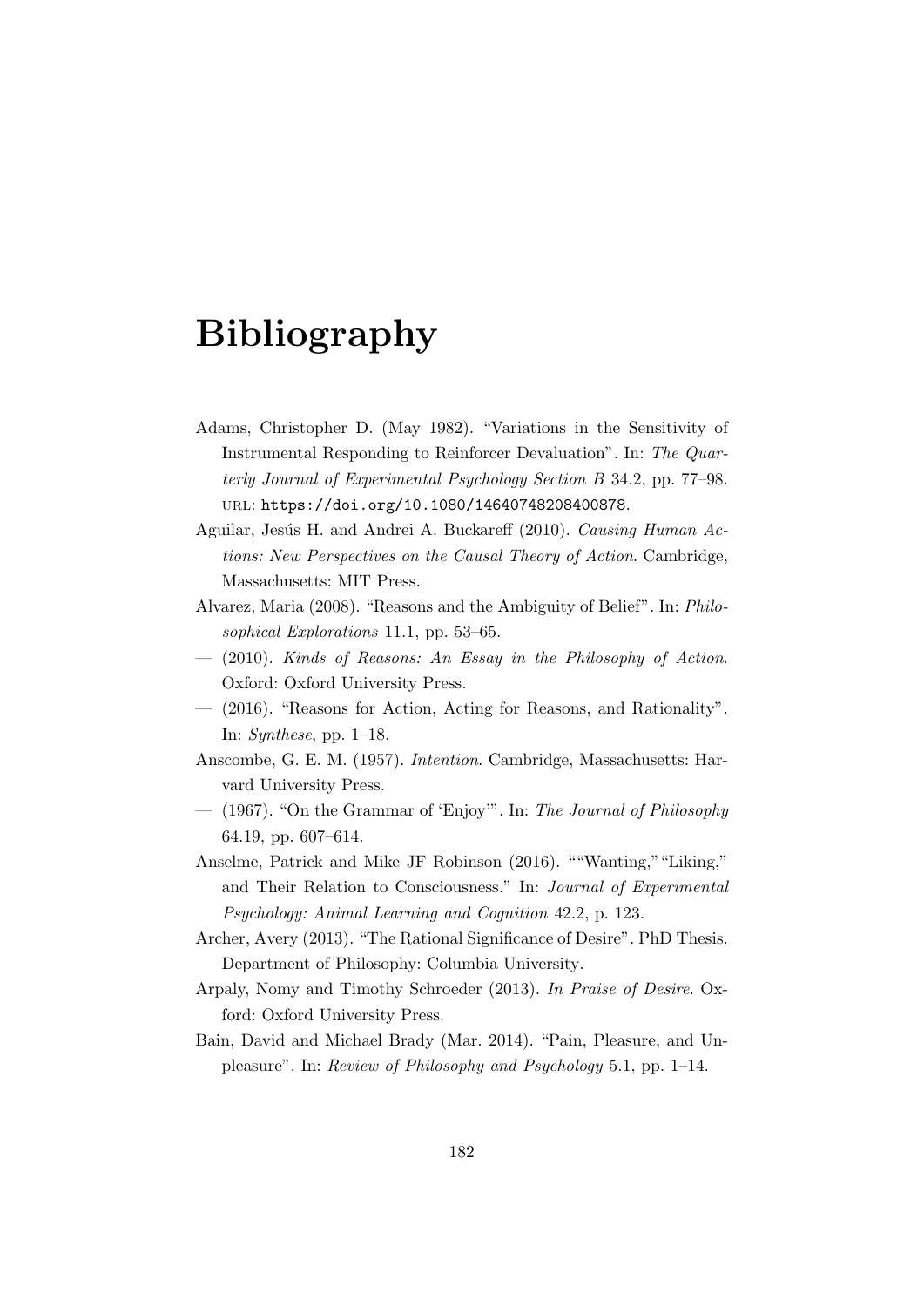# Bibliography

Adams, Christopher D. (May 1982). "Variations in the Sensitivity of Instrumental Responding to Reinforcer Devaluation". In: *The Quarterly Journal of Experimental Psychology Section B* 34.2, pp. 77–98. URL: https://doi.org/10.1080/14640748208400878.

Aguilar, Jesús H. and Andrei A. Buckareff (2010). *Causing Human Actions: New Perspectives on the Causal Theory of Action*. Cambridge, Massachusetts: MIT Press.

Alvarez, Maria (2008). "Reasons and the Ambiguity of Belief". In: *Philosophical Explorations* 11.1, pp. 53–65.

— (2010). *Kinds of Reasons: An Essay in the Philosophy of Action*. Oxford: Oxford University Press.

— (2016). "Reasons for Action, Acting for Reasons, and Rationality". In: *Synthese*, pp. 1–18.

Anscombe, G. E. M. (1957). *Intention*. Cambridge, Massachusetts: Harvard University Press.

— (1967). "On the Grammar of 'Enjoy'". In: *The Journal of Philosophy* 64.19, pp. 607–614.

Anselme, Patrick and Mike JF Robinson (2016). ""Wanting," "Liking," and Their Relation to Consciousness." In: *Journal of Experimental Psychology: Animal Learning and Cognition* 42.2, p. 123.

Archer, Avery (2013). "The Rational Significance of Desire". PhD Thesis. Department of Philosophy: Columbia University.

Arpaly, Nomy and Timothy Schroeder (2013). *In Praise of Desire*. Oxford: Oxford University Press.

Bain, David and Michael Brady (Mar. 2014). "Pain, Pleasure, and Unpleasure". In: *Review of Philosophy and Psychology* 5.1, pp. 1–14.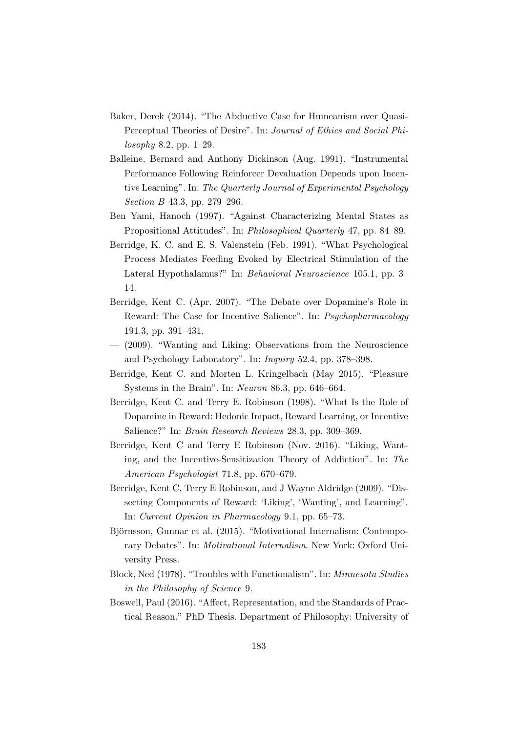Baker, Derek (2014). "The Abductive Case for Humeanism over Quasi-Perceptual Theories of Desire". In: *Journal of Ethics and Social Philosophy* 8.2, pp. 1–29.

Balleine, Bernard and Anthony Dickinson (Aug. 1991). "Instrumental Performance Following Reinforcer Devaluation Depends upon Incentive Learning". In: *The Quarterly Journal of Experimental Psychology Section B* 43.3, pp. 279–296.

Ben Yami, Hanoch (1997). "Against Characterizing Mental States as Propositional Attitudes". In: *Philosophical Quarterly* 47, pp. 84–89.

Berridge, K. C. and E. S. Valenstein (Feb. 1991). "What Psychological Process Mediates Feeding Evoked by Electrical Stimulation of the Lateral Hypothalamus?" In: *Behavioral Neuroscience* 105.1, pp. 3–14.

Berridge, Kent C. (Apr. 2007). "The Debate over Dopamine's Role in Reward: The Case for Incentive Salience". In: *Psychopharmacology* 191.3, pp. 391–431.

— (2009). "Wanting and Liking: Observations from the Neuroscience and Psychology Laboratory". In: *Inquiry* 52.4, pp. 378–398.

Berridge, Kent C. and Morten L. Kringelbach (May 2015). "Pleasure Systems in the Brain". In: *Neuron* 86.3, pp. 646–664.

Berridge, Kent C. and Terry E. Robinson (1998). "What Is the Role of Dopamine in Reward: Hedonic Impact, Reward Learning, or Incentive Salience?" In: *Brain Research Reviews* 28.3, pp. 309–369.

Berridge, Kent C and Terry E Robinson (Nov. 2016). "Liking, Wanting, and the Incentive-Sensitization Theory of Addiction". In: *The American Psychologist* 71.8, pp. 670–679.

Berridge, Kent C, Terry E Robinson, and J Wayne Aldridge (2009). "Dissecting Components of Reward: 'Liking', 'Wanting', and Learning". In: *Current Opinion in Pharmacology* 9.1, pp. 65–73.

Björnsson, Gunnar et al. (2015). "Motivational Internalism: Contemporary Debates". In: *Motivational Internalism*. New York: Oxford University Press.

Block, Ned (1978). "Troubles with Functionalism". In: *Minnesota Studies in the Philosophy of Science* 9.

Boswell, Paul (2016). "Affect, Representation, and the Standards of Practical Reason." PhD Thesis. Department of Philosophy: University of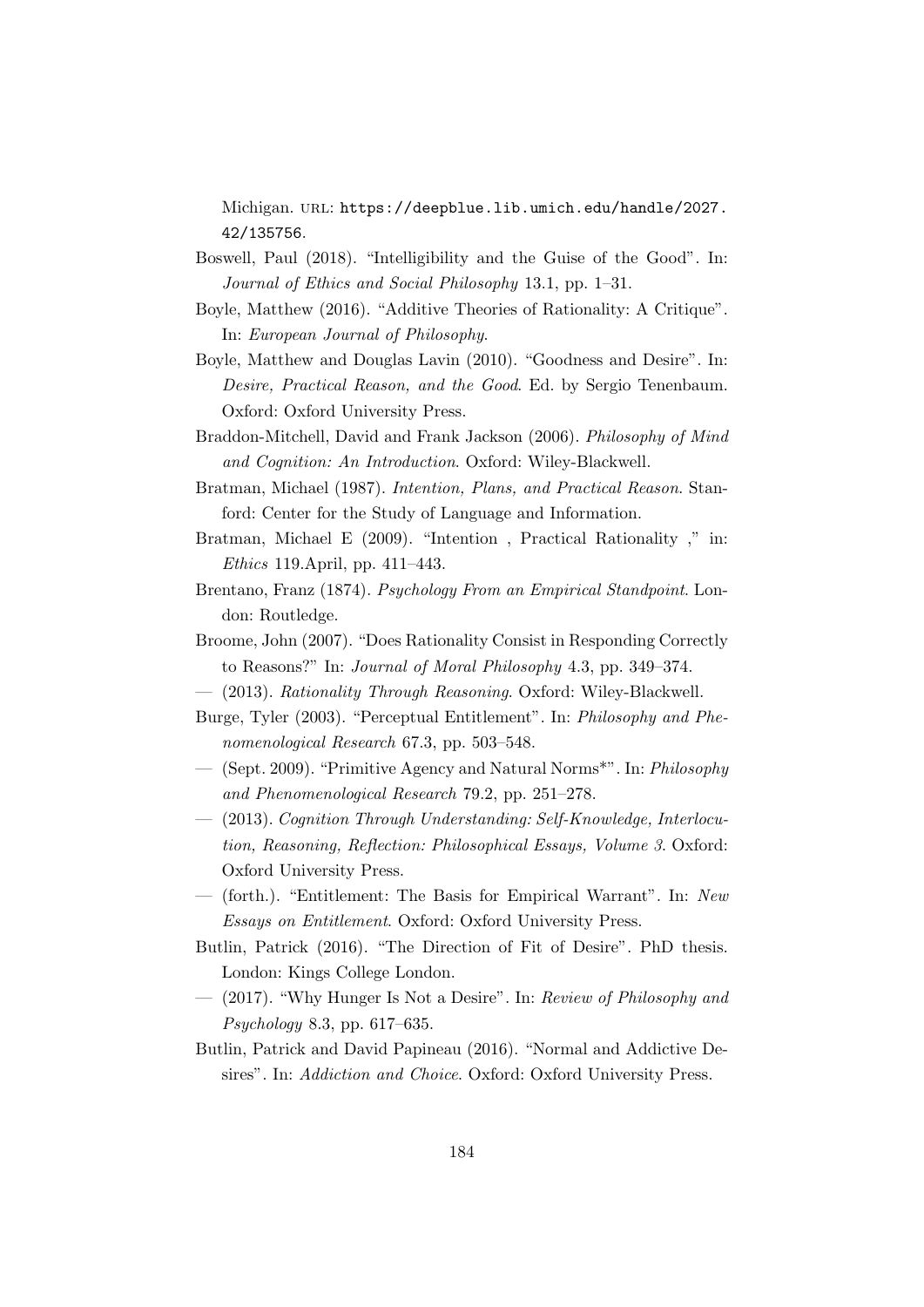Michigan. URL: https://deepblue.lib.umich.edu/handle/2027.42/135756.

Boswell, Paul (2018). "Intelligibility and the Guise of the Good". In: *Journal of Ethics and Social Philosophy* 13.1, pp. 1–31.

Boyle, Matthew (2016). "Additive Theories of Rationality: A Critique". In: *European Journal of Philosophy*.

Boyle, Matthew and Douglas Lavin (2010). "Goodness and Desire". In: *Desire, Practical Reason, and the Good*. Ed. by Sergio Tenenbaum. Oxford: Oxford University Press.

Braddon-Mitchell, David and Frank Jackson (2006). *Philosophy of Mind and Cognition: An Introduction*. Oxford: Wiley-Blackwell.

Bratman, Michael (1987). *Intention, Plans, and Practical Reason*. Stanford: Center for the Study of Language and Information.

Bratman, Michael E (2009). "Intention , Practical Rationality ," in: *Ethics* 119.April, pp. 411–443.

Brentano, Franz (1874). *Psychology From an Empirical Standpoint*. London: Routledge.

Broome, John (2007). "Does Rationality Consist in Responding Correctly to Reasons?" In: *Journal of Moral Philosophy* 4.3, pp. 349–374.

— (2013). *Rationality Through Reasoning*. Oxford: Wiley-Blackwell.

Burge, Tyler (2003). "Perceptual Entitlement". In: *Philosophy and Phenomenological Research* 67.3, pp. 503–548.

— (Sept. 2009). "Primitive Agency and Natural Norms*". In: *Philosophy and Phenomenological Research* 79.2, pp. 251–278.

— (2013). *Cognition Through Understanding: Self-Knowledge, Interlocution, Reasoning, Reflection: Philosophical Essays, Volume 3*. Oxford: Oxford University Press.

— (forth.). "Entitlement: The Basis for Empirical Warrant". In: *New Essays on Entitlement*. Oxford: Oxford University Press.

Butlin, Patrick (2016). "The Direction of Fit of Desire". PhD thesis. London: Kings College London.

— (2017). "Why Hunger Is Not a Desire". In: *Review of Philosophy and Psychology* 8.3, pp. 617–635.

Butlin, Patrick and David Papineau (2016). "Normal and Addictive Desires". In: *Addiction and Choice*. Oxford: Oxford University Press.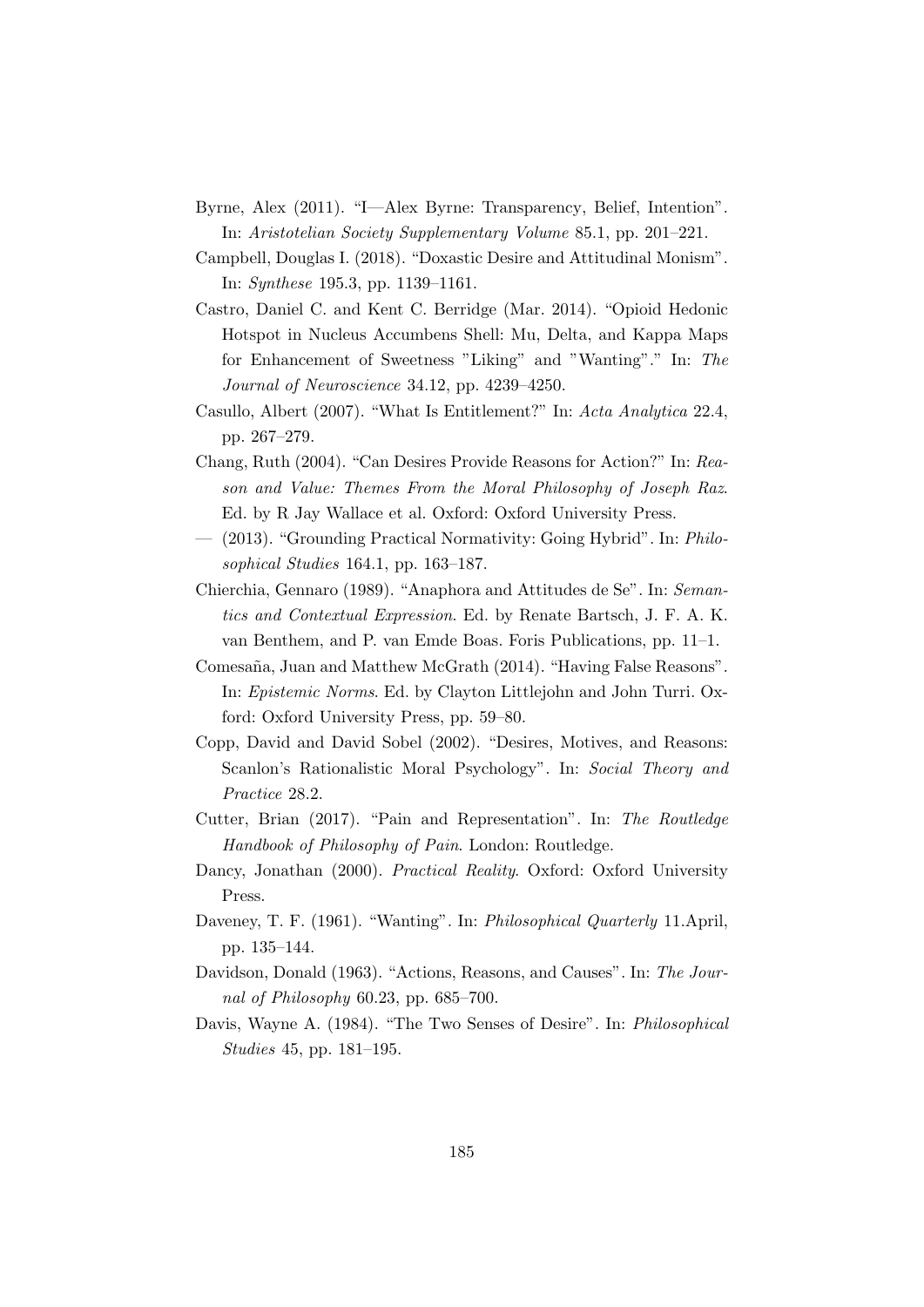Byrne, Alex (2011). "I—Alex Byrne: Transparency, Belief, Intention". In: *Aristotelian Society Supplementary Volume* 85.1, pp. 201–221.

Campbell, Douglas I. (2018). "Doxastic Desire and Attitudinal Monism". In: *Synthese* 195.3, pp. 1139–1161.

Castro, Daniel C. and Kent C. Berridge (Mar. 2014). "Opioid Hedonic Hotspot in Nucleus Accumbens Shell: Mu, Delta, and Kappa Maps for Enhancement of Sweetness "Liking" and "Wanting"." In: *The Journal of Neuroscience* 34.12, pp. 4239–4250.

Casullo, Albert (2007). "What Is Entitlement?" In: *Acta Analytica* 22.4, pp. 267–279.

Chang, Ruth (2004). "Can Desires Provide Reasons for Action?" In: *Reason and Value: Themes From the Moral Philosophy of Joseph Raz*. Ed. by R Jay Wallace et al. Oxford: Oxford University Press.

— (2013). "Grounding Practical Normativity: Going Hybrid". In: *Philosophical Studies* 164.1, pp. 163–187.

Chierchia, Gennaro (1989). "Anaphora and Attitudes de Se". In: *Semantics and Contextual Expression*. Ed. by Renate Bartsch, J. F. A. K. van Benthem, and P. van Emde Boas. Foris Publications, pp. 11–1.

Comesaña, Juan and Matthew McGrath (2014). "Having False Reasons". In: *Epistemic Norms*. Ed. by Clayton Littlejohn and John Turri. Oxford: Oxford University Press, pp. 59–80.

Copp, David and David Sobel (2002). "Desires, Motives, and Reasons: Scanlon's Rationalistic Moral Psychology". In: *Social Theory and Practice* 28.2.

Cutter, Brian (2017). "Pain and Representation". In: *The Routledge Handbook of Philosophy of Pain*. London: Routledge.

Dancy, Jonathan (2000). *Practical Reality*. Oxford: Oxford University Press.

Daveney, T. F. (1961). "Wanting". In: *Philosophical Quarterly* 11.April, pp. 135–144.

Davidson, Donald (1963). "Actions, Reasons, and Causes". In: *The Journal of Philosophy* 60.23, pp. 685–700.

Davis, Wayne A. (1984). "The Two Senses of Desire". In: *Philosophical Studies* 45, pp. 181–195.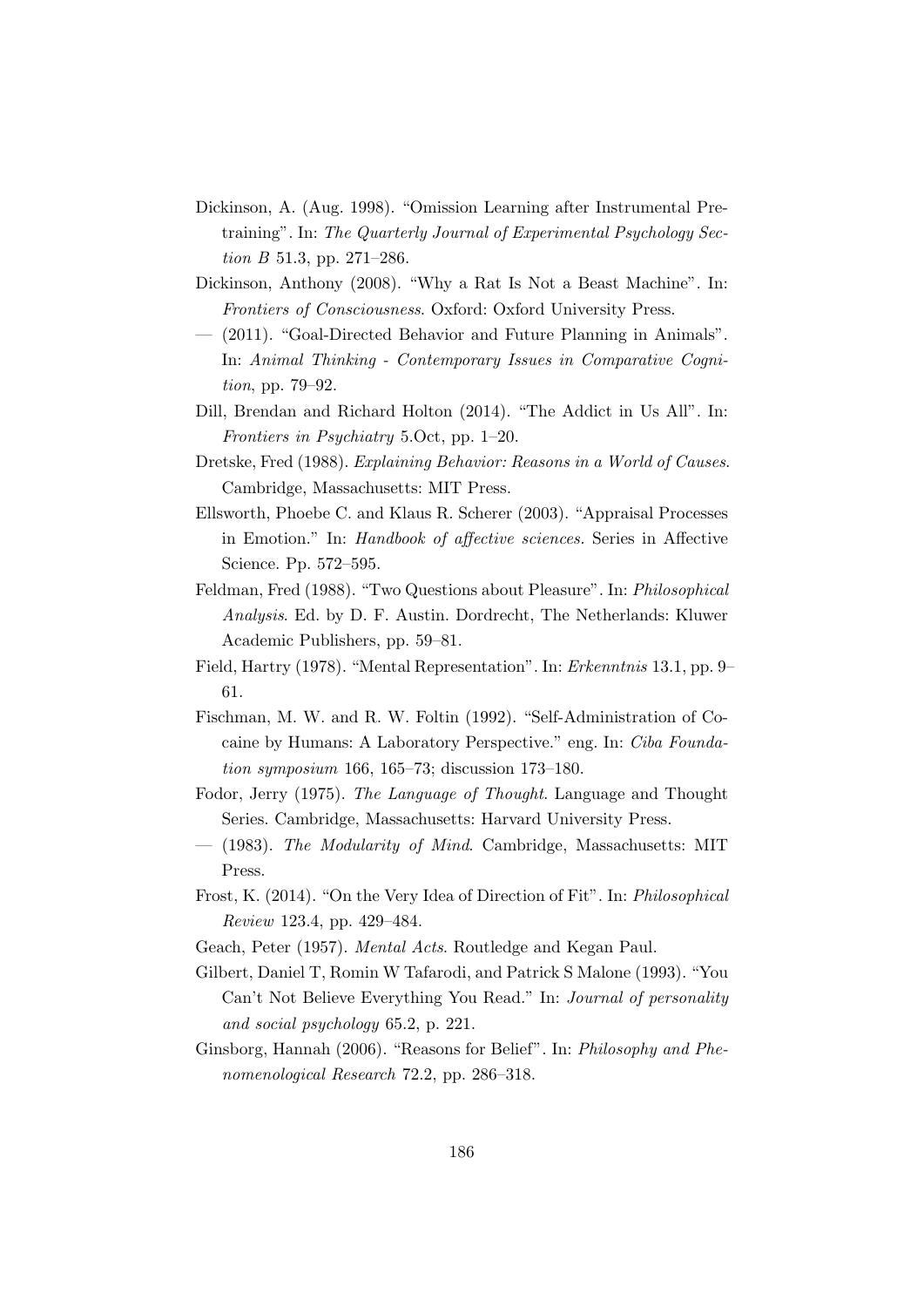Dickinson, A. (Aug. 1998). "Omission Learning after Instrumental Pretraining". In: *The Quarterly Journal of Experimental Psychology Section B* 51.3, pp. 271–286.

Dickinson, Anthony (2008). "Why a Rat Is Not a Beast Machine". In: *Frontiers of Consciousness*. Oxford: Oxford University Press.

— (2011). "Goal-Directed Behavior and Future Planning in Animals". In: *Animal Thinking - Contemporary Issues in Comparative Cognition*, pp. 79–92.

Dill, Brendan and Richard Holton (2014). "The Addict in Us All". In: *Frontiers in Psychiatry* 5.Oct, pp. 1–20.

Dretske, Fred (1988). *Explaining Behavior: Reasons in a World of Causes*. Cambridge, Massachusetts: MIT Press.

Ellsworth, Phoebe C. and Klaus R. Scherer (2003). "Appraisal Processes in Emotion." In: *Handbook of affective sciences.* Series in Affective Science. Pp. 572–595.

Feldman, Fred (1988). "Two Questions about Pleasure". In: *Philosophical Analysis*. Ed. by D. F. Austin. Dordrecht, The Netherlands: Kluwer Academic Publishers, pp. 59–81.

Field, Hartry (1978). "Mental Representation". In: *Erkenntnis* 13.1, pp. 9–61.

Fischman, M. W. and R. W. Foltin (1992). "Self-Administration of Cocaine by Humans: A Laboratory Perspective." eng. In: *Ciba Foundation symposium* 166, 165–73; discussion 173–180.

Fodor, Jerry (1975). *The Language of Thought*. Language and Thought Series. Cambridge, Massachusetts: Harvard University Press.

— (1983). *The Modularity of Mind*. Cambridge, Massachusetts: MIT Press.

Frost, K. (2014). "On the Very Idea of Direction of Fit". In: *Philosophical Review* 123.4, pp. 429–484.

Geach, Peter (1957). *Mental Acts*. Routledge and Kegan Paul.

Gilbert, Daniel T, Romin W Tafarodi, and Patrick S Malone (1993). "You Can't Not Believe Everything You Read." In: *Journal of personality and social psychology* 65.2, p. 221.

Ginsborg, Hannah (2006). "Reasons for Belief". In: *Philosophy and Phenomenological Research* 72.2, pp. 286–318.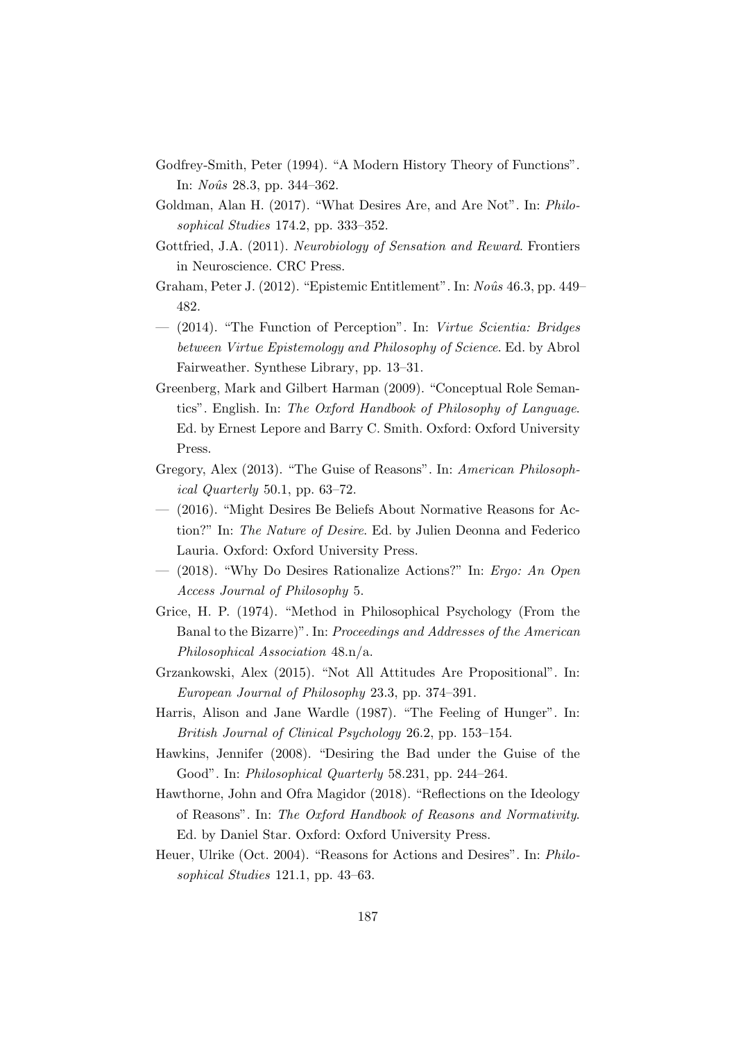Godfrey-Smith, Peter (1994). "A Modern History Theory of Functions". In: *Noûs* 28.3, pp. 344–362.

Goldman, Alan H. (2017). "What Desires Are, and Are Not". In: *Philosophical Studies* 174.2, pp. 333–352.

Gottfried, J.A. (2011). *Neurobiology of Sensation and Reward*. Frontiers in Neuroscience. CRC Press.

Graham, Peter J. (2012). "Epistemic Entitlement". In: *Noûs* 46.3, pp. 449–482.

— (2014). "The Function of Perception". In: *Virtue Scientia: Bridges between Virtue Epistemology and Philosophy of Science*. Ed. by Abrol Fairweather. Synthese Library, pp. 13–31.

Greenberg, Mark and Gilbert Harman (2009). "Conceptual Role Semantics". English. In: *The Oxford Handbook of Philosophy of Language*. Ed. by Ernest Lepore and Barry C. Smith. Oxford: Oxford University Press.

Gregory, Alex (2013). "The Guise of Reasons". In: *American Philosophical Quarterly* 50.1, pp. 63–72.

— (2016). "Might Desires Be Beliefs About Normative Reasons for Action?" In: *The Nature of Desire*. Ed. by Julien Deonna and Federico Lauria. Oxford: Oxford University Press.

— (2018). "Why Do Desires Rationalize Actions?" In: *Ergo: An Open Access Journal of Philosophy* 5.

Grice, H. P. (1974). "Method in Philosophical Psychology (From the Banal to the Bizarre)". In: *Proceedings and Addresses of the American Philosophical Association* 48.n/a.

Grzankowski, Alex (2015). "Not All Attitudes Are Propositional". In: *European Journal of Philosophy* 23.3, pp. 374–391.

Harris, Alison and Jane Wardle (1987). "The Feeling of Hunger". In: *British Journal of Clinical Psychology* 26.2, pp. 153–154.

Hawkins, Jennifer (2008). "Desiring the Bad under the Guise of the Good". In: *Philosophical Quarterly* 58.231, pp. 244–264.

Hawthorne, John and Ofra Magidor (2018). "Reflections on the Ideology of Reasons". In: *The Oxford Handbook of Reasons and Normativity*. Ed. by Daniel Star. Oxford: Oxford University Press.

Heuer, Ulrike (Oct. 2004). "Reasons for Actions and Desires". In: *Philosophical Studies* 121.1, pp. 43–63.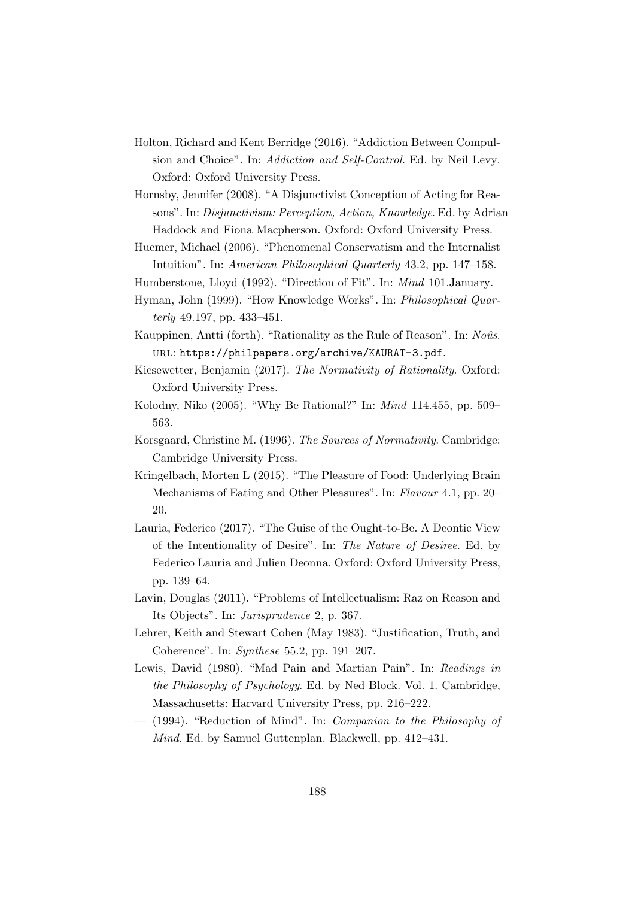Holton, Richard and Kent Berridge (2016). "Addiction Between Compulsion and Choice". In: *Addiction and Self-Control*. Ed. by Neil Levy. Oxford: Oxford University Press.

Hornsby, Jennifer (2008). "A Disjunctivist Conception of Acting for Reasons". In: *Disjunctivism: Perception, Action, Knowledge*. Ed. by Adrian Haddock and Fiona Macpherson. Oxford: Oxford University Press.

Huemer, Michael (2006). "Phenomenal Conservatism and the Internalist Intuition". In: *American Philosophical Quarterly* 43.2, pp. 147–158.

Humberstone, Lloyd (1992). "Direction of Fit". In: *Mind* 101.January.

Hyman, John (1999). "How Knowledge Works". In: *Philosophical Quarterly* 49.197, pp. 433–451.

Kauppinen, Antti (forth). "Rationality as the Rule of Reason". In: *Noûs*. URL: `https://philpapers.org/archive/KAURAT-3.pdf`.

Kiesewetter, Benjamin (2017). *The Normativity of Rationality*. Oxford: Oxford University Press.

Kolodny, Niko (2005). "Why Be Rational?" In: *Mind* 114.455, pp. 509–563.

Korsgaard, Christine M. (1996). *The Sources of Normativity*. Cambridge: Cambridge University Press.

Kringelbach, Morten L (2015). "The Pleasure of Food: Underlying Brain Mechanisms of Eating and Other Pleasures". In: *Flavour* 4.1, pp. 20–20.

Lauria, Federico (2017). "The Guise of the Ought-to-Be. A Deontic View of the Intentionality of Desire". In: *The Nature of Desiree*. Ed. by Federico Lauria and Julien Deonna. Oxford: Oxford University Press, pp. 139–64.

Lavin, Douglas (2011). "Problems of Intellectualism: Raz on Reason and Its Objects". In: *Jurisprudence* 2, p. 367.

Lehrer, Keith and Stewart Cohen (May 1983). "Justification, Truth, and Coherence". In: *Synthese* 55.2, pp. 191–207.

Lewis, David (1980). "Mad Pain and Martian Pain". In: *Readings in the Philosophy of Psychology*. Ed. by Ned Block. Vol. 1. Cambridge, Massachusetts: Harvard University Press, pp. 216–222.

— (1994). "Reduction of Mind". In: *Companion to the Philosophy of Mind*. Ed. by Samuel Guttenplan. Blackwell, pp. 412–431.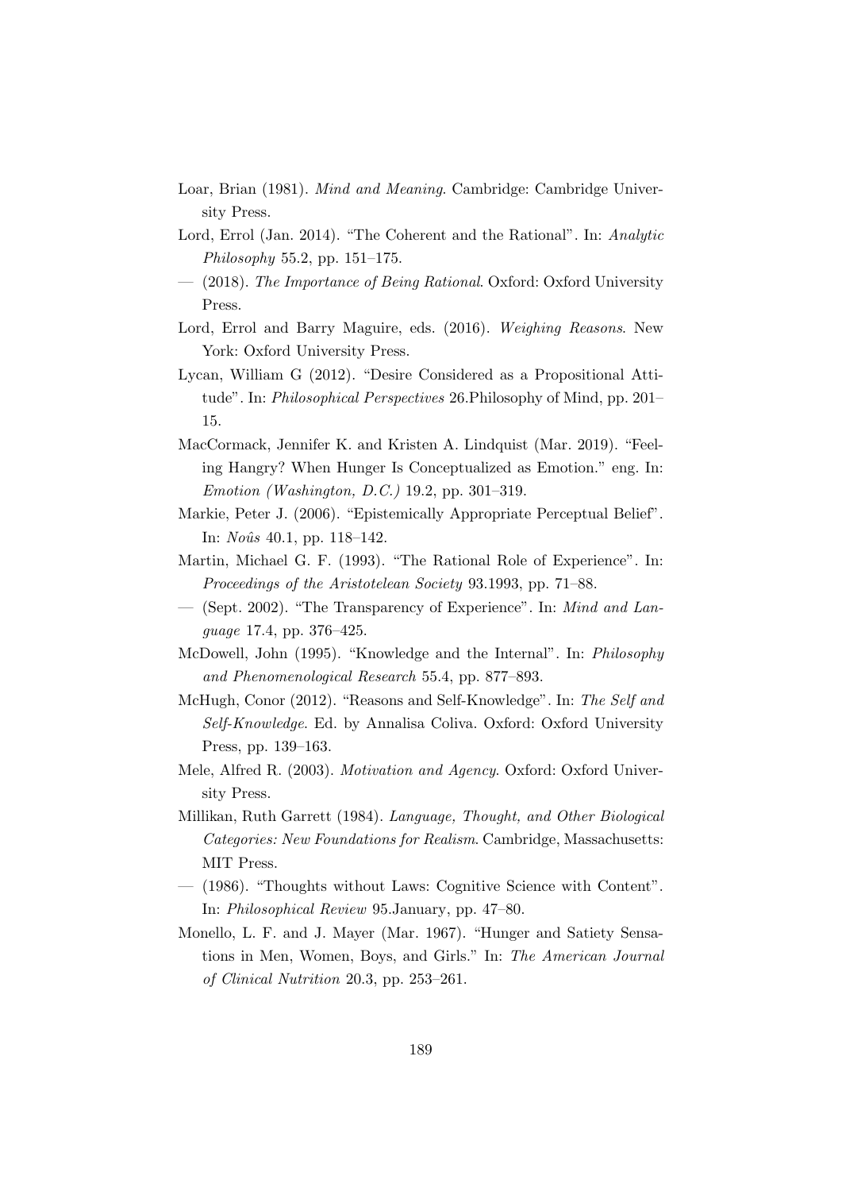Loar, Brian (1981). *Mind and Meaning*. Cambridge: Cambridge University Press.

Lord, Errol (Jan. 2014). "The Coherent and the Rational". In: *Analytic Philosophy* 55.2, pp. 151–175.

— (2018). *The Importance of Being Rational*. Oxford: Oxford University Press.

Lord, Errol and Barry Maguire, eds. (2016). *Weighing Reasons*. New York: Oxford University Press.

Lycan, William G (2012). "Desire Considered as a Propositional Attitude". In: *Philosophical Perspectives* 26.Philosophy of Mind, pp. 201–15.

MacCormack, Jennifer K. and Kristen A. Lindquist (Mar. 2019). "Feeling Hangry? When Hunger Is Conceptualized as Emotion." eng. In: *Emotion (Washington, D.C.)* 19.2, pp. 301–319.

Markie, Peter J. (2006). "Epistemically Appropriate Perceptual Belief". In: *Noûs* 40.1, pp. 118–142.

Martin, Michael G. F. (1993). "The Rational Role of Experience". In: *Proceedings of the Aristotelean Society* 93.1993, pp. 71–88.

— (Sept. 2002). "The Transparency of Experience". In: *Mind and Language* 17.4, pp. 376–425.

McDowell, John (1995). "Knowledge and the Internal". In: *Philosophy and Phenomenological Research* 55.4, pp. 877–893.

McHugh, Conor (2012). "Reasons and Self-Knowledge". In: *The Self and Self-Knowledge*. Ed. by Annalisa Coliva. Oxford: Oxford University Press, pp. 139–163.

Mele, Alfred R. (2003). *Motivation and Agency*. Oxford: Oxford University Press.

Millikan, Ruth Garrett (1984). *Language, Thought, and Other Biological Categories: New Foundations for Realism*. Cambridge, Massachusetts: MIT Press.

— (1986). "Thoughts without Laws: Cognitive Science with Content". In: *Philosophical Review* 95.January, pp. 47–80.

Monello, L. F. and J. Mayer (Mar. 1967). "Hunger and Satiety Sensations in Men, Women, Boys, and Girls." In: *The American Journal of Clinical Nutrition* 20.3, pp. 253–261.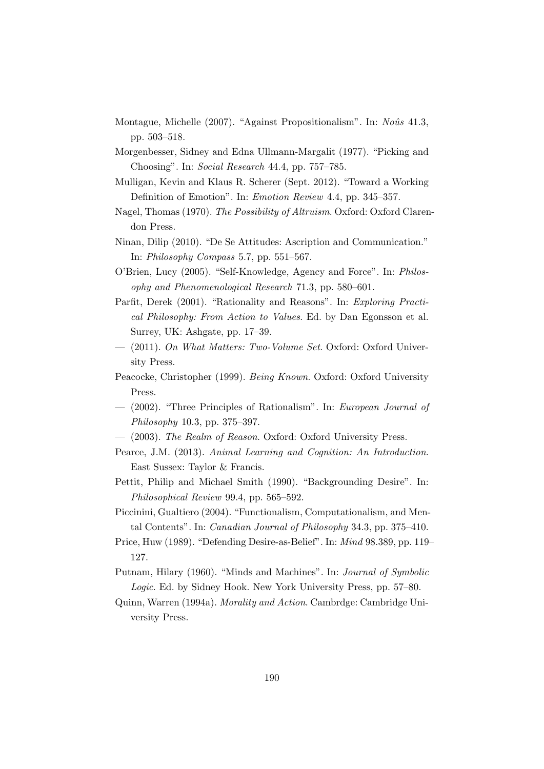Montague, Michelle (2007). "Against Propositionalism". In: *Noûs* 41.3, pp. 503–518.

Morgenbesser, Sidney and Edna Ullmann-Margalit (1977). "Picking and Choosing". In: *Social Research* 44.4, pp. 757–785.

Mulligan, Kevin and Klaus R. Scherer (Sept. 2012). "Toward a Working Definition of Emotion". In: *Emotion Review* 4.4, pp. 345–357.

Nagel, Thomas (1970). *The Possibility of Altruism*. Oxford: Oxford Clarendon Press.

Ninan, Dilip (2010). "De Se Attitudes: Ascription and Communication." In: *Philosophy Compass* 5.7, pp. 551–567.

O'Brien, Lucy (2005). "Self-Knowledge, Agency and Force". In: *Philosophy and Phenomenological Research* 71.3, pp. 580–601.

Parfit, Derek (2001). "Rationality and Reasons". In: *Exploring Practical Philosophy: From Action to Values*. Ed. by Dan Egonsson et al. Surrey, UK: Ashgate, pp. 17–39.

— (2011). *On What Matters: Two-Volume Set*. Oxford: Oxford University Press.

Peacocke, Christopher (1999). *Being Known*. Oxford: Oxford University Press.

— (2002). "Three Principles of Rationalism". In: *European Journal of Philosophy* 10.3, pp. 375–397.

— (2003). *The Realm of Reason*. Oxford: Oxford University Press.

Pearce, J.M. (2013). *Animal Learning and Cognition: An Introduction*. East Sussex: Taylor & Francis.

Pettit, Philip and Michael Smith (1990). "Backgrounding Desire". In: *Philosophical Review* 99.4, pp. 565–592.

Piccinini, Gualtiero (2004). "Functionalism, Computationalism, and Mental Contents". In: *Canadian Journal of Philosophy* 34.3, pp. 375–410.

Price, Huw (1989). "Defending Desire-as-Belief". In: *Mind* 98.389, pp. 119–127.

Putnam, Hilary (1960). "Minds and Machines". In: *Journal of Symbolic Logic*. Ed. by Sidney Hook. New York University Press, pp. 57–80.

Quinn, Warren (1994a). *Morality and Action*. Cambrdge: Cambridge University Press.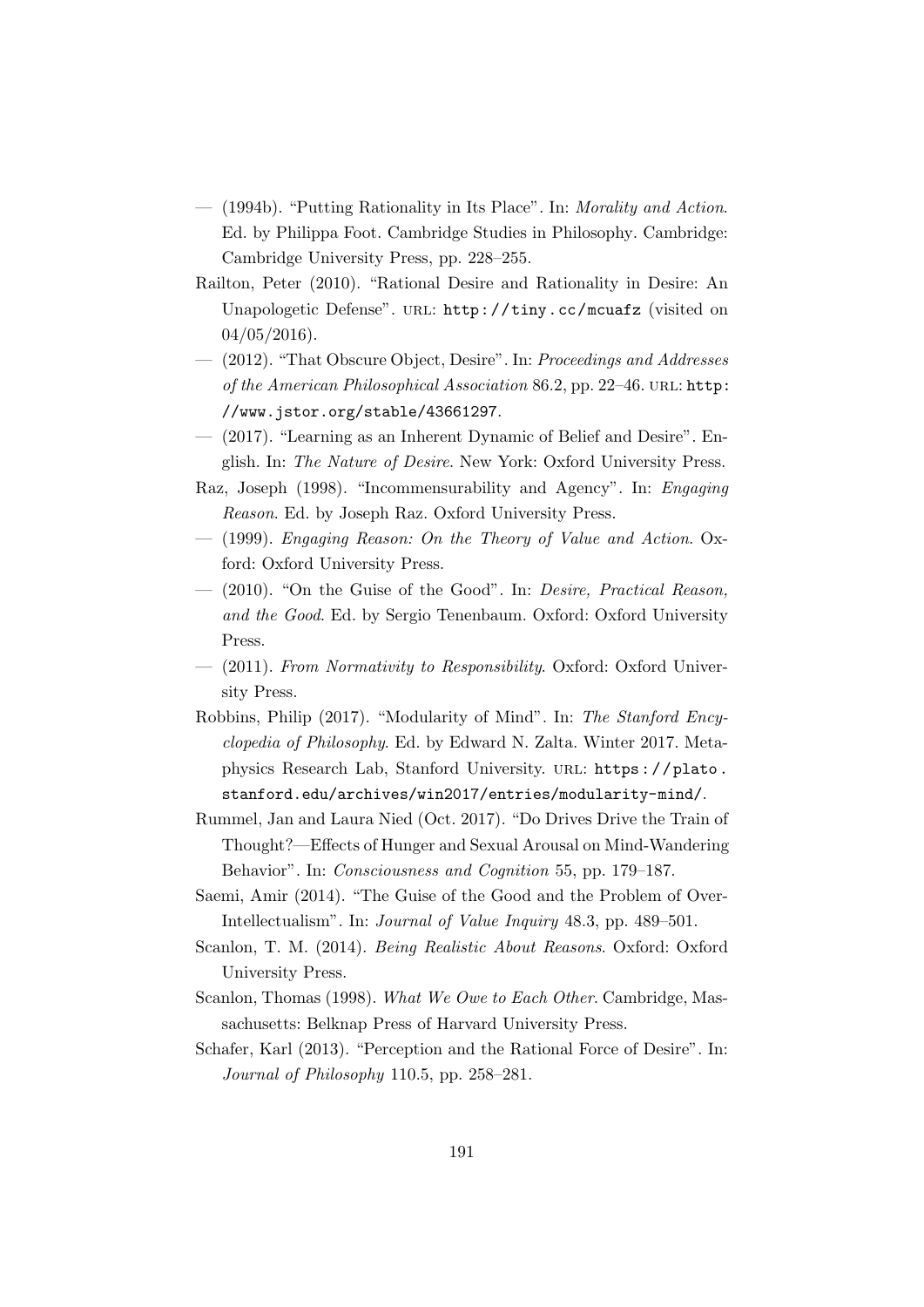— (1994b). "Putting Rationality in Its Place". In: *Morality and Action*. Ed. by Philippa Foot. Cambridge Studies in Philosophy. Cambridge: Cambridge University Press, pp. 228–255.

Railton, Peter (2010). "Rational Desire and Rationality in Desire: An Unapologetic Defense". URL: `http://tiny.cc/mcuafz` (visited on 04/05/2016).

— (2012). "That Obscure Object, Desire". In: *Proceedings and Addresses of the American Philosophical Association* 86.2, pp. 22–46. URL: `http://www.jstor.org/stable/43661297`.

— (2017). "Learning as an Inherent Dynamic of Belief and Desire". English. In: *The Nature of Desire*. New York: Oxford University Press.

Raz, Joseph (1998). "Incommensurability and Agency". In: *Engaging Reason*. Ed. by Joseph Raz. Oxford University Press.

— (1999). *Engaging Reason: On the Theory of Value and Action*. Oxford: Oxford University Press.

— (2010). "On the Guise of the Good". In: *Desire, Practical Reason, and the Good*. Ed. by Sergio Tenenbaum. Oxford: Oxford University Press.

— (2011). *From Normativity to Responsibility*. Oxford: Oxford University Press.

Robbins, Philip (2017). "Modularity of Mind". In: *The Stanford Encyclopedia of Philosophy*. Ed. by Edward N. Zalta. Winter 2017. Metaphysics Research Lab, Stanford University. URL: `https://plato.stanford.edu/archives/win2017/entries/modularity-mind/`.

Rummel, Jan and Laura Nied (Oct. 2017). "Do Drives Drive the Train of Thought?—Effects of Hunger and Sexual Arousal on Mind-Wandering Behavior". In: *Consciousness and Cognition* 55, pp. 179–187.

Saemi, Amir (2014). "The Guise of the Good and the Problem of Over-Intellectualism". In: *Journal of Value Inquiry* 48.3, pp. 489–501.

Scanlon, T. M. (2014). *Being Realistic About Reasons*. Oxford: Oxford University Press.

Scanlon, Thomas (1998). *What We Owe to Each Other*. Cambridge, Massachusetts: Belknap Press of Harvard University Press.

Schafer, Karl (2013). "Perception and the Rational Force of Desire". In: *Journal of Philosophy* 110.5, pp. 258–281.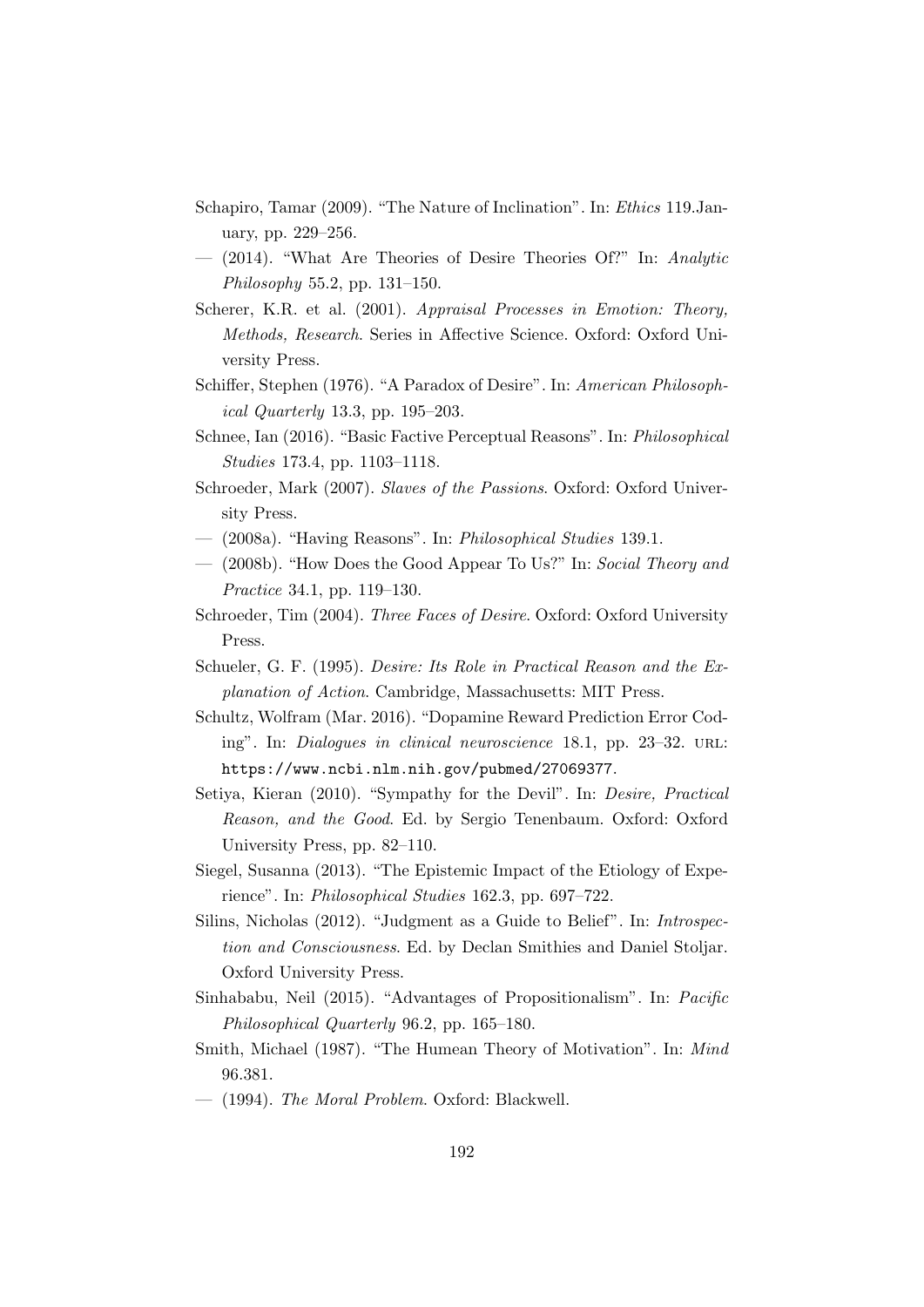Schapiro, Tamar (2009). "The Nature of Inclination". In: *Ethics* 119.January, pp. 229–256.

— (2014). "What Are Theories of Desire Theories Of?" In: *Analytic Philosophy* 55.2, pp. 131–150.

Scherer, K.R. et al. (2001). *Appraisal Processes in Emotion: Theory, Methods, Research*. Series in Affective Science. Oxford: Oxford University Press.

Schiffer, Stephen (1976). "A Paradox of Desire". In: *American Philosophical Quarterly* 13.3, pp. 195–203.

Schnee, Ian (2016). "Basic Factive Perceptual Reasons". In: *Philosophical Studies* 173.4, pp. 1103–1118.

Schroeder, Mark (2007). *Slaves of the Passions*. Oxford: Oxford University Press.

— (2008a). "Having Reasons". In: *Philosophical Studies* 139.1.

— (2008b). "How Does the Good Appear To Us?" In: *Social Theory and Practice* 34.1, pp. 119–130.

Schroeder, Tim (2004). *Three Faces of Desire*. Oxford: Oxford University Press.

Schueler, G. F. (1995). *Desire: Its Role in Practical Reason and the Explanation of Action*. Cambridge, Massachusetts: MIT Press.

Schultz, Wolfram (Mar. 2016). "Dopamine Reward Prediction Error Coding". In: *Dialogues in clinical neuroscience* 18.1, pp. 23–32. URL: https://www.ncbi.nlm.nih.gov/pubmed/27069377.

Setiya, Kieran (2010). "Sympathy for the Devil". In: *Desire, Practical Reason, and the Good*. Ed. by Sergio Tenenbaum. Oxford: Oxford University Press, pp. 82–110.

Siegel, Susanna (2013). "The Epistemic Impact of the Etiology of Experience". In: *Philosophical Studies* 162.3, pp. 697–722.

Silins, Nicholas (2012). "Judgment as a Guide to Belief". In: *Introspection and Consciousness*. Ed. by Declan Smithies and Daniel Stoljar. Oxford University Press.

Sinhababu, Neil (2015). "Advantages of Propositionalism". In: *Pacific Philosophical Quarterly* 96.2, pp. 165–180.

Smith, Michael (1987). "The Humean Theory of Motivation". In: *Mind* 96.381.

— (1994). *The Moral Problem*. Oxford: Blackwell.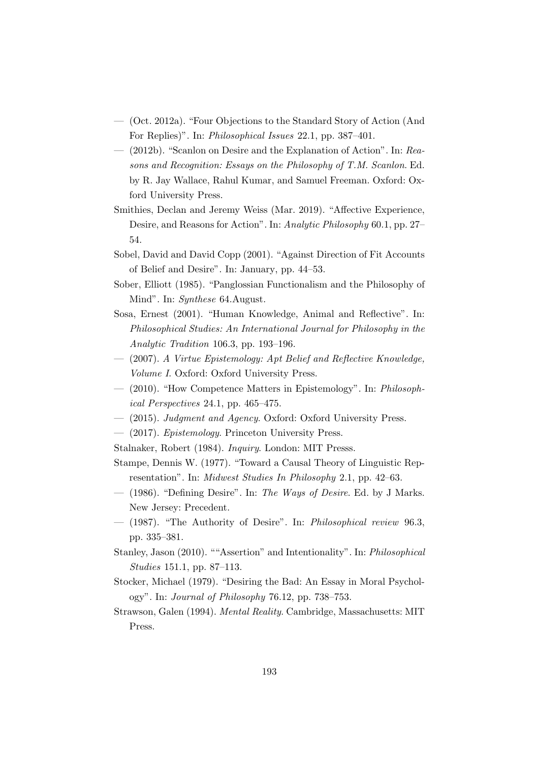— (Oct. 2012a). "Four Objections to the Standard Story of Action (And For Replies)". In: *Philosophical Issues* 22.1, pp. 387–401.

— (2012b). "Scanlon on Desire and the Explanation of Action". In: *Reasons and Recognition: Essays on the Philosophy of T.M. Scanlon*. Ed. by R. Jay Wallace, Rahul Kumar, and Samuel Freeman. Oxford: Oxford University Press.

Smithies, Declan and Jeremy Weiss (Mar. 2019). "Affective Experience, Desire, and Reasons for Action". In: *Analytic Philosophy* 60.1, pp. 27–54.

Sobel, David and David Copp (2001). "Against Direction of Fit Accounts of Belief and Desire". In: January, pp. 44–53.

Sober, Elliott (1985). "Panglossian Functionalism and the Philosophy of Mind". In: *Synthese* 64.August.

Sosa, Ernest (2001). "Human Knowledge, Animal and Reflective". In: *Philosophical Studies: An International Journal for Philosophy in the Analytic Tradition* 106.3, pp. 193–196.

— (2007). *A Virtue Epistemology: Apt Belief and Reflective Knowledge, Volume I*. Oxford: Oxford University Press.

— (2010). "How Competence Matters in Epistemology". In: *Philosophical Perspectives* 24.1, pp. 465–475.

— (2015). *Judgment and Agency*. Oxford: Oxford University Press.

— (2017). *Epistemology*. Princeton University Press.

Stalnaker, Robert (1984). *Inquiry*. London: MIT Presss.

Stampe, Dennis W. (1977). "Toward a Causal Theory of Linguistic Representation". In: *Midwest Studies In Philosophy* 2.1, pp. 42–63.

— (1986). "Defining Desire". In: *The Ways of Desire*. Ed. by J Marks. New Jersey: Precedent.

— (1987). "The Authority of Desire". In: *Philosophical review* 96.3, pp. 335–381.

Stanley, Jason (2010). ""Assertion" and Intentionality". In: *Philosophical Studies* 151.1, pp. 87–113.

Stocker, Michael (1979). "Desiring the Bad: An Essay in Moral Psychology". In: *Journal of Philosophy* 76.12, pp. 738–753.

Strawson, Galen (1994). *Mental Reality*. Cambridge, Massachusetts: MIT Press.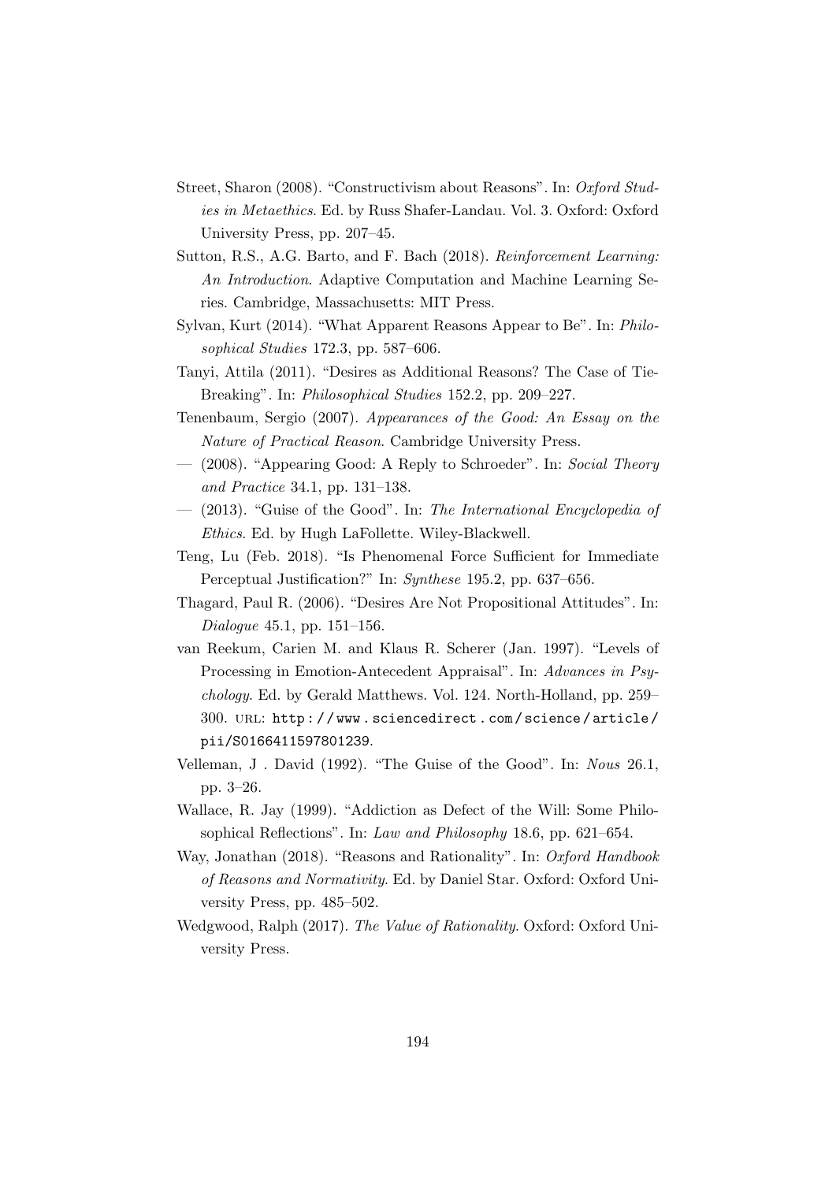Street, Sharon (2008). "Constructivism about Reasons". In: *Oxford Studies in Metaethics*. Ed. by Russ Shafer-Landau. Vol. 3. Oxford: Oxford University Press, pp. 207–45.

Sutton, R.S., A.G. Barto, and F. Bach (2018). *Reinforcement Learning: An Introduction*. Adaptive Computation and Machine Learning Series. Cambridge, Massachusetts: MIT Press.

Sylvan, Kurt (2014). "What Apparent Reasons Appear to Be". In: *Philosophical Studies* 172.3, pp. 587–606.

Tanyi, Attila (2011). "Desires as Additional Reasons? The Case of Tie-Breaking". In: *Philosophical Studies* 152.2, pp. 209–227.

Tenenbaum, Sergio (2007). *Appearances of the Good: An Essay on the Nature of Practical Reason*. Cambridge University Press.

— (2008). "Appearing Good: A Reply to Schroeder". In: *Social Theory and Practice* 34.1, pp. 131–138.

— (2013). "Guise of the Good". In: *The International Encyclopedia of Ethics*. Ed. by Hugh LaFollette. Wiley-Blackwell.

Teng, Lu (Feb. 2018). "Is Phenomenal Force Sufficient for Immediate Perceptual Justification?" In: *Synthese* 195.2, pp. 637–656.

Thagard, Paul R. (2006). "Desires Are Not Propositional Attitudes". In: *Dialogue* 45.1, pp. 151–156.

van Reekum, Carien M. and Klaus R. Scherer (Jan. 1997). "Levels of Processing in Emotion-Antecedent Appraisal". In: *Advances in Psychology*. Ed. by Gerald Matthews. Vol. 124. North-Holland, pp. 259–300. URL: http://www.sciencedirect.com/science/article/pii/S0166411597801239.

Velleman, J . David (1992). "The Guise of the Good". In: *Nous* 26.1, pp. 3–26.

Wallace, R. Jay (1999). "Addiction as Defect of the Will: Some Philosophical Reflections". In: *Law and Philosophy* 18.6, pp. 621–654.

Way, Jonathan (2018). "Reasons and Rationality". In: *Oxford Handbook of Reasons and Normativity*. Ed. by Daniel Star. Oxford: Oxford University Press, pp. 485–502.

Wedgwood, Ralph (2017). *The Value of Rationality*. Oxford: Oxford University Press.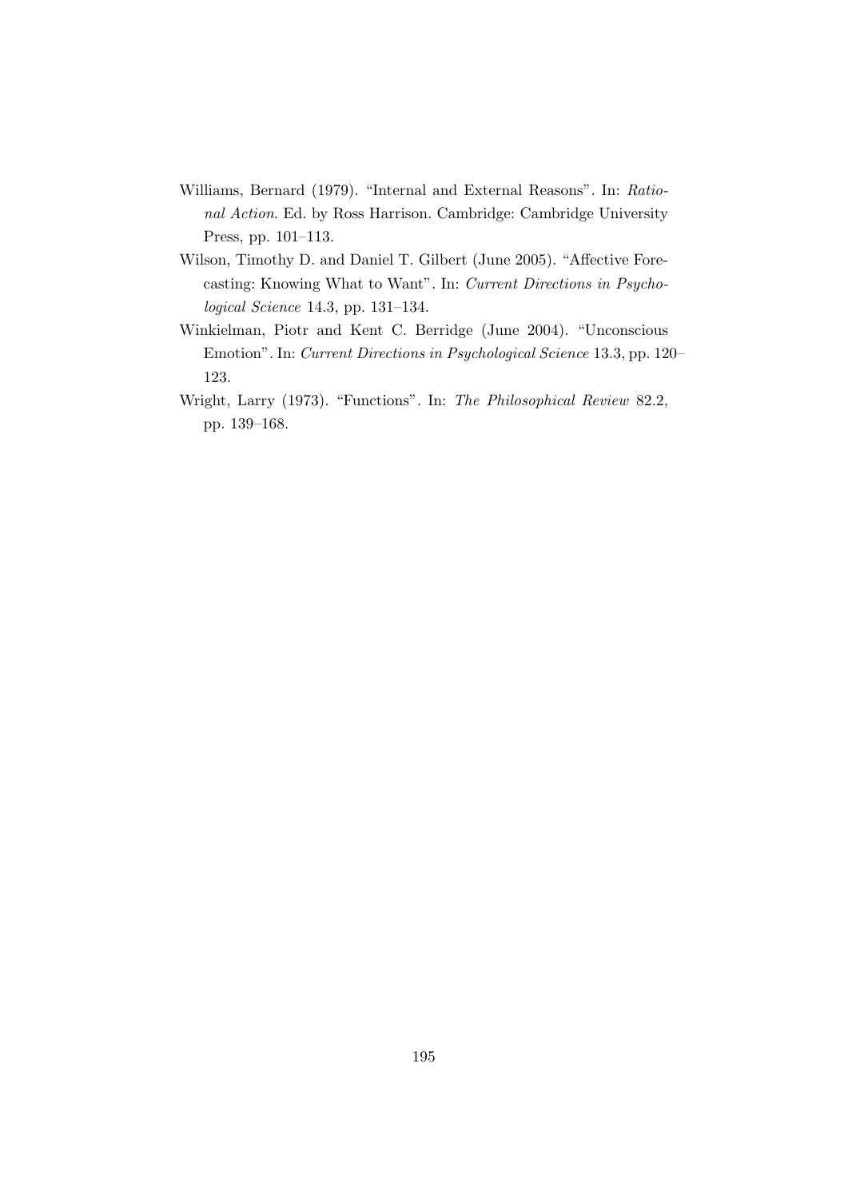Williams, Bernard (1979). "Internal and External Reasons". In: *Rational Action*. Ed. by Ross Harrison. Cambridge: Cambridge University Press, pp. 101–113.

Wilson, Timothy D. and Daniel T. Gilbert (June 2005). "Affective Forecasting: Knowing What to Want". In: *Current Directions in Psychological Science* 14.3, pp. 131–134.

Winkielman, Piotr and Kent C. Berridge (June 2004). "Unconscious Emotion". In: *Current Directions in Psychological Science* 13.3, pp. 120–123.

Wright, Larry (1973). "Functions". In: *The Philosophical Review* 82.2, pp. 139–168.